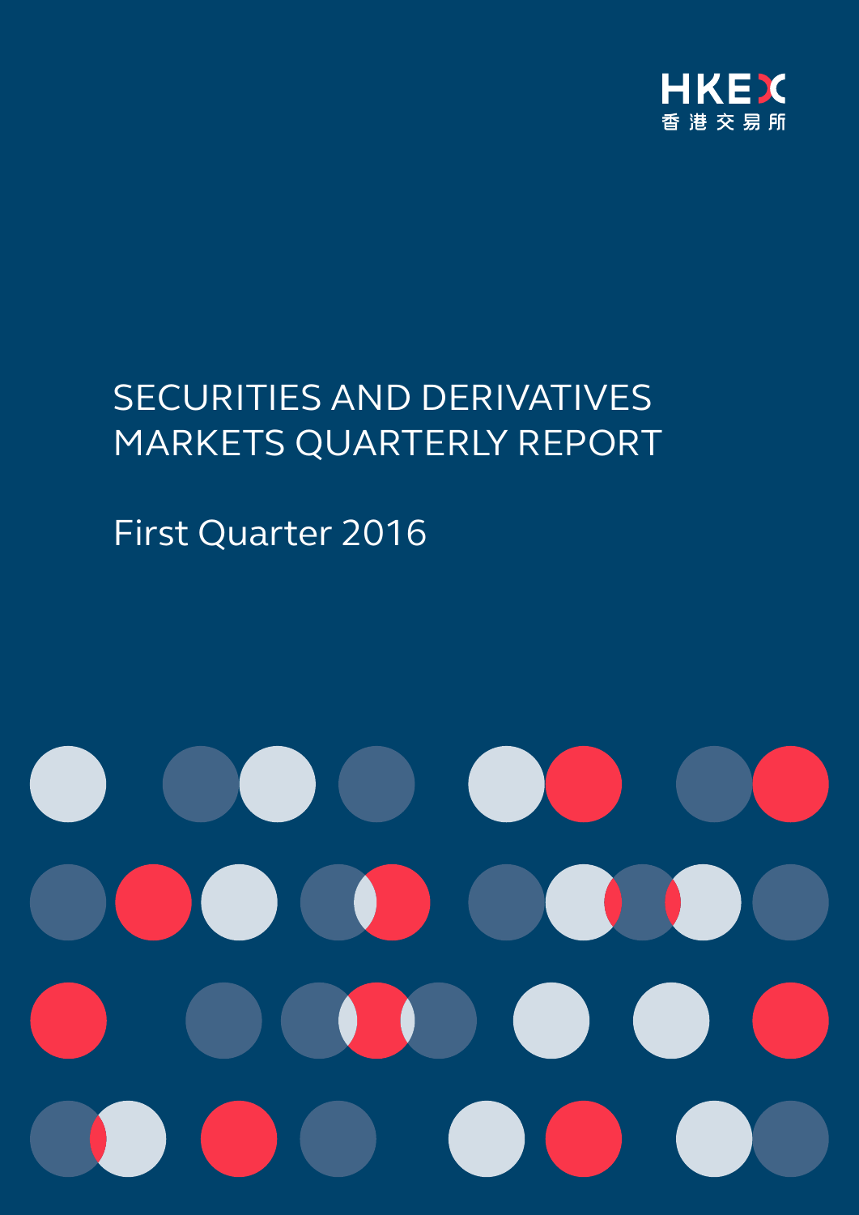HKEX
香港交易所

# SECURITIES AND DERIVATIVES MARKETS QUARTERLY REPORT

## First Quarter 2016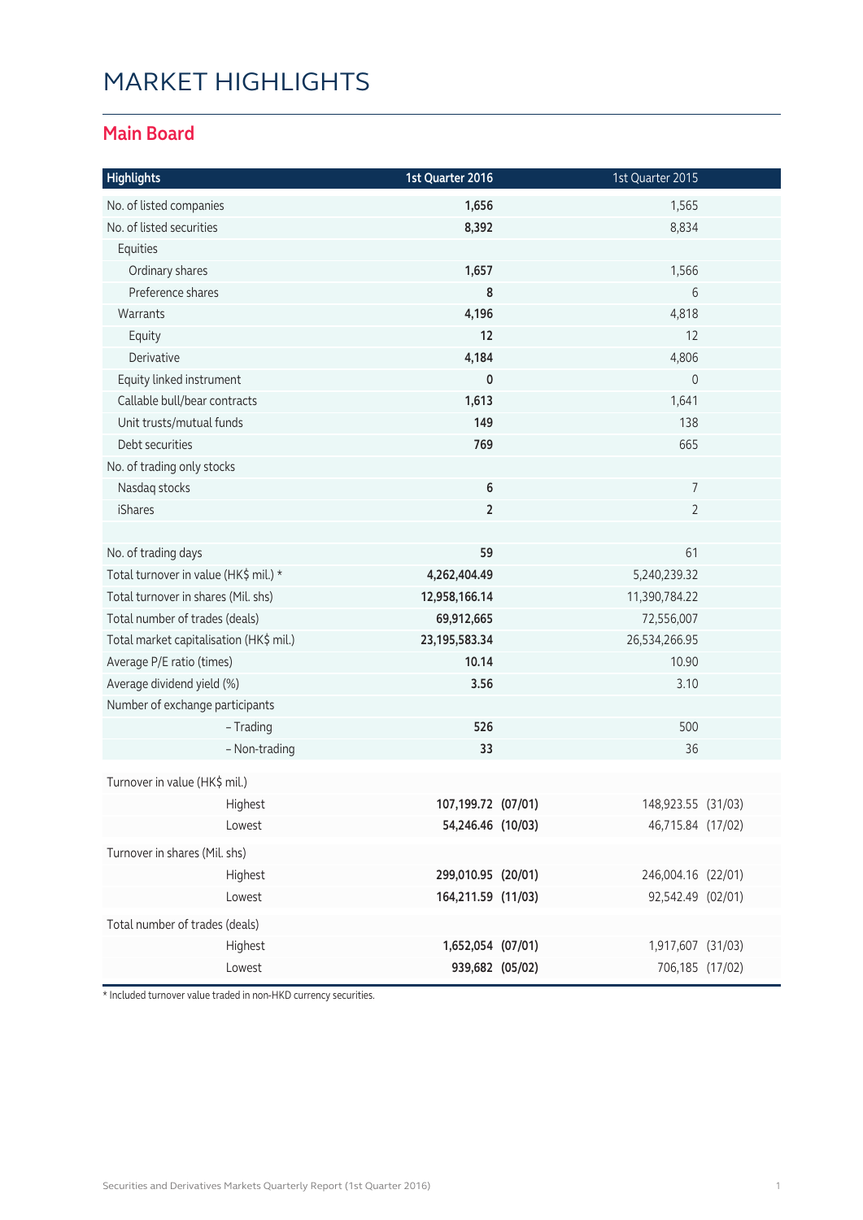# MARKET HIGHLIGHTS

## Main Board

| Highlights | 1st Quarter 2016 | 1st Quarter 2015 |
|---|---|---|
| No. of listed companies | **1,656** | 1,565 |
| No. of listed securities | **8,392** | 8,834 |
| Equities | | |
| Ordinary shares | **1,657** | 1,566 |
| Preference shares | **8** | 6 |
| Warrants | **4,196** | 4,818 |
| Equity | **12** | 12 |
| Derivative | **4,184** | 4,806 |
| Equity linked instrument | **0** | 0 |
| Callable bull/bear contracts | **1,613** | 1,641 |
| Unit trusts/mutual funds | **149** | 138 |
| Debt securities | **769** | 665 |
| No. of trading only stocks | | |
| Nasdaq stocks | **6** | 7 |
| iShares | **2** | 2 |
| | | |
| No. of trading days | **59** | 61 |
| Total turnover in value (HK$ mil.) * | **4,262,404.49** | 5,240,239.32 |
| Total turnover in shares (Mil. shs) | **12,958,166.14** | 11,390,784.22 |
| Total number of trades (deals) | **69,912,665** | 72,556,007 |
| Total market capitalisation (HK$ mil.) | **23,195,583.34** | 26,534,266.95 |
| Average P/E ratio (times) | **10.14** | 10.90 |
| Average dividend yield (%) | **3.56** | 3.10 |
| Number of exchange participants | | |
| – Trading | **526** | 500 |
| – Non-trading | **33** | 36 |
| Turnover in value (HK$ mil.) | | |
| Highest | **107,199.72 (07/01)** | 148,923.55 (31/03) |
| Lowest | **54,246.46 (10/03)** | 46,715.84 (17/02) |
| Turnover in shares (Mil. shs) | | |
| Highest | **299,010.95 (20/01)** | 246,004.16 (22/01) |
| Lowest | **164,211.59 (11/03)** | 92,542.49 (02/01) |
| Total number of trades (deals) | | |
| Highest | **1,652,054 (07/01)** | 1,917,607 (31/03) |
| Lowest | **939,682 (05/02)** | 706,185 (17/02) |

* Included turnover value traded in non-HKD currency securities.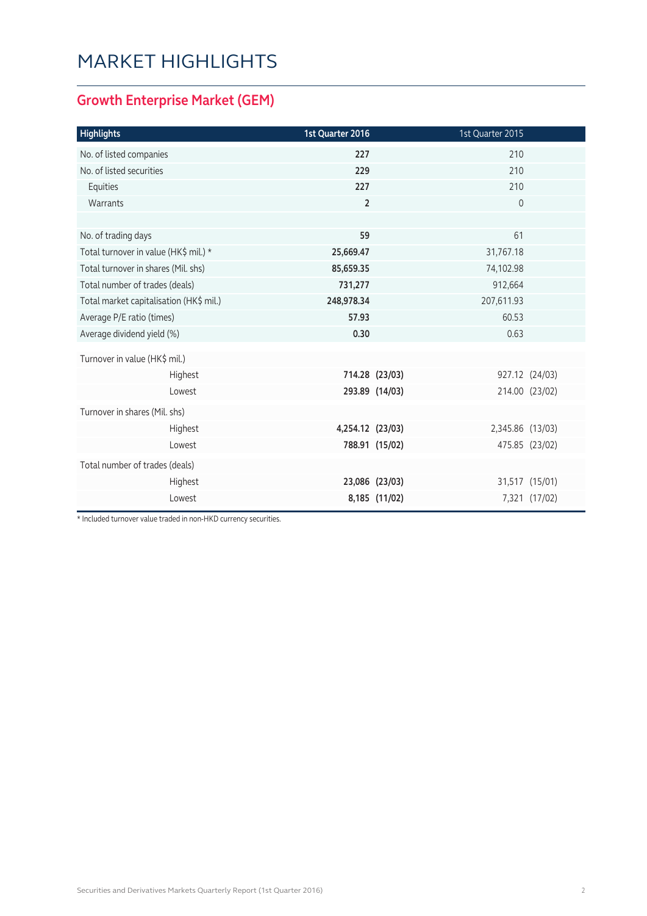# MARKET HIGHLIGHTS

## Growth Enterprise Market (GEM)

| Highlights | 1st Quarter 2016 | | 1st Quarter 2015 | |
|---|---|---|---|---|
| No. of listed companies | **227** | | 210 | |
| No. of listed securities | **229** | | 210 | |
| Equities | **227** | | 210 | |
| Warrants | **2** | | 0 | |
| | | | | |
| No. of trading days | **59** | | 61 | |
| Total turnover in value (HK$ mil.) * | **25,669.47** | | 31,767.18 | |
| Total turnover in shares (Mil. shs) | **85,659.35** | | 74,102.98 | |
| Total number of trades (deals) | **731,277** | | 912,664 | |
| Total market capitalisation (HK$ mil.) | **248,978.34** | | 207,611.93 | |
| Average P/E ratio (times) | **57.93** | | 60.53 | |
| Average dividend yield (%) | **0.30** | | 0.63 | |
| Turnover in value (HK$ mil.) | | | | |
| Highest | **714.28** | **(23/03)** | 927.12 | (24/03) |
| Lowest | **293.89** | **(14/03)** | 214.00 | (23/02) |
| Turnover in shares (Mil. shs) | | | | |
| Highest | **4,254.12** | **(23/03)** | 2,345.86 | (13/03) |
| Lowest | **788.91** | **(15/02)** | 475.85 | (23/02) |
| Total number of trades (deals) | | | | |
| Highest | **23,086** | **(23/03)** | 31,517 | (15/01) |
| Lowest | **8,185** | **(11/02)** | 7,321 | (17/02) |

* Included turnover value traded in non-HKD currency securities.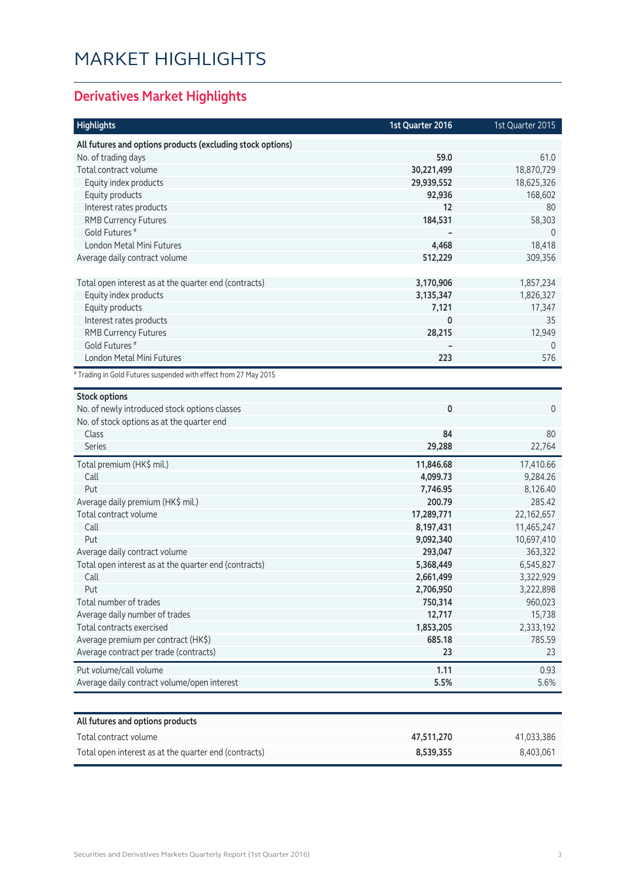# MARKET HIGHLIGHTS

## Derivatives Market Highlights

| Highlights | 1st Quarter 2016 | 1st Quarter 2015 |
|---|---|---|
| **All futures and options products (excluding stock options)** | | |
| No. of trading days | **59.0** | 61.0 |
| Total contract volume | **30,221,499** | 18,870,729 |
| Equity index products | **29,939,552** | 18,625,326 |
| Equity products | **92,936** | 168,602 |
| Interest rates products | **12** | 80 |
| RMB Currency Futures | **184,531** | 58,303 |
| Gold Futures # | **–** | 0 |
| London Metal Mini Futures | **4,468** | 18,418 |
| Average daily contract volume | **512,229** | 309,356 |
| | | |
| Total open interest as at the quarter end (contracts) | **3,170,906** | 1,857,234 |
| Equity index products | **3,135,347** | 1,826,327 |
| Equity products | **7,121** | 17,347 |
| Interest rates products | **0** | 35 |
| RMB Currency Futures | **28,215** | 12,949 |
| Gold Futures # | **–** | 0 |
| London Metal Mini Futures | **223** | 576 |

# Trading in Gold Futures suspended with effect from 27 May 2015

| Stock options | 1st Quarter 2016 | 1st Quarter 2015 |
|---|---|---|
| No. of newly introduced stock options classes | **0** | 0 |
| No. of stock options as at the quarter end | | |
| Class | **84** | 80 |
| Series | **29,288** | 22,764 |
| Total premium (HK$ mil.) | **11,846.68** | 17,410.66 |
| Call | **4,099.73** | 9,284.26 |
| Put | **7,746.95** | 8,126.40 |
| Average daily premium (HK$ mil.) | **200.79** | 285.42 |
| Total contract volume | **17,289,771** | 22,162,657 |
| Call | **8,197,431** | 11,465,247 |
| Put | **9,092,340** | 10,697,410 |
| Average daily contract volume | **293,047** | 363,322 |
| Total open interest as at the quarter end (contracts) | **5,368,449** | 6,545,827 |
| Call | **2,661,499** | 3,322,929 |
| Put | **2,706,950** | 3,222,898 |
| Total number of trades | **750,314** | 960,023 |
| Average daily number of trades | **12,717** | 15,738 |
| Total contracts exercised | **1,853,205** | 2,333,192 |
| Average premium per contract (HK$) | **685.18** | 785.59 |
| Average contract per trade (contracts) | **23** | 23 |
| Put volume/call volume | **1.11** | 0.93 |
| Average daily contract volume/open interest | **5.5%** | 5.6% |

| All futures and options products | 1st Quarter 2016 | 1st Quarter 2015 |
|---|---|---|
| Total contract volume | **47,511,270** | 41,033,386 |
| Total open interest as at the quarter end (contracts) | **8,539,355** | 8,403,061 |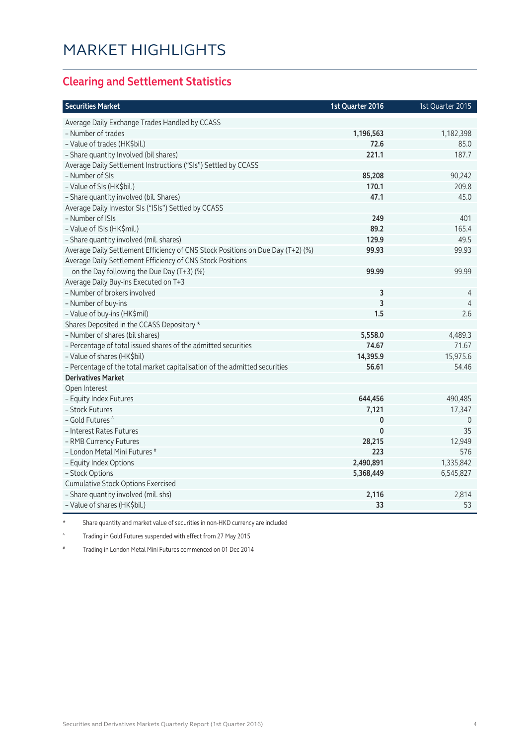# MARKET HIGHLIGHTS

## Clearing and Settlement Statistics

| Securities Market | 1st Quarter 2016 | 1st Quarter 2015 |
|---|---|---|
| Average Daily Exchange Trades Handled by CCASS | | |
| – Number of trades | **1,196,563** | 1,182,398 |
| – Value of trades (HK$bil.) | **72.6** | 85.0 |
| – Share quantity Involved (bil shares) | **221.1** | 187.7 |
| Average Daily Settlement Instructions ("SIs") Settled by CCASS | | |
| – Number of SIs | **85,208** | 90,242 |
| – Value of SIs (HK$bil.) | **170.1** | 209.8 |
| – Share quantity involved (bil. Shares) | **47.1** | 45.0 |
| Average Daily Investor SIs ("ISIs") Settled by CCASS | | |
| – Number of ISIs | **249** | 401 |
| – Value of ISIs (HK$mil.) | **89.2** | 165.4 |
| – Share quantity involved (mil. shares) | **129.9** | 49.5 |
| Average Daily Settlement Efficiency of CNS Stock Positions on Due Day (T+2) (%) | **99.93** | 99.93 |
| Average Daily Settlement Efficiency of CNS Stock Positions on the Day following the Due Day (T+3) (%) | **99.99** | 99.99 |
| Average Daily Buy-ins Executed on T+3 | | |
| – Number of brokers involved | **3** | 4 |
| – Number of buy-ins | **3** | 4 |
| – Value of buy-ins (HK$mil) | **1.5** | 2.6 |
| Shares Deposited in the CCASS Depository * | | |
| – Number of shares (bil shares) | **5,558.0** | 4,489.3 |
| – Percentage of total issued shares of the admitted securities | **74.67** | 71.67 |
| – Value of shares (HK$bil) | **14,395.9** | 15,975.6 |
| – Percentage of the total market capitalisation of the admitted securities | **56.61** | 54.46 |
| **Derivatives Market** | | |
| Open Interest | | |
| – Equity Index Futures | **644,456** | 490,485 |
| – Stock Futures | **7,121** | 17,347 |
| – Gold Futures ^ | **0** | 0 |
| – Interest Rates Futures | **0** | 35 |
| – RMB Currency Futures | **28,215** | 12,949 |
| – London Metal Mini Futures # | **223** | 576 |
| – Equity Index Options | **2,490,891** | 1,335,842 |
| – Stock Options | **5,368,449** | 6,545,827 |
| Cumulative Stock Options Exercised | | |
| – Share quantity involved (mil. shs) | **2,116** | 2,814 |
| – Value of shares (HK$bil.) | **33** | 53 |

\* Share quantity and market value of securities in non-HKD currency are included

^ Trading in Gold Futures suspended with effect from 27 May 2015

\# Trading in London Metal Mini Futures commenced on 01 Dec 2014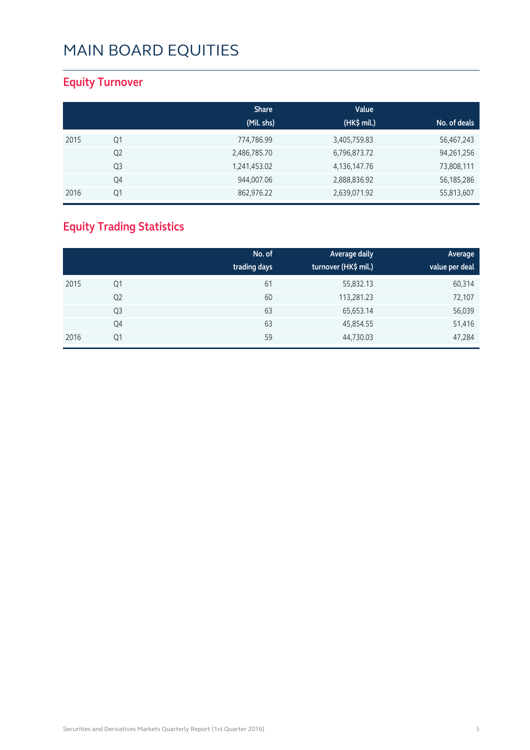# MAIN BOARD EQUITIES

## Equity Turnover

| | | Share (Mil. shs) | Value (HK$ mil.) | No. of deals |
|---|---|---|---|---|
| 2015 | Q1 | 774,786.99 | 3,405,759.83 | 56,467,243 |
| | Q2 | 2,486,785.70 | 6,796,873.72 | 94,261,256 |
| | Q3 | 1,241,453.02 | 4,136,147.76 | 73,808,111 |
| | Q4 | 944,007.06 | 2,888,836.92 | 56,185,286 |
| 2016 | Q1 | 862,976.22 | 2,639,071.92 | 55,813,607 |

## Equity Trading Statistics

| | | No. of trading days | Average daily turnover (HK$ mil.) | Average value per deal |
|---|---|---|---|---|
| 2015 | Q1 | 61 | 55,832.13 | 60,314 |
| | Q2 | 60 | 113,281.23 | 72,107 |
| | Q3 | 63 | 65,653.14 | 56,039 |
| | Q4 | 63 | 45,854.55 | 51,416 |
| 2016 | Q1 | 59 | 44,730.03 | 47,284 |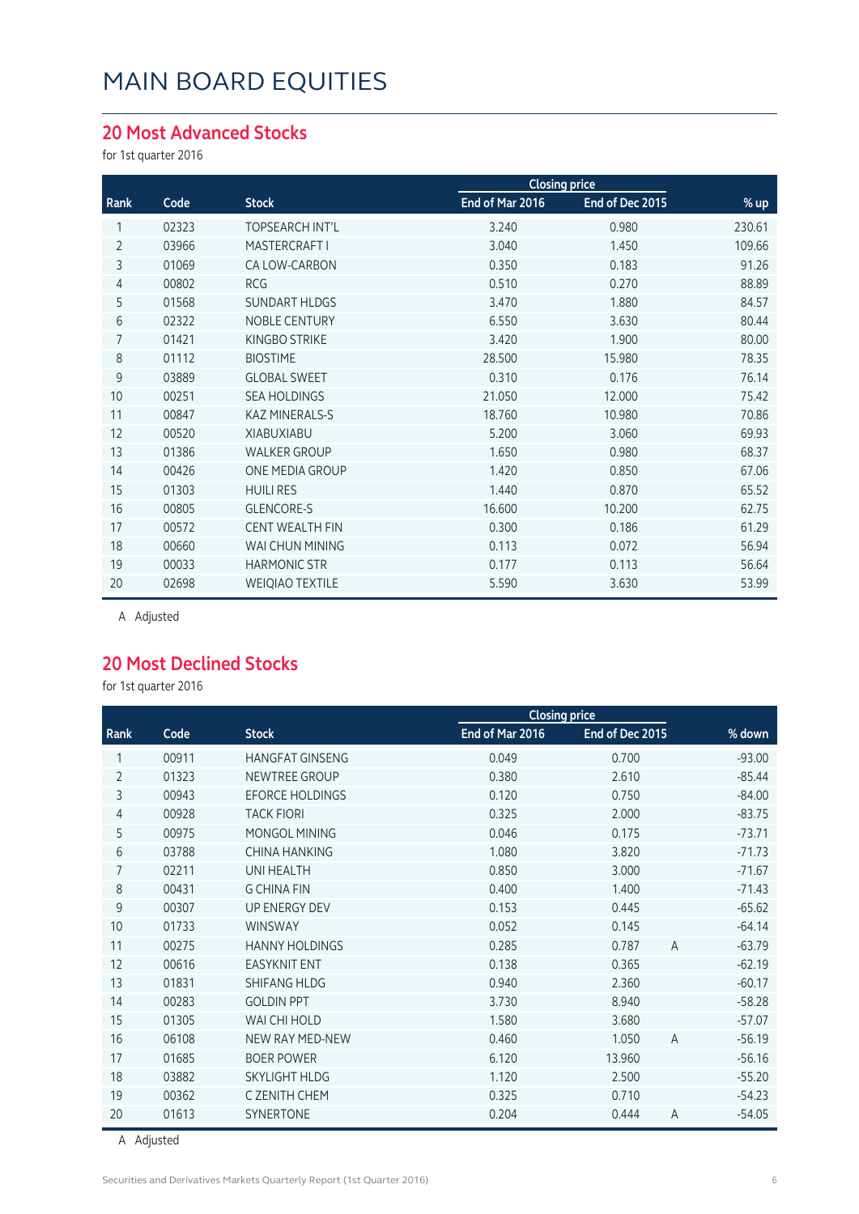# MAIN BOARD EQUITIES

## 20 Most Advanced Stocks

for 1st quarter 2016

| Rank | Code | Stock | Closing price | | | % up |
|---|---|---|---|---|---|---|
| | | | End of Mar 2016 | End of Dec 2015 | | |
| 1 | 02323 | TOPSEARCH INT'L | 3.240 | 0.980 | | 230.61 |
| 2 | 03966 | MASTERCRAFT I | 3.040 | 1.450 | | 109.66 |
| 3 | 01069 | CA LOW-CARBON | 0.350 | 0.183 | | 91.26 |
| 4 | 00802 | RCG | 0.510 | 0.270 | | 88.89 |
| 5 | 01568 | SUNDART HLDGS | 3.470 | 1.880 | | 84.57 |
| 6 | 02322 | NOBLE CENTURY | 6.550 | 3.630 | | 80.44 |
| 7 | 01421 | KINGBO STRIKE | 3.420 | 1.900 | | 80.00 |
| 8 | 01112 | BIOSTIME | 28.500 | 15.980 | | 78.35 |
| 9 | 03889 | GLOBAL SWEET | 0.310 | 0.176 | | 76.14 |
| 10 | 00251 | SEA HOLDINGS | 21.050 | 12.000 | | 75.42 |
| 11 | 00847 | KAZ MINERALS-S | 18.760 | 10.980 | | 70.86 |
| 12 | 00520 | XIABUXIABU | 5.200 | 3.060 | | 69.93 |
| 13 | 01386 | WALKER GROUP | 1.650 | 0.980 | | 68.37 |
| 14 | 00426 | ONE MEDIA GROUP | 1.420 | 0.850 | | 67.06 |
| 15 | 01303 | HUILI RES | 1.440 | 0.870 | | 65.52 |
| 16 | 00805 | GLENCORE-S | 16.600 | 10.200 | | 62.75 |
| 17 | 00572 | CENT WEALTH FIN | 0.300 | 0.186 | | 61.29 |
| 18 | 00660 | WAI CHUN MINING | 0.113 | 0.072 | | 56.94 |
| 19 | 00033 | HARMONIC STR | 0.177 | 0.113 | | 56.64 |
| 20 | 02698 | WEIQIAO TEXTILE | 5.590 | 3.630 | | 53.99 |

A Adjusted

## 20 Most Declined Stocks

for 1st quarter 2016

| Rank | Code | Stock | Closing price | | | % down |
|---|---|---|---|---|---|---|
| | | | End of Mar 2016 | End of Dec 2015 | | |
| 1 | 00911 | HANGFAT GINSENG | 0.049 | 0.700 | | -93.00 |
| 2 | 01323 | NEWTREE GROUP | 0.380 | 2.610 | | -85.44 |
| 3 | 00943 | EFORCE HOLDINGS | 0.120 | 0.750 | | -84.00 |
| 4 | 00928 | TACK FIORI | 0.325 | 2.000 | | -83.75 |
| 5 | 00975 | MONGOL MINING | 0.046 | 0.175 | | -73.71 |
| 6 | 03788 | CHINA HANKING | 1.080 | 3.820 | | -71.73 |
| 7 | 02211 | UNI HEALTH | 0.850 | 3.000 | | -71.67 |
| 8 | 00431 | G CHINA FIN | 0.400 | 1.400 | | -71.43 |
| 9 | 00307 | UP ENERGY DEV | 0.153 | 0.445 | | -65.62 |
| 10 | 01733 | WINSWAY | 0.052 | 0.145 | | -64.14 |
| 11 | 00275 | HANNY HOLDINGS | 0.285 | 0.787 | A | -63.79 |
| 12 | 00616 | EASYKNIT ENT | 0.138 | 0.365 | | -62.19 |
| 13 | 01831 | SHIFANG HLDG | 0.940 | 2.360 | | -60.17 |
| 14 | 00283 | GOLDIN PPT | 3.730 | 8.940 | | -58.28 |
| 15 | 01305 | WAI CHI HOLD | 1.580 | 3.680 | | -57.07 |
| 16 | 06108 | NEW RAY MED-NEW | 0.460 | 1.050 | A | -56.19 |
| 17 | 01685 | BOER POWER | 6.120 | 13.960 | | -56.16 |
| 18 | 03882 | SKYLIGHT HLDG | 1.120 | 2.500 | | -55.20 |
| 19 | 00362 | C ZENITH CHEM | 0.325 | 0.710 | | -54.23 |
| 20 | 01613 | SYNERTONE | 0.204 | 0.444 | A | -54.05 |

A Adjusted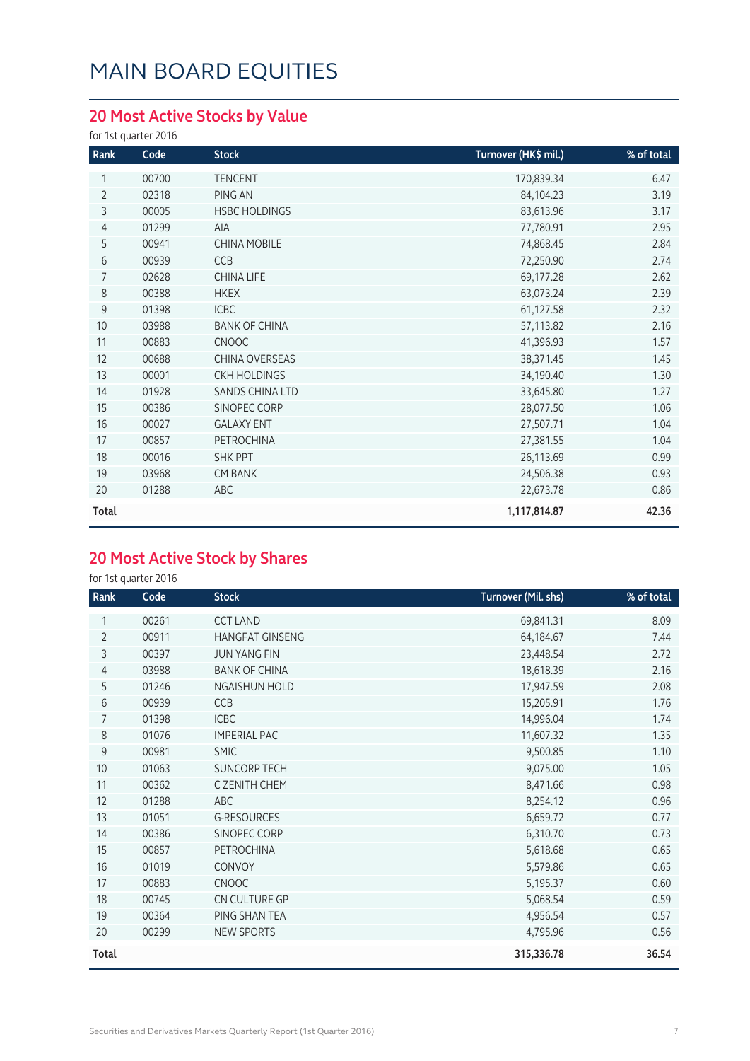# MAIN BOARD EQUITIES

## 20 Most Active Stocks by Value

for 1st quarter 2016

| Rank | Code | Stock | Turnover (HK$ mil.) | % of total |
|---|---|---|---|---|
| 1 | 00700 | TENCENT | 170,839.34 | 6.47 |
| 2 | 02318 | PING AN | 84,104.23 | 3.19 |
| 3 | 00005 | HSBC HOLDINGS | 83,613.96 | 3.17 |
| 4 | 01299 | AIA | 77,780.91 | 2.95 |
| 5 | 00941 | CHINA MOBILE | 74,868.45 | 2.84 |
| 6 | 00939 | CCB | 72,250.90 | 2.74 |
| 7 | 02628 | CHINA LIFE | 69,177.28 | 2.62 |
| 8 | 00388 | HKEX | 63,073.24 | 2.39 |
| 9 | 01398 | ICBC | 61,127.58 | 2.32 |
| 10 | 03988 | BANK OF CHINA | 57,113.82 | 2.16 |
| 11 | 00883 | CNOOC | 41,396.93 | 1.57 |
| 12 | 00688 | CHINA OVERSEAS | 38,371.45 | 1.45 |
| 13 | 00001 | CKH HOLDINGS | 34,190.40 | 1.30 |
| 14 | 01928 | SANDS CHINA LTD | 33,645.80 | 1.27 |
| 15 | 00386 | SINOPEC CORP | 28,077.50 | 1.06 |
| 16 | 00027 | GALAXY ENT | 27,507.71 | 1.04 |
| 17 | 00857 | PETROCHINA | 27,381.55 | 1.04 |
| 18 | 00016 | SHK PPT | 26,113.69 | 0.99 |
| 19 | 03968 | CM BANK | 24,506.38 | 0.93 |
| 20 | 01288 | ABC | 22,673.78 | 0.86 |
| **Total** | | | **1,117,814.87** | **42.36** |

## 20 Most Active Stock by Shares

for 1st quarter 2016

| Rank | Code | Stock | Turnover (Mil. shs) | % of total |
|---|---|---|---|---|
| 1 | 00261 | CCT LAND | 69,841.31 | 8.09 |
| 2 | 00911 | HANGFAT GINSENG | 64,184.67 | 7.44 |
| 3 | 00397 | JUN YANG FIN | 23,448.54 | 2.72 |
| 4 | 03988 | BANK OF CHINA | 18,618.39 | 2.16 |
| 5 | 01246 | NGAISHUN HOLD | 17,947.59 | 2.08 |
| 6 | 00939 | CCB | 15,205.91 | 1.76 |
| 7 | 01398 | ICBC | 14,996.04 | 1.74 |
| 8 | 01076 | IMPERIAL PAC | 11,607.32 | 1.35 |
| 9 | 00981 | SMIC | 9,500.85 | 1.10 |
| 10 | 01063 | SUNCORP TECH | 9,075.00 | 1.05 |
| 11 | 00362 | C ZENITH CHEM | 8,471.66 | 0.98 |
| 12 | 01288 | ABC | 8,254.12 | 0.96 |
| 13 | 01051 | G-RESOURCES | 6,659.72 | 0.77 |
| 14 | 00386 | SINOPEC CORP | 6,310.70 | 0.73 |
| 15 | 00857 | PETROCHINA | 5,618.68 | 0.65 |
| 16 | 01019 | CONVOY | 5,579.86 | 0.65 |
| 17 | 00883 | CNOOC | 5,195.37 | 0.60 |
| 18 | 00745 | CN CULTURE GP | 5,068.54 | 0.59 |
| 19 | 00364 | PING SHAN TEA | 4,956.54 | 0.57 |
| 20 | 00299 | NEW SPORTS | 4,795.96 | 0.56 |
| **Total** | | | **315,336.78** | **36.54** |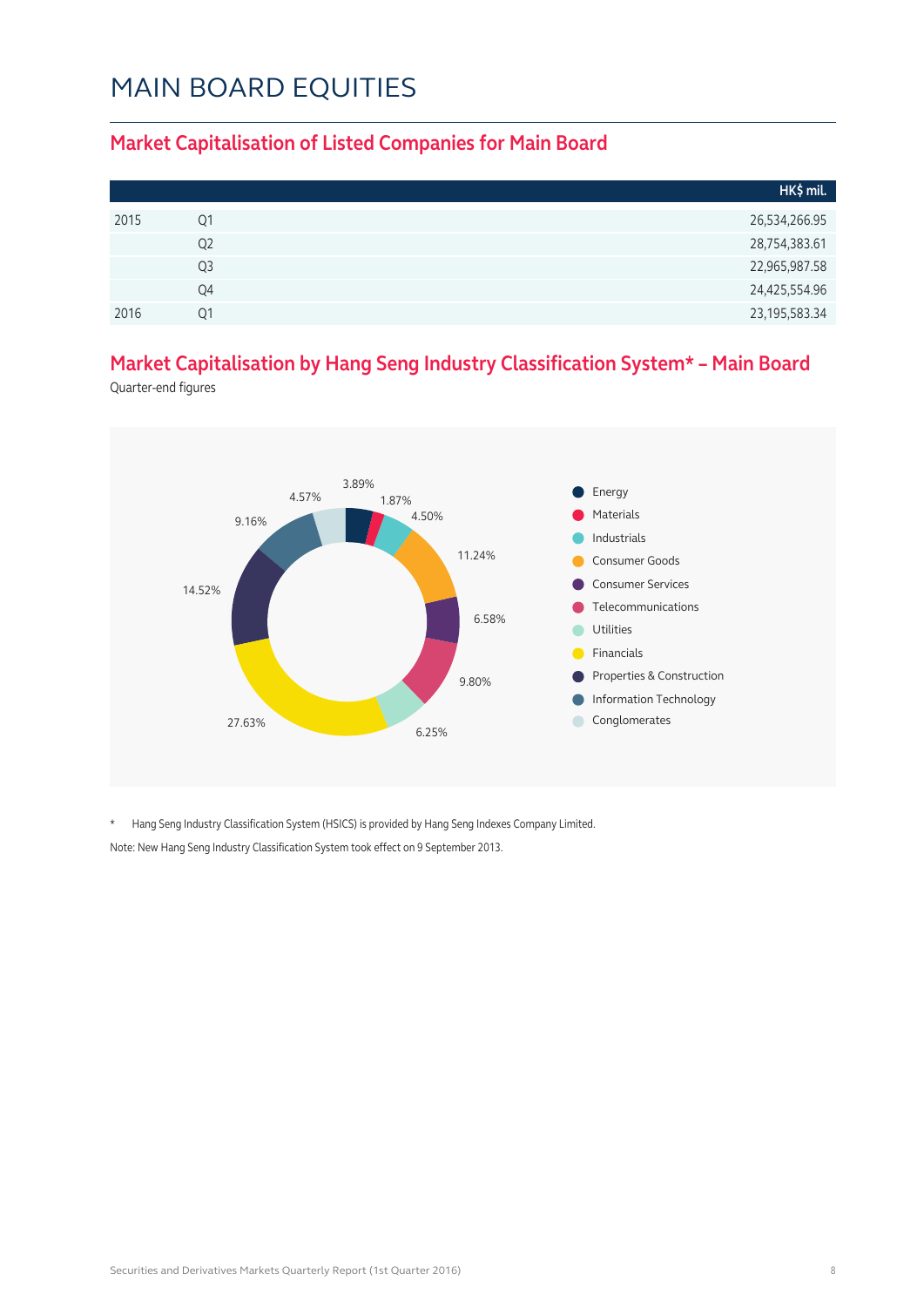# MAIN BOARD EQUITIES

## Market Capitalisation of Listed Companies for Main Board

| | | HK$ mil. |
|---|---|---|
| 2015 | Q1 | 26,534,266.95 |
| | Q2 | 28,754,383.61 |
| | Q3 | 22,965,987.58 |
| | Q4 | 24,425,554.96 |
| 2016 | Q1 | 23,195,583.34 |

## Market Capitalisation by Hang Seng Industry Classification System* – Main Board

Quarter-end figures

| Industry | % |
|---|---|
| Energy | 3.89% |
| Materials | 1.87% |
| Industrials | 4.50% |
| Consumer Goods | 11.24% |
| Consumer Services | 6.58% |
| Telecommunications | 9.80% |
| Utilities | 6.25% |
| Financials | 27.63% |
| Properties & Construction | 14.52% |
| Information Technology | 9.16% |
| Conglomerates | 4.57% |

\* Hang Seng Industry Classification System (HSICS) is provided by Hang Seng Indexes Company Limited.

Note: New Hang Seng Industry Classification System took effect on 9 September 2013.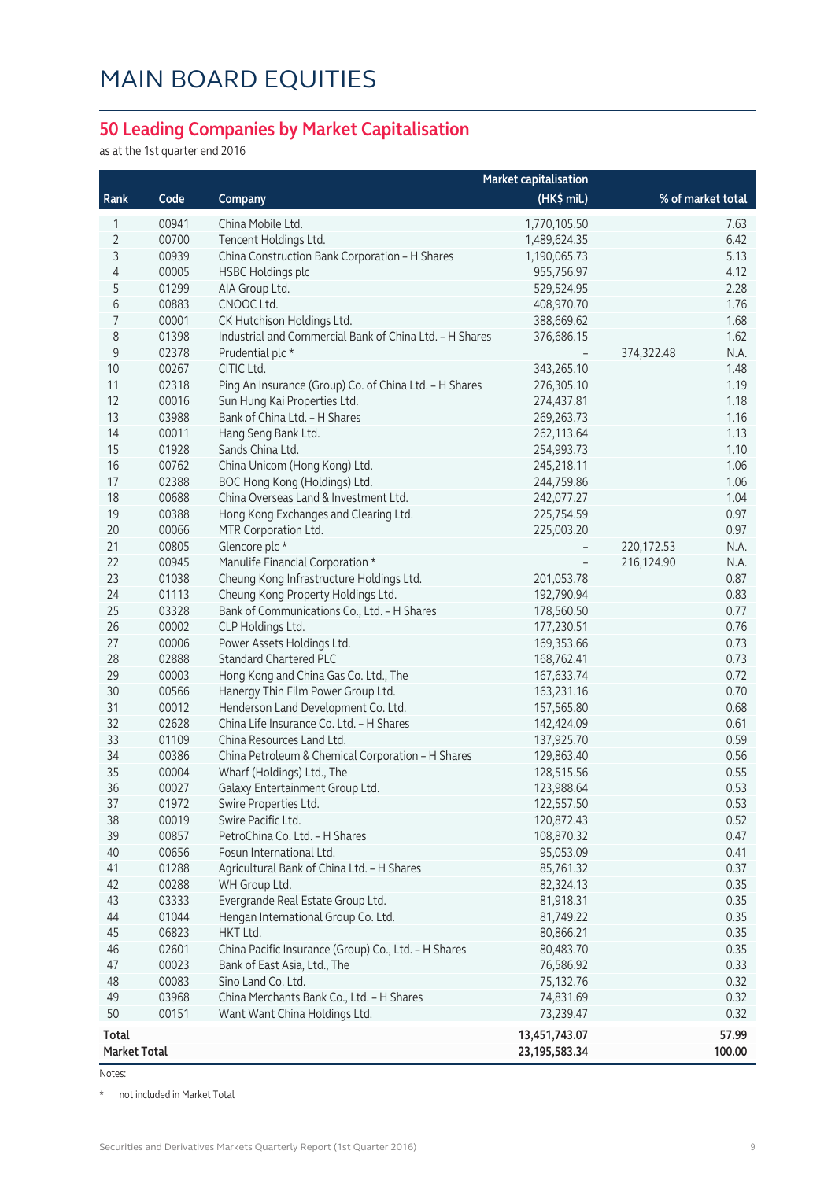# MAIN BOARD EQUITIES

## 50 Leading Companies by Market Capitalisation

as at the 1st quarter end 2016

| Rank | Code | Company | Market capitalisation (HK$ mil.) | | % of market total |
|---|---|---|---|---|---|
| 1 | 00941 | China Mobile Ltd. | 1,770,105.50 | | 7.63 |
| 2 | 00700 | Tencent Holdings Ltd. | 1,489,624.35 | | 6.42 |
| 3 | 00939 | China Construction Bank Corporation - H Shares | 1,190,065.73 | | 5.13 |
| 4 | 00005 | HSBC Holdings plc | 955,756.97 | | 4.12 |
| 5 | 01299 | AIA Group Ltd. | 529,524.95 | | 2.28 |
| 6 | 00883 | CNOOC Ltd. | 408,970.70 | | 1.76 |
| 7 | 00001 | CK Hutchison Holdings Ltd. | 388,669.62 | | 1.68 |
| 8 | 01398 | Industrial and Commercial Bank of China Ltd. - H Shares | 376,686.15 | | 1.62 |
| 9 | 02378 | Prudential plc * | - | 374,322.48 | N.A. |
| 10 | 00267 | CITIC Ltd. | 343,265.10 | | 1.48 |
| 11 | 02318 | Ping An Insurance (Group) Co. of China Ltd. - H Shares | 276,305.10 | | 1.19 |
| 12 | 00016 | Sun Hung Kai Properties Ltd. | 274,437.81 | | 1.18 |
| 13 | 03988 | Bank of China Ltd. - H Shares | 269,263.73 | | 1.16 |
| 14 | 00011 | Hang Seng Bank Ltd. | 262,113.64 | | 1.13 |
| 15 | 01928 | Sands China Ltd. | 254,993.73 | | 1.10 |
| 16 | 00762 | China Unicom (Hong Kong) Ltd. | 245,218.11 | | 1.06 |
| 17 | 02388 | BOC Hong Kong (Holdings) Ltd. | 244,759.86 | | 1.06 |
| 18 | 00688 | China Overseas Land & Investment Ltd. | 242,077.27 | | 1.04 |
| 19 | 00388 | Hong Kong Exchanges and Clearing Ltd. | 225,754.59 | | 0.97 |
| 20 | 00066 | MTR Corporation Ltd. | 225,003.20 | | 0.97 |
| 21 | 00805 | Glencore plc * | - | 220,172.53 | N.A. |
| 22 | 00945 | Manulife Financial Corporation * | - | 216,124.90 | N.A. |
| 23 | 01038 | Cheung Kong Infrastructure Holdings Ltd. | 201,053.78 | | 0.87 |
| 24 | 01113 | Cheung Kong Property Holdings Ltd. | 192,790.94 | | 0.83 |
| 25 | 03328 | Bank of Communications Co., Ltd. - H Shares | 178,560.50 | | 0.77 |
| 26 | 00002 | CLP Holdings Ltd. | 177,230.51 | | 0.76 |
| 27 | 00006 | Power Assets Holdings Ltd. | 169,353.66 | | 0.73 |
| 28 | 02888 | Standard Chartered PLC | 168,762.41 | | 0.73 |
| 29 | 00003 | Hong Kong and China Gas Co. Ltd., The | 167,633.74 | | 0.72 |
| 30 | 00566 | Hanergy Thin Film Power Group Ltd. | 163,231.16 | | 0.70 |
| 31 | 00012 | Henderson Land Development Co. Ltd. | 157,565.80 | | 0.68 |
| 32 | 02628 | China Life Insurance Co. Ltd. - H Shares | 142,424.09 | | 0.61 |
| 33 | 01109 | China Resources Land Ltd. | 137,925.70 | | 0.59 |
| 34 | 00386 | China Petroleum & Chemical Corporation - H Shares | 129,863.40 | | 0.56 |
| 35 | 00004 | Wharf (Holdings) Ltd., The | 128,515.56 | | 0.55 |
| 36 | 00027 | Galaxy Entertainment Group Ltd. | 123,988.64 | | 0.53 |
| 37 | 01972 | Swire Properties Ltd. | 122,557.50 | | 0.53 |
| 38 | 00019 | Swire Pacific Ltd. | 120,872.43 | | 0.52 |
| 39 | 00857 | PetroChina Co. Ltd. - H Shares | 108,870.32 | | 0.47 |
| 40 | 00656 | Fosun International Ltd. | 95,053.09 | | 0.41 |
| 41 | 01288 | Agricultural Bank of China Ltd. - H Shares | 85,761.32 | | 0.37 |
| 42 | 00288 | WH Group Ltd. | 82,324.13 | | 0.35 |
| 43 | 03333 | Evergrande Real Estate Group Ltd. | 81,918.31 | | 0.35 |
| 44 | 01044 | Hengan International Group Co. Ltd. | 81,749.22 | | 0.35 |
| 45 | 06823 | HKT Ltd. | 80,866.21 | | 0.35 |
| 46 | 02601 | China Pacific Insurance (Group) Co., Ltd. - H Shares | 80,483.70 | | 0.35 |
| 47 | 00023 | Bank of East Asia, Ltd., The | 76,586.92 | | 0.33 |
| 48 | 00083 | Sino Land Co. Ltd. | 75,132.76 | | 0.32 |
| 49 | 03968 | China Merchants Bank Co., Ltd. - H Shares | 74,831.69 | | 0.32 |
| 50 | 00151 | Want Want China Holdings Ltd. | 73,239.47 | | 0.32 |
| **Total** | | | **13,451,743.07** | | **57.99** |
| **Market Total** | | | **23,195,583.34** | | **100.00** |

Notes:

\* not included in Market Total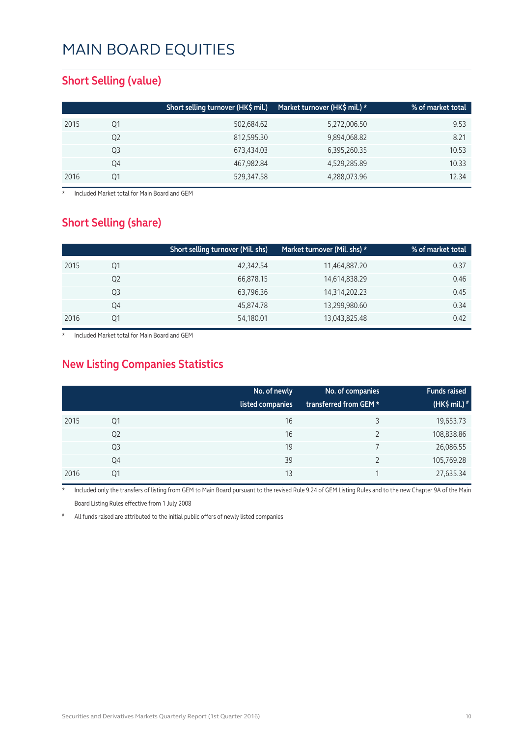# MAIN BOARD EQUITIES

## Short Selling (value)

| | | Short selling turnover (HK$ mil.) | Market turnover (HK$ mil.) * | % of market total |
|---|---|---|---|---|
| 2015 | Q1 | 502,684.62 | 5,272,006.50 | 9.53 |
| | Q2 | 812,595.30 | 9,894,068.82 | 8.21 |
| | Q3 | 673,434.03 | 6,395,260.35 | 10.53 |
| | Q4 | 467,982.84 | 4,529,285.89 | 10.33 |
| 2016 | Q1 | 529,347.58 | 4,288,073.96 | 12.34 |

\* Included Market total for Main Board and GEM

## Short Selling (share)

| | | Short selling turnover (Mil. shs) | Market turnover (Mil. shs) * | % of market total |
|---|---|---|---|---|
| 2015 | Q1 | 42,342.54 | 11,464,887.20 | 0.37 |
| | Q2 | 66,878.15 | 14,614,838.29 | 0.46 |
| | Q3 | 63,796.36 | 14,314,202.23 | 0.45 |
| | Q4 | 45,874.78 | 13,299,980.60 | 0.34 |
| 2016 | Q1 | 54,180.01 | 13,043,825.48 | 0.42 |

\* Included Market total for Main Board and GEM

## New Listing Companies Statistics

| | | No. of newly listed companies | No. of companies transferred from GEM * | Funds raised (HK$ mil.) # |
|---|---|---|---|---|
| 2015 | Q1 | 16 | 3 | 19,653.73 |
| | Q2 | 16 | 2 | 108,838.86 |
| | Q3 | 19 | 7 | 26,086.55 |
| | Q4 | 39 | 2 | 105,769.28 |
| 2016 | Q1 | 13 | 1 | 27,635.34 |

\* Included only the transfers of listing from GEM to Main Board pursuant to the revised Rule 9.24 of GEM Listing Rules and to the new Chapter 9A of the Main Board Listing Rules effective from 1 July 2008

\# All funds raised are attributed to the initial public offers of newly listed companies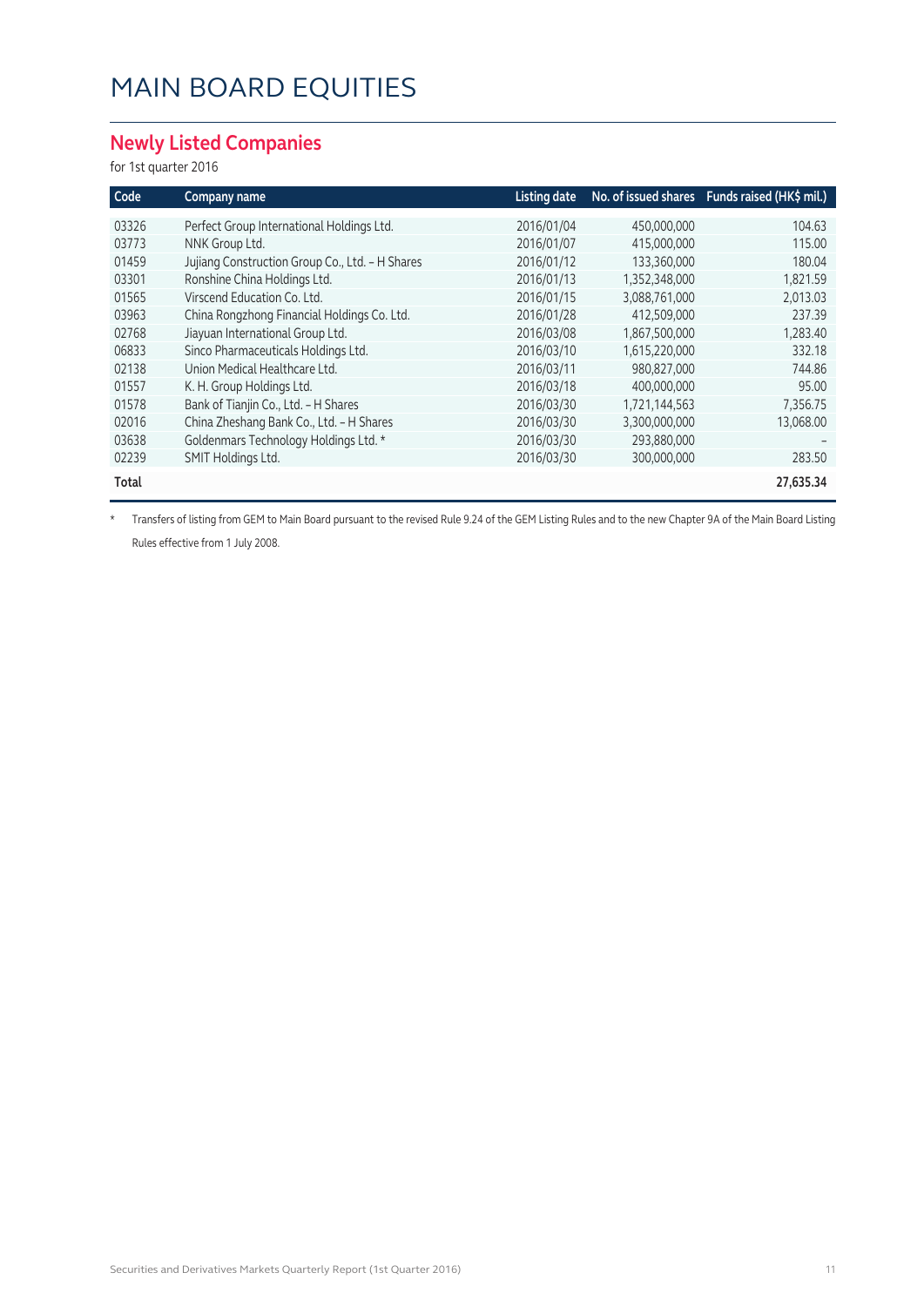# MAIN BOARD EQUITIES

## Newly Listed Companies

for 1st quarter 2016

| Code | Company name | Listing date | No. of issued shares | Funds raised (HK$ mil.) |
|---|---|---|---|---|
| 03326 | Perfect Group International Holdings Ltd. | 2016/01/04 | 450,000,000 | 104.63 |
| 03773 | NNK Group Ltd. | 2016/01/07 | 415,000,000 | 115.00 |
| 01459 | Jujiang Construction Group Co., Ltd. – H Shares | 2016/01/12 | 133,360,000 | 180.04 |
| 03301 | Ronshine China Holdings Ltd. | 2016/01/13 | 1,352,348,000 | 1,821.59 |
| 01565 | Virscend Education Co. Ltd. | 2016/01/15 | 3,088,761,000 | 2,013.03 |
| 03963 | China Rongzhong Financial Holdings Co. Ltd. | 2016/01/28 | 412,509,000 | 237.39 |
| 02768 | Jiayuan International Group Ltd. | 2016/03/08 | 1,867,500,000 | 1,283.40 |
| 06833 | Sinco Pharmaceuticals Holdings Ltd. | 2016/03/10 | 1,615,220,000 | 332.18 |
| 02138 | Union Medical Healthcare Ltd. | 2016/03/11 | 980,827,000 | 744.86 |
| 01557 | K. H. Group Holdings Ltd. | 2016/03/18 | 400,000,000 | 95.00 |
| 01578 | Bank of Tianjin Co., Ltd. – H Shares | 2016/03/30 | 1,721,144,563 | 7,356.75 |
| 02016 | China Zheshang Bank Co., Ltd. – H Shares | 2016/03/30 | 3,300,000,000 | 13,068.00 |
| 03638 | Goldenmars Technology Holdings Ltd. * | 2016/03/30 | 293,880,000 | – |
| 02239 | SMIT Holdings Ltd. | 2016/03/30 | 300,000,000 | 283.50 |
| **Total** | | | | **27,635.34** |

* Transfers of listing from GEM to Main Board pursuant to the revised Rule 9.24 of the GEM Listing Rules and to the new Chapter 9A of the Main Board Listing Rules effective from 1 July 2008.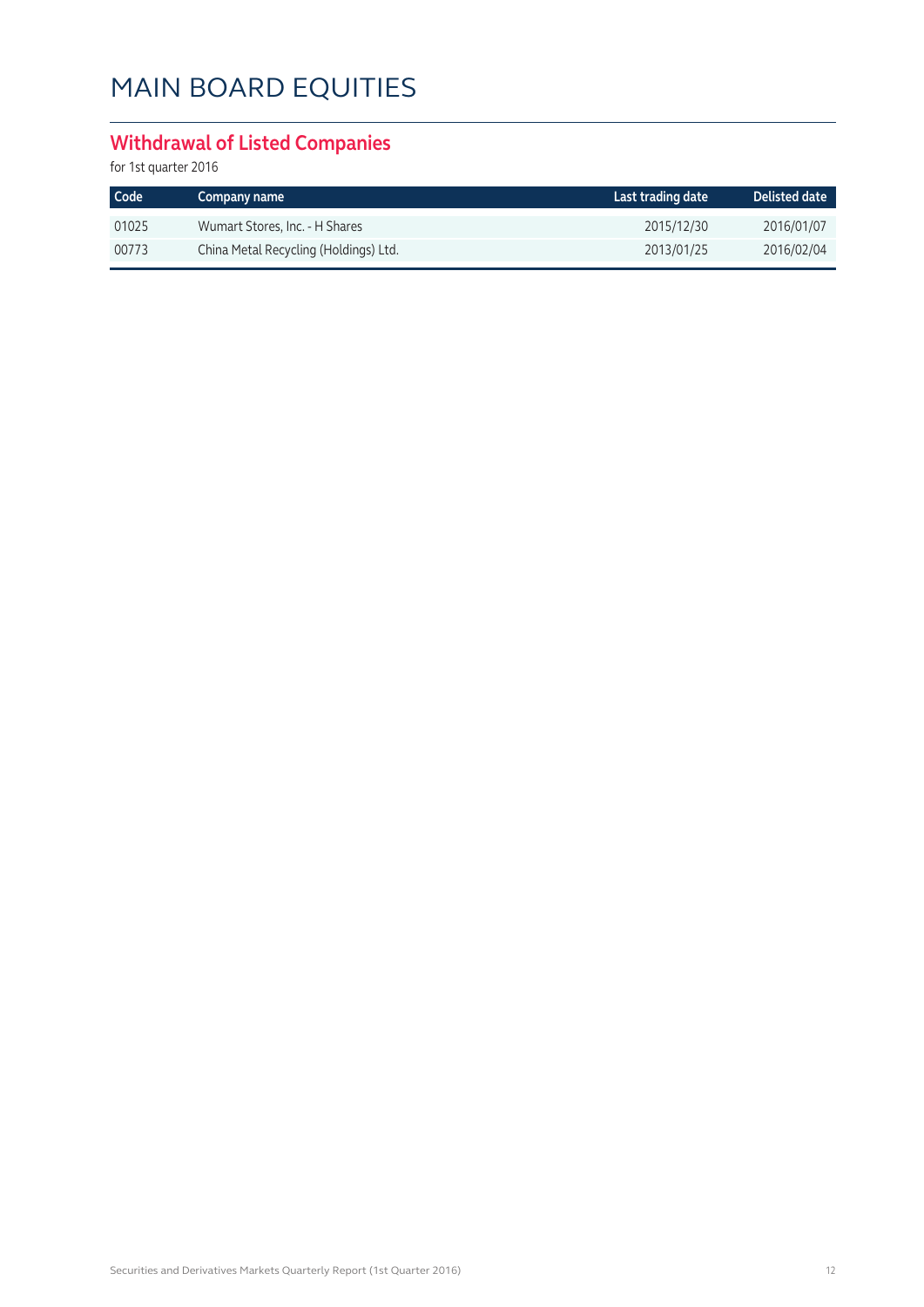# MAIN BOARD EQUITIES

## Withdrawal of Listed Companies

for 1st quarter 2016

| Code | Company name | Last trading date | Delisted date |
|---|---|---|---|
| 01025 | Wumart Stores, Inc. - H Shares | 2015/12/30 | 2016/01/07 |
| 00773 | China Metal Recycling (Holdings) Ltd. | 2013/01/25 | 2016/02/04 |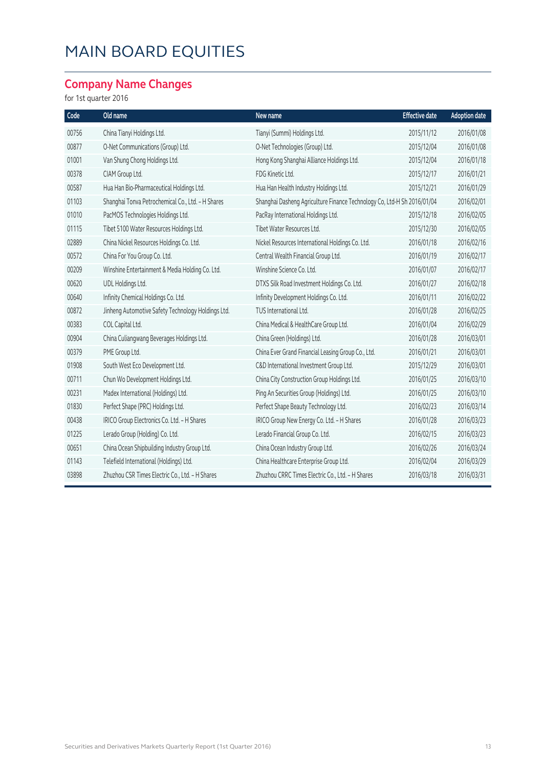# MAIN BOARD EQUITIES

## Company Name Changes

for 1st quarter 2016

| Code | Old name | New name | Effective date | Adoption date |
|---|---|---|---|---|
| 00756 | China Tianyi Holdings Ltd. | Tianyi (Summi) Holdings Ltd. | 2015/11/12 | 2016/01/08 |
| 00877 | O-Net Communications (Group) Ltd. | O-Net Technologies (Group) Ltd. | 2015/12/04 | 2016/01/08 |
| 01001 | Van Shung Chong Holdings Ltd. | Hong Kong Shanghai Alliance Holdings Ltd. | 2015/12/04 | 2016/01/18 |
| 00378 | CIAM Group Ltd. | FDG Kinetic Ltd. | 2015/12/17 | 2016/01/21 |
| 00587 | Hua Han Bio-Pharmaceutical Holdings Ltd. | Hua Han Health Industry Holdings Ltd. | 2015/12/21 | 2016/01/29 |
| 01103 | Shanghai Tonva Petrochemical Co., Ltd. - H Shares | Shanghai Dasheng Agriculture Finance Technology Co, Ltd-H Sh | 2016/01/04 | 2016/02/01 |
| 01010 | PacMOS Technologies Holdings Ltd. | PacRay International Holdings Ltd. | 2015/12/18 | 2016/02/05 |
| 01115 | Tibet 5100 Water Resources Holdings Ltd. | Tibet Water Resources Ltd. | 2015/12/30 | 2016/02/05 |
| 02889 | China Nickel Resources Holdings Co. Ltd. | Nickel Resources International Holdings Co. Ltd. | 2016/01/18 | 2016/02/16 |
| 00572 | China For You Group Co. Ltd. | Central Wealth Financial Group Ltd. | 2016/01/19 | 2016/02/17 |
| 00209 | Winshine Entertainment & Media Holding Co. Ltd. | Winshine Science Co. Ltd. | 2016/01/07 | 2016/02/17 |
| 00620 | UDL Holdings Ltd. | DTXS Silk Road Investment Holdings Co. Ltd. | 2016/01/27 | 2016/02/18 |
| 00640 | Infinity Chemical Holdings Co. Ltd. | Infinity Development Holdings Co. Ltd. | 2016/01/11 | 2016/02/22 |
| 00872 | Jinheng Automotive Safety Technology Holdings Ltd. | TUS International Ltd. | 2016/01/28 | 2016/02/25 |
| 00383 | COL Capital Ltd. | China Medical & HealthCare Group Ltd. | 2016/01/04 | 2016/02/29 |
| 00904 | China Culiangwang Beverages Holdings Ltd. | China Green (Holdings) Ltd. | 2016/01/28 | 2016/03/01 |
| 00379 | PME Group Ltd. | China Ever Grand Financial Leasing Group Co., Ltd. | 2016/01/21 | 2016/03/01 |
| 01908 | South West Eco Development Ltd. | C&D International Investment Group Ltd. | 2015/12/29 | 2016/03/01 |
| 00711 | Chun Wo Development Holdings Ltd. | China City Construction Group Holdings Ltd. | 2016/01/25 | 2016/03/10 |
| 00231 | Madex International (Holdings) Ltd. | Ping An Securities Group (Holdings) Ltd. | 2016/01/25 | 2016/03/10 |
| 01830 | Perfect Shape (PRC) Holdings Ltd. | Perfect Shape Beauty Technology Ltd. | 2016/02/23 | 2016/03/14 |
| 00438 | IRICO Group Electronics Co. Ltd. - H Shares | IRICO Group New Energy Co. Ltd. - H Shares | 2016/01/28 | 2016/03/23 |
| 01225 | Lerado Group (Holding) Co. Ltd. | Lerado Financial Group Co. Ltd. | 2016/02/15 | 2016/03/23 |
| 00651 | China Ocean Shipbuilding Industry Group Ltd. | China Ocean Industry Group Ltd. | 2016/02/26 | 2016/03/24 |
| 01143 | Telefield International (Holdings) Ltd. | China Healthcare Enterprise Group Ltd. | 2016/02/04 | 2016/03/29 |
| 03898 | Zhuzhou CSR Times Electric Co., Ltd. - H Shares | Zhuzhou CRRC Times Electric Co., Ltd. - H Shares | 2016/03/18 | 2016/03/31 |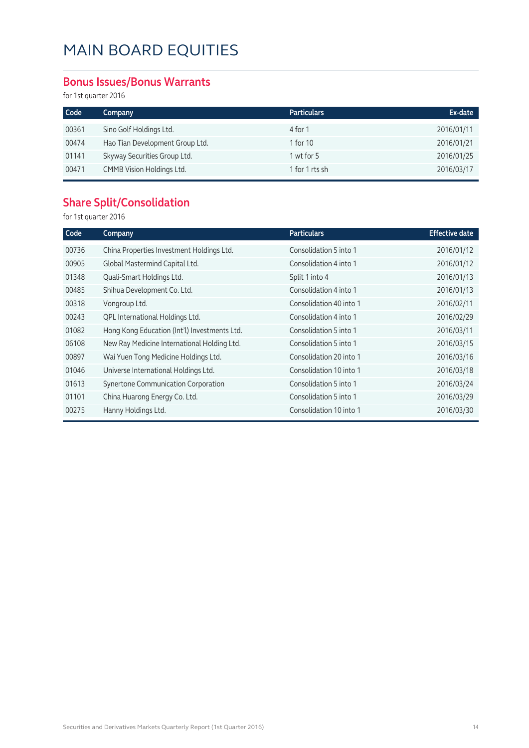# MAIN BOARD EQUITIES

## Bonus Issues/Bonus Warrants

for 1st quarter 2016

| Code | Company | Particulars | Ex-date |
|---|---|---|---|
| 00361 | Sino Golf Holdings Ltd. | 4 for 1 | 2016/01/11 |
| 00474 | Hao Tian Development Group Ltd. | 1 for 10 | 2016/01/21 |
| 01141 | Skyway Securities Group Ltd. | 1 wt for 5 | 2016/01/25 |
| 00471 | CMMB Vision Holdings Ltd. | 1 for 1 rts sh | 2016/03/17 |

## Share Split/Consolidation

for 1st quarter 2016

| Code | Company | Particulars | Effective date |
|---|---|---|---|
| 00736 | China Properties Investment Holdings Ltd. | Consolidation 5 into 1 | 2016/01/12 |
| 00905 | Global Mastermind Capital Ltd. | Consolidation 4 into 1 | 2016/01/12 |
| 01348 | Quali-Smart Holdings Ltd. | Split 1 into 4 | 2016/01/13 |
| 00485 | Shihua Development Co. Ltd. | Consolidation 4 into 1 | 2016/01/13 |
| 00318 | Vongroup Ltd. | Consolidation 40 into 1 | 2016/02/11 |
| 00243 | QPL International Holdings Ltd. | Consolidation 4 into 1 | 2016/02/29 |
| 01082 | Hong Kong Education (Int'l) Investments Ltd. | Consolidation 5 into 1 | 2016/03/11 |
| 06108 | New Ray Medicine International Holding Ltd. | Consolidation 5 into 1 | 2016/03/15 |
| 00897 | Wai Yuen Tong Medicine Holdings Ltd. | Consolidation 20 into 1 | 2016/03/16 |
| 01046 | Universe International Holdings Ltd. | Consolidation 10 into 1 | 2016/03/18 |
| 01613 | Synertone Communication Corporation | Consolidation 5 into 1 | 2016/03/24 |
| 01101 | China Huarong Energy Co. Ltd. | Consolidation 5 into 1 | 2016/03/29 |
| 00275 | Hanny Holdings Ltd. | Consolidation 10 into 1 | 2016/03/30 |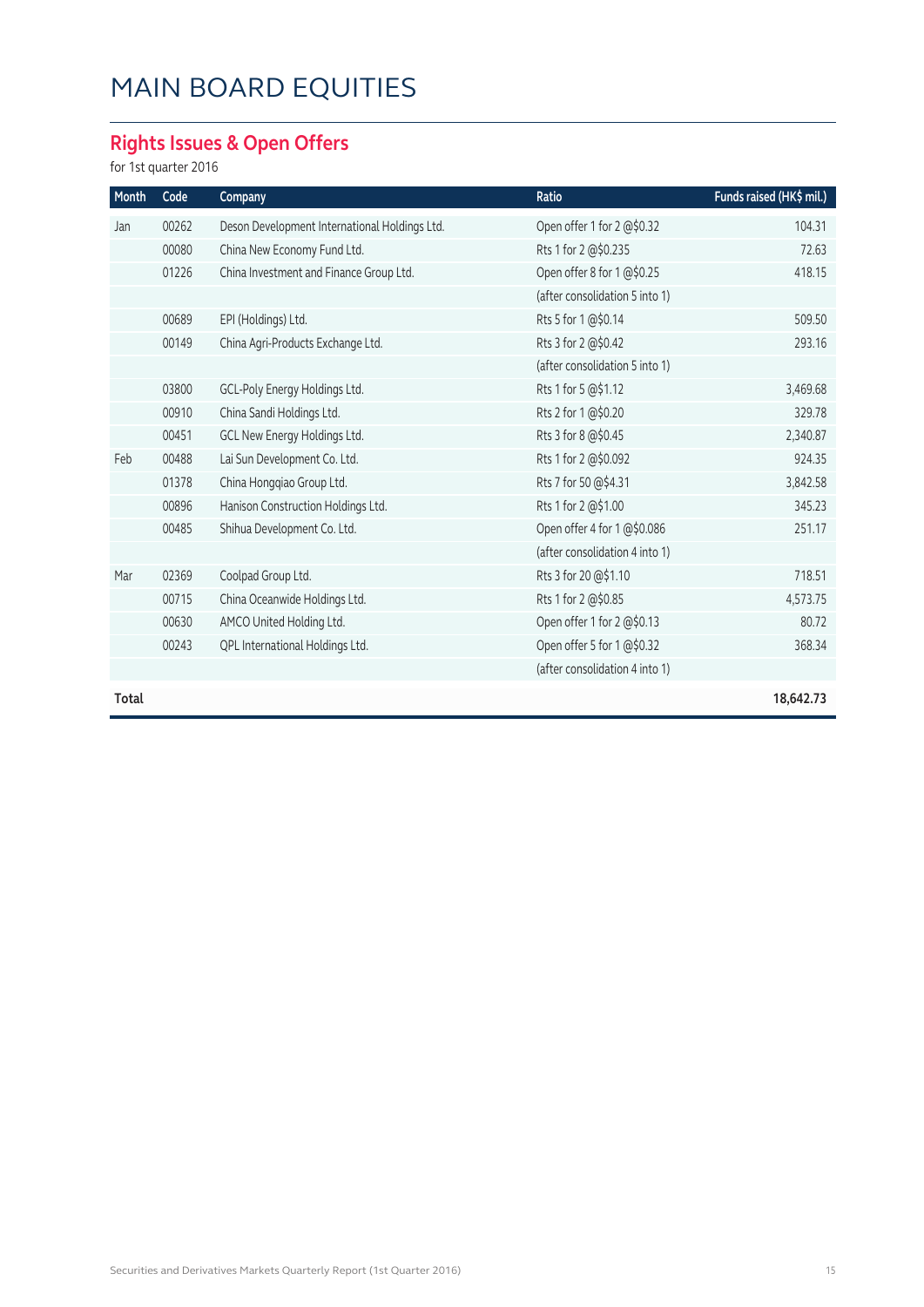# MAIN BOARD EQUITIES

## Rights Issues & Open Offers

for 1st quarter 2016

| Month | Code | Company | Ratio | Funds raised (HK$ mil.) |
|---|---|---|---|---|
| Jan | 00262 | Deson Development International Holdings Ltd. | Open offer 1 for 2 @$0.32 | 104.31 |
| | 00080 | China New Economy Fund Ltd. | Rts 1 for 2 @$0.235 | 72.63 |
| | 01226 | China Investment and Finance Group Ltd. | Open offer 8 for 1 @$0.25 | 418.15 |
| | | | (after consolidation 5 into 1) | |
| | 00689 | EPI (Holdings) Ltd. | Rts 5 for 1 @$0.14 | 509.50 |
| | 00149 | China Agri-Products Exchange Ltd. | Rts 3 for 2 @$0.42 | 293.16 |
| | | | (after consolidation 5 into 1) | |
| | 03800 | GCL-Poly Energy Holdings Ltd. | Rts 1 for 5 @$1.12 | 3,469.68 |
| | 00910 | China Sandi Holdings Ltd. | Rts 2 for 1 @$0.20 | 329.78 |
| | 00451 | GCL New Energy Holdings Ltd. | Rts 3 for 8 @$0.45 | 2,340.87 |
| Feb | 00488 | Lai Sun Development Co. Ltd. | Rts 1 for 2 @$0.092 | 924.35 |
| | 01378 | China Hongqiao Group Ltd. | Rts 7 for 50 @$4.31 | 3,842.58 |
| | 00896 | Hanison Construction Holdings Ltd. | Rts 1 for 2 @$1.00 | 345.23 |
| | 00485 | Shihua Development Co. Ltd. | Open offer 4 for 1 @$0.086 | 251.17 |
| | | | (after consolidation 4 into 1) | |
| Mar | 02369 | Coolpad Group Ltd. | Rts 3 for 20 @$1.10 | 718.51 |
| | 00715 | China Oceanwide Holdings Ltd. | Rts 1 for 2 @$0.85 | 4,573.75 |
| | 00630 | AMCO United Holding Ltd. | Open offer 1 for 2 @$0.13 | 80.72 |
| | 00243 | QPL International Holdings Ltd. | Open offer 5 for 1 @$0.32 | 368.34 |
| | | | (after consolidation 4 into 1) | |
| **Total** | | | | **18,642.73** |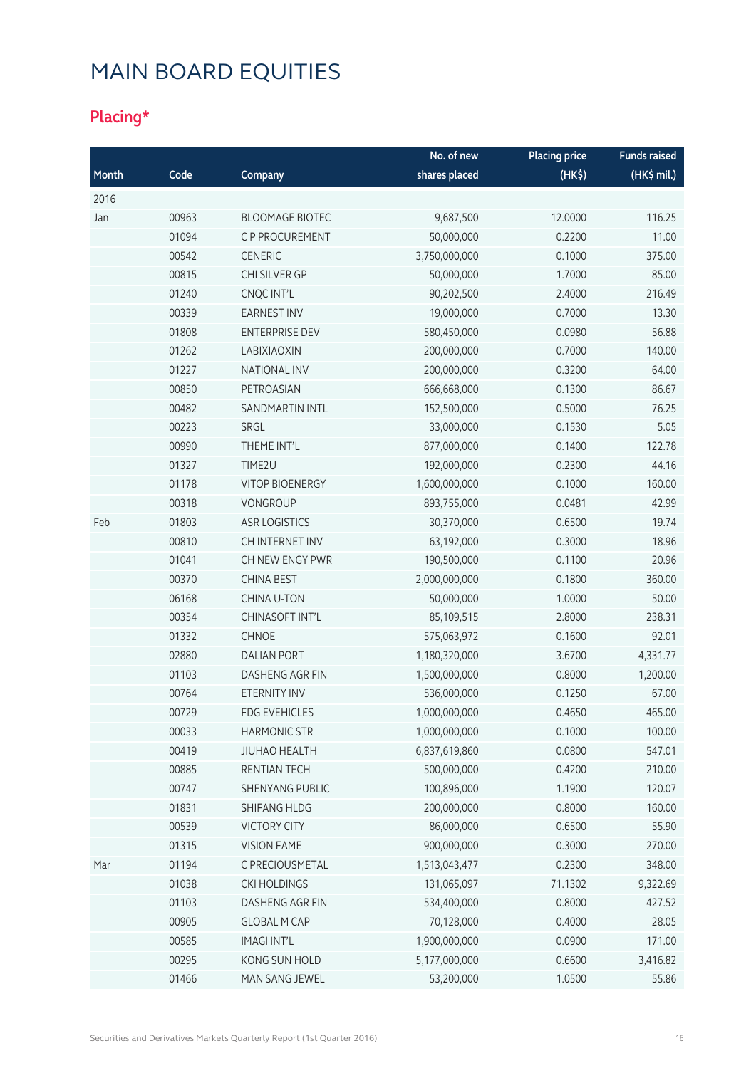# MAIN BOARD EQUITIES

## Placing*

| Month | Code | Company | No. of new shares placed | Placing price (HK$) | Funds raised (HK$ mil.) |
|---|---|---|---|---|---|
| 2016 | | | | | |
| Jan | 00963 | BLOOMAGE BIOTEC | 9,687,500 | 12.0000 | 116.25 |
| | 01094 | C P PROCUREMENT | 50,000,000 | 0.2200 | 11.00 |
| | 00542 | CENERIC | 3,750,000,000 | 0.1000 | 375.00 |
| | 00815 | CHI SILVER GP | 50,000,000 | 1.7000 | 85.00 |
| | 01240 | CNQC INT'L | 90,202,500 | 2.4000 | 216.49 |
| | 00339 | EARNEST INV | 19,000,000 | 0.7000 | 13.30 |
| | 01808 | ENTERPRISE DEV | 580,450,000 | 0.0980 | 56.88 |
| | 01262 | LABIXIAOXIN | 200,000,000 | 0.7000 | 140.00 |
| | 01227 | NATIONAL INV | 200,000,000 | 0.3200 | 64.00 |
| | 00850 | PETROASIAN | 666,668,000 | 0.1300 | 86.67 |
| | 00482 | SANDMARTIN INTL | 152,500,000 | 0.5000 | 76.25 |
| | 00223 | SRGL | 33,000,000 | 0.1530 | 5.05 |
| | 00990 | THEME INT'L | 877,000,000 | 0.1400 | 122.78 |
| | 01327 | TIME2U | 192,000,000 | 0.2300 | 44.16 |
| | 01178 | VITOP BIOENERGY | 1,600,000,000 | 0.1000 | 160.00 |
| | 00318 | VONGROUP | 893,755,000 | 0.0481 | 42.99 |
| Feb | 01803 | ASR LOGISTICS | 30,370,000 | 0.6500 | 19.74 |
| | 00810 | CH INTERNET INV | 63,192,000 | 0.3000 | 18.96 |
| | 01041 | CH NEW ENGY PWR | 190,500,000 | 0.1100 | 20.96 |
| | 00370 | CHINA BEST | 2,000,000,000 | 0.1800 | 360.00 |
| | 06168 | CHINA U-TON | 50,000,000 | 1.0000 | 50.00 |
| | 00354 | CHINASOFT INT'L | 85,109,515 | 2.8000 | 238.31 |
| | 01332 | CHNOE | 575,063,972 | 0.1600 | 92.01 |
| | 02880 | DALIAN PORT | 1,180,320,000 | 3.6700 | 4,331.77 |
| | 01103 | DASHENG AGR FIN | 1,500,000,000 | 0.8000 | 1,200.00 |
| | 00764 | ETERNITY INV | 536,000,000 | 0.1250 | 67.00 |
| | 00729 | FDG EVEHICLES | 1,000,000,000 | 0.4650 | 465.00 |
| | 00033 | HARMONIC STR | 1,000,000,000 | 0.1000 | 100.00 |
| | 00419 | JIUHAO HEALTH | 6,837,619,860 | 0.0800 | 547.01 |
| | 00885 | RENTIAN TECH | 500,000,000 | 0.4200 | 210.00 |
| | 00747 | SHENYANG PUBLIC | 100,896,000 | 1.1900 | 120.07 |
| | 01831 | SHIFANG HLDG | 200,000,000 | 0.8000 | 160.00 |
| | 00539 | VICTORY CITY | 86,000,000 | 0.6500 | 55.90 |
| | 01315 | VISION FAME | 900,000,000 | 0.3000 | 270.00 |
| Mar | 01194 | C PRECIOUSMETAL | 1,513,043,477 | 0.2300 | 348.00 |
| | 01038 | CKI HOLDINGS | 131,065,097 | 71.1302 | 9,322.69 |
| | 01103 | DASHENG AGR FIN | 534,400,000 | 0.8000 | 427.52 |
| | 00905 | GLOBAL M CAP | 70,128,000 | 0.4000 | 28.05 |
| | 00585 | IMAGI INT'L | 1,900,000,000 | 0.0900 | 171.00 |
| | 00295 | KONG SUN HOLD | 5,177,000,000 | 0.6600 | 3,416.82 |
| | 01466 | MAN SANG JEWEL | 53,200,000 | 1.0500 | 55.86 |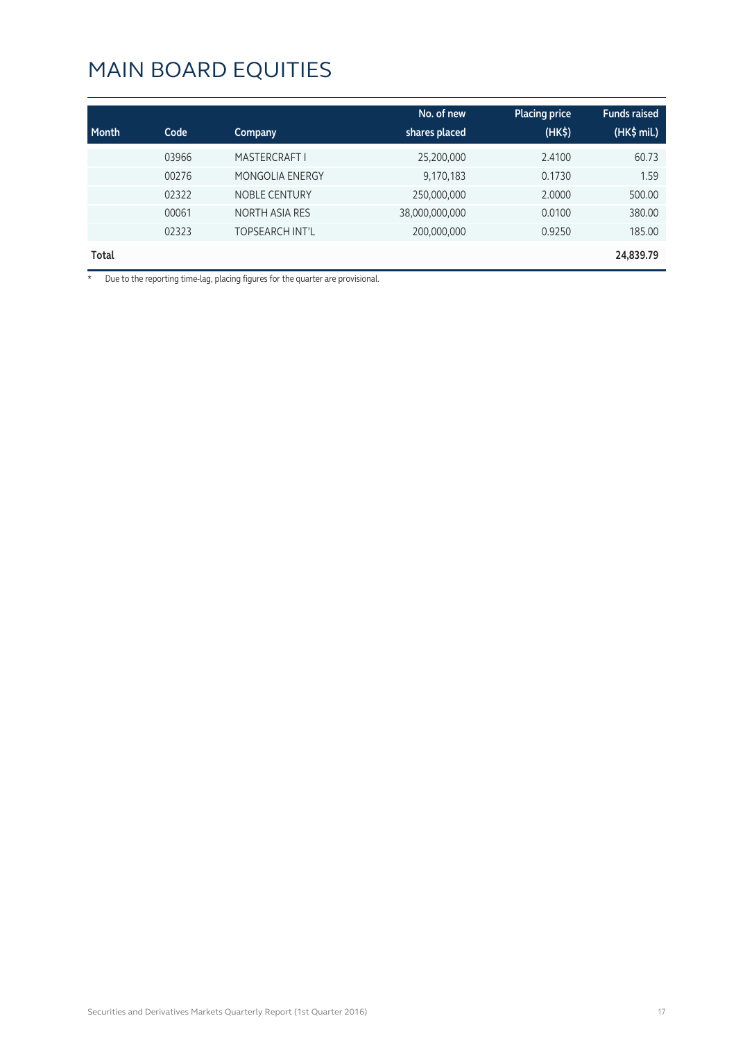# MAIN BOARD EQUITIES

| Month | Code | Company | No. of new shares placed | Placing price (HK$) | Funds raised (HK$ mil.) |
|---|---|---|---|---|---|
| | 03966 | MASTERCRAFT I | 25,200,000 | 2.4100 | 60.73 |
| | 00276 | MONGOLIA ENERGY | 9,170,183 | 0.1730 | 1.59 |
| | 02322 | NOBLE CENTURY | 250,000,000 | 2.0000 | 500.00 |
| | 00061 | NORTH ASIA RES | 38,000,000,000 | 0.0100 | 380.00 |
| | 02323 | TOPSEARCH INT'L | 200,000,000 | 0.9250 | 185.00 |
| **Total** | | | | | **24,839.79** |

* Due to the reporting time-lag, placing figures for the quarter are provisional.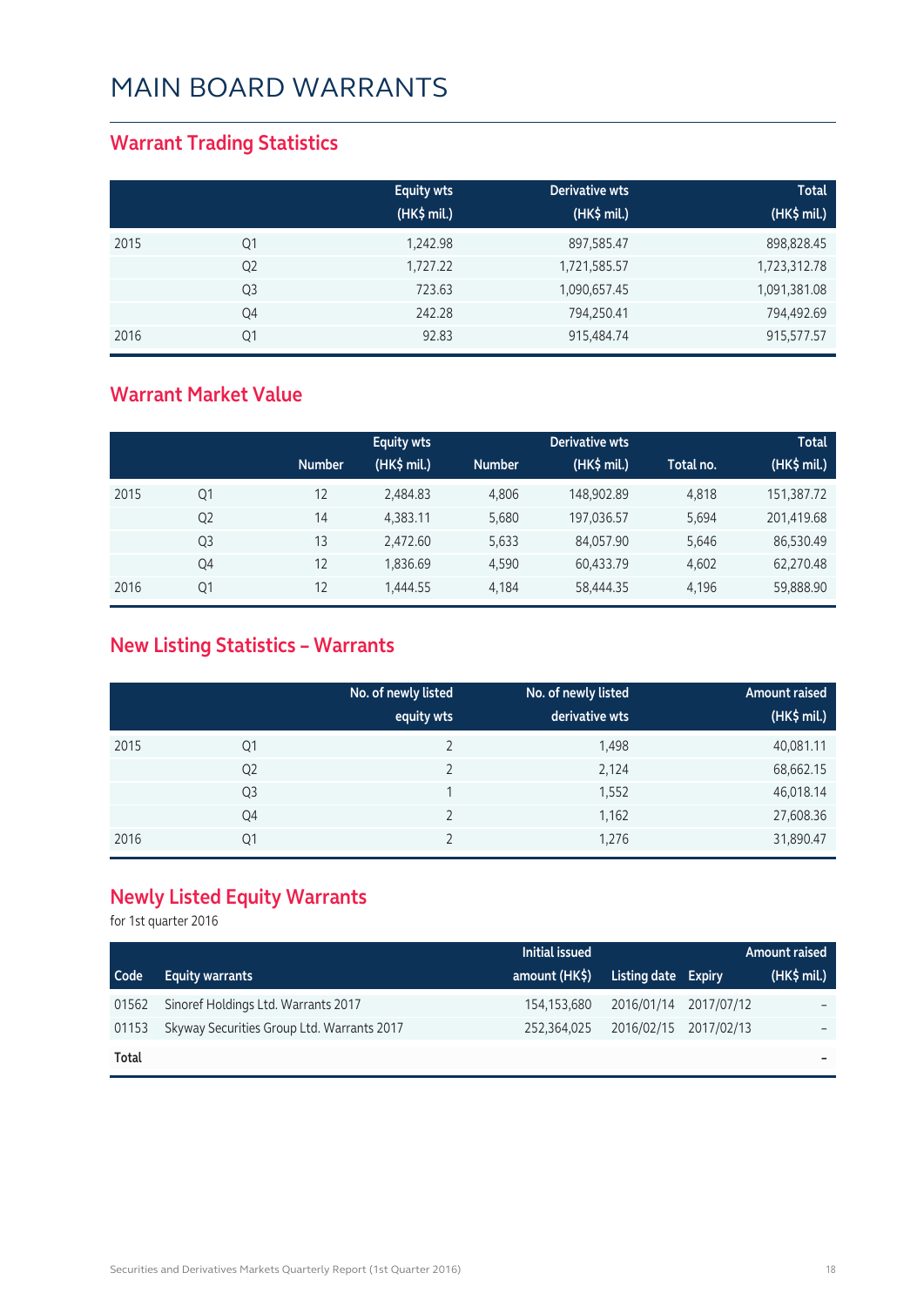# MAIN BOARD WARRANTS

## Warrant Trading Statistics

| | | Equity wts (HK$ mil.) | Derivative wts (HK$ mil.) | Total (HK$ mil.) |
|---|---|---|---|---|
| 2015 | Q1 | 1,242.98 | 897,585.47 | 898,828.45 |
| | Q2 | 1,727.22 | 1,721,585.57 | 1,723,312.78 |
| | Q3 | 723.63 | 1,090,657.45 | 1,091,381.08 |
| | Q4 | 242.28 | 794,250.41 | 794,492.69 |
| 2016 | Q1 | 92.83 | 915,484.74 | 915,577.57 |

## Warrant Market Value

| | | Equity wts | | Derivative wts | | | Total |
|---|---|---|---|---|---|---|---|
| | | Number | (HK$ mil.) | Number | (HK$ mil.) | Total no. | (HK$ mil.) |
| 2015 | Q1 | 12 | 2,484.83 | 4,806 | 148,902.89 | 4,818 | 151,387.72 |
| | Q2 | 14 | 4,383.11 | 5,680 | 197,036.57 | 5,694 | 201,419.68 |
| | Q3 | 13 | 2,472.60 | 5,633 | 84,057.90 | 5,646 | 86,530.49 |
| | Q4 | 12 | 1,836.69 | 4,590 | 60,433.79 | 4,602 | 62,270.48 |
| 2016 | Q1 | 12 | 1,444.55 | 4,184 | 58,444.35 | 4,196 | 59,888.90 |

## New Listing Statistics – Warrants

| | | No. of newly listed equity wts | No. of newly listed derivative wts | Amount raised (HK$ mil.) |
|---|---|---|---|---|
| 2015 | Q1 | 2 | 1,498 | 40,081.11 |
| | Q2 | 2 | 2,124 | 68,662.15 |
| | Q3 | 1 | 1,552 | 46,018.14 |
| | Q4 | 2 | 1,162 | 27,608.36 |
| 2016 | Q1 | 2 | 1,276 | 31,890.47 |

## Newly Listed Equity Warrants

for 1st quarter 2016

| Code | Equity warrants | Initial issued amount (HK$) | Listing date | Expiry | Amount raised (HK$ mil.) |
|---|---|---|---|---|---|
| 01562 | Sinoref Holdings Ltd. Warrants 2017 | 154,153,680 | 2016/01/14 | 2017/07/12 | – |
| 01153 | Skyway Securities Group Ltd. Warrants 2017 | 252,364,025 | 2016/02/15 | 2017/02/13 | – |
| **Total** | | | | | **–** |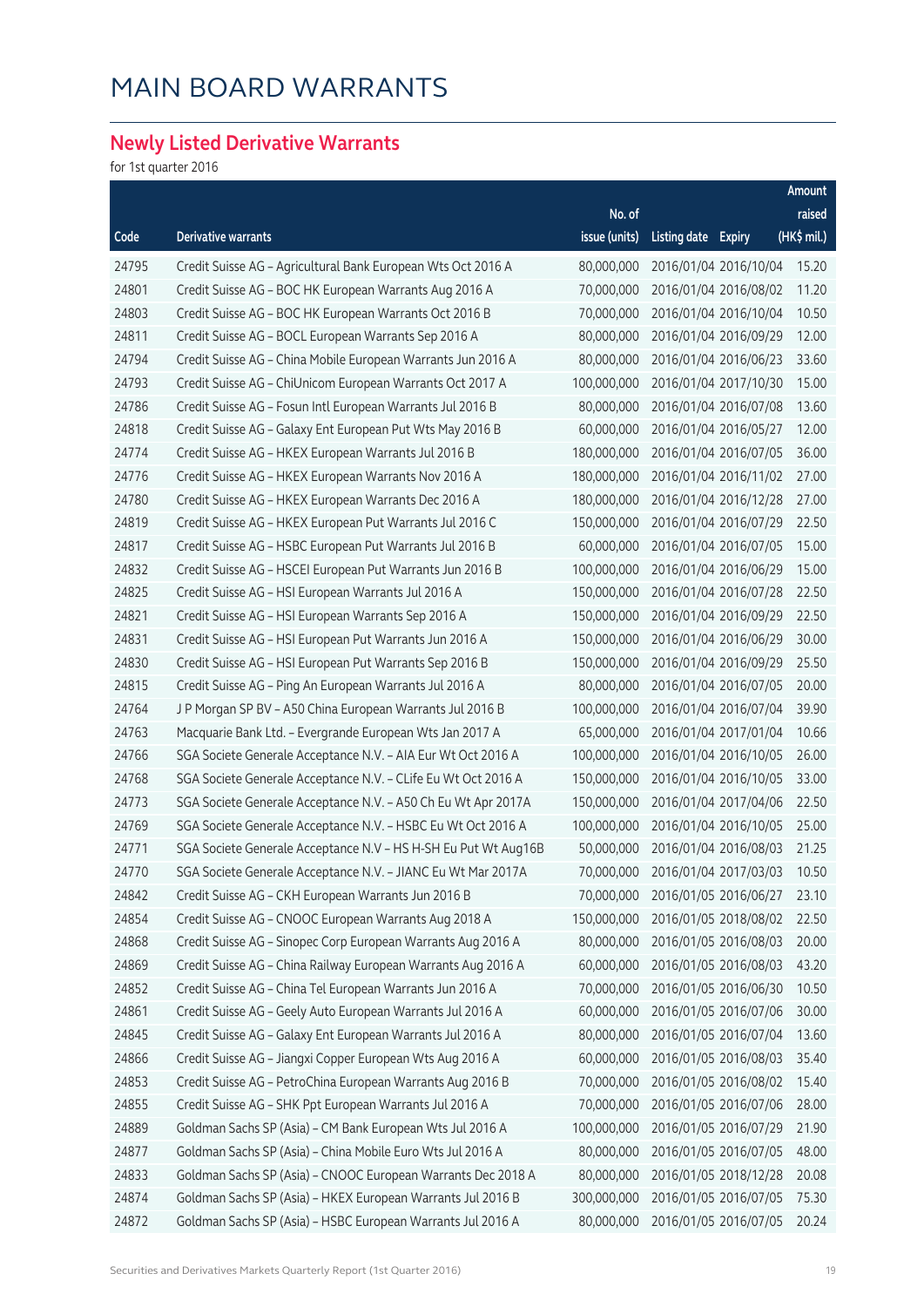# MAIN BOARD WARRANTS

## Newly Listed Derivative Warrants

for 1st quarter 2016

| Code | Derivative warrants | No. of issue (units) | Listing date | Expiry | Amount raised (HK$ mil.) |
|---|---|---|---|---|---|
| 24795 | Credit Suisse AG – Agricultural Bank European Wts Oct 2016 A | 80,000,000 | 2016/01/04 | 2016/10/04 | 15.20 |
| 24801 | Credit Suisse AG – BOC HK European Warrants Aug 2016 A | 70,000,000 | 2016/01/04 | 2016/08/02 | 11.20 |
| 24803 | Credit Suisse AG – BOC HK European Warrants Oct 2016 B | 70,000,000 | 2016/01/04 | 2016/10/04 | 10.50 |
| 24811 | Credit Suisse AG – BOCL European Warrants Sep 2016 A | 80,000,000 | 2016/01/04 | 2016/09/29 | 12.00 |
| 24794 | Credit Suisse AG – China Mobile European Warrants Jun 2016 A | 80,000,000 | 2016/01/04 | 2016/06/23 | 33.60 |
| 24793 | Credit Suisse AG – ChiUnicom European Warrants Oct 2017 A | 100,000,000 | 2016/01/04 | 2017/10/30 | 15.00 |
| 24786 | Credit Suisse AG – Fosun Intl European Warrants Jul 2016 B | 80,000,000 | 2016/01/04 | 2016/07/08 | 13.60 |
| 24818 | Credit Suisse AG – Galaxy Ent European Put Wts May 2016 B | 60,000,000 | 2016/01/04 | 2016/05/27 | 12.00 |
| 24774 | Credit Suisse AG – HKEX European Warrants Jul 2016 B | 180,000,000 | 2016/01/04 | 2016/07/05 | 36.00 |
| 24776 | Credit Suisse AG – HKEX European Warrants Nov 2016 A | 180,000,000 | 2016/01/04 | 2016/11/02 | 27.00 |
| 24780 | Credit Suisse AG – HKEX European Warrants Dec 2016 A | 180,000,000 | 2016/01/04 | 2016/12/28 | 27.00 |
| 24819 | Credit Suisse AG – HKEX European Put Warrants Jul 2016 C | 150,000,000 | 2016/01/04 | 2016/07/29 | 22.50 |
| 24817 | Credit Suisse AG – HSBC European Put Warrants Jul 2016 B | 60,000,000 | 2016/01/04 | 2016/07/05 | 15.00 |
| 24832 | Credit Suisse AG – HSCEI European Put Warrants Jun 2016 B | 100,000,000 | 2016/01/04 | 2016/06/29 | 15.00 |
| 24825 | Credit Suisse AG – HSI European Warrants Jul 2016 A | 150,000,000 | 2016/01/04 | 2016/07/28 | 22.50 |
| 24821 | Credit Suisse AG – HSI European Warrants Sep 2016 A | 150,000,000 | 2016/01/04 | 2016/09/29 | 22.50 |
| 24831 | Credit Suisse AG – HSI European Put Warrants Jun 2016 A | 150,000,000 | 2016/01/04 | 2016/06/29 | 30.00 |
| 24830 | Credit Suisse AG – HSI European Put Warrants Sep 2016 B | 150,000,000 | 2016/01/04 | 2016/09/29 | 25.50 |
| 24815 | Credit Suisse AG – Ping An European Warrants Jul 2016 A | 80,000,000 | 2016/01/04 | 2016/07/05 | 20.00 |
| 24764 | J P Morgan SP BV – A50 China European Warrants Jul 2016 B | 100,000,000 | 2016/01/04 | 2016/07/04 | 39.90 |
| 24763 | Macquarie Bank Ltd. – Evergrande European Wts Jan 2017 A | 65,000,000 | 2016/01/04 | 2017/01/04 | 10.66 |
| 24766 | SGA Societe Generale Acceptance N.V. – AIA Eur Wt Oct 2016 A | 100,000,000 | 2016/01/04 | 2016/10/05 | 26.00 |
| 24768 | SGA Societe Generale Acceptance N.V. – CLife Eu Wt Oct 2016 A | 150,000,000 | 2016/01/04 | 2016/10/05 | 33.00 |
| 24773 | SGA Societe Generale Acceptance N.V. – A50 Ch Eu Wt Apr 2017A | 150,000,000 | 2016/01/04 | 2017/04/06 | 22.50 |
| 24769 | SGA Societe Generale Acceptance N.V. – HSBC Eu Wt Oct 2016 A | 100,000,000 | 2016/01/04 | 2016/10/05 | 25.00 |
| 24771 | SGA Societe Generale Acceptance N.V – HS H-SH Eu Put Wt Aug16B | 50,000,000 | 2016/01/04 | 2016/08/03 | 21.25 |
| 24770 | SGA Societe Generale Acceptance N.V. – JIANC Eu Wt Mar 2017A | 70,000,000 | 2016/01/04 | 2017/03/03 | 10.50 |
| 24842 | Credit Suisse AG – CKH European Warrants Jun 2016 B | 70,000,000 | 2016/01/05 | 2016/06/27 | 23.10 |
| 24854 | Credit Suisse AG – CNOOC European Warrants Aug 2018 A | 150,000,000 | 2016/01/05 | 2018/08/02 | 22.50 |
| 24868 | Credit Suisse AG – Sinopec Corp European Warrants Aug 2016 A | 80,000,000 | 2016/01/05 | 2016/08/03 | 20.00 |
| 24869 | Credit Suisse AG – China Railway European Warrants Aug 2016 A | 60,000,000 | 2016/01/05 | 2016/08/03 | 43.20 |
| 24852 | Credit Suisse AG – China Tel European Warrants Jun 2016 A | 70,000,000 | 2016/01/05 | 2016/06/30 | 10.50 |
| 24861 | Credit Suisse AG – Geely Auto European Warrants Jul 2016 A | 60,000,000 | 2016/01/05 | 2016/07/06 | 30.00 |
| 24845 | Credit Suisse AG – Galaxy Ent European Warrants Jul 2016 A | 80,000,000 | 2016/01/05 | 2016/07/04 | 13.60 |
| 24866 | Credit Suisse AG – Jiangxi Copper European Wts Aug 2016 A | 60,000,000 | 2016/01/05 | 2016/08/03 | 35.40 |
| 24853 | Credit Suisse AG – PetroChina European Warrants Aug 2016 B | 70,000,000 | 2016/01/05 | 2016/08/02 | 15.40 |
| 24855 | Credit Suisse AG – SHK Ppt European Warrants Jul 2016 A | 70,000,000 | 2016/01/05 | 2016/07/06 | 28.00 |
| 24889 | Goldman Sachs SP (Asia) – CM Bank European Wts Jul 2016 A | 100,000,000 | 2016/01/05 | 2016/07/29 | 21.90 |
| 24877 | Goldman Sachs SP (Asia) – China Mobile Euro Wts Jul 2016 A | 80,000,000 | 2016/01/05 | 2016/07/05 | 48.00 |
| 24833 | Goldman Sachs SP (Asia) – CNOOC European Warrants Dec 2018 A | 80,000,000 | 2016/01/05 | 2018/12/28 | 20.08 |
| 24874 | Goldman Sachs SP (Asia) – HKEX European Warrants Jul 2016 B | 300,000,000 | 2016/01/05 | 2016/07/05 | 75.30 |
| 24872 | Goldman Sachs SP (Asia) – HSBC European Warrants Jul 2016 A | 80,000,000 | 2016/01/05 | 2016/07/05 | 20.24 |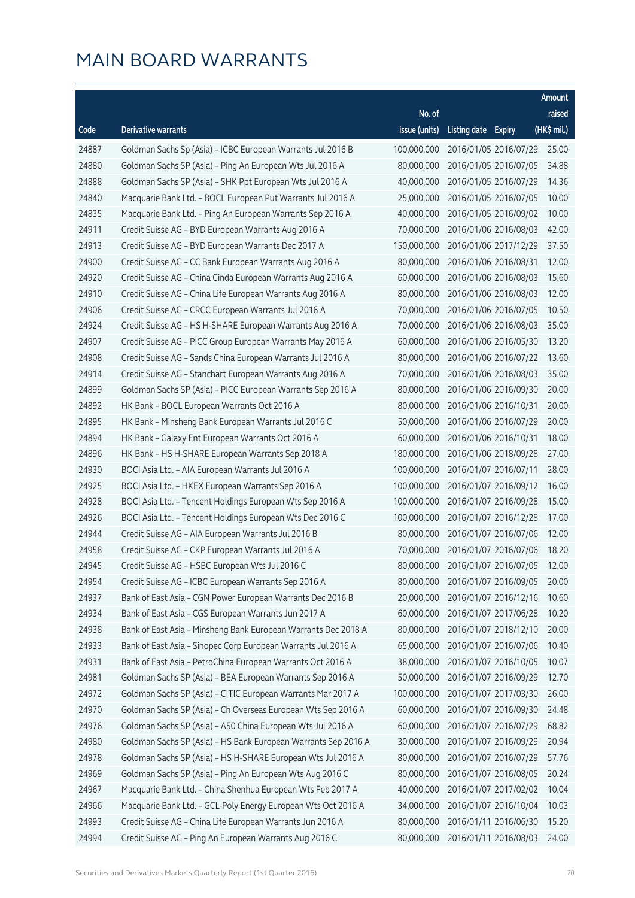# MAIN BOARD WARRANTS

| Code | Derivative warrants | No. of issue (units) | Listing date | Expiry | Amount raised (HK$ mil.) |
|---|---|---|---|---|---|
| 24887 | Goldman Sachs Sp (Asia) – ICBC European Warrants Jul 2016 B | 100,000,000 | 2016/01/05 | 2016/07/29 | 25.00 |
| 24880 | Goldman Sachs SP (Asia) – Ping An European Wts Jul 2016 A | 80,000,000 | 2016/01/05 | 2016/07/05 | 34.88 |
| 24888 | Goldman Sachs SP (Asia) – SHK Ppt European Wts Jul 2016 A | 40,000,000 | 2016/01/05 | 2016/07/29 | 14.36 |
| 24840 | Macquarie Bank Ltd. – BOCL European Put Warrants Jul 2016 A | 25,000,000 | 2016/01/05 | 2016/07/05 | 10.00 |
| 24835 | Macquarie Bank Ltd. – Ping An European Warrants Sep 2016 A | 40,000,000 | 2016/01/05 | 2016/09/02 | 10.00 |
| 24911 | Credit Suisse AG – BYD European Warrants Aug 2016 A | 70,000,000 | 2016/01/06 | 2016/08/03 | 42.00 |
| 24913 | Credit Suisse AG – BYD European Warrants Dec 2017 A | 150,000,000 | 2016/01/06 | 2017/12/29 | 37.50 |
| 24900 | Credit Suisse AG – CC Bank European Warrants Aug 2016 A | 80,000,000 | 2016/01/06 | 2016/08/31 | 12.00 |
| 24920 | Credit Suisse AG – China Cinda European Warrants Aug 2016 A | 60,000,000 | 2016/01/06 | 2016/08/03 | 15.60 |
| 24910 | Credit Suisse AG – China Life European Warrants Aug 2016 A | 80,000,000 | 2016/01/06 | 2016/08/03 | 12.00 |
| 24906 | Credit Suisse AG – CRCC European Warrants Jul 2016 A | 70,000,000 | 2016/01/06 | 2016/07/05 | 10.50 |
| 24924 | Credit Suisse AG – HS H-SHARE European Warrants Aug 2016 A | 70,000,000 | 2016/01/06 | 2016/08/03 | 35.00 |
| 24907 | Credit Suisse AG – PICC Group European Warrants May 2016 A | 60,000,000 | 2016/01/06 | 2016/05/30 | 13.20 |
| 24908 | Credit Suisse AG – Sands China European Warrants Jul 2016 A | 80,000,000 | 2016/01/06 | 2016/07/22 | 13.60 |
| 24914 | Credit Suisse AG – Stanchart European Warrants Aug 2016 A | 70,000,000 | 2016/01/06 | 2016/08/03 | 35.00 |
| 24899 | Goldman Sachs SP (Asia) – PICC European Warrants Sep 2016 A | 80,000,000 | 2016/01/06 | 2016/09/30 | 20.00 |
| 24892 | HK Bank – BOCL European Warrants Oct 2016 A | 80,000,000 | 2016/01/06 | 2016/10/31 | 20.00 |
| 24895 | HK Bank – Minsheng Bank European Warrants Jul 2016 C | 50,000,000 | 2016/01/06 | 2016/07/29 | 20.00 |
| 24894 | HK Bank – Galaxy Ent European Warrants Oct 2016 A | 60,000,000 | 2016/01/06 | 2016/10/31 | 18.00 |
| 24896 | HK Bank – HS H-SHARE European Warrants Sep 2018 A | 180,000,000 | 2016/01/06 | 2018/09/28 | 27.00 |
| 24930 | BOCI Asia Ltd. – AIA European Warrants Jul 2016 A | 100,000,000 | 2016/01/07 | 2016/07/11 | 28.00 |
| 24925 | BOCI Asia Ltd. – HKEX European Warrants Sep 2016 A | 100,000,000 | 2016/01/07 | 2016/09/12 | 16.00 |
| 24928 | BOCI Asia Ltd. – Tencent Holdings European Wts Sep 2016 A | 100,000,000 | 2016/01/07 | 2016/09/28 | 15.00 |
| 24926 | BOCI Asia Ltd. – Tencent Holdings European Wts Dec 2016 C | 100,000,000 | 2016/01/07 | 2016/12/28 | 17.00 |
| 24944 | Credit Suisse AG – AIA European Warrants Jul 2016 B | 80,000,000 | 2016/01/07 | 2016/07/06 | 12.00 |
| 24958 | Credit Suisse AG – CKP European Warrants Jul 2016 A | 70,000,000 | 2016/01/07 | 2016/07/06 | 18.20 |
| 24945 | Credit Suisse AG – HSBC European Wts Jul 2016 C | 80,000,000 | 2016/01/07 | 2016/07/05 | 12.00 |
| 24954 | Credit Suisse AG – ICBC European Warrants Sep 2016 A | 80,000,000 | 2016/01/07 | 2016/09/05 | 20.00 |
| 24937 | Bank of East Asia – CGN Power European Warrants Dec 2016 B | 20,000,000 | 2016/01/07 | 2016/12/16 | 10.60 |
| 24934 | Bank of East Asia – CGS European Warrants Jun 2017 A | 60,000,000 | 2016/01/07 | 2017/06/28 | 10.20 |
| 24938 | Bank of East Asia – Minsheng Bank European Warrants Dec 2018 A | 80,000,000 | 2016/01/07 | 2018/12/10 | 20.00 |
| 24933 | Bank of East Asia – Sinopec Corp European Warrants Jul 2016 A | 65,000,000 | 2016/01/07 | 2016/07/06 | 10.40 |
| 24931 | Bank of East Asia – PetroChina European Warrants Oct 2016 A | 38,000,000 | 2016/01/07 | 2016/10/05 | 10.07 |
| 24981 | Goldman Sachs SP (Asia) – BEA European Warrants Sep 2016 A | 50,000,000 | 2016/01/07 | 2016/09/29 | 12.70 |
| 24972 | Goldman Sachs SP (Asia) – CITIC European Warrants Mar 2017 A | 100,000,000 | 2016/01/07 | 2017/03/30 | 26.00 |
| 24970 | Goldman Sachs SP (Asia) – Ch Overseas European Wts Sep 2016 A | 60,000,000 | 2016/01/07 | 2016/09/30 | 24.48 |
| 24976 | Goldman Sachs SP (Asia) – A50 China European Wts Jul 2016 A | 60,000,000 | 2016/01/07 | 2016/07/29 | 68.82 |
| 24980 | Goldman Sachs SP (Asia) – HS Bank European Warrants Sep 2016 A | 30,000,000 | 2016/01/07 | 2016/09/29 | 20.94 |
| 24978 | Goldman Sachs SP (Asia) – HS H-SHARE European Wts Jul 2016 A | 80,000,000 | 2016/01/07 | 2016/07/29 | 57.76 |
| 24969 | Goldman Sachs SP (Asia) – Ping An European Wts Aug 2016 C | 80,000,000 | 2016/01/07 | 2016/08/05 | 20.24 |
| 24967 | Macquarie Bank Ltd. – China Shenhua European Wts Feb 2017 A | 40,000,000 | 2016/01/07 | 2017/02/02 | 10.04 |
| 24966 | Macquarie Bank Ltd. – GCL-Poly Energy European Wts Oct 2016 A | 34,000,000 | 2016/01/07 | 2016/10/04 | 10.03 |
| 24993 | Credit Suisse AG – China Life European Warrants Jun 2016 A | 80,000,000 | 2016/01/11 | 2016/06/30 | 15.20 |
| 24994 | Credit Suisse AG – Ping An European Warrants Aug 2016 C | 80,000,000 | 2016/01/11 | 2016/08/03 | 24.00 |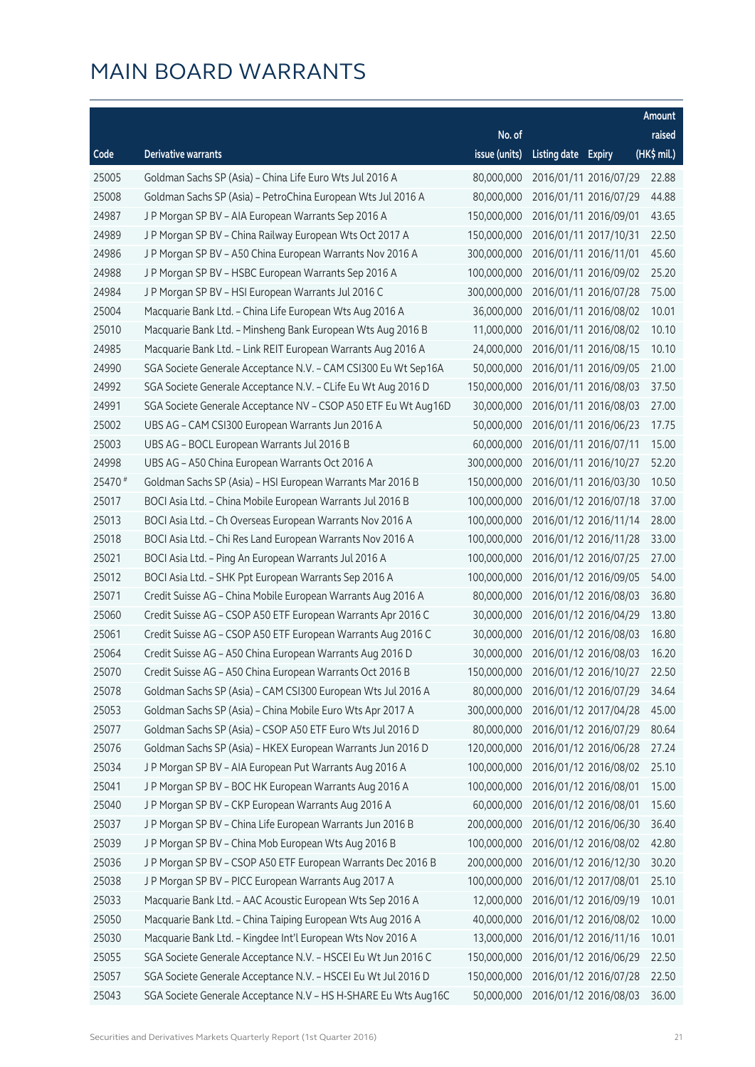# MAIN BOARD WARRANTS

| Code | Derivative warrants | No. of issue (units) | Listing date | Expiry | Amount raised (HK$ mil.) |
|---|---|---|---|---|---|
| 25005 | Goldman Sachs SP (Asia) – China Life Euro Wts Jul 2016 A | 80,000,000 | 2016/01/11 | 2016/07/29 | 22.88 |
| 25008 | Goldman Sachs SP (Asia) – PetroChina European Wts Jul 2016 A | 80,000,000 | 2016/01/11 | 2016/07/29 | 44.88 |
| 24987 | J P Morgan SP BV – AIA European Warrants Sep 2016 A | 150,000,000 | 2016/01/11 | 2016/09/01 | 43.65 |
| 24989 | J P Morgan SP BV – China Railway European Wts Oct 2017 A | 150,000,000 | 2016/01/11 | 2017/10/31 | 22.50 |
| 24986 | J P Morgan SP BV – A50 China European Warrants Nov 2016 A | 300,000,000 | 2016/01/11 | 2016/11/01 | 45.60 |
| 24988 | J P Morgan SP BV – HSBC European Warrants Sep 2016 A | 100,000,000 | 2016/01/11 | 2016/09/02 | 25.20 |
| 24984 | J P Morgan SP BV – HSI European Warrants Jul 2016 C | 300,000,000 | 2016/01/11 | 2016/07/28 | 75.00 |
| 25004 | Macquarie Bank Ltd. – China Life European Wts Aug 2016 A | 36,000,000 | 2016/01/11 | 2016/08/02 | 10.01 |
| 25010 | Macquarie Bank Ltd. – Minsheng Bank European Wts Aug 2016 B | 11,000,000 | 2016/01/11 | 2016/08/02 | 10.10 |
| 24985 | Macquarie Bank Ltd. – Link REIT European Warrants Aug 2016 A | 24,000,000 | 2016/01/11 | 2016/08/15 | 10.10 |
| 24990 | SGA Societe Generale Acceptance N.V. – CAM CSI300 Eu Wt Sep16A | 50,000,000 | 2016/01/11 | 2016/09/05 | 21.00 |
| 24992 | SGA Societe Generale Acceptance N.V. – CLife Eu Wt Aug 2016 D | 150,000,000 | 2016/01/11 | 2016/08/03 | 37.50 |
| 24991 | SGA Societe Generale Acceptance NV – CSOP A50 ETF Eu Wt Aug16D | 30,000,000 | 2016/01/11 | 2016/08/03 | 27.00 |
| 25002 | UBS AG – CAM CSI300 European Warrants Jun 2016 A | 50,000,000 | 2016/01/11 | 2016/06/23 | 17.75 |
| 25003 | UBS AG – BOCL European Warrants Jul 2016 B | 60,000,000 | 2016/01/11 | 2016/07/11 | 15.00 |
| 24998 | UBS AG – A50 China European Warrants Oct 2016 A | 300,000,000 | 2016/01/11 | 2016/10/27 | 52.20 |
| 25470 # | Goldman Sachs SP (Asia) – HSI European Warrants Mar 2016 B | 150,000,000 | 2016/01/11 | 2016/03/30 | 10.50 |
| 25017 | BOCI Asia Ltd. – China Mobile European Warrants Jul 2016 B | 100,000,000 | 2016/01/12 | 2016/07/18 | 37.00 |
| 25013 | BOCI Asia Ltd. – Ch Overseas European Warrants Nov 2016 A | 100,000,000 | 2016/01/12 | 2016/11/14 | 28.00 |
| 25018 | BOCI Asia Ltd. – Chi Res Land European Warrants Nov 2016 A | 100,000,000 | 2016/01/12 | 2016/11/28 | 33.00 |
| 25021 | BOCI Asia Ltd. – Ping An European Warrants Jul 2016 A | 100,000,000 | 2016/01/12 | 2016/07/25 | 27.00 |
| 25012 | BOCI Asia Ltd. – SHK Ppt European Warrants Sep 2016 A | 100,000,000 | 2016/01/12 | 2016/09/05 | 54.00 |
| 25071 | Credit Suisse AG – China Mobile European Warrants Aug 2016 A | 80,000,000 | 2016/01/12 | 2016/08/03 | 36.80 |
| 25060 | Credit Suisse AG – CSOP A50 ETF European Warrants Apr 2016 C | 30,000,000 | 2016/01/12 | 2016/04/29 | 13.80 |
| 25061 | Credit Suisse AG – CSOP A50 ETF European Warrants Aug 2016 C | 30,000,000 | 2016/01/12 | 2016/08/03 | 16.80 |
| 25064 | Credit Suisse AG – A50 China European Warrants Aug 2016 D | 30,000,000 | 2016/01/12 | 2016/08/03 | 16.20 |
| 25070 | Credit Suisse AG – A50 China European Warrants Oct 2016 B | 150,000,000 | 2016/01/12 | 2016/10/27 | 22.50 |
| 25078 | Goldman Sachs SP (Asia) – CAM CSI300 European Wts Jul 2016 A | 80,000,000 | 2016/01/12 | 2016/07/29 | 34.64 |
| 25053 | Goldman Sachs SP (Asia) – China Mobile Euro Wts Apr 2017 A | 300,000,000 | 2016/01/12 | 2017/04/28 | 45.00 |
| 25077 | Goldman Sachs SP (Asia) – CSOP A50 ETF Euro Wts Jul 2016 D | 80,000,000 | 2016/01/12 | 2016/07/29 | 80.64 |
| 25076 | Goldman Sachs SP (Asia) – HKEX European Warrants Jun 2016 D | 120,000,000 | 2016/01/12 | 2016/06/28 | 27.24 |
| 25034 | J P Morgan SP BV – AIA European Put Warrants Aug 2016 A | 100,000,000 | 2016/01/12 | 2016/08/02 | 25.10 |
| 25041 | J P Morgan SP BV – BOC HK European Warrants Aug 2016 A | 100,000,000 | 2016/01/12 | 2016/08/01 | 15.00 |
| 25040 | J P Morgan SP BV – CKP European Warrants Aug 2016 A | 60,000,000 | 2016/01/12 | 2016/08/01 | 15.60 |
| 25037 | J P Morgan SP BV – China Life European Warrants Jun 2016 B | 200,000,000 | 2016/01/12 | 2016/06/30 | 36.40 |
| 25039 | J P Morgan SP BV – China Mob European Wts Aug 2016 B | 100,000,000 | 2016/01/12 | 2016/08/02 | 42.80 |
| 25036 | J P Morgan SP BV – CSOP A50 ETF European Warrants Dec 2016 B | 200,000,000 | 2016/01/12 | 2016/12/30 | 30.20 |
| 25038 | J P Morgan SP BV – PICC European Warrants Aug 2017 A | 100,000,000 | 2016/01/12 | 2017/08/01 | 25.10 |
| 25033 | Macquarie Bank Ltd. – AAC Acoustic European Wts Sep 2016 A | 12,000,000 | 2016/01/12 | 2016/09/19 | 10.01 |
| 25050 | Macquarie Bank Ltd. – China Taiping European Wts Aug 2016 A | 40,000,000 | 2016/01/12 | 2016/08/02 | 10.00 |
| 25030 | Macquarie Bank Ltd. – Kingdee Int'l European Wts Nov 2016 A | 13,000,000 | 2016/01/12 | 2016/11/16 | 10.01 |
| 25055 | SGA Societe Generale Acceptance N.V. – HSCEI Eu Wt Jun 2016 C | 150,000,000 | 2016/01/12 | 2016/06/29 | 22.50 |
| 25057 | SGA Societe Generale Acceptance N.V. – HSCEI Eu Wt Jul 2016 D | 150,000,000 | 2016/01/12 | 2016/07/28 | 22.50 |
| 25043 | SGA Societe Generale Acceptance N.V – HS H-SHARE Eu Wts Aug16C | 50,000,000 | 2016/01/12 | 2016/08/03 | 36.00 |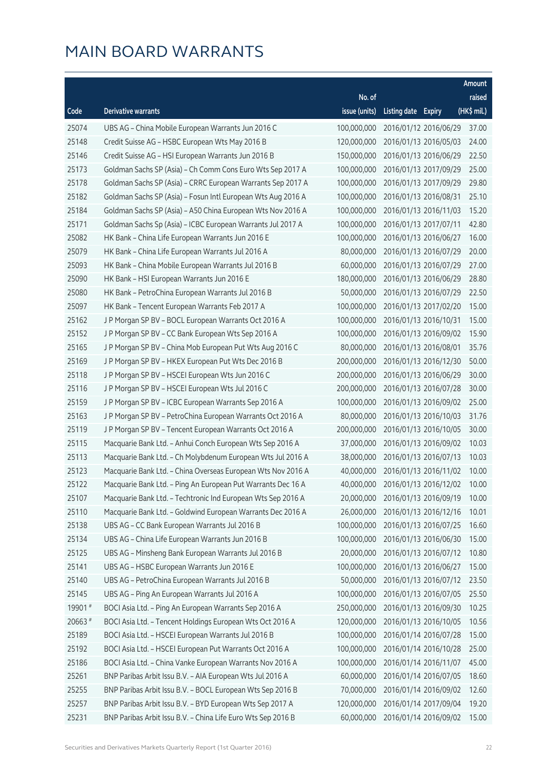# MAIN BOARD WARRANTS

| Code | Derivative warrants | No. of issue (units) | Listing date | Expiry | Amount raised (HK$ mil.) |
|---|---|---|---|---|---|
| 25074 | UBS AG – China Mobile European Warrants Jun 2016 C | 100,000,000 | 2016/01/12 | 2016/06/29 | 37.00 |
| 25148 | Credit Suisse AG – HSBC European Wts May 2016 B | 120,000,000 | 2016/01/13 | 2016/05/03 | 24.00 |
| 25146 | Credit Suisse AG – HSI European Warrants Jun 2016 B | 150,000,000 | 2016/01/13 | 2016/06/29 | 22.50 |
| 25173 | Goldman Sachs SP (Asia) – Ch Comm Cons Euro Wts Sep 2017 A | 100,000,000 | 2016/01/13 | 2017/09/29 | 25.00 |
| 25178 | Goldman Sachs SP (Asia) – CRRC European Warrants Sep 2017 A | 100,000,000 | 2016/01/13 | 2017/09/29 | 29.80 |
| 25182 | Goldman Sachs SP (Asia) – Fosun Intl European Wts Aug 2016 A | 100,000,000 | 2016/01/13 | 2016/08/31 | 25.10 |
| 25184 | Goldman Sachs SP (Asia) – A50 China European Wts Nov 2016 A | 100,000,000 | 2016/01/13 | 2016/11/03 | 15.20 |
| 25171 | Goldman Sachs Sp (Asia) – ICBC European Warrants Jul 2017 A | 100,000,000 | 2016/01/13 | 2017/07/11 | 42.80 |
| 25082 | HK Bank – China Life European Warrants Jun 2016 E | 100,000,000 | 2016/01/13 | 2016/06/27 | 16.00 |
| 25079 | HK Bank – China Life European Warrants Jul 2016 A | 80,000,000 | 2016/01/13 | 2016/07/29 | 20.00 |
| 25093 | HK Bank – China Mobile European Warrants Jul 2016 B | 60,000,000 | 2016/01/13 | 2016/07/29 | 27.00 |
| 25090 | HK Bank – HSI European Warrants Jun 2016 E | 180,000,000 | 2016/01/13 | 2016/06/29 | 28.80 |
| 25080 | HK Bank – PetroChina European Warrants Jul 2016 B | 50,000,000 | 2016/01/13 | 2016/07/29 | 22.50 |
| 25097 | HK Bank – Tencent European Warrants Feb 2017 A | 100,000,000 | 2016/01/13 | 2017/02/20 | 15.00 |
| 25162 | J P Morgan SP BV – BOCL European Warrants Oct 2016 A | 100,000,000 | 2016/01/13 | 2016/10/31 | 15.00 |
| 25152 | J P Morgan SP BV – CC Bank European Wts Sep 2016 A | 100,000,000 | 2016/01/13 | 2016/09/02 | 15.90 |
| 25165 | J P Morgan SP BV – China Mob European Put Wts Aug 2016 C | 80,000,000 | 2016/01/13 | 2016/08/01 | 35.76 |
| 25169 | J P Morgan SP BV – HKEX European Put Wts Dec 2016 B | 200,000,000 | 2016/01/13 | 2016/12/30 | 50.00 |
| 25118 | J P Morgan SP BV – HSCEI European Wts Jun 2016 C | 200,000,000 | 2016/01/13 | 2016/06/29 | 30.00 |
| 25116 | J P Morgan SP BV – HSCEI European Wts Jul 2016 C | 200,000,000 | 2016/01/13 | 2016/07/28 | 30.00 |
| 25159 | J P Morgan SP BV – ICBC European Warrants Sep 2016 A | 100,000,000 | 2016/01/13 | 2016/09/02 | 25.00 |
| 25163 | J P Morgan SP BV – PetroChina European Warrants Oct 2016 A | 80,000,000 | 2016/01/13 | 2016/10/03 | 31.76 |
| 25119 | J P Morgan SP BV – Tencent European Warrants Oct 2016 A | 200,000,000 | 2016/01/13 | 2016/10/05 | 30.00 |
| 25115 | Macquarie Bank Ltd. – Anhui Conch European Wts Sep 2016 A | 37,000,000 | 2016/01/13 | 2016/09/02 | 10.03 |
| 25113 | Macquarie Bank Ltd. – Ch Molybdenum European Wts Jul 2016 A | 38,000,000 | 2016/01/13 | 2016/07/13 | 10.03 |
| 25123 | Macquarie Bank Ltd. – China Overseas European Wts Nov 2016 A | 40,000,000 | 2016/01/13 | 2016/11/02 | 10.00 |
| 25122 | Macquarie Bank Ltd. – Ping An European Put Warrants Dec 16 A | 40,000,000 | 2016/01/13 | 2016/12/02 | 10.00 |
| 25107 | Macquarie Bank Ltd. – Techtronic Ind European Wts Sep 2016 A | 20,000,000 | 2016/01/13 | 2016/09/19 | 10.00 |
| 25110 | Macquarie Bank Ltd. – Goldwind European Warrants Dec 2016 A | 26,000,000 | 2016/01/13 | 2016/12/16 | 10.01 |
| 25138 | UBS AG – CC Bank European Warrants Jul 2016 B | 100,000,000 | 2016/01/13 | 2016/07/25 | 16.60 |
| 25134 | UBS AG – China Life European Warrants Jun 2016 B | 100,000,000 | 2016/01/13 | 2016/06/30 | 15.00 |
| 25125 | UBS AG – Minsheng Bank European Warrants Jul 2016 B | 20,000,000 | 2016/01/13 | 2016/07/12 | 10.80 |
| 25141 | UBS AG – HSBC European Warrants Jun 2016 E | 100,000,000 | 2016/01/13 | 2016/06/27 | 15.00 |
| 25140 | UBS AG – PetroChina European Warrants Jul 2016 B | 50,000,000 | 2016/01/13 | 2016/07/12 | 23.50 |
| 25145 | UBS AG – Ping An European Warrants Jul 2016 A | 100,000,000 | 2016/01/13 | 2016/07/05 | 25.50 |
| 19901 # | BOCI Asia Ltd. – Ping An European Warrants Sep 2016 A | 250,000,000 | 2016/01/13 | 2016/09/30 | 10.25 |
| 20663 # | BOCI Asia Ltd. – Tencent Holdings European Wts Oct 2016 A | 120,000,000 | 2016/01/13 | 2016/10/05 | 10.56 |
| 25189 | BOCI Asia Ltd. – HSCEI European Warrants Jul 2016 B | 100,000,000 | 2016/01/14 | 2016/07/28 | 15.00 |
| 25192 | BOCI Asia Ltd. – HSCEI European Put Warrants Oct 2016 A | 100,000,000 | 2016/01/14 | 2016/10/28 | 25.00 |
| 25186 | BOCI Asia Ltd. – China Vanke European Warrants Nov 2016 A | 100,000,000 | 2016/01/14 | 2016/11/07 | 45.00 |
| 25261 | BNP Paribas Arbit Issu B.V. – AIA European Wts Jul 2016 A | 60,000,000 | 2016/01/14 | 2016/07/05 | 18.60 |
| 25255 | BNP Paribas Arbit Issu B.V. – BOCL European Wts Sep 2016 B | 70,000,000 | 2016/01/14 | 2016/09/02 | 12.60 |
| 25257 | BNP Paribas Arbit Issu B.V. – BYD European Wts Sep 2017 A | 120,000,000 | 2016/01/14 | 2017/09/04 | 19.20 |
| 25231 | BNP Paribas Arbit Issu B.V. – China Life Euro Wts Sep 2016 B | 60,000,000 | 2016/01/14 | 2016/09/02 | 15.00 |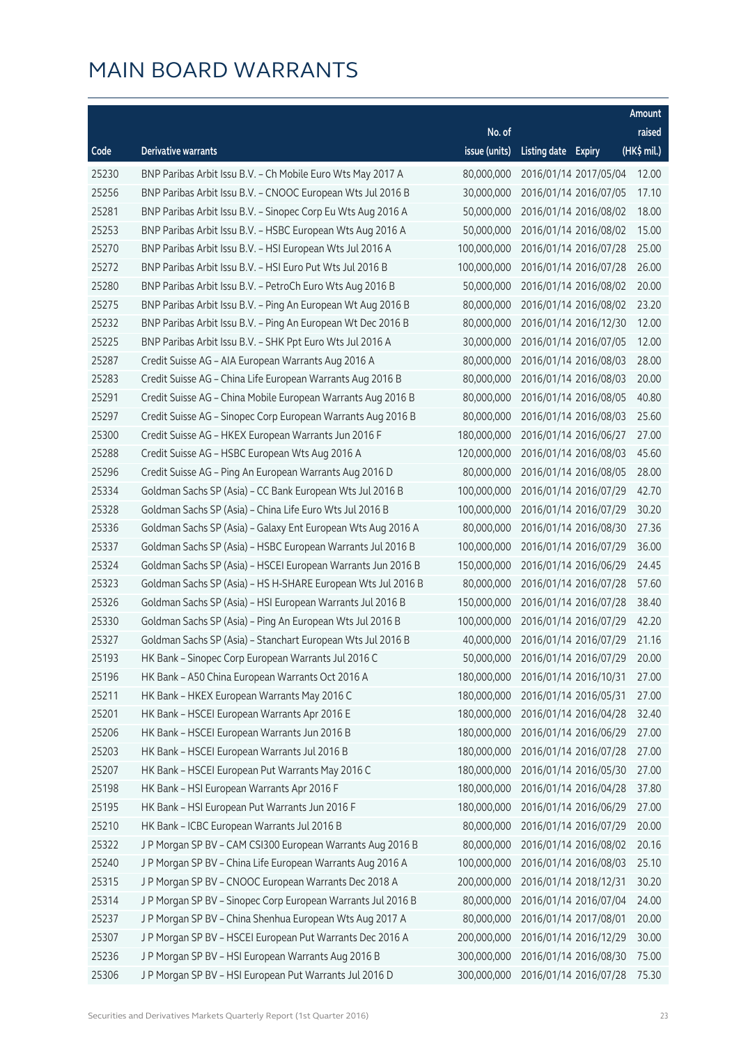# MAIN BOARD WARRANTS

| Code | Derivative warrants | No. of issue (units) | Listing date | Expiry | Amount raised (HK$ mil.) |
|---|---|---|---|---|---|
| 25230 | BNP Paribas Arbit Issu B.V. – Ch Mobile Euro Wts May 2017 A | 80,000,000 | 2016/01/14 | 2017/05/04 | 12.00 |
| 25256 | BNP Paribas Arbit Issu B.V. – CNOOC European Wts Jul 2016 B | 30,000,000 | 2016/01/14 | 2016/07/05 | 17.10 |
| 25281 | BNP Paribas Arbit Issu B.V. – Sinopec Corp Eu Wts Aug 2016 A | 50,000,000 | 2016/01/14 | 2016/08/02 | 18.00 |
| 25253 | BNP Paribas Arbit Issu B.V. – HSBC European Wts Aug 2016 A | 50,000,000 | 2016/01/14 | 2016/08/02 | 15.00 |
| 25270 | BNP Paribas Arbit Issu B.V. – HSI European Wts Jul 2016 A | 100,000,000 | 2016/01/14 | 2016/07/28 | 25.00 |
| 25272 | BNP Paribas Arbit Issu B.V. – HSI Euro Put Wts Jul 2016 B | 100,000,000 | 2016/01/14 | 2016/07/28 | 26.00 |
| 25280 | BNP Paribas Arbit Issu B.V. – PetroCh Euro Wts Aug 2016 B | 50,000,000 | 2016/01/14 | 2016/08/02 | 20.00 |
| 25275 | BNP Paribas Arbit Issu B.V. – Ping An European Wt Aug 2016 B | 80,000,000 | 2016/01/14 | 2016/08/02 | 23.20 |
| 25232 | BNP Paribas Arbit Issu B.V. – Ping An European Wt Dec 2016 B | 80,000,000 | 2016/01/14 | 2016/12/30 | 12.00 |
| 25225 | BNP Paribas Arbit Issu B.V. – SHK Ppt Euro Wts Jul 2016 A | 30,000,000 | 2016/01/14 | 2016/07/05 | 12.00 |
| 25287 | Credit Suisse AG – AIA European Warrants Aug 2016 A | 80,000,000 | 2016/01/14 | 2016/08/03 | 28.00 |
| 25283 | Credit Suisse AG – China Life European Warrants Aug 2016 B | 80,000,000 | 2016/01/14 | 2016/08/03 | 20.00 |
| 25291 | Credit Suisse AG – China Mobile European Warrants Aug 2016 B | 80,000,000 | 2016/01/14 | 2016/08/05 | 40.80 |
| 25297 | Credit Suisse AG – Sinopec Corp European Warrants Aug 2016 B | 80,000,000 | 2016/01/14 | 2016/08/03 | 25.60 |
| 25300 | Credit Suisse AG – HKEX European Warrants Jun 2016 F | 180,000,000 | 2016/01/14 | 2016/06/27 | 27.00 |
| 25288 | Credit Suisse AG – HSBC European Wts Aug 2016 A | 120,000,000 | 2016/01/14 | 2016/08/03 | 45.60 |
| 25296 | Credit Suisse AG – Ping An European Warrants Aug 2016 D | 80,000,000 | 2016/01/14 | 2016/08/05 | 28.00 |
| 25334 | Goldman Sachs SP (Asia) – CC Bank European Wts Jul 2016 B | 100,000,000 | 2016/01/14 | 2016/07/29 | 42.70 |
| 25328 | Goldman Sachs SP (Asia) – China Life Euro Wts Jul 2016 B | 100,000,000 | 2016/01/14 | 2016/07/29 | 30.20 |
| 25336 | Goldman Sachs SP (Asia) – Galaxy Ent European Wts Aug 2016 A | 80,000,000 | 2016/01/14 | 2016/08/30 | 27.36 |
| 25337 | Goldman Sachs SP (Asia) – HSBC European Warrants Jul 2016 B | 100,000,000 | 2016/01/14 | 2016/07/29 | 36.00 |
| 25324 | Goldman Sachs SP (Asia) – HSCEI European Warrants Jun 2016 B | 150,000,000 | 2016/01/14 | 2016/06/29 | 24.45 |
| 25323 | Goldman Sachs SP (Asia) – HS H-SHARE European Wts Jul 2016 B | 80,000,000 | 2016/01/14 | 2016/07/28 | 57.60 |
| 25326 | Goldman Sachs SP (Asia) – HSI European Warrants Jul 2016 B | 150,000,000 | 2016/01/14 | 2016/07/28 | 38.40 |
| 25330 | Goldman Sachs SP (Asia) – Ping An European Wts Jul 2016 B | 100,000,000 | 2016/01/14 | 2016/07/29 | 42.20 |
| 25327 | Goldman Sachs SP (Asia) – Stanchart European Wts Jul 2016 B | 40,000,000 | 2016/01/14 | 2016/07/29 | 21.16 |
| 25193 | HK Bank – Sinopec Corp European Warrants Jul 2016 C | 50,000,000 | 2016/01/14 | 2016/07/29 | 20.00 |
| 25196 | HK Bank – A50 China European Warrants Oct 2016 A | 180,000,000 | 2016/01/14 | 2016/10/31 | 27.00 |
| 25211 | HK Bank – HKEX European Warrants May 2016 C | 180,000,000 | 2016/01/14 | 2016/05/31 | 27.00 |
| 25201 | HK Bank – HSCEI European Warrants Apr 2016 E | 180,000,000 | 2016/01/14 | 2016/04/28 | 32.40 |
| 25206 | HK Bank – HSCEI European Warrants Jun 2016 B | 180,000,000 | 2016/01/14 | 2016/06/29 | 27.00 |
| 25203 | HK Bank – HSCEI European Warrants Jul 2016 B | 180,000,000 | 2016/01/14 | 2016/07/28 | 27.00 |
| 25207 | HK Bank – HSCEI European Put Warrants May 2016 C | 180,000,000 | 2016/01/14 | 2016/05/30 | 27.00 |
| 25198 | HK Bank – HSI European Warrants Apr 2016 F | 180,000,000 | 2016/01/14 | 2016/04/28 | 37.80 |
| 25195 | HK Bank – HSI European Put Warrants Jun 2016 F | 180,000,000 | 2016/01/14 | 2016/06/29 | 27.00 |
| 25210 | HK Bank – ICBC European Warrants Jul 2016 B | 80,000,000 | 2016/01/14 | 2016/07/29 | 20.00 |
| 25322 | J P Morgan SP BV – CAM CSI300 European Warrants Aug 2016 B | 80,000,000 | 2016/01/14 | 2016/08/02 | 20.16 |
| 25240 | J P Morgan SP BV – China Life European Warrants Aug 2016 A | 100,000,000 | 2016/01/14 | 2016/08/03 | 25.10 |
| 25315 | J P Morgan SP BV – CNOOC European Warrants Dec 2018 A | 200,000,000 | 2016/01/14 | 2018/12/31 | 30.20 |
| 25314 | J P Morgan SP BV – Sinopec Corp European Warrants Jul 2016 B | 80,000,000 | 2016/01/14 | 2016/07/04 | 24.00 |
| 25237 | J P Morgan SP BV – China Shenhua European Wts Aug 2017 A | 80,000,000 | 2016/01/14 | 2017/08/01 | 20.00 |
| 25307 | J P Morgan SP BV – HSCEI European Put Warrants Dec 2016 A | 200,000,000 | 2016/01/14 | 2016/12/29 | 30.00 |
| 25236 | J P Morgan SP BV – HSI European Warrants Aug 2016 B | 300,000,000 | 2016/01/14 | 2016/08/30 | 75.00 |
| 25306 | J P Morgan SP BV – HSI European Put Warrants Jul 2016 D | 300,000,000 | 2016/01/14 | 2016/07/28 | 75.30 |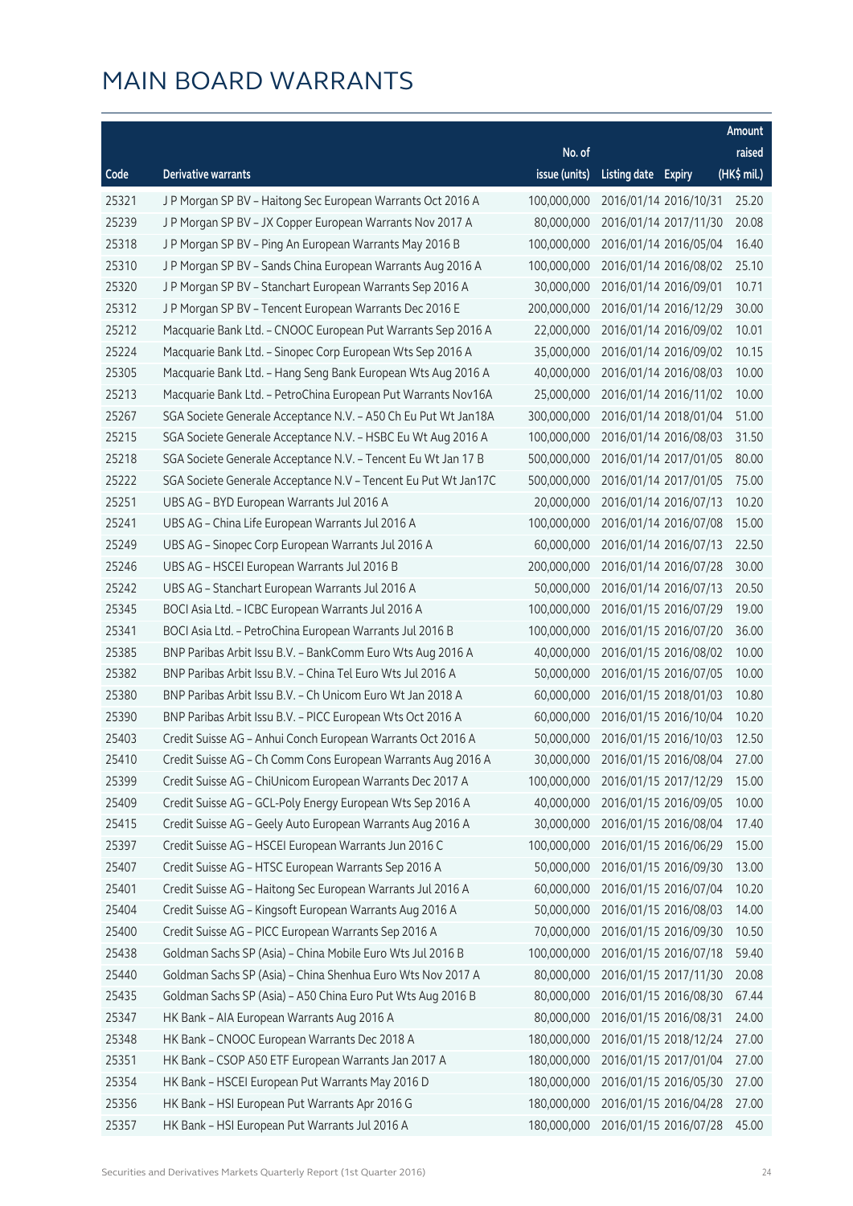# MAIN BOARD WARRANTS

| Code | Derivative warrants | No. of issue (units) | Listing date | Expiry | Amount raised (HK$ mil.) |
|---|---|---|---|---|---|
| 25321 | J P Morgan SP BV – Haitong Sec European Warrants Oct 2016 A | 100,000,000 | 2016/01/14 | 2016/10/31 | 25.20 |
| 25239 | J P Morgan SP BV – JX Copper European Warrants Nov 2017 A | 80,000,000 | 2016/01/14 | 2017/11/30 | 20.08 |
| 25318 | J P Morgan SP BV – Ping An European Warrants May 2016 B | 100,000,000 | 2016/01/14 | 2016/05/04 | 16.40 |
| 25310 | J P Morgan SP BV – Sands China European Warrants Aug 2016 A | 100,000,000 | 2016/01/14 | 2016/08/02 | 25.10 |
| 25320 | J P Morgan SP BV – Stanchart European Warrants Sep 2016 A | 30,000,000 | 2016/01/14 | 2016/09/01 | 10.71 |
| 25312 | J P Morgan SP BV – Tencent European Warrants Dec 2016 E | 200,000,000 | 2016/01/14 | 2016/12/29 | 30.00 |
| 25212 | Macquarie Bank Ltd. – CNOOC European Put Warrants Sep 2016 A | 22,000,000 | 2016/01/14 | 2016/09/02 | 10.01 |
| 25224 | Macquarie Bank Ltd. – Sinopec Corp European Wts Sep 2016 A | 35,000,000 | 2016/01/14 | 2016/09/02 | 10.15 |
| 25305 | Macquarie Bank Ltd. – Hang Seng Bank European Wts Aug 2016 A | 40,000,000 | 2016/01/14 | 2016/08/03 | 10.00 |
| 25213 | Macquarie Bank Ltd. – PetroChina European Put Warrants Nov16A | 25,000,000 | 2016/01/14 | 2016/11/02 | 10.00 |
| 25267 | SGA Societe Generale Acceptance N.V. – A50 Ch Eu Put Wt Jan18A | 300,000,000 | 2016/01/14 | 2018/01/04 | 51.00 |
| 25215 | SGA Societe Generale Acceptance N.V. – HSBC Eu Wt Aug 2016 A | 100,000,000 | 2016/01/14 | 2016/08/03 | 31.50 |
| 25218 | SGA Societe Generale Acceptance N.V. – Tencent Eu Wt Jan 17 B | 500,000,000 | 2016/01/14 | 2017/01/05 | 80.00 |
| 25222 | SGA Societe Generale Acceptance N.V – Tencent Eu Put Wt Jan17C | 500,000,000 | 2016/01/14 | 2017/01/05 | 75.00 |
| 25251 | UBS AG – BYD European Warrants Jul 2016 A | 20,000,000 | 2016/01/14 | 2016/07/13 | 10.20 |
| 25241 | UBS AG – China Life European Warrants Jul 2016 A | 100,000,000 | 2016/01/14 | 2016/07/08 | 15.00 |
| 25249 | UBS AG – Sinopec Corp European Warrants Jul 2016 A | 60,000,000 | 2016/01/14 | 2016/07/13 | 22.50 |
| 25246 | UBS AG – HSCEI European Warrants Jul 2016 B | 200,000,000 | 2016/01/14 | 2016/07/28 | 30.00 |
| 25242 | UBS AG – Stanchart European Warrants Jul 2016 A | 50,000,000 | 2016/01/14 | 2016/07/13 | 20.50 |
| 25345 | BOCI Asia Ltd. – ICBC European Warrants Jul 2016 A | 100,000,000 | 2016/01/15 | 2016/07/29 | 19.00 |
| 25341 | BOCI Asia Ltd. – PetroChina European Warrants Jul 2016 B | 100,000,000 | 2016/01/15 | 2016/07/20 | 36.00 |
| 25385 | BNP Paribas Arbit Issu B.V. – BankComm Euro Wts Aug 2016 A | 40,000,000 | 2016/01/15 | 2016/08/02 | 10.00 |
| 25382 | BNP Paribas Arbit Issu B.V. – China Tel Euro Wts Jul 2016 A | 50,000,000 | 2016/01/15 | 2016/07/05 | 10.00 |
| 25380 | BNP Paribas Arbit Issu B.V. – Ch Unicom Euro Wt Jan 2018 A | 60,000,000 | 2016/01/15 | 2018/01/03 | 10.80 |
| 25390 | BNP Paribas Arbit Issu B.V. – PICC European Wts Oct 2016 A | 60,000,000 | 2016/01/15 | 2016/10/04 | 10.20 |
| 25403 | Credit Suisse AG – Anhui Conch European Warrants Oct 2016 A | 50,000,000 | 2016/01/15 | 2016/10/03 | 12.50 |
| 25410 | Credit Suisse AG – Ch Comm Cons European Warrants Aug 2016 A | 30,000,000 | 2016/01/15 | 2016/08/04 | 27.00 |
| 25399 | Credit Suisse AG – ChiUnicom European Warrants Dec 2017 A | 100,000,000 | 2016/01/15 | 2017/12/29 | 15.00 |
| 25409 | Credit Suisse AG – GCL-Poly Energy European Wts Sep 2016 A | 40,000,000 | 2016/01/15 | 2016/09/05 | 10.00 |
| 25415 | Credit Suisse AG – Geely Auto European Warrants Aug 2016 A | 30,000,000 | 2016/01/15 | 2016/08/04 | 17.40 |
| 25397 | Credit Suisse AG – HSCEI European Warrants Jun 2016 C | 100,000,000 | 2016/01/15 | 2016/06/29 | 15.00 |
| 25407 | Credit Suisse AG – HTSC European Warrants Sep 2016 A | 50,000,000 | 2016/01/15 | 2016/09/30 | 13.00 |
| 25401 | Credit Suisse AG – Haitong Sec European Warrants Jul 2016 A | 60,000,000 | 2016/01/15 | 2016/07/04 | 10.20 |
| 25404 | Credit Suisse AG – Kingsoft European Warrants Aug 2016 A | 50,000,000 | 2016/01/15 | 2016/08/03 | 14.00 |
| 25400 | Credit Suisse AG – PICC European Warrants Sep 2016 A | 70,000,000 | 2016/01/15 | 2016/09/30 | 10.50 |
| 25438 | Goldman Sachs SP (Asia) – China Mobile Euro Wts Jul 2016 B | 100,000,000 | 2016/01/15 | 2016/07/18 | 59.40 |
| 25440 | Goldman Sachs SP (Asia) – China Shenhua Euro Wts Nov 2017 A | 80,000,000 | 2016/01/15 | 2017/11/30 | 20.08 |
| 25435 | Goldman Sachs SP (Asia) – A50 China Euro Put Wts Aug 2016 B | 80,000,000 | 2016/01/15 | 2016/08/30 | 67.44 |
| 25347 | HK Bank – AIA European Warrants Aug 2016 A | 80,000,000 | 2016/01/15 | 2016/08/31 | 24.00 |
| 25348 | HK Bank – CNOOC European Warrants Dec 2018 A | 180,000,000 | 2016/01/15 | 2018/12/24 | 27.00 |
| 25351 | HK Bank – CSOP A50 ETF European Warrants Jan 2017 A | 180,000,000 | 2016/01/15 | 2017/01/04 | 27.00 |
| 25354 | HK Bank – HSCEI European Put Warrants May 2016 D | 180,000,000 | 2016/01/15 | 2016/05/30 | 27.00 |
| 25356 | HK Bank – HSI European Put Warrants Apr 2016 G | 180,000,000 | 2016/01/15 | 2016/04/28 | 27.00 |
| 25357 | HK Bank – HSI European Put Warrants Jul 2016 A | 180,000,000 | 2016/01/15 | 2016/07/28 | 45.00 |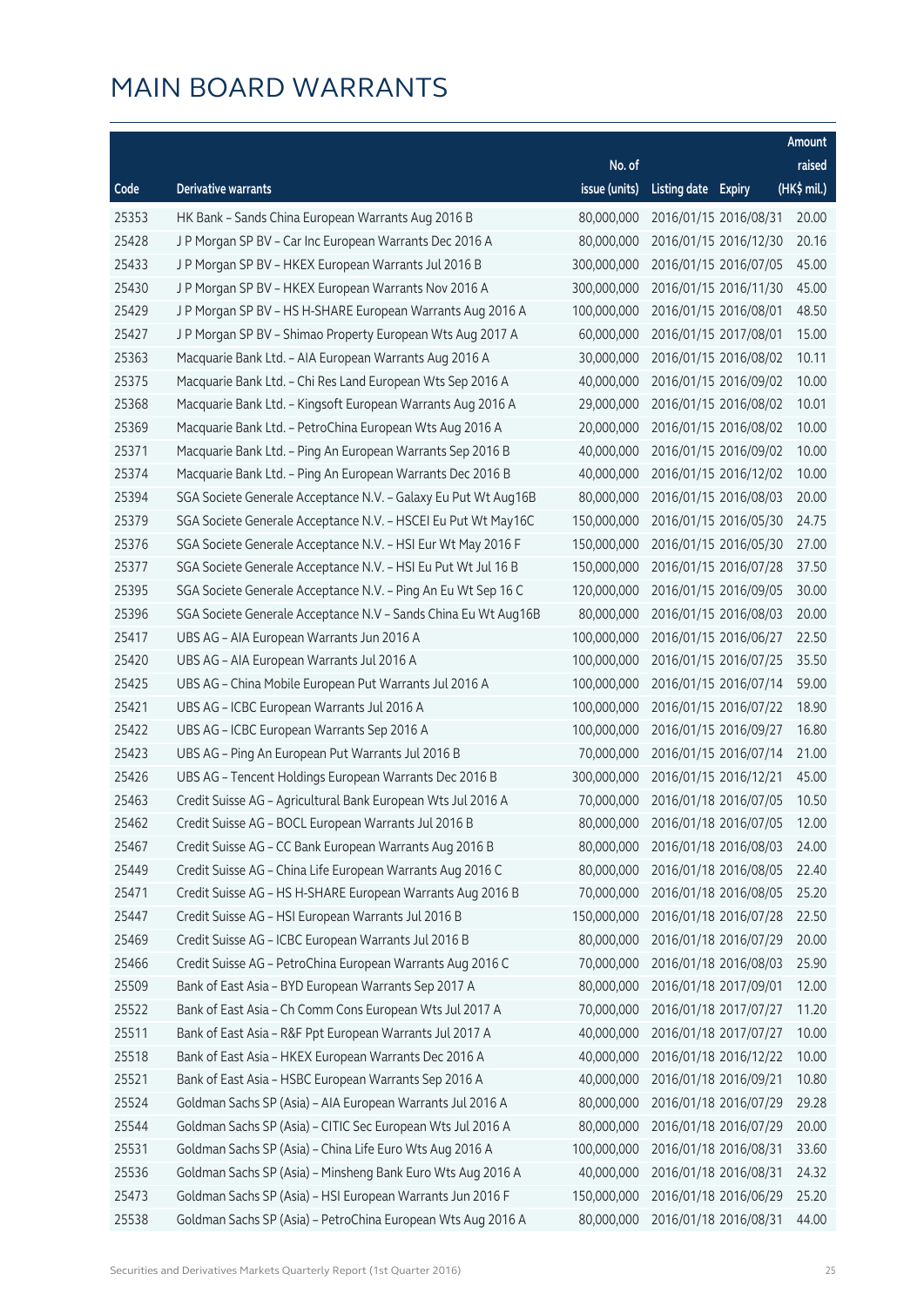# MAIN BOARD WARRANTS

| Code | Derivative warrants | No. of issue (units) | Listing date | Expiry | Amount raised (HK$ mil.) |
|---|---|---|---|---|---|
| 25353 | HK Bank – Sands China European Warrants Aug 2016 B | 80,000,000 | 2016/01/15 | 2016/08/31 | 20.00 |
| 25428 | J P Morgan SP BV – Car Inc European Warrants Dec 2016 A | 80,000,000 | 2016/01/15 | 2016/12/30 | 20.16 |
| 25433 | J P Morgan SP BV – HKEX European Warrants Jul 2016 B | 300,000,000 | 2016/01/15 | 2016/07/05 | 45.00 |
| 25430 | J P Morgan SP BV – HKEX European Warrants Nov 2016 A | 300,000,000 | 2016/01/15 | 2016/11/30 | 45.00 |
| 25429 | J P Morgan SP BV – HS H-SHARE European Warrants Aug 2016 A | 100,000,000 | 2016/01/15 | 2016/08/01 | 48.50 |
| 25427 | J P Morgan SP BV – Shimao Property European Wts Aug 2017 A | 60,000,000 | 2016/01/15 | 2017/08/01 | 15.00 |
| 25363 | Macquarie Bank Ltd. – AIA European Warrants Aug 2016 A | 30,000,000 | 2016/01/15 | 2016/08/02 | 10.11 |
| 25375 | Macquarie Bank Ltd. – Chi Res Land European Wts Sep 2016 A | 40,000,000 | 2016/01/15 | 2016/09/02 | 10.00 |
| 25368 | Macquarie Bank Ltd. – Kingsoft European Warrants Aug 2016 A | 29,000,000 | 2016/01/15 | 2016/08/02 | 10.01 |
| 25369 | Macquarie Bank Ltd. – PetroChina European Wts Aug 2016 A | 20,000,000 | 2016/01/15 | 2016/08/02 | 10.00 |
| 25371 | Macquarie Bank Ltd. – Ping An European Warrants Sep 2016 B | 40,000,000 | 2016/01/15 | 2016/09/02 | 10.00 |
| 25374 | Macquarie Bank Ltd. – Ping An European Warrants Dec 2016 B | 40,000,000 | 2016/01/15 | 2016/12/02 | 10.00 |
| 25394 | SGA Societe Generale Acceptance N.V. – Galaxy Eu Put Wt Aug16B | 80,000,000 | 2016/01/15 | 2016/08/03 | 20.00 |
| 25379 | SGA Societe Generale Acceptance N.V. – HSCEI Eu Put Wt May16C | 150,000,000 | 2016/01/15 | 2016/05/30 | 24.75 |
| 25376 | SGA Societe Generale Acceptance N.V. – HSI Eur Wt May 2016 F | 150,000,000 | 2016/01/15 | 2016/05/30 | 27.00 |
| 25377 | SGA Societe Generale Acceptance N.V. – HSI Eu Put Wt Jul 16 B | 150,000,000 | 2016/01/15 | 2016/07/28 | 37.50 |
| 25395 | SGA Societe Generale Acceptance N.V. – Ping An Eu Wt Sep 16 C | 120,000,000 | 2016/01/15 | 2016/09/05 | 30.00 |
| 25396 | SGA Societe Generale Acceptance N.V – Sands China Eu Wt Aug16B | 80,000,000 | 2016/01/15 | 2016/08/03 | 20.00 |
| 25417 | UBS AG – AIA European Warrants Jun 2016 A | 100,000,000 | 2016/01/15 | 2016/06/27 | 22.50 |
| 25420 | UBS AG – AIA European Warrants Jul 2016 A | 100,000,000 | 2016/01/15 | 2016/07/25 | 35.50 |
| 25425 | UBS AG – China Mobile European Put Warrants Jul 2016 A | 100,000,000 | 2016/01/15 | 2016/07/14 | 59.00 |
| 25421 | UBS AG – ICBC European Warrants Jul 2016 A | 100,000,000 | 2016/01/15 | 2016/07/22 | 18.90 |
| 25422 | UBS AG – ICBC European Warrants Sep 2016 A | 100,000,000 | 2016/01/15 | 2016/09/27 | 16.80 |
| 25423 | UBS AG – Ping An European Put Warrants Jul 2016 B | 70,000,000 | 2016/01/15 | 2016/07/14 | 21.00 |
| 25426 | UBS AG – Tencent Holdings European Warrants Dec 2016 B | 300,000,000 | 2016/01/15 | 2016/12/21 | 45.00 |
| 25463 | Credit Suisse AG – Agricultural Bank European Wts Jul 2016 A | 70,000,000 | 2016/01/18 | 2016/07/05 | 10.50 |
| 25462 | Credit Suisse AG – BOCL European Warrants Jul 2016 B | 80,000,000 | 2016/01/18 | 2016/07/05 | 12.00 |
| 25467 | Credit Suisse AG – CC Bank European Warrants Aug 2016 B | 80,000,000 | 2016/01/18 | 2016/08/03 | 24.00 |
| 25449 | Credit Suisse AG – China Life European Warrants Aug 2016 C | 80,000,000 | 2016/01/18 | 2016/08/05 | 22.40 |
| 25471 | Credit Suisse AG – HS H-SHARE European Warrants Aug 2016 B | 70,000,000 | 2016/01/18 | 2016/08/05 | 25.20 |
| 25447 | Credit Suisse AG – HSI European Warrants Jul 2016 B | 150,000,000 | 2016/01/18 | 2016/07/28 | 22.50 |
| 25469 | Credit Suisse AG – ICBC European Warrants Jul 2016 B | 80,000,000 | 2016/01/18 | 2016/07/29 | 20.00 |
| 25466 | Credit Suisse AG – PetroChina European Warrants Aug 2016 C | 70,000,000 | 2016/01/18 | 2016/08/03 | 25.90 |
| 25509 | Bank of East Asia – BYD European Warrants Sep 2017 A | 80,000,000 | 2016/01/18 | 2017/09/01 | 12.00 |
| 25522 | Bank of East Asia – Ch Comm Cons European Wts Jul 2017 A | 70,000,000 | 2016/01/18 | 2017/07/27 | 11.20 |
| 25511 | Bank of East Asia – R&F Ppt European Warrants Jul 2017 A | 40,000,000 | 2016/01/18 | 2017/07/27 | 10.00 |
| 25518 | Bank of East Asia – HKEX European Warrants Dec 2016 A | 40,000,000 | 2016/01/18 | 2016/12/22 | 10.00 |
| 25521 | Bank of East Asia – HSBC European Warrants Sep 2016 A | 40,000,000 | 2016/01/18 | 2016/09/21 | 10.80 |
| 25524 | Goldman Sachs SP (Asia) – AIA European Warrants Jul 2016 A | 80,000,000 | 2016/01/18 | 2016/07/29 | 29.28 |
| 25544 | Goldman Sachs SP (Asia) – CITIC Sec European Wts Jul 2016 A | 80,000,000 | 2016/01/18 | 2016/07/29 | 20.00 |
| 25531 | Goldman Sachs SP (Asia) – China Life Euro Wts Aug 2016 A | 100,000,000 | 2016/01/18 | 2016/08/31 | 33.60 |
| 25536 | Goldman Sachs SP (Asia) – Minsheng Bank Euro Wts Aug 2016 A | 40,000,000 | 2016/01/18 | 2016/08/31 | 24.32 |
| 25473 | Goldman Sachs SP (Asia) – HSI European Warrants Jun 2016 F | 150,000,000 | 2016/01/18 | 2016/06/29 | 25.20 |
| 25538 | Goldman Sachs SP (Asia) – PetroChina European Wts Aug 2016 A | 80,000,000 | 2016/01/18 | 2016/08/31 | 44.00 |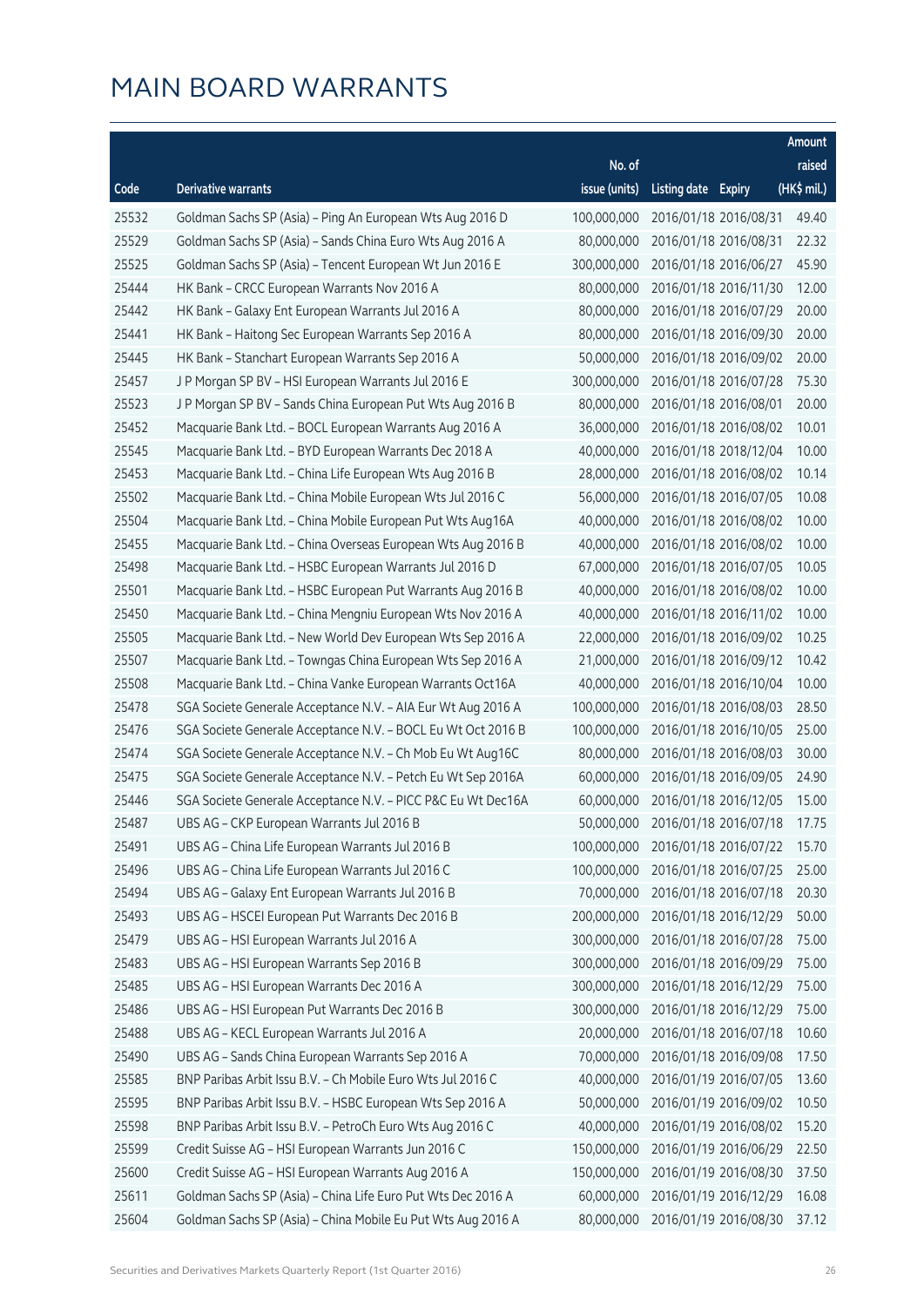# MAIN BOARD WARRANTS

| Code | Derivative warrants | No. of issue (units) | Listing date | Expiry | Amount raised (HK$ mil.) |
|---|---|---|---|---|---|
| 25532 | Goldman Sachs SP (Asia) – Ping An European Wts Aug 2016 D | 100,000,000 | 2016/01/18 | 2016/08/31 | 49.40 |
| 25529 | Goldman Sachs SP (Asia) – Sands China Euro Wts Aug 2016 A | 80,000,000 | 2016/01/18 | 2016/08/31 | 22.32 |
| 25525 | Goldman Sachs SP (Asia) – Tencent European Wt Jun 2016 E | 300,000,000 | 2016/01/18 | 2016/06/27 | 45.90 |
| 25444 | HK Bank – CRCC European Warrants Nov 2016 A | 80,000,000 | 2016/01/18 | 2016/11/30 | 12.00 |
| 25442 | HK Bank – Galaxy Ent European Warrants Jul 2016 A | 80,000,000 | 2016/01/18 | 2016/07/29 | 20.00 |
| 25441 | HK Bank – Haitong Sec European Warrants Sep 2016 A | 80,000,000 | 2016/01/18 | 2016/09/30 | 20.00 |
| 25445 | HK Bank – Stanchart European Warrants Sep 2016 A | 50,000,000 | 2016/01/18 | 2016/09/02 | 20.00 |
| 25457 | J P Morgan SP BV – HSI European Warrants Jul 2016 E | 300,000,000 | 2016/01/18 | 2016/07/28 | 75.30 |
| 25523 | J P Morgan SP BV – Sands China European Put Wts Aug 2016 B | 80,000,000 | 2016/01/18 | 2016/08/01 | 20.00 |
| 25452 | Macquarie Bank Ltd. – BOCL European Warrants Aug 2016 A | 36,000,000 | 2016/01/18 | 2016/08/02 | 10.01 |
| 25545 | Macquarie Bank Ltd. – BYD European Warrants Dec 2018 A | 40,000,000 | 2016/01/18 | 2018/12/04 | 10.00 |
| 25453 | Macquarie Bank Ltd. – China Life European Wts Aug 2016 B | 28,000,000 | 2016/01/18 | 2016/08/02 | 10.14 |
| 25502 | Macquarie Bank Ltd. – China Mobile European Wts Jul 2016 C | 56,000,000 | 2016/01/18 | 2016/07/05 | 10.08 |
| 25504 | Macquarie Bank Ltd. – China Mobile European Put Wts Aug16A | 40,000,000 | 2016/01/18 | 2016/08/02 | 10.00 |
| 25455 | Macquarie Bank Ltd. – China Overseas European Wts Aug 2016 B | 40,000,000 | 2016/01/18 | 2016/08/02 | 10.00 |
| 25498 | Macquarie Bank Ltd. – HSBC European Warrants Jul 2016 D | 67,000,000 | 2016/01/18 | 2016/07/05 | 10.05 |
| 25501 | Macquarie Bank Ltd. – HSBC European Put Warrants Aug 2016 B | 40,000,000 | 2016/01/18 | 2016/08/02 | 10.00 |
| 25450 | Macquarie Bank Ltd. – China Mengniu European Wts Nov 2016 A | 40,000,000 | 2016/01/18 | 2016/11/02 | 10.00 |
| 25505 | Macquarie Bank Ltd. – New World Dev European Wts Sep 2016 A | 22,000,000 | 2016/01/18 | 2016/09/02 | 10.25 |
| 25507 | Macquarie Bank Ltd. – Towngas China European Wts Sep 2016 A | 21,000,000 | 2016/01/18 | 2016/09/12 | 10.42 |
| 25508 | Macquarie Bank Ltd. – China Vanke European Warrants Oct16A | 40,000,000 | 2016/01/18 | 2016/10/04 | 10.00 |
| 25478 | SGA Societe Generale Acceptance N.V. – AIA Eur Wt Aug 2016 A | 100,000,000 | 2016/01/18 | 2016/08/03 | 28.50 |
| 25476 | SGA Societe Generale Acceptance N.V. – BOCL Eu Wt Oct 2016 B | 100,000,000 | 2016/01/18 | 2016/10/05 | 25.00 |
| 25474 | SGA Societe Generale Acceptance N.V. – Ch Mob Eu Wt Aug16C | 80,000,000 | 2016/01/18 | 2016/08/03 | 30.00 |
| 25475 | SGA Societe Generale Acceptance N.V. – Petch Eu Wt Sep 2016A | 60,000,000 | 2016/01/18 | 2016/09/05 | 24.90 |
| 25446 | SGA Societe Generale Acceptance N.V. – PICC P&C Eu Wt Dec16A | 60,000,000 | 2016/01/18 | 2016/12/05 | 15.00 |
| 25487 | UBS AG – CKP European Warrants Jul 2016 B | 50,000,000 | 2016/01/18 | 2016/07/18 | 17.75 |
| 25491 | UBS AG – China Life European Warrants Jul 2016 B | 100,000,000 | 2016/01/18 | 2016/07/22 | 15.70 |
| 25496 | UBS AG – China Life European Warrants Jul 2016 C | 100,000,000 | 2016/01/18 | 2016/07/25 | 25.00 |
| 25494 | UBS AG – Galaxy Ent European Warrants Jul 2016 B | 70,000,000 | 2016/01/18 | 2016/07/18 | 20.30 |
| 25493 | UBS AG – HSCEI European Put Warrants Dec 2016 B | 200,000,000 | 2016/01/18 | 2016/12/29 | 50.00 |
| 25479 | UBS AG – HSI European Warrants Jul 2016 A | 300,000,000 | 2016/01/18 | 2016/07/28 | 75.00 |
| 25483 | UBS AG – HSI European Warrants Sep 2016 B | 300,000,000 | 2016/01/18 | 2016/09/29 | 75.00 |
| 25485 | UBS AG – HSI European Warrants Dec 2016 A | 300,000,000 | 2016/01/18 | 2016/12/29 | 75.00 |
| 25486 | UBS AG – HSI European Put Warrants Dec 2016 B | 300,000,000 | 2016/01/18 | 2016/12/29 | 75.00 |
| 25488 | UBS AG – KECL European Warrants Jul 2016 A | 20,000,000 | 2016/01/18 | 2016/07/18 | 10.60 |
| 25490 | UBS AG – Sands China European Warrants Sep 2016 A | 70,000,000 | 2016/01/18 | 2016/09/08 | 17.50 |
| 25585 | BNP Paribas Arbit Issu B.V. – Ch Mobile Euro Wts Jul 2016 C | 40,000,000 | 2016/01/19 | 2016/07/05 | 13.60 |
| 25595 | BNP Paribas Arbit Issu B.V. – HSBC European Wts Sep 2016 A | 50,000,000 | 2016/01/19 | 2016/09/02 | 10.50 |
| 25598 | BNP Paribas Arbit Issu B.V. – PetroCh Euro Wts Aug 2016 C | 40,000,000 | 2016/01/19 | 2016/08/02 | 15.20 |
| 25599 | Credit Suisse AG – HSI European Warrants Jun 2016 C | 150,000,000 | 2016/01/19 | 2016/06/29 | 22.50 |
| 25600 | Credit Suisse AG – HSI European Warrants Aug 2016 A | 150,000,000 | 2016/01/19 | 2016/08/30 | 37.50 |
| 25611 | Goldman Sachs SP (Asia) – China Life Euro Put Wts Dec 2016 A | 60,000,000 | 2016/01/19 | 2016/12/29 | 16.08 |
| 25604 | Goldman Sachs SP (Asia) – China Mobile Eu Put Wts Aug 2016 A | 80,000,000 | 2016/01/19 | 2016/08/30 | 37.12 |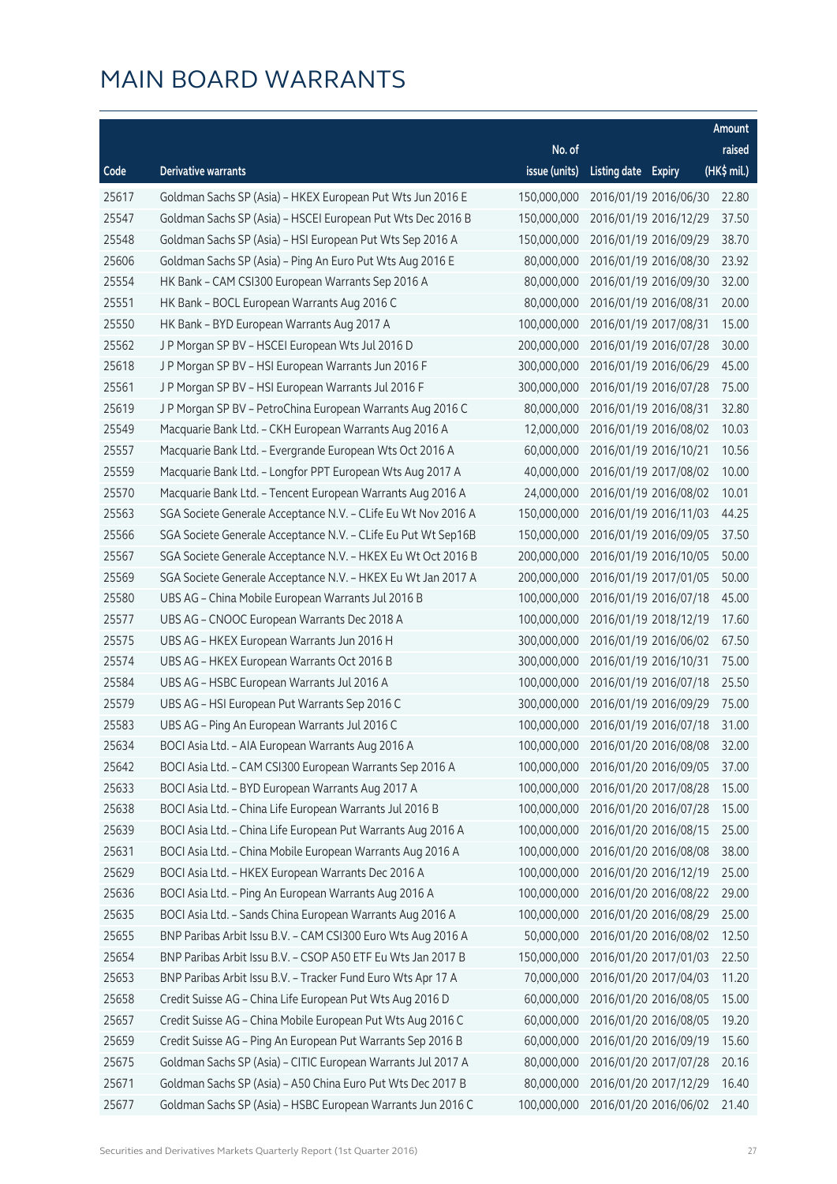# MAIN BOARD WARRANTS

| Code | Derivative warrants | No. of issue (units) | Listing date | Expiry | Amount raised (HK$ mil.) |
|---|---|---|---|---|---|
| 25617 | Goldman Sachs SP (Asia) – HKEX European Put Wts Jun 2016 E | 150,000,000 | 2016/01/19 | 2016/06/30 | 22.80 |
| 25547 | Goldman Sachs SP (Asia) – HSCEI European Put Wts Dec 2016 B | 150,000,000 | 2016/01/19 | 2016/12/29 | 37.50 |
| 25548 | Goldman Sachs SP (Asia) – HSI European Put Wts Sep 2016 A | 150,000,000 | 2016/01/19 | 2016/09/29 | 38.70 |
| 25606 | Goldman Sachs SP (Asia) – Ping An Euro Put Wts Aug 2016 E | 80,000,000 | 2016/01/19 | 2016/08/30 | 23.92 |
| 25554 | HK Bank – CAM CSI300 European Warrants Sep 2016 A | 80,000,000 | 2016/01/19 | 2016/09/30 | 32.00 |
| 25551 | HK Bank – BOCL European Warrants Aug 2016 C | 80,000,000 | 2016/01/19 | 2016/08/31 | 20.00 |
| 25550 | HK Bank – BYD European Warrants Aug 2017 A | 100,000,000 | 2016/01/19 | 2017/08/31 | 15.00 |
| 25562 | J P Morgan SP BV – HSCEI European Wts Jul 2016 D | 200,000,000 | 2016/01/19 | 2016/07/28 | 30.00 |
| 25618 | J P Morgan SP BV – HSI European Warrants Jun 2016 F | 300,000,000 | 2016/01/19 | 2016/06/29 | 45.00 |
| 25561 | J P Morgan SP BV – HSI European Warrants Jul 2016 F | 300,000,000 | 2016/01/19 | 2016/07/28 | 75.00 |
| 25619 | J P Morgan SP BV – PetroChina European Warrants Aug 2016 C | 80,000,000 | 2016/01/19 | 2016/08/31 | 32.80 |
| 25549 | Macquarie Bank Ltd. – CKH European Warrants Aug 2016 A | 12,000,000 | 2016/01/19 | 2016/08/02 | 10.03 |
| 25557 | Macquarie Bank Ltd. – Evergrande European Wts Oct 2016 A | 60,000,000 | 2016/01/19 | 2016/10/21 | 10.56 |
| 25559 | Macquarie Bank Ltd. – Longfor PPT European Wts Aug 2017 A | 40,000,000 | 2016/01/19 | 2017/08/02 | 10.00 |
| 25570 | Macquarie Bank Ltd. – Tencent European Warrants Aug 2016 A | 24,000,000 | 2016/01/19 | 2016/08/02 | 10.01 |
| 25563 | SGA Societe Generale Acceptance N.V. – CLife Eu Wt Nov 2016 A | 150,000,000 | 2016/01/19 | 2016/11/03 | 44.25 |
| 25566 | SGA Societe Generale Acceptance N.V. – CLife Eu Put Wt Sep16B | 150,000,000 | 2016/01/19 | 2016/09/05 | 37.50 |
| 25567 | SGA Societe Generale Acceptance N.V. – HKEX Eu Wt Oct 2016 B | 200,000,000 | 2016/01/19 | 2016/10/05 | 50.00 |
| 25569 | SGA Societe Generale Acceptance N.V. – HKEX Eu Wt Jan 2017 A | 200,000,000 | 2016/01/19 | 2017/01/05 | 50.00 |
| 25580 | UBS AG – China Mobile European Warrants Jul 2016 B | 100,000,000 | 2016/01/19 | 2016/07/18 | 45.00 |
| 25577 | UBS AG – CNOOC European Warrants Dec 2018 A | 100,000,000 | 2016/01/19 | 2018/12/19 | 17.60 |
| 25575 | UBS AG – HKEX European Warrants Jun 2016 H | 300,000,000 | 2016/01/19 | 2016/06/02 | 67.50 |
| 25574 | UBS AG – HKEX European Warrants Oct 2016 B | 300,000,000 | 2016/01/19 | 2016/10/31 | 75.00 |
| 25584 | UBS AG – HSBC European Warrants Jul 2016 A | 100,000,000 | 2016/01/19 | 2016/07/18 | 25.50 |
| 25579 | UBS AG – HSI European Put Warrants Sep 2016 C | 300,000,000 | 2016/01/19 | 2016/09/29 | 75.00 |
| 25583 | UBS AG – Ping An European Warrants Jul 2016 C | 100,000,000 | 2016/01/19 | 2016/07/18 | 31.00 |
| 25634 | BOCI Asia Ltd. – AIA European Warrants Aug 2016 A | 100,000,000 | 2016/01/20 | 2016/08/08 | 32.00 |
| 25642 | BOCI Asia Ltd. – CAM CSI300 European Warrants Sep 2016 A | 100,000,000 | 2016/01/20 | 2016/09/05 | 37.00 |
| 25633 | BOCI Asia Ltd. – BYD European Warrants Aug 2017 A | 100,000,000 | 2016/01/20 | 2017/08/28 | 15.00 |
| 25638 | BOCI Asia Ltd. – China Life European Warrants Jul 2016 B | 100,000,000 | 2016/01/20 | 2016/07/28 | 15.00 |
| 25639 | BOCI Asia Ltd. – China Life European Put Warrants Aug 2016 A | 100,000,000 | 2016/01/20 | 2016/08/15 | 25.00 |
| 25631 | BOCI Asia Ltd. – China Mobile European Warrants Aug 2016 A | 100,000,000 | 2016/01/20 | 2016/08/08 | 38.00 |
| 25629 | BOCI Asia Ltd. – HKEX European Warrants Dec 2016 A | 100,000,000 | 2016/01/20 | 2016/12/19 | 25.00 |
| 25636 | BOCI Asia Ltd. – Ping An European Warrants Aug 2016 A | 100,000,000 | 2016/01/20 | 2016/08/22 | 29.00 |
| 25635 | BOCI Asia Ltd. – Sands China European Warrants Aug 2016 A | 100,000,000 | 2016/01/20 | 2016/08/29 | 25.00 |
| 25655 | BNP Paribas Arbit Issu B.V. – CAM CSI300 Euro Wts Aug 2016 A | 50,000,000 | 2016/01/20 | 2016/08/02 | 12.50 |
| 25654 | BNP Paribas Arbit Issu B.V. – CSOP A50 ETF Eu Wts Jan 2017 B | 150,000,000 | 2016/01/20 | 2017/01/03 | 22.50 |
| 25653 | BNP Paribas Arbit Issu B.V. – Tracker Fund Euro Wts Apr 17 A | 70,000,000 | 2016/01/20 | 2017/04/03 | 11.20 |
| 25658 | Credit Suisse AG – China Life European Put Wts Aug 2016 D | 60,000,000 | 2016/01/20 | 2016/08/05 | 15.00 |
| 25657 | Credit Suisse AG – China Mobile European Put Wts Aug 2016 C | 60,000,000 | 2016/01/20 | 2016/08/05 | 19.20 |
| 25659 | Credit Suisse AG – Ping An European Put Warrants Sep 2016 B | 60,000,000 | 2016/01/20 | 2016/09/19 | 15.60 |
| 25675 | Goldman Sachs SP (Asia) – CITIC European Warrants Jul 2017 A | 80,000,000 | 2016/01/20 | 2017/07/28 | 20.16 |
| 25671 | Goldman Sachs SP (Asia) – A50 China Euro Put Wts Dec 2017 B | 80,000,000 | 2016/01/20 | 2017/12/29 | 16.40 |
| 25677 | Goldman Sachs SP (Asia) – HSBC European Warrants Jun 2016 C | 100,000,000 | 2016/01/20 | 2016/06/02 | 21.40 |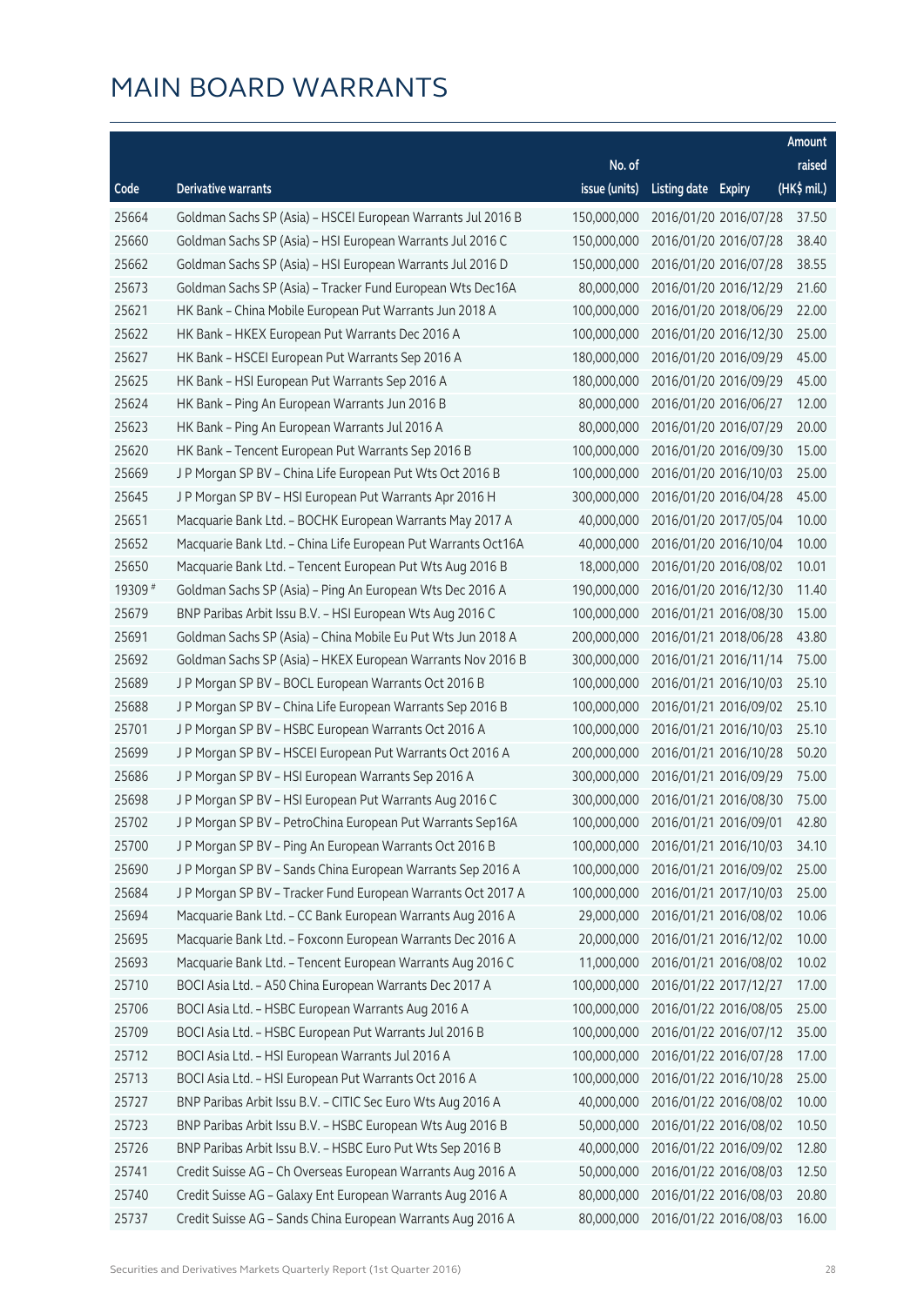# MAIN BOARD WARRANTS

| Code | Derivative warrants | No. of issue (units) | Listing date | Expiry | Amount raised (HK$ mil.) |
|---|---|---|---|---|---|
| 25664 | Goldman Sachs SP (Asia) – HSCEI European Warrants Jul 2016 B | 150,000,000 | 2016/01/20 | 2016/07/28 | 37.50 |
| 25660 | Goldman Sachs SP (Asia) – HSI European Warrants Jul 2016 C | 150,000,000 | 2016/01/20 | 2016/07/28 | 38.40 |
| 25662 | Goldman Sachs SP (Asia) – HSI European Warrants Jul 2016 D | 150,000,000 | 2016/01/20 | 2016/07/28 | 38.55 |
| 25673 | Goldman Sachs SP (Asia) – Tracker Fund European Wts Dec16A | 80,000,000 | 2016/01/20 | 2016/12/29 | 21.60 |
| 25621 | HK Bank – China Mobile European Put Warrants Jun 2018 A | 100,000,000 | 2016/01/20 | 2018/06/29 | 22.00 |
| 25622 | HK Bank – HKEX European Put Warrants Dec 2016 A | 100,000,000 | 2016/01/20 | 2016/12/30 | 25.00 |
| 25627 | HK Bank – HSCEI European Put Warrants Sep 2016 A | 180,000,000 | 2016/01/20 | 2016/09/29 | 45.00 |
| 25625 | HK Bank – HSI European Put Warrants Sep 2016 A | 180,000,000 | 2016/01/20 | 2016/09/29 | 45.00 |
| 25624 | HK Bank – Ping An European Warrants Jun 2016 B | 80,000,000 | 2016/01/20 | 2016/06/27 | 12.00 |
| 25623 | HK Bank – Ping An European Warrants Jul 2016 A | 80,000,000 | 2016/01/20 | 2016/07/29 | 20.00 |
| 25620 | HK Bank – Tencent European Put Warrants Sep 2016 B | 100,000,000 | 2016/01/20 | 2016/09/30 | 15.00 |
| 25669 | J P Morgan SP BV – China Life European Put Wts Oct 2016 B | 100,000,000 | 2016/01/20 | 2016/10/03 | 25.00 |
| 25645 | J P Morgan SP BV – HSI European Put Warrants Apr 2016 H | 300,000,000 | 2016/01/20 | 2016/04/28 | 45.00 |
| 25651 | Macquarie Bank Ltd. – BOCHK European Warrants May 2017 A | 40,000,000 | 2016/01/20 | 2017/05/04 | 10.00 |
| 25652 | Macquarie Bank Ltd. – China Life European Put Warrants Oct16A | 40,000,000 | 2016/01/20 | 2016/10/04 | 10.00 |
| 25650 | Macquarie Bank Ltd. – Tencent European Put Wts Aug 2016 B | 18,000,000 | 2016/01/20 | 2016/08/02 | 10.01 |
| 19309 # | Goldman Sachs SP (Asia) – Ping An European Wts Dec 2016 A | 190,000,000 | 2016/01/20 | 2016/12/30 | 11.40 |
| 25679 | BNP Paribas Arbit Issu B.V. – HSI European Wts Aug 2016 C | 100,000,000 | 2016/01/21 | 2016/08/30 | 15.00 |
| 25691 | Goldman Sachs SP (Asia) – China Mobile Eu Put Wts Jun 2018 A | 200,000,000 | 2016/01/21 | 2018/06/28 | 43.80 |
| 25692 | Goldman Sachs SP (Asia) – HKEX European Warrants Nov 2016 B | 300,000,000 | 2016/01/21 | 2016/11/14 | 75.00 |
| 25689 | J P Morgan SP BV – BOCL European Warrants Oct 2016 B | 100,000,000 | 2016/01/21 | 2016/10/03 | 25.10 |
| 25688 | J P Morgan SP BV – China Life European Warrants Sep 2016 B | 100,000,000 | 2016/01/21 | 2016/09/02 | 25.10 |
| 25701 | J P Morgan SP BV – HSBC European Warrants Oct 2016 A | 100,000,000 | 2016/01/21 | 2016/10/03 | 25.10 |
| 25699 | J P Morgan SP BV – HSCEI European Put Warrants Oct 2016 A | 200,000,000 | 2016/01/21 | 2016/10/28 | 50.20 |
| 25686 | J P Morgan SP BV – HSI European Warrants Sep 2016 A | 300,000,000 | 2016/01/21 | 2016/09/29 | 75.00 |
| 25698 | J P Morgan SP BV – HSI European Put Warrants Aug 2016 C | 300,000,000 | 2016/01/21 | 2016/08/30 | 75.00 |
| 25702 | J P Morgan SP BV – PetroChina European Put Warrants Sep16A | 100,000,000 | 2016/01/21 | 2016/09/01 | 42.80 |
| 25700 | J P Morgan SP BV – Ping An European Warrants Oct 2016 B | 100,000,000 | 2016/01/21 | 2016/10/03 | 34.10 |
| 25690 | J P Morgan SP BV – Sands China European Warrants Sep 2016 A | 100,000,000 | 2016/01/21 | 2016/09/02 | 25.00 |
| 25684 | J P Morgan SP BV – Tracker Fund European Warrants Oct 2017 A | 100,000,000 | 2016/01/21 | 2017/10/03 | 25.00 |
| 25694 | Macquarie Bank Ltd. – CC Bank European Warrants Aug 2016 A | 29,000,000 | 2016/01/21 | 2016/08/02 | 10.06 |
| 25695 | Macquarie Bank Ltd. – Foxconn European Warrants Dec 2016 A | 20,000,000 | 2016/01/21 | 2016/12/02 | 10.00 |
| 25693 | Macquarie Bank Ltd. – Tencent European Warrants Aug 2016 C | 11,000,000 | 2016/01/21 | 2016/08/02 | 10.02 |
| 25710 | BOCI Asia Ltd. – A50 China European Warrants Dec 2017 A | 100,000,000 | 2016/01/22 | 2017/12/27 | 17.00 |
| 25706 | BOCI Asia Ltd. – HSBC European Warrants Aug 2016 A | 100,000,000 | 2016/01/22 | 2016/08/05 | 25.00 |
| 25709 | BOCI Asia Ltd. – HSBC European Put Warrants Jul 2016 B | 100,000,000 | 2016/01/22 | 2016/07/12 | 35.00 |
| 25712 | BOCI Asia Ltd. – HSI European Warrants Jul 2016 A | 100,000,000 | 2016/01/22 | 2016/07/28 | 17.00 |
| 25713 | BOCI Asia Ltd. – HSI European Put Warrants Oct 2016 A | 100,000,000 | 2016/01/22 | 2016/10/28 | 25.00 |
| 25727 | BNP Paribas Arbit Issu B.V. – CITIC Sec Euro Wts Aug 2016 A | 40,000,000 | 2016/01/22 | 2016/08/02 | 10.00 |
| 25723 | BNP Paribas Arbit Issu B.V. – HSBC European Wts Aug 2016 B | 50,000,000 | 2016/01/22 | 2016/08/02 | 10.50 |
| 25726 | BNP Paribas Arbit Issu B.V. – HSBC Euro Put Wts Sep 2016 B | 40,000,000 | 2016/01/22 | 2016/09/02 | 12.80 |
| 25741 | Credit Suisse AG – Ch Overseas European Warrants Aug 2016 A | 50,000,000 | 2016/01/22 | 2016/08/03 | 12.50 |
| 25740 | Credit Suisse AG – Galaxy Ent European Warrants Aug 2016 A | 80,000,000 | 2016/01/22 | 2016/08/03 | 20.80 |
| 25737 | Credit Suisse AG – Sands China European Warrants Aug 2016 A | 80,000,000 | 2016/01/22 | 2016/08/03 | 16.00 |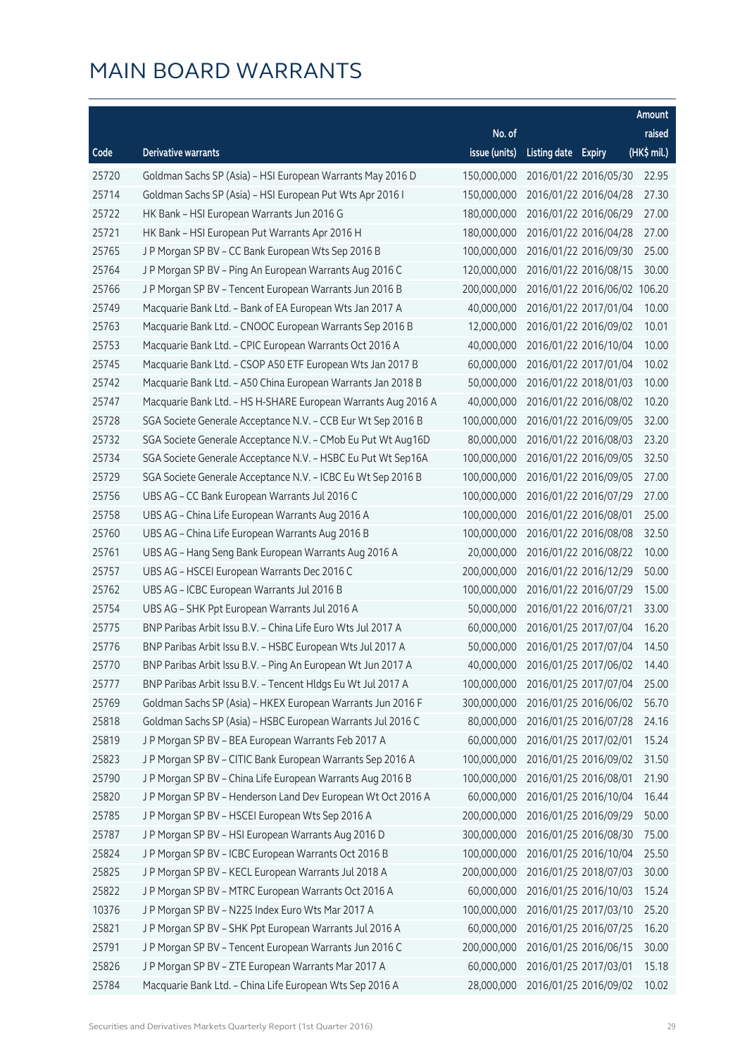# MAIN BOARD WARRANTS

| Code | Derivative warrants | No. of issue (units) | Listing date | Expiry | Amount raised (HK$ mil.) |
|---|---|---|---|---|---|
| 25720 | Goldman Sachs SP (Asia) – HSI European Warrants May 2016 D | 150,000,000 | 2016/01/22 | 2016/05/30 | 22.95 |
| 25714 | Goldman Sachs SP (Asia) – HSI European Put Wts Apr 2016 I | 150,000,000 | 2016/01/22 | 2016/04/28 | 27.30 |
| 25722 | HK Bank – HSI European Warrants Jun 2016 G | 180,000,000 | 2016/01/22 | 2016/06/29 | 27.00 |
| 25721 | HK Bank – HSI European Put Warrants Apr 2016 H | 180,000,000 | 2016/01/22 | 2016/04/28 | 27.00 |
| 25765 | J P Morgan SP BV – CC Bank European Wts Sep 2016 B | 100,000,000 | 2016/01/22 | 2016/09/30 | 25.00 |
| 25764 | J P Morgan SP BV – Ping An European Warrants Aug 2016 C | 120,000,000 | 2016/01/22 | 2016/08/15 | 30.00 |
| 25766 | J P Morgan SP BV – Tencent European Warrants Jun 2016 B | 200,000,000 | 2016/01/22 | 2016/06/02 | 106.20 |
| 25749 | Macquarie Bank Ltd. – Bank of EA European Wts Jan 2017 A | 40,000,000 | 2016/01/22 | 2017/01/04 | 10.00 |
| 25763 | Macquarie Bank Ltd. – CNOOC European Warrants Sep 2016 B | 12,000,000 | 2016/01/22 | 2016/09/02 | 10.01 |
| 25753 | Macquarie Bank Ltd. – CPIC European Warrants Oct 2016 A | 40,000,000 | 2016/01/22 | 2016/10/04 | 10.00 |
| 25745 | Macquarie Bank Ltd. – CSOP A50 ETF European Wts Jan 2017 B | 60,000,000 | 2016/01/22 | 2017/01/04 | 10.02 |
| 25742 | Macquarie Bank Ltd. – A50 China European Warrants Jan 2018 B | 50,000,000 | 2016/01/22 | 2018/01/03 | 10.00 |
| 25747 | Macquarie Bank Ltd. – HS H-SHARE European Warrants Aug 2016 A | 40,000,000 | 2016/01/22 | 2016/08/02 | 10.20 |
| 25728 | SGA Societe Generale Acceptance N.V. – CCB Eur Wt Sep 2016 B | 100,000,000 | 2016/01/22 | 2016/09/05 | 32.00 |
| 25732 | SGA Societe Generale Acceptance N.V. – CMob Eu Put Wt Aug16D | 80,000,000 | 2016/01/22 | 2016/08/03 | 23.20 |
| 25734 | SGA Societe Generale Acceptance N.V. – HSBC Eu Put Wt Sep16A | 100,000,000 | 2016/01/22 | 2016/09/05 | 32.50 |
| 25729 | SGA Societe Generale Acceptance N.V. – ICBC Eu Wt Sep 2016 B | 100,000,000 | 2016/01/22 | 2016/09/05 | 27.00 |
| 25756 | UBS AG – CC Bank European Warrants Jul 2016 C | 100,000,000 | 2016/01/22 | 2016/07/29 | 27.00 |
| 25758 | UBS AG – China Life European Warrants Aug 2016 A | 100,000,000 | 2016/01/22 | 2016/08/01 | 25.00 |
| 25760 | UBS AG – China Life European Warrants Aug 2016 B | 100,000,000 | 2016/01/22 | 2016/08/08 | 32.50 |
| 25761 | UBS AG – Hang Seng Bank European Warrants Aug 2016 A | 20,000,000 | 2016/01/22 | 2016/08/22 | 10.00 |
| 25757 | UBS AG – HSCEI European Warrants Dec 2016 C | 200,000,000 | 2016/01/22 | 2016/12/29 | 50.00 |
| 25762 | UBS AG – ICBC European Warrants Jul 2016 B | 100,000,000 | 2016/01/22 | 2016/07/29 | 15.00 |
| 25754 | UBS AG – SHK Ppt European Warrants Jul 2016 A | 50,000,000 | 2016/01/22 | 2016/07/21 | 33.00 |
| 25775 | BNP Paribas Arbit Issu B.V. – China Life Euro Wts Jul 2017 A | 60,000,000 | 2016/01/25 | 2017/07/04 | 16.20 |
| 25776 | BNP Paribas Arbit Issu B.V. – HSBC European Wts Jul 2017 A | 50,000,000 | 2016/01/25 | 2017/07/04 | 14.50 |
| 25770 | BNP Paribas Arbit Issu B.V. – Ping An European Wt Jun 2017 A | 40,000,000 | 2016/01/25 | 2017/06/02 | 14.40 |
| 25777 | BNP Paribas Arbit Issu B.V. – Tencent Hldgs Eu Wt Jul 2017 A | 100,000,000 | 2016/01/25 | 2017/07/04 | 25.00 |
| 25769 | Goldman Sachs SP (Asia) – HKEX European Warrants Jun 2016 F | 300,000,000 | 2016/01/25 | 2016/06/02 | 56.70 |
| 25818 | Goldman Sachs SP (Asia) – HSBC European Warrants Jul 2016 C | 80,000,000 | 2016/01/25 | 2016/07/28 | 24.16 |
| 25819 | J P Morgan SP BV – BEA European Warrants Feb 2017 A | 60,000,000 | 2016/01/25 | 2017/02/01 | 15.24 |
| 25823 | J P Morgan SP BV – CITIC Bank European Warrants Sep 2016 A | 100,000,000 | 2016/01/25 | 2016/09/02 | 31.50 |
| 25790 | J P Morgan SP BV – China Life European Warrants Aug 2016 B | 100,000,000 | 2016/01/25 | 2016/08/01 | 21.90 |
| 25820 | J P Morgan SP BV – Henderson Land Dev European Wt Oct 2016 A | 60,000,000 | 2016/01/25 | 2016/10/04 | 16.44 |
| 25785 | J P Morgan SP BV – HSCEI European Wts Sep 2016 A | 200,000,000 | 2016/01/25 | 2016/09/29 | 50.00 |
| 25787 | J P Morgan SP BV – HSI European Warrants Aug 2016 D | 300,000,000 | 2016/01/25 | 2016/08/30 | 75.00 |
| 25824 | J P Morgan SP BV – ICBC European Warrants Oct 2016 B | 100,000,000 | 2016/01/25 | 2016/10/04 | 25.50 |
| 25825 | J P Morgan SP BV – KECL European Warrants Jul 2018 A | 200,000,000 | 2016/01/25 | 2018/07/03 | 30.00 |
| 25822 | J P Morgan SP BV – MTRC European Warrants Oct 2016 A | 60,000,000 | 2016/01/25 | 2016/10/03 | 15.24 |
| 10376 | J P Morgan SP BV – N225 Index Euro Wts Mar 2017 A | 100,000,000 | 2016/01/25 | 2017/03/10 | 25.20 |
| 25821 | J P Morgan SP BV – SHK Ppt European Warrants Jul 2016 A | 60,000,000 | 2016/01/25 | 2016/07/25 | 16.20 |
| 25791 | J P Morgan SP BV – Tencent European Warrants Jun 2016 C | 200,000,000 | 2016/01/25 | 2016/06/15 | 30.00 |
| 25826 | J P Morgan SP BV – ZTE European Warrants Mar 2017 A | 60,000,000 | 2016/01/25 | 2017/03/01 | 15.18 |
| 25784 | Macquarie Bank Ltd. – China Life European Wts Sep 2016 A | 28,000,000 | 2016/01/25 | 2016/09/02 | 10.02 |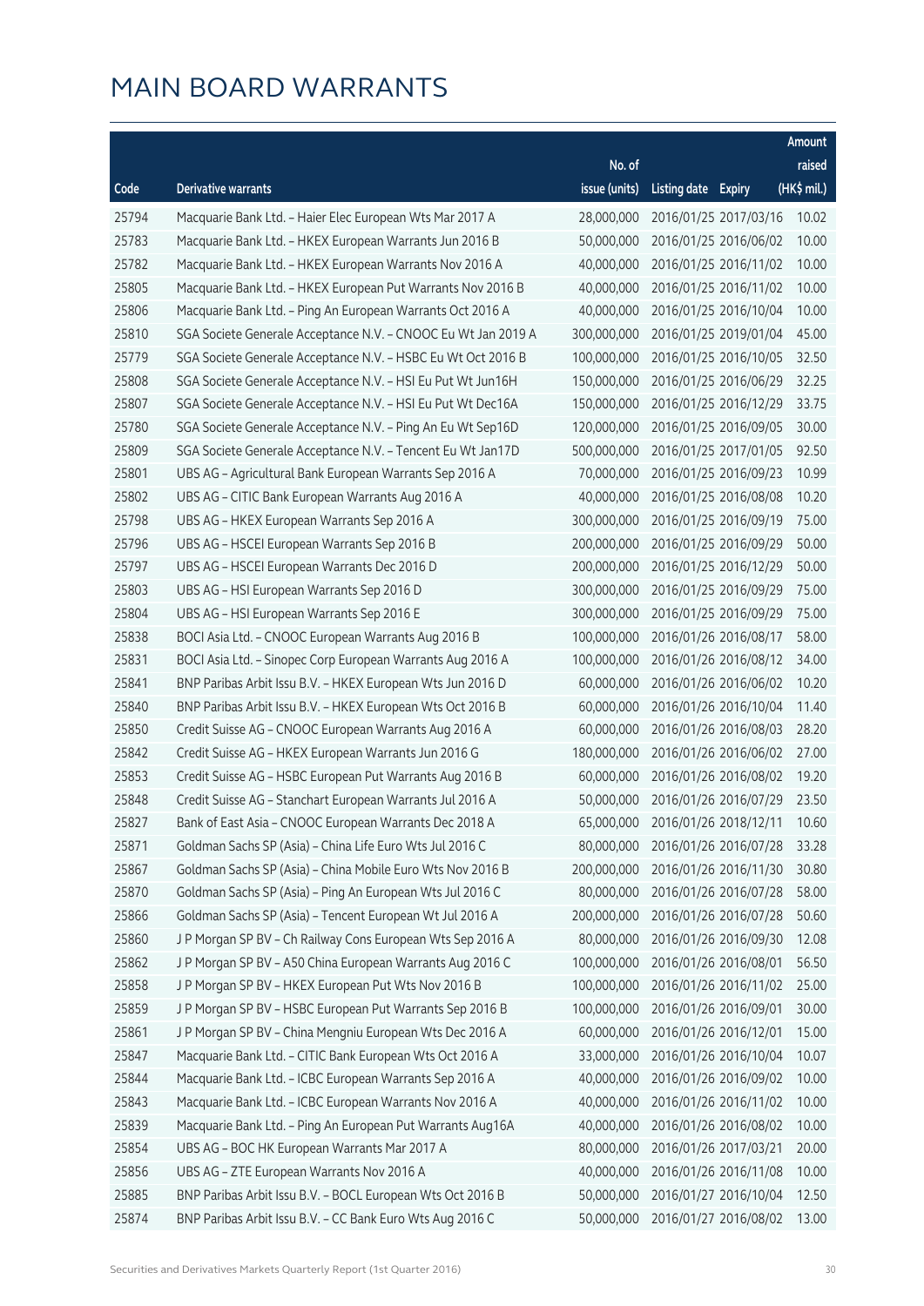# MAIN BOARD WARRANTS

| Code | Derivative warrants | No. of issue (units) | Listing date | Expiry | Amount raised (HK$ mil.) |
|---|---|---|---|---|---|
| 25794 | Macquarie Bank Ltd. – Haier Elec European Wts Mar 2017 A | 28,000,000 | 2016/01/25 | 2017/03/16 | 10.02 |
| 25783 | Macquarie Bank Ltd. – HKEX European Warrants Jun 2016 B | 50,000,000 | 2016/01/25 | 2016/06/02 | 10.00 |
| 25782 | Macquarie Bank Ltd. – HKEX European Warrants Nov 2016 A | 40,000,000 | 2016/01/25 | 2016/11/02 | 10.00 |
| 25805 | Macquarie Bank Ltd. – HKEX European Put Warrants Nov 2016 B | 40,000,000 | 2016/01/25 | 2016/11/02 | 10.00 |
| 25806 | Macquarie Bank Ltd. – Ping An European Warrants Oct 2016 A | 40,000,000 | 2016/01/25 | 2016/10/04 | 10.00 |
| 25810 | SGA Societe Generale Acceptance N.V. – CNOOC Eu Wt Jan 2019 A | 300,000,000 | 2016/01/25 | 2019/01/04 | 45.00 |
| 25779 | SGA Societe Generale Acceptance N.V. – HSBC Eu Wt Oct 2016 B | 100,000,000 | 2016/01/25 | 2016/10/05 | 32.50 |
| 25808 | SGA Societe Generale Acceptance N.V. – HSI Eu Put Wt Jun16H | 150,000,000 | 2016/01/25 | 2016/06/29 | 32.25 |
| 25807 | SGA Societe Generale Acceptance N.V. – HSI Eu Put Wt Dec16A | 150,000,000 | 2016/01/25 | 2016/12/29 | 33.75 |
| 25780 | SGA Societe Generale Acceptance N.V. – Ping An Eu Wt Sep16D | 120,000,000 | 2016/01/25 | 2016/09/05 | 30.00 |
| 25809 | SGA Societe Generale Acceptance N.V. – Tencent Eu Wt Jan17D | 500,000,000 | 2016/01/25 | 2017/01/05 | 92.50 |
| 25801 | UBS AG – Agricultural Bank European Warrants Sep 2016 A | 70,000,000 | 2016/01/25 | 2016/09/23 | 10.99 |
| 25802 | UBS AG – CITIC Bank European Warrants Aug 2016 A | 40,000,000 | 2016/01/25 | 2016/08/08 | 10.20 |
| 25798 | UBS AG – HKEX European Warrants Sep 2016 A | 300,000,000 | 2016/01/25 | 2016/09/19 | 75.00 |
| 25796 | UBS AG – HSCEI European Warrants Sep 2016 B | 200,000,000 | 2016/01/25 | 2016/09/29 | 50.00 |
| 25797 | UBS AG – HSCEI European Warrants Dec 2016 D | 200,000,000 | 2016/01/25 | 2016/12/29 | 50.00 |
| 25803 | UBS AG – HSI European Warrants Sep 2016 D | 300,000,000 | 2016/01/25 | 2016/09/29 | 75.00 |
| 25804 | UBS AG – HSI European Warrants Sep 2016 E | 300,000,000 | 2016/01/25 | 2016/09/29 | 75.00 |
| 25838 | BOCI Asia Ltd. – CNOOC European Warrants Aug 2016 B | 100,000,000 | 2016/01/26 | 2016/08/17 | 58.00 |
| 25831 | BOCI Asia Ltd. – Sinopec Corp European Warrants Aug 2016 A | 100,000,000 | 2016/01/26 | 2016/08/12 | 34.00 |
| 25841 | BNP Paribas Arbit Issu B.V. – HKEX European Wts Jun 2016 D | 60,000,000 | 2016/01/26 | 2016/06/02 | 10.20 |
| 25840 | BNP Paribas Arbit Issu B.V. – HKEX European Wts Oct 2016 B | 60,000,000 | 2016/01/26 | 2016/10/04 | 11.40 |
| 25850 | Credit Suisse AG – CNOOC European Warrants Aug 2016 A | 60,000,000 | 2016/01/26 | 2016/08/03 | 28.20 |
| 25842 | Credit Suisse AG – HKEX European Warrants Jun 2016 G | 180,000,000 | 2016/01/26 | 2016/06/02 | 27.00 |
| 25853 | Credit Suisse AG – HSBC European Put Warrants Aug 2016 B | 60,000,000 | 2016/01/26 | 2016/08/02 | 19.20 |
| 25848 | Credit Suisse AG – Stanchart European Warrants Jul 2016 A | 50,000,000 | 2016/01/26 | 2016/07/29 | 23.50 |
| 25827 | Bank of East Asia – CNOOC European Warrants Dec 2018 A | 65,000,000 | 2016/01/26 | 2018/12/11 | 10.60 |
| 25871 | Goldman Sachs SP (Asia) – China Life Euro Wts Jul 2016 C | 80,000,000 | 2016/01/26 | 2016/07/28 | 33.28 |
| 25867 | Goldman Sachs SP (Asia) – China Mobile Euro Wts Nov 2016 B | 200,000,000 | 2016/01/26 | 2016/11/30 | 30.80 |
| 25870 | Goldman Sachs SP (Asia) – Ping An European Wts Jul 2016 C | 80,000,000 | 2016/01/26 | 2016/07/28 | 58.00 |
| 25866 | Goldman Sachs SP (Asia) – Tencent European Wt Jul 2016 A | 200,000,000 | 2016/01/26 | 2016/07/28 | 50.60 |
| 25860 | J P Morgan SP BV – Ch Railway Cons European Wts Sep 2016 A | 80,000,000 | 2016/01/26 | 2016/09/30 | 12.08 |
| 25862 | J P Morgan SP BV – A50 China European Warrants Aug 2016 C | 100,000,000 | 2016/01/26 | 2016/08/01 | 56.50 |
| 25858 | J P Morgan SP BV – HKEX European Put Wts Nov 2016 B | 100,000,000 | 2016/01/26 | 2016/11/02 | 25.00 |
| 25859 | J P Morgan SP BV – HSBC European Put Warrants Sep 2016 B | 100,000,000 | 2016/01/26 | 2016/09/01 | 30.00 |
| 25861 | J P Morgan SP BV – China Mengniu European Wts Dec 2016 A | 60,000,000 | 2016/01/26 | 2016/12/01 | 15.00 |
| 25847 | Macquarie Bank Ltd. – CITIC Bank European Wts Oct 2016 A | 33,000,000 | 2016/01/26 | 2016/10/04 | 10.07 |
| 25844 | Macquarie Bank Ltd. – ICBC European Warrants Sep 2016 A | 40,000,000 | 2016/01/26 | 2016/09/02 | 10.00 |
| 25843 | Macquarie Bank Ltd. – ICBC European Warrants Nov 2016 A | 40,000,000 | 2016/01/26 | 2016/11/02 | 10.00 |
| 25839 | Macquarie Bank Ltd. – Ping An European Put Warrants Aug16A | 40,000,000 | 2016/01/26 | 2016/08/02 | 10.00 |
| 25854 | UBS AG – BOC HK European Warrants Mar 2017 A | 80,000,000 | 2016/01/26 | 2017/03/21 | 20.00 |
| 25856 | UBS AG – ZTE European Warrants Nov 2016 A | 40,000,000 | 2016/01/26 | 2016/11/08 | 10.00 |
| 25885 | BNP Paribas Arbit Issu B.V. – BOCL European Wts Oct 2016 B | 50,000,000 | 2016/01/27 | 2016/10/04 | 12.50 |
| 25874 | BNP Paribas Arbit Issu B.V. – CC Bank Euro Wts Aug 2016 C | 50,000,000 | 2016/01/27 | 2016/08/02 | 13.00 |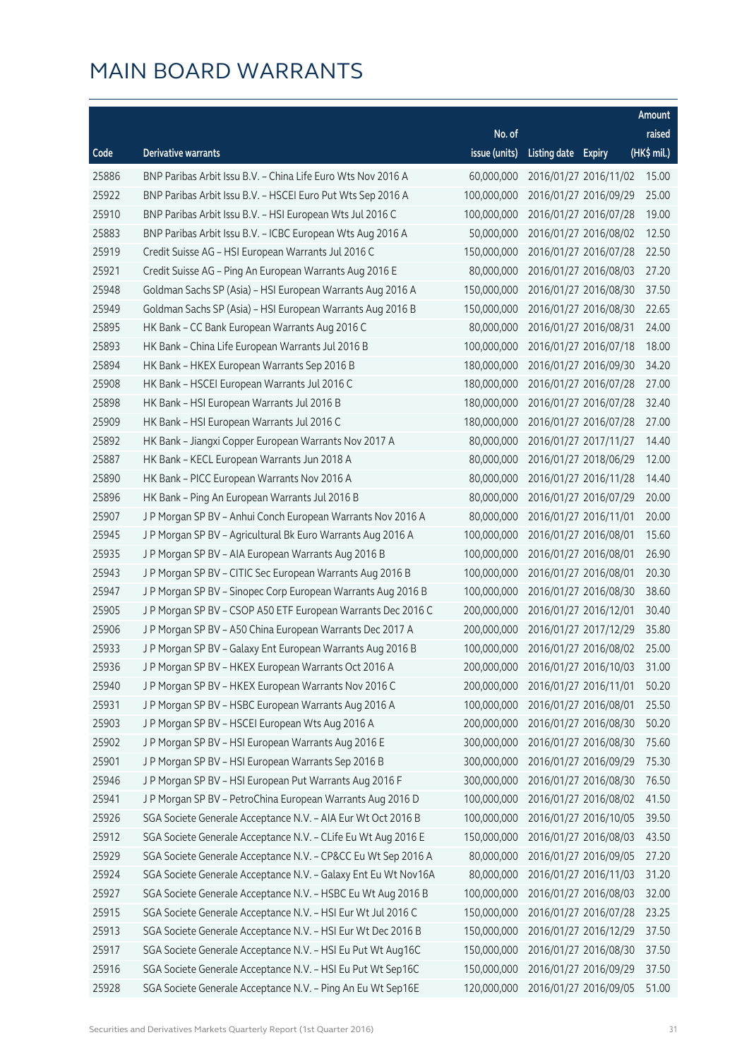# MAIN BOARD WARRANTS

| Code | Derivative warrants | No. of issue (units) | Listing date | Expiry | Amount raised (HK$ mil.) |
|---|---|---|---|---|---|
| 25886 | BNP Paribas Arbit Issu B.V. - China Life Euro Wts Nov 2016 A | 60,000,000 | 2016/01/27 | 2016/11/02 | 15.00 |
| 25922 | BNP Paribas Arbit Issu B.V. - HSCEI Euro Put Wts Sep 2016 A | 100,000,000 | 2016/01/27 | 2016/09/29 | 25.00 |
| 25910 | BNP Paribas Arbit Issu B.V. - HSI European Wts Jul 2016 C | 100,000,000 | 2016/01/27 | 2016/07/28 | 19.00 |
| 25883 | BNP Paribas Arbit Issu B.V. - ICBC European Wts Aug 2016 A | 50,000,000 | 2016/01/27 | 2016/08/02 | 12.50 |
| 25919 | Credit Suisse AG - HSI European Warrants Jul 2016 C | 150,000,000 | 2016/01/27 | 2016/07/28 | 22.50 |
| 25921 | Credit Suisse AG - Ping An European Warrants Aug 2016 E | 80,000,000 | 2016/01/27 | 2016/08/03 | 27.20 |
| 25948 | Goldman Sachs SP (Asia) - HSI European Warrants Aug 2016 A | 150,000,000 | 2016/01/27 | 2016/08/30 | 37.50 |
| 25949 | Goldman Sachs SP (Asia) - HSI European Warrants Aug 2016 B | 150,000,000 | 2016/01/27 | 2016/08/30 | 22.65 |
| 25895 | HK Bank - CC Bank European Warrants Aug 2016 C | 80,000,000 | 2016/01/27 | 2016/08/31 | 24.00 |
| 25893 | HK Bank - China Life European Warrants Jul 2016 B | 100,000,000 | 2016/01/27 | 2016/07/18 | 18.00 |
| 25894 | HK Bank - HKEX European Warrants Sep 2016 B | 180,000,000 | 2016/01/27 | 2016/09/30 | 34.20 |
| 25908 | HK Bank - HSCEI European Warrants Jul 2016 C | 180,000,000 | 2016/01/27 | 2016/07/28 | 27.00 |
| 25898 | HK Bank - HSI European Warrants Jul 2016 B | 180,000,000 | 2016/01/27 | 2016/07/28 | 32.40 |
| 25909 | HK Bank - HSI European Warrants Jul 2016 C | 180,000,000 | 2016/01/27 | 2016/07/28 | 27.00 |
| 25892 | HK Bank - Jiangxi Copper European Warrants Nov 2017 A | 80,000,000 | 2016/01/27 | 2017/11/27 | 14.40 |
| 25887 | HK Bank - KECL European Warrants Jun 2018 A | 80,000,000 | 2016/01/27 | 2018/06/29 | 12.00 |
| 25890 | HK Bank - PICC European Warrants Nov 2016 A | 80,000,000 | 2016/01/27 | 2016/11/28 | 14.40 |
| 25896 | HK Bank - Ping An European Warrants Jul 2016 B | 80,000,000 | 2016/01/27 | 2016/07/29 | 20.00 |
| 25907 | J P Morgan SP BV - Anhui Conch European Warrants Nov 2016 A | 80,000,000 | 2016/01/27 | 2016/11/01 | 20.00 |
| 25945 | J P Morgan SP BV - Agricultural Bk Euro Warrants Aug 2016 A | 100,000,000 | 2016/01/27 | 2016/08/01 | 15.60 |
| 25935 | J P Morgan SP BV - AIA European Warrants Aug 2016 B | 100,000,000 | 2016/01/27 | 2016/08/01 | 26.90 |
| 25943 | J P Morgan SP BV - CITIC Sec European Warrants Aug 2016 B | 100,000,000 | 2016/01/27 | 2016/08/01 | 20.30 |
| 25947 | J P Morgan SP BV - Sinopec Corp European Warrants Aug 2016 B | 100,000,000 | 2016/01/27 | 2016/08/30 | 38.60 |
| 25905 | J P Morgan SP BV - CSOP A50 ETF European Warrants Dec 2016 C | 200,000,000 | 2016/01/27 | 2016/12/01 | 30.40 |
| 25906 | J P Morgan SP BV - A50 China European Warrants Dec 2017 A | 200,000,000 | 2016/01/27 | 2017/12/29 | 35.80 |
| 25933 | J P Morgan SP BV - Galaxy Ent European Warrants Aug 2016 B | 100,000,000 | 2016/01/27 | 2016/08/02 | 25.00 |
| 25936 | J P Morgan SP BV - HKEX European Warrants Oct 2016 A | 200,000,000 | 2016/01/27 | 2016/10/03 | 31.00 |
| 25940 | J P Morgan SP BV - HKEX European Warrants Nov 2016 C | 200,000,000 | 2016/01/27 | 2016/11/01 | 50.20 |
| 25931 | J P Morgan SP BV - HSBC European Warrants Aug 2016 A | 100,000,000 | 2016/01/27 | 2016/08/01 | 25.50 |
| 25903 | J P Morgan SP BV - HSCEI European Wts Aug 2016 A | 200,000,000 | 2016/01/27 | 2016/08/30 | 50.20 |
| 25902 | J P Morgan SP BV - HSI European Warrants Aug 2016 E | 300,000,000 | 2016/01/27 | 2016/08/30 | 75.60 |
| 25901 | J P Morgan SP BV - HSI European Warrants Sep 2016 B | 300,000,000 | 2016/01/27 | 2016/09/29 | 75.30 |
| 25946 | J P Morgan SP BV - HSI European Put Warrants Aug 2016 F | 300,000,000 | 2016/01/27 | 2016/08/30 | 76.50 |
| 25941 | J P Morgan SP BV - PetroChina European Warrants Aug 2016 D | 100,000,000 | 2016/01/27 | 2016/08/02 | 41.50 |
| 25926 | SGA Societe Generale Acceptance N.V. - AIA Eur Wt Oct 2016 B | 100,000,000 | 2016/01/27 | 2016/10/05 | 39.50 |
| 25912 | SGA Societe Generale Acceptance N.V. - CLife Eu Wt Aug 2016 E | 150,000,000 | 2016/01/27 | 2016/08/03 | 43.50 |
| 25929 | SGA Societe Generale Acceptance N.V. - CP&CC Eu Wt Sep 2016 A | 80,000,000 | 2016/01/27 | 2016/09/05 | 27.20 |
| 25924 | SGA Societe Generale Acceptance N.V. - Galaxy Ent Eu Wt Nov16A | 80,000,000 | 2016/01/27 | 2016/11/03 | 31.20 |
| 25927 | SGA Societe Generale Acceptance N.V. - HSBC Eu Wt Aug 2016 B | 100,000,000 | 2016/01/27 | 2016/08/03 | 32.00 |
| 25915 | SGA Societe Generale Acceptance N.V. - HSI Eur Wt Jul 2016 C | 150,000,000 | 2016/01/27 | 2016/07/28 | 23.25 |
| 25913 | SGA Societe Generale Acceptance N.V. - HSI Eur Wt Dec 2016 B | 150,000,000 | 2016/01/27 | 2016/12/29 | 37.50 |
| 25917 | SGA Societe Generale Acceptance N.V. - HSI Eu Put Wt Aug16C | 150,000,000 | 2016/01/27 | 2016/08/30 | 37.50 |
| 25916 | SGA Societe Generale Acceptance N.V. - HSI Eu Put Wt Sep16C | 150,000,000 | 2016/01/27 | 2016/09/29 | 37.50 |
| 25928 | SGA Societe Generale Acceptance N.V. - Ping An Eu Wt Sep16E | 120,000,000 | 2016/01/27 | 2016/09/05 | 51.00 |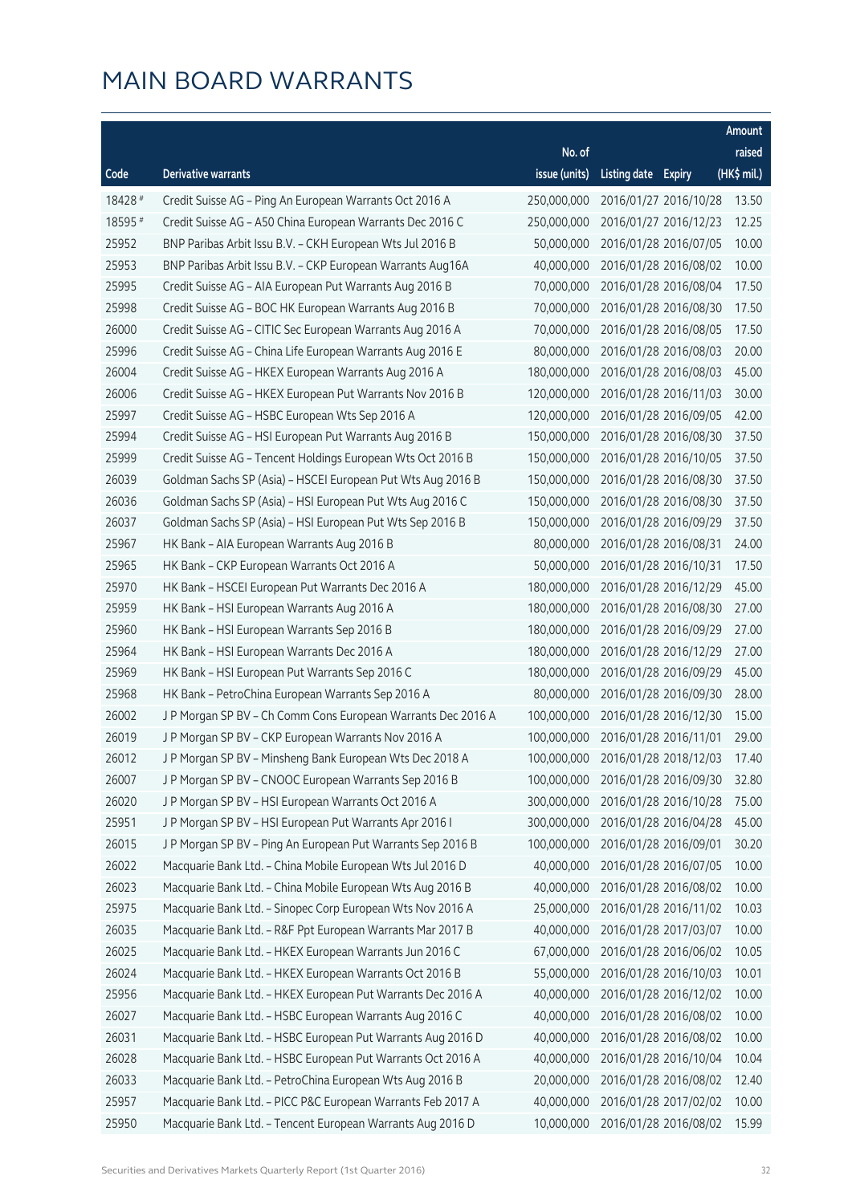# MAIN BOARD WARRANTS

| Code | Derivative warrants | No. of issue (units) | Listing date | Expiry | Amount raised (HK$ mil.) |
|---|---|---|---|---|---|
| 18428 # | Credit Suisse AG – Ping An European Warrants Oct 2016 A | 250,000,000 | 2016/01/27 | 2016/10/28 | 13.50 |
| 18595 # | Credit Suisse AG – A50 China European Warrants Dec 2016 C | 250,000,000 | 2016/01/27 | 2016/12/23 | 12.25 |
| 25952 | BNP Paribas Arbit Issu B.V. – CKH European Wts Jul 2016 B | 50,000,000 | 2016/01/28 | 2016/07/05 | 10.00 |
| 25953 | BNP Paribas Arbit Issu B.V. – CKP European Warrants Aug16A | 40,000,000 | 2016/01/28 | 2016/08/02 | 10.00 |
| 25995 | Credit Suisse AG – AIA European Put Warrants Aug 2016 B | 70,000,000 | 2016/01/28 | 2016/08/04 | 17.50 |
| 25998 | Credit Suisse AG – BOC HK European Warrants Aug 2016 B | 70,000,000 | 2016/01/28 | 2016/08/30 | 17.50 |
| 26000 | Credit Suisse AG – CITIC Sec European Warrants Aug 2016 A | 70,000,000 | 2016/01/28 | 2016/08/05 | 17.50 |
| 25996 | Credit Suisse AG – China Life European Warrants Aug 2016 E | 80,000,000 | 2016/01/28 | 2016/08/03 | 20.00 |
| 26004 | Credit Suisse AG – HKEX European Warrants Aug 2016 A | 180,000,000 | 2016/01/28 | 2016/08/03 | 45.00 |
| 26006 | Credit Suisse AG – HKEX European Put Warrants Nov 2016 B | 120,000,000 | 2016/01/28 | 2016/11/03 | 30.00 |
| 25997 | Credit Suisse AG – HSBC European Wts Sep 2016 A | 120,000,000 | 2016/01/28 | 2016/09/05 | 42.00 |
| 25994 | Credit Suisse AG – HSI European Put Warrants Aug 2016 B | 150,000,000 | 2016/01/28 | 2016/08/30 | 37.50 |
| 25999 | Credit Suisse AG – Tencent Holdings European Wts Oct 2016 B | 150,000,000 | 2016/01/28 | 2016/10/05 | 37.50 |
| 26039 | Goldman Sachs SP (Asia) – HSCEI European Put Wts Aug 2016 B | 150,000,000 | 2016/01/28 | 2016/08/30 | 37.50 |
| 26036 | Goldman Sachs SP (Asia) – HSI European Put Wts Aug 2016 C | 150,000,000 | 2016/01/28 | 2016/08/30 | 37.50 |
| 26037 | Goldman Sachs SP (Asia) – HSI European Put Wts Sep 2016 B | 150,000,000 | 2016/01/28 | 2016/09/29 | 37.50 |
| 25967 | HK Bank – AIA European Warrants Aug 2016 B | 80,000,000 | 2016/01/28 | 2016/08/31 | 24.00 |
| 25965 | HK Bank – CKP European Warrants Oct 2016 A | 50,000,000 | 2016/01/28 | 2016/10/31 | 17.50 |
| 25970 | HK Bank – HSCEI European Put Warrants Dec 2016 A | 180,000,000 | 2016/01/28 | 2016/12/29 | 45.00 |
| 25959 | HK Bank – HSI European Warrants Aug 2016 A | 180,000,000 | 2016/01/28 | 2016/08/30 | 27.00 |
| 25960 | HK Bank – HSI European Warrants Sep 2016 B | 180,000,000 | 2016/01/28 | 2016/09/29 | 27.00 |
| 25964 | HK Bank – HSI European Warrants Dec 2016 A | 180,000,000 | 2016/01/28 | 2016/12/29 | 27.00 |
| 25969 | HK Bank – HSI European Put Warrants Sep 2016 C | 180,000,000 | 2016/01/28 | 2016/09/29 | 45.00 |
| 25968 | HK Bank – PetroChina European Warrants Sep 2016 A | 80,000,000 | 2016/01/28 | 2016/09/30 | 28.00 |
| 26002 | J P Morgan SP BV – Ch Comm Cons European Warrants Dec 2016 A | 100,000,000 | 2016/01/28 | 2016/12/30 | 15.00 |
| 26019 | J P Morgan SP BV – CKP European Warrants Nov 2016 A | 100,000,000 | 2016/01/28 | 2016/11/01 | 29.00 |
| 26012 | J P Morgan SP BV – Minsheng Bank European Wts Dec 2018 A | 100,000,000 | 2016/01/28 | 2018/12/03 | 17.40 |
| 26007 | J P Morgan SP BV – CNOOC European Warrants Sep 2016 B | 100,000,000 | 2016/01/28 | 2016/09/30 | 32.80 |
| 26020 | J P Morgan SP BV – HSI European Warrants Oct 2016 A | 300,000,000 | 2016/01/28 | 2016/10/28 | 75.00 |
| 25951 | J P Morgan SP BV – HSI European Put Warrants Apr 2016 I | 300,000,000 | 2016/01/28 | 2016/04/28 | 45.00 |
| 26015 | J P Morgan SP BV – Ping An European Put Warrants Sep 2016 B | 100,000,000 | 2016/01/28 | 2016/09/01 | 30.20 |
| 26022 | Macquarie Bank Ltd. – China Mobile European Wts Jul 2016 D | 40,000,000 | 2016/01/28 | 2016/07/05 | 10.00 |
| 26023 | Macquarie Bank Ltd. – China Mobile European Wts Aug 2016 B | 40,000,000 | 2016/01/28 | 2016/08/02 | 10.00 |
| 25975 | Macquarie Bank Ltd. – Sinopec Corp European Wts Nov 2016 A | 25,000,000 | 2016/01/28 | 2016/11/02 | 10.03 |
| 26035 | Macquarie Bank Ltd. – R&F Ppt European Warrants Mar 2017 B | 40,000,000 | 2016/01/28 | 2017/03/07 | 10.00 |
| 26025 | Macquarie Bank Ltd. – HKEX European Warrants Jun 2016 C | 67,000,000 | 2016/01/28 | 2016/06/02 | 10.05 |
| 26024 | Macquarie Bank Ltd. – HKEX European Warrants Oct 2016 B | 55,000,000 | 2016/01/28 | 2016/10/03 | 10.01 |
| 25956 | Macquarie Bank Ltd. – HKEX European Put Warrants Dec 2016 A | 40,000,000 | 2016/01/28 | 2016/12/02 | 10.00 |
| 26027 | Macquarie Bank Ltd. – HSBC European Warrants Aug 2016 C | 40,000,000 | 2016/01/28 | 2016/08/02 | 10.00 |
| 26031 | Macquarie Bank Ltd. – HSBC European Put Warrants Aug 2016 D | 40,000,000 | 2016/01/28 | 2016/08/02 | 10.00 |
| 26028 | Macquarie Bank Ltd. – HSBC European Put Warrants Oct 2016 A | 40,000,000 | 2016/01/28 | 2016/10/04 | 10.04 |
| 26033 | Macquarie Bank Ltd. – PetroChina European Wts Aug 2016 B | 20,000,000 | 2016/01/28 | 2016/08/02 | 12.40 |
| 25957 | Macquarie Bank Ltd. – PICC P&C European Warrants Feb 2017 A | 40,000,000 | 2016/01/28 | 2017/02/02 | 10.00 |
| 25950 | Macquarie Bank Ltd. – Tencent European Warrants Aug 2016 D | 10,000,000 | 2016/01/28 | 2016/08/02 | 15.99 |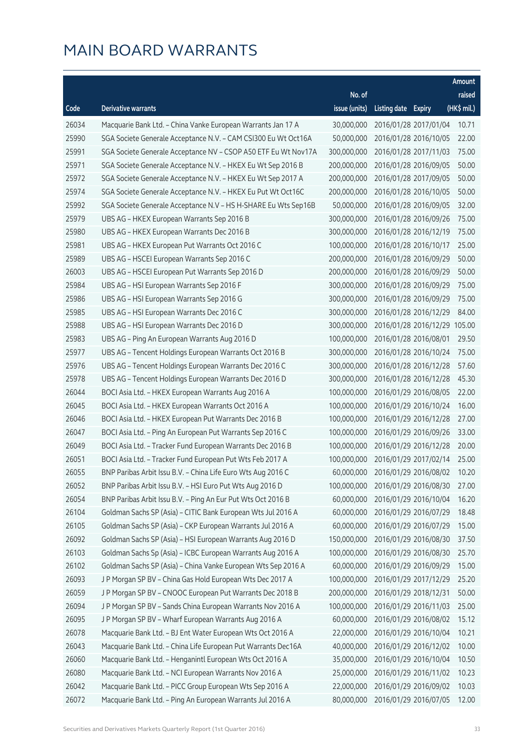# MAIN BOARD WARRANTS

| Code | Derivative warrants | No. of issue (units) | Listing date | Expiry | Amount raised (HK$ mil.) |
|---|---|---|---|---|---|
| 26034 | Macquarie Bank Ltd. – China Vanke European Warrants Jan 17 A | 30,000,000 | 2016/01/28 | 2017/01/04 | 10.71 |
| 25990 | SGA Societe Generale Acceptance N.V. – CAM CSI300 Eu Wt Oct16A | 50,000,000 | 2016/01/28 | 2016/10/05 | 22.00 |
| 25991 | SGA Societe Generale Acceptance NV – CSOP A50 ETF Eu Wt Nov17A | 300,000,000 | 2016/01/28 | 2017/11/03 | 75.00 |
| 25971 | SGA Societe Generale Acceptance N.V. – HKEX Eu Wt Sep 2016 B | 200,000,000 | 2016/01/28 | 2016/09/05 | 50.00 |
| 25972 | SGA Societe Generale Acceptance N.V. – HKEX Eu Wt Sep 2017 A | 200,000,000 | 2016/01/28 | 2017/09/05 | 50.00 |
| 25974 | SGA Societe Generale Acceptance N.V. – HKEX Eu Put Wt Oct16C | 200,000,000 | 2016/01/28 | 2016/10/05 | 50.00 |
| 25992 | SGA Societe Generale Acceptance N.V – HS H-SHARE Eu Wts Sep16B | 50,000,000 | 2016/01/28 | 2016/09/05 | 32.00 |
| 25979 | UBS AG – HKEX European Warrants Sep 2016 B | 300,000,000 | 2016/01/28 | 2016/09/26 | 75.00 |
| 25980 | UBS AG – HKEX European Warrants Dec 2016 B | 300,000,000 | 2016/01/28 | 2016/12/19 | 75.00 |
| 25981 | UBS AG – HKEX European Put Warrants Oct 2016 C | 100,000,000 | 2016/01/28 | 2016/10/17 | 25.00 |
| 25989 | UBS AG – HSCEI European Warrants Sep 2016 C | 200,000,000 | 2016/01/28 | 2016/09/29 | 50.00 |
| 26003 | UBS AG – HSCEI European Put Warrants Sep 2016 D | 200,000,000 | 2016/01/28 | 2016/09/29 | 50.00 |
| 25984 | UBS AG – HSI European Warrants Sep 2016 F | 300,000,000 | 2016/01/28 | 2016/09/29 | 75.00 |
| 25986 | UBS AG – HSI European Warrants Sep 2016 G | 300,000,000 | 2016/01/28 | 2016/09/29 | 75.00 |
| 25985 | UBS AG – HSI European Warrants Dec 2016 C | 300,000,000 | 2016/01/28 | 2016/12/29 | 84.00 |
| 25988 | UBS AG – HSI European Warrants Dec 2016 D | 300,000,000 | 2016/01/28 | 2016/12/29 | 105.00 |
| 25983 | UBS AG – Ping An European Warrants Aug 2016 D | 100,000,000 | 2016/01/28 | 2016/08/01 | 29.50 |
| 25977 | UBS AG – Tencent Holdings European Warrants Oct 2016 B | 300,000,000 | 2016/01/28 | 2016/10/24 | 75.00 |
| 25976 | UBS AG – Tencent Holdings European Warrants Dec 2016 C | 300,000,000 | 2016/01/28 | 2016/12/28 | 57.60 |
| 25978 | UBS AG – Tencent Holdings European Warrants Dec 2016 D | 300,000,000 | 2016/01/28 | 2016/12/28 | 45.30 |
| 26044 | BOCI Asia Ltd. – HKEX European Warrants Aug 2016 A | 100,000,000 | 2016/01/29 | 2016/08/05 | 22.00 |
| 26045 | BOCI Asia Ltd. – HKEX European Warrants Oct 2016 A | 100,000,000 | 2016/01/29 | 2016/10/24 | 16.00 |
| 26046 | BOCI Asia Ltd. – HKEX European Put Warrants Dec 2016 B | 100,000,000 | 2016/01/29 | 2016/12/28 | 27.00 |
| 26047 | BOCI Asia Ltd. – Ping An European Put Warrants Sep 2016 C | 100,000,000 | 2016/01/29 | 2016/09/26 | 33.00 |
| 26049 | BOCI Asia Ltd. – Tracker Fund European Warrants Dec 2016 B | 100,000,000 | 2016/01/29 | 2016/12/28 | 20.00 |
| 26051 | BOCI Asia Ltd. – Tracker Fund European Put Wts Feb 2017 A | 100,000,000 | 2016/01/29 | 2017/02/14 | 25.00 |
| 26055 | BNP Paribas Arbit Issu B.V. – China Life Euro Wts Aug 2016 C | 60,000,000 | 2016/01/29 | 2016/08/02 | 10.20 |
| 26052 | BNP Paribas Arbit Issu B.V. – HSI Euro Put Wts Aug 2016 D | 100,000,000 | 2016/01/29 | 2016/08/30 | 27.00 |
| 26054 | BNP Paribas Arbit Issu B.V. – Ping An Eur Put Wts Oct 2016 B | 60,000,000 | 2016/01/29 | 2016/10/04 | 16.20 |
| 26104 | Goldman Sachs SP (Asia) – CITIC Bank European Wts Jul 2016 A | 60,000,000 | 2016/01/29 | 2016/07/29 | 18.48 |
| 26105 | Goldman Sachs SP (Asia) – CKP European Warrants Jul 2016 A | 60,000,000 | 2016/01/29 | 2016/07/29 | 15.00 |
| 26092 | Goldman Sachs SP (Asia) – HSI European Warrants Aug 2016 D | 150,000,000 | 2016/01/29 | 2016/08/30 | 37.50 |
| 26103 | Goldman Sachs Sp (Asia) – ICBC European Warrants Aug 2016 A | 100,000,000 | 2016/01/29 | 2016/08/30 | 25.70 |
| 26102 | Goldman Sachs SP (Asia) – China Vanke European Wts Sep 2016 A | 60,000,000 | 2016/01/29 | 2016/09/29 | 15.00 |
| 26093 | J P Morgan SP BV – China Gas Hold European Wts Dec 2017 A | 100,000,000 | 2016/01/29 | 2017/12/29 | 25.20 |
| 26059 | J P Morgan SP BV – CNOOC European Put Warrants Dec 2018 B | 200,000,000 | 2016/01/29 | 2018/12/31 | 50.00 |
| 26094 | J P Morgan SP BV – Sands China European Warrants Nov 2016 A | 100,000,000 | 2016/01/29 | 2016/11/03 | 25.00 |
| 26095 | J P Morgan SP BV – Wharf European Warrants Aug 2016 A | 60,000,000 | 2016/01/29 | 2016/08/02 | 15.12 |
| 26078 | Macquarie Bank Ltd. – BJ Ent Water European Wts Oct 2016 A | 22,000,000 | 2016/01/29 | 2016/10/04 | 10.21 |
| 26043 | Macquarie Bank Ltd. – China Life European Put Warrants Dec16A | 40,000,000 | 2016/01/29 | 2016/12/02 | 10.00 |
| 26060 | Macquarie Bank Ltd. – Henganintl European Wts Oct 2016 A | 35,000,000 | 2016/01/29 | 2016/10/04 | 10.50 |
| 26080 | Macquarie Bank Ltd. – NCI European Warrants Nov 2016 A | 25,000,000 | 2016/01/29 | 2016/11/02 | 10.23 |
| 26042 | Macquarie Bank Ltd. – PICC Group European Wts Sep 2016 A | 22,000,000 | 2016/01/29 | 2016/09/02 | 10.03 |
| 26072 | Macquarie Bank Ltd. – Ping An European Warrants Jul 2016 A | 80,000,000 | 2016/01/29 | 2016/07/05 | 12.00 |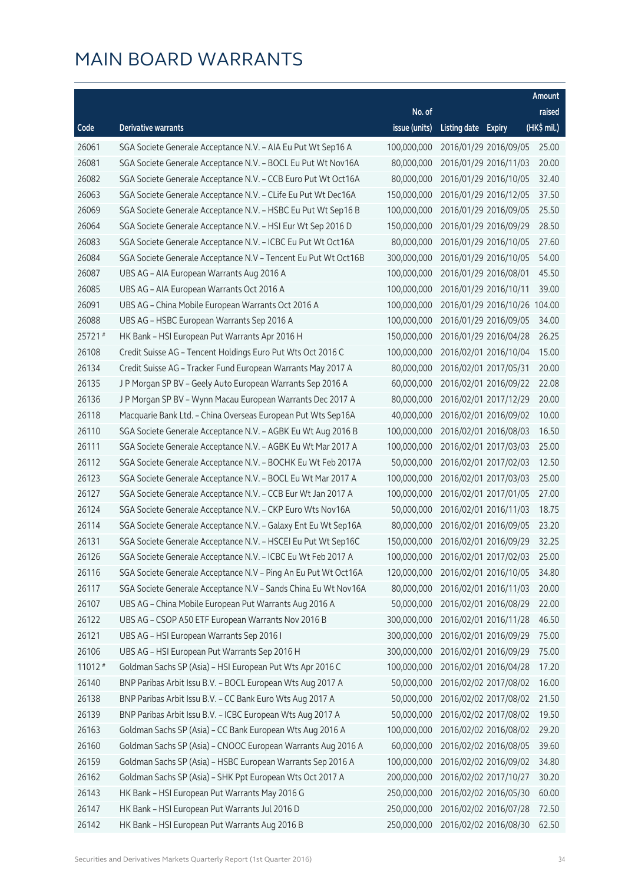# MAIN BOARD WARRANTS

| Code | Derivative warrants | No. of issue (units) | Listing date | Expiry | Amount raised (HK$ mil.) |
|---|---|---|---|---|---|
| 26061 | SGA Societe Generale Acceptance N.V. – AIA Eu Put Wt Sep16 A | 100,000,000 | 2016/01/29 | 2016/09/05 | 25.00 |
| 26081 | SGA Societe Generale Acceptance N.V. – BOCL Eu Put Wt Nov16A | 80,000,000 | 2016/01/29 | 2016/11/03 | 20.00 |
| 26082 | SGA Societe Generale Acceptance N.V. – CCB Euro Put Wt Oct16A | 80,000,000 | 2016/01/29 | 2016/10/05 | 32.40 |
| 26063 | SGA Societe Generale Acceptance N.V. – CLife Eu Put Wt Dec16A | 150,000,000 | 2016/01/29 | 2016/12/05 | 37.50 |
| 26069 | SGA Societe Generale Acceptance N.V. – HSBC Eu Put Wt Sep16 B | 100,000,000 | 2016/01/29 | 2016/09/05 | 25.50 |
| 26064 | SGA Societe Generale Acceptance N.V. – HSI Eur Wt Sep 2016 D | 150,000,000 | 2016/01/29 | 2016/09/29 | 28.50 |
| 26083 | SGA Societe Generale Acceptance N.V. – ICBC Eu Put Wt Oct16A | 80,000,000 | 2016/01/29 | 2016/10/05 | 27.60 |
| 26084 | SGA Societe Generale Acceptance N.V – Tencent Eu Put Wt Oct16B | 300,000,000 | 2016/01/29 | 2016/10/05 | 54.00 |
| 26087 | UBS AG – AIA European Warrants Aug 2016 A | 100,000,000 | 2016/01/29 | 2016/08/01 | 45.50 |
| 26085 | UBS AG – AIA European Warrants Oct 2016 A | 100,000,000 | 2016/01/29 | 2016/10/11 | 39.00 |
| 26091 | UBS AG – China Mobile European Warrants Oct 2016 A | 100,000,000 | 2016/01/29 | 2016/10/26 | 104.00 |
| 26088 | UBS AG – HSBC European Warrants Sep 2016 A | 100,000,000 | 2016/01/29 | 2016/09/05 | 34.00 |
| 25721 # | HK Bank – HSI European Put Warrants Apr 2016 H | 150,000,000 | 2016/01/29 | 2016/04/28 | 26.25 |
| 26108 | Credit Suisse AG – Tencent Holdings Euro Put Wts Oct 2016 C | 100,000,000 | 2016/02/01 | 2016/10/04 | 15.00 |
| 26134 | Credit Suisse AG – Tracker Fund European Warrants May 2017 A | 80,000,000 | 2016/02/01 | 2017/05/31 | 20.00 |
| 26135 | J P Morgan SP BV – Geely Auto European Warrants Sep 2016 A | 60,000,000 | 2016/02/01 | 2016/09/22 | 22.08 |
| 26136 | J P Morgan SP BV – Wynn Macau European Warrants Dec 2017 A | 80,000,000 | 2016/02/01 | 2017/12/29 | 20.00 |
| 26118 | Macquarie Bank Ltd. – China Overseas European Put Wts Sep16A | 40,000,000 | 2016/02/01 | 2016/09/02 | 10.00 |
| 26110 | SGA Societe Generale Acceptance N.V. – AGBK Eu Wt Aug 2016 B | 100,000,000 | 2016/02/01 | 2016/08/03 | 16.50 |
| 26111 | SGA Societe Generale Acceptance N.V. – AGBK Eu Wt Mar 2017 A | 100,000,000 | 2016/02/01 | 2017/03/03 | 25.00 |
| 26112 | SGA Societe Generale Acceptance N.V. – BOCHK Eu Wt Feb 2017A | 50,000,000 | 2016/02/01 | 2017/02/03 | 12.50 |
| 26123 | SGA Societe Generale Acceptance N.V. – BOCL Eu Wt Mar 2017 A | 100,000,000 | 2016/02/01 | 2017/03/03 | 25.00 |
| 26127 | SGA Societe Generale Acceptance N.V. – CCB Eur Wt Jan 2017 A | 100,000,000 | 2016/02/01 | 2017/01/05 | 27.00 |
| 26124 | SGA Societe Generale Acceptance N.V. – CKP Euro Wts Nov16A | 50,000,000 | 2016/02/01 | 2016/11/03 | 18.75 |
| 26114 | SGA Societe Generale Acceptance N.V. – Galaxy Ent Eu Wt Sep16A | 80,000,000 | 2016/02/01 | 2016/09/05 | 23.20 |
| 26131 | SGA Societe Generale Acceptance N.V. – HSCEI Eu Put Wt Sep16C | 150,000,000 | 2016/02/01 | 2016/09/29 | 32.25 |
| 26126 | SGA Societe Generale Acceptance N.V. – ICBC Eu Wt Feb 2017 A | 100,000,000 | 2016/02/01 | 2017/02/03 | 25.00 |
| 26116 | SGA Societe Generale Acceptance N.V – Ping An Eu Put Wt Oct16A | 120,000,000 | 2016/02/01 | 2016/10/05 | 34.80 |
| 26117 | SGA Societe Generale Acceptance N.V – Sands China Eu Wt Nov16A | 80,000,000 | 2016/02/01 | 2016/11/03 | 20.00 |
| 26107 | UBS AG – China Mobile European Put Warrants Aug 2016 A | 50,000,000 | 2016/02/01 | 2016/08/29 | 22.00 |
| 26122 | UBS AG – CSOP A50 ETF European Warrants Nov 2016 B | 300,000,000 | 2016/02/01 | 2016/11/28 | 46.50 |
| 26121 | UBS AG – HSI European Warrants Sep 2016 I | 300,000,000 | 2016/02/01 | 2016/09/29 | 75.00 |
| 26106 | UBS AG – HSI European Put Warrants Sep 2016 H | 300,000,000 | 2016/02/01 | 2016/09/29 | 75.00 |
| 11012 # | Goldman Sachs SP (Asia) – HSI European Put Wts Apr 2016 C | 100,000,000 | 2016/02/01 | 2016/04/28 | 17.20 |
| 26140 | BNP Paribas Arbit Issu B.V. – BOCL European Wts Aug 2017 A | 50,000,000 | 2016/02/02 | 2017/08/02 | 16.00 |
| 26138 | BNP Paribas Arbit Issu B.V. – CC Bank Euro Wts Aug 2017 A | 50,000,000 | 2016/02/02 | 2017/08/02 | 21.50 |
| 26139 | BNP Paribas Arbit Issu B.V. – ICBC European Wts Aug 2017 A | 50,000,000 | 2016/02/02 | 2017/08/02 | 19.50 |
| 26163 | Goldman Sachs SP (Asia) – CC Bank European Wts Aug 2016 A | 100,000,000 | 2016/02/02 | 2016/08/02 | 29.20 |
| 26160 | Goldman Sachs SP (Asia) – CNOOC European Warrants Aug 2016 A | 60,000,000 | 2016/02/02 | 2016/08/05 | 39.60 |
| 26159 | Goldman Sachs SP (Asia) – HSBC European Warrants Sep 2016 A | 100,000,000 | 2016/02/02 | 2016/09/02 | 34.80 |
| 26162 | Goldman Sachs SP (Asia) – SHK Ppt European Wts Oct 2017 A | 200,000,000 | 2016/02/02 | 2017/10/27 | 30.20 |
| 26143 | HK Bank – HSI European Put Warrants May 2016 G | 250,000,000 | 2016/02/02 | 2016/05/30 | 60.00 |
| 26147 | HK Bank – HSI European Put Warrants Jul 2016 D | 250,000,000 | 2016/02/02 | 2016/07/28 | 72.50 |
| 26142 | HK Bank – HSI European Put Warrants Aug 2016 B | 250,000,000 | 2016/02/02 | 2016/08/30 | 62.50 |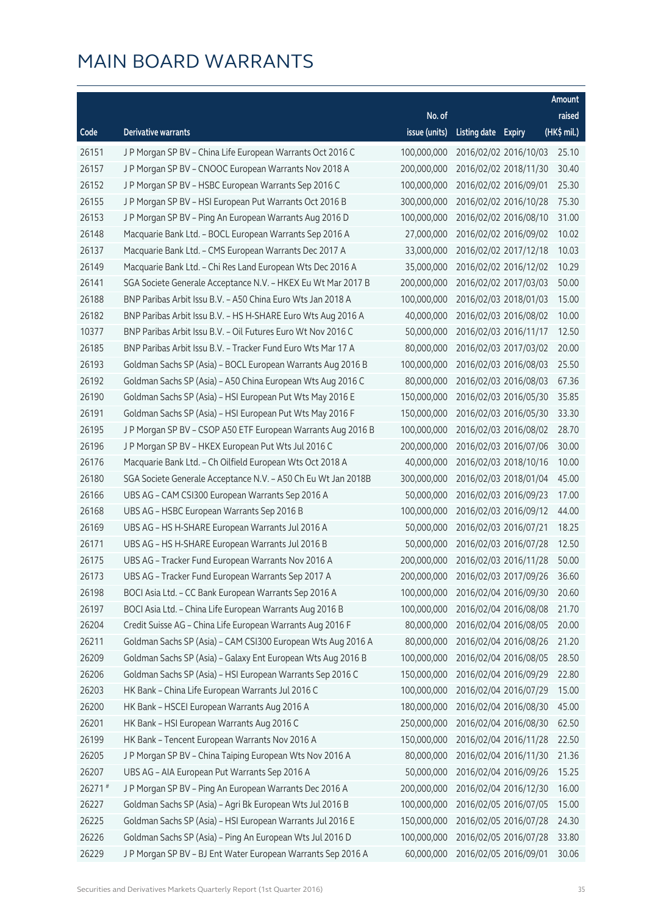# MAIN BOARD WARRANTS

| Code | Derivative warrants | No. of issue (units) | Listing date | Expiry | Amount raised (HK$ mil.) |
|---|---|---|---|---|---|
| 26151 | J P Morgan SP BV – China Life European Warrants Oct 2016 C | 100,000,000 | 2016/02/02 | 2016/10/03 | 25.10 |
| 26157 | J P Morgan SP BV – CNOOC European Warrants Nov 2018 A | 200,000,000 | 2016/02/02 | 2018/11/30 | 30.40 |
| 26152 | J P Morgan SP BV – HSBC European Warrants Sep 2016 C | 100,000,000 | 2016/02/02 | 2016/09/01 | 25.30 |
| 26155 | J P Morgan SP BV – HSI European Put Warrants Oct 2016 B | 300,000,000 | 2016/02/02 | 2016/10/28 | 75.30 |
| 26153 | J P Morgan SP BV – Ping An European Warrants Aug 2016 D | 100,000,000 | 2016/02/02 | 2016/08/10 | 31.00 |
| 26148 | Macquarie Bank Ltd. – BOCL European Warrants Sep 2016 A | 27,000,000 | 2016/02/02 | 2016/09/02 | 10.02 |
| 26137 | Macquarie Bank Ltd. – CMS European Warrants Dec 2017 A | 33,000,000 | 2016/02/02 | 2017/12/18 | 10.03 |
| 26149 | Macquarie Bank Ltd. – Chi Res Land European Wts Dec 2016 A | 35,000,000 | 2016/02/02 | 2016/12/02 | 10.29 |
| 26141 | SGA Societe Generale Acceptance N.V. – HKEX Eu Wt Mar 2017 B | 200,000,000 | 2016/02/02 | 2017/03/03 | 50.00 |
| 26188 | BNP Paribas Arbit Issu B.V. – A50 China Euro Wts Jan 2018 A | 100,000,000 | 2016/02/03 | 2018/01/03 | 15.00 |
| 26182 | BNP Paribas Arbit Issu B.V. – HS H-SHARE Euro Wts Aug 2016 A | 40,000,000 | 2016/02/03 | 2016/08/02 | 10.00 |
| 10377 | BNP Paribas Arbit Issu B.V. – Oil Futures Euro Wt Nov 2016 C | 50,000,000 | 2016/02/03 | 2016/11/17 | 12.50 |
| 26185 | BNP Paribas Arbit Issu B.V. – Tracker Fund Euro Wts Mar 17 A | 80,000,000 | 2016/02/03 | 2017/03/02 | 20.00 |
| 26193 | Goldman Sachs SP (Asia) – BOCL European Warrants Aug 2016 B | 100,000,000 | 2016/02/03 | 2016/08/03 | 25.50 |
| 26192 | Goldman Sachs SP (Asia) – A50 China European Wts Aug 2016 C | 80,000,000 | 2016/02/03 | 2016/08/03 | 67.36 |
| 26190 | Goldman Sachs SP (Asia) – HSI European Put Wts May 2016 E | 150,000,000 | 2016/02/03 | 2016/05/30 | 35.85 |
| 26191 | Goldman Sachs SP (Asia) – HSI European Put Wts May 2016 F | 150,000,000 | 2016/02/03 | 2016/05/30 | 33.30 |
| 26195 | J P Morgan SP BV – CSOP A50 ETF European Warrants Aug 2016 B | 100,000,000 | 2016/02/03 | 2016/08/02 | 28.70 |
| 26196 | J P Morgan SP BV – HKEX European Put Wts Jul 2016 C | 200,000,000 | 2016/02/03 | 2016/07/06 | 30.00 |
| 26176 | Macquarie Bank Ltd. – Ch Oilfield European Wts Oct 2018 A | 40,000,000 | 2016/02/03 | 2018/10/16 | 10.00 |
| 26180 | SGA Societe Generale Acceptance N.V. – A50 Ch Eu Wt Jan 2018B | 300,000,000 | 2016/02/03 | 2018/01/04 | 45.00 |
| 26166 | UBS AG – CAM CSI300 European Warrants Sep 2016 A | 50,000,000 | 2016/02/03 | 2016/09/23 | 17.00 |
| 26168 | UBS AG – HSBC European Warrants Sep 2016 B | 100,000,000 | 2016/02/03 | 2016/09/12 | 44.00 |
| 26169 | UBS AG – HS H-SHARE European Warrants Jul 2016 A | 50,000,000 | 2016/02/03 | 2016/07/21 | 18.25 |
| 26171 | UBS AG – HS H-SHARE European Warrants Jul 2016 B | 50,000,000 | 2016/02/03 | 2016/07/28 | 12.50 |
| 26175 | UBS AG – Tracker Fund European Warrants Nov 2016 A | 200,000,000 | 2016/02/03 | 2016/11/28 | 50.00 |
| 26173 | UBS AG – Tracker Fund European Warrants Sep 2017 A | 200,000,000 | 2016/02/03 | 2017/09/26 | 36.60 |
| 26198 | BOCI Asia Ltd. – CC Bank European Warrants Sep 2016 A | 100,000,000 | 2016/02/04 | 2016/09/30 | 20.60 |
| 26197 | BOCI Asia Ltd. – China Life European Warrants Aug 2016 B | 100,000,000 | 2016/02/04 | 2016/08/08 | 21.70 |
| 26204 | Credit Suisse AG – China Life European Warrants Aug 2016 F | 80,000,000 | 2016/02/04 | 2016/08/05 | 20.00 |
| 26211 | Goldman Sachs SP (Asia) – CAM CSI300 European Wts Aug 2016 A | 80,000,000 | 2016/02/04 | 2016/08/26 | 21.20 |
| 26209 | Goldman Sachs SP (Asia) – Galaxy Ent European Wts Aug 2016 B | 100,000,000 | 2016/02/04 | 2016/08/05 | 28.50 |
| 26206 | Goldman Sachs SP (Asia) – HSI European Warrants Sep 2016 C | 150,000,000 | 2016/02/04 | 2016/09/29 | 22.80 |
| 26203 | HK Bank – China Life European Warrants Jul 2016 C | 100,000,000 | 2016/02/04 | 2016/07/29 | 15.00 |
| 26200 | HK Bank – HSCEI European Warrants Aug 2016 A | 180,000,000 | 2016/02/04 | 2016/08/30 | 45.00 |
| 26201 | HK Bank – HSI European Warrants Aug 2016 C | 250,000,000 | 2016/02/04 | 2016/08/30 | 62.50 |
| 26199 | HK Bank – Tencent European Warrants Nov 2016 A | 150,000,000 | 2016/02/04 | 2016/11/28 | 22.50 |
| 26205 | J P Morgan SP BV – China Taiping European Wts Nov 2016 A | 80,000,000 | 2016/02/04 | 2016/11/30 | 21.36 |
| 26207 | UBS AG – AIA European Put Warrants Sep 2016 A | 50,000,000 | 2016/02/04 | 2016/09/26 | 15.25 |
| 26271 # | J P Morgan SP BV – Ping An European Warrants Dec 2016 A | 200,000,000 | 2016/02/04 | 2016/12/30 | 16.00 |
| 26227 | Goldman Sachs SP (Asia) – Agri Bk European Wts Jul 2016 B | 100,000,000 | 2016/02/05 | 2016/07/05 | 15.00 |
| 26225 | Goldman Sachs SP (Asia) – HSI European Warrants Jul 2016 E | 150,000,000 | 2016/02/05 | 2016/07/28 | 24.30 |
| 26226 | Goldman Sachs SP (Asia) – Ping An European Wts Jul 2016 D | 100,000,000 | 2016/02/05 | 2016/07/28 | 33.80 |
| 26229 | J P Morgan SP BV – BJ Ent Water European Warrants Sep 2016 A | 60,000,000 | 2016/02/05 | 2016/09/01 | 30.06 |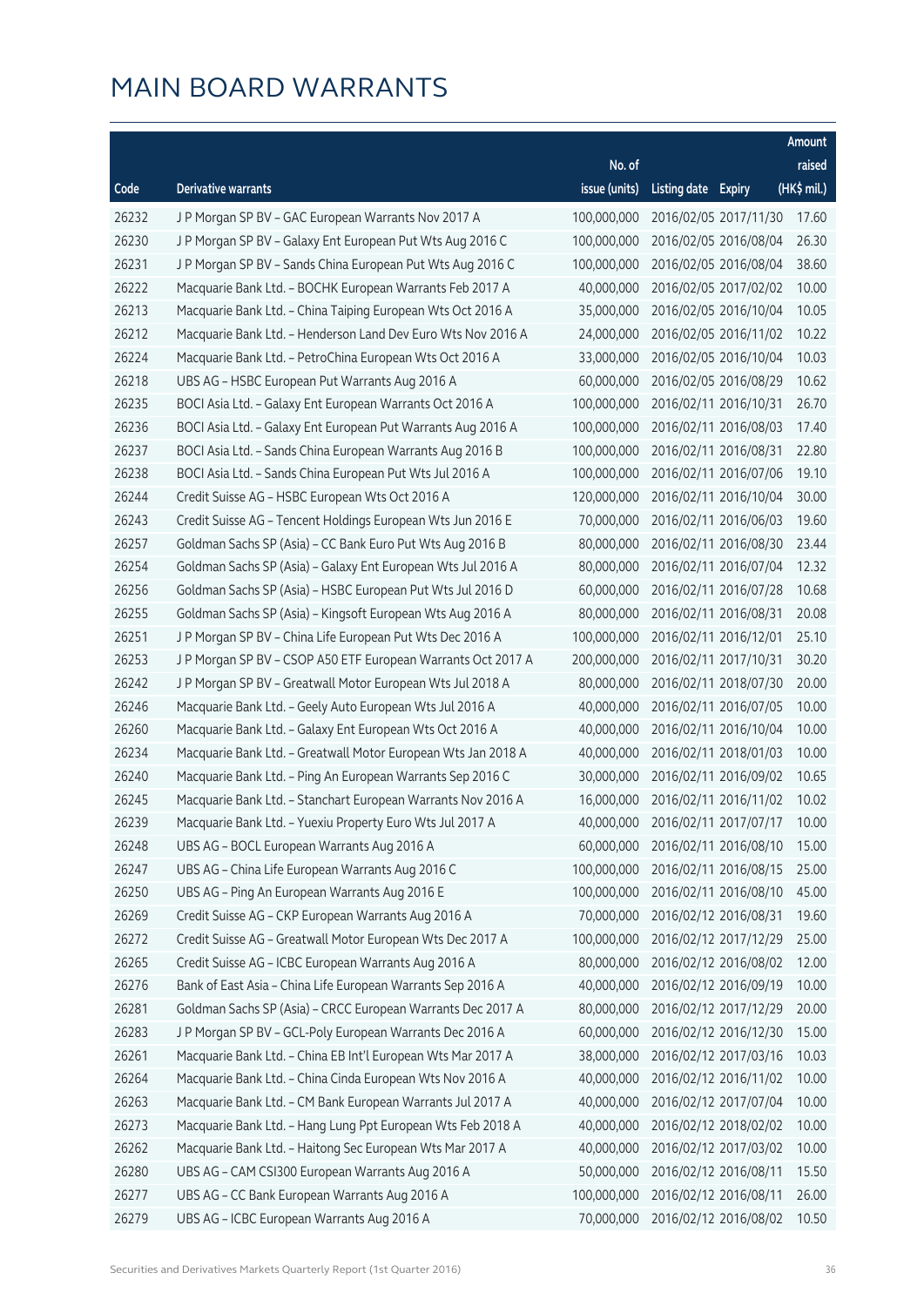# MAIN BOARD WARRANTS

| Code | Derivative warrants | No. of issue (units) | Listing date | Expiry | Amount raised (HK$ mil.) |
|---|---|---|---|---|---|
| 26232 | J P Morgan SP BV – GAC European Warrants Nov 2017 A | 100,000,000 | 2016/02/05 | 2017/11/30 | 17.60 |
| 26230 | J P Morgan SP BV – Galaxy Ent European Put Wts Aug 2016 C | 100,000,000 | 2016/02/05 | 2016/08/04 | 26.30 |
| 26231 | J P Morgan SP BV – Sands China European Put Wts Aug 2016 C | 100,000,000 | 2016/02/05 | 2016/08/04 | 38.60 |
| 26222 | Macquarie Bank Ltd. – BOCHK European Warrants Feb 2017 A | 40,000,000 | 2016/02/05 | 2017/02/02 | 10.00 |
| 26213 | Macquarie Bank Ltd. – China Taiping European Wts Oct 2016 A | 35,000,000 | 2016/02/05 | 2016/10/04 | 10.05 |
| 26212 | Macquarie Bank Ltd. – Henderson Land Dev Euro Wts Nov 2016 A | 24,000,000 | 2016/02/05 | 2016/11/02 | 10.22 |
| 26224 | Macquarie Bank Ltd. – PetroChina European Wts Oct 2016 A | 33,000,000 | 2016/02/05 | 2016/10/04 | 10.03 |
| 26218 | UBS AG – HSBC European Put Warrants Aug 2016 A | 60,000,000 | 2016/02/05 | 2016/08/29 | 10.62 |
| 26235 | BOCI Asia Ltd. – Galaxy Ent European Warrants Oct 2016 A | 100,000,000 | 2016/02/11 | 2016/10/31 | 26.70 |
| 26236 | BOCI Asia Ltd. – Galaxy Ent European Put Warrants Aug 2016 A | 100,000,000 | 2016/02/11 | 2016/08/03 | 17.40 |
| 26237 | BOCI Asia Ltd. – Sands China European Warrants Aug 2016 B | 100,000,000 | 2016/02/11 | 2016/08/31 | 22.80 |
| 26238 | BOCI Asia Ltd. – Sands China European Put Wts Jul 2016 A | 100,000,000 | 2016/02/11 | 2016/07/06 | 19.10 |
| 26244 | Credit Suisse AG – HSBC European Wts Oct 2016 A | 120,000,000 | 2016/02/11 | 2016/10/04 | 30.00 |
| 26243 | Credit Suisse AG – Tencent Holdings European Wts Jun 2016 E | 70,000,000 | 2016/02/11 | 2016/06/03 | 19.60 |
| 26257 | Goldman Sachs SP (Asia) – CC Bank Euro Put Wts Aug 2016 B | 80,000,000 | 2016/02/11 | 2016/08/30 | 23.44 |
| 26254 | Goldman Sachs SP (Asia) – Galaxy Ent European Wts Jul 2016 A | 80,000,000 | 2016/02/11 | 2016/07/04 | 12.32 |
| 26256 | Goldman Sachs SP (Asia) – HSBC European Put Wts Jul 2016 D | 60,000,000 | 2016/02/11 | 2016/07/28 | 10.68 |
| 26255 | Goldman Sachs SP (Asia) – Kingsoft European Wts Aug 2016 A | 80,000,000 | 2016/02/11 | 2016/08/31 | 20.08 |
| 26251 | J P Morgan SP BV – China Life European Put Wts Dec 2016 A | 100,000,000 | 2016/02/11 | 2016/12/01 | 25.10 |
| 26253 | J P Morgan SP BV – CSOP A50 ETF European Warrants Oct 2017 A | 200,000,000 | 2016/02/11 | 2017/10/31 | 30.20 |
| 26242 | J P Morgan SP BV – Greatwall Motor European Wts Jul 2018 A | 80,000,000 | 2016/02/11 | 2018/07/30 | 20.00 |
| 26246 | Macquarie Bank Ltd. – Geely Auto European Wts Jul 2016 A | 40,000,000 | 2016/02/11 | 2016/07/05 | 10.00 |
| 26260 | Macquarie Bank Ltd. – Galaxy Ent European Wts Oct 2016 A | 40,000,000 | 2016/02/11 | 2016/10/04 | 10.00 |
| 26234 | Macquarie Bank Ltd. – Greatwall Motor European Wts Jan 2018 A | 40,000,000 | 2016/02/11 | 2018/01/03 | 10.00 |
| 26240 | Macquarie Bank Ltd. – Ping An European Warrants Sep 2016 C | 30,000,000 | 2016/02/11 | 2016/09/02 | 10.65 |
| 26245 | Macquarie Bank Ltd. – Stanchart European Warrants Nov 2016 A | 16,000,000 | 2016/02/11 | 2016/11/02 | 10.02 |
| 26239 | Macquarie Bank Ltd. – Yuexiu Property Euro Wts Jul 2017 A | 40,000,000 | 2016/02/11 | 2017/07/17 | 10.00 |
| 26248 | UBS AG – BOCL European Warrants Aug 2016 A | 60,000,000 | 2016/02/11 | 2016/08/10 | 15.00 |
| 26247 | UBS AG – China Life European Warrants Aug 2016 C | 100,000,000 | 2016/02/11 | 2016/08/15 | 25.00 |
| 26250 | UBS AG – Ping An European Warrants Aug 2016 E | 100,000,000 | 2016/02/11 | 2016/08/10 | 45.00 |
| 26269 | Credit Suisse AG – CKP European Warrants Aug 2016 A | 70,000,000 | 2016/02/12 | 2016/08/31 | 19.60 |
| 26272 | Credit Suisse AG – Greatwall Motor European Wts Dec 2017 A | 100,000,000 | 2016/02/12 | 2017/12/29 | 25.00 |
| 26265 | Credit Suisse AG – ICBC European Warrants Aug 2016 A | 80,000,000 | 2016/02/12 | 2016/08/02 | 12.00 |
| 26276 | Bank of East Asia – China Life European Warrants Sep 2016 A | 40,000,000 | 2016/02/12 | 2016/09/19 | 10.00 |
| 26281 | Goldman Sachs SP (Asia) – CRCC European Warrants Dec 2017 A | 80,000,000 | 2016/02/12 | 2017/12/29 | 20.00 |
| 26283 | J P Morgan SP BV – GCL-Poly European Warrants Dec 2016 A | 60,000,000 | 2016/02/12 | 2016/12/30 | 15.00 |
| 26261 | Macquarie Bank Ltd. – China EB Int'l European Wts Mar 2017 A | 38,000,000 | 2016/02/12 | 2017/03/16 | 10.03 |
| 26264 | Macquarie Bank Ltd. – China Cinda European Wts Nov 2016 A | 40,000,000 | 2016/02/12 | 2016/11/02 | 10.00 |
| 26263 | Macquarie Bank Ltd. – CM Bank European Warrants Jul 2017 A | 40,000,000 | 2016/02/12 | 2017/07/04 | 10.00 |
| 26273 | Macquarie Bank Ltd. – Hang Lung Ppt European Wts Feb 2018 A | 40,000,000 | 2016/02/12 | 2018/02/02 | 10.00 |
| 26262 | Macquarie Bank Ltd. – Haitong Sec European Wts Mar 2017 A | 40,000,000 | 2016/02/12 | 2017/03/02 | 10.00 |
| 26280 | UBS AG – CAM CSI300 European Warrants Aug 2016 A | 50,000,000 | 2016/02/12 | 2016/08/11 | 15.50 |
| 26277 | UBS AG – CC Bank European Warrants Aug 2016 A | 100,000,000 | 2016/02/12 | 2016/08/11 | 26.00 |
| 26279 | UBS AG – ICBC European Warrants Aug 2016 A | 70,000,000 | 2016/02/12 | 2016/08/02 | 10.50 |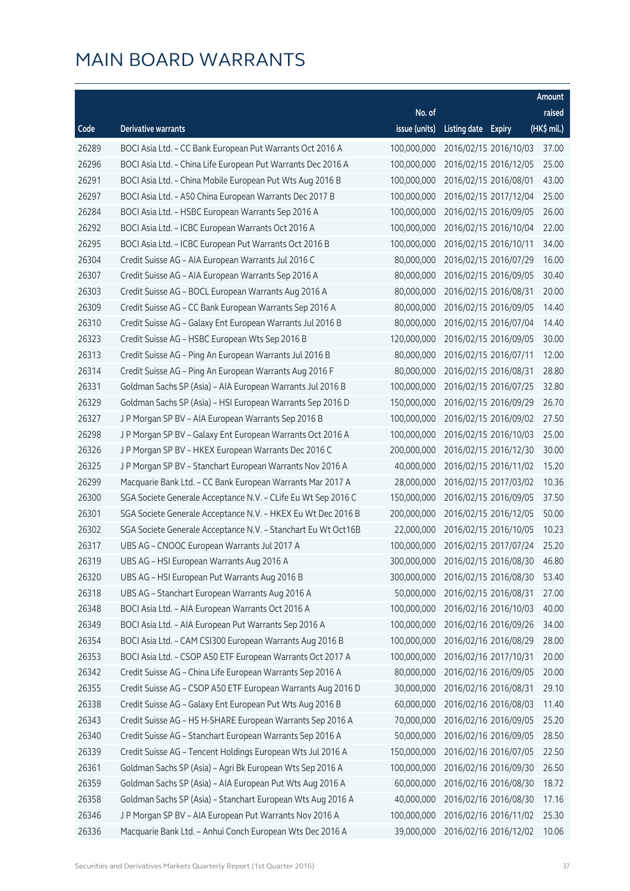# MAIN BOARD WARRANTS

| Code | Derivative warrants | No. of issue (units) | Listing date | Expiry | Amount raised (HK$ mil.) |
|---|---|---|---|---|---|
| 26289 | BOCI Asia Ltd. – CC Bank European Put Warrants Oct 2016 A | 100,000,000 | 2016/02/15 | 2016/10/03 | 37.00 |
| 26296 | BOCI Asia Ltd. – China Life European Put Warrants Dec 2016 A | 100,000,000 | 2016/02/15 | 2016/12/05 | 25.00 |
| 26291 | BOCI Asia Ltd. – China Mobile European Put Wts Aug 2016 B | 100,000,000 | 2016/02/15 | 2016/08/01 | 43.00 |
| 26297 | BOCI Asia Ltd. – A50 China European Warrants Dec 2017 B | 100,000,000 | 2016/02/15 | 2017/12/04 | 25.00 |
| 26284 | BOCI Asia Ltd. – HSBC European Warrants Sep 2016 A | 100,000,000 | 2016/02/15 | 2016/09/05 | 26.00 |
| 26292 | BOCI Asia Ltd. – ICBC European Warrants Oct 2016 A | 100,000,000 | 2016/02/15 | 2016/10/04 | 22.00 |
| 26295 | BOCI Asia Ltd. – ICBC European Put Warrants Oct 2016 B | 100,000,000 | 2016/02/15 | 2016/10/11 | 34.00 |
| 26304 | Credit Suisse AG – AIA European Warrants Jul 2016 C | 80,000,000 | 2016/02/15 | 2016/07/29 | 16.00 |
| 26307 | Credit Suisse AG – AIA European Warrants Sep 2016 A | 80,000,000 | 2016/02/15 | 2016/09/05 | 30.40 |
| 26303 | Credit Suisse AG – BOCL European Warrants Aug 2016 A | 80,000,000 | 2016/02/15 | 2016/08/31 | 20.00 |
| 26309 | Credit Suisse AG – CC Bank European Warrants Sep 2016 A | 80,000,000 | 2016/02/15 | 2016/09/05 | 14.40 |
| 26310 | Credit Suisse AG – Galaxy Ent European Warrants Jul 2016 B | 80,000,000 | 2016/02/15 | 2016/07/04 | 14.40 |
| 26323 | Credit Suisse AG – HSBC European Wts Sep 2016 B | 120,000,000 | 2016/02/15 | 2016/09/05 | 30.00 |
| 26313 | Credit Suisse AG – Ping An European Warrants Jul 2016 B | 80,000,000 | 2016/02/15 | 2016/07/11 | 12.00 |
| 26314 | Credit Suisse AG – Ping An European Warrants Aug 2016 F | 80,000,000 | 2016/02/15 | 2016/08/31 | 28.80 |
| 26331 | Goldman Sachs SP (Asia) – AIA European Warrants Jul 2016 B | 100,000,000 | 2016/02/15 | 2016/07/25 | 32.80 |
| 26329 | Goldman Sachs SP (Asia) – HSI European Warrants Sep 2016 D | 150,000,000 | 2016/02/15 | 2016/09/29 | 26.70 |
| 26327 | J P Morgan SP BV – AIA European Warrants Sep 2016 B | 100,000,000 | 2016/02/15 | 2016/09/02 | 27.50 |
| 26298 | J P Morgan SP BV – Galaxy Ent European Warrants Oct 2016 A | 100,000,000 | 2016/02/15 | 2016/10/03 | 25.00 |
| 26326 | J P Morgan SP BV – HKEX European Warrants Dec 2016 C | 200,000,000 | 2016/02/15 | 2016/12/30 | 30.00 |
| 26325 | J P Morgan SP BV – Stanchart European Warrants Nov 2016 A | 40,000,000 | 2016/02/15 | 2016/11/02 | 15.20 |
| 26299 | Macquarie Bank Ltd. – CC Bank European Warrants Mar 2017 A | 28,000,000 | 2016/02/15 | 2017/03/02 | 10.36 |
| 26300 | SGA Societe Generale Acceptance N.V. – CLife Eu Wt Sep 2016 C | 150,000,000 | 2016/02/15 | 2016/09/05 | 37.50 |
| 26301 | SGA Societe Generale Acceptance N.V. – HKEX Eu Wt Dec 2016 B | 200,000,000 | 2016/02/15 | 2016/12/05 | 50.00 |
| 26302 | SGA Societe Generale Acceptance N.V. – Stanchart Eu Wt Oct16B | 22,000,000 | 2016/02/15 | 2016/10/05 | 10.23 |
| 26317 | UBS AG – CNOOC European Warrants Jul 2017 A | 100,000,000 | 2016/02/15 | 2017/07/24 | 25.20 |
| 26319 | UBS AG – HSI European Warrants Aug 2016 A | 300,000,000 | 2016/02/15 | 2016/08/30 | 46.80 |
| 26320 | UBS AG – HSI European Put Warrants Aug 2016 B | 300,000,000 | 2016/02/15 | 2016/08/30 | 53.40 |
| 26318 | UBS AG – Stanchart European Warrants Aug 2016 A | 50,000,000 | 2016/02/15 | 2016/08/31 | 27.00 |
| 26348 | BOCI Asia Ltd. – AIA European Warrants Oct 2016 A | 100,000,000 | 2016/02/16 | 2016/10/03 | 40.00 |
| 26349 | BOCI Asia Ltd. – AIA European Put Warrants Sep 2016 A | 100,000,000 | 2016/02/16 | 2016/09/26 | 34.00 |
| 26354 | BOCI Asia Ltd. – CAM CSI300 European Warrants Aug 2016 B | 100,000,000 | 2016/02/16 | 2016/08/29 | 28.00 |
| 26353 | BOCI Asia Ltd. – CSOP A50 ETF European Warrants Oct 2017 A | 100,000,000 | 2016/02/16 | 2017/10/31 | 20.00 |
| 26342 | Credit Suisse AG – China Life European Warrants Sep 2016 A | 80,000,000 | 2016/02/16 | 2016/09/05 | 20.00 |
| 26355 | Credit Suisse AG – CSOP A50 ETF European Warrants Aug 2016 D | 30,000,000 | 2016/02/16 | 2016/08/31 | 29.10 |
| 26338 | Credit Suisse AG – Galaxy Ent European Put Wts Aug 2016 B | 60,000,000 | 2016/02/16 | 2016/08/03 | 11.40 |
| 26343 | Credit Suisse AG – HS H-SHARE European Warrants Sep 2016 A | 70,000,000 | 2016/02/16 | 2016/09/05 | 25.20 |
| 26340 | Credit Suisse AG – Stanchart European Warrants Sep 2016 A | 50,000,000 | 2016/02/16 | 2016/09/05 | 28.50 |
| 26339 | Credit Suisse AG – Tencent Holdings European Wts Jul 2016 A | 150,000,000 | 2016/02/16 | 2016/07/05 | 22.50 |
| 26361 | Goldman Sachs SP (Asia) – Agri Bk European Wts Sep 2016 A | 100,000,000 | 2016/02/16 | 2016/09/30 | 26.50 |
| 26359 | Goldman Sachs SP (Asia) – AIA European Put Wts Aug 2016 A | 60,000,000 | 2016/02/16 | 2016/08/30 | 18.72 |
| 26358 | Goldman Sachs SP (Asia) – Stanchart European Wts Aug 2016 A | 40,000,000 | 2016/02/16 | 2016/08/30 | 17.16 |
| 26346 | J P Morgan SP BV – AIA European Put Warrants Nov 2016 A | 100,000,000 | 2016/02/16 | 2016/11/02 | 25.30 |
| 26336 | Macquarie Bank Ltd. – Anhui Conch European Wts Dec 2016 A | 39,000,000 | 2016/02/16 | 2016/12/02 | 10.06 |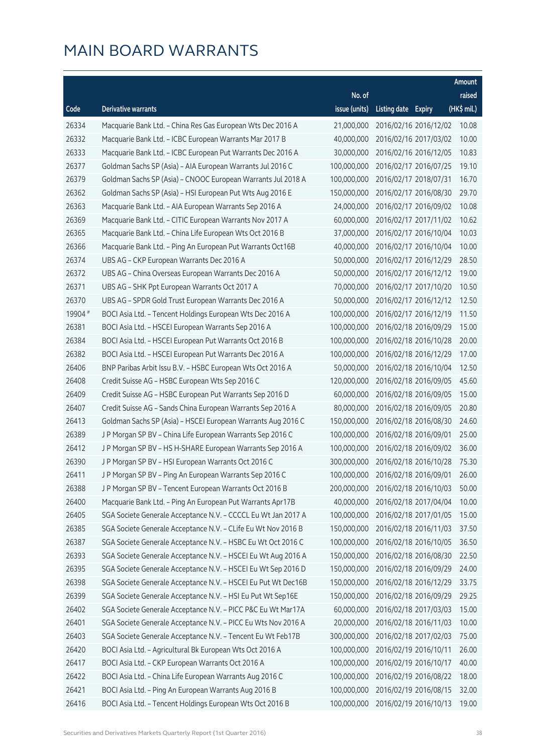# MAIN BOARD WARRANTS

| Code | Derivative warrants | No. of issue (units) | Listing date | Expiry | Amount raised (HK$ mil.) |
|---|---|---|---|---|---|
| 26334 | Macquarie Bank Ltd. – China Res Gas European Wts Dec 2016 A | 21,000,000 | 2016/02/16 | 2016/12/02 | 10.08 |
| 26332 | Macquarie Bank Ltd. – ICBC European Warrants Mar 2017 B | 40,000,000 | 2016/02/16 | 2017/03/02 | 10.00 |
| 26333 | Macquarie Bank Ltd. – ICBC European Put Warrants Dec 2016 A | 30,000,000 | 2016/02/16 | 2016/12/05 | 10.83 |
| 26377 | Goldman Sachs SP (Asia) – AIA European Warrants Jul 2016 C | 100,000,000 | 2016/02/17 | 2016/07/25 | 19.10 |
| 26379 | Goldman Sachs SP (Asia) – CNOOC European Warrants Jul 2018 A | 100,000,000 | 2016/02/17 | 2018/07/31 | 16.70 |
| 26362 | Goldman Sachs SP (Asia) – HSI European Put Wts Aug 2016 E | 150,000,000 | 2016/02/17 | 2016/08/30 | 29.70 |
| 26363 | Macquarie Bank Ltd. – AIA European Warrants Sep 2016 A | 24,000,000 | 2016/02/17 | 2016/09/02 | 10.08 |
| 26369 | Macquarie Bank Ltd. – CITIC European Warrants Nov 2017 A | 60,000,000 | 2016/02/17 | 2017/11/02 | 10.62 |
| 26365 | Macquarie Bank Ltd. – China Life European Wts Oct 2016 B | 37,000,000 | 2016/02/17 | 2016/10/04 | 10.03 |
| 26366 | Macquarie Bank Ltd. – Ping An European Put Warrants Oct16B | 40,000,000 | 2016/02/17 | 2016/10/04 | 10.00 |
| 26374 | UBS AG – CKP European Warrants Dec 2016 A | 50,000,000 | 2016/02/17 | 2016/12/29 | 28.50 |
| 26372 | UBS AG – China Overseas European Warrants Dec 2016 A | 50,000,000 | 2016/02/17 | 2016/12/12 | 19.00 |
| 26371 | UBS AG – SHK Ppt European Warrants Oct 2017 A | 70,000,000 | 2016/02/17 | 2017/10/20 | 10.50 |
| 26370 | UBS AG – SPDR Gold Trust European Warrants Dec 2016 A | 50,000,000 | 2016/02/17 | 2016/12/12 | 12.50 |
| 19904 # | BOCI Asia Ltd. – Tencent Holdings European Wts Dec 2016 A | 100,000,000 | 2016/02/17 | 2016/12/19 | 11.50 |
| 26381 | BOCI Asia Ltd. – HSCEI European Warrants Sep 2016 A | 100,000,000 | 2016/02/18 | 2016/09/29 | 15.00 |
| 26384 | BOCI Asia Ltd. – HSCEI European Put Warrants Oct 2016 B | 100,000,000 | 2016/02/18 | 2016/10/28 | 20.00 |
| 26382 | BOCI Asia Ltd. – HSCEI European Put Warrants Dec 2016 A | 100,000,000 | 2016/02/18 | 2016/12/29 | 17.00 |
| 26406 | BNP Paribas Arbit Issu B.V. – HSBC European Wts Oct 2016 A | 50,000,000 | 2016/02/18 | 2016/10/04 | 12.50 |
| 26408 | Credit Suisse AG – HSBC European Wts Sep 2016 C | 120,000,000 | 2016/02/18 | 2016/09/05 | 45.60 |
| 26409 | Credit Suisse AG – HSBC European Put Warrants Sep 2016 D | 60,000,000 | 2016/02/18 | 2016/09/05 | 15.00 |
| 26407 | Credit Suisse AG – Sands China European Warrants Sep 2016 A | 80,000,000 | 2016/02/18 | 2016/09/05 | 20.80 |
| 26413 | Goldman Sachs SP (Asia) – HSCEI European Warrants Aug 2016 C | 150,000,000 | 2016/02/18 | 2016/08/30 | 24.60 |
| 26389 | J P Morgan SP BV – China Life European Warrants Sep 2016 C | 100,000,000 | 2016/02/18 | 2016/09/01 | 25.00 |
| 26412 | J P Morgan SP BV – HS H-SHARE European Warrants Sep 2016 A | 100,000,000 | 2016/02/18 | 2016/09/02 | 36.00 |
| 26390 | J P Morgan SP BV – HSI European Warrants Oct 2016 C | 300,000,000 | 2016/02/18 | 2016/10/28 | 75.30 |
| 26411 | J P Morgan SP BV – Ping An European Warrants Sep 2016 C | 100,000,000 | 2016/02/18 | 2016/09/01 | 26.00 |
| 26388 | J P Morgan SP BV – Tencent European Warrants Oct 2016 B | 200,000,000 | 2016/02/18 | 2016/10/03 | 50.00 |
| 26400 | Macquarie Bank Ltd. – Ping An European Put Warrants Apr17B | 40,000,000 | 2016/02/18 | 2017/04/04 | 10.00 |
| 26405 | SGA Societe Generale Acceptance N.V. – CCCCL Eu Wt Jan 2017 A | 100,000,000 | 2016/02/18 | 2017/01/05 | 15.00 |
| 26385 | SGA Societe Generale Acceptance N.V. – CLife Eu Wt Nov 2016 B | 150,000,000 | 2016/02/18 | 2016/11/03 | 37.50 |
| 26387 | SGA Societe Generale Acceptance N.V. – HSBC Eu Wt Oct 2016 C | 100,000,000 | 2016/02/18 | 2016/10/05 | 36.50 |
| 26393 | SGA Societe Generale Acceptance N.V. – HSCEI Eu Wt Aug 2016 A | 150,000,000 | 2016/02/18 | 2016/08/30 | 22.50 |
| 26395 | SGA Societe Generale Acceptance N.V. – HSCEI Eu Wt Sep 2016 D | 150,000,000 | 2016/02/18 | 2016/09/29 | 24.00 |
| 26398 | SGA Societe Generale Acceptance N.V. – HSCEI Eu Put Wt Dec16B | 150,000,000 | 2016/02/18 | 2016/12/29 | 33.75 |
| 26399 | SGA Societe Generale Acceptance N.V. – HSI Eu Put Wt Sep16E | 150,000,000 | 2016/02/18 | 2016/09/29 | 29.25 |
| 26402 | SGA Societe Generale Acceptance N.V. – PICC P&C Eu Wt Mar17A | 60,000,000 | 2016/02/18 | 2017/03/03 | 15.00 |
| 26401 | SGA Societe Generale Acceptance N.V. – PICC Eu Wts Nov 2016 A | 20,000,000 | 2016/02/18 | 2016/11/03 | 10.00 |
| 26403 | SGA Societe Generale Acceptance N.V. – Tencent Eu Wt Feb17B | 300,000,000 | 2016/02/18 | 2017/02/03 | 75.00 |
| 26420 | BOCI Asia Ltd. – Agricultural Bk European Wts Oct 2016 A | 100,000,000 | 2016/02/19 | 2016/10/11 | 26.00 |
| 26417 | BOCI Asia Ltd. – CKP European Warrants Oct 2016 A | 100,000,000 | 2016/02/19 | 2016/10/17 | 40.00 |
| 26422 | BOCI Asia Ltd. – China Life European Warrants Aug 2016 C | 100,000,000 | 2016/02/19 | 2016/08/22 | 18.00 |
| 26421 | BOCI Asia Ltd. – Ping An European Warrants Aug 2016 B | 100,000,000 | 2016/02/19 | 2016/08/15 | 32.00 |
| 26416 | BOCI Asia Ltd. – Tencent Holdings European Wts Oct 2016 B | 100,000,000 | 2016/02/19 | 2016/10/13 | 19.00 |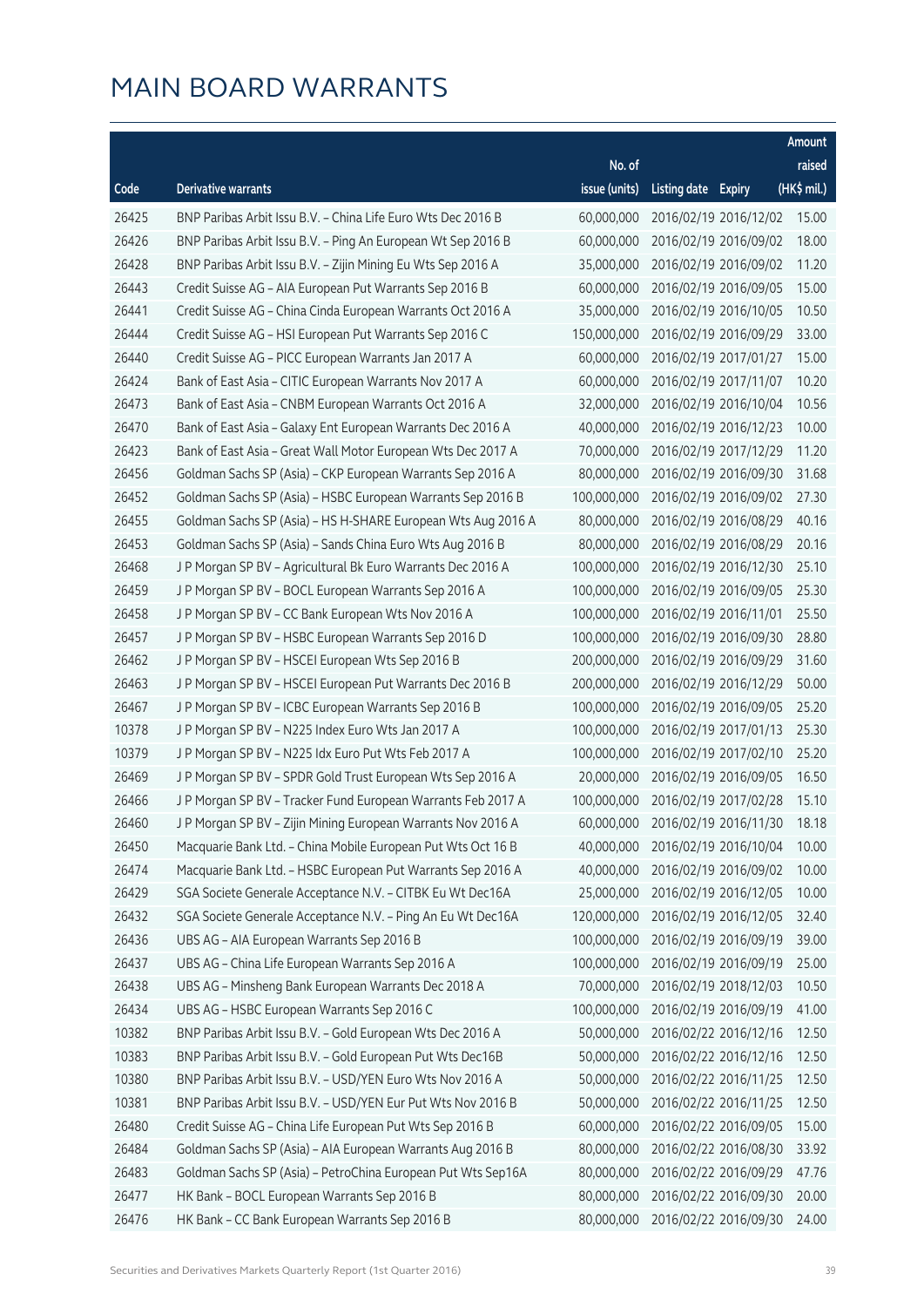# MAIN BOARD WARRANTS

| Code | Derivative warrants | No. of issue (units) | Listing date | Expiry | Amount raised (HK$ mil.) |
|---|---|---|---|---|---|
| 26425 | BNP Paribas Arbit Issu B.V. – China Life Euro Wts Dec 2016 B | 60,000,000 | 2016/02/19 | 2016/12/02 | 15.00 |
| 26426 | BNP Paribas Arbit Issu B.V. – Ping An European Wt Sep 2016 B | 60,000,000 | 2016/02/19 | 2016/09/02 | 18.00 |
| 26428 | BNP Paribas Arbit Issu B.V. – Zijin Mining Eu Wts Sep 2016 A | 35,000,000 | 2016/02/19 | 2016/09/02 | 11.20 |
| 26443 | Credit Suisse AG – AIA European Put Warrants Sep 2016 B | 60,000,000 | 2016/02/19 | 2016/09/05 | 15.00 |
| 26441 | Credit Suisse AG – China Cinda European Warrants Oct 2016 A | 35,000,000 | 2016/02/19 | 2016/10/05 | 10.50 |
| 26444 | Credit Suisse AG – HSI European Put Warrants Sep 2016 C | 150,000,000 | 2016/02/19 | 2016/09/29 | 33.00 |
| 26440 | Credit Suisse AG – PICC European Warrants Jan 2017 A | 60,000,000 | 2016/02/19 | 2017/01/27 | 15.00 |
| 26424 | Bank of East Asia – CITIC European Warrants Nov 2017 A | 60,000,000 | 2016/02/19 | 2017/11/07 | 10.20 |
| 26473 | Bank of East Asia – CNBM European Warrants Oct 2016 A | 32,000,000 | 2016/02/19 | 2016/10/04 | 10.56 |
| 26470 | Bank of East Asia – Galaxy Ent European Warrants Dec 2016 A | 40,000,000 | 2016/02/19 | 2016/12/23 | 10.00 |
| 26423 | Bank of East Asia – Great Wall Motor European Wts Dec 2017 A | 70,000,000 | 2016/02/19 | 2017/12/29 | 11.20 |
| 26456 | Goldman Sachs SP (Asia) – CKP European Warrants Sep 2016 A | 80,000,000 | 2016/02/19 | 2016/09/30 | 31.68 |
| 26452 | Goldman Sachs SP (Asia) – HSBC European Warrants Sep 2016 B | 100,000,000 | 2016/02/19 | 2016/09/02 | 27.30 |
| 26455 | Goldman Sachs SP (Asia) – HS H-SHARE European Wts Aug 2016 A | 80,000,000 | 2016/02/19 | 2016/08/29 | 40.16 |
| 26453 | Goldman Sachs SP (Asia) – Sands China Euro Wts Aug 2016 B | 80,000,000 | 2016/02/19 | 2016/08/29 | 20.16 |
| 26468 | J P Morgan SP BV – Agricultural Bk Euro Warrants Dec 2016 A | 100,000,000 | 2016/02/19 | 2016/12/30 | 25.10 |
| 26459 | J P Morgan SP BV – BOCL European Warrants Sep 2016 A | 100,000,000 | 2016/02/19 | 2016/09/05 | 25.30 |
| 26458 | J P Morgan SP BV – CC Bank European Wts Nov 2016 A | 100,000,000 | 2016/02/19 | 2016/11/01 | 25.50 |
| 26457 | J P Morgan SP BV – HSBC European Warrants Sep 2016 D | 100,000,000 | 2016/02/19 | 2016/09/30 | 28.80 |
| 26462 | J P Morgan SP BV – HSCEI European Wts Sep 2016 B | 200,000,000 | 2016/02/19 | 2016/09/29 | 31.60 |
| 26463 | J P Morgan SP BV – HSCEI European Put Warrants Dec 2016 B | 200,000,000 | 2016/02/19 | 2016/12/29 | 50.00 |
| 26467 | J P Morgan SP BV – ICBC European Warrants Sep 2016 B | 100,000,000 | 2016/02/19 | 2016/09/05 | 25.20 |
| 10378 | J P Morgan SP BV – N225 Index Euro Wts Jan 2017 A | 100,000,000 | 2016/02/19 | 2017/01/13 | 25.30 |
| 10379 | J P Morgan SP BV – N225 Idx Euro Put Wts Feb 2017 A | 100,000,000 | 2016/02/19 | 2017/02/10 | 25.20 |
| 26469 | J P Morgan SP BV – SPDR Gold Trust European Wts Sep 2016 A | 20,000,000 | 2016/02/19 | 2016/09/05 | 16.50 |
| 26466 | J P Morgan SP BV – Tracker Fund European Warrants Feb 2017 A | 100,000,000 | 2016/02/19 | 2017/02/28 | 15.10 |
| 26460 | J P Morgan SP BV – Zijin Mining European Warrants Nov 2016 A | 60,000,000 | 2016/02/19 | 2016/11/30 | 18.18 |
| 26450 | Macquarie Bank Ltd. – China Mobile European Put Wts Oct 16 B | 40,000,000 | 2016/02/19 | 2016/10/04 | 10.00 |
| 26474 | Macquarie Bank Ltd. – HSBC European Put Warrants Sep 2016 A | 40,000,000 | 2016/02/19 | 2016/09/02 | 10.00 |
| 26429 | SGA Societe Generale Acceptance N.V. – CITBK Eu Wt Dec16A | 25,000,000 | 2016/02/19 | 2016/12/05 | 10.00 |
| 26432 | SGA Societe Generale Acceptance N.V. – Ping An Eu Wt Dec16A | 120,000,000 | 2016/02/19 | 2016/12/05 | 32.40 |
| 26436 | UBS AG – AIA European Warrants Sep 2016 B | 100,000,000 | 2016/02/19 | 2016/09/19 | 39.00 |
| 26437 | UBS AG – China Life European Warrants Sep 2016 A | 100,000,000 | 2016/02/19 | 2016/09/19 | 25.00 |
| 26438 | UBS AG – Minsheng Bank European Warrants Dec 2018 A | 70,000,000 | 2016/02/19 | 2018/12/03 | 10.50 |
| 26434 | UBS AG – HSBC European Warrants Sep 2016 C | 100,000,000 | 2016/02/19 | 2016/09/19 | 41.00 |
| 10382 | BNP Paribas Arbit Issu B.V. – Gold European Wts Dec 2016 A | 50,000,000 | 2016/02/22 | 2016/12/16 | 12.50 |
| 10383 | BNP Paribas Arbit Issu B.V. – Gold European Put Wts Dec16B | 50,000,000 | 2016/02/22 | 2016/12/16 | 12.50 |
| 10380 | BNP Paribas Arbit Issu B.V. – USD/YEN Euro Wts Nov 2016 A | 50,000,000 | 2016/02/22 | 2016/11/25 | 12.50 |
| 10381 | BNP Paribas Arbit Issu B.V. – USD/YEN Eur Put Wts Nov 2016 B | 50,000,000 | 2016/02/22 | 2016/11/25 | 12.50 |
| 26480 | Credit Suisse AG – China Life European Put Wts Sep 2016 B | 60,000,000 | 2016/02/22 | 2016/09/05 | 15.00 |
| 26484 | Goldman Sachs SP (Asia) – AIA European Warrants Aug 2016 B | 80,000,000 | 2016/02/22 | 2016/08/30 | 33.92 |
| 26483 | Goldman Sachs SP (Asia) – PetroChina European Put Wts Sep16A | 80,000,000 | 2016/02/22 | 2016/09/29 | 47.76 |
| 26477 | HK Bank – BOCL European Warrants Sep 2016 B | 80,000,000 | 2016/02/22 | 2016/09/30 | 20.00 |
| 26476 | HK Bank – CC Bank European Warrants Sep 2016 B | 80,000,000 | 2016/02/22 | 2016/09/30 | 24.00 |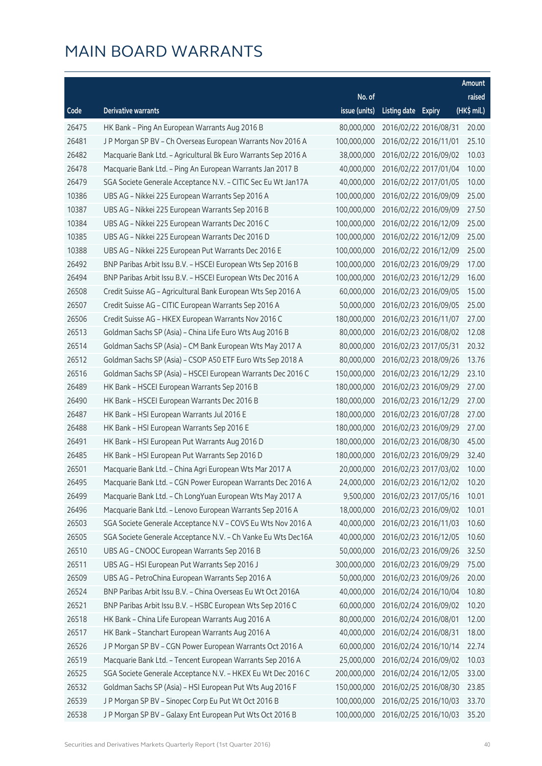# MAIN BOARD WARRANTS

| Code | Derivative warrants | No. of issue (units) | Listing date | Expiry | Amount raised (HK$ mil.) |
|---|---|---|---|---|---|
| 26475 | HK Bank – Ping An European Warrants Aug 2016 B | 80,000,000 | 2016/02/22 | 2016/08/31 | 20.00 |
| 26481 | J P Morgan SP BV – Ch Overseas European Warrants Nov 2016 A | 100,000,000 | 2016/02/22 | 2016/11/01 | 25.10 |
| 26482 | Macquarie Bank Ltd. – Agricultural Bk Euro Warrants Sep 2016 A | 38,000,000 | 2016/02/22 | 2016/09/02 | 10.03 |
| 26478 | Macquarie Bank Ltd. – Ping An European Warrants Jan 2017 B | 40,000,000 | 2016/02/22 | 2017/01/04 | 10.00 |
| 26479 | SGA Societe Generale Acceptance N.V. – CITIC Sec Eu Wt Jan17A | 40,000,000 | 2016/02/22 | 2017/01/05 | 10.00 |
| 10386 | UBS AG – Nikkei 225 European Warrants Sep 2016 A | 100,000,000 | 2016/02/22 | 2016/09/09 | 25.00 |
| 10387 | UBS AG – Nikkei 225 European Warrants Sep 2016 B | 100,000,000 | 2016/02/22 | 2016/09/09 | 27.50 |
| 10384 | UBS AG – Nikkei 225 European Warrants Dec 2016 C | 100,000,000 | 2016/02/22 | 2016/12/09 | 25.00 |
| 10385 | UBS AG – Nikkei 225 European Warrants Dec 2016 D | 100,000,000 | 2016/02/22 | 2016/12/09 | 25.00 |
| 10388 | UBS AG – Nikkei 225 European Put Warrants Dec 2016 E | 100,000,000 | 2016/02/22 | 2016/12/09 | 25.00 |
| 26492 | BNP Paribas Arbit Issu B.V. – HSCEI European Wts Sep 2016 B | 100,000,000 | 2016/02/23 | 2016/09/29 | 17.00 |
| 26494 | BNP Paribas Arbit Issu B.V. – HSCEI European Wts Dec 2016 A | 100,000,000 | 2016/02/23 | 2016/12/29 | 16.00 |
| 26508 | Credit Suisse AG – Agricultural Bank European Wts Sep 2016 A | 60,000,000 | 2016/02/23 | 2016/09/05 | 15.00 |
| 26507 | Credit Suisse AG – CITIC European Warrants Sep 2016 A | 50,000,000 | 2016/02/23 | 2016/09/05 | 25.00 |
| 26506 | Credit Suisse AG – HKEX European Warrants Nov 2016 C | 180,000,000 | 2016/02/23 | 2016/11/07 | 27.00 |
| 26513 | Goldman Sachs SP (Asia) – China Life Euro Wts Aug 2016 B | 80,000,000 | 2016/02/23 | 2016/08/02 | 12.08 |
| 26514 | Goldman Sachs SP (Asia) – CM Bank European Wts May 2017 A | 80,000,000 | 2016/02/23 | 2017/05/31 | 20.32 |
| 26512 | Goldman Sachs SP (Asia) – CSOP A50 ETF Euro Wts Sep 2018 A | 80,000,000 | 2016/02/23 | 2018/09/26 | 13.76 |
| 26516 | Goldman Sachs SP (Asia) – HSCEI European Warrants Dec 2016 C | 150,000,000 | 2016/02/23 | 2016/12/29 | 23.10 |
| 26489 | HK Bank – HSCEI European Warrants Sep 2016 B | 180,000,000 | 2016/02/23 | 2016/09/29 | 27.00 |
| 26490 | HK Bank – HSCEI European Warrants Dec 2016 B | 180,000,000 | 2016/02/23 | 2016/12/29 | 27.00 |
| 26487 | HK Bank – HSI European Warrants Jul 2016 E | 180,000,000 | 2016/02/23 | 2016/07/28 | 27.00 |
| 26488 | HK Bank – HSI European Warrants Sep 2016 E | 180,000,000 | 2016/02/23 | 2016/09/29 | 27.00 |
| 26491 | HK Bank – HSI European Put Warrants Aug 2016 D | 180,000,000 | 2016/02/23 | 2016/08/30 | 45.00 |
| 26485 | HK Bank – HSI European Put Warrants Sep 2016 D | 180,000,000 | 2016/02/23 | 2016/09/29 | 32.40 |
| 26501 | Macquarie Bank Ltd. – China Agri European Wts Mar 2017 A | 20,000,000 | 2016/02/23 | 2017/03/02 | 10.00 |
| 26495 | Macquarie Bank Ltd. – CGN Power European Warrants Dec 2016 A | 24,000,000 | 2016/02/23 | 2016/12/02 | 10.20 |
| 26499 | Macquarie Bank Ltd. – Ch LongYuan European Wts May 2017 A | 9,500,000 | 2016/02/23 | 2017/05/16 | 10.01 |
| 26496 | Macquarie Bank Ltd. – Lenovo European Warrants Sep 2016 A | 18,000,000 | 2016/02/23 | 2016/09/02 | 10.01 |
| 26503 | SGA Societe Generale Acceptance N.V – COVS Eu Wts Nov 2016 A | 40,000,000 | 2016/02/23 | 2016/11/03 | 10.60 |
| 26505 | SGA Societe Generale Acceptance N.V. – Ch Vanke Eu Wts Dec16A | 40,000,000 | 2016/02/23 | 2016/12/05 | 10.60 |
| 26510 | UBS AG – CNOOC European Warrants Sep 2016 B | 50,000,000 | 2016/02/23 | 2016/09/26 | 32.50 |
| 26511 | UBS AG – HSI European Put Warrants Sep 2016 J | 300,000,000 | 2016/02/23 | 2016/09/29 | 75.00 |
| 26509 | UBS AG – PetroChina European Warrants Sep 2016 A | 50,000,000 | 2016/02/23 | 2016/09/26 | 20.00 |
| 26524 | BNP Paribas Arbit Issu B.V. – China Overseas Eu Wt Oct 2016A | 40,000,000 | 2016/02/24 | 2016/10/04 | 10.80 |
| 26521 | BNP Paribas Arbit Issu B.V. – HSBC European Wts Sep 2016 C | 60,000,000 | 2016/02/24 | 2016/09/02 | 10.20 |
| 26518 | HK Bank – China Life European Warrants Aug 2016 A | 80,000,000 | 2016/02/24 | 2016/08/01 | 12.00 |
| 26517 | HK Bank – Stanchart European Warrants Aug 2016 A | 40,000,000 | 2016/02/24 | 2016/08/31 | 18.00 |
| 26526 | J P Morgan SP BV – CGN Power European Warrants Oct 2016 A | 60,000,000 | 2016/02/24 | 2016/10/14 | 22.74 |
| 26519 | Macquarie Bank Ltd. – Tencent European Warrants Sep 2016 A | 25,000,000 | 2016/02/24 | 2016/09/02 | 10.03 |
| 26525 | SGA Societe Generale Acceptance N.V. – HKEX Eu Wt Dec 2016 C | 200,000,000 | 2016/02/24 | 2016/12/05 | 33.00 |
| 26532 | Goldman Sachs SP (Asia) – HSI European Put Wts Aug 2016 F | 150,000,000 | 2016/02/25 | 2016/08/30 | 23.85 |
| 26539 | J P Morgan SP BV – Sinopec Corp Eu Put Wt Oct 2016 B | 100,000,000 | 2016/02/25 | 2016/10/03 | 33.70 |
| 26538 | J P Morgan SP BV – Galaxy Ent European Put Wts Oct 2016 B | 100,000,000 | 2016/02/25 | 2016/10/03 | 35.20 |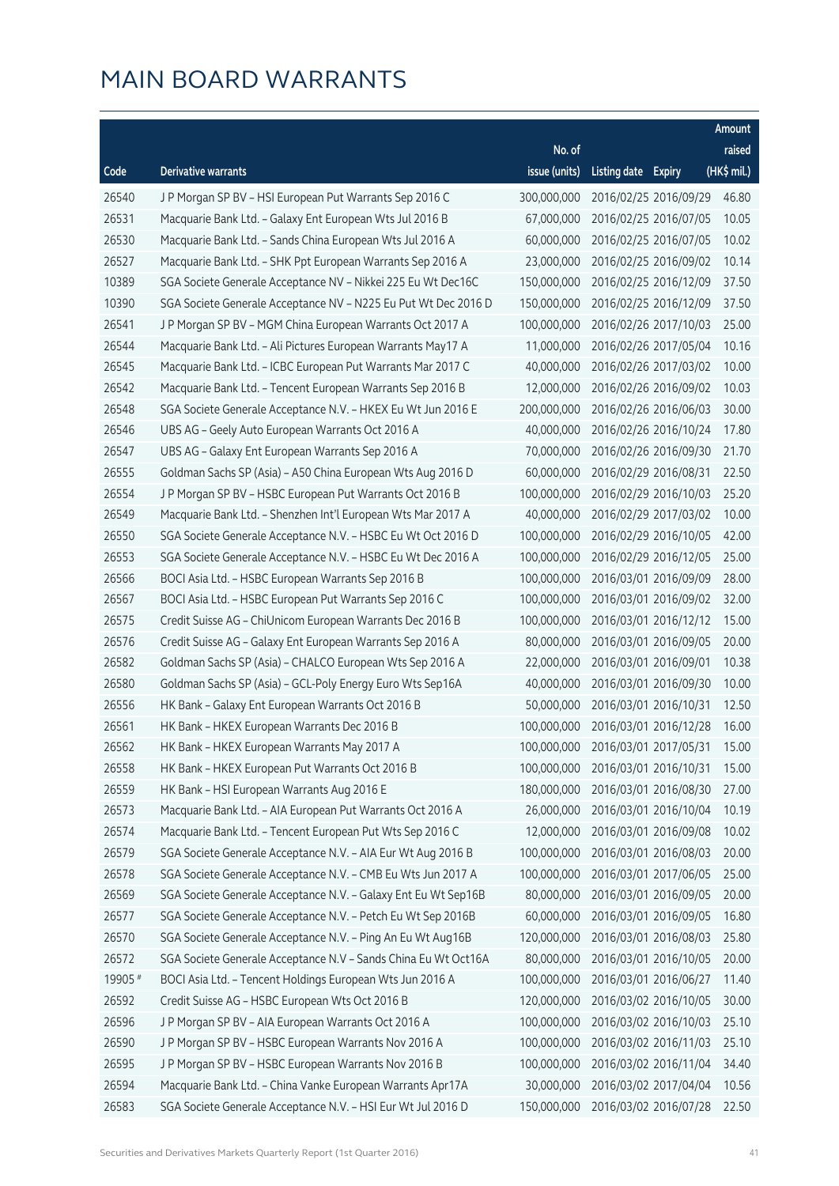# MAIN BOARD WARRANTS

| Code | Derivative warrants | No. of issue (units) | Listing date | Expiry | Amount raised (HK$ mil.) |
|---|---|---|---|---|---|
| 26540 | J P Morgan SP BV – HSI European Put Warrants Sep 2016 C | 300,000,000 | 2016/02/25 | 2016/09/29 | 46.80 |
| 26531 | Macquarie Bank Ltd. – Galaxy Ent European Wts Jul 2016 B | 67,000,000 | 2016/02/25 | 2016/07/05 | 10.05 |
| 26530 | Macquarie Bank Ltd. – Sands China European Wts Jul 2016 A | 60,000,000 | 2016/02/25 | 2016/07/05 | 10.02 |
| 26527 | Macquarie Bank Ltd. – SHK Ppt European Warrants Sep 2016 A | 23,000,000 | 2016/02/25 | 2016/09/02 | 10.14 |
| 10389 | SGA Societe Generale Acceptance NV – Nikkei 225 Eu Wt Dec16C | 150,000,000 | 2016/02/25 | 2016/12/09 | 37.50 |
| 10390 | SGA Societe Generale Acceptance NV – N225 Eu Put Wt Dec 2016 D | 150,000,000 | 2016/02/25 | 2016/12/09 | 37.50 |
| 26541 | J P Morgan SP BV – MGM China European Warrants Oct 2017 A | 100,000,000 | 2016/02/26 | 2017/10/03 | 25.00 |
| 26544 | Macquarie Bank Ltd. – Ali Pictures European Warrants May17 A | 11,000,000 | 2016/02/26 | 2017/05/04 | 10.16 |
| 26545 | Macquarie Bank Ltd. – ICBC European Put Warrants Mar 2017 C | 40,000,000 | 2016/02/26 | 2017/03/02 | 10.00 |
| 26542 | Macquarie Bank Ltd. – Tencent European Warrants Sep 2016 B | 12,000,000 | 2016/02/26 | 2016/09/02 | 10.03 |
| 26548 | SGA Societe Generale Acceptance N.V. – HKEX Eu Wt Jun 2016 E | 200,000,000 | 2016/02/26 | 2016/06/03 | 30.00 |
| 26546 | UBS AG – Geely Auto European Warrants Oct 2016 A | 40,000,000 | 2016/02/26 | 2016/10/24 | 17.80 |
| 26547 | UBS AG – Galaxy Ent European Warrants Sep 2016 A | 70,000,000 | 2016/02/26 | 2016/09/30 | 21.70 |
| 26555 | Goldman Sachs SP (Asia) – A50 China European Wts Aug 2016 D | 60,000,000 | 2016/02/29 | 2016/08/31 | 22.50 |
| 26554 | J P Morgan SP BV – HSBC European Put Warrants Oct 2016 B | 100,000,000 | 2016/02/29 | 2016/10/03 | 25.20 |
| 26549 | Macquarie Bank Ltd. – Shenzhen Int'l European Wts Mar 2017 A | 40,000,000 | 2016/02/29 | 2017/03/02 | 10.00 |
| 26550 | SGA Societe Generale Acceptance N.V. – HSBC Eu Wt Oct 2016 D | 100,000,000 | 2016/02/29 | 2016/10/05 | 42.00 |
| 26553 | SGA Societe Generale Acceptance N.V. – HSBC Eu Wt Dec 2016 A | 100,000,000 | 2016/02/29 | 2016/12/05 | 25.00 |
| 26566 | BOCI Asia Ltd. – HSBC European Warrants Sep 2016 B | 100,000,000 | 2016/03/01 | 2016/09/09 | 28.00 |
| 26567 | BOCI Asia Ltd. – HSBC European Put Warrants Sep 2016 C | 100,000,000 | 2016/03/01 | 2016/09/02 | 32.00 |
| 26575 | Credit Suisse AG – ChiUnicom European Warrants Dec 2016 B | 100,000,000 | 2016/03/01 | 2016/12/12 | 15.00 |
| 26576 | Credit Suisse AG – Galaxy Ent European Warrants Sep 2016 A | 80,000,000 | 2016/03/01 | 2016/09/05 | 20.00 |
| 26582 | Goldman Sachs SP (Asia) – CHALCO European Wts Sep 2016 A | 22,000,000 | 2016/03/01 | 2016/09/01 | 10.38 |
| 26580 | Goldman Sachs SP (Asia) – GCL-Poly Energy Euro Wts Sep16A | 40,000,000 | 2016/03/01 | 2016/09/30 | 10.00 |
| 26556 | HK Bank – Galaxy Ent European Warrants Oct 2016 B | 50,000,000 | 2016/03/01 | 2016/10/31 | 12.50 |
| 26561 | HK Bank – HKEX European Warrants Dec 2016 B | 100,000,000 | 2016/03/01 | 2016/12/28 | 16.00 |
| 26562 | HK Bank – HKEX European Warrants May 2017 A | 100,000,000 | 2016/03/01 | 2017/05/31 | 15.00 |
| 26558 | HK Bank – HKEX European Put Warrants Oct 2016 B | 100,000,000 | 2016/03/01 | 2016/10/31 | 15.00 |
| 26559 | HK Bank – HSI European Warrants Aug 2016 E | 180,000,000 | 2016/03/01 | 2016/08/30 | 27.00 |
| 26573 | Macquarie Bank Ltd. – AIA European Put Warrants Oct 2016 A | 26,000,000 | 2016/03/01 | 2016/10/04 | 10.19 |
| 26574 | Macquarie Bank Ltd. – Tencent European Put Wts Sep 2016 C | 12,000,000 | 2016/03/01 | 2016/09/08 | 10.02 |
| 26579 | SGA Societe Generale Acceptance N.V. – AIA Eur Wt Aug 2016 B | 100,000,000 | 2016/03/01 | 2016/08/03 | 20.00 |
| 26578 | SGA Societe Generale Acceptance N.V. – CMB Eu Wts Jun 2017 A | 100,000,000 | 2016/03/01 | 2017/06/05 | 25.00 |
| 26569 | SGA Societe Generale Acceptance N.V. – Galaxy Ent Eu Wt Sep16B | 80,000,000 | 2016/03/01 | 2016/09/05 | 20.00 |
| 26577 | SGA Societe Generale Acceptance N.V. – Petch Eu Wt Sep 2016B | 60,000,000 | 2016/03/01 | 2016/09/05 | 16.80 |
| 26570 | SGA Societe Generale Acceptance N.V. – Ping An Eu Wt Aug16B | 120,000,000 | 2016/03/01 | 2016/08/03 | 25.80 |
| 26572 | SGA Societe Generale Acceptance N.V – Sands China Eu Wt Oct16A | 80,000,000 | 2016/03/01 | 2016/10/05 | 20.00 |
| 19905 # | BOCI Asia Ltd. – Tencent Holdings European Wts Jun 2016 A | 100,000,000 | 2016/03/01 | 2016/06/27 | 11.40 |
| 26592 | Credit Suisse AG – HSBC European Wts Oct 2016 B | 120,000,000 | 2016/03/02 | 2016/10/05 | 30.00 |
| 26596 | J P Morgan SP BV – AIA European Warrants Oct 2016 A | 100,000,000 | 2016/03/02 | 2016/10/03 | 25.10 |
| 26590 | J P Morgan SP BV – HSBC European Warrants Nov 2016 A | 100,000,000 | 2016/03/02 | 2016/11/03 | 25.10 |
| 26595 | J P Morgan SP BV – HSBC European Warrants Nov 2016 B | 100,000,000 | 2016/03/02 | 2016/11/04 | 34.40 |
| 26594 | Macquarie Bank Ltd. – China Vanke European Warrants Apr17A | 30,000,000 | 2016/03/02 | 2017/04/04 | 10.56 |
| 26583 | SGA Societe Generale Acceptance N.V. – HSI Eur Wt Jul 2016 D | 150,000,000 | 2016/03/02 | 2016/07/28 | 22.50 |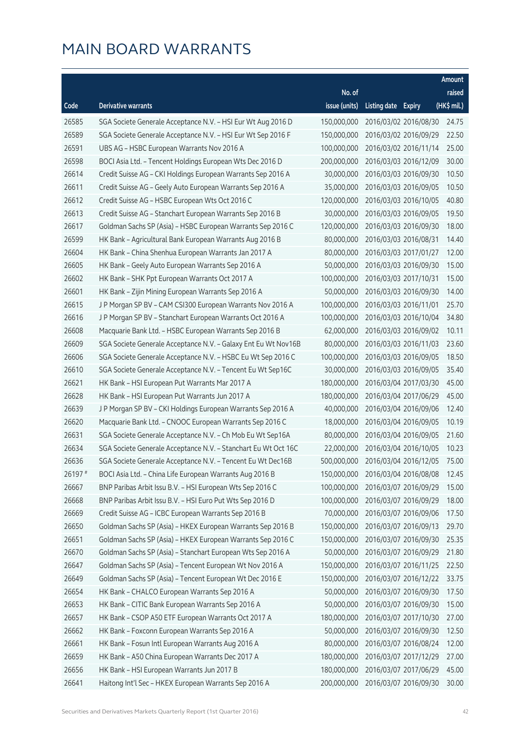# MAIN BOARD WARRANTS

| Code | Derivative warrants | No. of issue (units) | Listing date | Expiry | Amount raised (HK$ mil.) |
|---|---|---|---|---|---|
| 26585 | SGA Societe Generale Acceptance N.V. – HSI Eur Wt Aug 2016 D | 150,000,000 | 2016/03/02 | 2016/08/30 | 24.75 |
| 26589 | SGA Societe Generale Acceptance N.V. – HSI Eur Wt Sep 2016 F | 150,000,000 | 2016/03/02 | 2016/09/29 | 22.50 |
| 26591 | UBS AG – HSBC European Warrants Nov 2016 A | 100,000,000 | 2016/03/02 | 2016/11/14 | 25.00 |
| 26598 | BOCI Asia Ltd. – Tencent Holdings European Wts Dec 2016 D | 200,000,000 | 2016/03/03 | 2016/12/09 | 30.00 |
| 26614 | Credit Suisse AG – CKI Holdings European Warrants Sep 2016 A | 30,000,000 | 2016/03/03 | 2016/09/30 | 10.50 |
| 26611 | Credit Suisse AG – Geely Auto European Warrants Sep 2016 A | 35,000,000 | 2016/03/03 | 2016/09/05 | 10.50 |
| 26612 | Credit Suisse AG – HSBC European Wts Oct 2016 C | 120,000,000 | 2016/03/03 | 2016/10/05 | 40.80 |
| 26613 | Credit Suisse AG – Stanchart European Warrants Sep 2016 B | 30,000,000 | 2016/03/03 | 2016/09/05 | 19.50 |
| 26617 | Goldman Sachs SP (Asia) – HSBC European Warrants Sep 2016 C | 120,000,000 | 2016/03/03 | 2016/09/30 | 18.00 |
| 26599 | HK Bank – Agricultural Bank European Warrants Aug 2016 B | 80,000,000 | 2016/03/03 | 2016/08/31 | 14.40 |
| 26604 | HK Bank – China Shenhua European Warrants Jan 2017 A | 80,000,000 | 2016/03/03 | 2017/01/27 | 12.00 |
| 26605 | HK Bank – Geely Auto European Warrants Sep 2016 A | 50,000,000 | 2016/03/03 | 2016/09/30 | 15.00 |
| 26602 | HK Bank – SHK Ppt European Warrants Oct 2017 A | 100,000,000 | 2016/03/03 | 2017/10/31 | 15.00 |
| 26601 | HK Bank – Zijin Mining European Warrants Sep 2016 A | 50,000,000 | 2016/03/03 | 2016/09/30 | 14.00 |
| 26615 | J P Morgan SP BV – CAM CSI300 European Warrants Nov 2016 A | 100,000,000 | 2016/03/03 | 2016/11/01 | 25.70 |
| 26616 | J P Morgan SP BV – Stanchart European Warrants Oct 2016 A | 100,000,000 | 2016/03/03 | 2016/10/04 | 34.80 |
| 26608 | Macquarie Bank Ltd. – HSBC European Warrants Sep 2016 B | 62,000,000 | 2016/03/03 | 2016/09/02 | 10.11 |
| 26609 | SGA Societe Generale Acceptance N.V. – Galaxy Ent Eu Wt Nov16B | 80,000,000 | 2016/03/03 | 2016/11/03 | 23.60 |
| 26606 | SGA Societe Generale Acceptance N.V. – HSBC Eu Wt Sep 2016 C | 100,000,000 | 2016/03/03 | 2016/09/05 | 18.50 |
| 26610 | SGA Societe Generale Acceptance N.V. – Tencent Eu Wt Sep16C | 30,000,000 | 2016/03/03 | 2016/09/05 | 35.40 |
| 26621 | HK Bank – HSI European Put Warrants Mar 2017 A | 180,000,000 | 2016/03/04 | 2017/03/30 | 45.00 |
| 26628 | HK Bank – HSI European Put Warrants Jun 2017 A | 180,000,000 | 2016/03/04 | 2017/06/29 | 45.00 |
| 26639 | J P Morgan SP BV – CKI Holdings European Warrants Sep 2016 A | 40,000,000 | 2016/03/04 | 2016/09/06 | 12.40 |
| 26620 | Macquarie Bank Ltd. – CNOOC European Warrants Sep 2016 C | 18,000,000 | 2016/03/04 | 2016/09/05 | 10.19 |
| 26631 | SGA Societe Generale Acceptance N.V. – Ch Mob Eu Wt Sep16A | 80,000,000 | 2016/03/04 | 2016/09/05 | 21.60 |
| 26634 | SGA Societe Generale Acceptance N.V. – Stanchart Eu Wt Oct 16C | 22,000,000 | 2016/03/04 | 2016/10/05 | 10.23 |
| 26636 | SGA Societe Generale Acceptance N.V. – Tencent Eu Wt Dec16B | 500,000,000 | 2016/03/04 | 2016/12/05 | 75.00 |
| 26197 # | BOCI Asia Ltd. – China Life European Warrants Aug 2016 B | 150,000,000 | 2016/03/04 | 2016/08/08 | 12.45 |
| 26667 | BNP Paribas Arbit Issu B.V. – HSI European Wts Sep 2016 C | 100,000,000 | 2016/03/07 | 2016/09/29 | 15.00 |
| 26668 | BNP Paribas Arbit Issu B.V. – HSI Euro Put Wts Sep 2016 D | 100,000,000 | 2016/03/07 | 2016/09/29 | 18.00 |
| 26669 | Credit Suisse AG – ICBC European Warrants Sep 2016 B | 70,000,000 | 2016/03/07 | 2016/09/06 | 17.50 |
| 26650 | Goldman Sachs SP (Asia) – HKEX European Warrants Sep 2016 B | 150,000,000 | 2016/03/07 | 2016/09/13 | 29.70 |
| 26651 | Goldman Sachs SP (Asia) – HKEX European Warrants Sep 2016 C | 150,000,000 | 2016/03/07 | 2016/09/30 | 25.35 |
| 26670 | Goldman Sachs SP (Asia) – Stanchart European Wts Sep 2016 A | 50,000,000 | 2016/03/07 | 2016/09/29 | 21.80 |
| 26647 | Goldman Sachs SP (Asia) – Tencent European Wt Nov 2016 A | 150,000,000 | 2016/03/07 | 2016/11/25 | 22.50 |
| 26649 | Goldman Sachs SP (Asia) – Tencent European Wt Dec 2016 E | 150,000,000 | 2016/03/07 | 2016/12/22 | 33.75 |
| 26654 | HK Bank – CHALCO European Warrants Sep 2016 A | 50,000,000 | 2016/03/07 | 2016/09/30 | 17.50 |
| 26653 | HK Bank – CITIC Bank European Warrants Sep 2016 A | 50,000,000 | 2016/03/07 | 2016/09/30 | 15.00 |
| 26657 | HK Bank – CSOP A50 ETF European Warrants Oct 2017 A | 180,000,000 | 2016/03/07 | 2017/10/30 | 27.00 |
| 26662 | HK Bank – Foxconn European Warrants Sep 2016 A | 50,000,000 | 2016/03/07 | 2016/09/30 | 12.50 |
| 26661 | HK Bank – Fosun Intl European Warrants Aug 2016 A | 80,000,000 | 2016/03/07 | 2016/08/24 | 12.00 |
| 26659 | HK Bank – A50 China European Warrants Dec 2017 A | 180,000,000 | 2016/03/07 | 2017/12/29 | 27.00 |
| 26656 | HK Bank – HSI European Warrants Jun 2017 B | 180,000,000 | 2016/03/07 | 2017/06/29 | 45.00 |
| 26641 | Haitong Int'l Sec – HKEX European Warrants Sep 2016 A | 200,000,000 | 2016/03/07 | 2016/09/30 | 30.00 |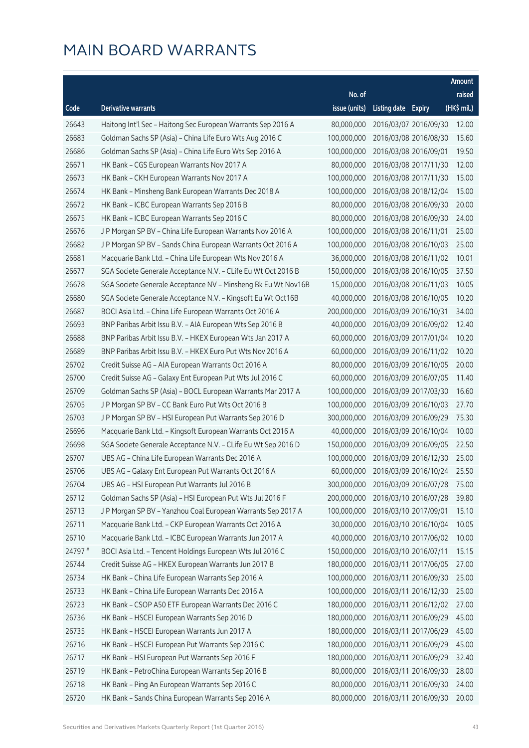# MAIN BOARD WARRANTS

| Code | Derivative warrants | No. of issue (units) | Listing date | Expiry | Amount raised (HK$ mil.) |
|---|---|---|---|---|---|
| 26643 | Haitong Int'l Sec – Haitong Sec European Warrants Sep 2016 A | 80,000,000 | 2016/03/07 | 2016/09/30 | 12.00 |
| 26683 | Goldman Sachs SP (Asia) – China Life Euro Wts Aug 2016 C | 100,000,000 | 2016/03/08 | 2016/08/30 | 15.60 |
| 26686 | Goldman Sachs SP (Asia) – China Life Euro Wts Sep 2016 A | 100,000,000 | 2016/03/08 | 2016/09/01 | 19.50 |
| 26671 | HK Bank – CGS European Warrants Nov 2017 A | 80,000,000 | 2016/03/08 | 2017/11/30 | 12.00 |
| 26673 | HK Bank – CKH European Warrants Nov 2017 A | 100,000,000 | 2016/03/08 | 2017/11/30 | 15.00 |
| 26674 | HK Bank – Minsheng Bank European Warrants Dec 2018 A | 100,000,000 | 2016/03/08 | 2018/12/04 | 15.00 |
| 26672 | HK Bank – ICBC European Warrants Sep 2016 B | 80,000,000 | 2016/03/08 | 2016/09/30 | 20.00 |
| 26675 | HK Bank – ICBC European Warrants Sep 2016 C | 80,000,000 | 2016/03/08 | 2016/09/30 | 24.00 |
| 26676 | J P Morgan SP BV – China Life European Warrants Nov 2016 A | 100,000,000 | 2016/03/08 | 2016/11/01 | 25.00 |
| 26682 | J P Morgan SP BV – Sands China European Warrants Oct 2016 A | 100,000,000 | 2016/03/08 | 2016/10/03 | 25.00 |
| 26681 | Macquarie Bank Ltd. – China Life European Wts Nov 2016 A | 36,000,000 | 2016/03/08 | 2016/11/02 | 10.01 |
| 26677 | SGA Societe Generale Acceptance N.V. – CLife Eu Wt Oct 2016 B | 150,000,000 | 2016/03/08 | 2016/10/05 | 37.50 |
| 26678 | SGA Societe Generale Acceptance NV – Minsheng Bk Eu Wt Nov16B | 15,000,000 | 2016/03/08 | 2016/11/03 | 10.05 |
| 26680 | SGA Societe Generale Acceptance N.V. – Kingsoft Eu Wt Oct16B | 40,000,000 | 2016/03/08 | 2016/10/05 | 10.20 |
| 26687 | BOCI Asia Ltd. – China Life European Warrants Oct 2016 A | 200,000,000 | 2016/03/09 | 2016/10/31 | 34.00 |
| 26693 | BNP Paribas Arbit Issu B.V. – AIA European Wts Sep 2016 B | 40,000,000 | 2016/03/09 | 2016/09/02 | 12.40 |
| 26688 | BNP Paribas Arbit Issu B.V. – HKEX European Wts Jan 2017 A | 60,000,000 | 2016/03/09 | 2017/01/04 | 10.20 |
| 26689 | BNP Paribas Arbit Issu B.V. – HKEX Euro Put Wts Nov 2016 A | 60,000,000 | 2016/03/09 | 2016/11/02 | 10.20 |
| 26702 | Credit Suisse AG – AIA European Warrants Oct 2016 A | 80,000,000 | 2016/03/09 | 2016/10/05 | 20.00 |
| 26700 | Credit Suisse AG – Galaxy Ent European Put Wts Jul 2016 C | 60,000,000 | 2016/03/09 | 2016/07/05 | 11.40 |
| 26709 | Goldman Sachs SP (Asia) – BOCL European Warrants Mar 2017 A | 100,000,000 | 2016/03/09 | 2017/03/30 | 16.60 |
| 26705 | J P Morgan SP BV – CC Bank Euro Put Wts Oct 2016 B | 100,000,000 | 2016/03/09 | 2016/10/03 | 27.70 |
| 26703 | J P Morgan SP BV – HSI European Put Warrants Sep 2016 D | 300,000,000 | 2016/03/09 | 2016/09/29 | 75.30 |
| 26696 | Macquarie Bank Ltd. – Kingsoft European Warrants Oct 2016 A | 40,000,000 | 2016/03/09 | 2016/10/04 | 10.00 |
| 26698 | SGA Societe Generale Acceptance N.V. – CLife Eu Wt Sep 2016 D | 150,000,000 | 2016/03/09 | 2016/09/05 | 22.50 |
| 26707 | UBS AG – China Life European Warrants Dec 2016 A | 100,000,000 | 2016/03/09 | 2016/12/30 | 25.00 |
| 26706 | UBS AG – Galaxy Ent European Put Warrants Oct 2016 A | 60,000,000 | 2016/03/09 | 2016/10/24 | 25.50 |
| 26704 | UBS AG – HSI European Put Warrants Jul 2016 B | 300,000,000 | 2016/03/09 | 2016/07/28 | 75.00 |
| 26712 | Goldman Sachs SP (Asia) – HSI European Put Wts Jul 2016 F | 200,000,000 | 2016/03/10 | 2016/07/28 | 39.80 |
| 26713 | J P Morgan SP BV – Yanzhou Coal European Warrants Sep 2017 A | 100,000,000 | 2016/03/10 | 2017/09/01 | 15.10 |
| 26711 | Macquarie Bank Ltd. – CKP European Warrants Oct 2016 A | 30,000,000 | 2016/03/10 | 2016/10/04 | 10.05 |
| 26710 | Macquarie Bank Ltd. – ICBC European Warrants Jun 2017 A | 40,000,000 | 2016/03/10 | 2017/06/02 | 10.00 |
| 24797 # | BOCI Asia Ltd. – Tencent Holdings European Wts Jul 2016 C | 150,000,000 | 2016/03/10 | 2016/07/11 | 15.15 |
| 26744 | Credit Suisse AG – HKEX European Warrants Jun 2017 B | 180,000,000 | 2016/03/11 | 2017/06/05 | 27.00 |
| 26734 | HK Bank – China Life European Warrants Sep 2016 A | 100,000,000 | 2016/03/11 | 2016/09/30 | 25.00 |
| 26733 | HK Bank – China Life European Warrants Dec 2016 A | 100,000,000 | 2016/03/11 | 2016/12/30 | 25.00 |
| 26723 | HK Bank – CSOP A50 ETF European Warrants Dec 2016 C | 180,000,000 | 2016/03/11 | 2016/12/02 | 27.00 |
| 26736 | HK Bank – HSCEI European Warrants Sep 2016 D | 180,000,000 | 2016/03/11 | 2016/09/29 | 45.00 |
| 26735 | HK Bank – HSCEI European Warrants Jun 2017 A | 180,000,000 | 2016/03/11 | 2017/06/29 | 45.00 |
| 26716 | HK Bank – HSCEI European Put Warrants Sep 2016 C | 180,000,000 | 2016/03/11 | 2016/09/29 | 45.00 |
| 26717 | HK Bank – HSI European Put Warrants Sep 2016 F | 180,000,000 | 2016/03/11 | 2016/09/29 | 32.40 |
| 26719 | HK Bank – PetroChina European Warrants Sep 2016 B | 80,000,000 | 2016/03/11 | 2016/09/30 | 28.00 |
| 26718 | HK Bank – Ping An European Warrants Sep 2016 C | 80,000,000 | 2016/03/11 | 2016/09/30 | 24.00 |
| 26720 | HK Bank – Sands China European Warrants Sep 2016 A | 80,000,000 | 2016/03/11 | 2016/09/30 | 20.00 |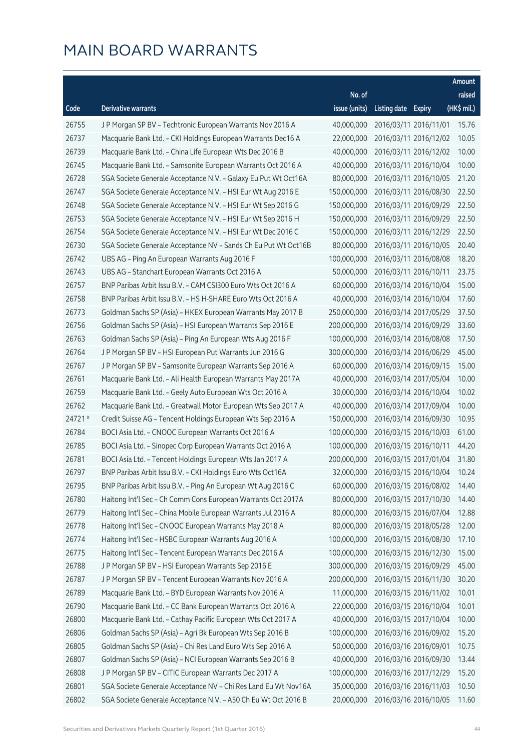# MAIN BOARD WARRANTS

| Code | Derivative warrants | No. of issue (units) | Listing date | Expiry | Amount raised (HK$ mil.) |
|---|---|---|---|---|---|
| 26755 | J P Morgan SP BV – Techtronic European Warrants Nov 2016 A | 40,000,000 | 2016/03/11 | 2016/11/01 | 15.76 |
| 26737 | Macquarie Bank Ltd. – CKI Holdings European Warrants Dec16 A | 22,000,000 | 2016/03/11 | 2016/12/02 | 10.05 |
| 26739 | Macquarie Bank Ltd. – China Life European Wts Dec 2016 B | 40,000,000 | 2016/03/11 | 2016/12/02 | 10.00 |
| 26745 | Macquarie Bank Ltd. – Samsonite European Warrants Oct 2016 A | 40,000,000 | 2016/03/11 | 2016/10/04 | 10.00 |
| 26728 | SGA Societe Generale Acceptance N.V. – Galaxy Eu Put Wt Oct16A | 80,000,000 | 2016/03/11 | 2016/10/05 | 21.20 |
| 26747 | SGA Societe Generale Acceptance N.V. – HSI Eur Wt Aug 2016 E | 150,000,000 | 2016/03/11 | 2016/08/30 | 22.50 |
| 26748 | SGA Societe Generale Acceptance N.V. – HSI Eur Wt Sep 2016 G | 150,000,000 | 2016/03/11 | 2016/09/29 | 22.50 |
| 26753 | SGA Societe Generale Acceptance N.V. – HSI Eur Wt Sep 2016 H | 150,000,000 | 2016/03/11 | 2016/09/29 | 22.50 |
| 26754 | SGA Societe Generale Acceptance N.V. – HSI Eur Wt Dec 2016 C | 150,000,000 | 2016/03/11 | 2016/12/29 | 22.50 |
| 26730 | SGA Societe Generale Acceptance NV – Sands Ch Eu Put Wt Oct16B | 80,000,000 | 2016/03/11 | 2016/10/05 | 20.40 |
| 26742 | UBS AG – Ping An European Warrants Aug 2016 F | 100,000,000 | 2016/03/11 | 2016/08/08 | 18.20 |
| 26743 | UBS AG – Stanchart European Warrants Oct 2016 A | 50,000,000 | 2016/03/11 | 2016/10/11 | 23.75 |
| 26757 | BNP Paribas Arbit Issu B.V. – CAM CSI300 Euro Wts Oct 2016 A | 60,000,000 | 2016/03/14 | 2016/10/04 | 15.00 |
| 26758 | BNP Paribas Arbit Issu B.V. – HS H-SHARE Euro Wts Oct 2016 A | 40,000,000 | 2016/03/14 | 2016/10/04 | 17.60 |
| 26773 | Goldman Sachs SP (Asia) – HKEX European Warrants May 2017 B | 250,000,000 | 2016/03/14 | 2017/05/29 | 37.50 |
| 26756 | Goldman Sachs SP (Asia) – HSI European Warrants Sep 2016 E | 200,000,000 | 2016/03/14 | 2016/09/29 | 33.60 |
| 26763 | Goldman Sachs SP (Asia) – Ping An European Wts Aug 2016 F | 100,000,000 | 2016/03/14 | 2016/08/08 | 17.50 |
| 26764 | J P Morgan SP BV – HSI European Put Warrants Jun 2016 G | 300,000,000 | 2016/03/14 | 2016/06/29 | 45.00 |
| 26767 | J P Morgan SP BV – Samsonite European Warrants Sep 2016 A | 60,000,000 | 2016/03/14 | 2016/09/15 | 15.00 |
| 26761 | Macquarie Bank Ltd. – Ali Health European Warrants May 2017A | 40,000,000 | 2016/03/14 | 2017/05/04 | 10.00 |
| 26759 | Macquarie Bank Ltd. – Geely Auto European Wts Oct 2016 A | 30,000,000 | 2016/03/14 | 2016/10/04 | 10.02 |
| 26762 | Macquarie Bank Ltd. – Greatwall Motor European Wts Sep 2017 A | 40,000,000 | 2016/03/14 | 2017/09/04 | 10.00 |
| 24721 # | Credit Suisse AG – Tencent Holdings European Wts Sep 2016 A | 150,000,000 | 2016/03/14 | 2016/09/30 | 10.95 |
| 26784 | BOCI Asia Ltd. – CNOOC European Warrants Oct 2016 A | 100,000,000 | 2016/03/15 | 2016/10/03 | 61.00 |
| 26785 | BOCI Asia Ltd. – Sinopec Corp European Warrants Oct 2016 A | 100,000,000 | 2016/03/15 | 2016/10/11 | 44.20 |
| 26781 | BOCI Asia Ltd. – Tencent Holdings European Wts Jan 2017 A | 200,000,000 | 2016/03/15 | 2017/01/04 | 31.80 |
| 26797 | BNP Paribas Arbit Issu B.V. – CKI Holdings Euro Wts Oct16A | 32,000,000 | 2016/03/15 | 2016/10/04 | 10.24 |
| 26795 | BNP Paribas Arbit Issu B.V. – Ping An European Wt Aug 2016 C | 60,000,000 | 2016/03/15 | 2016/08/02 | 14.40 |
| 26780 | Haitong Int'l Sec – Ch Comm Cons European Warrants Oct 2017A | 80,000,000 | 2016/03/15 | 2017/10/30 | 14.40 |
| 26779 | Haitong Int'l Sec – China Mobile European Warrants Jul 2016 A | 80,000,000 | 2016/03/15 | 2016/07/04 | 12.88 |
| 26778 | Haitong Int'l Sec – CNOOC European Warrants May 2018 A | 80,000,000 | 2016/03/15 | 2018/05/28 | 12.00 |
| 26774 | Haitong Int'l Sec – HSBC European Warrants Aug 2016 A | 100,000,000 | 2016/03/15 | 2016/08/30 | 17.10 |
| 26775 | Haitong Int'l Sec – Tencent European Warrants Dec 2016 A | 100,000,000 | 2016/03/15 | 2016/12/30 | 15.00 |
| 26788 | J P Morgan SP BV – HSI European Warrants Sep 2016 E | 300,000,000 | 2016/03/15 | 2016/09/29 | 45.00 |
| 26787 | J P Morgan SP BV – Tencent European Warrants Nov 2016 A | 200,000,000 | 2016/03/15 | 2016/11/30 | 30.20 |
| 26789 | Macquarie Bank Ltd. – BYD European Warrants Nov 2016 A | 11,000,000 | 2016/03/15 | 2016/11/02 | 10.01 |
| 26790 | Macquarie Bank Ltd. – CC Bank European Warrants Oct 2016 A | 22,000,000 | 2016/03/15 | 2016/10/04 | 10.01 |
| 26800 | Macquarie Bank Ltd. – Cathay Pacific European Wts Oct 2017 A | 40,000,000 | 2016/03/15 | 2017/10/04 | 10.00 |
| 26806 | Goldman Sachs SP (Asia) – Agri Bk European Wts Sep 2016 B | 100,000,000 | 2016/03/16 | 2016/09/02 | 15.20 |
| 26805 | Goldman Sachs SP (Asia) – Chi Res Land Euro Wts Sep 2016 A | 50,000,000 | 2016/03/16 | 2016/09/01 | 10.75 |
| 26807 | Goldman Sachs SP (Asia) – NCI European Warrants Sep 2016 B | 40,000,000 | 2016/03/16 | 2016/09/30 | 13.44 |
| 26808 | J P Morgan SP BV – CITIC European Warrants Dec 2017 A | 100,000,000 | 2016/03/16 | 2017/12/29 | 15.20 |
| 26801 | SGA Societe Generale Acceptance NV – Chi Res Land Eu Wt Nov16A | 35,000,000 | 2016/03/16 | 2016/11/03 | 10.50 |
| 26802 | SGA Societe Generale Acceptance N.V. – A50 Ch Eu Wt Oct 2016 B | 20,000,000 | 2016/03/16 | 2016/10/05 | 11.60 |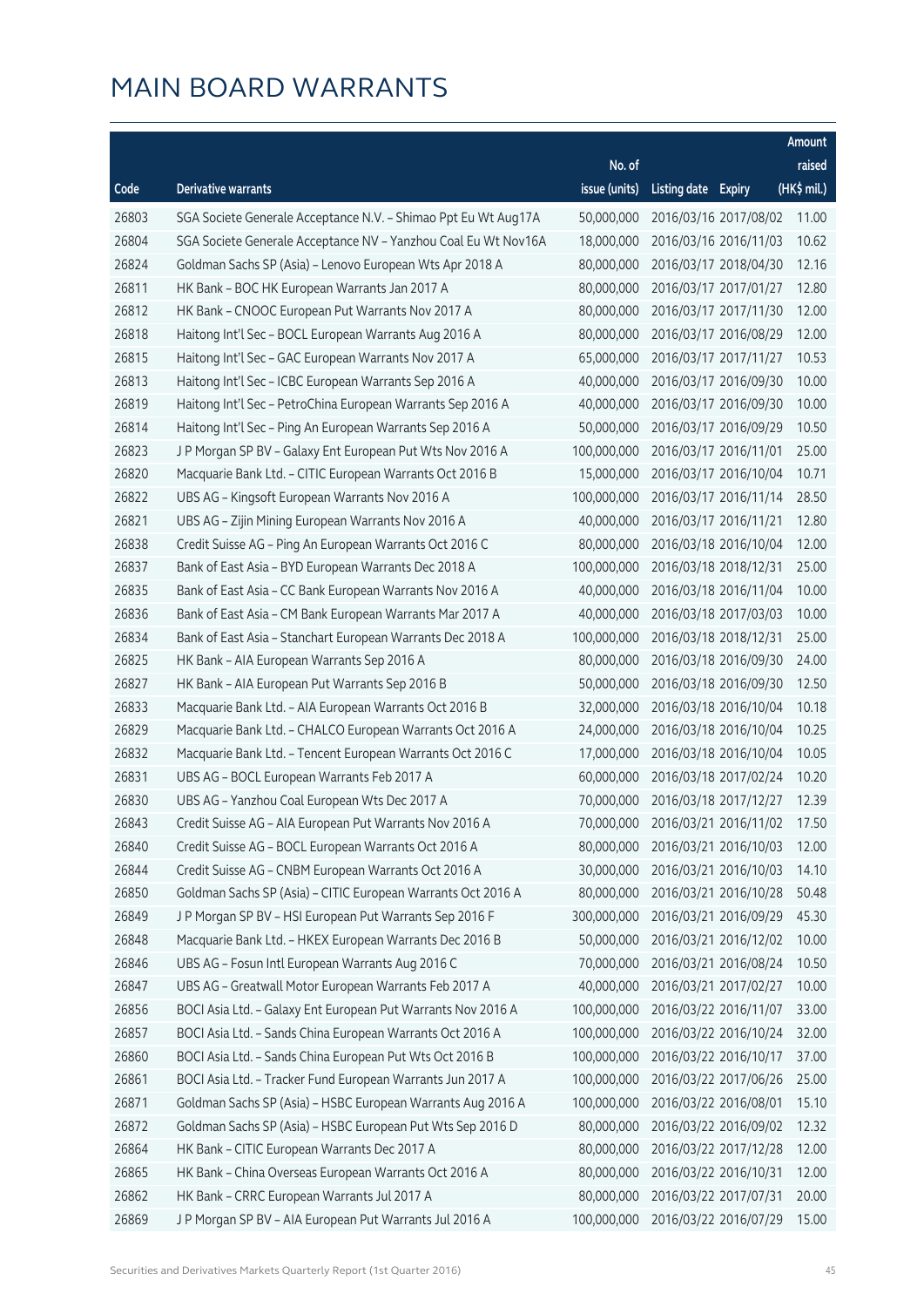# MAIN BOARD WARRANTS

| Code | Derivative warrants | No. of issue (units) | Listing date | Expiry | Amount raised (HK$ mil.) |
|---|---|---|---|---|---|
| 26803 | SGA Societe Generale Acceptance N.V. – Shimao Ppt Eu Wt Aug17A | 50,000,000 | 2016/03/16 | 2017/08/02 | 11.00 |
| 26804 | SGA Societe Generale Acceptance NV – Yanzhou Coal Eu Wt Nov16A | 18,000,000 | 2016/03/16 | 2016/11/03 | 10.62 |
| 26824 | Goldman Sachs SP (Asia) – Lenovo European Wts Apr 2018 A | 80,000,000 | 2016/03/17 | 2018/04/30 | 12.16 |
| 26811 | HK Bank – BOC HK European Warrants Jan 2017 A | 80,000,000 | 2016/03/17 | 2017/01/27 | 12.80 |
| 26812 | HK Bank – CNOOC European Put Warrants Nov 2017 A | 80,000,000 | 2016/03/17 | 2017/11/30 | 12.00 |
| 26818 | Haitong Int'l Sec – BOCL European Warrants Aug 2016 A | 80,000,000 | 2016/03/17 | 2016/08/29 | 12.00 |
| 26815 | Haitong Int'l Sec – GAC European Warrants Nov 2017 A | 65,000,000 | 2016/03/17 | 2017/11/27 | 10.53 |
| 26813 | Haitong Int'l Sec – ICBC European Warrants Sep 2016 A | 40,000,000 | 2016/03/17 | 2016/09/30 | 10.00 |
| 26819 | Haitong Int'l Sec – PetroChina European Warrants Sep 2016 A | 40,000,000 | 2016/03/17 | 2016/09/30 | 10.00 |
| 26814 | Haitong Int'l Sec – Ping An European Warrants Sep 2016 A | 50,000,000 | 2016/03/17 | 2016/09/29 | 10.50 |
| 26823 | J P Morgan SP BV – Galaxy Ent European Put Wts Nov 2016 A | 100,000,000 | 2016/03/17 | 2016/11/01 | 25.00 |
| 26820 | Macquarie Bank Ltd. – CITIC European Warrants Oct 2016 B | 15,000,000 | 2016/03/17 | 2016/10/04 | 10.71 |
| 26822 | UBS AG – Kingsoft European Warrants Nov 2016 A | 100,000,000 | 2016/03/17 | 2016/11/14 | 28.50 |
| 26821 | UBS AG – Zijin Mining European Warrants Nov 2016 A | 40,000,000 | 2016/03/17 | 2016/11/21 | 12.80 |
| 26838 | Credit Suisse AG – Ping An European Warrants Oct 2016 C | 80,000,000 | 2016/03/18 | 2016/10/04 | 12.00 |
| 26837 | Bank of East Asia – BYD European Warrants Dec 2018 A | 100,000,000 | 2016/03/18 | 2018/12/31 | 25.00 |
| 26835 | Bank of East Asia – CC Bank European Warrants Nov 2016 A | 40,000,000 | 2016/03/18 | 2016/11/04 | 10.00 |
| 26836 | Bank of East Asia – CM Bank European Warrants Mar 2017 A | 40,000,000 | 2016/03/18 | 2017/03/03 | 10.00 |
| 26834 | Bank of East Asia – Stanchart European Warrants Dec 2018 A | 100,000,000 | 2016/03/18 | 2018/12/31 | 25.00 |
| 26825 | HK Bank – AIA European Warrants Sep 2016 A | 80,000,000 | 2016/03/18 | 2016/09/30 | 24.00 |
| 26827 | HK Bank – AIA European Put Warrants Sep 2016 B | 50,000,000 | 2016/03/18 | 2016/09/30 | 12.50 |
| 26833 | Macquarie Bank Ltd. – AIA European Warrants Oct 2016 B | 32,000,000 | 2016/03/18 | 2016/10/04 | 10.18 |
| 26829 | Macquarie Bank Ltd. – CHALCO European Warrants Oct 2016 A | 24,000,000 | 2016/03/18 | 2016/10/04 | 10.25 |
| 26832 | Macquarie Bank Ltd. – Tencent European Warrants Oct 2016 C | 17,000,000 | 2016/03/18 | 2016/10/04 | 10.05 |
| 26831 | UBS AG – BOCL European Warrants Feb 2017 A | 60,000,000 | 2016/03/18 | 2017/02/24 | 10.20 |
| 26830 | UBS AG – Yanzhou Coal European Wts Dec 2017 A | 70,000,000 | 2016/03/18 | 2017/12/27 | 12.39 |
| 26843 | Credit Suisse AG – AIA European Put Warrants Nov 2016 A | 70,000,000 | 2016/03/21 | 2016/11/02 | 17.50 |
| 26840 | Credit Suisse AG – BOCL European Warrants Oct 2016 A | 80,000,000 | 2016/03/21 | 2016/10/03 | 12.00 |
| 26844 | Credit Suisse AG – CNBM European Warrants Oct 2016 A | 30,000,000 | 2016/03/21 | 2016/10/03 | 14.10 |
| 26850 | Goldman Sachs SP (Asia) – CITIC European Warrants Oct 2016 A | 80,000,000 | 2016/03/21 | 2016/10/28 | 50.48 |
| 26849 | J P Morgan SP BV – HSI European Put Warrants Sep 2016 F | 300,000,000 | 2016/03/21 | 2016/09/29 | 45.30 |
| 26848 | Macquarie Bank Ltd. – HKEX European Warrants Dec 2016 B | 50,000,000 | 2016/03/21 | 2016/12/02 | 10.00 |
| 26846 | UBS AG – Fosun Intl European Warrants Aug 2016 C | 70,000,000 | 2016/03/21 | 2016/08/24 | 10.50 |
| 26847 | UBS AG – Greatwall Motor European Warrants Feb 2017 A | 40,000,000 | 2016/03/21 | 2017/02/27 | 10.00 |
| 26856 | BOCI Asia Ltd. – Galaxy Ent European Put Warrants Nov 2016 A | 100,000,000 | 2016/03/22 | 2016/11/07 | 33.00 |
| 26857 | BOCI Asia Ltd. – Sands China European Warrants Oct 2016 A | 100,000,000 | 2016/03/22 | 2016/10/24 | 32.00 |
| 26860 | BOCI Asia Ltd. – Sands China European Put Wts Oct 2016 B | 100,000,000 | 2016/03/22 | 2016/10/17 | 37.00 |
| 26861 | BOCI Asia Ltd. – Tracker Fund European Warrants Jun 2017 A | 100,000,000 | 2016/03/22 | 2017/06/26 | 25.00 |
| 26871 | Goldman Sachs SP (Asia) – HSBC European Warrants Aug 2016 A | 100,000,000 | 2016/03/22 | 2016/08/01 | 15.10 |
| 26872 | Goldman Sachs SP (Asia) – HSBC European Put Wts Sep 2016 D | 80,000,000 | 2016/03/22 | 2016/09/02 | 12.32 |
| 26864 | HK Bank – CITIC European Warrants Dec 2017 A | 80,000,000 | 2016/03/22 | 2017/12/28 | 12.00 |
| 26865 | HK Bank – China Overseas European Warrants Oct 2016 A | 80,000,000 | 2016/03/22 | 2016/10/31 | 12.00 |
| 26862 | HK Bank – CRRC European Warrants Jul 2017 A | 80,000,000 | 2016/03/22 | 2017/07/31 | 20.00 |
| 26869 | J P Morgan SP BV – AIA European Put Warrants Jul 2016 A | 100,000,000 | 2016/03/22 | 2016/07/29 | 15.00 |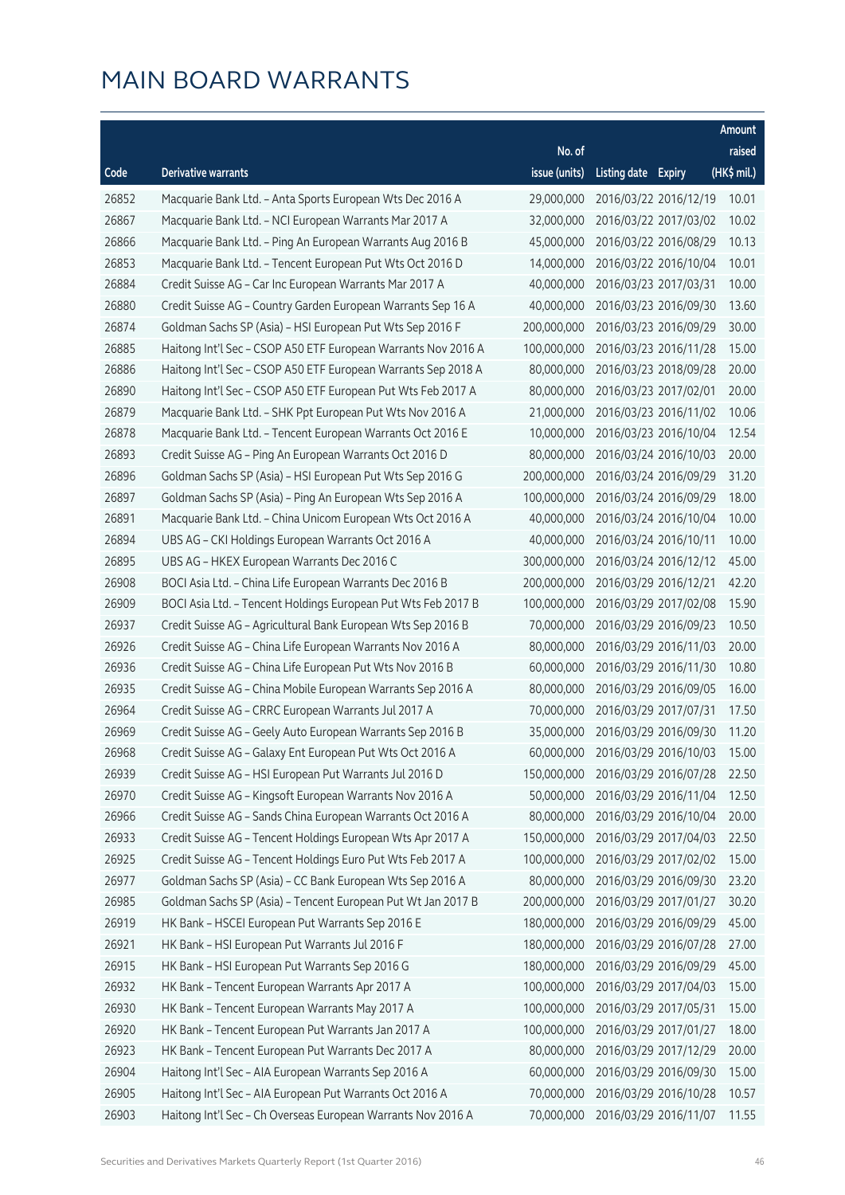# MAIN BOARD WARRANTS

| Code | Derivative warrants | No. of issue (units) | Listing date | Expiry | Amount raised (HK$ mil.) |
|---|---|---|---|---|---|
| 26852 | Macquarie Bank Ltd. – Anta Sports European Wts Dec 2016 A | 29,000,000 | 2016/03/22 | 2016/12/19 | 10.01 |
| 26867 | Macquarie Bank Ltd. – NCI European Warrants Mar 2017 A | 32,000,000 | 2016/03/22 | 2017/03/02 | 10.02 |
| 26866 | Macquarie Bank Ltd. – Ping An European Warrants Aug 2016 B | 45,000,000 | 2016/03/22 | 2016/08/29 | 10.13 |
| 26853 | Macquarie Bank Ltd. – Tencent European Put Wts Oct 2016 D | 14,000,000 | 2016/03/22 | 2016/10/04 | 10.01 |
| 26884 | Credit Suisse AG – Car Inc European Warrants Mar 2017 A | 40,000,000 | 2016/03/23 | 2017/03/31 | 10.00 |
| 26880 | Credit Suisse AG – Country Garden European Warrants Sep 16 A | 40,000,000 | 2016/03/23 | 2016/09/30 | 13.60 |
| 26874 | Goldman Sachs SP (Asia) – HSI European Put Wts Sep 2016 F | 200,000,000 | 2016/03/23 | 2016/09/29 | 30.00 |
| 26885 | Haitong Int'l Sec – CSOP A50 ETF European Warrants Nov 2016 A | 100,000,000 | 2016/03/23 | 2016/11/28 | 15.00 |
| 26886 | Haitong Int'l Sec – CSOP A50 ETF European Warrants Sep 2018 A | 80,000,000 | 2016/03/23 | 2018/09/28 | 20.00 |
| 26890 | Haitong Int'l Sec – CSOP A50 ETF European Put Wts Feb 2017 A | 80,000,000 | 2016/03/23 | 2017/02/01 | 20.00 |
| 26879 | Macquarie Bank Ltd. – SHK Ppt European Put Wts Nov 2016 A | 21,000,000 | 2016/03/23 | 2016/11/02 | 10.06 |
| 26878 | Macquarie Bank Ltd. – Tencent European Warrants Oct 2016 E | 10,000,000 | 2016/03/23 | 2016/10/04 | 12.54 |
| 26893 | Credit Suisse AG – Ping An European Warrants Oct 2016 D | 80,000,000 | 2016/03/24 | 2016/10/03 | 20.00 |
| 26896 | Goldman Sachs SP (Asia) – HSI European Put Wts Sep 2016 G | 200,000,000 | 2016/03/24 | 2016/09/29 | 31.20 |
| 26897 | Goldman Sachs SP (Asia) – Ping An European Wts Sep 2016 A | 100,000,000 | 2016/03/24 | 2016/09/29 | 18.00 |
| 26891 | Macquarie Bank Ltd. – China Unicom European Wts Oct 2016 A | 40,000,000 | 2016/03/24 | 2016/10/04 | 10.00 |
| 26894 | UBS AG – CKI Holdings European Warrants Oct 2016 A | 40,000,000 | 2016/03/24 | 2016/10/11 | 10.00 |
| 26895 | UBS AG – HKEX European Warrants Dec 2016 C | 300,000,000 | 2016/03/24 | 2016/12/12 | 45.00 |
| 26908 | BOCI Asia Ltd. – China Life European Warrants Dec 2016 B | 200,000,000 | 2016/03/29 | 2016/12/21 | 42.20 |
| 26909 | BOCI Asia Ltd. – Tencent Holdings European Put Wts Feb 2017 B | 100,000,000 | 2016/03/29 | 2017/02/08 | 15.90 |
| 26937 | Credit Suisse AG – Agricultural Bank European Wts Sep 2016 B | 70,000,000 | 2016/03/29 | 2016/09/23 | 10.50 |
| 26926 | Credit Suisse AG – China Life European Warrants Nov 2016 A | 80,000,000 | 2016/03/29 | 2016/11/03 | 20.00 |
| 26936 | Credit Suisse AG – China Life European Put Wts Nov 2016 B | 60,000,000 | 2016/03/29 | 2016/11/30 | 10.80 |
| 26935 | Credit Suisse AG – China Mobile European Warrants Sep 2016 A | 80,000,000 | 2016/03/29 | 2016/09/05 | 16.00 |
| 26964 | Credit Suisse AG – CRRC European Warrants Jul 2017 A | 70,000,000 | 2016/03/29 | 2017/07/31 | 17.50 |
| 26969 | Credit Suisse AG – Geely Auto European Warrants Sep 2016 B | 35,000,000 | 2016/03/29 | 2016/09/30 | 11.20 |
| 26968 | Credit Suisse AG – Galaxy Ent European Put Wts Oct 2016 A | 60,000,000 | 2016/03/29 | 2016/10/03 | 15.00 |
| 26939 | Credit Suisse AG – HSI European Put Warrants Jul 2016 D | 150,000,000 | 2016/03/29 | 2016/07/28 | 22.50 |
| 26970 | Credit Suisse AG – Kingsoft European Warrants Nov 2016 A | 50,000,000 | 2016/03/29 | 2016/11/04 | 12.50 |
| 26966 | Credit Suisse AG – Sands China European Warrants Oct 2016 A | 80,000,000 | 2016/03/29 | 2016/10/04 | 20.00 |
| 26933 | Credit Suisse AG – Tencent Holdings European Wts Apr 2017 A | 150,000,000 | 2016/03/29 | 2017/04/03 | 22.50 |
| 26925 | Credit Suisse AG – Tencent Holdings Euro Put Wts Feb 2017 A | 100,000,000 | 2016/03/29 | 2017/02/02 | 15.00 |
| 26977 | Goldman Sachs SP (Asia) – CC Bank European Wts Sep 2016 A | 80,000,000 | 2016/03/29 | 2016/09/30 | 23.20 |
| 26985 | Goldman Sachs SP (Asia) – Tencent European Put Wt Jan 2017 B | 200,000,000 | 2016/03/29 | 2017/01/27 | 30.20 |
| 26919 | HK Bank – HSCEI European Put Warrants Sep 2016 E | 180,000,000 | 2016/03/29 | 2016/09/29 | 45.00 |
| 26921 | HK Bank – HSI European Put Warrants Jul 2016 F | 180,000,000 | 2016/03/29 | 2016/07/28 | 27.00 |
| 26915 | HK Bank – HSI European Put Warrants Sep 2016 G | 180,000,000 | 2016/03/29 | 2016/09/29 | 45.00 |
| 26932 | HK Bank – Tencent European Warrants Apr 2017 A | 100,000,000 | 2016/03/29 | 2017/04/03 | 15.00 |
| 26930 | HK Bank – Tencent European Warrants May 2017 A | 100,000,000 | 2016/03/29 | 2017/05/31 | 15.00 |
| 26920 | HK Bank – Tencent European Put Warrants Jan 2017 A | 100,000,000 | 2016/03/29 | 2017/01/27 | 18.00 |
| 26923 | HK Bank – Tencent European Put Warrants Dec 2017 A | 80,000,000 | 2016/03/29 | 2017/12/29 | 20.00 |
| 26904 | Haitong Int'l Sec – AIA European Warrants Sep 2016 A | 60,000,000 | 2016/03/29 | 2016/09/30 | 15.00 |
| 26905 | Haitong Int'l Sec – AIA European Put Warrants Oct 2016 A | 70,000,000 | 2016/03/29 | 2016/10/28 | 10.57 |
| 26903 | Haitong Int'l Sec – Ch Overseas European Warrants Nov 2016 A | 70,000,000 | 2016/03/29 | 2016/11/07 | 11.55 |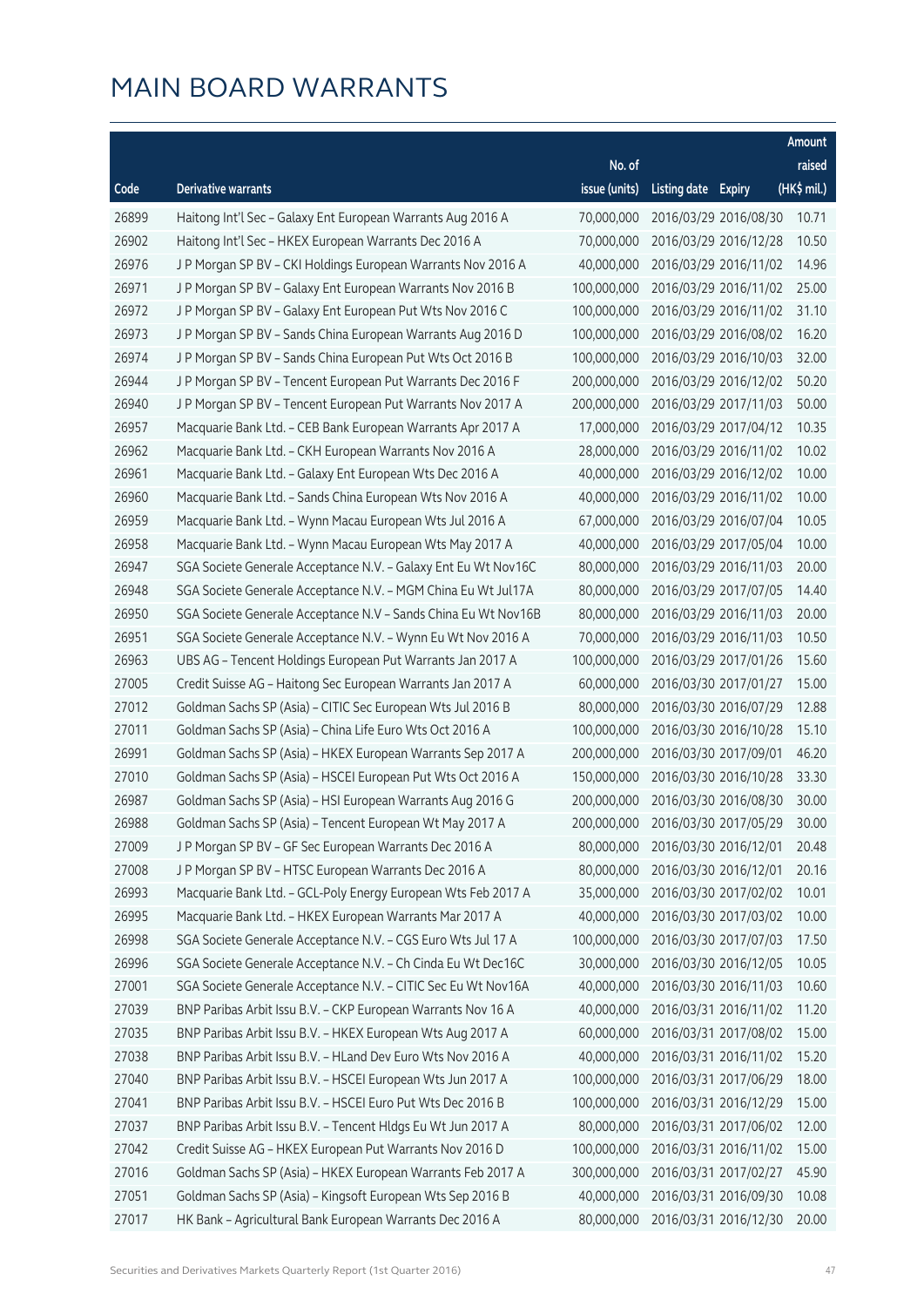# MAIN BOARD WARRANTS

| Code | Derivative warrants | No. of issue (units) | Listing date | Expiry | Amount raised (HK$ mil.) |
|---|---|---|---|---|---|
| 26899 | Haitong Int'l Sec – Galaxy Ent European Warrants Aug 2016 A | 70,000,000 | 2016/03/29 | 2016/08/30 | 10.71 |
| 26902 | Haitong Int'l Sec – HKEX European Warrants Dec 2016 A | 70,000,000 | 2016/03/29 | 2016/12/28 | 10.50 |
| 26976 | J P Morgan SP BV – CKI Holdings European Warrants Nov 2016 A | 40,000,000 | 2016/03/29 | 2016/11/02 | 14.96 |
| 26971 | J P Morgan SP BV – Galaxy Ent European Warrants Nov 2016 B | 100,000,000 | 2016/03/29 | 2016/11/02 | 25.00 |
| 26972 | J P Morgan SP BV – Galaxy Ent European Put Wts Nov 2016 C | 100,000,000 | 2016/03/29 | 2016/11/02 | 31.10 |
| 26973 | J P Morgan SP BV – Sands China European Warrants Aug 2016 D | 100,000,000 | 2016/03/29 | 2016/08/02 | 16.20 |
| 26974 | J P Morgan SP BV – Sands China European Put Wts Oct 2016 B | 100,000,000 | 2016/03/29 | 2016/10/03 | 32.00 |
| 26944 | J P Morgan SP BV – Tencent European Put Warrants Dec 2016 F | 200,000,000 | 2016/03/29 | 2016/12/02 | 50.20 |
| 26940 | J P Morgan SP BV – Tencent European Put Warrants Nov 2017 A | 200,000,000 | 2016/03/29 | 2017/11/03 | 50.00 |
| 26957 | Macquarie Bank Ltd. – CEB Bank European Warrants Apr 2017 A | 17,000,000 | 2016/03/29 | 2017/04/12 | 10.35 |
| 26962 | Macquarie Bank Ltd. – CKH European Warrants Nov 2016 A | 28,000,000 | 2016/03/29 | 2016/11/02 | 10.02 |
| 26961 | Macquarie Bank Ltd. – Galaxy Ent European Wts Dec 2016 A | 40,000,000 | 2016/03/29 | 2016/12/02 | 10.00 |
| 26960 | Macquarie Bank Ltd. – Sands China European Wts Nov 2016 A | 40,000,000 | 2016/03/29 | 2016/11/02 | 10.00 |
| 26959 | Macquarie Bank Ltd. – Wynn Macau European Wts Jul 2016 A | 67,000,000 | 2016/03/29 | 2016/07/04 | 10.05 |
| 26958 | Macquarie Bank Ltd. – Wynn Macau European Wts May 2017 A | 40,000,000 | 2016/03/29 | 2017/05/04 | 10.00 |
| 26947 | SGA Societe Generale Acceptance N.V. – Galaxy Ent Eu Wt Nov16C | 80,000,000 | 2016/03/29 | 2016/11/03 | 20.00 |
| 26948 | SGA Societe Generale Acceptance N.V. – MGM China Eu Wt Jul17A | 80,000,000 | 2016/03/29 | 2017/07/05 | 14.40 |
| 26950 | SGA Societe Generale Acceptance N.V – Sands China Eu Wt Nov16B | 80,000,000 | 2016/03/29 | 2016/11/03 | 20.00 |
| 26951 | SGA Societe Generale Acceptance N.V. – Wynn Eu Wt Nov 2016 A | 70,000,000 | 2016/03/29 | 2016/11/03 | 10.50 |
| 26963 | UBS AG – Tencent Holdings European Put Warrants Jan 2017 A | 100,000,000 | 2016/03/29 | 2017/01/26 | 15.60 |
| 27005 | Credit Suisse AG – Haitong Sec European Warrants Jan 2017 A | 60,000,000 | 2016/03/30 | 2017/01/27 | 15.00 |
| 27012 | Goldman Sachs SP (Asia) – CITIC Sec European Wts Jul 2016 B | 80,000,000 | 2016/03/30 | 2016/07/29 | 12.88 |
| 27011 | Goldman Sachs SP (Asia) – China Life Euro Wts Oct 2016 A | 100,000,000 | 2016/03/30 | 2016/10/28 | 15.10 |
| 26991 | Goldman Sachs SP (Asia) – HKEX European Warrants Sep 2017 A | 200,000,000 | 2016/03/30 | 2017/09/01 | 46.20 |
| 27010 | Goldman Sachs SP (Asia) – HSCEI European Put Wts Oct 2016 A | 150,000,000 | 2016/03/30 | 2016/10/28 | 33.30 |
| 26987 | Goldman Sachs SP (Asia) – HSI European Warrants Aug 2016 G | 200,000,000 | 2016/03/30 | 2016/08/30 | 30.00 |
| 26988 | Goldman Sachs SP (Asia) – Tencent European Wt May 2017 A | 200,000,000 | 2016/03/30 | 2017/05/29 | 30.00 |
| 27009 | J P Morgan SP BV – GF Sec European Warrants Dec 2016 A | 80,000,000 | 2016/03/30 | 2016/12/01 | 20.48 |
| 27008 | J P Morgan SP BV – HTSC European Warrants Dec 2016 A | 80,000,000 | 2016/03/30 | 2016/12/01 | 20.16 |
| 26993 | Macquarie Bank Ltd. – GCL-Poly Energy European Wts Feb 2017 A | 35,000,000 | 2016/03/30 | 2017/02/02 | 10.01 |
| 26995 | Macquarie Bank Ltd. – HKEX European Warrants Mar 2017 A | 40,000,000 | 2016/03/30 | 2017/03/02 | 10.00 |
| 26998 | SGA Societe Generale Acceptance N.V. – CGS Euro Wts Jul 17 A | 100,000,000 | 2016/03/30 | 2017/07/03 | 17.50 |
| 26996 | SGA Societe Generale Acceptance N.V. – Ch Cinda Eu Wt Dec16C | 30,000,000 | 2016/03/30 | 2016/12/05 | 10.05 |
| 27001 | SGA Societe Generale Acceptance N.V. – CITIC Sec Eu Wt Nov16A | 40,000,000 | 2016/03/30 | 2016/11/03 | 10.60 |
| 27039 | BNP Paribas Arbit Issu B.V. – CKP European Warrants Nov 16 A | 40,000,000 | 2016/03/31 | 2016/11/02 | 11.20 |
| 27035 | BNP Paribas Arbit Issu B.V. – HKEX European Wts Aug 2017 A | 60,000,000 | 2016/03/31 | 2017/08/02 | 15.00 |
| 27038 | BNP Paribas Arbit Issu B.V. – HLand Dev Euro Wts Nov 2016 A | 40,000,000 | 2016/03/31 | 2016/11/02 | 15.20 |
| 27040 | BNP Paribas Arbit Issu B.V. – HSCEI European Wts Jun 2017 A | 100,000,000 | 2016/03/31 | 2017/06/29 | 18.00 |
| 27041 | BNP Paribas Arbit Issu B.V. – HSCEI Euro Put Wts Dec 2016 B | 100,000,000 | 2016/03/31 | 2016/12/29 | 15.00 |
| 27037 | BNP Paribas Arbit Issu B.V. – Tencent Hldgs Eu Wt Jun 2017 A | 80,000,000 | 2016/03/31 | 2017/06/02 | 12.00 |
| 27042 | Credit Suisse AG – HKEX European Put Warrants Nov 2016 D | 100,000,000 | 2016/03/31 | 2016/11/02 | 15.00 |
| 27016 | Goldman Sachs SP (Asia) – HKEX European Warrants Feb 2017 A | 300,000,000 | 2016/03/31 | 2017/02/27 | 45.90 |
| 27051 | Goldman Sachs SP (Asia) – Kingsoft European Wts Sep 2016 B | 40,000,000 | 2016/03/31 | 2016/09/30 | 10.08 |
| 27017 | HK Bank – Agricultural Bank European Warrants Dec 2016 A | 80,000,000 | 2016/03/31 | 2016/12/30 | 20.00 |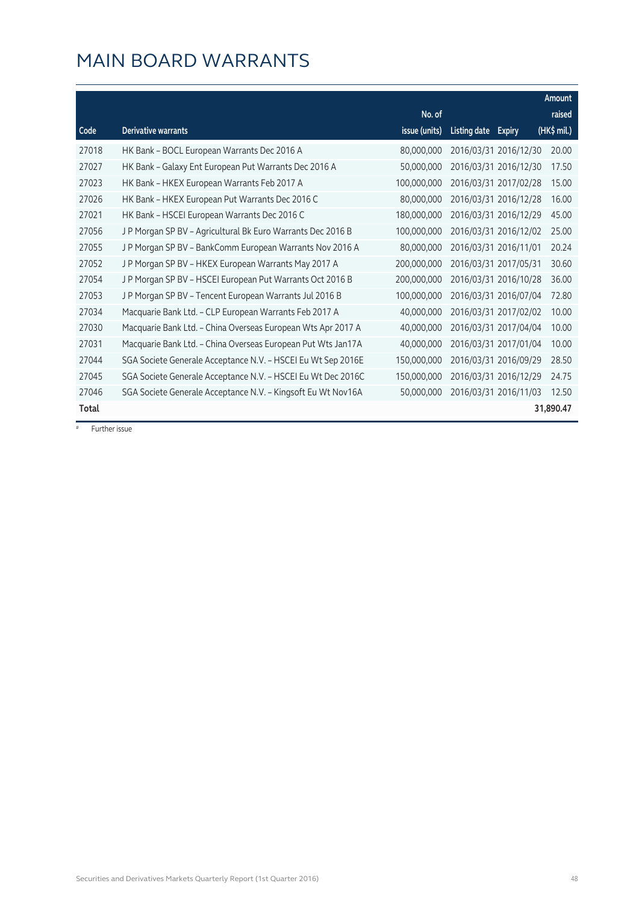# MAIN BOARD WARRANTS

| Code | Derivative warrants | No. of issue (units) | Listing date | Expiry | Amount raised (HK$ mil.) |
|---|---|---|---|---|---|
| 27018 | HK Bank – BOCL European Warrants Dec 2016 A | 80,000,000 | 2016/03/31 | 2016/12/30 | 20.00 |
| 27027 | HK Bank – Galaxy Ent European Put Warrants Dec 2016 A | 50,000,000 | 2016/03/31 | 2016/12/30 | 17.50 |
| 27023 | HK Bank – HKEX European Warrants Feb 2017 A | 100,000,000 | 2016/03/31 | 2017/02/28 | 15.00 |
| 27026 | HK Bank – HKEX European Put Warrants Dec 2016 C | 80,000,000 | 2016/03/31 | 2016/12/28 | 16.00 |
| 27021 | HK Bank – HSCEI European Warrants Dec 2016 C | 180,000,000 | 2016/03/31 | 2016/12/29 | 45.00 |
| 27056 | J P Morgan SP BV – Agricultural Bk Euro Warrants Dec 2016 B | 100,000,000 | 2016/03/31 | 2016/12/02 | 25.00 |
| 27055 | J P Morgan SP BV – BankComm European Warrants Nov 2016 A | 80,000,000 | 2016/03/31 | 2016/11/01 | 20.24 |
| 27052 | J P Morgan SP BV – HKEX European Warrants May 2017 A | 200,000,000 | 2016/03/31 | 2017/05/31 | 30.60 |
| 27054 | J P Morgan SP BV – HSCEI European Put Warrants Oct 2016 B | 200,000,000 | 2016/03/31 | 2016/10/28 | 36.00 |
| 27053 | J P Morgan SP BV – Tencent European Warrants Jul 2016 B | 100,000,000 | 2016/03/31 | 2016/07/04 | 72.80 |
| 27034 | Macquarie Bank Ltd. – CLP European Warrants Feb 2017 A | 40,000,000 | 2016/03/31 | 2017/02/02 | 10.00 |
| 27030 | Macquarie Bank Ltd. – China Overseas European Wts Apr 2017 A | 40,000,000 | 2016/03/31 | 2017/04/04 | 10.00 |
| 27031 | Macquarie Bank Ltd. – China Overseas European Put Wts Jan17A | 40,000,000 | 2016/03/31 | 2017/01/04 | 10.00 |
| 27044 | SGA Societe Generale Acceptance N.V. – HSCEI Eu Wt Sep 2016E | 150,000,000 | 2016/03/31 | 2016/09/29 | 28.50 |
| 27045 | SGA Societe Generale Acceptance N.V. – HSCEI Eu Wt Dec 2016C | 150,000,000 | 2016/03/31 | 2016/12/29 | 24.75 |
| 27046 | SGA Societe Generale Acceptance N.V. – Kingsoft Eu Wt Nov16A | 50,000,000 | 2016/03/31 | 2016/11/03 | 12.50 |
| **Total** | | | | | **31,890.47** |

# Further issue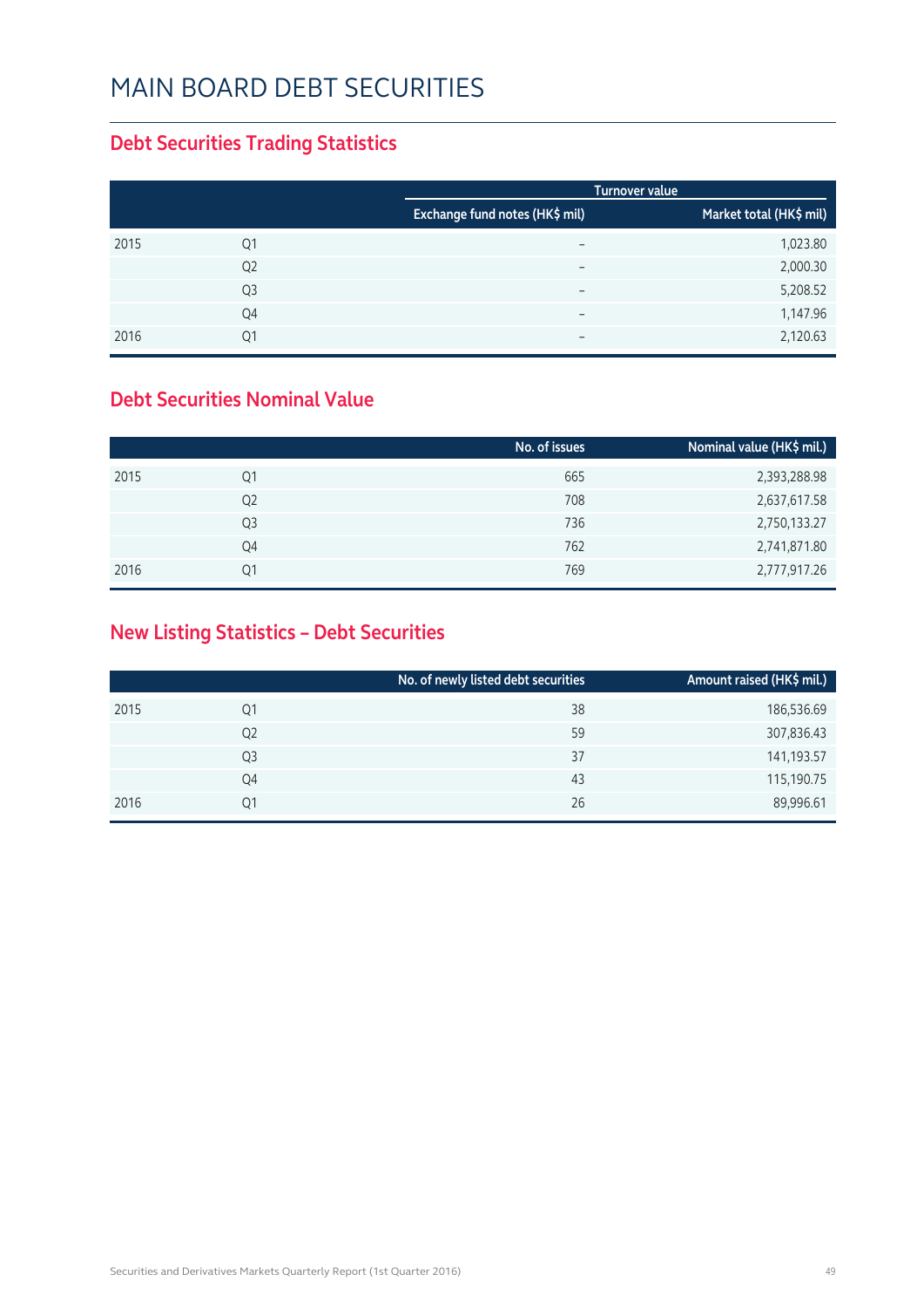# MAIN BOARD DEBT SECURITIES

## Debt Securities Trading Statistics

| | | Turnover value | |
|---|---|---|---|
| | | Exchange fund notes (HK$ mil) | Market total (HK$ mil) |
| 2015 | Q1 | – | 1,023.80 |
| | Q2 | – | 2,000.30 |
| | Q3 | – | 5,208.52 |
| | Q4 | – | 1,147.96 |
| 2016 | Q1 | – | 2,120.63 |

## Debt Securities Nominal Value

| | | No. of issues | Nominal value (HK$ mil.) |
|---|---|---|---|
| 2015 | Q1 | 665 | 2,393,288.98 |
| | Q2 | 708 | 2,637,617.58 |
| | Q3 | 736 | 2,750,133.27 |
| | Q4 | 762 | 2,741,871.80 |
| 2016 | Q1 | 769 | 2,777,917.26 |

## New Listing Statistics – Debt Securities

| | | No. of newly listed debt securities | Amount raised (HK$ mil.) |
|---|---|---|---|
| 2015 | Q1 | 38 | 186,536.69 |
| | Q2 | 59 | 307,836.43 |
| | Q3 | 37 | 141,193.57 |
| | Q4 | 43 | 115,190.75 |
| 2016 | Q1 | 26 | 89,996.61 |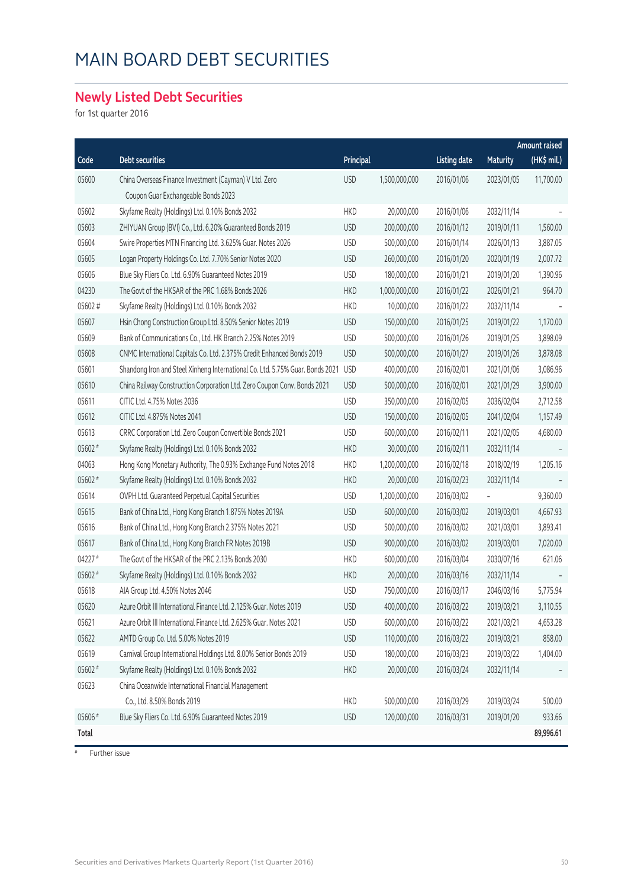# MAIN BOARD DEBT SECURITIES

## Newly Listed Debt Securities

for 1st quarter 2016

| Code | Debt securities | Principal | | Listing date | Maturity | Amount raised (HK$ mil.) |
|---|---|---|---|---|---|---|
| 05600 | China Overseas Finance Investment (Cayman) V Ltd. Zero Coupon Guar Exchangeable Bonds 2023 | USD | 1,500,000,000 | 2016/01/06 | 2023/01/05 | 11,700.00 |
| 05602 | Skyfame Realty (Holdings) Ltd. 0.10% Bonds 2032 | HKD | 20,000,000 | 2016/01/06 | 2032/11/14 | - |
| 05603 | ZHIYUAN Group (BVI) Co., Ltd. 6.20% Guaranteed Bonds 2019 | USD | 200,000,000 | 2016/01/12 | 2019/01/11 | 1,560.00 |
| 05604 | Swire Properties MTN Financing Ltd. 3.625% Guar. Notes 2026 | USD | 500,000,000 | 2016/01/14 | 2026/01/13 | 3,887.05 |
| 05605 | Logan Property Holdings Co. Ltd. 7.70% Senior Notes 2020 | USD | 260,000,000 | 2016/01/20 | 2020/01/19 | 2,007.72 |
| 05606 | Blue Sky Fliers Co. Ltd. 6.90% Guaranteed Notes 2019 | USD | 180,000,000 | 2016/01/21 | 2019/01/20 | 1,390.96 |
| 04230 | The Govt of the HKSAR of the PRC 1.68% Bonds 2026 | HKD | 1,000,000,000 | 2016/01/22 | 2026/01/21 | 964.70 |
| 05602 # | Skyfame Realty (Holdings) Ltd. 0.10% Bonds 2032 | HKD | 10,000,000 | 2016/01/22 | 2032/11/14 | - |
| 05607 | Hsin Chong Construction Group Ltd. 8.50% Senior Notes 2019 | USD | 150,000,000 | 2016/01/25 | 2019/01/22 | 1,170.00 |
| 05609 | Bank of Communications Co., Ltd. HK Branch 2.25% Notes 2019 | USD | 500,000,000 | 2016/01/26 | 2019/01/25 | 3,898.09 |
| 05608 | CNMC International Capitals Co. Ltd. 2.375% Credit Enhanced Bonds 2019 | USD | 500,000,000 | 2016/01/27 | 2019/01/26 | 3,878.08 |
| 05601 | Shandong Iron and Steel Xinheng International Co. Ltd. 5.75% Guar. Bonds 2021 | USD | 400,000,000 | 2016/02/01 | 2021/01/06 | 3,086.96 |
| 05610 | China Railway Construction Corporation Ltd. Zero Coupon Conv. Bonds 2021 | USD | 500,000,000 | 2016/02/01 | 2021/01/29 | 3,900.00 |
| 05611 | CITIC Ltd. 4.75% Notes 2036 | USD | 350,000,000 | 2016/02/05 | 2036/02/04 | 2,712.58 |
| 05612 | CITIC Ltd. 4.875% Notes 2041 | USD | 150,000,000 | 2016/02/05 | 2041/02/04 | 1,157.49 |
| 05613 | CRRC Corporation Ltd. Zero Coupon Convertible Bonds 2021 | USD | 600,000,000 | 2016/02/11 | 2021/02/05 | 4,680.00 |
| 05602 # | Skyfame Realty (Holdings) Ltd. 0.10% Bonds 2032 | HKD | 30,000,000 | 2016/02/11 | 2032/11/14 | - |
| 04063 | Hong Kong Monetary Authority, The 0.93% Exchange Fund Notes 2018 | HKD | 1,200,000,000 | 2016/02/18 | 2018/02/19 | 1,205.16 |
| 05602 # | Skyfame Realty (Holdings) Ltd. 0.10% Bonds 2032 | HKD | 20,000,000 | 2016/02/23 | 2032/11/14 | - |
| 05614 | OVPH Ltd. Guaranteed Perpetual Capital Securities | USD | 1,200,000,000 | 2016/03/02 | - | 9,360.00 |
| 05615 | Bank of China Ltd., Hong Kong Branch 1.875% Notes 2019A | USD | 600,000,000 | 2016/03/02 | 2019/03/01 | 4,667.93 |
| 05616 | Bank of China Ltd., Hong Kong Branch 2.375% Notes 2021 | USD | 500,000,000 | 2016/03/02 | 2021/03/01 | 3,893.41 |
| 05617 | Bank of China Ltd., Hong Kong Branch FR Notes 2019B | USD | 900,000,000 | 2016/03/02 | 2019/03/01 | 7,020.00 |
| 04227 # | The Govt of the HKSAR of the PRC 2.13% Bonds 2030 | HKD | 600,000,000 | 2016/03/04 | 2030/07/16 | 621.06 |
| 05602 # | Skyfame Realty (Holdings) Ltd. 0.10% Bonds 2032 | HKD | 20,000,000 | 2016/03/16 | 2032/11/14 | - |
| 05618 | AIA Group Ltd. 4.50% Notes 2046 | USD | 750,000,000 | 2016/03/17 | 2046/03/16 | 5,775.94 |
| 05620 | Azure Orbit III International Finance Ltd. 2.125% Guar. Notes 2019 | USD | 400,000,000 | 2016/03/22 | 2019/03/21 | 3,110.55 |
| 05621 | Azure Orbit III International Finance Ltd. 2.625% Guar. Notes 2021 | USD | 600,000,000 | 2016/03/22 | 2021/03/21 | 4,653.28 |
| 05622 | AMTD Group Co. Ltd. 5.00% Notes 2019 | USD | 110,000,000 | 2016/03/22 | 2019/03/21 | 858.00 |
| 05619 | Carnival Group International Holdings Ltd. 8.00% Senior Bonds 2019 | USD | 180,000,000 | 2016/03/23 | 2019/03/22 | 1,404.00 |
| 05602 # | Skyfame Realty (Holdings) Ltd. 0.10% Bonds 2032 | HKD | 20,000,000 | 2016/03/24 | 2032/11/14 | - |
| 05623 | China Oceanwide International Financial Management Co., Ltd. 8.50% Bonds 2019 | HKD | 500,000,000 | 2016/03/29 | 2019/03/24 | 500.00 |
| 05606 # | Blue Sky Fliers Co. Ltd. 6.90% Guaranteed Notes 2019 | USD | 120,000,000 | 2016/03/31 | 2019/01/20 | 933.66 |
| **Total** | | | | | | **89,996.61** |

# Further issue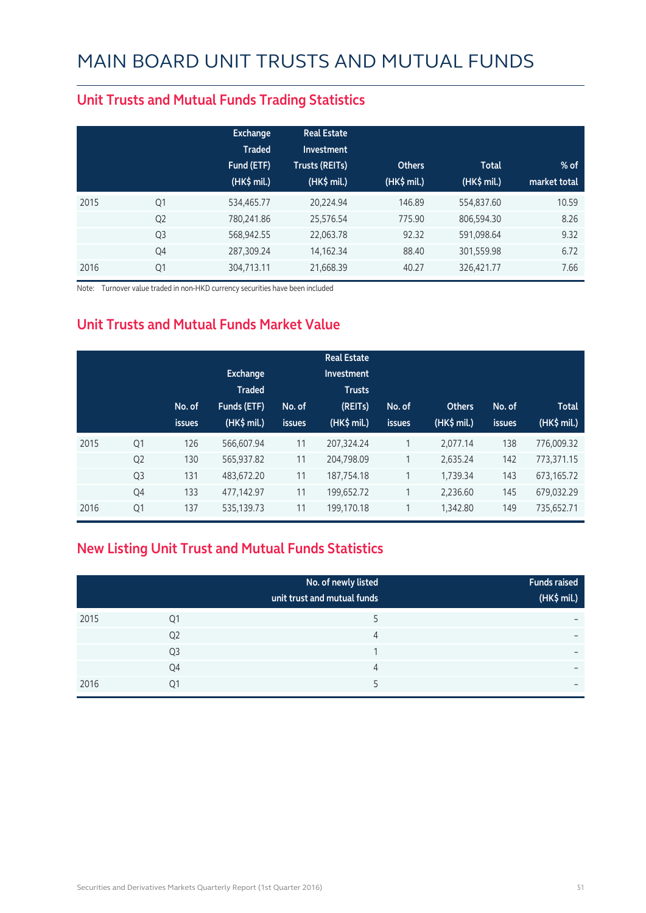# MAIN BOARD UNIT TRUSTS AND MUTUAL FUNDS

## Unit Trusts and Mutual Funds Trading Statistics

| | | Exchange Traded Fund (ETF) (HK$ mil.) | Real Estate Investment Trusts (REITs) (HK$ mil.) | Others (HK$ mil.) | Total (HK$ mil.) | % of market total |
|---|---|---|---|---|---|---|
| 2015 | Q1 | 534,465.77 | 20,224.94 | 146.89 | 554,837.60 | 10.59 |
| | Q2 | 780,241.86 | 25,576.54 | 775.90 | 806,594.30 | 8.26 |
| | Q3 | 568,942.55 | 22,063.78 | 92.32 | 591,098.64 | 9.32 |
| | Q4 | 287,309.24 | 14,162.34 | 88.40 | 301,559.98 | 6.72 |
| 2016 | Q1 | 304,713.11 | 21,668.39 | 40.27 | 326,421.77 | 7.66 |

Note: Turnover value traded in non-HKD currency securities have been included

## Unit Trusts and Mutual Funds Market Value

| | | No. of issues | Exchange Traded Funds (ETF) (HK$ mil.) | No. of issues | Real Estate Investment Trusts (REITs) (HK$ mil.) | No. of issues | Others (HK$ mil.) | No. of issues | Total (HK$ mil.) |
|---|---|---|---|---|---|---|---|---|---|
| 2015 | Q1 | 126 | 566,607.94 | 11 | 207,324.24 | 1 | 2,077.14 | 138 | 776,009.32 |
| | Q2 | 130 | 565,937.82 | 11 | 204,798.09 | 1 | 2,635.24 | 142 | 773,371.15 |
| | Q3 | 131 | 483,672.20 | 11 | 187,754.18 | 1 | 1,739.34 | 143 | 673,165.72 |
| | Q4 | 133 | 477,142.97 | 11 | 199,652.72 | 1 | 2,236.60 | 145 | 679,032.29 |
| 2016 | Q1 | 137 | 535,139.73 | 11 | 199,170.18 | 1 | 1,342.80 | 149 | 735,652.71 |

## New Listing Unit Trust and Mutual Funds Statistics

| | | No. of newly listed unit trust and mutual funds | Funds raised (HK$ mil.) |
|---|---|---|---|
| 2015 | Q1 | 5 | – |
| | Q2 | 4 | – |
| | Q3 | 1 | – |
| | Q4 | 4 | – |
| 2016 | Q1 | 5 | – |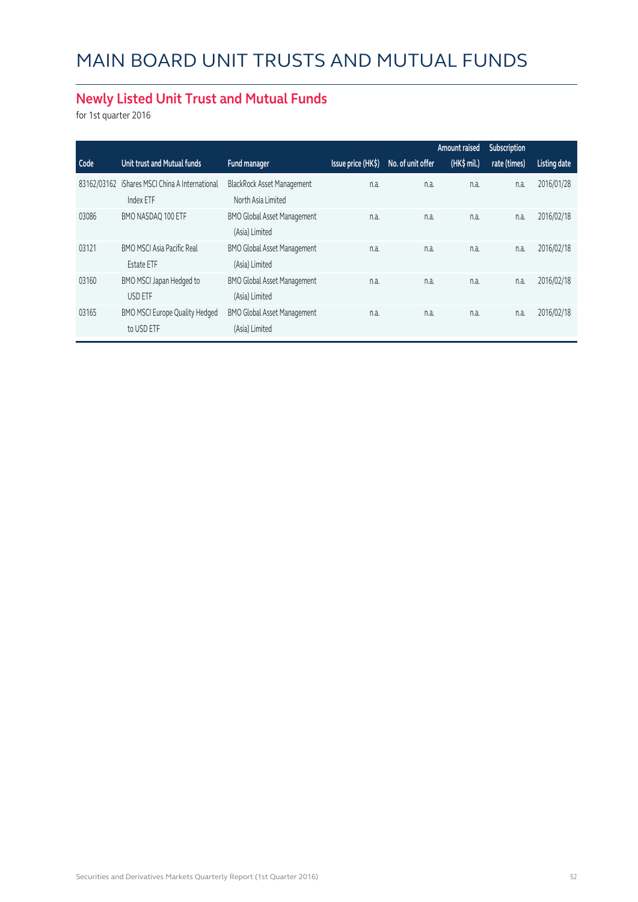# MAIN BOARD UNIT TRUSTS AND MUTUAL FUNDS

## Newly Listed Unit Trust and Mutual Funds

for 1st quarter 2016

| Code | Unit trust and Mutual funds | Fund manager | Issue price (HK$) | No. of unit offer | Amount raised (HK$ mil.) | Subscription rate (times) | Listing date |
|---|---|---|---|---|---|---|---|
| 83162/03162 | iShares MSCI China A International Index ETF | BlackRock Asset Management North Asia Limited | n.a. | n.a. | n.a. | n.a. | 2016/01/28 |
| 03086 | BMO NASDAQ 100 ETF | BMO Global Asset Management (Asia) Limited | n.a. | n.a. | n.a. | n.a. | 2016/02/18 |
| 03121 | BMO MSCI Asia Pacific Real Estate ETF | BMO Global Asset Management (Asia) Limited | n.a. | n.a. | n.a. | n.a. | 2016/02/18 |
| 03160 | BMO MSCI Japan Hedged to USD ETF | BMO Global Asset Management (Asia) Limited | n.a. | n.a. | n.a. | n.a. | 2016/02/18 |
| 03165 | BMO MSCI Europe Quality Hedged to USD ETF | BMO Global Asset Management (Asia) Limited | n.a. | n.a. | n.a. | n.a. | 2016/02/18 |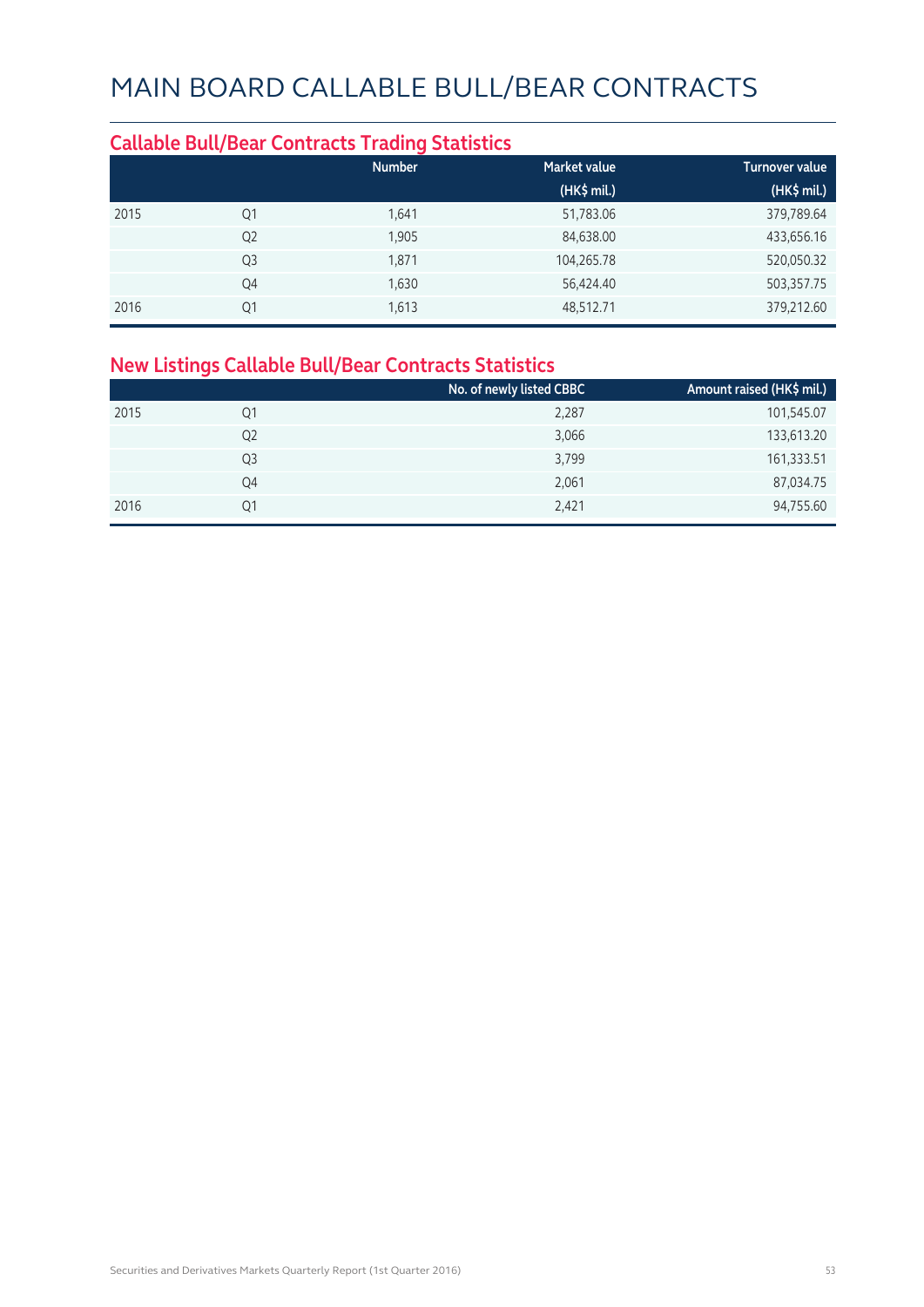# MAIN BOARD CALLABLE BULL/BEAR CONTRACTS

## Callable Bull/Bear Contracts Trading Statistics

| | | Number | Market value (HK$ mil.) | Turnover value (HK$ mil.) |
|---|---|---|---|---|
| 2015 | Q1 | 1,641 | 51,783.06 | 379,789.64 |
| | Q2 | 1,905 | 84,638.00 | 433,656.16 |
| | Q3 | 1,871 | 104,265.78 | 520,050.32 |
| | Q4 | 1,630 | 56,424.40 | 503,357.75 |
| 2016 | Q1 | 1,613 | 48,512.71 | 379,212.60 |

## New Listings Callable Bull/Bear Contracts Statistics

| | | No. of newly listed CBBC | Amount raised (HK$ mil.) |
|---|---|---|---|
| 2015 | Q1 | 2,287 | 101,545.07 |
| | Q2 | 3,066 | 133,613.20 |
| | Q3 | 3,799 | 161,333.51 |
| | Q4 | 2,061 | 87,034.75 |
| 2016 | Q1 | 2,421 | 94,755.60 |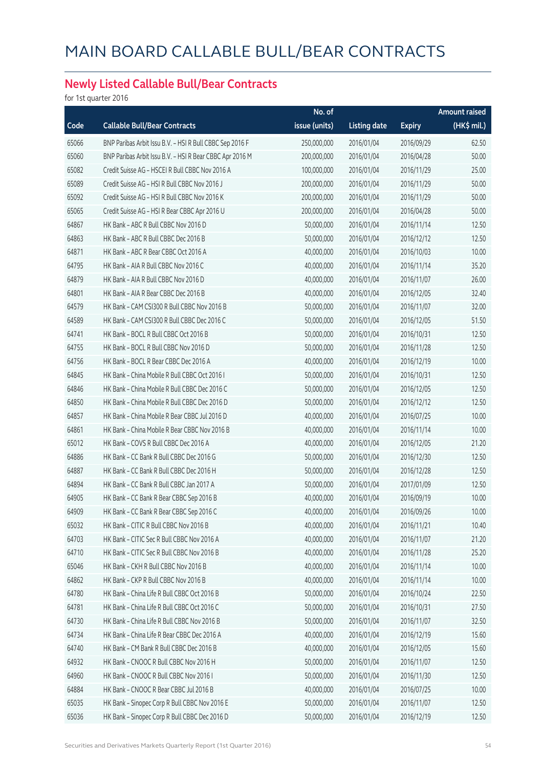# MAIN BOARD CALLABLE BULL/BEAR CONTRACTS

## Newly Listed Callable Bull/Bear Contracts

for 1st quarter 2016

| Code | Callable Bull/Bear Contracts | No. of issue (units) | Listing date | Expiry | Amount raised (HK$ mil.) |
|---|---|---|---|---|---|
| 65066 | BNP Paribas Arbit Issu B.V. – HSI R Bull CBBC Sep 2016 F | 250,000,000 | 2016/01/04 | 2016/09/29 | 62.50 |
| 65060 | BNP Paribas Arbit Issu B.V. – HSI R Bear CBBC Apr 2016 M | 200,000,000 | 2016/01/04 | 2016/04/28 | 50.00 |
| 65082 | Credit Suisse AG – HSCEI R Bull CBBC Nov 2016 A | 100,000,000 | 2016/01/04 | 2016/11/29 | 25.00 |
| 65089 | Credit Suisse AG – HSI R Bull CBBC Nov 2016 J | 200,000,000 | 2016/01/04 | 2016/11/29 | 50.00 |
| 65092 | Credit Suisse AG – HSI R Bull CBBC Nov 2016 K | 200,000,000 | 2016/01/04 | 2016/11/29 | 50.00 |
| 65065 | Credit Suisse AG – HSI R Bear CBBC Apr 2016 U | 200,000,000 | 2016/01/04 | 2016/04/28 | 50.00 |
| 64867 | HK Bank – ABC R Bull CBBC Nov 2016 D | 50,000,000 | 2016/01/04 | 2016/11/14 | 12.50 |
| 64863 | HK Bank – ABC R Bull CBBC Dec 2016 B | 50,000,000 | 2016/01/04 | 2016/12/12 | 12.50 |
| 64871 | HK Bank – ABC R Bear CBBC Oct 2016 A | 40,000,000 | 2016/01/04 | 2016/10/03 | 10.00 |
| 64795 | HK Bank – AIA R Bull CBBC Nov 2016 C | 40,000,000 | 2016/01/04 | 2016/11/14 | 35.20 |
| 64879 | HK Bank – AIA R Bull CBBC Nov 2016 D | 40,000,000 | 2016/01/04 | 2016/11/07 | 26.00 |
| 64801 | HK Bank – AIA R Bear CBBC Dec 2016 B | 40,000,000 | 2016/01/04 | 2016/12/05 | 32.40 |
| 64579 | HK Bank – CAM CSI300 R Bull CBBC Nov 2016 B | 50,000,000 | 2016/01/04 | 2016/11/07 | 32.00 |
| 64589 | HK Bank – CAM CSI300 R Bull CBBC Dec 2016 C | 50,000,000 | 2016/01/04 | 2016/12/05 | 51.50 |
| 64741 | HK Bank – BOCL R Bull CBBC Oct 2016 B | 50,000,000 | 2016/01/04 | 2016/10/31 | 12.50 |
| 64755 | HK Bank – BOCL R Bull CBBC Nov 2016 D | 50,000,000 | 2016/01/04 | 2016/11/28 | 12.50 |
| 64756 | HK Bank – BOCL R Bear CBBC Dec 2016 A | 40,000,000 | 2016/01/04 | 2016/12/19 | 10.00 |
| 64845 | HK Bank – China Mobile R Bull CBBC Oct 2016 I | 50,000,000 | 2016/01/04 | 2016/10/31 | 12.50 |
| 64846 | HK Bank – China Mobile R Bull CBBC Dec 2016 C | 50,000,000 | 2016/01/04 | 2016/12/05 | 12.50 |
| 64850 | HK Bank – China Mobile R Bull CBBC Dec 2016 D | 50,000,000 | 2016/01/04 | 2016/12/12 | 12.50 |
| 64857 | HK Bank – China Mobile R Bear CBBC Jul 2016 D | 40,000,000 | 2016/01/04 | 2016/07/25 | 10.00 |
| 64861 | HK Bank – China Mobile R Bear CBBC Nov 2016 B | 40,000,000 | 2016/01/04 | 2016/11/14 | 10.00 |
| 65012 | HK Bank – COVS R Bull CBBC Dec 2016 A | 40,000,000 | 2016/01/04 | 2016/12/05 | 21.20 |
| 64886 | HK Bank – CC Bank R Bull CBBC Dec 2016 G | 50,000,000 | 2016/01/04 | 2016/12/30 | 12.50 |
| 64887 | HK Bank – CC Bank R Bull CBBC Dec 2016 H | 50,000,000 | 2016/01/04 | 2016/12/28 | 12.50 |
| 64894 | HK Bank – CC Bank R Bull CBBC Jan 2017 A | 50,000,000 | 2016/01/04 | 2017/01/09 | 12.50 |
| 64905 | HK Bank – CC Bank R Bear CBBC Sep 2016 B | 40,000,000 | 2016/01/04 | 2016/09/19 | 10.00 |
| 64909 | HK Bank – CC Bank R Bear CBBC Sep 2016 C | 40,000,000 | 2016/01/04 | 2016/09/26 | 10.00 |
| 65032 | HK Bank – CITIC R Bull CBBC Nov 2016 B | 40,000,000 | 2016/01/04 | 2016/11/21 | 10.40 |
| 64703 | HK Bank – CITIC Sec R Bull CBBC Nov 2016 A | 40,000,000 | 2016/01/04 | 2016/11/07 | 21.20 |
| 64710 | HK Bank – CITIC Sec R Bull CBBC Nov 2016 B | 40,000,000 | 2016/01/04 | 2016/11/28 | 25.20 |
| 65046 | HK Bank – CKH R Bull CBBC Nov 2016 B | 40,000,000 | 2016/01/04 | 2016/11/14 | 10.00 |
| 64862 | HK Bank – CKP R Bull CBBC Nov 2016 B | 40,000,000 | 2016/01/04 | 2016/11/14 | 10.00 |
| 64780 | HK Bank – China Life R Bull CBBC Oct 2016 B | 50,000,000 | 2016/01/04 | 2016/10/24 | 22.50 |
| 64781 | HK Bank – China Life R Bull CBBC Oct 2016 C | 50,000,000 | 2016/01/04 | 2016/10/31 | 27.50 |
| 64730 | HK Bank – China Life R Bull CBBC Nov 2016 B | 50,000,000 | 2016/01/04 | 2016/11/07 | 32.50 |
| 64734 | HK Bank – China Life R Bear CBBC Dec 2016 A | 40,000,000 | 2016/01/04 | 2016/12/19 | 15.60 |
| 64740 | HK Bank – CM Bank R Bull CBBC Dec 2016 B | 40,000,000 | 2016/01/04 | 2016/12/05 | 15.60 |
| 64932 | HK Bank – CNOOC R Bull CBBC Nov 2016 H | 50,000,000 | 2016/01/04 | 2016/11/07 | 12.50 |
| 64960 | HK Bank – CNOOC R Bull CBBC Nov 2016 I | 50,000,000 | 2016/01/04 | 2016/11/30 | 12.50 |
| 64884 | HK Bank – CNOOC R Bear CBBC Jul 2016 B | 40,000,000 | 2016/01/04 | 2016/07/25 | 10.00 |
| 65035 | HK Bank – Sinopec Corp R Bull CBBC Nov 2016 E | 50,000,000 | 2016/01/04 | 2016/11/07 | 12.50 |
| 65036 | HK Bank – Sinopec Corp R Bull CBBC Dec 2016 D | 50,000,000 | 2016/01/04 | 2016/12/19 | 12.50 |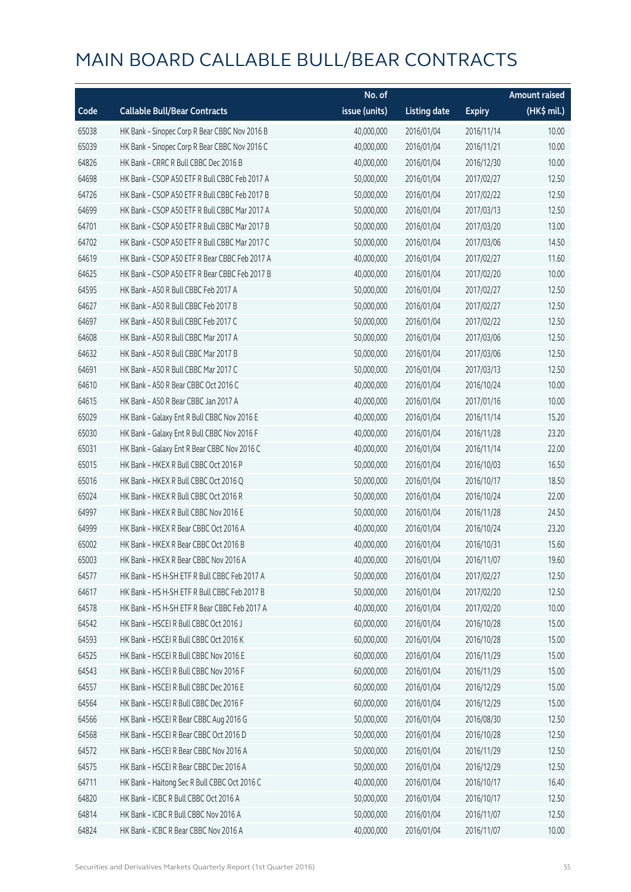# MAIN BOARD CALLABLE BULL/BEAR CONTRACTS

| Code | Callable Bull/Bear Contracts | No. of issue (units) | Listing date | Expiry | Amount raised (HK$ mil.) |
|---|---|---|---|---|---|
| 65038 | HK Bank – Sinopec Corp R Bear CBBC Nov 2016 B | 40,000,000 | 2016/01/04 | 2016/11/14 | 10.00 |
| 65039 | HK Bank – Sinopec Corp R Bear CBBC Nov 2016 C | 40,000,000 | 2016/01/04 | 2016/11/21 | 10.00 |
| 64826 | HK Bank – CRRC R Bull CBBC Dec 2016 B | 40,000,000 | 2016/01/04 | 2016/12/30 | 10.00 |
| 64698 | HK Bank – CSOP A50 ETF R Bull CBBC Feb 2017 A | 50,000,000 | 2016/01/04 | 2017/02/27 | 12.50 |
| 64726 | HK Bank – CSOP A50 ETF R Bull CBBC Feb 2017 B | 50,000,000 | 2016/01/04 | 2017/02/22 | 12.50 |
| 64699 | HK Bank – CSOP A50 ETF R Bull CBBC Mar 2017 A | 50,000,000 | 2016/01/04 | 2017/03/13 | 12.50 |
| 64701 | HK Bank – CSOP A50 ETF R Bull CBBC Mar 2017 B | 50,000,000 | 2016/01/04 | 2017/03/20 | 13.00 |
| 64702 | HK Bank – CSOP A50 ETF R Bull CBBC Mar 2017 C | 50,000,000 | 2016/01/04 | 2017/03/06 | 14.50 |
| 64619 | HK Bank – CSOP A50 ETF R Bear CBBC Feb 2017 A | 40,000,000 | 2016/01/04 | 2017/02/27 | 11.60 |
| 64625 | HK Bank – CSOP A50 ETF R Bear CBBC Feb 2017 B | 40,000,000 | 2016/01/04 | 2017/02/20 | 10.00 |
| 64595 | HK Bank – A50 R Bull CBBC Feb 2017 A | 50,000,000 | 2016/01/04 | 2017/02/27 | 12.50 |
| 64627 | HK Bank – A50 R Bull CBBC Feb 2017 B | 50,000,000 | 2016/01/04 | 2017/02/27 | 12.50 |
| 64697 | HK Bank – A50 R Bull CBBC Feb 2017 C | 50,000,000 | 2016/01/04 | 2017/02/22 | 12.50 |
| 64608 | HK Bank – A50 R Bull CBBC Mar 2017 A | 50,000,000 | 2016/01/04 | 2017/03/06 | 12.50 |
| 64632 | HK Bank – A50 R Bull CBBC Mar 2017 B | 50,000,000 | 2016/01/04 | 2017/03/06 | 12.50 |
| 64691 | HK Bank – A50 R Bull CBBC Mar 2017 C | 50,000,000 | 2016/01/04 | 2017/03/13 | 12.50 |
| 64610 | HK Bank – A50 R Bear CBBC Oct 2016 C | 40,000,000 | 2016/01/04 | 2016/10/24 | 10.00 |
| 64615 | HK Bank – A50 R Bear CBBC Jan 2017 A | 40,000,000 | 2016/01/04 | 2017/01/16 | 10.00 |
| 65029 | HK Bank – Galaxy Ent R Bull CBBC Nov 2016 E | 40,000,000 | 2016/01/04 | 2016/11/14 | 15.20 |
| 65030 | HK Bank – Galaxy Ent R Bull CBBC Nov 2016 F | 40,000,000 | 2016/01/04 | 2016/11/28 | 23.20 |
| 65031 | HK Bank – Galaxy Ent R Bear CBBC Nov 2016 C | 40,000,000 | 2016/01/04 | 2016/11/14 | 22.00 |
| 65015 | HK Bank – HKEX R Bull CBBC Oct 2016 P | 50,000,000 | 2016/01/04 | 2016/10/03 | 16.50 |
| 65016 | HK Bank – HKEX R Bull CBBC Oct 2016 Q | 50,000,000 | 2016/01/04 | 2016/10/17 | 18.50 |
| 65024 | HK Bank – HKEX R Bull CBBC Oct 2016 R | 50,000,000 | 2016/01/04 | 2016/10/24 | 22.00 |
| 64997 | HK Bank – HKEX R Bull CBBC Nov 2016 E | 50,000,000 | 2016/01/04 | 2016/11/28 | 24.50 |
| 64999 | HK Bank – HKEX R Bear CBBC Oct 2016 A | 40,000,000 | 2016/01/04 | 2016/10/24 | 23.20 |
| 65002 | HK Bank – HKEX R Bear CBBC Oct 2016 B | 40,000,000 | 2016/01/04 | 2016/10/31 | 15.60 |
| 65003 | HK Bank – HKEX R Bear CBBC Nov 2016 A | 40,000,000 | 2016/01/04 | 2016/11/07 | 19.60 |
| 64577 | HK Bank – HS H-SH ETF R Bull CBBC Feb 2017 A | 50,000,000 | 2016/01/04 | 2017/02/27 | 12.50 |
| 64617 | HK Bank – HS H-SH ETF R Bull CBBC Feb 2017 B | 50,000,000 | 2016/01/04 | 2017/02/20 | 12.50 |
| 64578 | HK Bank – HS H-SH ETF R Bear CBBC Feb 2017 A | 40,000,000 | 2016/01/04 | 2017/02/20 | 10.00 |
| 64542 | HK Bank – HSCEI R Bull CBBC Oct 2016 J | 60,000,000 | 2016/01/04 | 2016/10/28 | 15.00 |
| 64593 | HK Bank – HSCEI R Bull CBBC Oct 2016 K | 60,000,000 | 2016/01/04 | 2016/10/28 | 15.00 |
| 64525 | HK Bank – HSCEI R Bull CBBC Nov 2016 E | 60,000,000 | 2016/01/04 | 2016/11/29 | 15.00 |
| 64543 | HK Bank – HSCEI R Bull CBBC Nov 2016 F | 60,000,000 | 2016/01/04 | 2016/11/29 | 15.00 |
| 64557 | HK Bank – HSCEI R Bull CBBC Dec 2016 E | 60,000,000 | 2016/01/04 | 2016/12/29 | 15.00 |
| 64564 | HK Bank – HSCEI R Bull CBBC Dec 2016 F | 60,000,000 | 2016/01/04 | 2016/12/29 | 15.00 |
| 64566 | HK Bank – HSCEI R Bear CBBC Aug 2016 G | 50,000,000 | 2016/01/04 | 2016/08/30 | 12.50 |
| 64568 | HK Bank – HSCEI R Bear CBBC Oct 2016 D | 50,000,000 | 2016/01/04 | 2016/10/28 | 12.50 |
| 64572 | HK Bank – HSCEI R Bear CBBC Nov 2016 A | 50,000,000 | 2016/01/04 | 2016/11/29 | 12.50 |
| 64575 | HK Bank – HSCEI R Bear CBBC Dec 2016 A | 50,000,000 | 2016/01/04 | 2016/12/29 | 12.50 |
| 64711 | HK Bank – Haitong Sec R Bull CBBC Oct 2016 C | 40,000,000 | 2016/01/04 | 2016/10/17 | 16.40 |
| 64820 | HK Bank – ICBC R Bull CBBC Oct 2016 A | 50,000,000 | 2016/01/04 | 2016/10/17 | 12.50 |
| 64814 | HK Bank – ICBC R Bull CBBC Nov 2016 A | 50,000,000 | 2016/01/04 | 2016/11/07 | 12.50 |
| 64824 | HK Bank – ICBC R Bear CBBC Nov 2016 A | 40,000,000 | 2016/01/04 | 2016/11/07 | 10.00 |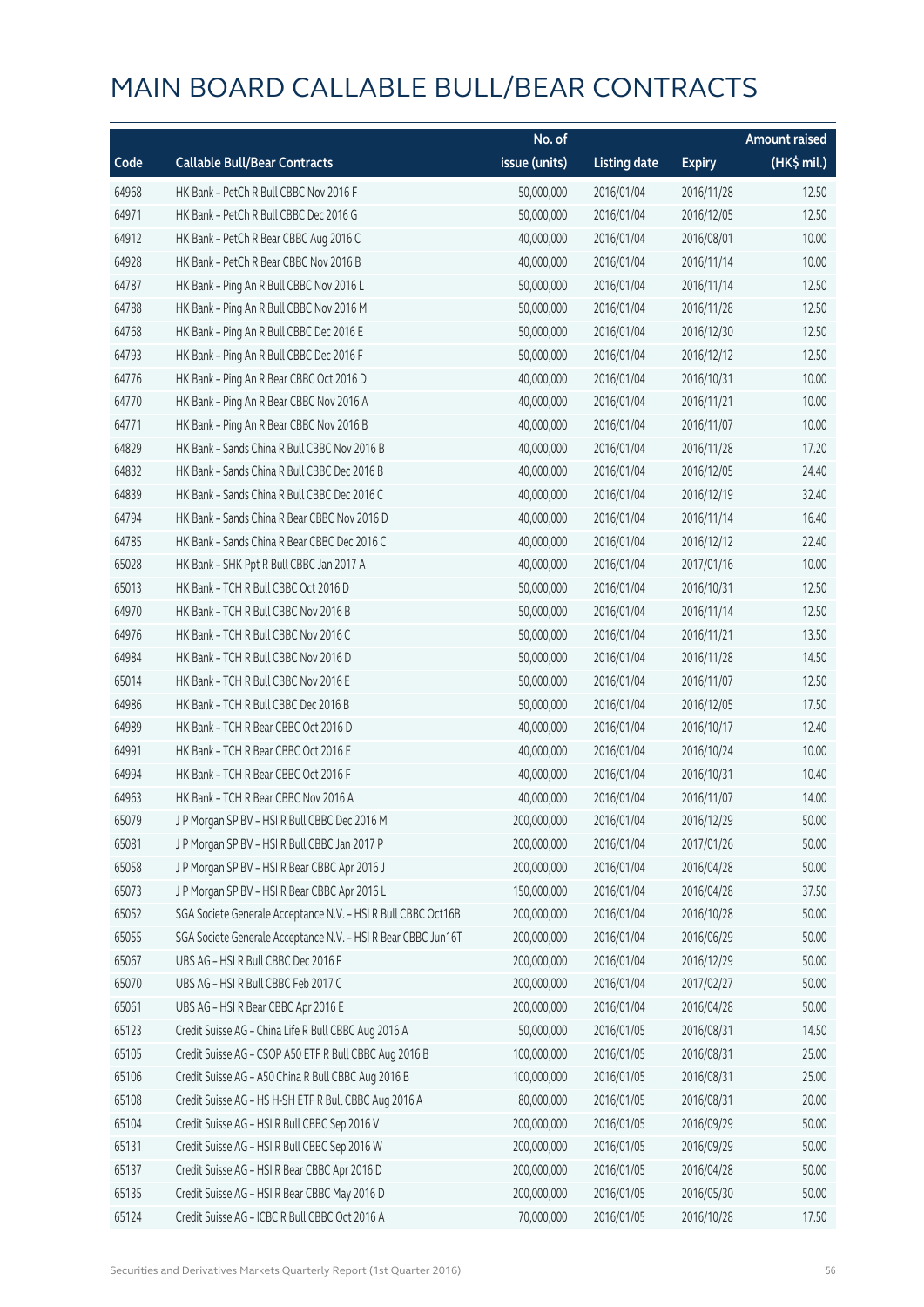# MAIN BOARD CALLABLE BULL/BEAR CONTRACTS

| Code | Callable Bull/Bear Contracts | No. of issue (units) | Listing date | Expiry | Amount raised (HK$ mil.) |
|---|---|---|---|---|---|
| 64968 | HK Bank – PetCh R Bull CBBC Nov 2016 F | 50,000,000 | 2016/01/04 | 2016/11/28 | 12.50 |
| 64971 | HK Bank – PetCh R Bull CBBC Dec 2016 G | 50,000,000 | 2016/01/04 | 2016/12/05 | 12.50 |
| 64912 | HK Bank – PetCh R Bear CBBC Aug 2016 C | 40,000,000 | 2016/01/04 | 2016/08/01 | 10.00 |
| 64928 | HK Bank – PetCh R Bear CBBC Nov 2016 B | 40,000,000 | 2016/01/04 | 2016/11/14 | 10.00 |
| 64787 | HK Bank – Ping An R Bull CBBC Nov 2016 L | 50,000,000 | 2016/01/04 | 2016/11/14 | 12.50 |
| 64788 | HK Bank – Ping An R Bull CBBC Nov 2016 M | 50,000,000 | 2016/01/04 | 2016/11/28 | 12.50 |
| 64768 | HK Bank – Ping An R Bull CBBC Dec 2016 E | 50,000,000 | 2016/01/04 | 2016/12/30 | 12.50 |
| 64793 | HK Bank – Ping An R Bull CBBC Dec 2016 F | 50,000,000 | 2016/01/04 | 2016/12/12 | 12.50 |
| 64776 | HK Bank – Ping An R Bear CBBC Oct 2016 D | 40,000,000 | 2016/01/04 | 2016/10/31 | 10.00 |
| 64770 | HK Bank – Ping An R Bear CBBC Nov 2016 A | 40,000,000 | 2016/01/04 | 2016/11/21 | 10.00 |
| 64771 | HK Bank – Ping An R Bear CBBC Nov 2016 B | 40,000,000 | 2016/01/04 | 2016/11/07 | 10.00 |
| 64829 | HK Bank – Sands China R Bull CBBC Nov 2016 B | 40,000,000 | 2016/01/04 | 2016/11/28 | 17.20 |
| 64832 | HK Bank – Sands China R Bull CBBC Dec 2016 B | 40,000,000 | 2016/01/04 | 2016/12/05 | 24.40 |
| 64839 | HK Bank – Sands China R Bull CBBC Dec 2016 C | 40,000,000 | 2016/01/04 | 2016/12/19 | 32.40 |
| 64794 | HK Bank – Sands China R Bear CBBC Nov 2016 D | 40,000,000 | 2016/01/04 | 2016/11/14 | 16.40 |
| 64785 | HK Bank – Sands China R Bear CBBC Dec 2016 C | 40,000,000 | 2016/01/04 | 2016/12/12 | 22.40 |
| 65028 | HK Bank – SHK Ppt R Bull CBBC Jan 2017 A | 40,000,000 | 2016/01/04 | 2017/01/16 | 10.00 |
| 65013 | HK Bank – TCH R Bull CBBC Oct 2016 D | 50,000,000 | 2016/01/04 | 2016/10/31 | 12.50 |
| 64970 | HK Bank – TCH R Bull CBBC Nov 2016 B | 50,000,000 | 2016/01/04 | 2016/11/14 | 12.50 |
| 64976 | HK Bank – TCH R Bull CBBC Nov 2016 C | 50,000,000 | 2016/01/04 | 2016/11/21 | 13.50 |
| 64984 | HK Bank – TCH R Bull CBBC Nov 2016 D | 50,000,000 | 2016/01/04 | 2016/11/28 | 14.50 |
| 65014 | HK Bank – TCH R Bull CBBC Nov 2016 E | 50,000,000 | 2016/01/04 | 2016/11/07 | 12.50 |
| 64986 | HK Bank – TCH R Bull CBBC Dec 2016 B | 50,000,000 | 2016/01/04 | 2016/12/05 | 17.50 |
| 64989 | HK Bank – TCH R Bear CBBC Oct 2016 D | 40,000,000 | 2016/01/04 | 2016/10/17 | 12.40 |
| 64991 | HK Bank – TCH R Bear CBBC Oct 2016 E | 40,000,000 | 2016/01/04 | 2016/10/24 | 10.00 |
| 64994 | HK Bank – TCH R Bear CBBC Oct 2016 F | 40,000,000 | 2016/01/04 | 2016/10/31 | 10.40 |
| 64963 | HK Bank – TCH R Bear CBBC Nov 2016 A | 40,000,000 | 2016/01/04 | 2016/11/07 | 14.00 |
| 65079 | J P Morgan SP BV – HSI R Bull CBBC Dec 2016 M | 200,000,000 | 2016/01/04 | 2016/12/29 | 50.00 |
| 65081 | J P Morgan SP BV – HSI R Bull CBBC Jan 2017 P | 200,000,000 | 2016/01/04 | 2017/01/26 | 50.00 |
| 65058 | J P Morgan SP BV – HSI R Bear CBBC Apr 2016 J | 200,000,000 | 2016/01/04 | 2016/04/28 | 50.00 |
| 65073 | J P Morgan SP BV – HSI R Bear CBBC Apr 2016 L | 150,000,000 | 2016/01/04 | 2016/04/28 | 37.50 |
| 65052 | SGA Societe Generale Acceptance N.V. – HSI R Bull CBBC Oct16B | 200,000,000 | 2016/01/04 | 2016/10/28 | 50.00 |
| 65055 | SGA Societe Generale Acceptance N.V. – HSI R Bear CBBC Jun16T | 200,000,000 | 2016/01/04 | 2016/06/29 | 50.00 |
| 65067 | UBS AG – HSI R Bull CBBC Dec 2016 F | 200,000,000 | 2016/01/04 | 2016/12/29 | 50.00 |
| 65070 | UBS AG – HSI R Bull CBBC Feb 2017 C | 200,000,000 | 2016/01/04 | 2017/02/27 | 50.00 |
| 65061 | UBS AG – HSI R Bear CBBC Apr 2016 E | 200,000,000 | 2016/01/04 | 2016/04/28 | 50.00 |
| 65123 | Credit Suisse AG – China Life R Bull CBBC Aug 2016 A | 50,000,000 | 2016/01/05 | 2016/08/31 | 14.50 |
| 65105 | Credit Suisse AG – CSOP A50 ETF R Bull CBBC Aug 2016 B | 100,000,000 | 2016/01/05 | 2016/08/31 | 25.00 |
| 65106 | Credit Suisse AG – A50 China R Bull CBBC Aug 2016 B | 100,000,000 | 2016/01/05 | 2016/08/31 | 25.00 |
| 65108 | Credit Suisse AG – HS H-SH ETF R Bull CBBC Aug 2016 A | 80,000,000 | 2016/01/05 | 2016/08/31 | 20.00 |
| 65104 | Credit Suisse AG – HSI R Bull CBBC Sep 2016 V | 200,000,000 | 2016/01/05 | 2016/09/29 | 50.00 |
| 65131 | Credit Suisse AG – HSI R Bull CBBC Sep 2016 W | 200,000,000 | 2016/01/05 | 2016/09/29 | 50.00 |
| 65137 | Credit Suisse AG – HSI R Bear CBBC Apr 2016 D | 200,000,000 | 2016/01/05 | 2016/04/28 | 50.00 |
| 65135 | Credit Suisse AG – HSI R Bear CBBC May 2016 D | 200,000,000 | 2016/01/05 | 2016/05/30 | 50.00 |
| 65124 | Credit Suisse AG – ICBC R Bull CBBC Oct 2016 A | 70,000,000 | 2016/01/05 | 2016/10/28 | 17.50 |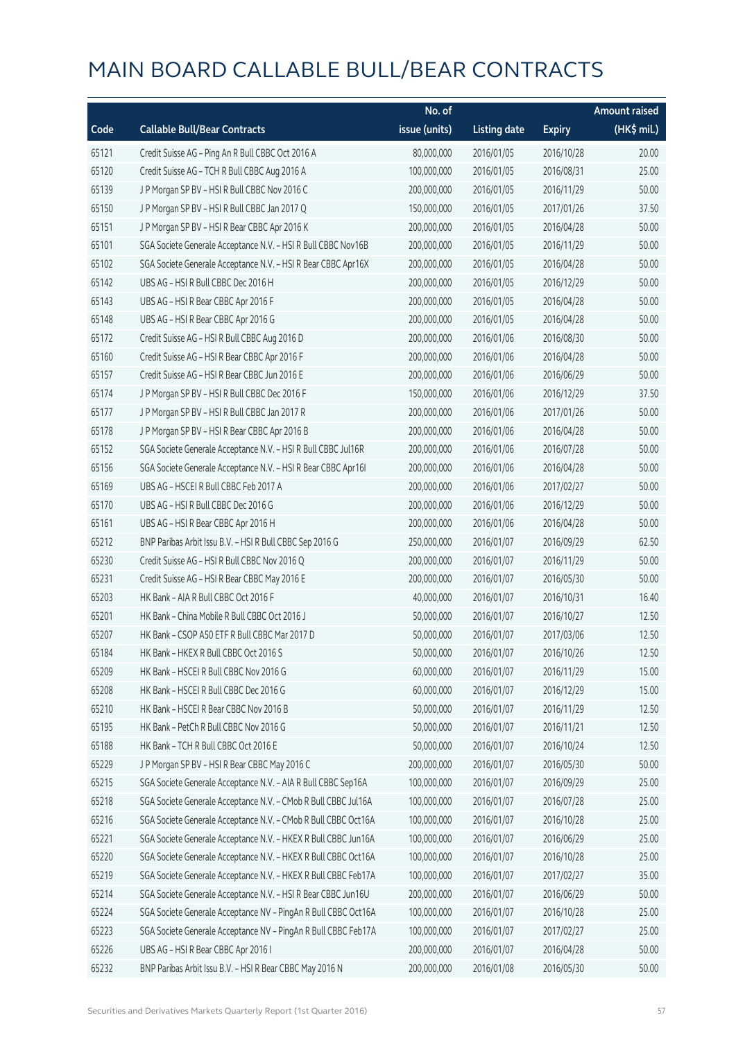# MAIN BOARD CALLABLE BULL/BEAR CONTRACTS

| Code | Callable Bull/Bear Contracts | No. of issue (units) | Listing date | Expiry | Amount raised (HK$ mil.) |
|---|---|---|---|---|---|
| 65121 | Credit Suisse AG – Ping An R Bull CBBC Oct 2016 A | 80,000,000 | 2016/01/05 | 2016/10/28 | 20.00 |
| 65120 | Credit Suisse AG – TCH R Bull CBBC Aug 2016 A | 100,000,000 | 2016/01/05 | 2016/08/31 | 25.00 |
| 65139 | J P Morgan SP BV – HSI R Bull CBBC Nov 2016 C | 200,000,000 | 2016/01/05 | 2016/11/29 | 50.00 |
| 65150 | J P Morgan SP BV – HSI R Bull CBBC Jan 2017 Q | 150,000,000 | 2016/01/05 | 2017/01/26 | 37.50 |
| 65151 | J P Morgan SP BV – HSI R Bear CBBC Apr 2016 K | 200,000,000 | 2016/01/05 | 2016/04/28 | 50.00 |
| 65101 | SGA Societe Generale Acceptance N.V. – HSI R Bull CBBC Nov16B | 200,000,000 | 2016/01/05 | 2016/11/29 | 50.00 |
| 65102 | SGA Societe Generale Acceptance N.V. – HSI R Bear CBBC Apr16X | 200,000,000 | 2016/01/05 | 2016/04/28 | 50.00 |
| 65142 | UBS AG – HSI R Bull CBBC Dec 2016 H | 200,000,000 | 2016/01/05 | 2016/12/29 | 50.00 |
| 65143 | UBS AG – HSI R Bear CBBC Apr 2016 F | 200,000,000 | 2016/01/05 | 2016/04/28 | 50.00 |
| 65148 | UBS AG – HSI R Bear CBBC Apr 2016 G | 200,000,000 | 2016/01/05 | 2016/04/28 | 50.00 |
| 65172 | Credit Suisse AG – HSI R Bull CBBC Aug 2016 D | 200,000,000 | 2016/01/06 | 2016/08/30 | 50.00 |
| 65160 | Credit Suisse AG – HSI R Bear CBBC Apr 2016 F | 200,000,000 | 2016/01/06 | 2016/04/28 | 50.00 |
| 65157 | Credit Suisse AG – HSI R Bear CBBC Jun 2016 E | 200,000,000 | 2016/01/06 | 2016/06/29 | 50.00 |
| 65174 | J P Morgan SP BV – HSI R Bull CBBC Dec 2016 F | 150,000,000 | 2016/01/06 | 2016/12/29 | 37.50 |
| 65177 | J P Morgan SP BV – HSI R Bull CBBC Jan 2017 R | 200,000,000 | 2016/01/06 | 2017/01/26 | 50.00 |
| 65178 | J P Morgan SP BV – HSI R Bear CBBC Apr 2016 B | 200,000,000 | 2016/01/06 | 2016/04/28 | 50.00 |
| 65152 | SGA Societe Generale Acceptance N.V. – HSI R Bull CBBC Jul16R | 200,000,000 | 2016/01/06 | 2016/07/28 | 50.00 |
| 65156 | SGA Societe Generale Acceptance N.V. – HSI R Bear CBBC Apr16I | 200,000,000 | 2016/01/06 | 2016/04/28 | 50.00 |
| 65169 | UBS AG – HSCEI R Bull CBBC Feb 2017 A | 200,000,000 | 2016/01/06 | 2017/02/27 | 50.00 |
| 65170 | UBS AG – HSI R Bull CBBC Dec 2016 G | 200,000,000 | 2016/01/06 | 2016/12/29 | 50.00 |
| 65161 | UBS AG – HSI R Bear CBBC Apr 2016 H | 200,000,000 | 2016/01/06 | 2016/04/28 | 50.00 |
| 65212 | BNP Paribas Arbit Issu B.V. – HSI R Bull CBBC Sep 2016 G | 250,000,000 | 2016/01/07 | 2016/09/29 | 62.50 |
| 65230 | Credit Suisse AG – HSI R Bull CBBC Nov 2016 Q | 200,000,000 | 2016/01/07 | 2016/11/29 | 50.00 |
| 65231 | Credit Suisse AG – HSI R Bear CBBC May 2016 E | 200,000,000 | 2016/01/07 | 2016/05/30 | 50.00 |
| 65203 | HK Bank – AIA R Bull CBBC Oct 2016 F | 40,000,000 | 2016/01/07 | 2016/10/31 | 16.40 |
| 65201 | HK Bank – China Mobile R Bull CBBC Oct 2016 J | 50,000,000 | 2016/01/07 | 2016/10/27 | 12.50 |
| 65207 | HK Bank – CSOP A50 ETF R Bull CBBC Mar 2017 D | 50,000,000 | 2016/01/07 | 2017/03/06 | 12.50 |
| 65184 | HK Bank – HKEX R Bull CBBC Oct 2016 S | 50,000,000 | 2016/01/07 | 2016/10/26 | 12.50 |
| 65209 | HK Bank – HSCEI R Bull CBBC Nov 2016 G | 60,000,000 | 2016/01/07 | 2016/11/29 | 15.00 |
| 65208 | HK Bank – HSCEI R Bull CBBC Dec 2016 G | 60,000,000 | 2016/01/07 | 2016/12/29 | 15.00 |
| 65210 | HK Bank – HSCEI R Bear CBBC Nov 2016 B | 50,000,000 | 2016/01/07 | 2016/11/29 | 12.50 |
| 65195 | HK Bank – PetCh R Bull CBBC Nov 2016 G | 50,000,000 | 2016/01/07 | 2016/11/21 | 12.50 |
| 65188 | HK Bank – TCH R Bull CBBC Oct 2016 E | 50,000,000 | 2016/01/07 | 2016/10/24 | 12.50 |
| 65229 | J P Morgan SP BV – HSI R Bear CBBC May 2016 C | 200,000,000 | 2016/01/07 | 2016/05/30 | 50.00 |
| 65215 | SGA Societe Generale Acceptance N.V. – AIA R Bull CBBC Sep16A | 100,000,000 | 2016/01/07 | 2016/09/29 | 25.00 |
| 65218 | SGA Societe Generale Acceptance N.V. – CMob R Bull CBBC Jul16A | 100,000,000 | 2016/01/07 | 2016/07/28 | 25.00 |
| 65216 | SGA Societe Generale Acceptance N.V. – CMob R Bull CBBC Oct16A | 100,000,000 | 2016/01/07 | 2016/10/28 | 25.00 |
| 65221 | SGA Societe Generale Acceptance N.V. – HKEX R Bull CBBC Jun16A | 100,000,000 | 2016/01/07 | 2016/06/29 | 25.00 |
| 65220 | SGA Societe Generale Acceptance N.V. – HKEX R Bull CBBC Oct16A | 100,000,000 | 2016/01/07 | 2016/10/28 | 25.00 |
| 65219 | SGA Societe Generale Acceptance N.V. – HKEX R Bull CBBC Feb17A | 100,000,000 | 2016/01/07 | 2017/02/27 | 35.00 |
| 65214 | SGA Societe Generale Acceptance N.V. – HSI R Bear CBBC Jun16U | 200,000,000 | 2016/01/07 | 2016/06/29 | 50.00 |
| 65224 | SGA Societe Generale Acceptance NV – PingAn R Bull CBBC Oct16A | 100,000,000 | 2016/01/07 | 2016/10/28 | 25.00 |
| 65223 | SGA Societe Generale Acceptance NV – PingAn R Bull CBBC Feb17A | 100,000,000 | 2016/01/07 | 2017/02/27 | 25.00 |
| 65226 | UBS AG – HSI R Bear CBBC Apr 2016 I | 200,000,000 | 2016/01/07 | 2016/04/28 | 50.00 |
| 65232 | BNP Paribas Arbit Issu B.V. – HSI R Bear CBBC May 2016 N | 200,000,000 | 2016/01/08 | 2016/05/30 | 50.00 |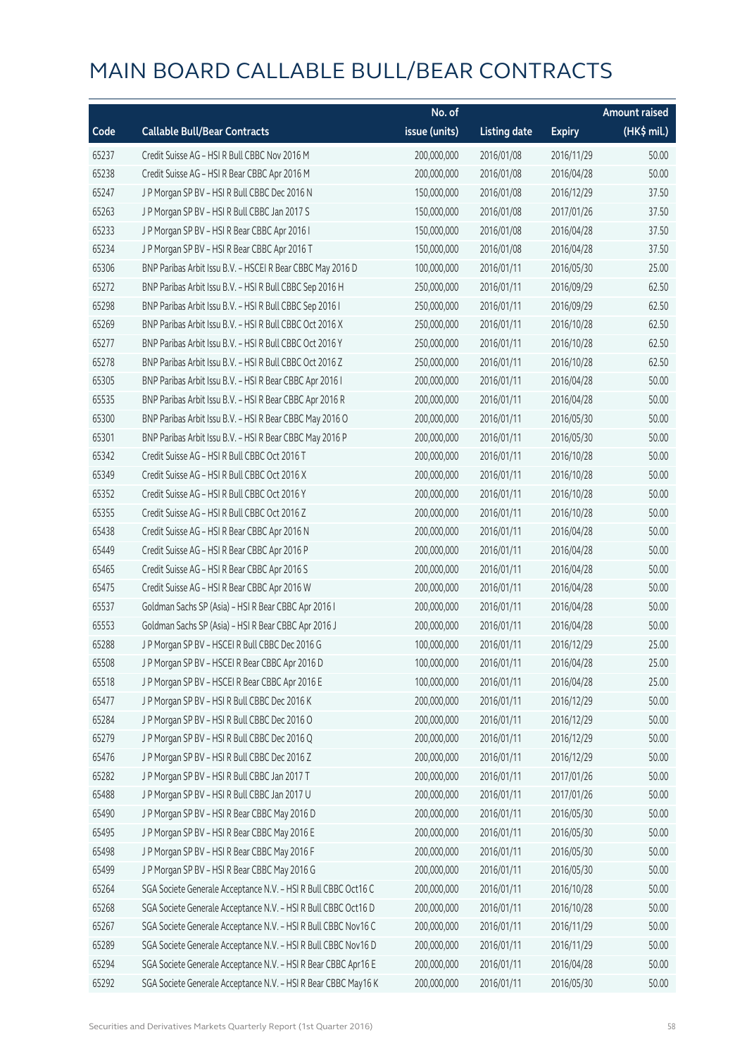# MAIN BOARD CALLABLE BULL/BEAR CONTRACTS

| Code | Callable Bull/Bear Contracts | No. of issue (units) | Listing date | Expiry | Amount raised (HK$ mil.) |
|---|---|---|---|---|---|
| 65237 | Credit Suisse AG – HSI R Bull CBBC Nov 2016 M | 200,000,000 | 2016/01/08 | 2016/11/29 | 50.00 |
| 65238 | Credit Suisse AG – HSI R Bear CBBC Apr 2016 M | 200,000,000 | 2016/01/08 | 2016/04/28 | 50.00 |
| 65247 | J P Morgan SP BV – HSI R Bull CBBC Dec 2016 N | 150,000,000 | 2016/01/08 | 2016/12/29 | 37.50 |
| 65263 | J P Morgan SP BV – HSI R Bull CBBC Jan 2017 S | 150,000,000 | 2016/01/08 | 2017/01/26 | 37.50 |
| 65233 | J P Morgan SP BV – HSI R Bear CBBC Apr 2016 I | 150,000,000 | 2016/01/08 | 2016/04/28 | 37.50 |
| 65234 | J P Morgan SP BV – HSI R Bear CBBC Apr 2016 T | 150,000,000 | 2016/01/08 | 2016/04/28 | 37.50 |
| 65306 | BNP Paribas Arbit Issu B.V. – HSCEI R Bear CBBC May 2016 D | 100,000,000 | 2016/01/11 | 2016/05/30 | 25.00 |
| 65272 | BNP Paribas Arbit Issu B.V. – HSI R Bull CBBC Sep 2016 H | 250,000,000 | 2016/01/11 | 2016/09/29 | 62.50 |
| 65298 | BNP Paribas Arbit Issu B.V. – HSI R Bull CBBC Sep 2016 I | 250,000,000 | 2016/01/11 | 2016/09/29 | 62.50 |
| 65269 | BNP Paribas Arbit Issu B.V. – HSI R Bull CBBC Oct 2016 X | 250,000,000 | 2016/01/11 | 2016/10/28 | 62.50 |
| 65277 | BNP Paribas Arbit Issu B.V. – HSI R Bull CBBC Oct 2016 Y | 250,000,000 | 2016/01/11 | 2016/10/28 | 62.50 |
| 65278 | BNP Paribas Arbit Issu B.V. – HSI R Bull CBBC Oct 2016 Z | 250,000,000 | 2016/01/11 | 2016/10/28 | 62.50 |
| 65305 | BNP Paribas Arbit Issu B.V. – HSI R Bear CBBC Apr 2016 I | 200,000,000 | 2016/01/11 | 2016/04/28 | 50.00 |
| 65535 | BNP Paribas Arbit Issu B.V. – HSI R Bear CBBC Apr 2016 R | 200,000,000 | 2016/01/11 | 2016/04/28 | 50.00 |
| 65300 | BNP Paribas Arbit Issu B.V. – HSI R Bear CBBC May 2016 O | 200,000,000 | 2016/01/11 | 2016/05/30 | 50.00 |
| 65301 | BNP Paribas Arbit Issu B.V. – HSI R Bear CBBC May 2016 P | 200,000,000 | 2016/01/11 | 2016/05/30 | 50.00 |
| 65342 | Credit Suisse AG – HSI R Bull CBBC Oct 2016 T | 200,000,000 | 2016/01/11 | 2016/10/28 | 50.00 |
| 65349 | Credit Suisse AG – HSI R Bull CBBC Oct 2016 X | 200,000,000 | 2016/01/11 | 2016/10/28 | 50.00 |
| 65352 | Credit Suisse AG – HSI R Bull CBBC Oct 2016 Y | 200,000,000 | 2016/01/11 | 2016/10/28 | 50.00 |
| 65355 | Credit Suisse AG – HSI R Bull CBBC Oct 2016 Z | 200,000,000 | 2016/01/11 | 2016/10/28 | 50.00 |
| 65438 | Credit Suisse AG – HSI R Bear CBBC Apr 2016 N | 200,000,000 | 2016/01/11 | 2016/04/28 | 50.00 |
| 65449 | Credit Suisse AG – HSI R Bear CBBC Apr 2016 P | 200,000,000 | 2016/01/11 | 2016/04/28 | 50.00 |
| 65465 | Credit Suisse AG – HSI R Bear CBBC Apr 2016 S | 200,000,000 | 2016/01/11 | 2016/04/28 | 50.00 |
| 65475 | Credit Suisse AG – HSI R Bear CBBC Apr 2016 W | 200,000,000 | 2016/01/11 | 2016/04/28 | 50.00 |
| 65537 | Goldman Sachs SP (Asia) – HSI R Bear CBBC Apr 2016 I | 200,000,000 | 2016/01/11 | 2016/04/28 | 50.00 |
| 65553 | Goldman Sachs SP (Asia) – HSI R Bear CBBC Apr 2016 J | 200,000,000 | 2016/01/11 | 2016/04/28 | 50.00 |
| 65288 | J P Morgan SP BV – HSCEI R Bull CBBC Dec 2016 G | 100,000,000 | 2016/01/11 | 2016/12/29 | 25.00 |
| 65508 | J P Morgan SP BV – HSCEI R Bear CBBC Apr 2016 D | 100,000,000 | 2016/01/11 | 2016/04/28 | 25.00 |
| 65518 | J P Morgan SP BV – HSCEI R Bear CBBC Apr 2016 E | 100,000,000 | 2016/01/11 | 2016/04/28 | 25.00 |
| 65477 | J P Morgan SP BV – HSI R Bull CBBC Dec 2016 K | 200,000,000 | 2016/01/11 | 2016/12/29 | 50.00 |
| 65284 | J P Morgan SP BV – HSI R Bull CBBC Dec 2016 O | 200,000,000 | 2016/01/11 | 2016/12/29 | 50.00 |
| 65279 | J P Morgan SP BV – HSI R Bull CBBC Dec 2016 Q | 200,000,000 | 2016/01/11 | 2016/12/29 | 50.00 |
| 65476 | J P Morgan SP BV – HSI R Bull CBBC Dec 2016 Z | 200,000,000 | 2016/01/11 | 2016/12/29 | 50.00 |
| 65282 | J P Morgan SP BV – HSI R Bull CBBC Jan 2017 T | 200,000,000 | 2016/01/11 | 2017/01/26 | 50.00 |
| 65488 | J P Morgan SP BV – HSI R Bull CBBC Jan 2017 U | 200,000,000 | 2016/01/11 | 2017/01/26 | 50.00 |
| 65490 | J P Morgan SP BV – HSI R Bear CBBC May 2016 D | 200,000,000 | 2016/01/11 | 2016/05/30 | 50.00 |
| 65495 | J P Morgan SP BV – HSI R Bear CBBC May 2016 E | 200,000,000 | 2016/01/11 | 2016/05/30 | 50.00 |
| 65498 | J P Morgan SP BV – HSI R Bear CBBC May 2016 F | 200,000,000 | 2016/01/11 | 2016/05/30 | 50.00 |
| 65499 | J P Morgan SP BV – HSI R Bear CBBC May 2016 G | 200,000,000 | 2016/01/11 | 2016/05/30 | 50.00 |
| 65264 | SGA Societe Generale Acceptance N.V. – HSI R Bull CBBC Oct16 C | 200,000,000 | 2016/01/11 | 2016/10/28 | 50.00 |
| 65268 | SGA Societe Generale Acceptance N.V. – HSI R Bull CBBC Oct16 D | 200,000,000 | 2016/01/11 | 2016/10/28 | 50.00 |
| 65267 | SGA Societe Generale Acceptance N.V. – HSI R Bull CBBC Nov16 C | 200,000,000 | 2016/01/11 | 2016/11/29 | 50.00 |
| 65289 | SGA Societe Generale Acceptance N.V. – HSI R Bull CBBC Nov16 D | 200,000,000 | 2016/01/11 | 2016/11/29 | 50.00 |
| 65294 | SGA Societe Generale Acceptance N.V. – HSI R Bear CBBC Apr16 E | 200,000,000 | 2016/01/11 | 2016/04/28 | 50.00 |
| 65292 | SGA Societe Generale Acceptance N.V. – HSI R Bear CBBC May16 K | 200,000,000 | 2016/01/11 | 2016/05/30 | 50.00 |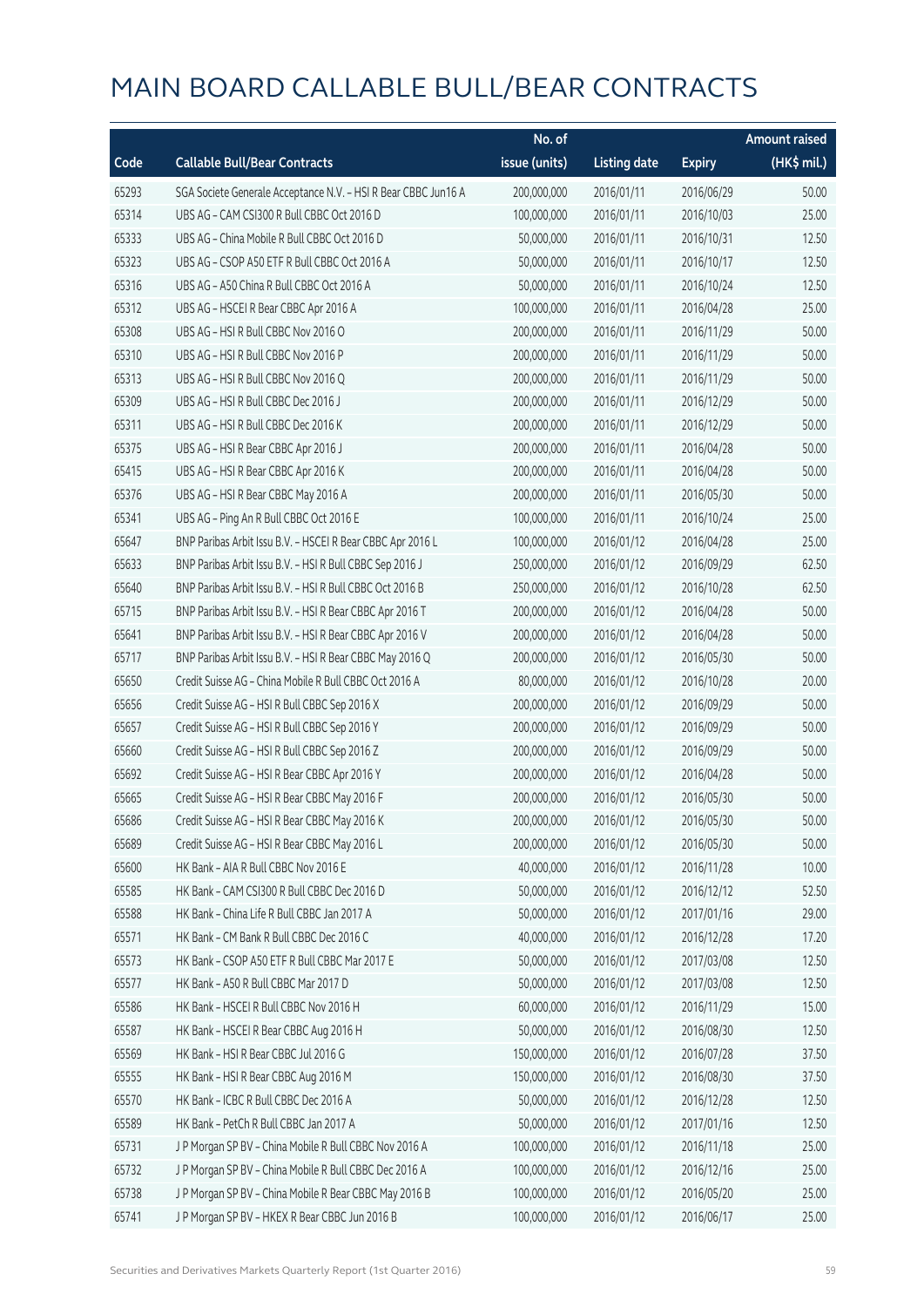# MAIN BOARD CALLABLE BULL/BEAR CONTRACTS

| Code | Callable Bull/Bear Contracts | No. of issue (units) | Listing date | Expiry | Amount raised (HK$ mil.) |
|---|---|---|---|---|---|
| 65293 | SGA Societe Generale Acceptance N.V. - HSI R Bear CBBC Jun16 A | 200,000,000 | 2016/01/11 | 2016/06/29 | 50.00 |
| 65314 | UBS AG - CAM CSI300 R Bull CBBC Oct 2016 D | 100,000,000 | 2016/01/11 | 2016/10/03 | 25.00 |
| 65333 | UBS AG - China Mobile R Bull CBBC Oct 2016 D | 50,000,000 | 2016/01/11 | 2016/10/31 | 12.50 |
| 65323 | UBS AG - CSOP A50 ETF R Bull CBBC Oct 2016 A | 50,000,000 | 2016/01/11 | 2016/10/17 | 12.50 |
| 65316 | UBS AG - A50 China R Bull CBBC Oct 2016 A | 50,000,000 | 2016/01/11 | 2016/10/24 | 12.50 |
| 65312 | UBS AG - HSCEI R Bear CBBC Apr 2016 A | 100,000,000 | 2016/01/11 | 2016/04/28 | 25.00 |
| 65308 | UBS AG - HSI R Bull CBBC Nov 2016 O | 200,000,000 | 2016/01/11 | 2016/11/29 | 50.00 |
| 65310 | UBS AG - HSI R Bull CBBC Nov 2016 P | 200,000,000 | 2016/01/11 | 2016/11/29 | 50.00 |
| 65313 | UBS AG - HSI R Bull CBBC Nov 2016 Q | 200,000,000 | 2016/01/11 | 2016/11/29 | 50.00 |
| 65309 | UBS AG - HSI R Bull CBBC Dec 2016 J | 200,000,000 | 2016/01/11 | 2016/12/29 | 50.00 |
| 65311 | UBS AG - HSI R Bull CBBC Dec 2016 K | 200,000,000 | 2016/01/11 | 2016/12/29 | 50.00 |
| 65375 | UBS AG - HSI R Bear CBBC Apr 2016 J | 200,000,000 | 2016/01/11 | 2016/04/28 | 50.00 |
| 65415 | UBS AG - HSI R Bear CBBC Apr 2016 K | 200,000,000 | 2016/01/11 | 2016/04/28 | 50.00 |
| 65376 | UBS AG - HSI R Bear CBBC May 2016 A | 200,000,000 | 2016/01/11 | 2016/05/30 | 50.00 |
| 65341 | UBS AG - Ping An R Bull CBBC Oct 2016 E | 100,000,000 | 2016/01/11 | 2016/10/24 | 25.00 |
| 65647 | BNP Paribas Arbit Issu B.V. - HSCEI R Bear CBBC Apr 2016 L | 100,000,000 | 2016/01/12 | 2016/04/28 | 25.00 |
| 65633 | BNP Paribas Arbit Issu B.V. - HSI R Bull CBBC Sep 2016 J | 250,000,000 | 2016/01/12 | 2016/09/29 | 62.50 |
| 65640 | BNP Paribas Arbit Issu B.V. - HSI R Bull CBBC Oct 2016 B | 250,000,000 | 2016/01/12 | 2016/10/28 | 62.50 |
| 65715 | BNP Paribas Arbit Issu B.V. - HSI R Bear CBBC Apr 2016 T | 200,000,000 | 2016/01/12 | 2016/04/28 | 50.00 |
| 65641 | BNP Paribas Arbit Issu B.V. - HSI R Bear CBBC Apr 2016 V | 200,000,000 | 2016/01/12 | 2016/04/28 | 50.00 |
| 65717 | BNP Paribas Arbit Issu B.V. - HSI R Bear CBBC May 2016 Q | 200,000,000 | 2016/01/12 | 2016/05/30 | 50.00 |
| 65650 | Credit Suisse AG - China Mobile R Bull CBBC Oct 2016 A | 80,000,000 | 2016/01/12 | 2016/10/28 | 20.00 |
| 65656 | Credit Suisse AG - HSI R Bull CBBC Sep 2016 X | 200,000,000 | 2016/01/12 | 2016/09/29 | 50.00 |
| 65657 | Credit Suisse AG - HSI R Bull CBBC Sep 2016 Y | 200,000,000 | 2016/01/12 | 2016/09/29 | 50.00 |
| 65660 | Credit Suisse AG - HSI R Bull CBBC Sep 2016 Z | 200,000,000 | 2016/01/12 | 2016/09/29 | 50.00 |
| 65692 | Credit Suisse AG - HSI R Bear CBBC Apr 2016 Y | 200,000,000 | 2016/01/12 | 2016/04/28 | 50.00 |
| 65665 | Credit Suisse AG - HSI R Bear CBBC May 2016 F | 200,000,000 | 2016/01/12 | 2016/05/30 | 50.00 |
| 65686 | Credit Suisse AG - HSI R Bear CBBC May 2016 K | 200,000,000 | 2016/01/12 | 2016/05/30 | 50.00 |
| 65689 | Credit Suisse AG - HSI R Bear CBBC May 2016 L | 200,000,000 | 2016/01/12 | 2016/05/30 | 50.00 |
| 65600 | HK Bank - AIA R Bull CBBC Nov 2016 E | 40,000,000 | 2016/01/12 | 2016/11/28 | 10.00 |
| 65585 | HK Bank - CAM CSI300 R Bull CBBC Dec 2016 D | 50,000,000 | 2016/01/12 | 2016/12/12 | 52.50 |
| 65588 | HK Bank - China Life R Bull CBBC Jan 2017 A | 50,000,000 | 2016/01/12 | 2017/01/16 | 29.00 |
| 65571 | HK Bank - CM Bank R Bull CBBC Dec 2016 C | 40,000,000 | 2016/01/12 | 2016/12/28 | 17.20 |
| 65573 | HK Bank - CSOP A50 ETF R Bull CBBC Mar 2017 E | 50,000,000 | 2016/01/12 | 2017/03/08 | 12.50 |
| 65577 | HK Bank - A50 R Bull CBBC Mar 2017 D | 50,000,000 | 2016/01/12 | 2017/03/08 | 12.50 |
| 65586 | HK Bank - HSCEI R Bull CBBC Nov 2016 H | 60,000,000 | 2016/01/12 | 2016/11/29 | 15.00 |
| 65587 | HK Bank - HSCEI R Bear CBBC Aug 2016 H | 50,000,000 | 2016/01/12 | 2016/08/30 | 12.50 |
| 65569 | HK Bank - HSI R Bear CBBC Jul 2016 G | 150,000,000 | 2016/01/12 | 2016/07/28 | 37.50 |
| 65555 | HK Bank - HSI R Bear CBBC Aug 2016 M | 150,000,000 | 2016/01/12 | 2016/08/30 | 37.50 |
| 65570 | HK Bank - ICBC R Bull CBBC Dec 2016 A | 50,000,000 | 2016/01/12 | 2016/12/28 | 12.50 |
| 65589 | HK Bank - PetCh R Bull CBBC Jan 2017 A | 50,000,000 | 2016/01/12 | 2017/01/16 | 12.50 |
| 65731 | J P Morgan SP BV - China Mobile R Bull CBBC Nov 2016 A | 100,000,000 | 2016/01/12 | 2016/11/18 | 25.00 |
| 65732 | J P Morgan SP BV - China Mobile R Bull CBBC Dec 2016 A | 100,000,000 | 2016/01/12 | 2016/12/16 | 25.00 |
| 65738 | J P Morgan SP BV - China Mobile R Bear CBBC May 2016 B | 100,000,000 | 2016/01/12 | 2016/05/20 | 25.00 |
| 65741 | J P Morgan SP BV - HKEX R Bear CBBC Jun 2016 B | 100,000,000 | 2016/01/12 | 2016/06/17 | 25.00 |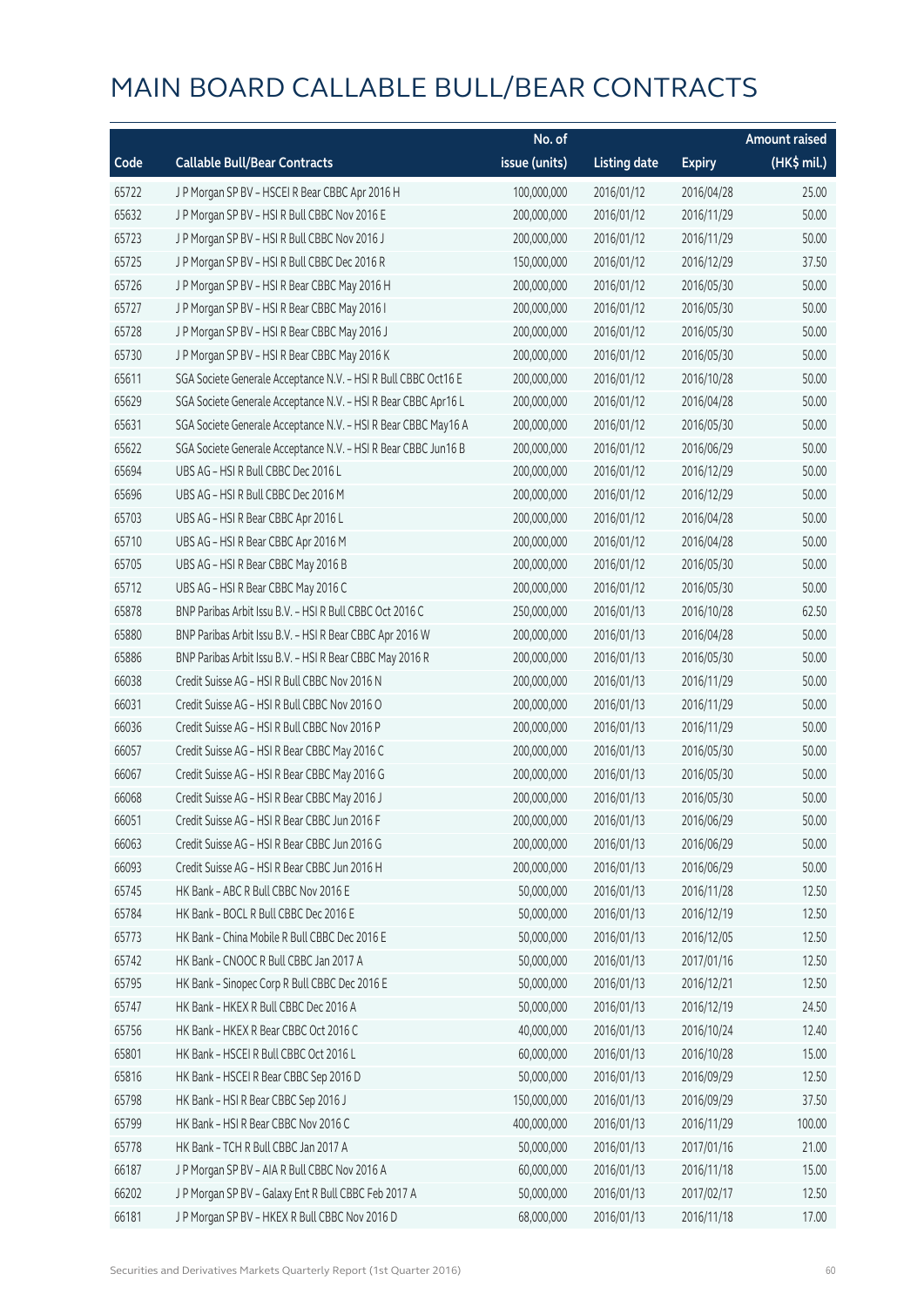# MAIN BOARD CALLABLE BULL/BEAR CONTRACTS

| Code | Callable Bull/Bear Contracts | No. of issue (units) | Listing date | Expiry | Amount raised (HK$ mil.) |
|---|---|---|---|---|---|
| 65722 | J P Morgan SP BV – HSCEI R Bear CBBC Apr 2016 H | 100,000,000 | 2016/01/12 | 2016/04/28 | 25.00 |
| 65632 | J P Morgan SP BV – HSI R Bull CBBC Nov 2016 E | 200,000,000 | 2016/01/12 | 2016/11/29 | 50.00 |
| 65723 | J P Morgan SP BV – HSI R Bull CBBC Nov 2016 J | 200,000,000 | 2016/01/12 | 2016/11/29 | 50.00 |
| 65725 | J P Morgan SP BV – HSI R Bull CBBC Dec 2016 R | 150,000,000 | 2016/01/12 | 2016/12/29 | 37.50 |
| 65726 | J P Morgan SP BV – HSI R Bear CBBC May 2016 H | 200,000,000 | 2016/01/12 | 2016/05/30 | 50.00 |
| 65727 | J P Morgan SP BV – HSI R Bear CBBC May 2016 I | 200,000,000 | 2016/01/12 | 2016/05/30 | 50.00 |
| 65728 | J P Morgan SP BV – HSI R Bear CBBC May 2016 J | 200,000,000 | 2016/01/12 | 2016/05/30 | 50.00 |
| 65730 | J P Morgan SP BV – HSI R Bear CBBC May 2016 K | 200,000,000 | 2016/01/12 | 2016/05/30 | 50.00 |
| 65611 | SGA Societe Generale Acceptance N.V. – HSI R Bull CBBC Oct16 E | 200,000,000 | 2016/01/12 | 2016/10/28 | 50.00 |
| 65629 | SGA Societe Generale Acceptance N.V. – HSI R Bear CBBC Apr16 L | 200,000,000 | 2016/01/12 | 2016/04/28 | 50.00 |
| 65631 | SGA Societe Generale Acceptance N.V. – HSI R Bear CBBC May16 A | 200,000,000 | 2016/01/12 | 2016/05/30 | 50.00 |
| 65622 | SGA Societe Generale Acceptance N.V. – HSI R Bear CBBC Jun16 B | 200,000,000 | 2016/01/12 | 2016/06/29 | 50.00 |
| 65694 | UBS AG – HSI R Bull CBBC Dec 2016 L | 200,000,000 | 2016/01/12 | 2016/12/29 | 50.00 |
| 65696 | UBS AG – HSI R Bull CBBC Dec 2016 M | 200,000,000 | 2016/01/12 | 2016/12/29 | 50.00 |
| 65703 | UBS AG – HSI R Bear CBBC Apr 2016 L | 200,000,000 | 2016/01/12 | 2016/04/28 | 50.00 |
| 65710 | UBS AG – HSI R Bear CBBC Apr 2016 M | 200,000,000 | 2016/01/12 | 2016/04/28 | 50.00 |
| 65705 | UBS AG – HSI R Bear CBBC May 2016 B | 200,000,000 | 2016/01/12 | 2016/05/30 | 50.00 |
| 65712 | UBS AG – HSI R Bear CBBC May 2016 C | 200,000,000 | 2016/01/12 | 2016/05/30 | 50.00 |
| 65878 | BNP Paribas Arbit Issu B.V. – HSI R Bull CBBC Oct 2016 C | 250,000,000 | 2016/01/13 | 2016/10/28 | 62.50 |
| 65880 | BNP Paribas Arbit Issu B.V. – HSI R Bear CBBC Apr 2016 W | 200,000,000 | 2016/01/13 | 2016/04/28 | 50.00 |
| 65886 | BNP Paribas Arbit Issu B.V. – HSI R Bear CBBC May 2016 R | 200,000,000 | 2016/01/13 | 2016/05/30 | 50.00 |
| 66038 | Credit Suisse AG – HSI R Bull CBBC Nov 2016 N | 200,000,000 | 2016/01/13 | 2016/11/29 | 50.00 |
| 66031 | Credit Suisse AG – HSI R Bull CBBC Nov 2016 O | 200,000,000 | 2016/01/13 | 2016/11/29 | 50.00 |
| 66036 | Credit Suisse AG – HSI R Bull CBBC Nov 2016 P | 200,000,000 | 2016/01/13 | 2016/11/29 | 50.00 |
| 66057 | Credit Suisse AG – HSI R Bear CBBC May 2016 C | 200,000,000 | 2016/01/13 | 2016/05/30 | 50.00 |
| 66067 | Credit Suisse AG – HSI R Bear CBBC May 2016 G | 200,000,000 | 2016/01/13 | 2016/05/30 | 50.00 |
| 66068 | Credit Suisse AG – HSI R Bear CBBC May 2016 J | 200,000,000 | 2016/01/13 | 2016/05/30 | 50.00 |
| 66051 | Credit Suisse AG – HSI R Bear CBBC Jun 2016 F | 200,000,000 | 2016/01/13 | 2016/06/29 | 50.00 |
| 66063 | Credit Suisse AG – HSI R Bear CBBC Jun 2016 G | 200,000,000 | 2016/01/13 | 2016/06/29 | 50.00 |
| 66093 | Credit Suisse AG – HSI R Bear CBBC Jun 2016 H | 200,000,000 | 2016/01/13 | 2016/06/29 | 50.00 |
| 65745 | HK Bank – ABC R Bull CBBC Nov 2016 E | 50,000,000 | 2016/01/13 | 2016/11/28 | 12.50 |
| 65784 | HK Bank – BOCL R Bull CBBC Dec 2016 E | 50,000,000 | 2016/01/13 | 2016/12/19 | 12.50 |
| 65773 | HK Bank – China Mobile R Bull CBBC Dec 2016 E | 50,000,000 | 2016/01/13 | 2016/12/05 | 12.50 |
| 65742 | HK Bank – CNOOC R Bull CBBC Jan 2017 A | 50,000,000 | 2016/01/13 | 2017/01/16 | 12.50 |
| 65795 | HK Bank – Sinopec Corp R Bull CBBC Dec 2016 E | 50,000,000 | 2016/01/13 | 2016/12/21 | 12.50 |
| 65747 | HK Bank – HKEX R Bull CBBC Dec 2016 A | 50,000,000 | 2016/01/13 | 2016/12/19 | 24.50 |
| 65756 | HK Bank – HKEX R Bear CBBC Oct 2016 C | 40,000,000 | 2016/01/13 | 2016/10/24 | 12.40 |
| 65801 | HK Bank – HSCEI R Bull CBBC Oct 2016 L | 60,000,000 | 2016/01/13 | 2016/10/28 | 15.00 |
| 65816 | HK Bank – HSCEI R Bear CBBC Sep 2016 D | 50,000,000 | 2016/01/13 | 2016/09/29 | 12.50 |
| 65798 | HK Bank – HSI R Bear CBBC Sep 2016 J | 150,000,000 | 2016/01/13 | 2016/09/29 | 37.50 |
| 65799 | HK Bank – HSI R Bear CBBC Nov 2016 C | 400,000,000 | 2016/01/13 | 2016/11/29 | 100.00 |
| 65778 | HK Bank – TCH R Bull CBBC Jan 2017 A | 50,000,000 | 2016/01/13 | 2017/01/16 | 21.00 |
| 66187 | J P Morgan SP BV – AIA R Bull CBBC Nov 2016 A | 60,000,000 | 2016/01/13 | 2016/11/18 | 15.00 |
| 66202 | J P Morgan SP BV – Galaxy Ent R Bull CBBC Feb 2017 A | 50,000,000 | 2016/01/13 | 2017/02/17 | 12.50 |
| 66181 | J P Morgan SP BV – HKEX R Bull CBBC Nov 2016 D | 68,000,000 | 2016/01/13 | 2016/11/18 | 17.00 |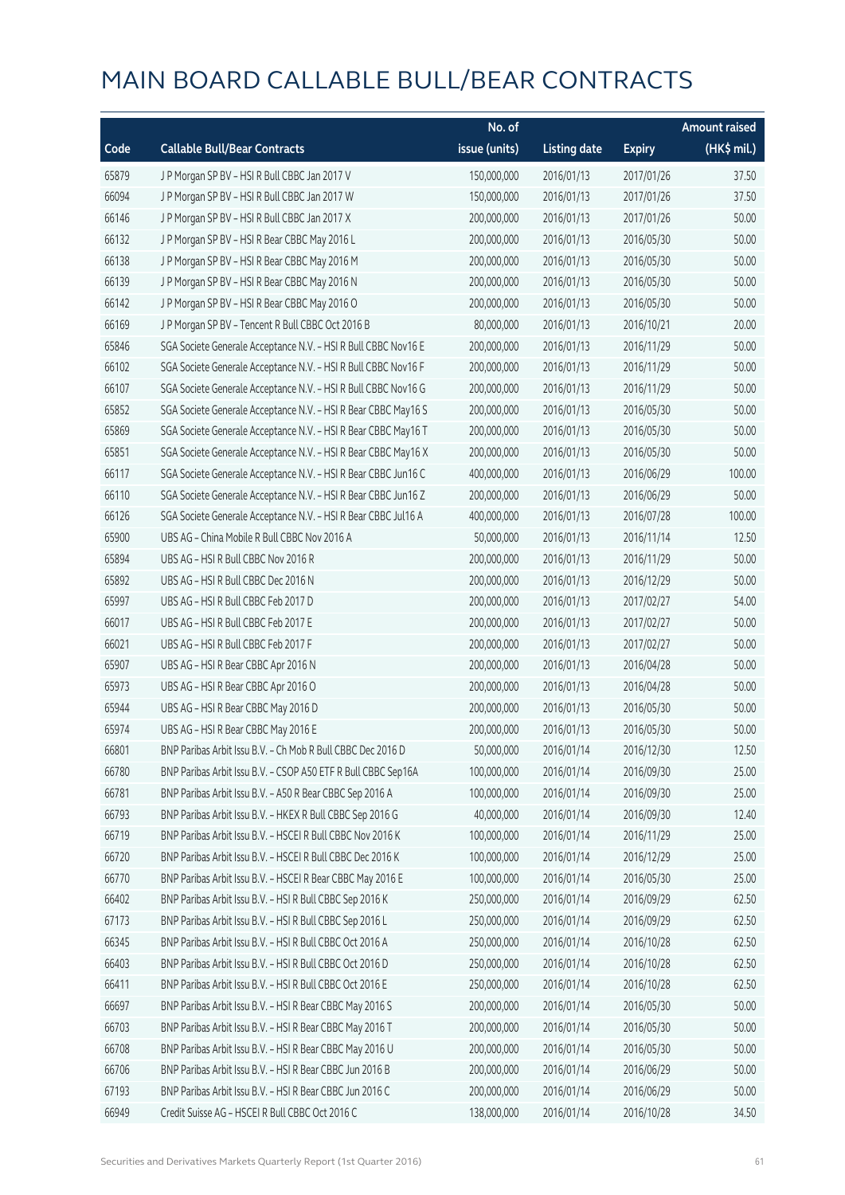# MAIN BOARD CALLABLE BULL/BEAR CONTRACTS

| Code | Callable Bull/Bear Contracts | No. of issue (units) | Listing date | Expiry | Amount raised (HK$ mil.) |
|---|---|---|---|---|---|
| 65879 | J P Morgan SP BV – HSI R Bull CBBC Jan 2017 V | 150,000,000 | 2016/01/13 | 2017/01/26 | 37.50 |
| 66094 | J P Morgan SP BV – HSI R Bull CBBC Jan 2017 W | 150,000,000 | 2016/01/13 | 2017/01/26 | 37.50 |
| 66146 | J P Morgan SP BV – HSI R Bull CBBC Jan 2017 X | 200,000,000 | 2016/01/13 | 2017/01/26 | 50.00 |
| 66132 | J P Morgan SP BV – HSI R Bear CBBC May 2016 L | 200,000,000 | 2016/01/13 | 2016/05/30 | 50.00 |
| 66138 | J P Morgan SP BV – HSI R Bear CBBC May 2016 M | 200,000,000 | 2016/01/13 | 2016/05/30 | 50.00 |
| 66139 | J P Morgan SP BV – HSI R Bear CBBC May 2016 N | 200,000,000 | 2016/01/13 | 2016/05/30 | 50.00 |
| 66142 | J P Morgan SP BV – HSI R Bear CBBC May 2016 O | 200,000,000 | 2016/01/13 | 2016/05/30 | 50.00 |
| 66169 | J P Morgan SP BV – Tencent R Bull CBBC Oct 2016 B | 80,000,000 | 2016/01/13 | 2016/10/21 | 20.00 |
| 65846 | SGA Societe Generale Acceptance N.V. – HSI R Bull CBBC Nov16 E | 200,000,000 | 2016/01/13 | 2016/11/29 | 50.00 |
| 66102 | SGA Societe Generale Acceptance N.V. – HSI R Bull CBBC Nov16 F | 200,000,000 | 2016/01/13 | 2016/11/29 | 50.00 |
| 66107 | SGA Societe Generale Acceptance N.V. – HSI R Bull CBBC Nov16 G | 200,000,000 | 2016/01/13 | 2016/11/29 | 50.00 |
| 65852 | SGA Societe Generale Acceptance N.V. – HSI R Bear CBBC May16 S | 200,000,000 | 2016/01/13 | 2016/05/30 | 50.00 |
| 65869 | SGA Societe Generale Acceptance N.V. – HSI R Bear CBBC May16 T | 200,000,000 | 2016/01/13 | 2016/05/30 | 50.00 |
| 65851 | SGA Societe Generale Acceptance N.V. – HSI R Bear CBBC May16 X | 200,000,000 | 2016/01/13 | 2016/05/30 | 50.00 |
| 66117 | SGA Societe Generale Acceptance N.V. – HSI R Bear CBBC Jun16 C | 400,000,000 | 2016/01/13 | 2016/06/29 | 100.00 |
| 66110 | SGA Societe Generale Acceptance N.V. – HSI R Bear CBBC Jun16 Z | 200,000,000 | 2016/01/13 | 2016/06/29 | 50.00 |
| 66126 | SGA Societe Generale Acceptance N.V. – HSI R Bear CBBC Jul16 A | 400,000,000 | 2016/01/13 | 2016/07/28 | 100.00 |
| 65900 | UBS AG – China Mobile R Bull CBBC Nov 2016 A | 50,000,000 | 2016/01/13 | 2016/11/14 | 12.50 |
| 65894 | UBS AG – HSI R Bull CBBC Nov 2016 R | 200,000,000 | 2016/01/13 | 2016/11/29 | 50.00 |
| 65892 | UBS AG – HSI R Bull CBBC Dec 2016 N | 200,000,000 | 2016/01/13 | 2016/12/29 | 50.00 |
| 65997 | UBS AG – HSI R Bull CBBC Feb 2017 D | 200,000,000 | 2016/01/13 | 2017/02/27 | 54.00 |
| 66017 | UBS AG – HSI R Bull CBBC Feb 2017 E | 200,000,000 | 2016/01/13 | 2017/02/27 | 50.00 |
| 66021 | UBS AG – HSI R Bull CBBC Feb 2017 F | 200,000,000 | 2016/01/13 | 2017/02/27 | 50.00 |
| 65907 | UBS AG – HSI R Bear CBBC Apr 2016 N | 200,000,000 | 2016/01/13 | 2016/04/28 | 50.00 |
| 65973 | UBS AG – HSI R Bear CBBC Apr 2016 O | 200,000,000 | 2016/01/13 | 2016/04/28 | 50.00 |
| 65944 | UBS AG – HSI R Bear CBBC May 2016 D | 200,000,000 | 2016/01/13 | 2016/05/30 | 50.00 |
| 65974 | UBS AG – HSI R Bear CBBC May 2016 E | 200,000,000 | 2016/01/13 | 2016/05/30 | 50.00 |
| 66801 | BNP Paribas Arbit Issu B.V. – Ch Mob R Bull CBBC Dec 2016 D | 50,000,000 | 2016/01/14 | 2016/12/30 | 12.50 |
| 66780 | BNP Paribas Arbit Issu B.V. – CSOP A50 ETF R Bull CBBC Sep16A | 100,000,000 | 2016/01/14 | 2016/09/30 | 25.00 |
| 66781 | BNP Paribas Arbit Issu B.V. – A50 R Bear CBBC Sep 2016 A | 100,000,000 | 2016/01/14 | 2016/09/30 | 25.00 |
| 66793 | BNP Paribas Arbit Issu B.V. – HKEX R Bull CBBC Sep 2016 G | 40,000,000 | 2016/01/14 | 2016/09/30 | 12.40 |
| 66719 | BNP Paribas Arbit Issu B.V. – HSCEI R Bull CBBC Nov 2016 K | 100,000,000 | 2016/01/14 | 2016/11/29 | 25.00 |
| 66720 | BNP Paribas Arbit Issu B.V. – HSCEI R Bull CBBC Dec 2016 K | 100,000,000 | 2016/01/14 | 2016/12/29 | 25.00 |
| 66770 | BNP Paribas Arbit Issu B.V. – HSCEI R Bear CBBC May 2016 E | 100,000,000 | 2016/01/14 | 2016/05/30 | 25.00 |
| 66402 | BNP Paribas Arbit Issu B.V. – HSI R Bull CBBC Sep 2016 K | 250,000,000 | 2016/01/14 | 2016/09/29 | 62.50 |
| 67173 | BNP Paribas Arbit Issu B.V. – HSI R Bull CBBC Sep 2016 L | 250,000,000 | 2016/01/14 | 2016/09/29 | 62.50 |
| 66345 | BNP Paribas Arbit Issu B.V. – HSI R Bull CBBC Oct 2016 A | 250,000,000 | 2016/01/14 | 2016/10/28 | 62.50 |
| 66403 | BNP Paribas Arbit Issu B.V. – HSI R Bull CBBC Oct 2016 D | 250,000,000 | 2016/01/14 | 2016/10/28 | 62.50 |
| 66411 | BNP Paribas Arbit Issu B.V. – HSI R Bull CBBC Oct 2016 E | 250,000,000 | 2016/01/14 | 2016/10/28 | 62.50 |
| 66697 | BNP Paribas Arbit Issu B.V. – HSI R Bear CBBC May 2016 S | 200,000,000 | 2016/01/14 | 2016/05/30 | 50.00 |
| 66703 | BNP Paribas Arbit Issu B.V. – HSI R Bear CBBC May 2016 T | 200,000,000 | 2016/01/14 | 2016/05/30 | 50.00 |
| 66708 | BNP Paribas Arbit Issu B.V. – HSI R Bear CBBC May 2016 U | 200,000,000 | 2016/01/14 | 2016/05/30 | 50.00 |
| 66706 | BNP Paribas Arbit Issu B.V. – HSI R Bear CBBC Jun 2016 B | 200,000,000 | 2016/01/14 | 2016/06/29 | 50.00 |
| 67193 | BNP Paribas Arbit Issu B.V. – HSI R Bear CBBC Jun 2016 C | 200,000,000 | 2016/01/14 | 2016/06/29 | 50.00 |
| 66949 | Credit Suisse AG – HSCEI R Bull CBBC Oct 2016 C | 138,000,000 | 2016/01/14 | 2016/10/28 | 34.50 |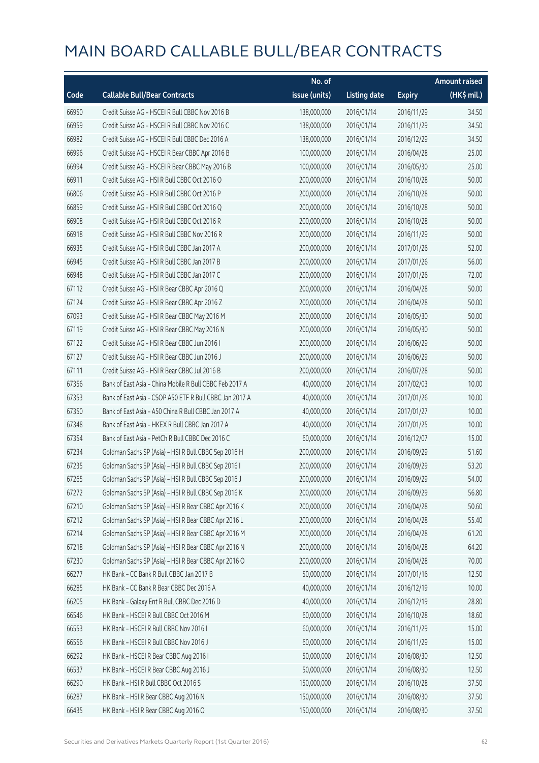# MAIN BOARD CALLABLE BULL/BEAR CONTRACTS

| Code | Callable Bull/Bear Contracts | No. of issue (units) | Listing date | Expiry | Amount raised (HK$ mil.) |
|---|---|---|---|---|---|
| 66950 | Credit Suisse AG – HSCEI R Bull CBBC Nov 2016 B | 138,000,000 | 2016/01/14 | 2016/11/29 | 34.50 |
| 66959 | Credit Suisse AG – HSCEI R Bull CBBC Nov 2016 C | 138,000,000 | 2016/01/14 | 2016/11/29 | 34.50 |
| 66982 | Credit Suisse AG – HSCEI R Bull CBBC Dec 2016 A | 138,000,000 | 2016/01/14 | 2016/12/29 | 34.50 |
| 66996 | Credit Suisse AG – HSCEI R Bear CBBC Apr 2016 B | 100,000,000 | 2016/01/14 | 2016/04/28 | 25.00 |
| 66994 | Credit Suisse AG – HSCEI R Bear CBBC May 2016 B | 100,000,000 | 2016/01/14 | 2016/05/30 | 25.00 |
| 66911 | Credit Suisse AG – HSI R Bull CBBC Oct 2016 O | 200,000,000 | 2016/01/14 | 2016/10/28 | 50.00 |
| 66806 | Credit Suisse AG – HSI R Bull CBBC Oct 2016 P | 200,000,000 | 2016/01/14 | 2016/10/28 | 50.00 |
| 66859 | Credit Suisse AG – HSI R Bull CBBC Oct 2016 Q | 200,000,000 | 2016/01/14 | 2016/10/28 | 50.00 |
| 66908 | Credit Suisse AG – HSI R Bull CBBC Oct 2016 R | 200,000,000 | 2016/01/14 | 2016/10/28 | 50.00 |
| 66918 | Credit Suisse AG – HSI R Bull CBBC Nov 2016 R | 200,000,000 | 2016/01/14 | 2016/11/29 | 50.00 |
| 66935 | Credit Suisse AG – HSI R Bull CBBC Jan 2017 A | 200,000,000 | 2016/01/14 | 2017/01/26 | 52.00 |
| 66945 | Credit Suisse AG – HSI R Bull CBBC Jan 2017 B | 200,000,000 | 2016/01/14 | 2017/01/26 | 56.00 |
| 66948 | Credit Suisse AG – HSI R Bull CBBC Jan 2017 C | 200,000,000 | 2016/01/14 | 2017/01/26 | 72.00 |
| 67112 | Credit Suisse AG – HSI R Bear CBBC Apr 2016 Q | 200,000,000 | 2016/01/14 | 2016/04/28 | 50.00 |
| 67124 | Credit Suisse AG – HSI R Bear CBBC Apr 2016 Z | 200,000,000 | 2016/01/14 | 2016/04/28 | 50.00 |
| 67093 | Credit Suisse AG – HSI R Bear CBBC May 2016 M | 200,000,000 | 2016/01/14 | 2016/05/30 | 50.00 |
| 67119 | Credit Suisse AG – HSI R Bear CBBC May 2016 N | 200,000,000 | 2016/01/14 | 2016/05/30 | 50.00 |
| 67122 | Credit Suisse AG – HSI R Bear CBBC Jun 2016 I | 200,000,000 | 2016/01/14 | 2016/06/29 | 50.00 |
| 67127 | Credit Suisse AG – HSI R Bear CBBC Jun 2016 J | 200,000,000 | 2016/01/14 | 2016/06/29 | 50.00 |
| 67111 | Credit Suisse AG – HSI R Bear CBBC Jul 2016 B | 200,000,000 | 2016/01/14 | 2016/07/28 | 50.00 |
| 67356 | Bank of East Asia – China Mobile R Bull CBBC Feb 2017 A | 40,000,000 | 2016/01/14 | 2017/02/03 | 10.00 |
| 67353 | Bank of East Asia – CSOP A50 ETF R Bull CBBC Jan 2017 A | 40,000,000 | 2016/01/14 | 2017/01/26 | 10.00 |
| 67350 | Bank of East Asia – A50 China R Bull CBBC Jan 2017 A | 40,000,000 | 2016/01/14 | 2017/01/27 | 10.00 |
| 67348 | Bank of East Asia – HKEX R Bull CBBC Jan 2017 A | 40,000,000 | 2016/01/14 | 2017/01/25 | 10.00 |
| 67354 | Bank of East Asia – PetCh R Bull CBBC Dec 2016 C | 60,000,000 | 2016/01/14 | 2016/12/07 | 15.00 |
| 67234 | Goldman Sachs SP (Asia) – HSI R Bull CBBC Sep 2016 H | 200,000,000 | 2016/01/14 | 2016/09/29 | 51.60 |
| 67235 | Goldman Sachs SP (Asia) – HSI R Bull CBBC Sep 2016 I | 200,000,000 | 2016/01/14 | 2016/09/29 | 53.20 |
| 67265 | Goldman Sachs SP (Asia) – HSI R Bull CBBC Sep 2016 J | 200,000,000 | 2016/01/14 | 2016/09/29 | 54.00 |
| 67272 | Goldman Sachs SP (Asia) – HSI R Bull CBBC Sep 2016 K | 200,000,000 | 2016/01/14 | 2016/09/29 | 56.80 |
| 67210 | Goldman Sachs SP (Asia) – HSI R Bear CBBC Apr 2016 K | 200,000,000 | 2016/01/14 | 2016/04/28 | 50.60 |
| 67212 | Goldman Sachs SP (Asia) – HSI R Bear CBBC Apr 2016 L | 200,000,000 | 2016/01/14 | 2016/04/28 | 55.40 |
| 67214 | Goldman Sachs SP (Asia) – HSI R Bear CBBC Apr 2016 M | 200,000,000 | 2016/01/14 | 2016/04/28 | 61.20 |
| 67218 | Goldman Sachs SP (Asia) – HSI R Bear CBBC Apr 2016 N | 200,000,000 | 2016/01/14 | 2016/04/28 | 64.20 |
| 67230 | Goldman Sachs SP (Asia) – HSI R Bear CBBC Apr 2016 O | 200,000,000 | 2016/01/14 | 2016/04/28 | 70.00 |
| 66277 | HK Bank – CC Bank R Bull CBBC Jan 2017 B | 50,000,000 | 2016/01/14 | 2017/01/16 | 12.50 |
| 66285 | HK Bank – CC Bank R Bear CBBC Dec 2016 A | 40,000,000 | 2016/01/14 | 2016/12/19 | 10.00 |
| 66205 | HK Bank – Galaxy Ent R Bull CBBC Dec 2016 D | 40,000,000 | 2016/01/14 | 2016/12/19 | 28.80 |
| 66546 | HK Bank – HSCEI R Bull CBBC Oct 2016 M | 60,000,000 | 2016/01/14 | 2016/10/28 | 18.60 |
| 66553 | HK Bank – HSCEI R Bull CBBC Nov 2016 I | 60,000,000 | 2016/01/14 | 2016/11/29 | 15.00 |
| 66556 | HK Bank – HSCEI R Bull CBBC Nov 2016 J | 60,000,000 | 2016/01/14 | 2016/11/29 | 15.00 |
| 66292 | HK Bank – HSCEI R Bear CBBC Aug 2016 I | 50,000,000 | 2016/01/14 | 2016/08/30 | 12.50 |
| 66537 | HK Bank – HSCEI R Bear CBBC Aug 2016 J | 50,000,000 | 2016/01/14 | 2016/08/30 | 12.50 |
| 66290 | HK Bank – HSI R Bull CBBC Oct 2016 S | 150,000,000 | 2016/01/14 | 2016/10/28 | 37.50 |
| 66287 | HK Bank – HSI R Bear CBBC Aug 2016 N | 150,000,000 | 2016/01/14 | 2016/08/30 | 37.50 |
| 66435 | HK Bank – HSI R Bear CBBC Aug 2016 O | 150,000,000 | 2016/01/14 | 2016/08/30 | 37.50 |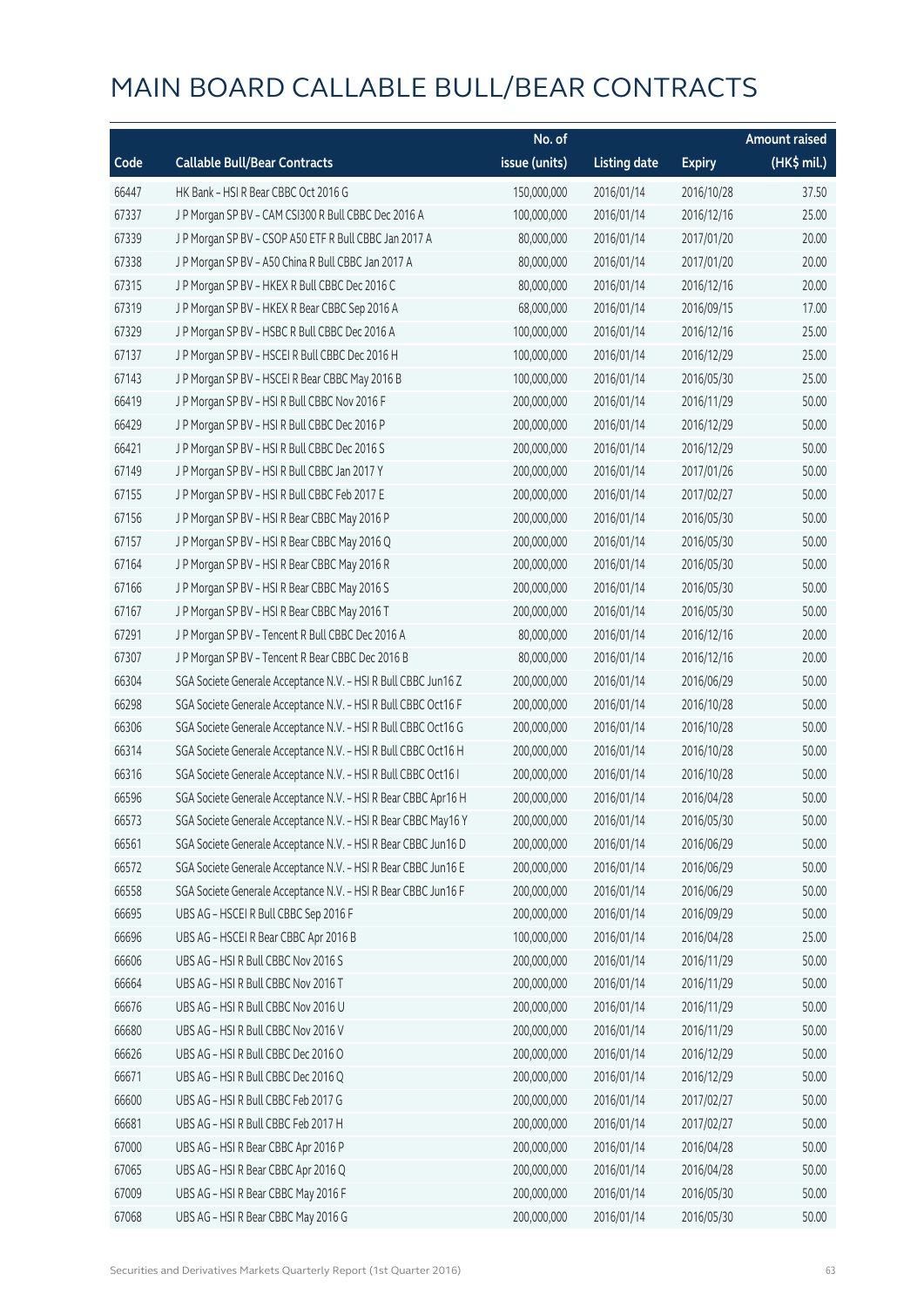# MAIN BOARD CALLABLE BULL/BEAR CONTRACTS

| Code | Callable Bull/Bear Contracts | No. of issue (units) | Listing date | Expiry | Amount raised (HK$ mil.) |
|---|---|---|---|---|---|
| 66447 | HK Bank – HSI R Bear CBBC Oct 2016 G | 150,000,000 | 2016/01/14 | 2016/10/28 | 37.50 |
| 67337 | J P Morgan SP BV – CAM CSI300 R Bull CBBC Dec 2016 A | 100,000,000 | 2016/01/14 | 2016/12/16 | 25.00 |
| 67339 | J P Morgan SP BV – CSOP A50 ETF R Bull CBBC Jan 2017 A | 80,000,000 | 2016/01/14 | 2017/01/20 | 20.00 |
| 67338 | J P Morgan SP BV – A50 China R Bull CBBC Jan 2017 A | 80,000,000 | 2016/01/14 | 2017/01/20 | 20.00 |
| 67315 | J P Morgan SP BV – HKEX R Bull CBBC Dec 2016 C | 80,000,000 | 2016/01/14 | 2016/12/16 | 20.00 |
| 67319 | J P Morgan SP BV – HKEX R Bear CBBC Sep 2016 A | 68,000,000 | 2016/01/14 | 2016/09/15 | 17.00 |
| 67329 | J P Morgan SP BV – HSBC R Bull CBBC Dec 2016 A | 100,000,000 | 2016/01/14 | 2016/12/16 | 25.00 |
| 67137 | J P Morgan SP BV – HSCEI R Bull CBBC Dec 2016 H | 100,000,000 | 2016/01/14 | 2016/12/29 | 25.00 |
| 67143 | J P Morgan SP BV – HSCEI R Bear CBBC May 2016 B | 100,000,000 | 2016/01/14 | 2016/05/30 | 25.00 |
| 66419 | J P Morgan SP BV – HSI R Bull CBBC Nov 2016 F | 200,000,000 | 2016/01/14 | 2016/11/29 | 50.00 |
| 66429 | J P Morgan SP BV – HSI R Bull CBBC Dec 2016 P | 200,000,000 | 2016/01/14 | 2016/12/29 | 50.00 |
| 66421 | J P Morgan SP BV – HSI R Bull CBBC Dec 2016 S | 200,000,000 | 2016/01/14 | 2016/12/29 | 50.00 |
| 67149 | J P Morgan SP BV – HSI R Bull CBBC Jan 2017 Y | 200,000,000 | 2016/01/14 | 2017/01/26 | 50.00 |
| 67155 | J P Morgan SP BV – HSI R Bull CBBC Feb 2017 E | 200,000,000 | 2016/01/14 | 2017/02/27 | 50.00 |
| 67156 | J P Morgan SP BV – HSI R Bear CBBC May 2016 P | 200,000,000 | 2016/01/14 | 2016/05/30 | 50.00 |
| 67157 | J P Morgan SP BV – HSI R Bear CBBC May 2016 Q | 200,000,000 | 2016/01/14 | 2016/05/30 | 50.00 |
| 67164 | J P Morgan SP BV – HSI R Bear CBBC May 2016 R | 200,000,000 | 2016/01/14 | 2016/05/30 | 50.00 |
| 67166 | J P Morgan SP BV – HSI R Bear CBBC May 2016 S | 200,000,000 | 2016/01/14 | 2016/05/30 | 50.00 |
| 67167 | J P Morgan SP BV – HSI R Bear CBBC May 2016 T | 200,000,000 | 2016/01/14 | 2016/05/30 | 50.00 |
| 67291 | J P Morgan SP BV – Tencent R Bull CBBC Dec 2016 A | 80,000,000 | 2016/01/14 | 2016/12/16 | 20.00 |
| 67307 | J P Morgan SP BV – Tencent R Bear CBBC Dec 2016 B | 80,000,000 | 2016/01/14 | 2016/12/16 | 20.00 |
| 66304 | SGA Societe Generale Acceptance N.V. – HSI R Bull CBBC Jun16 Z | 200,000,000 | 2016/01/14 | 2016/06/29 | 50.00 |
| 66298 | SGA Societe Generale Acceptance N.V. – HSI R Bull CBBC Oct16 F | 200,000,000 | 2016/01/14 | 2016/10/28 | 50.00 |
| 66306 | SGA Societe Generale Acceptance N.V. – HSI R Bull CBBC Oct16 G | 200,000,000 | 2016/01/14 | 2016/10/28 | 50.00 |
| 66314 | SGA Societe Generale Acceptance N.V. – HSI R Bull CBBC Oct16 H | 200,000,000 | 2016/01/14 | 2016/10/28 | 50.00 |
| 66316 | SGA Societe Generale Acceptance N.V. – HSI R Bull CBBC Oct16 I | 200,000,000 | 2016/01/14 | 2016/10/28 | 50.00 |
| 66596 | SGA Societe Generale Acceptance N.V. – HSI R Bear CBBC Apr16 H | 200,000,000 | 2016/01/14 | 2016/04/28 | 50.00 |
| 66573 | SGA Societe Generale Acceptance N.V. – HSI R Bear CBBC May16 Y | 200,000,000 | 2016/01/14 | 2016/05/30 | 50.00 |
| 66561 | SGA Societe Generale Acceptance N.V. – HSI R Bear CBBC Jun16 D | 200,000,000 | 2016/01/14 | 2016/06/29 | 50.00 |
| 66572 | SGA Societe Generale Acceptance N.V. – HSI R Bear CBBC Jun16 E | 200,000,000 | 2016/01/14 | 2016/06/29 | 50.00 |
| 66558 | SGA Societe Generale Acceptance N.V. – HSI R Bear CBBC Jun16 F | 200,000,000 | 2016/01/14 | 2016/06/29 | 50.00 |
| 66695 | UBS AG – HSCEI R Bull CBBC Sep 2016 F | 200,000,000 | 2016/01/14 | 2016/09/29 | 50.00 |
| 66696 | UBS AG – HSCEI R Bear CBBC Apr 2016 B | 100,000,000 | 2016/01/14 | 2016/04/28 | 25.00 |
| 66606 | UBS AG – HSI R Bull CBBC Nov 2016 S | 200,000,000 | 2016/01/14 | 2016/11/29 | 50.00 |
| 66664 | UBS AG – HSI R Bull CBBC Nov 2016 T | 200,000,000 | 2016/01/14 | 2016/11/29 | 50.00 |
| 66676 | UBS AG – HSI R Bull CBBC Nov 2016 U | 200,000,000 | 2016/01/14 | 2016/11/29 | 50.00 |
| 66680 | UBS AG – HSI R Bull CBBC Nov 2016 V | 200,000,000 | 2016/01/14 | 2016/11/29 | 50.00 |
| 66626 | UBS AG – HSI R Bull CBBC Dec 2016 O | 200,000,000 | 2016/01/14 | 2016/12/29 | 50.00 |
| 66671 | UBS AG – HSI R Bull CBBC Dec 2016 Q | 200,000,000 | 2016/01/14 | 2016/12/29 | 50.00 |
| 66600 | UBS AG – HSI R Bull CBBC Feb 2017 G | 200,000,000 | 2016/01/14 | 2017/02/27 | 50.00 |
| 66681 | UBS AG – HSI R Bull CBBC Feb 2017 H | 200,000,000 | 2016/01/14 | 2017/02/27 | 50.00 |
| 67000 | UBS AG – HSI R Bear CBBC Apr 2016 P | 200,000,000 | 2016/01/14 | 2016/04/28 | 50.00 |
| 67065 | UBS AG – HSI R Bear CBBC Apr 2016 Q | 200,000,000 | 2016/01/14 | 2016/04/28 | 50.00 |
| 67009 | UBS AG – HSI R Bear CBBC May 2016 F | 200,000,000 | 2016/01/14 | 2016/05/30 | 50.00 |
| 67068 | UBS AG – HSI R Bear CBBC May 2016 G | 200,000,000 | 2016/01/14 | 2016/05/30 | 50.00 |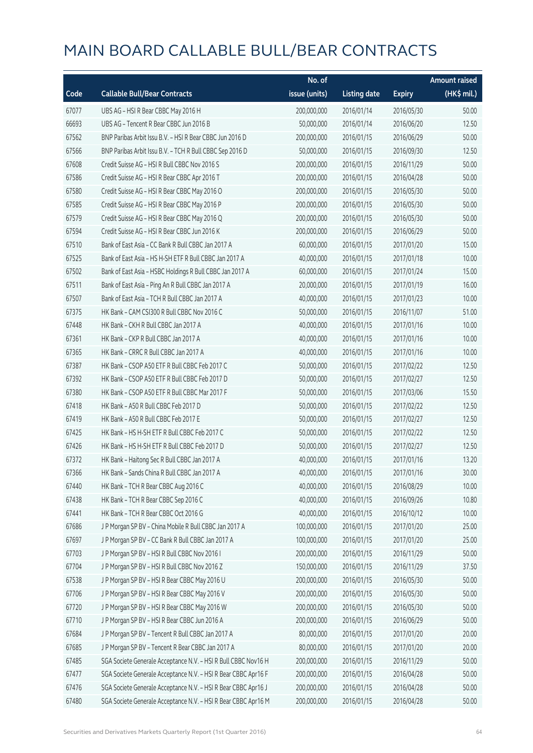# MAIN BOARD CALLABLE BULL/BEAR CONTRACTS

| Code | Callable Bull/Bear Contracts | No. of issue (units) | Listing date | Expiry | Amount raised (HK$ mil.) |
|---|---|---|---|---|---|
| 67077 | UBS AG – HSI R Bear CBBC May 2016 H | 200,000,000 | 2016/01/14 | 2016/05/30 | 50.00 |
| 66693 | UBS AG – Tencent R Bear CBBC Jun 2016 B | 50,000,000 | 2016/01/14 | 2016/06/20 | 12.50 |
| 67562 | BNP Paribas Arbit Issu B.V. – HSI R Bear CBBC Jun 2016 D | 200,000,000 | 2016/01/15 | 2016/06/29 | 50.00 |
| 67566 | BNP Paribas Arbit Issu B.V. – TCH R Bull CBBC Sep 2016 D | 50,000,000 | 2016/01/15 | 2016/09/30 | 12.50 |
| 67608 | Credit Suisse AG – HSI R Bull CBBC Nov 2016 S | 200,000,000 | 2016/01/15 | 2016/11/29 | 50.00 |
| 67586 | Credit Suisse AG – HSI R Bear CBBC Apr 2016 T | 200,000,000 | 2016/01/15 | 2016/04/28 | 50.00 |
| 67580 | Credit Suisse AG – HSI R Bear CBBC May 2016 O | 200,000,000 | 2016/01/15 | 2016/05/30 | 50.00 |
| 67585 | Credit Suisse AG – HSI R Bear CBBC May 2016 P | 200,000,000 | 2016/01/15 | 2016/05/30 | 50.00 |
| 67579 | Credit Suisse AG – HSI R Bear CBBC May 2016 Q | 200,000,000 | 2016/01/15 | 2016/05/30 | 50.00 |
| 67594 | Credit Suisse AG – HSI R Bear CBBC Jun 2016 K | 200,000,000 | 2016/01/15 | 2016/06/29 | 50.00 |
| 67510 | Bank of East Asia – CC Bank R Bull CBBC Jan 2017 A | 60,000,000 | 2016/01/15 | 2017/01/20 | 15.00 |
| 67525 | Bank of East Asia – HS H-SH ETF R Bull CBBC Jan 2017 A | 40,000,000 | 2016/01/15 | 2017/01/18 | 10.00 |
| 67502 | Bank of East Asia – HSBC Holdings R Bull CBBC Jan 2017 A | 60,000,000 | 2016/01/15 | 2017/01/24 | 15.00 |
| 67511 | Bank of East Asia – Ping An R Bull CBBC Jan 2017 A | 20,000,000 | 2016/01/15 | 2017/01/19 | 16.00 |
| 67507 | Bank of East Asia – TCH R Bull CBBC Jan 2017 A | 40,000,000 | 2016/01/15 | 2017/01/23 | 10.00 |
| 67375 | HK Bank – CAM CSI300 R Bull CBBC Nov 2016 C | 50,000,000 | 2016/01/15 | 2016/11/07 | 51.00 |
| 67448 | HK Bank – CKH R Bull CBBC Jan 2017 A | 40,000,000 | 2016/01/15 | 2017/01/16 | 10.00 |
| 67361 | HK Bank – CKP R Bull CBBC Jan 2017 A | 40,000,000 | 2016/01/15 | 2017/01/16 | 10.00 |
| 67365 | HK Bank – CRRC R Bull CBBC Jan 2017 A | 40,000,000 | 2016/01/15 | 2017/01/16 | 10.00 |
| 67387 | HK Bank – CSOP A50 ETF R Bull CBBC Feb 2017 C | 50,000,000 | 2016/01/15 | 2017/02/22 | 12.50 |
| 67392 | HK Bank – CSOP A50 ETF R Bull CBBC Feb 2017 D | 50,000,000 | 2016/01/15 | 2017/02/27 | 12.50 |
| 67380 | HK Bank – CSOP A50 ETF R Bull CBBC Mar 2017 F | 50,000,000 | 2016/01/15 | 2017/03/06 | 15.50 |
| 67418 | HK Bank – A50 R Bull CBBC Feb 2017 D | 50,000,000 | 2016/01/15 | 2017/02/22 | 12.50 |
| 67419 | HK Bank – A50 R Bull CBBC Feb 2017 E | 50,000,000 | 2016/01/15 | 2017/02/27 | 12.50 |
| 67425 | HK Bank – HS H-SH ETF R Bull CBBC Feb 2017 C | 50,000,000 | 2016/01/15 | 2017/02/22 | 12.50 |
| 67426 | HK Bank – HS H-SH ETF R Bull CBBC Feb 2017 D | 50,000,000 | 2016/01/15 | 2017/02/27 | 12.50 |
| 67372 | HK Bank – Haitong Sec R Bull CBBC Jan 2017 A | 40,000,000 | 2016/01/15 | 2017/01/16 | 13.20 |
| 67366 | HK Bank – Sands China R Bull CBBC Jan 2017 A | 40,000,000 | 2016/01/15 | 2017/01/16 | 30.00 |
| 67440 | HK Bank – TCH R Bear CBBC Aug 2016 C | 40,000,000 | 2016/01/15 | 2016/08/29 | 10.00 |
| 67438 | HK Bank – TCH R Bear CBBC Sep 2016 C | 40,000,000 | 2016/01/15 | 2016/09/26 | 10.80 |
| 67441 | HK Bank – TCH R Bear CBBC Oct 2016 G | 40,000,000 | 2016/01/15 | 2016/10/12 | 10.00 |
| 67686 | J P Morgan SP BV – China Mobile R Bull CBBC Jan 2017 A | 100,000,000 | 2016/01/15 | 2017/01/20 | 25.00 |
| 67697 | J P Morgan SP BV – CC Bank R Bull CBBC Jan 2017 A | 100,000,000 | 2016/01/15 | 2017/01/20 | 25.00 |
| 67703 | J P Morgan SP BV – HSI R Bull CBBC Nov 2016 I | 200,000,000 | 2016/01/15 | 2016/11/29 | 50.00 |
| 67704 | J P Morgan SP BV – HSI R Bull CBBC Nov 2016 Z | 150,000,000 | 2016/01/15 | 2016/11/29 | 37.50 |
| 67538 | J P Morgan SP BV – HSI R Bear CBBC May 2016 U | 200,000,000 | 2016/01/15 | 2016/05/30 | 50.00 |
| 67706 | J P Morgan SP BV – HSI R Bear CBBC May 2016 V | 200,000,000 | 2016/01/15 | 2016/05/30 | 50.00 |
| 67720 | J P Morgan SP BV – HSI R Bear CBBC May 2016 W | 200,000,000 | 2016/01/15 | 2016/05/30 | 50.00 |
| 67710 | J P Morgan SP BV – HSI R Bear CBBC Jun 2016 A | 200,000,000 | 2016/01/15 | 2016/06/29 | 50.00 |
| 67684 | J P Morgan SP BV – Tencent R Bull CBBC Jan 2017 A | 80,000,000 | 2016/01/15 | 2017/01/20 | 20.00 |
| 67685 | J P Morgan SP BV – Tencent R Bear CBBC Jan 2017 A | 80,000,000 | 2016/01/15 | 2017/01/20 | 20.00 |
| 67485 | SGA Societe Generale Acceptance N.V. – HSI R Bull CBBC Nov16 H | 200,000,000 | 2016/01/15 | 2016/11/29 | 50.00 |
| 67477 | SGA Societe Generale Acceptance N.V. – HSI R Bear CBBC Apr16 F | 200,000,000 | 2016/01/15 | 2016/04/28 | 50.00 |
| 67476 | SGA Societe Generale Acceptance N.V. – HSI R Bear CBBC Apr16 J | 200,000,000 | 2016/01/15 | 2016/04/28 | 50.00 |
| 67480 | SGA Societe Generale Acceptance N.V. – HSI R Bear CBBC Apr16 M | 200,000,000 | 2016/01/15 | 2016/04/28 | 50.00 |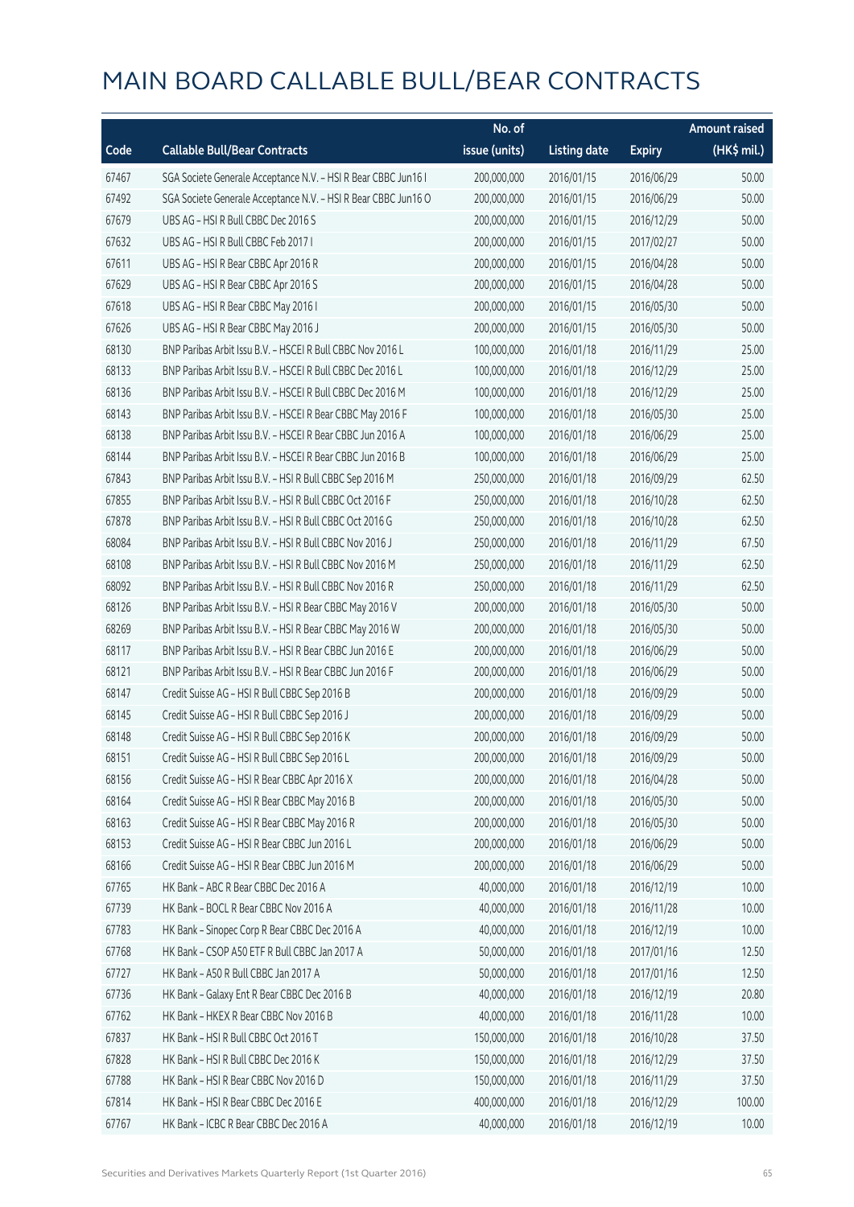# MAIN BOARD CALLABLE BULL/BEAR CONTRACTS

| Code | Callable Bull/Bear Contracts | No. of issue (units) | Listing date | Expiry | Amount raised (HK$ mil.) |
|---|---|---|---|---|---|
| 67467 | SGA Societe Generale Acceptance N.V. - HSI R Bear CBBC Jun16 I | 200,000,000 | 2016/01/15 | 2016/06/29 | 50.00 |
| 67492 | SGA Societe Generale Acceptance N.V. - HSI R Bear CBBC Jun16 O | 200,000,000 | 2016/01/15 | 2016/06/29 | 50.00 |
| 67679 | UBS AG - HSI R Bull CBBC Dec 2016 S | 200,000,000 | 2016/01/15 | 2016/12/29 | 50.00 |
| 67632 | UBS AG - HSI R Bull CBBC Feb 2017 I | 200,000,000 | 2016/01/15 | 2017/02/27 | 50.00 |
| 67611 | UBS AG - HSI R Bear CBBC Apr 2016 R | 200,000,000 | 2016/01/15 | 2016/04/28 | 50.00 |
| 67629 | UBS AG - HSI R Bear CBBC Apr 2016 S | 200,000,000 | 2016/01/15 | 2016/04/28 | 50.00 |
| 67618 | UBS AG - HSI R Bear CBBC May 2016 I | 200,000,000 | 2016/01/15 | 2016/05/30 | 50.00 |
| 67626 | UBS AG - HSI R Bear CBBC May 2016 J | 200,000,000 | 2016/01/15 | 2016/05/30 | 50.00 |
| 68130 | BNP Paribas Arbit Issu B.V. - HSCEI R Bull CBBC Nov 2016 L | 100,000,000 | 2016/01/18 | 2016/11/29 | 25.00 |
| 68133 | BNP Paribas Arbit Issu B.V. - HSCEI R Bull CBBC Dec 2016 L | 100,000,000 | 2016/01/18 | 2016/12/29 | 25.00 |
| 68136 | BNP Paribas Arbit Issu B.V. - HSCEI R Bull CBBC Dec 2016 M | 100,000,000 | 2016/01/18 | 2016/12/29 | 25.00 |
| 68143 | BNP Paribas Arbit Issu B.V. - HSCEI R Bear CBBC May 2016 F | 100,000,000 | 2016/01/18 | 2016/05/30 | 25.00 |
| 68138 | BNP Paribas Arbit Issu B.V. - HSCEI R Bear CBBC Jun 2016 A | 100,000,000 | 2016/01/18 | 2016/06/29 | 25.00 |
| 68144 | BNP Paribas Arbit Issu B.V. - HSCEI R Bear CBBC Jun 2016 B | 100,000,000 | 2016/01/18 | 2016/06/29 | 25.00 |
| 67843 | BNP Paribas Arbit Issu B.V. - HSI R Bull CBBC Sep 2016 M | 250,000,000 | 2016/01/18 | 2016/09/29 | 62.50 |
| 67855 | BNP Paribas Arbit Issu B.V. - HSI R Bull CBBC Oct 2016 F | 250,000,000 | 2016/01/18 | 2016/10/28 | 62.50 |
| 67878 | BNP Paribas Arbit Issu B.V. - HSI R Bull CBBC Oct 2016 G | 250,000,000 | 2016/01/18 | 2016/10/28 | 62.50 |
| 68084 | BNP Paribas Arbit Issu B.V. - HSI R Bull CBBC Nov 2016 J | 250,000,000 | 2016/01/18 | 2016/11/29 | 67.50 |
| 68108 | BNP Paribas Arbit Issu B.V. - HSI R Bull CBBC Nov 2016 M | 250,000,000 | 2016/01/18 | 2016/11/29 | 62.50 |
| 68092 | BNP Paribas Arbit Issu B.V. - HSI R Bull CBBC Nov 2016 R | 250,000,000 | 2016/01/18 | 2016/11/29 | 62.50 |
| 68126 | BNP Paribas Arbit Issu B.V. - HSI R Bear CBBC May 2016 V | 200,000,000 | 2016/01/18 | 2016/05/30 | 50.00 |
| 68269 | BNP Paribas Arbit Issu B.V. - HSI R Bear CBBC May 2016 W | 200,000,000 | 2016/01/18 | 2016/05/30 | 50.00 |
| 68117 | BNP Paribas Arbit Issu B.V. - HSI R Bear CBBC Jun 2016 E | 200,000,000 | 2016/01/18 | 2016/06/29 | 50.00 |
| 68121 | BNP Paribas Arbit Issu B.V. - HSI R Bear CBBC Jun 2016 F | 200,000,000 | 2016/01/18 | 2016/06/29 | 50.00 |
| 68147 | Credit Suisse AG - HSI R Bull CBBC Sep 2016 B | 200,000,000 | 2016/01/18 | 2016/09/29 | 50.00 |
| 68145 | Credit Suisse AG - HSI R Bull CBBC Sep 2016 J | 200,000,000 | 2016/01/18 | 2016/09/29 | 50.00 |
| 68148 | Credit Suisse AG - HSI R Bull CBBC Sep 2016 K | 200,000,000 | 2016/01/18 | 2016/09/29 | 50.00 |
| 68151 | Credit Suisse AG - HSI R Bull CBBC Sep 2016 L | 200,000,000 | 2016/01/18 | 2016/09/29 | 50.00 |
| 68156 | Credit Suisse AG - HSI R Bear CBBC Apr 2016 X | 200,000,000 | 2016/01/18 | 2016/04/28 | 50.00 |
| 68164 | Credit Suisse AG - HSI R Bear CBBC May 2016 B | 200,000,000 | 2016/01/18 | 2016/05/30 | 50.00 |
| 68163 | Credit Suisse AG - HSI R Bear CBBC May 2016 R | 200,000,000 | 2016/01/18 | 2016/05/30 | 50.00 |
| 68153 | Credit Suisse AG - HSI R Bear CBBC Jun 2016 L | 200,000,000 | 2016/01/18 | 2016/06/29 | 50.00 |
| 68166 | Credit Suisse AG - HSI R Bear CBBC Jun 2016 M | 200,000,000 | 2016/01/18 | 2016/06/29 | 50.00 |
| 67765 | HK Bank - ABC R Bear CBBC Dec 2016 A | 40,000,000 | 2016/01/18 | 2016/12/19 | 10.00 |
| 67739 | HK Bank - BOCL R Bear CBBC Nov 2016 A | 40,000,000 | 2016/01/18 | 2016/11/28 | 10.00 |
| 67783 | HK Bank - Sinopec Corp R Bear CBBC Dec 2016 A | 40,000,000 | 2016/01/18 | 2016/12/19 | 10.00 |
| 67768 | HK Bank - CSOP A50 ETF R Bull CBBC Jan 2017 A | 50,000,000 | 2016/01/18 | 2017/01/16 | 12.50 |
| 67727 | HK Bank - A50 R Bull CBBC Jan 2017 A | 50,000,000 | 2016/01/18 | 2017/01/16 | 12.50 |
| 67736 | HK Bank - Galaxy Ent R Bear CBBC Dec 2016 B | 40,000,000 | 2016/01/18 | 2016/12/19 | 20.80 |
| 67762 | HK Bank - HKEX R Bear CBBC Nov 2016 B | 40,000,000 | 2016/01/18 | 2016/11/28 | 10.00 |
| 67837 | HK Bank - HSI R Bull CBBC Oct 2016 T | 150,000,000 | 2016/01/18 | 2016/10/28 | 37.50 |
| 67828 | HK Bank - HSI R Bull CBBC Dec 2016 K | 150,000,000 | 2016/01/18 | 2016/12/29 | 37.50 |
| 67788 | HK Bank - HSI R Bear CBBC Nov 2016 D | 150,000,000 | 2016/01/18 | 2016/11/29 | 37.50 |
| 67814 | HK Bank - HSI R Bear CBBC Dec 2016 E | 400,000,000 | 2016/01/18 | 2016/12/29 | 100.00 |
| 67767 | HK Bank - ICBC R Bear CBBC Dec 2016 A | 40,000,000 | 2016/01/18 | 2016/12/19 | 10.00 |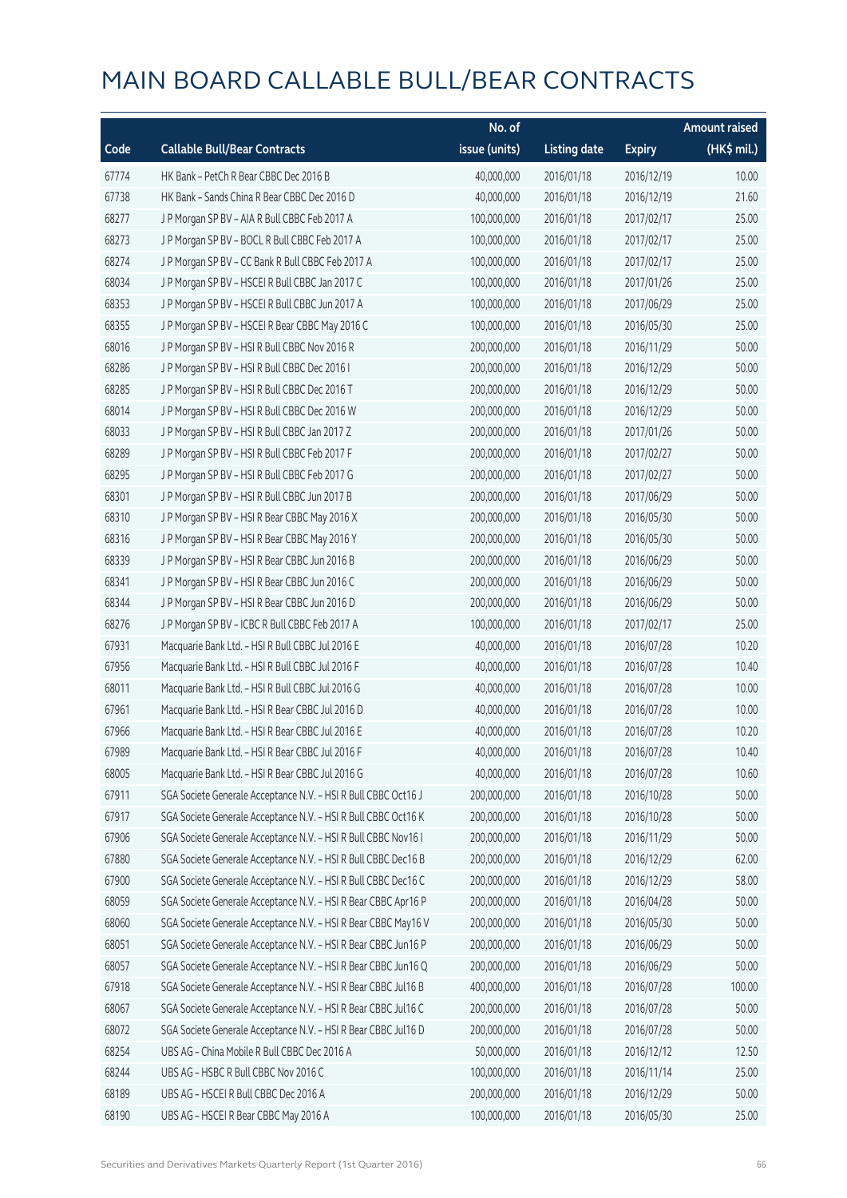# MAIN BOARD CALLABLE BULL/BEAR CONTRACTS

| Code | Callable Bull/Bear Contracts | No. of issue (units) | Listing date | Expiry | Amount raised (HK$ mil.) |
|---|---|---|---|---|---|
| 67774 | HK Bank – PetCh R Bear CBBC Dec 2016 B | 40,000,000 | 2016/01/18 | 2016/12/19 | 10.00 |
| 67738 | HK Bank – Sands China R Bear CBBC Dec 2016 D | 40,000,000 | 2016/01/18 | 2016/12/19 | 21.60 |
| 68277 | J P Morgan SP BV – AIA R Bull CBBC Feb 2017 A | 100,000,000 | 2016/01/18 | 2017/02/17 | 25.00 |
| 68273 | J P Morgan SP BV – BOCL R Bull CBBC Feb 2017 A | 100,000,000 | 2016/01/18 | 2017/02/17 | 25.00 |
| 68274 | J P Morgan SP BV – CC Bank R Bull CBBC Feb 2017 A | 100,000,000 | 2016/01/18 | 2017/02/17 | 25.00 |
| 68034 | J P Morgan SP BV – HSCEI R Bull CBBC Jan 2017 C | 100,000,000 | 2016/01/18 | 2017/01/26 | 25.00 |
| 68353 | J P Morgan SP BV – HSCEI R Bull CBBC Jun 2017 A | 100,000,000 | 2016/01/18 | 2017/06/29 | 25.00 |
| 68355 | J P Morgan SP BV – HSCEI R Bear CBBC May 2016 C | 100,000,000 | 2016/01/18 | 2016/05/30 | 25.00 |
| 68016 | J P Morgan SP BV – HSI R Bull CBBC Nov 2016 R | 200,000,000 | 2016/01/18 | 2016/11/29 | 50.00 |
| 68286 | J P Morgan SP BV – HSI R Bull CBBC Dec 2016 I | 200,000,000 | 2016/01/18 | 2016/12/29 | 50.00 |
| 68285 | J P Morgan SP BV – HSI R Bull CBBC Dec 2016 T | 200,000,000 | 2016/01/18 | 2016/12/29 | 50.00 |
| 68014 | J P Morgan SP BV – HSI R Bull CBBC Dec 2016 W | 200,000,000 | 2016/01/18 | 2016/12/29 | 50.00 |
| 68033 | J P Morgan SP BV – HSI R Bull CBBC Jan 2017 Z | 200,000,000 | 2016/01/18 | 2017/01/26 | 50.00 |
| 68289 | J P Morgan SP BV – HSI R Bull CBBC Feb 2017 F | 200,000,000 | 2016/01/18 | 2017/02/27 | 50.00 |
| 68295 | J P Morgan SP BV – HSI R Bull CBBC Feb 2017 G | 200,000,000 | 2016/01/18 | 2017/02/27 | 50.00 |
| 68301 | J P Morgan SP BV – HSI R Bull CBBC Jun 2017 B | 200,000,000 | 2016/01/18 | 2017/06/29 | 50.00 |
| 68310 | J P Morgan SP BV – HSI R Bear CBBC May 2016 X | 200,000,000 | 2016/01/18 | 2016/05/30 | 50.00 |
| 68316 | J P Morgan SP BV – HSI R Bear CBBC May 2016 Y | 200,000,000 | 2016/01/18 | 2016/05/30 | 50.00 |
| 68339 | J P Morgan SP BV – HSI R Bear CBBC Jun 2016 B | 200,000,000 | 2016/01/18 | 2016/06/29 | 50.00 |
| 68341 | J P Morgan SP BV – HSI R Bear CBBC Jun 2016 C | 200,000,000 | 2016/01/18 | 2016/06/29 | 50.00 |
| 68344 | J P Morgan SP BV – HSI R Bear CBBC Jun 2016 D | 200,000,000 | 2016/01/18 | 2016/06/29 | 50.00 |
| 68276 | J P Morgan SP BV – ICBC R Bull CBBC Feb 2017 A | 100,000,000 | 2016/01/18 | 2017/02/17 | 25.00 |
| 67931 | Macquarie Bank Ltd. – HSI R Bull CBBC Jul 2016 E | 40,000,000 | 2016/01/18 | 2016/07/28 | 10.20 |
| 67956 | Macquarie Bank Ltd. – HSI R Bull CBBC Jul 2016 F | 40,000,000 | 2016/01/18 | 2016/07/28 | 10.40 |
| 68011 | Macquarie Bank Ltd. – HSI R Bull CBBC Jul 2016 G | 40,000,000 | 2016/01/18 | 2016/07/28 | 10.00 |
| 67961 | Macquarie Bank Ltd. – HSI R Bear CBBC Jul 2016 D | 40,000,000 | 2016/01/18 | 2016/07/28 | 10.00 |
| 67966 | Macquarie Bank Ltd. – HSI R Bear CBBC Jul 2016 E | 40,000,000 | 2016/01/18 | 2016/07/28 | 10.20 |
| 67989 | Macquarie Bank Ltd. – HSI R Bear CBBC Jul 2016 F | 40,000,000 | 2016/01/18 | 2016/07/28 | 10.40 |
| 68005 | Macquarie Bank Ltd. – HSI R Bear CBBC Jul 2016 G | 40,000,000 | 2016/01/18 | 2016/07/28 | 10.60 |
| 67911 | SGA Societe Generale Acceptance N.V. – HSI R Bull CBBC Oct16 J | 200,000,000 | 2016/01/18 | 2016/10/28 | 50.00 |
| 67917 | SGA Societe Generale Acceptance N.V. – HSI R Bull CBBC Oct16 K | 200,000,000 | 2016/01/18 | 2016/10/28 | 50.00 |
| 67906 | SGA Societe Generale Acceptance N.V. – HSI R Bull CBBC Nov16 I | 200,000,000 | 2016/01/18 | 2016/11/29 | 50.00 |
| 67880 | SGA Societe Generale Acceptance N.V. – HSI R Bull CBBC Dec16 B | 200,000,000 | 2016/01/18 | 2016/12/29 | 62.00 |
| 67900 | SGA Societe Generale Acceptance N.V. – HSI R Bull CBBC Dec16 C | 200,000,000 | 2016/01/18 | 2016/12/29 | 58.00 |
| 68059 | SGA Societe Generale Acceptance N.V. – HSI R Bear CBBC Apr16 P | 200,000,000 | 2016/01/18 | 2016/04/28 | 50.00 |
| 68060 | SGA Societe Generale Acceptance N.V. – HSI R Bear CBBC May16 V | 200,000,000 | 2016/01/18 | 2016/05/30 | 50.00 |
| 68051 | SGA Societe Generale Acceptance N.V. – HSI R Bear CBBC Jun16 P | 200,000,000 | 2016/01/18 | 2016/06/29 | 50.00 |
| 68057 | SGA Societe Generale Acceptance N.V. – HSI R Bear CBBC Jun16 Q | 200,000,000 | 2016/01/18 | 2016/06/29 | 50.00 |
| 67918 | SGA Societe Generale Acceptance N.V. – HSI R Bear CBBC Jul16 B | 400,000,000 | 2016/01/18 | 2016/07/28 | 100.00 |
| 68067 | SGA Societe Generale Acceptance N.V. – HSI R Bear CBBC Jul16 C | 200,000,000 | 2016/01/18 | 2016/07/28 | 50.00 |
| 68072 | SGA Societe Generale Acceptance N.V. – HSI R Bear CBBC Jul16 D | 200,000,000 | 2016/01/18 | 2016/07/28 | 50.00 |
| 68254 | UBS AG – China Mobile R Bull CBBC Dec 2016 A | 50,000,000 | 2016/01/18 | 2016/12/12 | 12.50 |
| 68244 | UBS AG – HSBC R Bull CBBC Nov 2016 C | 100,000,000 | 2016/01/18 | 2016/11/14 | 25.00 |
| 68189 | UBS AG – HSCEI R Bull CBBC Dec 2016 A | 200,000,000 | 2016/01/18 | 2016/12/29 | 50.00 |
| 68190 | UBS AG – HSCEI R Bear CBBC May 2016 A | 100,000,000 | 2016/01/18 | 2016/05/30 | 25.00 |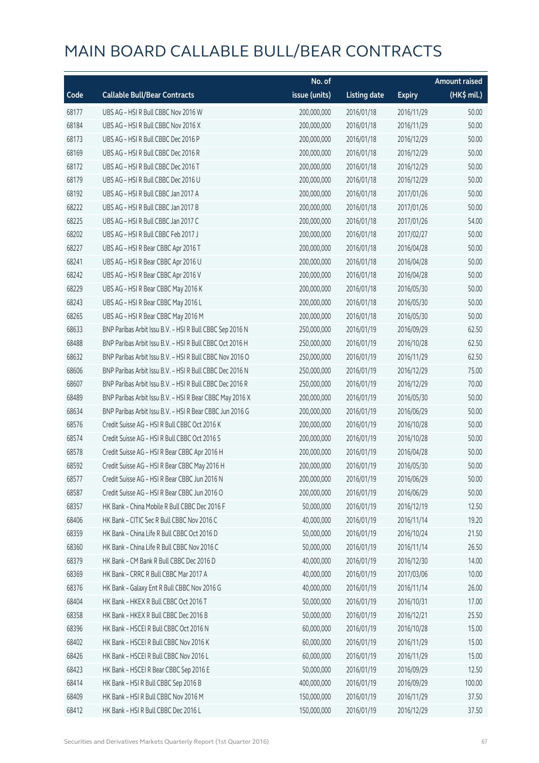# MAIN BOARD CALLABLE BULL/BEAR CONTRACTS

| Code | Callable Bull/Bear Contracts | No. of issue (units) | Listing date | Expiry | Amount raised (HK$ mil.) |
|---|---|---|---|---|---|
| 68177 | UBS AG – HSI R Bull CBBC Nov 2016 W | 200,000,000 | 2016/01/18 | 2016/11/29 | 50.00 |
| 68184 | UBS AG – HSI R Bull CBBC Nov 2016 X | 200,000,000 | 2016/01/18 | 2016/11/29 | 50.00 |
| 68173 | UBS AG – HSI R Bull CBBC Dec 2016 P | 200,000,000 | 2016/01/18 | 2016/12/29 | 50.00 |
| 68169 | UBS AG – HSI R Bull CBBC Dec 2016 R | 200,000,000 | 2016/01/18 | 2016/12/29 | 50.00 |
| 68172 | UBS AG – HSI R Bull CBBC Dec 2016 T | 200,000,000 | 2016/01/18 | 2016/12/29 | 50.00 |
| 68179 | UBS AG – HSI R Bull CBBC Dec 2016 U | 200,000,000 | 2016/01/18 | 2016/12/29 | 50.00 |
| 68192 | UBS AG – HSI R Bull CBBC Jan 2017 A | 200,000,000 | 2016/01/18 | 2017/01/26 | 50.00 |
| 68222 | UBS AG – HSI R Bull CBBC Jan 2017 B | 200,000,000 | 2016/01/18 | 2017/01/26 | 50.00 |
| 68225 | UBS AG – HSI R Bull CBBC Jan 2017 C | 200,000,000 | 2016/01/18 | 2017/01/26 | 54.00 |
| 68202 | UBS AG – HSI R Bull CBBC Feb 2017 J | 200,000,000 | 2016/01/18 | 2017/02/27 | 50.00 |
| 68227 | UBS AG – HSI R Bear CBBC Apr 2016 T | 200,000,000 | 2016/01/18 | 2016/04/28 | 50.00 |
| 68241 | UBS AG – HSI R Bear CBBC Apr 2016 U | 200,000,000 | 2016/01/18 | 2016/04/28 | 50.00 |
| 68242 | UBS AG – HSI R Bear CBBC Apr 2016 V | 200,000,000 | 2016/01/18 | 2016/04/28 | 50.00 |
| 68229 | UBS AG – HSI R Bear CBBC May 2016 K | 200,000,000 | 2016/01/18 | 2016/05/30 | 50.00 |
| 68243 | UBS AG – HSI R Bear CBBC May 2016 L | 200,000,000 | 2016/01/18 | 2016/05/30 | 50.00 |
| 68265 | UBS AG – HSI R Bear CBBC May 2016 M | 200,000,000 | 2016/01/18 | 2016/05/30 | 50.00 |
| 68633 | BNP Paribas Arbit Issu B.V. – HSI R Bull CBBC Sep 2016 N | 250,000,000 | 2016/01/19 | 2016/09/29 | 62.50 |
| 68488 | BNP Paribas Arbit Issu B.V. – HSI R Bull CBBC Oct 2016 H | 250,000,000 | 2016/01/19 | 2016/10/28 | 62.50 |
| 68632 | BNP Paribas Arbit Issu B.V. – HSI R Bull CBBC Nov 2016 O | 250,000,000 | 2016/01/19 | 2016/11/29 | 62.50 |
| 68606 | BNP Paribas Arbit Issu B.V. – HSI R Bull CBBC Dec 2016 N | 250,000,000 | 2016/01/19 | 2016/12/29 | 75.00 |
| 68607 | BNP Paribas Arbit Issu B.V. – HSI R Bull CBBC Dec 2016 R | 250,000,000 | 2016/01/19 | 2016/12/29 | 70.00 |
| 68489 | BNP Paribas Arbit Issu B.V. – HSI R Bear CBBC May 2016 X | 200,000,000 | 2016/01/19 | 2016/05/30 | 50.00 |
| 68634 | BNP Paribas Arbit Issu B.V. – HSI R Bear CBBC Jun 2016 G | 200,000,000 | 2016/01/19 | 2016/06/29 | 50.00 |
| 68576 | Credit Suisse AG – HSI R Bull CBBC Oct 2016 K | 200,000,000 | 2016/01/19 | 2016/10/28 | 50.00 |
| 68574 | Credit Suisse AG – HSI R Bull CBBC Oct 2016 S | 200,000,000 | 2016/01/19 | 2016/10/28 | 50.00 |
| 68578 | Credit Suisse AG – HSI R Bear CBBC Apr 2016 H | 200,000,000 | 2016/01/19 | 2016/04/28 | 50.00 |
| 68592 | Credit Suisse AG – HSI R Bear CBBC May 2016 H | 200,000,000 | 2016/01/19 | 2016/05/30 | 50.00 |
| 68577 | Credit Suisse AG – HSI R Bear CBBC Jun 2016 N | 200,000,000 | 2016/01/19 | 2016/06/29 | 50.00 |
| 68587 | Credit Suisse AG – HSI R Bear CBBC Jun 2016 O | 200,000,000 | 2016/01/19 | 2016/06/29 | 50.00 |
| 68357 | HK Bank – China Mobile R Bull CBBC Dec 2016 F | 50,000,000 | 2016/01/19 | 2016/12/19 | 12.50 |
| 68406 | HK Bank – CITIC Sec R Bull CBBC Nov 2016 C | 40,000,000 | 2016/01/19 | 2016/11/14 | 19.20 |
| 68359 | HK Bank – China Life R Bull CBBC Oct 2016 D | 50,000,000 | 2016/01/19 | 2016/10/24 | 21.50 |
| 68360 | HK Bank – China Life R Bull CBBC Nov 2016 C | 50,000,000 | 2016/01/19 | 2016/11/14 | 26.50 |
| 68379 | HK Bank – CM Bank R Bull CBBC Dec 2016 D | 40,000,000 | 2016/01/19 | 2016/12/30 | 14.00 |
| 68369 | HK Bank – CRRC R Bull CBBC Mar 2017 A | 40,000,000 | 2016/01/19 | 2017/03/06 | 10.00 |
| 68376 | HK Bank – Galaxy Ent R Bull CBBC Nov 2016 G | 40,000,000 | 2016/01/19 | 2016/11/14 | 26.00 |
| 68404 | HK Bank – HKEX R Bull CBBC Oct 2016 T | 50,000,000 | 2016/01/19 | 2016/10/31 | 17.00 |
| 68358 | HK Bank – HKEX R Bull CBBC Dec 2016 B | 50,000,000 | 2016/01/19 | 2016/12/21 | 25.50 |
| 68396 | HK Bank – HSCEI R Bull CBBC Oct 2016 N | 60,000,000 | 2016/01/19 | 2016/10/28 | 15.00 |
| 68402 | HK Bank – HSCEI R Bull CBBC Nov 2016 K | 60,000,000 | 2016/01/19 | 2016/11/29 | 15.00 |
| 68426 | HK Bank – HSCEI R Bull CBBC Nov 2016 L | 60,000,000 | 2016/01/19 | 2016/11/29 | 15.00 |
| 68423 | HK Bank – HSCEI R Bear CBBC Sep 2016 E | 50,000,000 | 2016/01/19 | 2016/09/29 | 12.50 |
| 68414 | HK Bank – HSI R Bull CBBC Sep 2016 B | 400,000,000 | 2016/01/19 | 2016/09/29 | 100.00 |
| 68409 | HK Bank – HSI R Bull CBBC Nov 2016 M | 150,000,000 | 2016/01/19 | 2016/11/29 | 37.50 |
| 68412 | HK Bank – HSI R Bull CBBC Dec 2016 L | 150,000,000 | 2016/01/19 | 2016/12/29 | 37.50 |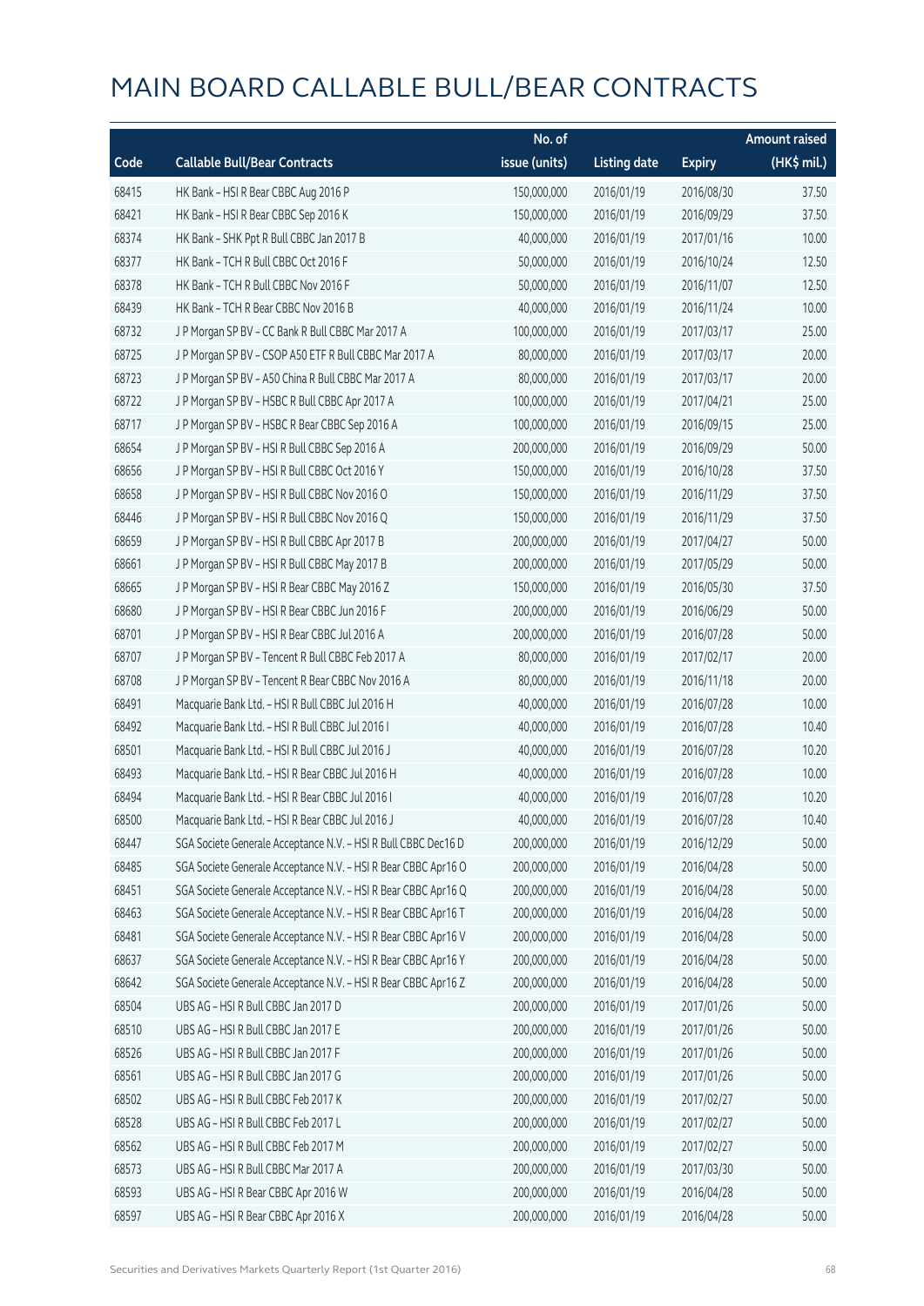# MAIN BOARD CALLABLE BULL/BEAR CONTRACTS

| Code | Callable Bull/Bear Contracts | No. of issue (units) | Listing date | Expiry | Amount raised (HK$ mil.) |
|---|---|---|---|---|---|
| 68415 | HK Bank – HSI R Bear CBBC Aug 2016 P | 150,000,000 | 2016/01/19 | 2016/08/30 | 37.50 |
| 68421 | HK Bank – HSI R Bear CBBC Sep 2016 K | 150,000,000 | 2016/01/19 | 2016/09/29 | 37.50 |
| 68374 | HK Bank – SHK Ppt R Bull CBBC Jan 2017 B | 40,000,000 | 2016/01/19 | 2017/01/16 | 10.00 |
| 68377 | HK Bank – TCH R Bull CBBC Oct 2016 F | 50,000,000 | 2016/01/19 | 2016/10/24 | 12.50 |
| 68378 | HK Bank – TCH R Bull CBBC Nov 2016 F | 50,000,000 | 2016/01/19 | 2016/11/07 | 12.50 |
| 68439 | HK Bank – TCH R Bear CBBC Nov 2016 B | 40,000,000 | 2016/01/19 | 2016/11/24 | 10.00 |
| 68732 | J P Morgan SP BV – CC Bank R Bull CBBC Mar 2017 A | 100,000,000 | 2016/01/19 | 2017/03/17 | 25.00 |
| 68725 | J P Morgan SP BV – CSOP A50 ETF R Bull CBBC Mar 2017 A | 80,000,000 | 2016/01/19 | 2017/03/17 | 20.00 |
| 68723 | J P Morgan SP BV – A50 China R Bull CBBC Mar 2017 A | 80,000,000 | 2016/01/19 | 2017/03/17 | 20.00 |
| 68722 | J P Morgan SP BV – HSBC R Bull CBBC Apr 2017 A | 100,000,000 | 2016/01/19 | 2017/04/21 | 25.00 |
| 68717 | J P Morgan SP BV – HSBC R Bear CBBC Sep 2016 A | 100,000,000 | 2016/01/19 | 2016/09/15 | 25.00 |
| 68654 | J P Morgan SP BV – HSI R Bull CBBC Sep 2016 A | 200,000,000 | 2016/01/19 | 2016/09/29 | 50.00 |
| 68656 | J P Morgan SP BV – HSI R Bull CBBC Oct 2016 Y | 150,000,000 | 2016/01/19 | 2016/10/28 | 37.50 |
| 68658 | J P Morgan SP BV – HSI R Bull CBBC Nov 2016 O | 150,000,000 | 2016/01/19 | 2016/11/29 | 37.50 |
| 68446 | J P Morgan SP BV – HSI R Bull CBBC Nov 2016 Q | 150,000,000 | 2016/01/19 | 2016/11/29 | 37.50 |
| 68659 | J P Morgan SP BV – HSI R Bull CBBC Apr 2017 B | 200,000,000 | 2016/01/19 | 2017/04/27 | 50.00 |
| 68661 | J P Morgan SP BV – HSI R Bull CBBC May 2017 B | 200,000,000 | 2016/01/19 | 2017/05/29 | 50.00 |
| 68665 | J P Morgan SP BV – HSI R Bear CBBC May 2016 Z | 150,000,000 | 2016/01/19 | 2016/05/30 | 37.50 |
| 68680 | J P Morgan SP BV – HSI R Bear CBBC Jun 2016 F | 200,000,000 | 2016/01/19 | 2016/06/29 | 50.00 |
| 68701 | J P Morgan SP BV – HSI R Bear CBBC Jul 2016 A | 200,000,000 | 2016/01/19 | 2016/07/28 | 50.00 |
| 68707 | J P Morgan SP BV – Tencent R Bull CBBC Feb 2017 A | 80,000,000 | 2016/01/19 | 2017/02/17 | 20.00 |
| 68708 | J P Morgan SP BV – Tencent R Bear CBBC Nov 2016 A | 80,000,000 | 2016/01/19 | 2016/11/18 | 20.00 |
| 68491 | Macquarie Bank Ltd. – HSI R Bull CBBC Jul 2016 H | 40,000,000 | 2016/01/19 | 2016/07/28 | 10.00 |
| 68492 | Macquarie Bank Ltd. – HSI R Bull CBBC Jul 2016 I | 40,000,000 | 2016/01/19 | 2016/07/28 | 10.40 |
| 68501 | Macquarie Bank Ltd. – HSI R Bull CBBC Jul 2016 J | 40,000,000 | 2016/01/19 | 2016/07/28 | 10.20 |
| 68493 | Macquarie Bank Ltd. – HSI R Bear CBBC Jul 2016 H | 40,000,000 | 2016/01/19 | 2016/07/28 | 10.00 |
| 68494 | Macquarie Bank Ltd. – HSI R Bear CBBC Jul 2016 I | 40,000,000 | 2016/01/19 | 2016/07/28 | 10.20 |
| 68500 | Macquarie Bank Ltd. – HSI R Bear CBBC Jul 2016 J | 40,000,000 | 2016/01/19 | 2016/07/28 | 10.40 |
| 68447 | SGA Societe Generale Acceptance N.V. – HSI R Bull CBBC Dec16 D | 200,000,000 | 2016/01/19 | 2016/12/29 | 50.00 |
| 68485 | SGA Societe Generale Acceptance N.V. – HSI R Bear CBBC Apr16 O | 200,000,000 | 2016/01/19 | 2016/04/28 | 50.00 |
| 68451 | SGA Societe Generale Acceptance N.V. – HSI R Bear CBBC Apr16 Q | 200,000,000 | 2016/01/19 | 2016/04/28 | 50.00 |
| 68463 | SGA Societe Generale Acceptance N.V. – HSI R Bear CBBC Apr16 T | 200,000,000 | 2016/01/19 | 2016/04/28 | 50.00 |
| 68481 | SGA Societe Generale Acceptance N.V. – HSI R Bear CBBC Apr16 V | 200,000,000 | 2016/01/19 | 2016/04/28 | 50.00 |
| 68637 | SGA Societe Generale Acceptance N.V. – HSI R Bear CBBC Apr16 Y | 200,000,000 | 2016/01/19 | 2016/04/28 | 50.00 |
| 68642 | SGA Societe Generale Acceptance N.V. – HSI R Bear CBBC Apr16 Z | 200,000,000 | 2016/01/19 | 2016/04/28 | 50.00 |
| 68504 | UBS AG – HSI R Bull CBBC Jan 2017 D | 200,000,000 | 2016/01/19 | 2017/01/26 | 50.00 |
| 68510 | UBS AG – HSI R Bull CBBC Jan 2017 E | 200,000,000 | 2016/01/19 | 2017/01/26 | 50.00 |
| 68526 | UBS AG – HSI R Bull CBBC Jan 2017 F | 200,000,000 | 2016/01/19 | 2017/01/26 | 50.00 |
| 68561 | UBS AG – HSI R Bull CBBC Jan 2017 G | 200,000,000 | 2016/01/19 | 2017/01/26 | 50.00 |
| 68502 | UBS AG – HSI R Bull CBBC Feb 2017 K | 200,000,000 | 2016/01/19 | 2017/02/27 | 50.00 |
| 68528 | UBS AG – HSI R Bull CBBC Feb 2017 L | 200,000,000 | 2016/01/19 | 2017/02/27 | 50.00 |
| 68562 | UBS AG – HSI R Bull CBBC Feb 2017 M | 200,000,000 | 2016/01/19 | 2017/02/27 | 50.00 |
| 68573 | UBS AG – HSI R Bull CBBC Mar 2017 A | 200,000,000 | 2016/01/19 | 2017/03/30 | 50.00 |
| 68593 | UBS AG – HSI R Bear CBBC Apr 2016 W | 200,000,000 | 2016/01/19 | 2016/04/28 | 50.00 |
| 68597 | UBS AG – HSI R Bear CBBC Apr 2016 X | 200,000,000 | 2016/01/19 | 2016/04/28 | 50.00 |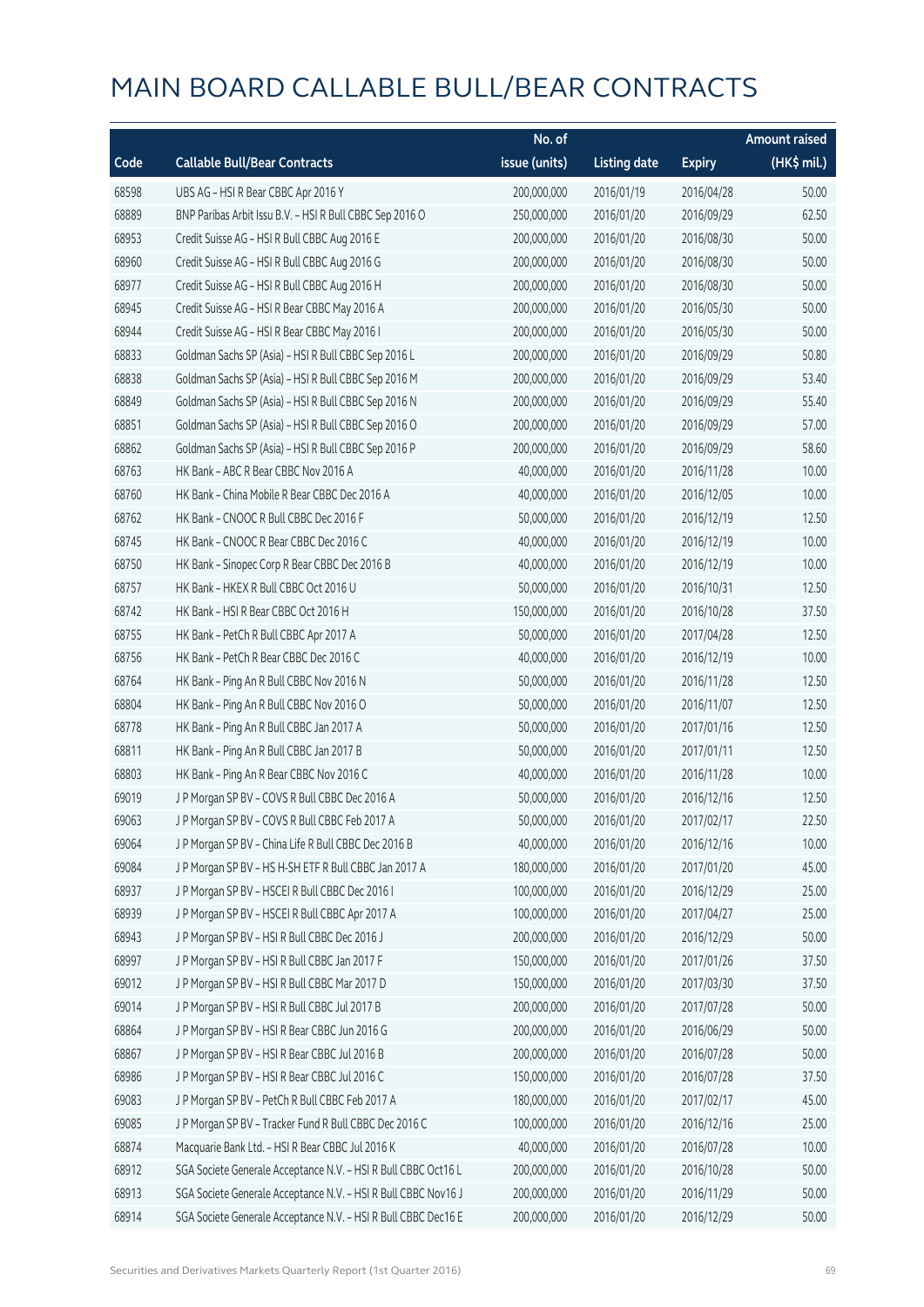# MAIN BOARD CALLABLE BULL/BEAR CONTRACTS

| Code | Callable Bull/Bear Contracts | No. of issue (units) | Listing date | Expiry | Amount raised (HK$ mil.) |
|---|---|---|---|---|---|
| 68598 | UBS AG – HSI R Bear CBBC Apr 2016 Y | 200,000,000 | 2016/01/19 | 2016/04/28 | 50.00 |
| 68889 | BNP Paribas Arbit Issu B.V. – HSI R Bull CBBC Sep 2016 O | 250,000,000 | 2016/01/20 | 2016/09/29 | 62.50 |
| 68953 | Credit Suisse AG – HSI R Bull CBBC Aug 2016 E | 200,000,000 | 2016/01/20 | 2016/08/30 | 50.00 |
| 68960 | Credit Suisse AG – HSI R Bull CBBC Aug 2016 G | 200,000,000 | 2016/01/20 | 2016/08/30 | 50.00 |
| 68977 | Credit Suisse AG – HSI R Bull CBBC Aug 2016 H | 200,000,000 | 2016/01/20 | 2016/08/30 | 50.00 |
| 68945 | Credit Suisse AG – HSI R Bear CBBC May 2016 A | 200,000,000 | 2016/01/20 | 2016/05/30 | 50.00 |
| 68944 | Credit Suisse AG – HSI R Bear CBBC May 2016 I | 200,000,000 | 2016/01/20 | 2016/05/30 | 50.00 |
| 68833 | Goldman Sachs SP (Asia) – HSI R Bull CBBC Sep 2016 L | 200,000,000 | 2016/01/20 | 2016/09/29 | 50.80 |
| 68838 | Goldman Sachs SP (Asia) – HSI R Bull CBBC Sep 2016 M | 200,000,000 | 2016/01/20 | 2016/09/29 | 53.40 |
| 68849 | Goldman Sachs SP (Asia) – HSI R Bull CBBC Sep 2016 N | 200,000,000 | 2016/01/20 | 2016/09/29 | 55.40 |
| 68851 | Goldman Sachs SP (Asia) – HSI R Bull CBBC Sep 2016 O | 200,000,000 | 2016/01/20 | 2016/09/29 | 57.00 |
| 68862 | Goldman Sachs SP (Asia) – HSI R Bull CBBC Sep 2016 P | 200,000,000 | 2016/01/20 | 2016/09/29 | 58.60 |
| 68763 | HK Bank – ABC R Bear CBBC Nov 2016 A | 40,000,000 | 2016/01/20 | 2016/11/28 | 10.00 |
| 68760 | HK Bank – China Mobile R Bear CBBC Dec 2016 A | 40,000,000 | 2016/01/20 | 2016/12/05 | 10.00 |
| 68762 | HK Bank – CNOOC R Bull CBBC Dec 2016 F | 50,000,000 | 2016/01/20 | 2016/12/19 | 12.50 |
| 68745 | HK Bank – CNOOC R Bear CBBC Dec 2016 C | 40,000,000 | 2016/01/20 | 2016/12/19 | 10.00 |
| 68750 | HK Bank – Sinopec Corp R Bear CBBC Dec 2016 B | 40,000,000 | 2016/01/20 | 2016/12/19 | 10.00 |
| 68757 | HK Bank – HKEX R Bull CBBC Oct 2016 U | 50,000,000 | 2016/01/20 | 2016/10/31 | 12.50 |
| 68742 | HK Bank – HSI R Bear CBBC Oct 2016 H | 150,000,000 | 2016/01/20 | 2016/10/28 | 37.50 |
| 68755 | HK Bank – PetCh R Bull CBBC Apr 2017 A | 50,000,000 | 2016/01/20 | 2017/04/28 | 12.50 |
| 68756 | HK Bank – PetCh R Bear CBBC Dec 2016 C | 40,000,000 | 2016/01/20 | 2016/12/19 | 10.00 |
| 68764 | HK Bank – Ping An R Bull CBBC Nov 2016 N | 50,000,000 | 2016/01/20 | 2016/11/28 | 12.50 |
| 68804 | HK Bank – Ping An R Bull CBBC Nov 2016 O | 50,000,000 | 2016/01/20 | 2016/11/07 | 12.50 |
| 68778 | HK Bank – Ping An R Bull CBBC Jan 2017 A | 50,000,000 | 2016/01/20 | 2017/01/16 | 12.50 |
| 68811 | HK Bank – Ping An R Bull CBBC Jan 2017 B | 50,000,000 | 2016/01/20 | 2017/01/11 | 12.50 |
| 68803 | HK Bank – Ping An R Bear CBBC Nov 2016 C | 40,000,000 | 2016/01/20 | 2016/11/28 | 10.00 |
| 69019 | J P Morgan SP BV – COVS R Bull CBBC Dec 2016 A | 50,000,000 | 2016/01/20 | 2016/12/16 | 12.50 |
| 69063 | J P Morgan SP BV – COVS R Bull CBBC Feb 2017 A | 50,000,000 | 2016/01/20 | 2017/02/17 | 22.50 |
| 69064 | J P Morgan SP BV – China Life R Bull CBBC Dec 2016 B | 40,000,000 | 2016/01/20 | 2016/12/16 | 10.00 |
| 69084 | J P Morgan SP BV – HS H-SH ETF R Bull CBBC Jan 2017 A | 180,000,000 | 2016/01/20 | 2017/01/20 | 45.00 |
| 68937 | J P Morgan SP BV – HSCEI R Bull CBBC Dec 2016 I | 100,000,000 | 2016/01/20 | 2016/12/29 | 25.00 |
| 68939 | J P Morgan SP BV – HSCEI R Bull CBBC Apr 2017 A | 100,000,000 | 2016/01/20 | 2017/04/27 | 25.00 |
| 68943 | J P Morgan SP BV – HSI R Bull CBBC Dec 2016 J | 200,000,000 | 2016/01/20 | 2016/12/29 | 50.00 |
| 68997 | J P Morgan SP BV – HSI R Bull CBBC Jan 2017 F | 150,000,000 | 2016/01/20 | 2017/01/26 | 37.50 |
| 69012 | J P Morgan SP BV – HSI R Bull CBBC Mar 2017 D | 150,000,000 | 2016/01/20 | 2017/03/30 | 37.50 |
| 69014 | J P Morgan SP BV – HSI R Bull CBBC Jul 2017 B | 200,000,000 | 2016/01/20 | 2017/07/28 | 50.00 |
| 68864 | J P Morgan SP BV – HSI R Bear CBBC Jun 2016 G | 200,000,000 | 2016/01/20 | 2016/06/29 | 50.00 |
| 68867 | J P Morgan SP BV – HSI R Bear CBBC Jul 2016 B | 200,000,000 | 2016/01/20 | 2016/07/28 | 50.00 |
| 68986 | J P Morgan SP BV – HSI R Bear CBBC Jul 2016 C | 150,000,000 | 2016/01/20 | 2016/07/28 | 37.50 |
| 69083 | J P Morgan SP BV – PetCh R Bull CBBC Feb 2017 A | 180,000,000 | 2016/01/20 | 2017/02/17 | 45.00 |
| 69085 | J P Morgan SP BV – Tracker Fund R Bull CBBC Dec 2016 C | 100,000,000 | 2016/01/20 | 2016/12/16 | 25.00 |
| 68874 | Macquarie Bank Ltd. – HSI R Bear CBBC Jul 2016 K | 40,000,000 | 2016/01/20 | 2016/07/28 | 10.00 |
| 68912 | SGA Societe Generale Acceptance N.V. – HSI R Bull CBBC Oct16 L | 200,000,000 | 2016/01/20 | 2016/10/28 | 50.00 |
| 68913 | SGA Societe Generale Acceptance N.V. – HSI R Bull CBBC Nov16 J | 200,000,000 | 2016/01/20 | 2016/11/29 | 50.00 |
| 68914 | SGA Societe Generale Acceptance N.V. – HSI R Bull CBBC Dec16 E | 200,000,000 | 2016/01/20 | 2016/12/29 | 50.00 |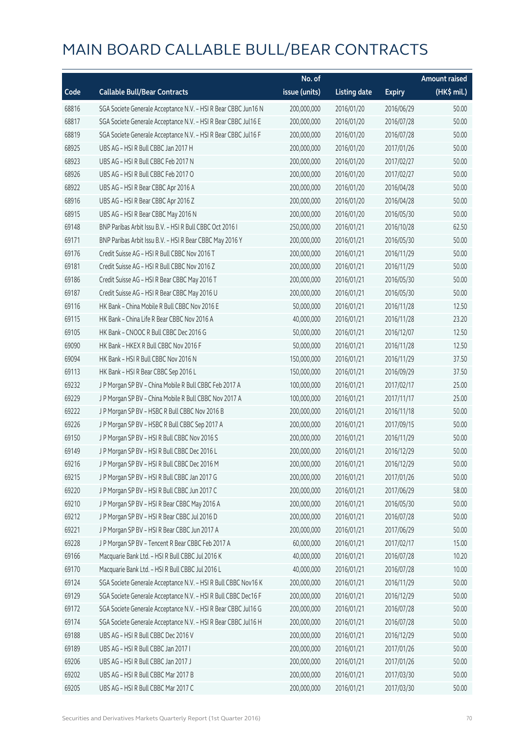# MAIN BOARD CALLABLE BULL/BEAR CONTRACTS

| Code | Callable Bull/Bear Contracts | No. of issue (units) | Listing date | Expiry | Amount raised (HK$ mil.) |
|---|---|---|---|---|---|
| 68816 | SGA Societe Generale Acceptance N.V. – HSI R Bear CBBC Jun16 N | 200,000,000 | 2016/01/20 | 2016/06/29 | 50.00 |
| 68817 | SGA Societe Generale Acceptance N.V. – HSI R Bear CBBC Jul16 E | 200,000,000 | 2016/01/20 | 2016/07/28 | 50.00 |
| 68819 | SGA Societe Generale Acceptance N.V. – HSI R Bear CBBC Jul16 F | 200,000,000 | 2016/01/20 | 2016/07/28 | 50.00 |
| 68925 | UBS AG – HSI R Bull CBBC Jan 2017 H | 200,000,000 | 2016/01/20 | 2017/01/26 | 50.00 |
| 68923 | UBS AG – HSI R Bull CBBC Feb 2017 N | 200,000,000 | 2016/01/20 | 2017/02/27 | 50.00 |
| 68926 | UBS AG – HSI R Bull CBBC Feb 2017 O | 200,000,000 | 2016/01/20 | 2017/02/27 | 50.00 |
| 68922 | UBS AG – HSI R Bear CBBC Apr 2016 A | 200,000,000 | 2016/01/20 | 2016/04/28 | 50.00 |
| 68916 | UBS AG – HSI R Bear CBBC Apr 2016 Z | 200,000,000 | 2016/01/20 | 2016/04/28 | 50.00 |
| 68915 | UBS AG – HSI R Bear CBBC May 2016 N | 200,000,000 | 2016/01/20 | 2016/05/30 | 50.00 |
| 69148 | BNP Paribas Arbit Issu B.V. – HSI R Bull CBBC Oct 2016 I | 250,000,000 | 2016/01/21 | 2016/10/28 | 62.50 |
| 69171 | BNP Paribas Arbit Issu B.V. – HSI R Bear CBBC May 2016 Y | 200,000,000 | 2016/01/21 | 2016/05/30 | 50.00 |
| 69176 | Credit Suisse AG – HSI R Bull CBBC Nov 2016 T | 200,000,000 | 2016/01/21 | 2016/11/29 | 50.00 |
| 69181 | Credit Suisse AG – HSI R Bull CBBC Nov 2016 Z | 200,000,000 | 2016/01/21 | 2016/11/29 | 50.00 |
| 69186 | Credit Suisse AG – HSI R Bear CBBC May 2016 T | 200,000,000 | 2016/01/21 | 2016/05/30 | 50.00 |
| 69187 | Credit Suisse AG – HSI R Bear CBBC May 2016 U | 200,000,000 | 2016/01/21 | 2016/05/30 | 50.00 |
| 69116 | HK Bank – China Mobile R Bull CBBC Nov 2016 E | 50,000,000 | 2016/01/21 | 2016/11/28 | 12.50 |
| 69115 | HK Bank – China Life R Bear CBBC Nov 2016 A | 40,000,000 | 2016/01/21 | 2016/11/28 | 23.20 |
| 69105 | HK Bank – CNOOC R Bull CBBC Dec 2016 G | 50,000,000 | 2016/01/21 | 2016/12/07 | 12.50 |
| 69090 | HK Bank – HKEX R Bull CBBC Nov 2016 F | 50,000,000 | 2016/01/21 | 2016/11/28 | 12.50 |
| 69094 | HK Bank – HSI R Bull CBBC Nov 2016 N | 150,000,000 | 2016/01/21 | 2016/11/29 | 37.50 |
| 69113 | HK Bank – HSI R Bear CBBC Sep 2016 L | 150,000,000 | 2016/01/21 | 2016/09/29 | 37.50 |
| 69232 | J P Morgan SP BV – China Mobile R Bull CBBC Feb 2017 A | 100,000,000 | 2016/01/21 | 2017/02/17 | 25.00 |
| 69229 | J P Morgan SP BV – China Mobile R Bull CBBC Nov 2017 A | 100,000,000 | 2016/01/21 | 2017/11/17 | 25.00 |
| 69222 | J P Morgan SP BV – HSBC R Bull CBBC Nov 2016 B | 200,000,000 | 2016/01/21 | 2016/11/18 | 50.00 |
| 69226 | J P Morgan SP BV – HSBC R Bull CBBC Sep 2017 A | 200,000,000 | 2016/01/21 | 2017/09/15 | 50.00 |
| 69150 | J P Morgan SP BV – HSI R Bull CBBC Nov 2016 S | 200,000,000 | 2016/01/21 | 2016/11/29 | 50.00 |
| 69149 | J P Morgan SP BV – HSI R Bull CBBC Dec 2016 L | 200,000,000 | 2016/01/21 | 2016/12/29 | 50.00 |
| 69216 | J P Morgan SP BV – HSI R Bull CBBC Dec 2016 M | 200,000,000 | 2016/01/21 | 2016/12/29 | 50.00 |
| 69215 | J P Morgan SP BV – HSI R Bull CBBC Jan 2017 G | 200,000,000 | 2016/01/21 | 2017/01/26 | 50.00 |
| 69220 | J P Morgan SP BV – HSI R Bull CBBC Jun 2017 C | 200,000,000 | 2016/01/21 | 2017/06/29 | 58.00 |
| 69210 | J P Morgan SP BV – HSI R Bear CBBC May 2016 A | 200,000,000 | 2016/01/21 | 2016/05/30 | 50.00 |
| 69212 | J P Morgan SP BV – HSI R Bear CBBC Jul 2016 D | 200,000,000 | 2016/01/21 | 2016/07/28 | 50.00 |
| 69221 | J P Morgan SP BV – HSI R Bear CBBC Jun 2017 A | 200,000,000 | 2016/01/21 | 2017/06/29 | 50.00 |
| 69228 | J P Morgan SP BV – Tencent R Bear CBBC Feb 2017 A | 60,000,000 | 2016/01/21 | 2017/02/17 | 15.00 |
| 69166 | Macquarie Bank Ltd. – HSI R Bull CBBC Jul 2016 K | 40,000,000 | 2016/01/21 | 2016/07/28 | 10.20 |
| 69170 | Macquarie Bank Ltd. – HSI R Bull CBBC Jul 2016 L | 40,000,000 | 2016/01/21 | 2016/07/28 | 10.00 |
| 69124 | SGA Societe Generale Acceptance N.V. – HSI R Bull CBBC Nov16 K | 200,000,000 | 2016/01/21 | 2016/11/29 | 50.00 |
| 69129 | SGA Societe Generale Acceptance N.V. – HSI R Bull CBBC Dec16 F | 200,000,000 | 2016/01/21 | 2016/12/29 | 50.00 |
| 69172 | SGA Societe Generale Acceptance N.V. – HSI R Bear CBBC Jul16 G | 200,000,000 | 2016/01/21 | 2016/07/28 | 50.00 |
| 69174 | SGA Societe Generale Acceptance N.V. – HSI R Bear CBBC Jul16 H | 200,000,000 | 2016/01/21 | 2016/07/28 | 50.00 |
| 69188 | UBS AG – HSI R Bull CBBC Dec 2016 V | 200,000,000 | 2016/01/21 | 2016/12/29 | 50.00 |
| 69189 | UBS AG – HSI R Bull CBBC Jan 2017 I | 200,000,000 | 2016/01/21 | 2017/01/26 | 50.00 |
| 69206 | UBS AG – HSI R Bull CBBC Jan 2017 J | 200,000,000 | 2016/01/21 | 2017/01/26 | 50.00 |
| 69202 | UBS AG – HSI R Bull CBBC Mar 2017 B | 200,000,000 | 2016/01/21 | 2017/03/30 | 50.00 |
| 69205 | UBS AG – HSI R Bull CBBC Mar 2017 C | 200,000,000 | 2016/01/21 | 2017/03/30 | 50.00 |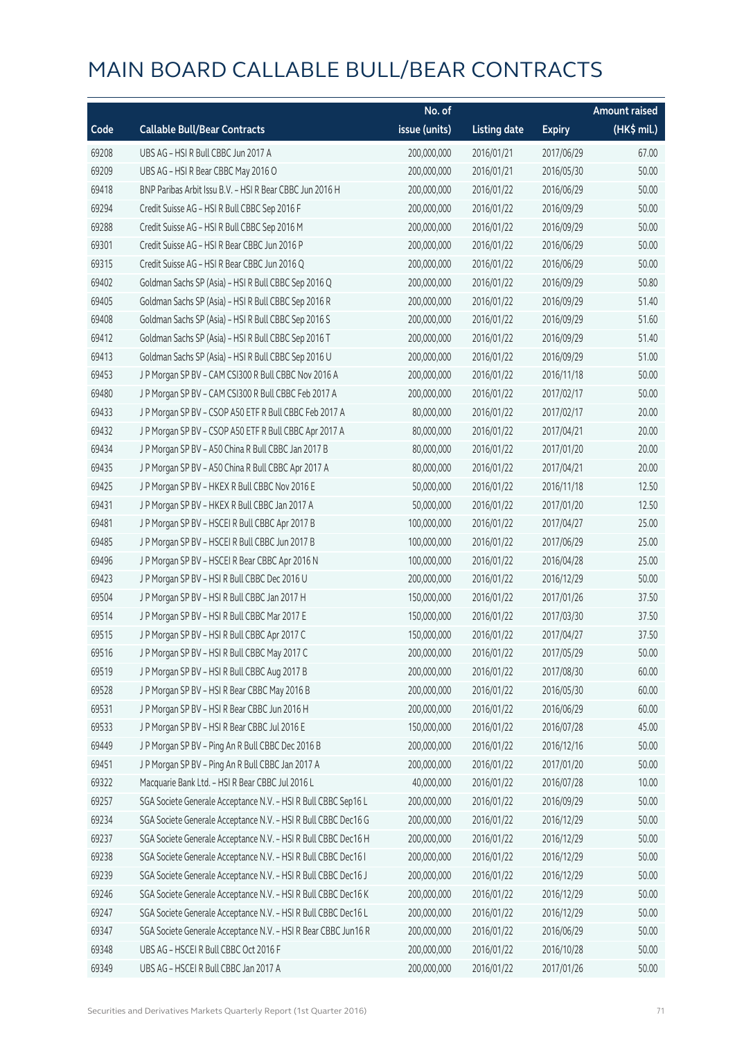# MAIN BOARD CALLABLE BULL/BEAR CONTRACTS

| Code | Callable Bull/Bear Contracts | No. of issue (units) | Listing date | Expiry | Amount raised (HK$ mil.) |
|---|---|---|---|---|---|
| 69208 | UBS AG - HSI R Bull CBBC Jun 2017 A | 200,000,000 | 2016/01/21 | 2017/06/29 | 67.00 |
| 69209 | UBS AG - HSI R Bear CBBC May 2016 O | 200,000,000 | 2016/01/21 | 2016/05/30 | 50.00 |
| 69418 | BNP Paribas Arbit Issu B.V. - HSI R Bear CBBC Jun 2016 H | 200,000,000 | 2016/01/22 | 2016/06/29 | 50.00 |
| 69294 | Credit Suisse AG - HSI R Bull CBBC Sep 2016 F | 200,000,000 | 2016/01/22 | 2016/09/29 | 50.00 |
| 69288 | Credit Suisse AG - HSI R Bull CBBC Sep 2016 M | 200,000,000 | 2016/01/22 | 2016/09/29 | 50.00 |
| 69301 | Credit Suisse AG - HSI R Bear CBBC Jun 2016 P | 200,000,000 | 2016/01/22 | 2016/06/29 | 50.00 |
| 69315 | Credit Suisse AG - HSI R Bear CBBC Jun 2016 Q | 200,000,000 | 2016/01/22 | 2016/06/29 | 50.00 |
| 69402 | Goldman Sachs SP (Asia) - HSI R Bull CBBC Sep 2016 Q | 200,000,000 | 2016/01/22 | 2016/09/29 | 50.80 |
| 69405 | Goldman Sachs SP (Asia) - HSI R Bull CBBC Sep 2016 R | 200,000,000 | 2016/01/22 | 2016/09/29 | 51.40 |
| 69408 | Goldman Sachs SP (Asia) - HSI R Bull CBBC Sep 2016 S | 200,000,000 | 2016/01/22 | 2016/09/29 | 51.60 |
| 69412 | Goldman Sachs SP (Asia) - HSI R Bull CBBC Sep 2016 T | 200,000,000 | 2016/01/22 | 2016/09/29 | 51.40 |
| 69413 | Goldman Sachs SP (Asia) - HSI R Bull CBBC Sep 2016 U | 200,000,000 | 2016/01/22 | 2016/09/29 | 51.00 |
| 69453 | J P Morgan SP BV - CAM CSI300 R Bull CBBC Nov 2016 A | 200,000,000 | 2016/01/22 | 2016/11/18 | 50.00 |
| 69480 | J P Morgan SP BV - CAM CSI300 R Bull CBBC Feb 2017 A | 200,000,000 | 2016/01/22 | 2017/02/17 | 50.00 |
| 69433 | J P Morgan SP BV - CSOP A50 ETF R Bull CBBC Feb 2017 A | 80,000,000 | 2016/01/22 | 2017/02/17 | 20.00 |
| 69432 | J P Morgan SP BV - CSOP A50 ETF R Bull CBBC Apr 2017 A | 80,000,000 | 2016/01/22 | 2017/04/21 | 20.00 |
| 69434 | J P Morgan SP BV - A50 China R Bull CBBC Jan 2017 B | 80,000,000 | 2016/01/22 | 2017/01/20 | 20.00 |
| 69435 | J P Morgan SP BV - A50 China R Bull CBBC Apr 2017 A | 80,000,000 | 2016/01/22 | 2017/04/21 | 20.00 |
| 69425 | J P Morgan SP BV - HKEX R Bull CBBC Nov 2016 E | 50,000,000 | 2016/01/22 | 2016/11/18 | 12.50 |
| 69431 | J P Morgan SP BV - HKEX R Bull CBBC Jan 2017 A | 50,000,000 | 2016/01/22 | 2017/01/20 | 12.50 |
| 69481 | J P Morgan SP BV - HSCEI R Bull CBBC Apr 2017 B | 100,000,000 | 2016/01/22 | 2017/04/27 | 25.00 |
| 69485 | J P Morgan SP BV - HSCEI R Bull CBBC Jun 2017 B | 100,000,000 | 2016/01/22 | 2017/06/29 | 25.00 |
| 69496 | J P Morgan SP BV - HSCEI R Bear CBBC Apr 2016 N | 100,000,000 | 2016/01/22 | 2016/04/28 | 25.00 |
| 69423 | J P Morgan SP BV - HSI R Bull CBBC Dec 2016 U | 200,000,000 | 2016/01/22 | 2016/12/29 | 50.00 |
| 69504 | J P Morgan SP BV - HSI R Bull CBBC Jan 2017 H | 150,000,000 | 2016/01/22 | 2017/01/26 | 37.50 |
| 69514 | J P Morgan SP BV - HSI R Bull CBBC Mar 2017 E | 150,000,000 | 2016/01/22 | 2017/03/30 | 37.50 |
| 69515 | J P Morgan SP BV - HSI R Bull CBBC Apr 2017 C | 150,000,000 | 2016/01/22 | 2017/04/27 | 37.50 |
| 69516 | J P Morgan SP BV - HSI R Bull CBBC May 2017 C | 200,000,000 | 2016/01/22 | 2017/05/29 | 50.00 |
| 69519 | J P Morgan SP BV - HSI R Bull CBBC Aug 2017 B | 200,000,000 | 2016/01/22 | 2017/08/30 | 60.00 |
| 69528 | J P Morgan SP BV - HSI R Bear CBBC May 2016 B | 200,000,000 | 2016/01/22 | 2016/05/30 | 60.00 |
| 69531 | J P Morgan SP BV - HSI R Bear CBBC Jun 2016 H | 200,000,000 | 2016/01/22 | 2016/06/29 | 60.00 |
| 69533 | J P Morgan SP BV - HSI R Bear CBBC Jul 2016 E | 150,000,000 | 2016/01/22 | 2016/07/28 | 45.00 |
| 69449 | J P Morgan SP BV - Ping An R Bull CBBC Dec 2016 B | 200,000,000 | 2016/01/22 | 2016/12/16 | 50.00 |
| 69451 | J P Morgan SP BV - Ping An R Bull CBBC Jan 2017 A | 200,000,000 | 2016/01/22 | 2017/01/20 | 50.00 |
| 69322 | Macquarie Bank Ltd. - HSI R Bear CBBC Jul 2016 L | 40,000,000 | 2016/01/22 | 2016/07/28 | 10.00 |
| 69257 | SGA Societe Generale Acceptance N.V. - HSI R Bull CBBC Sep16 L | 200,000,000 | 2016/01/22 | 2016/09/29 | 50.00 |
| 69234 | SGA Societe Generale Acceptance N.V. - HSI R Bull CBBC Dec16 G | 200,000,000 | 2016/01/22 | 2016/12/29 | 50.00 |
| 69237 | SGA Societe Generale Acceptance N.V. - HSI R Bull CBBC Dec16 H | 200,000,000 | 2016/01/22 | 2016/12/29 | 50.00 |
| 69238 | SGA Societe Generale Acceptance N.V. - HSI R Bull CBBC Dec16 I | 200,000,000 | 2016/01/22 | 2016/12/29 | 50.00 |
| 69239 | SGA Societe Generale Acceptance N.V. - HSI R Bull CBBC Dec16 J | 200,000,000 | 2016/01/22 | 2016/12/29 | 50.00 |
| 69246 | SGA Societe Generale Acceptance N.V. - HSI R Bull CBBC Dec16 K | 200,000,000 | 2016/01/22 | 2016/12/29 | 50.00 |
| 69247 | SGA Societe Generale Acceptance N.V. - HSI R Bull CBBC Dec16 L | 200,000,000 | 2016/01/22 | 2016/12/29 | 50.00 |
| 69347 | SGA Societe Generale Acceptance N.V. - HSI R Bear CBBC Jun16 R | 200,000,000 | 2016/01/22 | 2016/06/29 | 50.00 |
| 69348 | UBS AG - HSCEI R Bull CBBC Oct 2016 F | 200,000,000 | 2016/01/22 | 2016/10/28 | 50.00 |
| 69349 | UBS AG - HSCEI R Bull CBBC Jan 2017 A | 200,000,000 | 2016/01/22 | 2017/01/26 | 50.00 |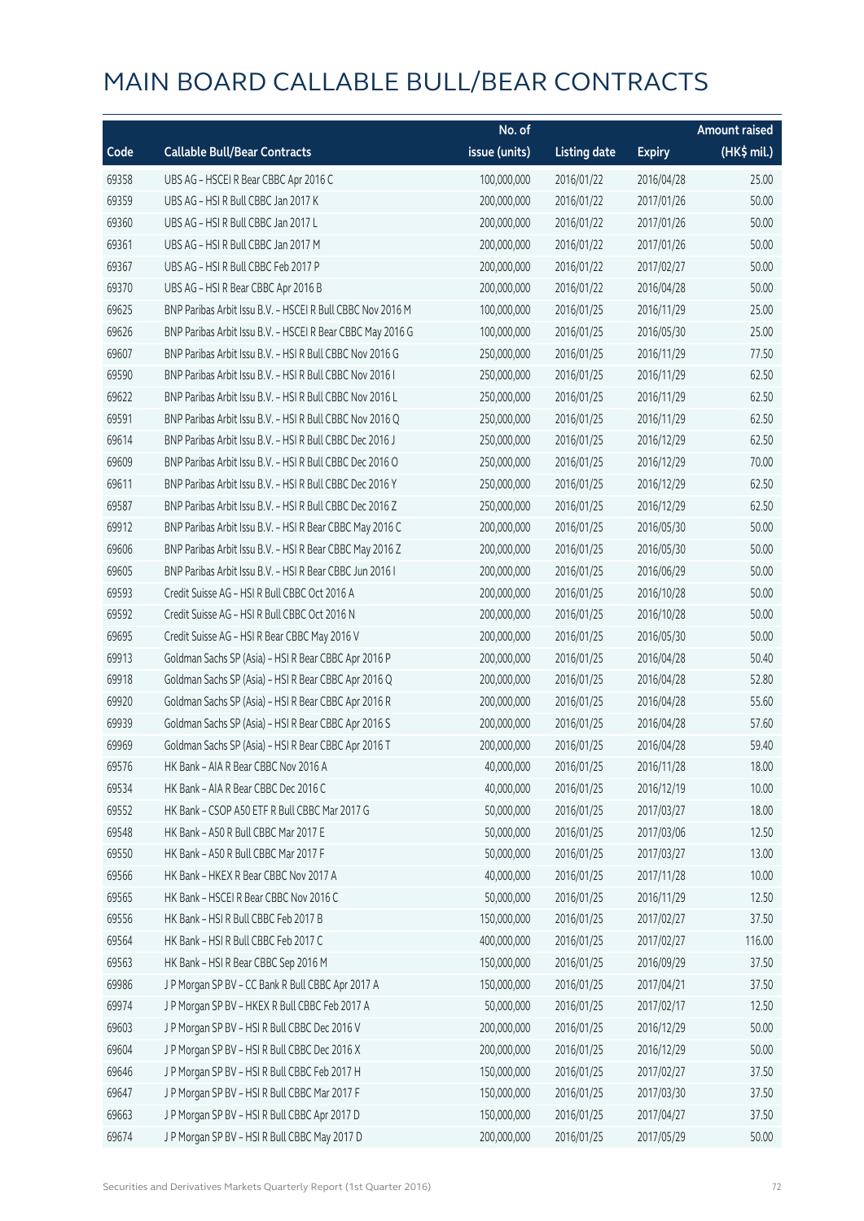# MAIN BOARD CALLABLE BULL/BEAR CONTRACTS

| Code | Callable Bull/Bear Contracts | No. of issue (units) | Listing date | Expiry | Amount raised (HK$ mil.) |
|---|---|---|---|---|---|
| 69358 | UBS AG – HSCEI R Bear CBBC Apr 2016 C | 100,000,000 | 2016/01/22 | 2016/04/28 | 25.00 |
| 69359 | UBS AG – HSI R Bull CBBC Jan 2017 K | 200,000,000 | 2016/01/22 | 2017/01/26 | 50.00 |
| 69360 | UBS AG – HSI R Bull CBBC Jan 2017 L | 200,000,000 | 2016/01/22 | 2017/01/26 | 50.00 |
| 69361 | UBS AG – HSI R Bull CBBC Jan 2017 M | 200,000,000 | 2016/01/22 | 2017/01/26 | 50.00 |
| 69367 | UBS AG – HSI R Bull CBBC Feb 2017 P | 200,000,000 | 2016/01/22 | 2017/02/27 | 50.00 |
| 69370 | UBS AG – HSI R Bear CBBC Apr 2016 B | 200,000,000 | 2016/01/22 | 2016/04/28 | 50.00 |
| 69625 | BNP Paribas Arbit Issu B.V. – HSCEI R Bull CBBC Nov 2016 M | 100,000,000 | 2016/01/25 | 2016/11/29 | 25.00 |
| 69626 | BNP Paribas Arbit Issu B.V. – HSCEI R Bear CBBC May 2016 G | 100,000,000 | 2016/01/25 | 2016/05/30 | 25.00 |
| 69607 | BNP Paribas Arbit Issu B.V. – HSI R Bull CBBC Nov 2016 G | 250,000,000 | 2016/01/25 | 2016/11/29 | 77.50 |
| 69590 | BNP Paribas Arbit Issu B.V. – HSI R Bull CBBC Nov 2016 I | 250,000,000 | 2016/01/25 | 2016/11/29 | 62.50 |
| 69622 | BNP Paribas Arbit Issu B.V. – HSI R Bull CBBC Nov 2016 L | 250,000,000 | 2016/01/25 | 2016/11/29 | 62.50 |
| 69591 | BNP Paribas Arbit Issu B.V. – HSI R Bull CBBC Nov 2016 Q | 250,000,000 | 2016/01/25 | 2016/11/29 | 62.50 |
| 69614 | BNP Paribas Arbit Issu B.V. – HSI R Bull CBBC Dec 2016 J | 250,000,000 | 2016/01/25 | 2016/12/29 | 62.50 |
| 69609 | BNP Paribas Arbit Issu B.V. – HSI R Bull CBBC Dec 2016 O | 250,000,000 | 2016/01/25 | 2016/12/29 | 70.00 |
| 69611 | BNP Paribas Arbit Issu B.V. – HSI R Bull CBBC Dec 2016 Y | 250,000,000 | 2016/01/25 | 2016/12/29 | 62.50 |
| 69587 | BNP Paribas Arbit Issu B.V. – HSI R Bull CBBC Dec 2016 Z | 250,000,000 | 2016/01/25 | 2016/12/29 | 62.50 |
| 69912 | BNP Paribas Arbit Issu B.V. – HSI R Bear CBBC May 2016 C | 200,000,000 | 2016/01/25 | 2016/05/30 | 50.00 |
| 69606 | BNP Paribas Arbit Issu B.V. – HSI R Bear CBBC May 2016 Z | 200,000,000 | 2016/01/25 | 2016/05/30 | 50.00 |
| 69605 | BNP Paribas Arbit Issu B.V. – HSI R Bear CBBC Jun 2016 I | 200,000,000 | 2016/01/25 | 2016/06/29 | 50.00 |
| 69593 | Credit Suisse AG – HSI R Bull CBBC Oct 2016 A | 200,000,000 | 2016/01/25 | 2016/10/28 | 50.00 |
| 69592 | Credit Suisse AG – HSI R Bull CBBC Oct 2016 N | 200,000,000 | 2016/01/25 | 2016/10/28 | 50.00 |
| 69695 | Credit Suisse AG – HSI R Bear CBBC May 2016 V | 200,000,000 | 2016/01/25 | 2016/05/30 | 50.00 |
| 69913 | Goldman Sachs SP (Asia) – HSI R Bear CBBC Apr 2016 P | 200,000,000 | 2016/01/25 | 2016/04/28 | 50.40 |
| 69918 | Goldman Sachs SP (Asia) – HSI R Bear CBBC Apr 2016 Q | 200,000,000 | 2016/01/25 | 2016/04/28 | 52.80 |
| 69920 | Goldman Sachs SP (Asia) – HSI R Bear CBBC Apr 2016 R | 200,000,000 | 2016/01/25 | 2016/04/28 | 55.60 |
| 69939 | Goldman Sachs SP (Asia) – HSI R Bear CBBC Apr 2016 S | 200,000,000 | 2016/01/25 | 2016/04/28 | 57.60 |
| 69969 | Goldman Sachs SP (Asia) – HSI R Bear CBBC Apr 2016 T | 200,000,000 | 2016/01/25 | 2016/04/28 | 59.40 |
| 69576 | HK Bank – AIA R Bear CBBC Nov 2016 A | 40,000,000 | 2016/01/25 | 2016/11/28 | 18.00 |
| 69534 | HK Bank – AIA R Bear CBBC Dec 2016 C | 40,000,000 | 2016/01/25 | 2016/12/19 | 10.00 |
| 69552 | HK Bank – CSOP A50 ETF R Bull CBBC Mar 2017 G | 50,000,000 | 2016/01/25 | 2017/03/27 | 18.00 |
| 69548 | HK Bank – A50 R Bull CBBC Mar 2017 E | 50,000,000 | 2016/01/25 | 2017/03/06 | 12.50 |
| 69550 | HK Bank – A50 R Bull CBBC Mar 2017 F | 50,000,000 | 2016/01/25 | 2017/03/27 | 13.00 |
| 69566 | HK Bank – HKEX R Bear CBBC Nov 2017 A | 40,000,000 | 2016/01/25 | 2017/11/28 | 10.00 |
| 69565 | HK Bank – HSCEI R Bear CBBC Nov 2016 C | 50,000,000 | 2016/01/25 | 2016/11/29 | 12.50 |
| 69556 | HK Bank – HSI R Bull CBBC Feb 2017 B | 150,000,000 | 2016/01/25 | 2017/02/27 | 37.50 |
| 69564 | HK Bank – HSI R Bull CBBC Feb 2017 C | 400,000,000 | 2016/01/25 | 2017/02/27 | 116.00 |
| 69563 | HK Bank – HSI R Bear CBBC Sep 2016 M | 150,000,000 | 2016/01/25 | 2016/09/29 | 37.50 |
| 69986 | J P Morgan SP BV – CC Bank R Bull CBBC Apr 2017 A | 150,000,000 | 2016/01/25 | 2017/04/21 | 37.50 |
| 69974 | J P Morgan SP BV – HKEX R Bull CBBC Feb 2017 A | 50,000,000 | 2016/01/25 | 2017/02/17 | 12.50 |
| 69603 | J P Morgan SP BV – HSI R Bull CBBC Dec 2016 V | 200,000,000 | 2016/01/25 | 2016/12/29 | 50.00 |
| 69604 | J P Morgan SP BV – HSI R Bull CBBC Dec 2016 X | 200,000,000 | 2016/01/25 | 2016/12/29 | 50.00 |
| 69646 | J P Morgan SP BV – HSI R Bull CBBC Feb 2017 H | 150,000,000 | 2016/01/25 | 2017/02/27 | 37.50 |
| 69647 | J P Morgan SP BV – HSI R Bull CBBC Mar 2017 F | 150,000,000 | 2016/01/25 | 2017/03/30 | 37.50 |
| 69663 | J P Morgan SP BV – HSI R Bull CBBC Apr 2017 D | 150,000,000 | 2016/01/25 | 2017/04/27 | 37.50 |
| 69674 | J P Morgan SP BV – HSI R Bull CBBC May 2017 D | 200,000,000 | 2016/01/25 | 2017/05/29 | 50.00 |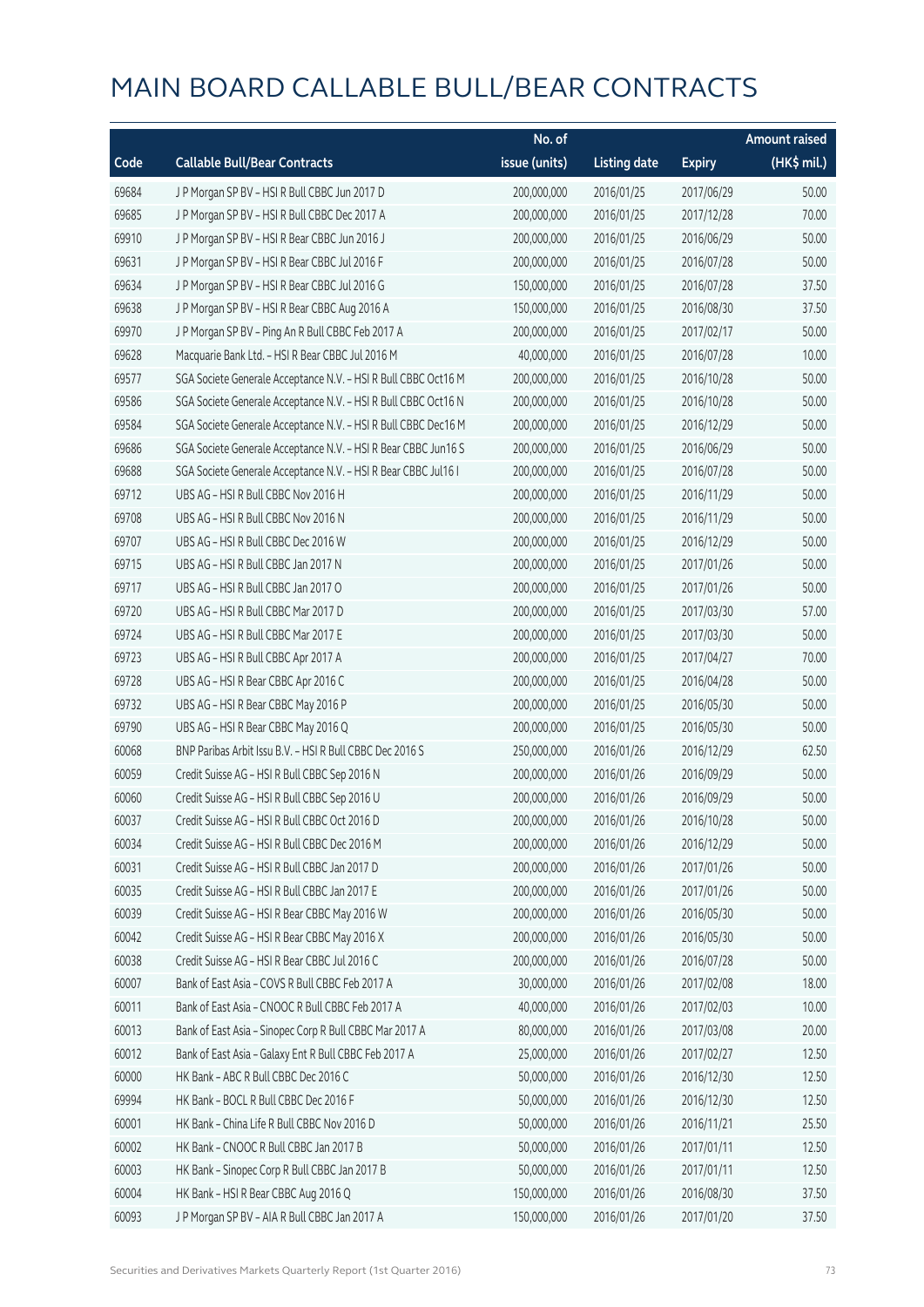# MAIN BOARD CALLABLE BULL/BEAR CONTRACTS

| Code | Callable Bull/Bear Contracts | No. of issue (units) | Listing date | Expiry | Amount raised (HK$ mil.) |
|---|---|---|---|---|---|
| 69684 | J P Morgan SP BV – HSI R Bull CBBC Jun 2017 D | 200,000,000 | 2016/01/25 | 2017/06/29 | 50.00 |
| 69685 | J P Morgan SP BV – HSI R Bull CBBC Dec 2017 A | 200,000,000 | 2016/01/25 | 2017/12/28 | 70.00 |
| 69910 | J P Morgan SP BV – HSI R Bear CBBC Jun 2016 J | 200,000,000 | 2016/01/25 | 2016/06/29 | 50.00 |
| 69631 | J P Morgan SP BV – HSI R Bear CBBC Jul 2016 F | 200,000,000 | 2016/01/25 | 2016/07/28 | 50.00 |
| 69634 | J P Morgan SP BV – HSI R Bear CBBC Jul 2016 G | 150,000,000 | 2016/01/25 | 2016/07/28 | 37.50 |
| 69638 | J P Morgan SP BV – HSI R Bear CBBC Aug 2016 A | 150,000,000 | 2016/01/25 | 2016/08/30 | 37.50 |
| 69970 | J P Morgan SP BV – Ping An R Bull CBBC Feb 2017 A | 200,000,000 | 2016/01/25 | 2017/02/17 | 50.00 |
| 69628 | Macquarie Bank Ltd. – HSI R Bear CBBC Jul 2016 M | 40,000,000 | 2016/01/25 | 2016/07/28 | 10.00 |
| 69577 | SGA Societe Generale Acceptance N.V. – HSI R Bull CBBC Oct16 M | 200,000,000 | 2016/01/25 | 2016/10/28 | 50.00 |
| 69586 | SGA Societe Generale Acceptance N.V. – HSI R Bull CBBC Oct16 N | 200,000,000 | 2016/01/25 | 2016/10/28 | 50.00 |
| 69584 | SGA Societe Generale Acceptance N.V. – HSI R Bull CBBC Dec16 M | 200,000,000 | 2016/01/25 | 2016/12/29 | 50.00 |
| 69686 | SGA Societe Generale Acceptance N.V. – HSI R Bear CBBC Jun16 S | 200,000,000 | 2016/01/25 | 2016/06/29 | 50.00 |
| 69688 | SGA Societe Generale Acceptance N.V. – HSI R Bear CBBC Jul16 I | 200,000,000 | 2016/01/25 | 2016/07/28 | 50.00 |
| 69712 | UBS AG – HSI R Bull CBBC Nov 2016 H | 200,000,000 | 2016/01/25 | 2016/11/29 | 50.00 |
| 69708 | UBS AG – HSI R Bull CBBC Nov 2016 N | 200,000,000 | 2016/01/25 | 2016/11/29 | 50.00 |
| 69707 | UBS AG – HSI R Bull CBBC Dec 2016 W | 200,000,000 | 2016/01/25 | 2016/12/29 | 50.00 |
| 69715 | UBS AG – HSI R Bull CBBC Jan 2017 N | 200,000,000 | 2016/01/25 | 2017/01/26 | 50.00 |
| 69717 | UBS AG – HSI R Bull CBBC Jan 2017 O | 200,000,000 | 2016/01/25 | 2017/01/26 | 50.00 |
| 69720 | UBS AG – HSI R Bull CBBC Mar 2017 D | 200,000,000 | 2016/01/25 | 2017/03/30 | 57.00 |
| 69724 | UBS AG – HSI R Bull CBBC Mar 2017 E | 200,000,000 | 2016/01/25 | 2017/03/30 | 50.00 |
| 69723 | UBS AG – HSI R Bull CBBC Apr 2017 A | 200,000,000 | 2016/01/25 | 2017/04/27 | 70.00 |
| 69728 | UBS AG – HSI R Bear CBBC Apr 2016 C | 200,000,000 | 2016/01/25 | 2016/04/28 | 50.00 |
| 69732 | UBS AG – HSI R Bear CBBC May 2016 P | 200,000,000 | 2016/01/25 | 2016/05/30 | 50.00 |
| 69790 | UBS AG – HSI R Bear CBBC May 2016 Q | 200,000,000 | 2016/01/25 | 2016/05/30 | 50.00 |
| 60068 | BNP Paribas Arbit Issu B.V. – HSI R Bull CBBC Dec 2016 S | 250,000,000 | 2016/01/26 | 2016/12/29 | 62.50 |
| 60059 | Credit Suisse AG – HSI R Bull CBBC Sep 2016 N | 200,000,000 | 2016/01/26 | 2016/09/29 | 50.00 |
| 60060 | Credit Suisse AG – HSI R Bull CBBC Sep 2016 U | 200,000,000 | 2016/01/26 | 2016/09/29 | 50.00 |
| 60037 | Credit Suisse AG – HSI R Bull CBBC Oct 2016 D | 200,000,000 | 2016/01/26 | 2016/10/28 | 50.00 |
| 60034 | Credit Suisse AG – HSI R Bull CBBC Dec 2016 M | 200,000,000 | 2016/01/26 | 2016/12/29 | 50.00 |
| 60031 | Credit Suisse AG – HSI R Bull CBBC Jan 2017 D | 200,000,000 | 2016/01/26 | 2017/01/26 | 50.00 |
| 60035 | Credit Suisse AG – HSI R Bull CBBC Jan 2017 E | 200,000,000 | 2016/01/26 | 2017/01/26 | 50.00 |
| 60039 | Credit Suisse AG – HSI R Bear CBBC May 2016 W | 200,000,000 | 2016/01/26 | 2016/05/30 | 50.00 |
| 60042 | Credit Suisse AG – HSI R Bear CBBC May 2016 X | 200,000,000 | 2016/01/26 | 2016/05/30 | 50.00 |
| 60038 | Credit Suisse AG – HSI R Bear CBBC Jul 2016 C | 200,000,000 | 2016/01/26 | 2016/07/28 | 50.00 |
| 60007 | Bank of East Asia – COVS R Bull CBBC Feb 2017 A | 30,000,000 | 2016/01/26 | 2017/02/08 | 18.00 |
| 60011 | Bank of East Asia – CNOOC R Bull CBBC Feb 2017 A | 40,000,000 | 2016/01/26 | 2017/02/03 | 10.00 |
| 60013 | Bank of East Asia – Sinopec Corp R Bull CBBC Mar 2017 A | 80,000,000 | 2016/01/26 | 2017/03/08 | 20.00 |
| 60012 | Bank of East Asia – Galaxy Ent R Bull CBBC Feb 2017 A | 25,000,000 | 2016/01/26 | 2017/02/27 | 12.50 |
| 60000 | HK Bank – ABC R Bull CBBC Dec 2016 C | 50,000,000 | 2016/01/26 | 2016/12/30 | 12.50 |
| 69994 | HK Bank – BOCL R Bull CBBC Dec 2016 F | 50,000,000 | 2016/01/26 | 2016/12/30 | 12.50 |
| 60001 | HK Bank – China Life R Bull CBBC Nov 2016 D | 50,000,000 | 2016/01/26 | 2016/11/21 | 25.50 |
| 60002 | HK Bank – CNOOC R Bull CBBC Jan 2017 B | 50,000,000 | 2016/01/26 | 2017/01/11 | 12.50 |
| 60003 | HK Bank – Sinopec Corp R Bull CBBC Jan 2017 B | 50,000,000 | 2016/01/26 | 2017/01/11 | 12.50 |
| 60004 | HK Bank – HSI R Bear CBBC Aug 2016 Q | 150,000,000 | 2016/01/26 | 2016/08/30 | 37.50 |
| 60093 | J P Morgan SP BV – AIA R Bull CBBC Jan 2017 A | 150,000,000 | 2016/01/26 | 2017/01/20 | 37.50 |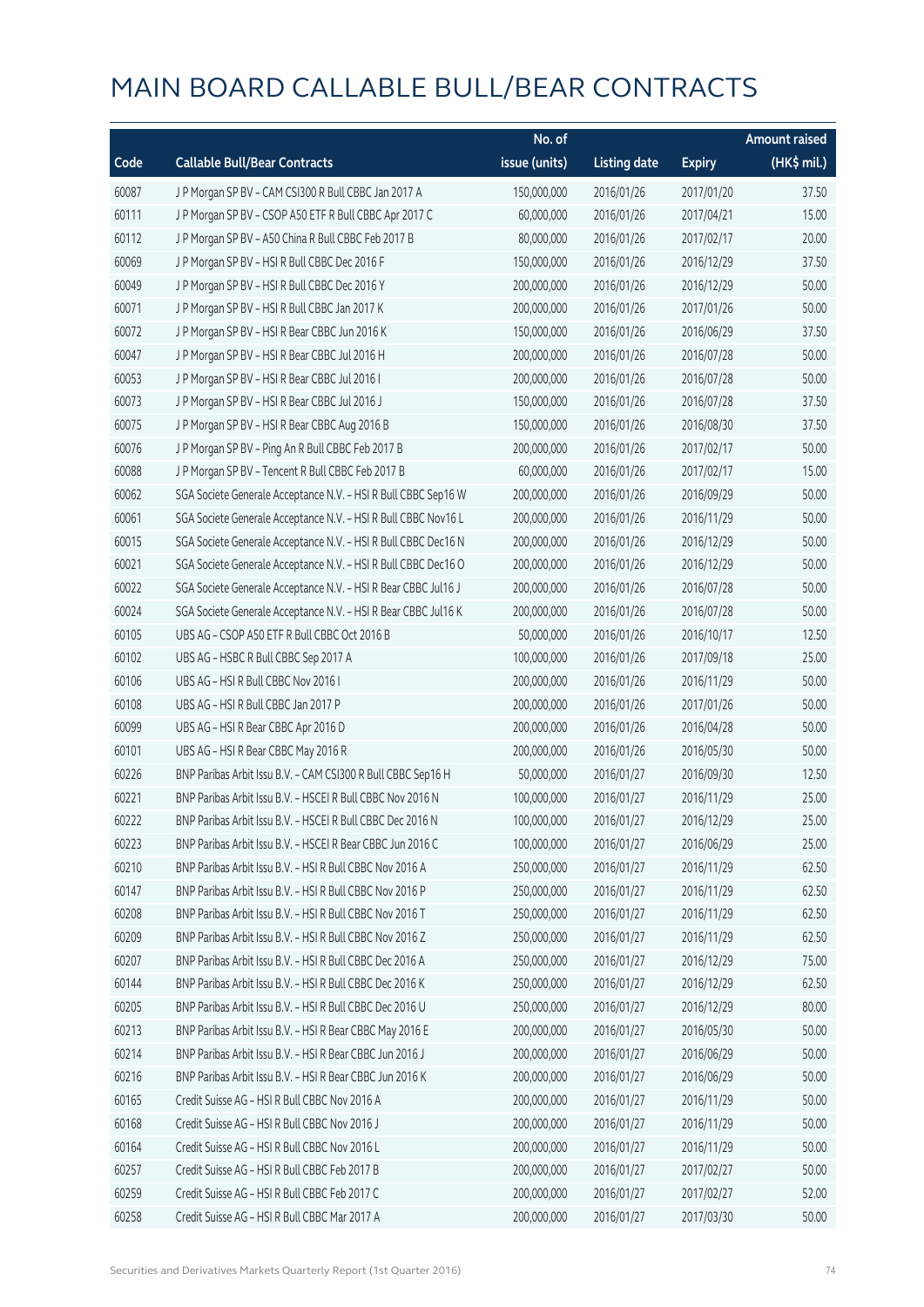# MAIN BOARD CALLABLE BULL/BEAR CONTRACTS

| Code | Callable Bull/Bear Contracts | No. of issue (units) | Listing date | Expiry | Amount raised (HK$ mil.) |
|---|---|---|---|---|---|
| 60087 | J P Morgan SP BV – CAM CSI300 R Bull CBBC Jan 2017 A | 150,000,000 | 2016/01/26 | 2017/01/20 | 37.50 |
| 60111 | J P Morgan SP BV – CSOP A50 ETF R Bull CBBC Apr 2017 C | 60,000,000 | 2016/01/26 | 2017/04/21 | 15.00 |
| 60112 | J P Morgan SP BV – A50 China R Bull CBBC Feb 2017 B | 80,000,000 | 2016/01/26 | 2017/02/17 | 20.00 |
| 60069 | J P Morgan SP BV – HSI R Bull CBBC Dec 2016 F | 150,000,000 | 2016/01/26 | 2016/12/29 | 37.50 |
| 60049 | J P Morgan SP BV – HSI R Bull CBBC Dec 2016 Y | 200,000,000 | 2016/01/26 | 2016/12/29 | 50.00 |
| 60071 | J P Morgan SP BV – HSI R Bull CBBC Jan 2017 K | 200,000,000 | 2016/01/26 | 2017/01/26 | 50.00 |
| 60072 | J P Morgan SP BV – HSI R Bear CBBC Jun 2016 K | 150,000,000 | 2016/01/26 | 2016/06/29 | 37.50 |
| 60047 | J P Morgan SP BV – HSI R Bear CBBC Jul 2016 H | 200,000,000 | 2016/01/26 | 2016/07/28 | 50.00 |
| 60053 | J P Morgan SP BV – HSI R Bear CBBC Jul 2016 I | 200,000,000 | 2016/01/26 | 2016/07/28 | 50.00 |
| 60073 | J P Morgan SP BV – HSI R Bear CBBC Jul 2016 J | 150,000,000 | 2016/01/26 | 2016/07/28 | 37.50 |
| 60075 | J P Morgan SP BV – HSI R Bear CBBC Aug 2016 B | 150,000,000 | 2016/01/26 | 2016/08/30 | 37.50 |
| 60076 | J P Morgan SP BV – Ping An R Bull CBBC Feb 2017 B | 200,000,000 | 2016/01/26 | 2017/02/17 | 50.00 |
| 60088 | J P Morgan SP BV – Tencent R Bull CBBC Feb 2017 B | 60,000,000 | 2016/01/26 | 2017/02/17 | 15.00 |
| 60062 | SGA Societe Generale Acceptance N.V. – HSI R Bull CBBC Sep16 W | 200,000,000 | 2016/01/26 | 2016/09/29 | 50.00 |
| 60061 | SGA Societe Generale Acceptance N.V. – HSI R Bull CBBC Nov16 L | 200,000,000 | 2016/01/26 | 2016/11/29 | 50.00 |
| 60015 | SGA Societe Generale Acceptance N.V. – HSI R Bull CBBC Dec16 N | 200,000,000 | 2016/01/26 | 2016/12/29 | 50.00 |
| 60021 | SGA Societe Generale Acceptance N.V. – HSI R Bull CBBC Dec16 O | 200,000,000 | 2016/01/26 | 2016/12/29 | 50.00 |
| 60022 | SGA Societe Generale Acceptance N.V. – HSI R Bear CBBC Jul16 J | 200,000,000 | 2016/01/26 | 2016/07/28 | 50.00 |
| 60024 | SGA Societe Generale Acceptance N.V. – HSI R Bear CBBC Jul16 K | 200,000,000 | 2016/01/26 | 2016/07/28 | 50.00 |
| 60105 | UBS AG – CSOP A50 ETF R Bull CBBC Oct 2016 B | 50,000,000 | 2016/01/26 | 2016/10/17 | 12.50 |
| 60102 | UBS AG – HSBC R Bull CBBC Sep 2017 A | 100,000,000 | 2016/01/26 | 2017/09/18 | 25.00 |
| 60106 | UBS AG – HSI R Bull CBBC Nov 2016 I | 200,000,000 | 2016/01/26 | 2016/11/29 | 50.00 |
| 60108 | UBS AG – HSI R Bull CBBC Jan 2017 P | 200,000,000 | 2016/01/26 | 2017/01/26 | 50.00 |
| 60099 | UBS AG – HSI R Bear CBBC Apr 2016 D | 200,000,000 | 2016/01/26 | 2016/04/28 | 50.00 |
| 60101 | UBS AG – HSI R Bear CBBC May 2016 R | 200,000,000 | 2016/01/26 | 2016/05/30 | 50.00 |
| 60226 | BNP Paribas Arbit Issu B.V. – CAM CSI300 R Bull CBBC Sep16 H | 50,000,000 | 2016/01/27 | 2016/09/30 | 12.50 |
| 60221 | BNP Paribas Arbit Issu B.V. – HSCEI R Bull CBBC Nov 2016 N | 100,000,000 | 2016/01/27 | 2016/11/29 | 25.00 |
| 60222 | BNP Paribas Arbit Issu B.V. – HSCEI R Bull CBBC Dec 2016 N | 100,000,000 | 2016/01/27 | 2016/12/29 | 25.00 |
| 60223 | BNP Paribas Arbit Issu B.V. – HSCEI R Bear CBBC Jun 2016 C | 100,000,000 | 2016/01/27 | 2016/06/29 | 25.00 |
| 60210 | BNP Paribas Arbit Issu B.V. – HSI R Bull CBBC Nov 2016 A | 250,000,000 | 2016/01/27 | 2016/11/29 | 62.50 |
| 60147 | BNP Paribas Arbit Issu B.V. – HSI R Bull CBBC Nov 2016 P | 250,000,000 | 2016/01/27 | 2016/11/29 | 62.50 |
| 60208 | BNP Paribas Arbit Issu B.V. – HSI R Bull CBBC Nov 2016 T | 250,000,000 | 2016/01/27 | 2016/11/29 | 62.50 |
| 60209 | BNP Paribas Arbit Issu B.V. – HSI R Bull CBBC Nov 2016 Z | 250,000,000 | 2016/01/27 | 2016/11/29 | 62.50 |
| 60207 | BNP Paribas Arbit Issu B.V. – HSI R Bull CBBC Dec 2016 A | 250,000,000 | 2016/01/27 | 2016/12/29 | 75.00 |
| 60144 | BNP Paribas Arbit Issu B.V. – HSI R Bull CBBC Dec 2016 K | 250,000,000 | 2016/01/27 | 2016/12/29 | 62.50 |
| 60205 | BNP Paribas Arbit Issu B.V. – HSI R Bull CBBC Dec 2016 U | 250,000,000 | 2016/01/27 | 2016/12/29 | 80.00 |
| 60213 | BNP Paribas Arbit Issu B.V. – HSI R Bear CBBC May 2016 E | 200,000,000 | 2016/01/27 | 2016/05/30 | 50.00 |
| 60214 | BNP Paribas Arbit Issu B.V. – HSI R Bear CBBC Jun 2016 J | 200,000,000 | 2016/01/27 | 2016/06/29 | 50.00 |
| 60216 | BNP Paribas Arbit Issu B.V. – HSI R Bear CBBC Jun 2016 K | 200,000,000 | 2016/01/27 | 2016/06/29 | 50.00 |
| 60165 | Credit Suisse AG – HSI R Bull CBBC Nov 2016 A | 200,000,000 | 2016/01/27 | 2016/11/29 | 50.00 |
| 60168 | Credit Suisse AG – HSI R Bull CBBC Nov 2016 J | 200,000,000 | 2016/01/27 | 2016/11/29 | 50.00 |
| 60164 | Credit Suisse AG – HSI R Bull CBBC Nov 2016 L | 200,000,000 | 2016/01/27 | 2016/11/29 | 50.00 |
| 60257 | Credit Suisse AG – HSI R Bull CBBC Feb 2017 B | 200,000,000 | 2016/01/27 | 2017/02/27 | 50.00 |
| 60259 | Credit Suisse AG – HSI R Bull CBBC Feb 2017 C | 200,000,000 | 2016/01/27 | 2017/02/27 | 52.00 |
| 60258 | Credit Suisse AG – HSI R Bull CBBC Mar 2017 A | 200,000,000 | 2016/01/27 | 2017/03/30 | 50.00 |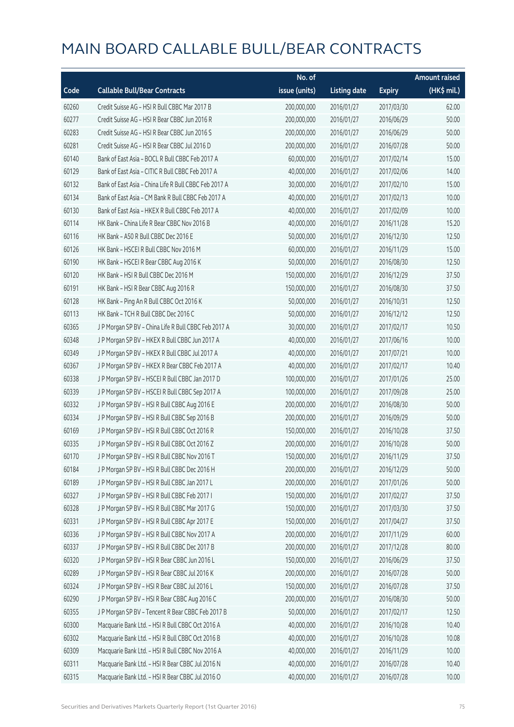# MAIN BOARD CALLABLE BULL/BEAR CONTRACTS

| Code | Callable Bull/Bear Contracts | No. of issue (units) | Listing date | Expiry | Amount raised (HK$ mil.) |
|---|---|---|---|---|---|
| 60260 | Credit Suisse AG – HSI R Bull CBBC Mar 2017 B | 200,000,000 | 2016/01/27 | 2017/03/30 | 62.00 |
| 60277 | Credit Suisse AG – HSI R Bear CBBC Jun 2016 R | 200,000,000 | 2016/01/27 | 2016/06/29 | 50.00 |
| 60283 | Credit Suisse AG – HSI R Bear CBBC Jun 2016 S | 200,000,000 | 2016/01/27 | 2016/06/29 | 50.00 |
| 60281 | Credit Suisse AG – HSI R Bear CBBC Jul 2016 D | 200,000,000 | 2016/01/27 | 2016/07/28 | 50.00 |
| 60140 | Bank of East Asia – BOCL R Bull CBBC Feb 2017 A | 60,000,000 | 2016/01/27 | 2017/02/14 | 15.00 |
| 60129 | Bank of East Asia – CITIC R Bull CBBC Feb 2017 A | 40,000,000 | 2016/01/27 | 2017/02/06 | 14.00 |
| 60132 | Bank of East Asia – China Life R Bull CBBC Feb 2017 A | 30,000,000 | 2016/01/27 | 2017/02/10 | 15.00 |
| 60134 | Bank of East Asia – CM Bank R Bull CBBC Feb 2017 A | 40,000,000 | 2016/01/27 | 2017/02/13 | 10.00 |
| 60130 | Bank of East Asia – HKEX R Bull CBBC Feb 2017 A | 40,000,000 | 2016/01/27 | 2017/02/09 | 10.00 |
| 60114 | HK Bank – China Life R Bear CBBC Nov 2016 B | 40,000,000 | 2016/01/27 | 2016/11/28 | 15.20 |
| 60116 | HK Bank – A50 R Bull CBBC Dec 2016 E | 50,000,000 | 2016/01/27 | 2016/12/30 | 12.50 |
| 60126 | HK Bank – HSCEI R Bull CBBC Nov 2016 M | 60,000,000 | 2016/01/27 | 2016/11/29 | 15.00 |
| 60190 | HK Bank – HSCEI R Bear CBBC Aug 2016 K | 50,000,000 | 2016/01/27 | 2016/08/30 | 12.50 |
| 60120 | HK Bank – HSI R Bull CBBC Dec 2016 M | 150,000,000 | 2016/01/27 | 2016/12/29 | 37.50 |
| 60191 | HK Bank – HSI R Bear CBBC Aug 2016 R | 150,000,000 | 2016/01/27 | 2016/08/30 | 37.50 |
| 60128 | HK Bank – Ping An R Bull CBBC Oct 2016 K | 50,000,000 | 2016/01/27 | 2016/10/31 | 12.50 |
| 60113 | HK Bank – TCH R Bull CBBC Dec 2016 C | 50,000,000 | 2016/01/27 | 2016/12/12 | 12.50 |
| 60365 | J P Morgan SP BV – China Life R Bull CBBC Feb 2017 A | 30,000,000 | 2016/01/27 | 2017/02/17 | 10.50 |
| 60348 | J P Morgan SP BV – HKEX R Bull CBBC Jun 2017 A | 40,000,000 | 2016/01/27 | 2017/06/16 | 10.00 |
| 60349 | J P Morgan SP BV – HKEX R Bull CBBC Jul 2017 A | 40,000,000 | 2016/01/27 | 2017/07/21 | 10.00 |
| 60367 | J P Morgan SP BV – HKEX R Bear CBBC Feb 2017 A | 40,000,000 | 2016/01/27 | 2017/02/17 | 10.40 |
| 60338 | J P Morgan SP BV – HSCEI R Bull CBBC Jan 2017 D | 100,000,000 | 2016/01/27 | 2017/01/26 | 25.00 |
| 60339 | J P Morgan SP BV – HSCEI R Bull CBBC Sep 2017 A | 100,000,000 | 2016/01/27 | 2017/09/28 | 25.00 |
| 60332 | J P Morgan SP BV – HSI R Bull CBBC Aug 2016 E | 200,000,000 | 2016/01/27 | 2016/08/30 | 50.00 |
| 60334 | J P Morgan SP BV – HSI R Bull CBBC Sep 2016 B | 200,000,000 | 2016/01/27 | 2016/09/29 | 50.00 |
| 60169 | J P Morgan SP BV – HSI R Bull CBBC Oct 2016 R | 150,000,000 | 2016/01/27 | 2016/10/28 | 37.50 |
| 60335 | J P Morgan SP BV – HSI R Bull CBBC Oct 2016 Z | 200,000,000 | 2016/01/27 | 2016/10/28 | 50.00 |
| 60170 | J P Morgan SP BV – HSI R Bull CBBC Nov 2016 T | 150,000,000 | 2016/01/27 | 2016/11/29 | 37.50 |
| 60184 | J P Morgan SP BV – HSI R Bull CBBC Dec 2016 H | 200,000,000 | 2016/01/27 | 2016/12/29 | 50.00 |
| 60189 | J P Morgan SP BV – HSI R Bull CBBC Jan 2017 L | 200,000,000 | 2016/01/27 | 2017/01/26 | 50.00 |
| 60327 | J P Morgan SP BV – HSI R Bull CBBC Feb 2017 I | 150,000,000 | 2016/01/27 | 2017/02/27 | 37.50 |
| 60328 | J P Morgan SP BV – HSI R Bull CBBC Mar 2017 G | 150,000,000 | 2016/01/27 | 2017/03/30 | 37.50 |
| 60331 | J P Morgan SP BV – HSI R Bull CBBC Apr 2017 E | 150,000,000 | 2016/01/27 | 2017/04/27 | 37.50 |
| 60336 | J P Morgan SP BV – HSI R Bull CBBC Nov 2017 A | 200,000,000 | 2016/01/27 | 2017/11/29 | 60.00 |
| 60337 | J P Morgan SP BV – HSI R Bull CBBC Dec 2017 B | 200,000,000 | 2016/01/27 | 2017/12/28 | 80.00 |
| 60320 | J P Morgan SP BV – HSI R Bear CBBC Jun 2016 L | 150,000,000 | 2016/01/27 | 2016/06/29 | 37.50 |
| 60289 | J P Morgan SP BV – HSI R Bear CBBC Jul 2016 K | 200,000,000 | 2016/01/27 | 2016/07/28 | 50.00 |
| 60324 | J P Morgan SP BV – HSI R Bear CBBC Jul 2016 L | 150,000,000 | 2016/01/27 | 2016/07/28 | 37.50 |
| 60290 | J P Morgan SP BV – HSI R Bear CBBC Aug 2016 C | 200,000,000 | 2016/01/27 | 2016/08/30 | 50.00 |
| 60355 | J P Morgan SP BV – Tencent R Bear CBBC Feb 2017 B | 50,000,000 | 2016/01/27 | 2017/02/17 | 12.50 |
| 60300 | Macquarie Bank Ltd. – HSI R Bull CBBC Oct 2016 A | 40,000,000 | 2016/01/27 | 2016/10/28 | 10.40 |
| 60302 | Macquarie Bank Ltd. – HSI R Bull CBBC Oct 2016 B | 40,000,000 | 2016/01/27 | 2016/10/28 | 10.08 |
| 60309 | Macquarie Bank Ltd. – HSI R Bull CBBC Nov 2016 A | 40,000,000 | 2016/01/27 | 2016/11/29 | 10.00 |
| 60311 | Macquarie Bank Ltd. – HSI R Bear CBBC Jul 2016 N | 40,000,000 | 2016/01/27 | 2016/07/28 | 10.40 |
| 60315 | Macquarie Bank Ltd. – HSI R Bear CBBC Jul 2016 O | 40,000,000 | 2016/01/27 | 2016/07/28 | 10.00 |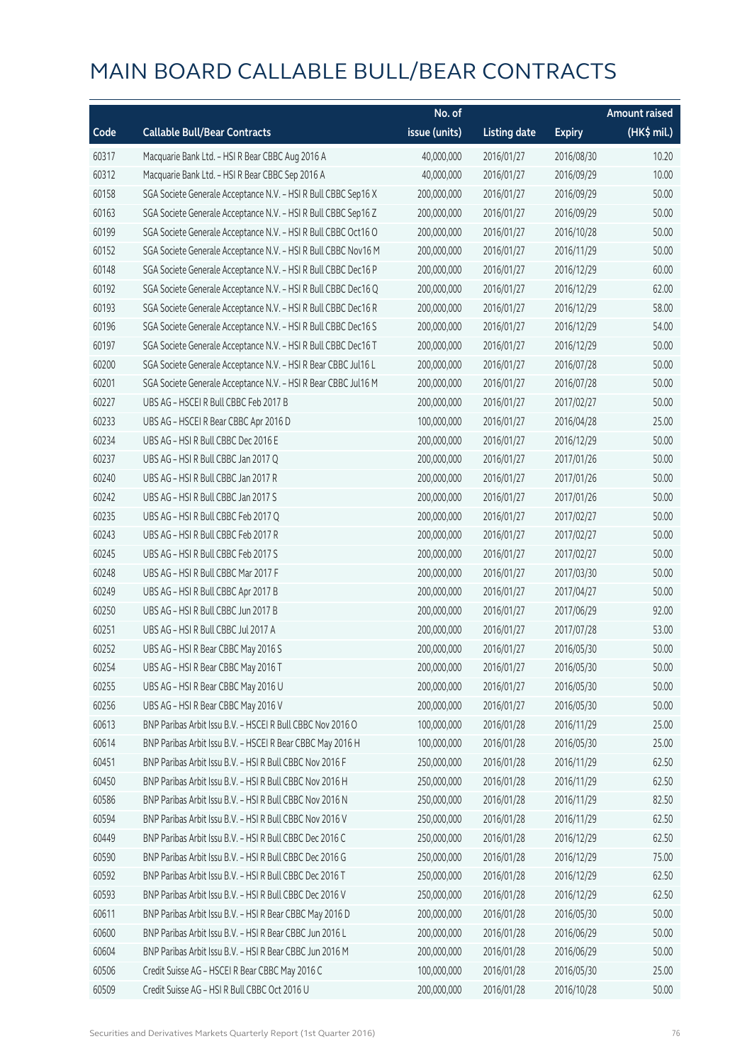# MAIN BOARD CALLABLE BULL/BEAR CONTRACTS

| Code | Callable Bull/Bear Contracts | No. of issue (units) | Listing date | Expiry | Amount raised (HK$ mil.) |
|---|---|---|---|---|---|
| 60317 | Macquarie Bank Ltd. – HSI R Bear CBBC Aug 2016 A | 40,000,000 | 2016/01/27 | 2016/08/30 | 10.20 |
| 60312 | Macquarie Bank Ltd. – HSI R Bear CBBC Sep 2016 A | 40,000,000 | 2016/01/27 | 2016/09/29 | 10.00 |
| 60158 | SGA Societe Generale Acceptance N.V. – HSI R Bull CBBC Sep16 X | 200,000,000 | 2016/01/27 | 2016/09/29 | 50.00 |
| 60163 | SGA Societe Generale Acceptance N.V. – HSI R Bull CBBC Sep16 Z | 200,000,000 | 2016/01/27 | 2016/09/29 | 50.00 |
| 60199 | SGA Societe Generale Acceptance N.V. – HSI R Bull CBBC Oct16 O | 200,000,000 | 2016/01/27 | 2016/10/28 | 50.00 |
| 60152 | SGA Societe Generale Acceptance N.V. – HSI R Bull CBBC Nov16 M | 200,000,000 | 2016/01/27 | 2016/11/29 | 50.00 |
| 60148 | SGA Societe Generale Acceptance N.V. – HSI R Bull CBBC Dec16 P | 200,000,000 | 2016/01/27 | 2016/12/29 | 60.00 |
| 60192 | SGA Societe Generale Acceptance N.V. – HSI R Bull CBBC Dec16 Q | 200,000,000 | 2016/01/27 | 2016/12/29 | 62.00 |
| 60193 | SGA Societe Generale Acceptance N.V. – HSI R Bull CBBC Dec16 R | 200,000,000 | 2016/01/27 | 2016/12/29 | 58.00 |
| 60196 | SGA Societe Generale Acceptance N.V. – HSI R Bull CBBC Dec16 S | 200,000,000 | 2016/01/27 | 2016/12/29 | 54.00 |
| 60197 | SGA Societe Generale Acceptance N.V. – HSI R Bull CBBC Dec16 T | 200,000,000 | 2016/01/27 | 2016/12/29 | 50.00 |
| 60200 | SGA Societe Generale Acceptance N.V. – HSI R Bear CBBC Jul16 L | 200,000,000 | 2016/01/27 | 2016/07/28 | 50.00 |
| 60201 | SGA Societe Generale Acceptance N.V. – HSI R Bear CBBC Jul16 M | 200,000,000 | 2016/01/27 | 2016/07/28 | 50.00 |
| 60227 | UBS AG – HSCEI R Bull CBBC Feb 2017 B | 200,000,000 | 2016/01/27 | 2017/02/27 | 50.00 |
| 60233 | UBS AG – HSCEI R Bear CBBC Apr 2016 D | 100,000,000 | 2016/01/27 | 2016/04/28 | 25.00 |
| 60234 | UBS AG – HSI R Bull CBBC Dec 2016 E | 200,000,000 | 2016/01/27 | 2016/12/29 | 50.00 |
| 60237 | UBS AG – HSI R Bull CBBC Jan 2017 Q | 200,000,000 | 2016/01/27 | 2017/01/26 | 50.00 |
| 60240 | UBS AG – HSI R Bull CBBC Jan 2017 R | 200,000,000 | 2016/01/27 | 2017/01/26 | 50.00 |
| 60242 | UBS AG – HSI R Bull CBBC Jan 2017 S | 200,000,000 | 2016/01/27 | 2017/01/26 | 50.00 |
| 60235 | UBS AG – HSI R Bull CBBC Feb 2017 Q | 200,000,000 | 2016/01/27 | 2017/02/27 | 50.00 |
| 60243 | UBS AG – HSI R Bull CBBC Feb 2017 R | 200,000,000 | 2016/01/27 | 2017/02/27 | 50.00 |
| 60245 | UBS AG – HSI R Bull CBBC Feb 2017 S | 200,000,000 | 2016/01/27 | 2017/02/27 | 50.00 |
| 60248 | UBS AG – HSI R Bull CBBC Mar 2017 F | 200,000,000 | 2016/01/27 | 2017/03/30 | 50.00 |
| 60249 | UBS AG – HSI R Bull CBBC Apr 2017 B | 200,000,000 | 2016/01/27 | 2017/04/27 | 50.00 |
| 60250 | UBS AG – HSI R Bull CBBC Jun 2017 B | 200,000,000 | 2016/01/27 | 2017/06/29 | 92.00 |
| 60251 | UBS AG – HSI R Bull CBBC Jul 2017 A | 200,000,000 | 2016/01/27 | 2017/07/28 | 53.00 |
| 60252 | UBS AG – HSI R Bear CBBC May 2016 S | 200,000,000 | 2016/01/27 | 2016/05/30 | 50.00 |
| 60254 | UBS AG – HSI R Bear CBBC May 2016 T | 200,000,000 | 2016/01/27 | 2016/05/30 | 50.00 |
| 60255 | UBS AG – HSI R Bear CBBC May 2016 U | 200,000,000 | 2016/01/27 | 2016/05/30 | 50.00 |
| 60256 | UBS AG – HSI R Bear CBBC May 2016 V | 200,000,000 | 2016/01/27 | 2016/05/30 | 50.00 |
| 60613 | BNP Paribas Arbit Issu B.V. – HSCEI R Bull CBBC Nov 2016 O | 100,000,000 | 2016/01/28 | 2016/11/29 | 25.00 |
| 60614 | BNP Paribas Arbit Issu B.V. – HSCEI R Bear CBBC May 2016 H | 100,000,000 | 2016/01/28 | 2016/05/30 | 25.00 |
| 60451 | BNP Paribas Arbit Issu B.V. – HSI R Bull CBBC Nov 2016 F | 250,000,000 | 2016/01/28 | 2016/11/29 | 62.50 |
| 60450 | BNP Paribas Arbit Issu B.V. – HSI R Bull CBBC Nov 2016 H | 250,000,000 | 2016/01/28 | 2016/11/29 | 62.50 |
| 60586 | BNP Paribas Arbit Issu B.V. – HSI R Bull CBBC Nov 2016 N | 250,000,000 | 2016/01/28 | 2016/11/29 | 82.50 |
| 60594 | BNP Paribas Arbit Issu B.V. – HSI R Bull CBBC Nov 2016 V | 250,000,000 | 2016/01/28 | 2016/11/29 | 62.50 |
| 60449 | BNP Paribas Arbit Issu B.V. – HSI R Bull CBBC Dec 2016 C | 250,000,000 | 2016/01/28 | 2016/12/29 | 62.50 |
| 60590 | BNP Paribas Arbit Issu B.V. – HSI R Bull CBBC Dec 2016 G | 250,000,000 | 2016/01/28 | 2016/12/29 | 75.00 |
| 60592 | BNP Paribas Arbit Issu B.V. – HSI R Bull CBBC Dec 2016 T | 250,000,000 | 2016/01/28 | 2016/12/29 | 62.50 |
| 60593 | BNP Paribas Arbit Issu B.V. – HSI R Bull CBBC Dec 2016 V | 250,000,000 | 2016/01/28 | 2016/12/29 | 62.50 |
| 60611 | BNP Paribas Arbit Issu B.V. – HSI R Bear CBBC May 2016 D | 200,000,000 | 2016/01/28 | 2016/05/30 | 50.00 |
| 60600 | BNP Paribas Arbit Issu B.V. – HSI R Bear CBBC Jun 2016 L | 200,000,000 | 2016/01/28 | 2016/06/29 | 50.00 |
| 60604 | BNP Paribas Arbit Issu B.V. – HSI R Bear CBBC Jun 2016 M | 200,000,000 | 2016/01/28 | 2016/06/29 | 50.00 |
| 60506 | Credit Suisse AG – HSCEI R Bear CBBC May 2016 C | 100,000,000 | 2016/01/28 | 2016/05/30 | 25.00 |
| 60509 | Credit Suisse AG – HSI R Bull CBBC Oct 2016 U | 200,000,000 | 2016/01/28 | 2016/10/28 | 50.00 |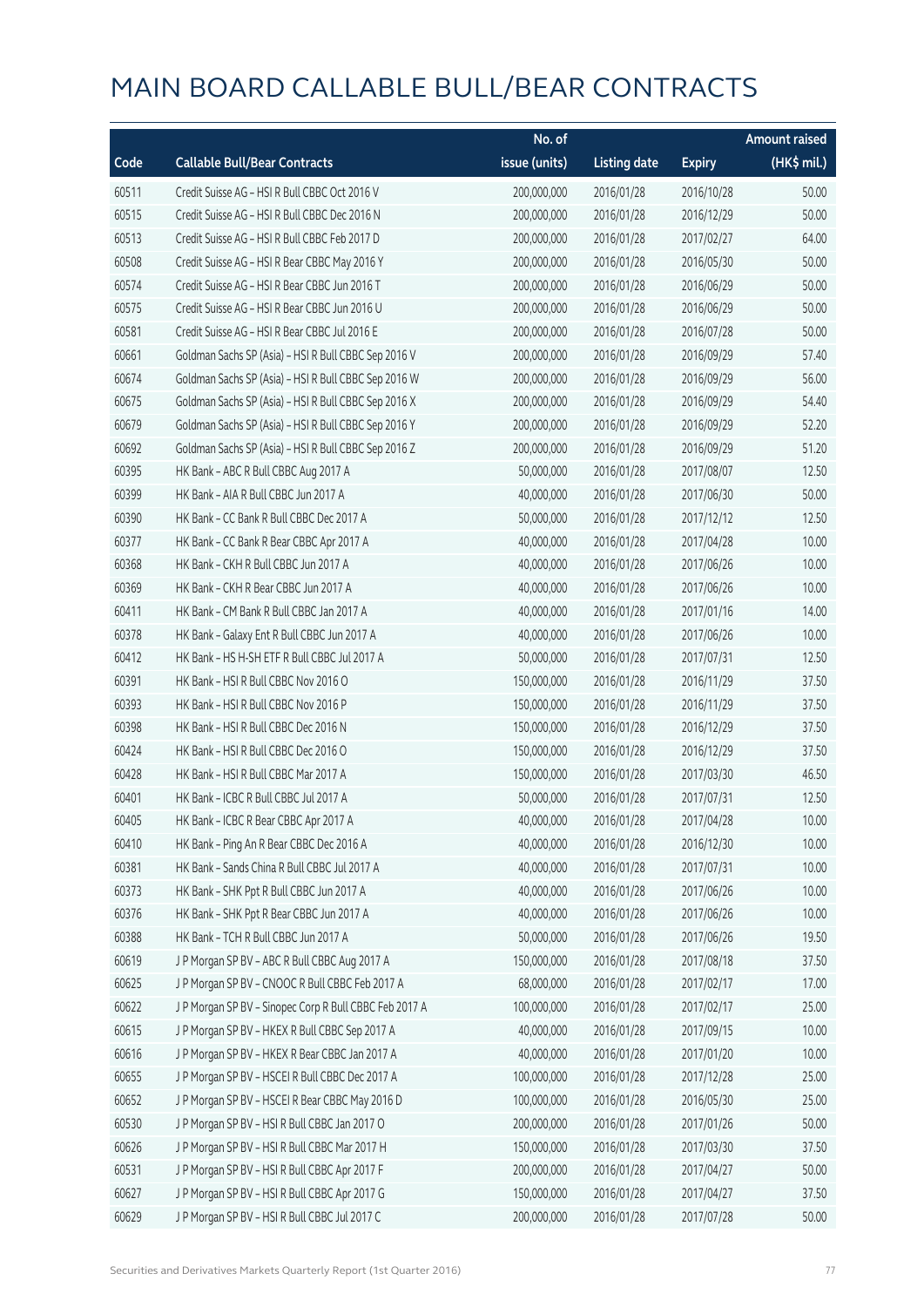# MAIN BOARD CALLABLE BULL/BEAR CONTRACTS

| Code | Callable Bull/Bear Contracts | No. of issue (units) | Listing date | Expiry | Amount raised (HK$ mil.) |
|---|---|---|---|---|---|
| 60511 | Credit Suisse AG – HSI R Bull CBBC Oct 2016 V | 200,000,000 | 2016/01/28 | 2016/10/28 | 50.00 |
| 60515 | Credit Suisse AG – HSI R Bull CBBC Dec 2016 N | 200,000,000 | 2016/01/28 | 2016/12/29 | 50.00 |
| 60513 | Credit Suisse AG – HSI R Bull CBBC Feb 2017 D | 200,000,000 | 2016/01/28 | 2017/02/27 | 64.00 |
| 60508 | Credit Suisse AG – HSI R Bear CBBC May 2016 Y | 200,000,000 | 2016/01/28 | 2016/05/30 | 50.00 |
| 60574 | Credit Suisse AG – HSI R Bear CBBC Jun 2016 T | 200,000,000 | 2016/01/28 | 2016/06/29 | 50.00 |
| 60575 | Credit Suisse AG – HSI R Bear CBBC Jun 2016 U | 200,000,000 | 2016/01/28 | 2016/06/29 | 50.00 |
| 60581 | Credit Suisse AG – HSI R Bear CBBC Jul 2016 E | 200,000,000 | 2016/01/28 | 2016/07/28 | 50.00 |
| 60661 | Goldman Sachs SP (Asia) – HSI R Bull CBBC Sep 2016 V | 200,000,000 | 2016/01/28 | 2016/09/29 | 57.40 |
| 60674 | Goldman Sachs SP (Asia) – HSI R Bull CBBC Sep 2016 W | 200,000,000 | 2016/01/28 | 2016/09/29 | 56.00 |
| 60675 | Goldman Sachs SP (Asia) – HSI R Bull CBBC Sep 2016 X | 200,000,000 | 2016/01/28 | 2016/09/29 | 54.40 |
| 60679 | Goldman Sachs SP (Asia) – HSI R Bull CBBC Sep 2016 Y | 200,000,000 | 2016/01/28 | 2016/09/29 | 52.20 |
| 60692 | Goldman Sachs SP (Asia) – HSI R Bull CBBC Sep 2016 Z | 200,000,000 | 2016/01/28 | 2016/09/29 | 51.20 |
| 60395 | HK Bank – ABC R Bull CBBC Aug 2017 A | 50,000,000 | 2016/01/28 | 2017/08/07 | 12.50 |
| 60399 | HK Bank – AIA R Bull CBBC Jun 2017 A | 40,000,000 | 2016/01/28 | 2017/06/30 | 50.00 |
| 60390 | HK Bank – CC Bank R Bull CBBC Dec 2017 A | 50,000,000 | 2016/01/28 | 2017/12/12 | 12.50 |
| 60377 | HK Bank – CC Bank R Bear CBBC Apr 2017 A | 40,000,000 | 2016/01/28 | 2017/04/28 | 10.00 |
| 60368 | HK Bank – CKH R Bull CBBC Jun 2017 A | 40,000,000 | 2016/01/28 | 2017/06/26 | 10.00 |
| 60369 | HK Bank – CKH R Bear CBBC Jun 2017 A | 40,000,000 | 2016/01/28 | 2017/06/26 | 10.00 |
| 60411 | HK Bank – CM Bank R Bull CBBC Jan 2017 A | 40,000,000 | 2016/01/28 | 2017/01/16 | 14.00 |
| 60378 | HK Bank – Galaxy Ent R Bull CBBC Jun 2017 A | 40,000,000 | 2016/01/28 | 2017/06/26 | 10.00 |
| 60412 | HK Bank – HS H-SH ETF R Bull CBBC Jul 2017 A | 50,000,000 | 2016/01/28 | 2017/07/31 | 12.50 |
| 60391 | HK Bank – HSI R Bull CBBC Nov 2016 O | 150,000,000 | 2016/01/28 | 2016/11/29 | 37.50 |
| 60393 | HK Bank – HSI R Bull CBBC Nov 2016 P | 150,000,000 | 2016/01/28 | 2016/11/29 | 37.50 |
| 60398 | HK Bank – HSI R Bull CBBC Dec 2016 N | 150,000,000 | 2016/01/28 | 2016/12/29 | 37.50 |
| 60424 | HK Bank – HSI R Bull CBBC Dec 2016 O | 150,000,000 | 2016/01/28 | 2016/12/29 | 37.50 |
| 60428 | HK Bank – HSI R Bull CBBC Mar 2017 A | 150,000,000 | 2016/01/28 | 2017/03/30 | 46.50 |
| 60401 | HK Bank – ICBC R Bull CBBC Jul 2017 A | 50,000,000 | 2016/01/28 | 2017/07/31 | 12.50 |
| 60405 | HK Bank – ICBC R Bear CBBC Apr 2017 A | 40,000,000 | 2016/01/28 | 2017/04/28 | 10.00 |
| 60410 | HK Bank – Ping An R Bear CBBC Dec 2016 A | 40,000,000 | 2016/01/28 | 2016/12/30 | 10.00 |
| 60381 | HK Bank – Sands China R Bull CBBC Jul 2017 A | 40,000,000 | 2016/01/28 | 2017/07/31 | 10.00 |
| 60373 | HK Bank – SHK Ppt R Bull CBBC Jun 2017 A | 40,000,000 | 2016/01/28 | 2017/06/26 | 10.00 |
| 60376 | HK Bank – SHK Ppt R Bear CBBC Jun 2017 A | 40,000,000 | 2016/01/28 | 2017/06/26 | 10.00 |
| 60388 | HK Bank – TCH R Bull CBBC Jun 2017 A | 50,000,000 | 2016/01/28 | 2017/06/26 | 19.50 |
| 60619 | J P Morgan SP BV – ABC R Bull CBBC Aug 2017 A | 150,000,000 | 2016/01/28 | 2017/08/18 | 37.50 |
| 60625 | J P Morgan SP BV – CNOOC R Bull CBBC Feb 2017 A | 68,000,000 | 2016/01/28 | 2017/02/17 | 17.00 |
| 60622 | J P Morgan SP BV – Sinopec Corp R Bull CBBC Feb 2017 A | 100,000,000 | 2016/01/28 | 2017/02/17 | 25.00 |
| 60615 | J P Morgan SP BV – HKEX R Bull CBBC Sep 2017 A | 40,000,000 | 2016/01/28 | 2017/09/15 | 10.00 |
| 60616 | J P Morgan SP BV – HKEX R Bear CBBC Jan 2017 A | 40,000,000 | 2016/01/28 | 2017/01/20 | 10.00 |
| 60655 | J P Morgan SP BV – HSCEI R Bull CBBC Dec 2017 A | 100,000,000 | 2016/01/28 | 2017/12/28 | 25.00 |
| 60652 | J P Morgan SP BV – HSCEI R Bear CBBC May 2016 D | 100,000,000 | 2016/01/28 | 2016/05/30 | 25.00 |
| 60530 | J P Morgan SP BV – HSI R Bull CBBC Jan 2017 O | 200,000,000 | 2016/01/28 | 2017/01/26 | 50.00 |
| 60626 | J P Morgan SP BV – HSI R Bull CBBC Mar 2017 H | 150,000,000 | 2016/01/28 | 2017/03/30 | 37.50 |
| 60531 | J P Morgan SP BV – HSI R Bull CBBC Apr 2017 F | 200,000,000 | 2016/01/28 | 2017/04/27 | 50.00 |
| 60627 | J P Morgan SP BV – HSI R Bull CBBC Apr 2017 G | 150,000,000 | 2016/01/28 | 2017/04/27 | 37.50 |
| 60629 | J P Morgan SP BV – HSI R Bull CBBC Jul 2017 C | 200,000,000 | 2016/01/28 | 2017/07/28 | 50.00 |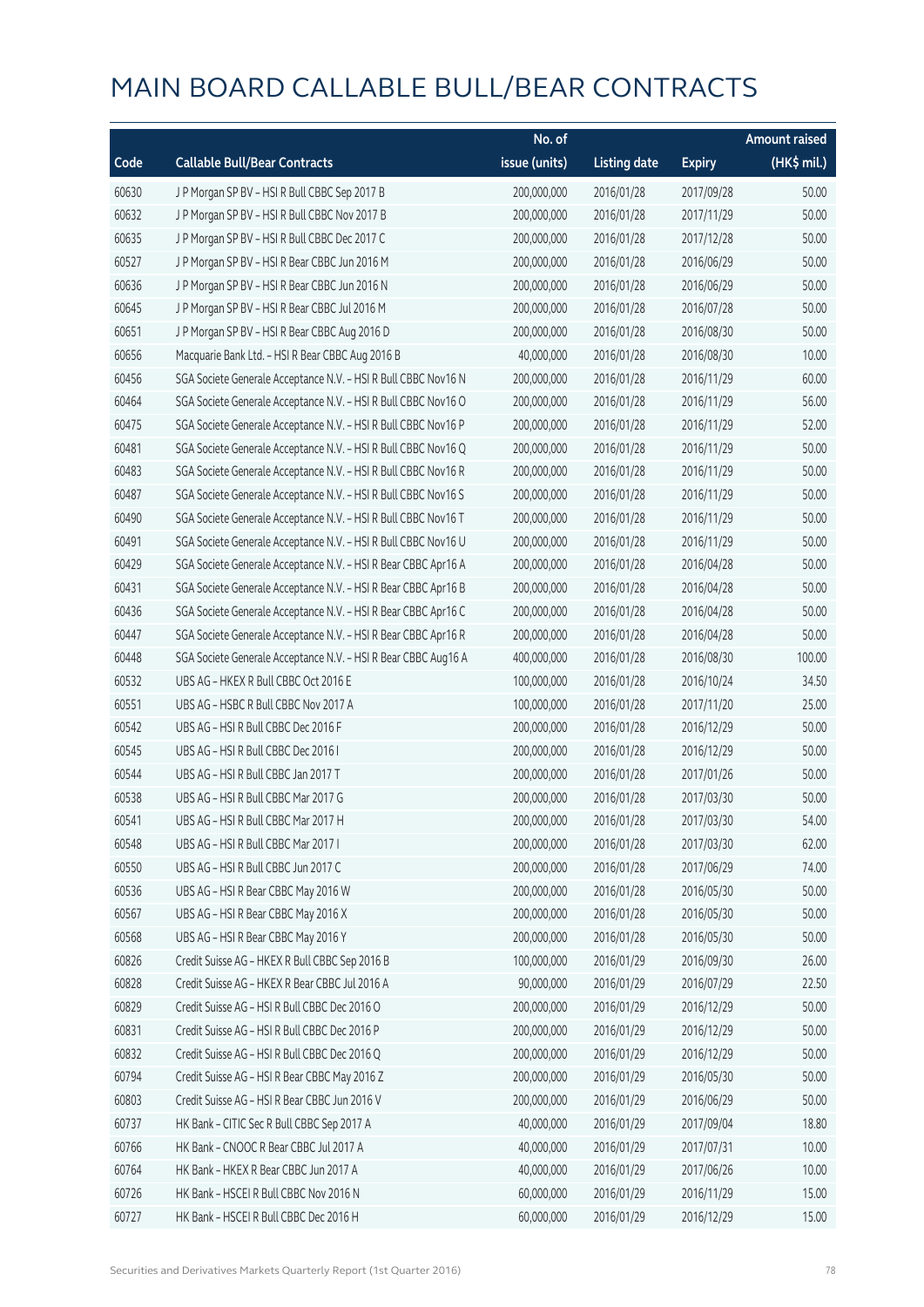# MAIN BOARD CALLABLE BULL/BEAR CONTRACTS

| Code | Callable Bull/Bear Contracts | No. of issue (units) | Listing date | Expiry | Amount raised (HK$ mil.) |
|---|---|---|---|---|---|
| 60630 | J P Morgan SP BV – HSI R Bull CBBC Sep 2017 B | 200,000,000 | 2016/01/28 | 2017/09/28 | 50.00 |
| 60632 | J P Morgan SP BV – HSI R Bull CBBC Nov 2017 B | 200,000,000 | 2016/01/28 | 2017/11/29 | 50.00 |
| 60635 | J P Morgan SP BV – HSI R Bull CBBC Dec 2017 C | 200,000,000 | 2016/01/28 | 2017/12/28 | 50.00 |
| 60527 | J P Morgan SP BV – HSI R Bear CBBC Jun 2016 M | 200,000,000 | 2016/01/28 | 2016/06/29 | 50.00 |
| 60636 | J P Morgan SP BV – HSI R Bear CBBC Jun 2016 N | 200,000,000 | 2016/01/28 | 2016/06/29 | 50.00 |
| 60645 | J P Morgan SP BV – HSI R Bear CBBC Jul 2016 M | 200,000,000 | 2016/01/28 | 2016/07/28 | 50.00 |
| 60651 | J P Morgan SP BV – HSI R Bear CBBC Aug 2016 D | 200,000,000 | 2016/01/28 | 2016/08/30 | 50.00 |
| 60656 | Macquarie Bank Ltd. – HSI R Bear CBBC Aug 2016 B | 40,000,000 | 2016/01/28 | 2016/08/30 | 10.00 |
| 60456 | SGA Societe Generale Acceptance N.V. – HSI R Bull CBBC Nov16 N | 200,000,000 | 2016/01/28 | 2016/11/29 | 60.00 |
| 60464 | SGA Societe Generale Acceptance N.V. – HSI R Bull CBBC Nov16 O | 200,000,000 | 2016/01/28 | 2016/11/29 | 56.00 |
| 60475 | SGA Societe Generale Acceptance N.V. – HSI R Bull CBBC Nov16 P | 200,000,000 | 2016/01/28 | 2016/11/29 | 52.00 |
| 60481 | SGA Societe Generale Acceptance N.V. – HSI R Bull CBBC Nov16 Q | 200,000,000 | 2016/01/28 | 2016/11/29 | 50.00 |
| 60483 | SGA Societe Generale Acceptance N.V. – HSI R Bull CBBC Nov16 R | 200,000,000 | 2016/01/28 | 2016/11/29 | 50.00 |
| 60487 | SGA Societe Generale Acceptance N.V. – HSI R Bull CBBC Nov16 S | 200,000,000 | 2016/01/28 | 2016/11/29 | 50.00 |
| 60490 | SGA Societe Generale Acceptance N.V. – HSI R Bull CBBC Nov16 T | 200,000,000 | 2016/01/28 | 2016/11/29 | 50.00 |
| 60491 | SGA Societe Generale Acceptance N.V. – HSI R Bull CBBC Nov16 U | 200,000,000 | 2016/01/28 | 2016/11/29 | 50.00 |
| 60429 | SGA Societe Generale Acceptance N.V. – HSI R Bear CBBC Apr16 A | 200,000,000 | 2016/01/28 | 2016/04/28 | 50.00 |
| 60431 | SGA Societe Generale Acceptance N.V. – HSI R Bear CBBC Apr16 B | 200,000,000 | 2016/01/28 | 2016/04/28 | 50.00 |
| 60436 | SGA Societe Generale Acceptance N.V. – HSI R Bear CBBC Apr16 C | 200,000,000 | 2016/01/28 | 2016/04/28 | 50.00 |
| 60447 | SGA Societe Generale Acceptance N.V. – HSI R Bear CBBC Apr16 R | 200,000,000 | 2016/01/28 | 2016/04/28 | 50.00 |
| 60448 | SGA Societe Generale Acceptance N.V. – HSI R Bear CBBC Aug16 A | 400,000,000 | 2016/01/28 | 2016/08/30 | 100.00 |
| 60532 | UBS AG – HKEX R Bull CBBC Oct 2016 E | 100,000,000 | 2016/01/28 | 2016/10/24 | 34.50 |
| 60551 | UBS AG – HSBC R Bull CBBC Nov 2017 A | 100,000,000 | 2016/01/28 | 2017/11/20 | 25.00 |
| 60542 | UBS AG – HSI R Bull CBBC Dec 2016 F | 200,000,000 | 2016/01/28 | 2016/12/29 | 50.00 |
| 60545 | UBS AG – HSI R Bull CBBC Dec 2016 I | 200,000,000 | 2016/01/28 | 2016/12/29 | 50.00 |
| 60544 | UBS AG – HSI R Bull CBBC Jan 2017 T | 200,000,000 | 2016/01/28 | 2017/01/26 | 50.00 |
| 60538 | UBS AG – HSI R Bull CBBC Mar 2017 G | 200,000,000 | 2016/01/28 | 2017/03/30 | 50.00 |
| 60541 | UBS AG – HSI R Bull CBBC Mar 2017 H | 200,000,000 | 2016/01/28 | 2017/03/30 | 54.00 |
| 60548 | UBS AG – HSI R Bull CBBC Mar 2017 I | 200,000,000 | 2016/01/28 | 2017/03/30 | 62.00 |
| 60550 | UBS AG – HSI R Bull CBBC Jun 2017 C | 200,000,000 | 2016/01/28 | 2017/06/29 | 74.00 |
| 60536 | UBS AG – HSI R Bear CBBC May 2016 W | 200,000,000 | 2016/01/28 | 2016/05/30 | 50.00 |
| 60567 | UBS AG – HSI R Bear CBBC May 2016 X | 200,000,000 | 2016/01/28 | 2016/05/30 | 50.00 |
| 60568 | UBS AG – HSI R Bear CBBC May 2016 Y | 200,000,000 | 2016/01/28 | 2016/05/30 | 50.00 |
| 60826 | Credit Suisse AG – HKEX R Bull CBBC Sep 2016 B | 100,000,000 | 2016/01/29 | 2016/09/30 | 26.00 |
| 60828 | Credit Suisse AG – HKEX R Bear CBBC Jul 2016 A | 90,000,000 | 2016/01/29 | 2016/07/29 | 22.50 |
| 60829 | Credit Suisse AG – HSI R Bull CBBC Dec 2016 O | 200,000,000 | 2016/01/29 | 2016/12/29 | 50.00 |
| 60831 | Credit Suisse AG – HSI R Bull CBBC Dec 2016 P | 200,000,000 | 2016/01/29 | 2016/12/29 | 50.00 |
| 60832 | Credit Suisse AG – HSI R Bull CBBC Dec 2016 Q | 200,000,000 | 2016/01/29 | 2016/12/29 | 50.00 |
| 60794 | Credit Suisse AG – HSI R Bear CBBC May 2016 Z | 200,000,000 | 2016/01/29 | 2016/05/30 | 50.00 |
| 60803 | Credit Suisse AG – HSI R Bear CBBC Jun 2016 V | 200,000,000 | 2016/01/29 | 2016/06/29 | 50.00 |
| 60737 | HK Bank – CITIC Sec R Bull CBBC Sep 2017 A | 40,000,000 | 2016/01/29 | 2017/09/04 | 18.80 |
| 60766 | HK Bank – CNOOC R Bear CBBC Jul 2017 A | 40,000,000 | 2016/01/29 | 2017/07/31 | 10.00 |
| 60764 | HK Bank – HKEX R Bear CBBC Jun 2017 A | 40,000,000 | 2016/01/29 | 2017/06/26 | 10.00 |
| 60726 | HK Bank – HSCEI R Bull CBBC Nov 2016 N | 60,000,000 | 2016/01/29 | 2016/11/29 | 15.00 |
| 60727 | HK Bank – HSCEI R Bull CBBC Dec 2016 H | 60,000,000 | 2016/01/29 | 2016/12/29 | 15.00 |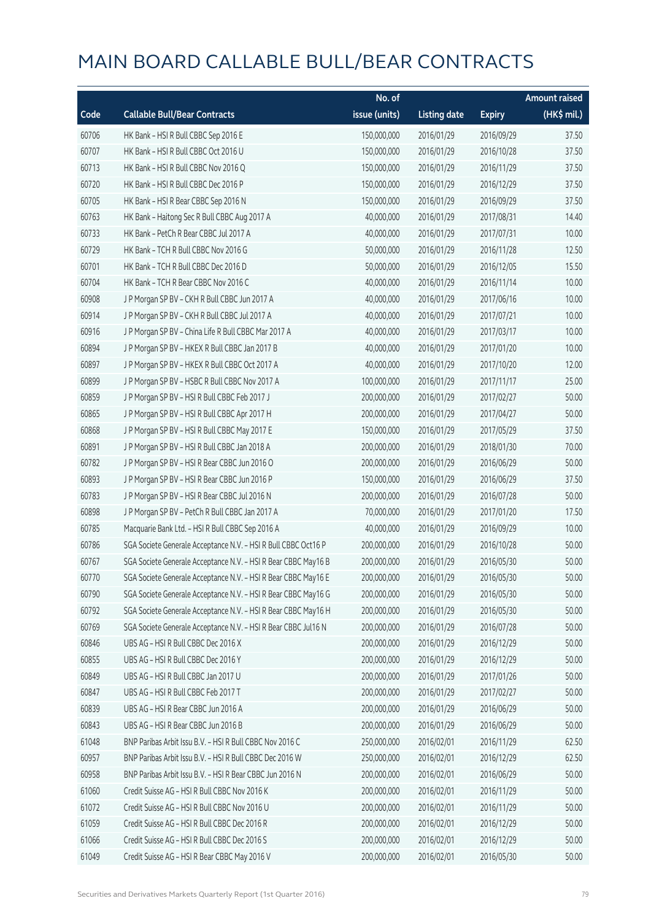# MAIN BOARD CALLABLE BULL/BEAR CONTRACTS

| Code | Callable Bull/Bear Contracts | No. of issue (units) | Listing date | Expiry | Amount raised (HK$ mil.) |
|---|---|---|---|---|---|
| 60706 | HK Bank – HSI R Bull CBBC Sep 2016 E | 150,000,000 | 2016/01/29 | 2016/09/29 | 37.50 |
| 60707 | HK Bank – HSI R Bull CBBC Oct 2016 U | 150,000,000 | 2016/01/29 | 2016/10/28 | 37.50 |
| 60713 | HK Bank – HSI R Bull CBBC Nov 2016 Q | 150,000,000 | 2016/01/29 | 2016/11/29 | 37.50 |
| 60720 | HK Bank – HSI R Bull CBBC Dec 2016 P | 150,000,000 | 2016/01/29 | 2016/12/29 | 37.50 |
| 60705 | HK Bank – HSI R Bear CBBC Sep 2016 N | 150,000,000 | 2016/01/29 | 2016/09/29 | 37.50 |
| 60763 | HK Bank – Haitong Sec R Bull CBBC Aug 2017 A | 40,000,000 | 2016/01/29 | 2017/08/31 | 14.40 |
| 60733 | HK Bank – PetCh R Bear CBBC Jul 2017 A | 40,000,000 | 2016/01/29 | 2017/07/31 | 10.00 |
| 60729 | HK Bank – TCH R Bull CBBC Nov 2016 G | 50,000,000 | 2016/01/29 | 2016/11/28 | 12.50 |
| 60701 | HK Bank – TCH R Bull CBBC Dec 2016 D | 50,000,000 | 2016/01/29 | 2016/12/05 | 15.50 |
| 60704 | HK Bank – TCH R Bear CBBC Nov 2016 C | 40,000,000 | 2016/01/29 | 2016/11/14 | 10.00 |
| 60908 | J P Morgan SP BV – CKH R Bull CBBC Jun 2017 A | 40,000,000 | 2016/01/29 | 2017/06/16 | 10.00 |
| 60914 | J P Morgan SP BV – CKH R Bull CBBC Jul 2017 A | 40,000,000 | 2016/01/29 | 2017/07/21 | 10.00 |
| 60916 | J P Morgan SP BV – China Life R Bull CBBC Mar 2017 A | 40,000,000 | 2016/01/29 | 2017/03/17 | 10.00 |
| 60894 | J P Morgan SP BV – HKEX R Bull CBBC Jan 2017 B | 40,000,000 | 2016/01/29 | 2017/01/20 | 10.00 |
| 60897 | J P Morgan SP BV – HKEX R Bull CBBC Oct 2017 A | 40,000,000 | 2016/01/29 | 2017/10/20 | 12.00 |
| 60899 | J P Morgan SP BV – HSBC R Bull CBBC Nov 2017 A | 100,000,000 | 2016/01/29 | 2017/11/17 | 25.00 |
| 60859 | J P Morgan SP BV – HSI R Bull CBBC Feb 2017 J | 200,000,000 | 2016/01/29 | 2017/02/27 | 50.00 |
| 60865 | J P Morgan SP BV – HSI R Bull CBBC Apr 2017 H | 200,000,000 | 2016/01/29 | 2017/04/27 | 50.00 |
| 60868 | J P Morgan SP BV – HSI R Bull CBBC May 2017 E | 150,000,000 | 2016/01/29 | 2017/05/29 | 37.50 |
| 60891 | J P Morgan SP BV – HSI R Bull CBBC Jan 2018 A | 200,000,000 | 2016/01/29 | 2018/01/30 | 70.00 |
| 60782 | J P Morgan SP BV – HSI R Bear CBBC Jun 2016 O | 200,000,000 | 2016/01/29 | 2016/06/29 | 50.00 |
| 60893 | J P Morgan SP BV – HSI R Bear CBBC Jun 2016 P | 150,000,000 | 2016/01/29 | 2016/06/29 | 37.50 |
| 60783 | J P Morgan SP BV – HSI R Bear CBBC Jul 2016 N | 200,000,000 | 2016/01/29 | 2016/07/28 | 50.00 |
| 60898 | J P Morgan SP BV – PetCh R Bull CBBC Jan 2017 A | 70,000,000 | 2016/01/29 | 2017/01/20 | 17.50 |
| 60785 | Macquarie Bank Ltd. – HSI R Bull CBBC Sep 2016 A | 40,000,000 | 2016/01/29 | 2016/09/29 | 10.00 |
| 60786 | SGA Societe Generale Acceptance N.V. – HSI R Bull CBBC Oct16 P | 200,000,000 | 2016/01/29 | 2016/10/28 | 50.00 |
| 60767 | SGA Societe Generale Acceptance N.V. – HSI R Bear CBBC May16 B | 200,000,000 | 2016/01/29 | 2016/05/30 | 50.00 |
| 60770 | SGA Societe Generale Acceptance N.V. – HSI R Bear CBBC May16 E | 200,000,000 | 2016/01/29 | 2016/05/30 | 50.00 |
| 60790 | SGA Societe Generale Acceptance N.V. – HSI R Bear CBBC May16 G | 200,000,000 | 2016/01/29 | 2016/05/30 | 50.00 |
| 60792 | SGA Societe Generale Acceptance N.V. – HSI R Bear CBBC May16 H | 200,000,000 | 2016/01/29 | 2016/05/30 | 50.00 |
| 60769 | SGA Societe Generale Acceptance N.V. – HSI R Bear CBBC Jul16 N | 200,000,000 | 2016/01/29 | 2016/07/28 | 50.00 |
| 60846 | UBS AG – HSI R Bull CBBC Dec 2016 X | 200,000,000 | 2016/01/29 | 2016/12/29 | 50.00 |
| 60855 | UBS AG – HSI R Bull CBBC Dec 2016 Y | 200,000,000 | 2016/01/29 | 2016/12/29 | 50.00 |
| 60849 | UBS AG – HSI R Bull CBBC Jan 2017 U | 200,000,000 | 2016/01/29 | 2017/01/26 | 50.00 |
| 60847 | UBS AG – HSI R Bull CBBC Feb 2017 T | 200,000,000 | 2016/01/29 | 2017/02/27 | 50.00 |
| 60839 | UBS AG – HSI R Bear CBBC Jun 2016 A | 200,000,000 | 2016/01/29 | 2016/06/29 | 50.00 |
| 60843 | UBS AG – HSI R Bear CBBC Jun 2016 B | 200,000,000 | 2016/01/29 | 2016/06/29 | 50.00 |
| 61048 | BNP Paribas Arbit Issu B.V. – HSI R Bull CBBC Nov 2016 C | 250,000,000 | 2016/02/01 | 2016/11/29 | 62.50 |
| 60957 | BNP Paribas Arbit Issu B.V. – HSI R Bull CBBC Dec 2016 W | 250,000,000 | 2016/02/01 | 2016/12/29 | 62.50 |
| 60958 | BNP Paribas Arbit Issu B.V. – HSI R Bear CBBC Jun 2016 N | 200,000,000 | 2016/02/01 | 2016/06/29 | 50.00 |
| 61060 | Credit Suisse AG – HSI R Bull CBBC Nov 2016 K | 200,000,000 | 2016/02/01 | 2016/11/29 | 50.00 |
| 61072 | Credit Suisse AG – HSI R Bull CBBC Nov 2016 U | 200,000,000 | 2016/02/01 | 2016/11/29 | 50.00 |
| 61059 | Credit Suisse AG – HSI R Bull CBBC Dec 2016 R | 200,000,000 | 2016/02/01 | 2016/12/29 | 50.00 |
| 61066 | Credit Suisse AG – HSI R Bull CBBC Dec 2016 S | 200,000,000 | 2016/02/01 | 2016/12/29 | 50.00 |
| 61049 | Credit Suisse AG – HSI R Bear CBBC May 2016 V | 200,000,000 | 2016/02/01 | 2016/05/30 | 50.00 |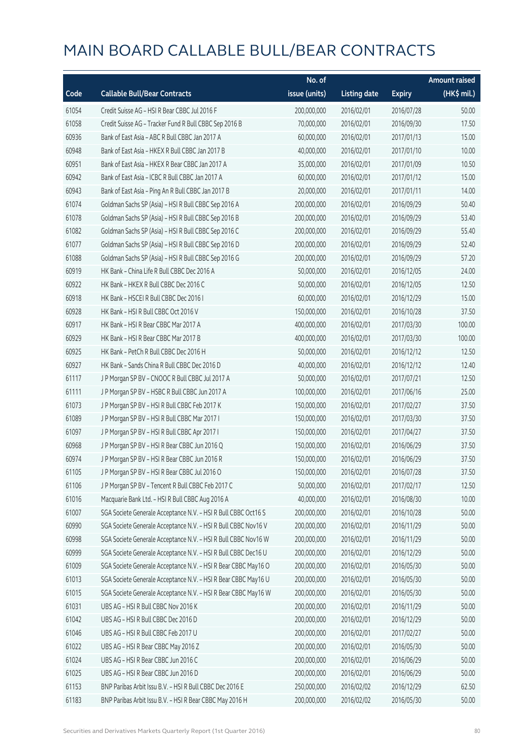# MAIN BOARD CALLABLE BULL/BEAR CONTRACTS

| Code | Callable Bull/Bear Contracts | No. of issue (units) | Listing date | Expiry | Amount raised (HK$ mil.) |
|---|---|---|---|---|---|
| 61054 | Credit Suisse AG - HSI R Bear CBBC Jul 2016 F | 200,000,000 | 2016/02/01 | 2016/07/28 | 50.00 |
| 61058 | Credit Suisse AG - Tracker Fund R Bull CBBC Sep 2016 B | 70,000,000 | 2016/02/01 | 2016/09/30 | 17.50 |
| 60936 | Bank of East Asia - ABC R Bull CBBC Jan 2017 A | 60,000,000 | 2016/02/01 | 2017/01/13 | 15.00 |
| 60948 | Bank of East Asia - HKEX R Bull CBBC Jan 2017 B | 40,000,000 | 2016/02/01 | 2017/01/10 | 10.00 |
| 60951 | Bank of East Asia - HKEX R Bear CBBC Jan 2017 A | 35,000,000 | 2016/02/01 | 2017/01/09 | 10.50 |
| 60942 | Bank of East Asia - ICBC R Bull CBBC Jan 2017 A | 60,000,000 | 2016/02/01 | 2017/01/12 | 15.00 |
| 60943 | Bank of East Asia - Ping An R Bull CBBC Jan 2017 B | 20,000,000 | 2016/02/01 | 2017/01/11 | 14.00 |
| 61074 | Goldman Sachs SP (Asia) - HSI R Bull CBBC Sep 2016 A | 200,000,000 | 2016/02/01 | 2016/09/29 | 50.40 |
| 61078 | Goldman Sachs SP (Asia) - HSI R Bull CBBC Sep 2016 B | 200,000,000 | 2016/02/01 | 2016/09/29 | 53.40 |
| 61082 | Goldman Sachs SP (Asia) - HSI R Bull CBBC Sep 2016 C | 200,000,000 | 2016/02/01 | 2016/09/29 | 55.40 |
| 61077 | Goldman Sachs SP (Asia) - HSI R Bull CBBC Sep 2016 D | 200,000,000 | 2016/02/01 | 2016/09/29 | 52.40 |
| 61088 | Goldman Sachs SP (Asia) - HSI R Bull CBBC Sep 2016 G | 200,000,000 | 2016/02/01 | 2016/09/29 | 57.20 |
| 60919 | HK Bank - China Life R Bull CBBC Dec 2016 A | 50,000,000 | 2016/02/01 | 2016/12/05 | 24.00 |
| 60922 | HK Bank - HKEX R Bull CBBC Dec 2016 C | 50,000,000 | 2016/02/01 | 2016/12/05 | 12.50 |
| 60918 | HK Bank - HSCEI R Bull CBBC Dec 2016 I | 60,000,000 | 2016/02/01 | 2016/12/29 | 15.00 |
| 60928 | HK Bank - HSI R Bull CBBC Oct 2016 V | 150,000,000 | 2016/02/01 | 2016/10/28 | 37.50 |
| 60917 | HK Bank - HSI R Bear CBBC Mar 2017 A | 400,000,000 | 2016/02/01 | 2017/03/30 | 100.00 |
| 60929 | HK Bank - HSI R Bear CBBC Mar 2017 B | 400,000,000 | 2016/02/01 | 2017/03/30 | 100.00 |
| 60925 | HK Bank - PetCh R Bull CBBC Dec 2016 H | 50,000,000 | 2016/02/01 | 2016/12/12 | 12.50 |
| 60927 | HK Bank - Sands China R Bull CBBC Dec 2016 D | 40,000,000 | 2016/02/01 | 2016/12/12 | 12.40 |
| 61117 | J P Morgan SP BV - CNOOC R Bull CBBC Jul 2017 A | 50,000,000 | 2016/02/01 | 2017/07/21 | 12.50 |
| 61111 | J P Morgan SP BV - HSBC R Bull CBBC Jun 2017 A | 100,000,000 | 2016/02/01 | 2017/06/16 | 25.00 |
| 61073 | J P Morgan SP BV - HSI R Bull CBBC Feb 2017 K | 150,000,000 | 2016/02/01 | 2017/02/27 | 37.50 |
| 61089 | J P Morgan SP BV - HSI R Bull CBBC Mar 2017 I | 150,000,000 | 2016/02/01 | 2017/03/30 | 37.50 |
| 61097 | J P Morgan SP BV - HSI R Bull CBBC Apr 2017 I | 150,000,000 | 2016/02/01 | 2017/04/27 | 37.50 |
| 60968 | J P Morgan SP BV - HSI R Bear CBBC Jun 2016 Q | 150,000,000 | 2016/02/01 | 2016/06/29 | 37.50 |
| 60974 | J P Morgan SP BV - HSI R Bear CBBC Jun 2016 R | 150,000,000 | 2016/02/01 | 2016/06/29 | 37.50 |
| 61105 | J P Morgan SP BV - HSI R Bear CBBC Jul 2016 O | 150,000,000 | 2016/02/01 | 2016/07/28 | 37.50 |
| 61106 | J P Morgan SP BV - Tencent R Bull CBBC Feb 2017 C | 50,000,000 | 2016/02/01 | 2017/02/17 | 12.50 |
| 61016 | Macquarie Bank Ltd. - HSI R Bull CBBC Aug 2016 A | 40,000,000 | 2016/02/01 | 2016/08/30 | 10.00 |
| 61007 | SGA Societe Generale Acceptance N.V. - HSI R Bull CBBC Oct16 S | 200,000,000 | 2016/02/01 | 2016/10/28 | 50.00 |
| 60990 | SGA Societe Generale Acceptance N.V. - HSI R Bull CBBC Nov16 V | 200,000,000 | 2016/02/01 | 2016/11/29 | 50.00 |
| 60998 | SGA Societe Generale Acceptance N.V. - HSI R Bull CBBC Nov16 W | 200,000,000 | 2016/02/01 | 2016/11/29 | 50.00 |
| 60999 | SGA Societe Generale Acceptance N.V. - HSI R Bull CBBC Dec16 U | 200,000,000 | 2016/02/01 | 2016/12/29 | 50.00 |
| 61009 | SGA Societe Generale Acceptance N.V. - HSI R Bear CBBC May16 O | 200,000,000 | 2016/02/01 | 2016/05/30 | 50.00 |
| 61013 | SGA Societe Generale Acceptance N.V. - HSI R Bear CBBC May16 U | 200,000,000 | 2016/02/01 | 2016/05/30 | 50.00 |
| 61015 | SGA Societe Generale Acceptance N.V. - HSI R Bear CBBC May16 W | 200,000,000 | 2016/02/01 | 2016/05/30 | 50.00 |
| 61031 | UBS AG - HSI R Bull CBBC Nov 2016 K | 200,000,000 | 2016/02/01 | 2016/11/29 | 50.00 |
| 61042 | UBS AG - HSI R Bull CBBC Dec 2016 D | 200,000,000 | 2016/02/01 | 2016/12/29 | 50.00 |
| 61046 | UBS AG - HSI R Bull CBBC Feb 2017 U | 200,000,000 | 2016/02/01 | 2017/02/27 | 50.00 |
| 61022 | UBS AG - HSI R Bear CBBC May 2016 Z | 200,000,000 | 2016/02/01 | 2016/05/30 | 50.00 |
| 61024 | UBS AG - HSI R Bear CBBC Jun 2016 C | 200,000,000 | 2016/02/01 | 2016/06/29 | 50.00 |
| 61025 | UBS AG - HSI R Bear CBBC Jun 2016 D | 200,000,000 | 2016/02/01 | 2016/06/29 | 50.00 |
| 61153 | BNP Paribas Arbit Issu B.V. - HSI R Bull CBBC Dec 2016 E | 250,000,000 | 2016/02/02 | 2016/12/29 | 62.50 |
| 61183 | BNP Paribas Arbit Issu B.V. - HSI R Bear CBBC May 2016 H | 200,000,000 | 2016/02/02 | 2016/05/30 | 50.00 |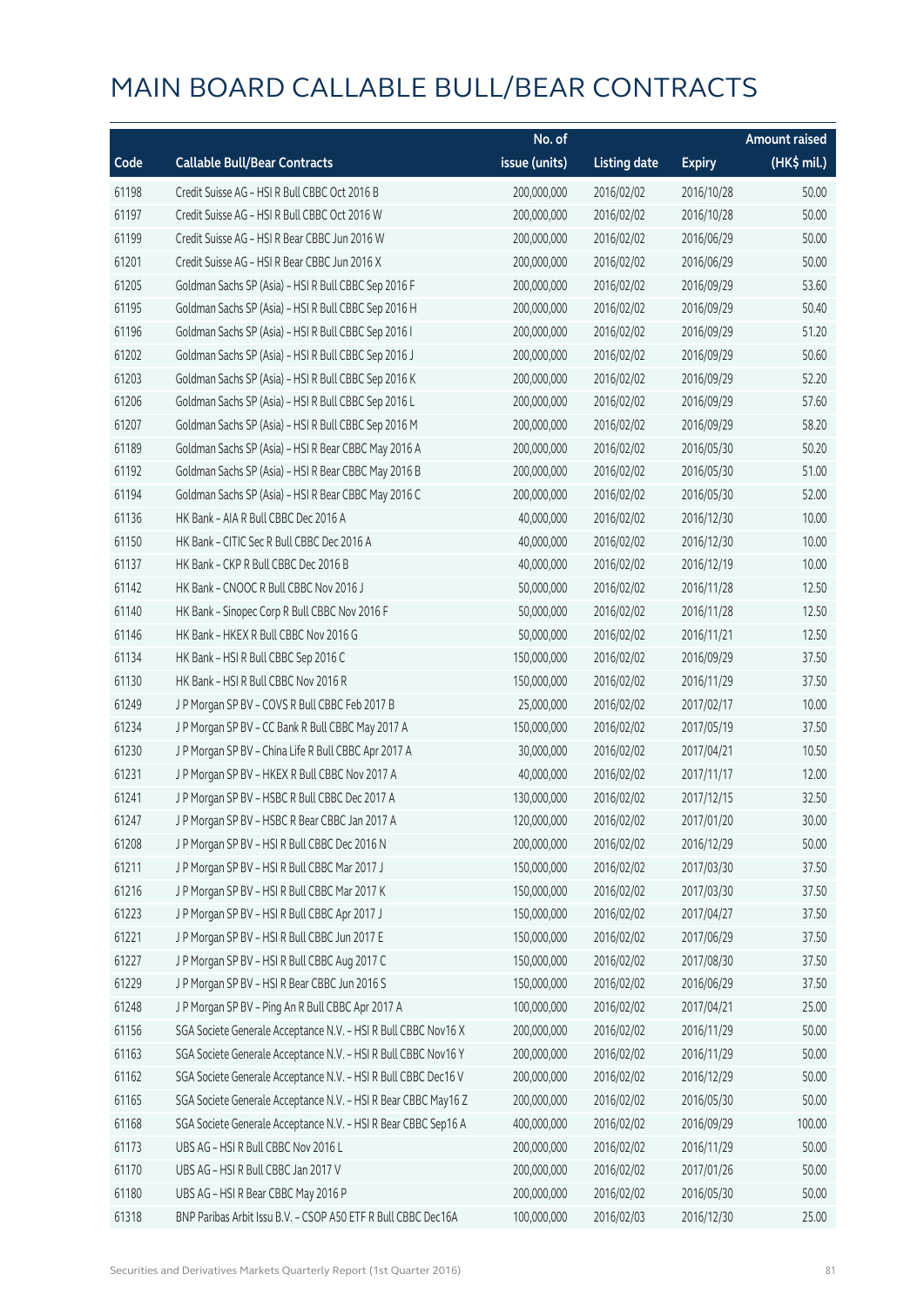# MAIN BOARD CALLABLE BULL/BEAR CONTRACTS

| Code | Callable Bull/Bear Contracts | No. of issue (units) | Listing date | Expiry | Amount raised (HK$ mil.) |
|---|---|---|---|---|---|
| 61198 | Credit Suisse AG – HSI R Bull CBBC Oct 2016 B | 200,000,000 | 2016/02/02 | 2016/10/28 | 50.00 |
| 61197 | Credit Suisse AG – HSI R Bull CBBC Oct 2016 W | 200,000,000 | 2016/02/02 | 2016/10/28 | 50.00 |
| 61199 | Credit Suisse AG – HSI R Bear CBBC Jun 2016 W | 200,000,000 | 2016/02/02 | 2016/06/29 | 50.00 |
| 61201 | Credit Suisse AG – HSI R Bear CBBC Jun 2016 X | 200,000,000 | 2016/02/02 | 2016/06/29 | 50.00 |
| 61205 | Goldman Sachs SP (Asia) – HSI R Bull CBBC Sep 2016 F | 200,000,000 | 2016/02/02 | 2016/09/29 | 53.60 |
| 61195 | Goldman Sachs SP (Asia) – HSI R Bull CBBC Sep 2016 H | 200,000,000 | 2016/02/02 | 2016/09/29 | 50.40 |
| 61196 | Goldman Sachs SP (Asia) – HSI R Bull CBBC Sep 2016 I | 200,000,000 | 2016/02/02 | 2016/09/29 | 51.20 |
| 61202 | Goldman Sachs SP (Asia) – HSI R Bull CBBC Sep 2016 J | 200,000,000 | 2016/02/02 | 2016/09/29 | 50.60 |
| 61203 | Goldman Sachs SP (Asia) – HSI R Bull CBBC Sep 2016 K | 200,000,000 | 2016/02/02 | 2016/09/29 | 52.20 |
| 61206 | Goldman Sachs SP (Asia) – HSI R Bull CBBC Sep 2016 L | 200,000,000 | 2016/02/02 | 2016/09/29 | 57.60 |
| 61207 | Goldman Sachs SP (Asia) – HSI R Bull CBBC Sep 2016 M | 200,000,000 | 2016/02/02 | 2016/09/29 | 58.20 |
| 61189 | Goldman Sachs SP (Asia) – HSI R Bear CBBC May 2016 A | 200,000,000 | 2016/02/02 | 2016/05/30 | 50.20 |
| 61192 | Goldman Sachs SP (Asia) – HSI R Bear CBBC May 2016 B | 200,000,000 | 2016/02/02 | 2016/05/30 | 51.00 |
| 61194 | Goldman Sachs SP (Asia) – HSI R Bear CBBC May 2016 C | 200,000,000 | 2016/02/02 | 2016/05/30 | 52.00 |
| 61136 | HK Bank – AIA R Bull CBBC Dec 2016 A | 40,000,000 | 2016/02/02 | 2016/12/30 | 10.00 |
| 61150 | HK Bank – CITIC Sec R Bull CBBC Dec 2016 A | 40,000,000 | 2016/02/02 | 2016/12/30 | 10.00 |
| 61137 | HK Bank – CKP R Bull CBBC Dec 2016 B | 40,000,000 | 2016/02/02 | 2016/12/19 | 10.00 |
| 61142 | HK Bank – CNOOC R Bull CBBC Nov 2016 J | 50,000,000 | 2016/02/02 | 2016/11/28 | 12.50 |
| 61140 | HK Bank – Sinopec Corp R Bull CBBC Nov 2016 F | 50,000,000 | 2016/02/02 | 2016/11/28 | 12.50 |
| 61146 | HK Bank – HKEX R Bull CBBC Nov 2016 G | 50,000,000 | 2016/02/02 | 2016/11/21 | 12.50 |
| 61134 | HK Bank – HSI R Bull CBBC Sep 2016 C | 150,000,000 | 2016/02/02 | 2016/09/29 | 37.50 |
| 61130 | HK Bank – HSI R Bull CBBC Nov 2016 R | 150,000,000 | 2016/02/02 | 2016/11/29 | 37.50 |
| 61249 | J P Morgan SP BV – COVS R Bull CBBC Feb 2017 B | 25,000,000 | 2016/02/02 | 2017/02/17 | 10.00 |
| 61234 | J P Morgan SP BV – CC Bank R Bull CBBC May 2017 A | 150,000,000 | 2016/02/02 | 2017/05/19 | 37.50 |
| 61230 | J P Morgan SP BV – China Life R Bull CBBC Apr 2017 A | 30,000,000 | 2016/02/02 | 2017/04/21 | 10.50 |
| 61231 | J P Morgan SP BV – HKEX R Bull CBBC Nov 2017 A | 40,000,000 | 2016/02/02 | 2017/11/17 | 12.00 |
| 61241 | J P Morgan SP BV – HSBC R Bull CBBC Dec 2017 A | 130,000,000 | 2016/02/02 | 2017/12/15 | 32.50 |
| 61247 | J P Morgan SP BV – HSBC R Bear CBBC Jan 2017 A | 120,000,000 | 2016/02/02 | 2017/01/20 | 30.00 |
| 61208 | J P Morgan SP BV – HSI R Bull CBBC Dec 2016 N | 200,000,000 | 2016/02/02 | 2016/12/29 | 50.00 |
| 61211 | J P Morgan SP BV – HSI R Bull CBBC Mar 2017 J | 150,000,000 | 2016/02/02 | 2017/03/30 | 37.50 |
| 61216 | J P Morgan SP BV – HSI R Bull CBBC Mar 2017 K | 150,000,000 | 2016/02/02 | 2017/03/30 | 37.50 |
| 61223 | J P Morgan SP BV – HSI R Bull CBBC Apr 2017 J | 150,000,000 | 2016/02/02 | 2017/04/27 | 37.50 |
| 61221 | J P Morgan SP BV – HSI R Bull CBBC Jun 2017 E | 150,000,000 | 2016/02/02 | 2017/06/29 | 37.50 |
| 61227 | J P Morgan SP BV – HSI R Bull CBBC Aug 2017 C | 150,000,000 | 2016/02/02 | 2017/08/30 | 37.50 |
| 61229 | J P Morgan SP BV – HSI R Bear CBBC Jun 2016 S | 150,000,000 | 2016/02/02 | 2016/06/29 | 37.50 |
| 61248 | J P Morgan SP BV – Ping An R Bull CBBC Apr 2017 A | 100,000,000 | 2016/02/02 | 2017/04/21 | 25.00 |
| 61156 | SGA Societe Generale Acceptance N.V. – HSI R Bull CBBC Nov16 X | 200,000,000 | 2016/02/02 | 2016/11/29 | 50.00 |
| 61163 | SGA Societe Generale Acceptance N.V. – HSI R Bull CBBC Nov16 Y | 200,000,000 | 2016/02/02 | 2016/11/29 | 50.00 |
| 61162 | SGA Societe Generale Acceptance N.V. – HSI R Bull CBBC Dec16 V | 200,000,000 | 2016/02/02 | 2016/12/29 | 50.00 |
| 61165 | SGA Societe Generale Acceptance N.V. – HSI R Bear CBBC May16 Z | 200,000,000 | 2016/02/02 | 2016/05/30 | 50.00 |
| 61168 | SGA Societe Generale Acceptance N.V. – HSI R Bear CBBC Sep16 A | 400,000,000 | 2016/02/02 | 2016/09/29 | 100.00 |
| 61173 | UBS AG – HSI R Bull CBBC Nov 2016 L | 200,000,000 | 2016/02/02 | 2016/11/29 | 50.00 |
| 61170 | UBS AG – HSI R Bull CBBC Jan 2017 V | 200,000,000 | 2016/02/02 | 2017/01/26 | 50.00 |
| 61180 | UBS AG – HSI R Bear CBBC May 2016 P | 200,000,000 | 2016/02/02 | 2016/05/30 | 50.00 |
| 61318 | BNP Paribas Arbit Issu B.V. – CSOP A50 ETF R Bull CBBC Dec16A | 100,000,000 | 2016/02/03 | 2016/12/30 | 25.00 |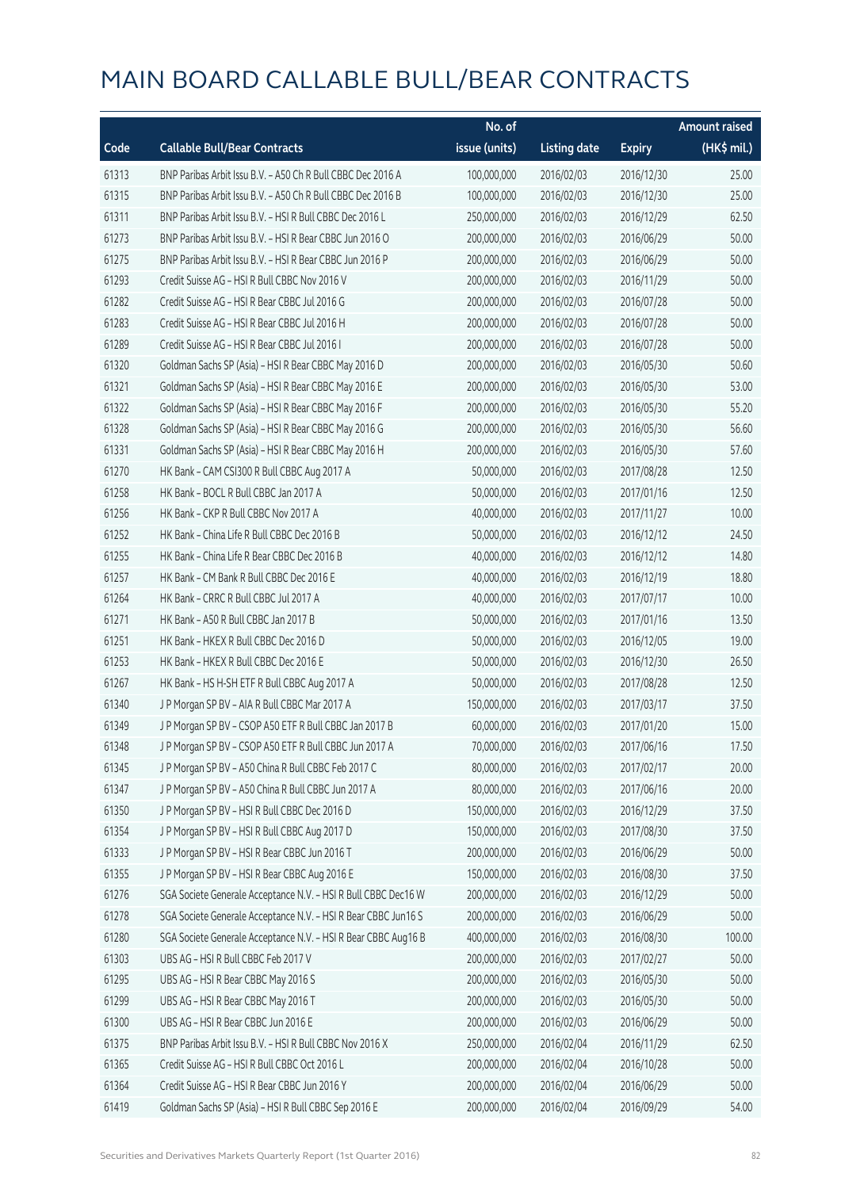# MAIN BOARD CALLABLE BULL/BEAR CONTRACTS

| Code | Callable Bull/Bear Contracts | No. of issue (units) | Listing date | Expiry | Amount raised (HK$ mil.) |
|---|---|---|---|---|---|
| 61313 | BNP Paribas Arbit Issu B.V. – A50 Ch R Bull CBBC Dec 2016 A | 100,000,000 | 2016/02/03 | 2016/12/30 | 25.00 |
| 61315 | BNP Paribas Arbit Issu B.V. – A50 Ch R Bull CBBC Dec 2016 B | 100,000,000 | 2016/02/03 | 2016/12/30 | 25.00 |
| 61311 | BNP Paribas Arbit Issu B.V. – HSI R Bull CBBC Dec 2016 L | 250,000,000 | 2016/02/03 | 2016/12/29 | 62.50 |
| 61273 | BNP Paribas Arbit Issu B.V. – HSI R Bear CBBC Jun 2016 O | 200,000,000 | 2016/02/03 | 2016/06/29 | 50.00 |
| 61275 | BNP Paribas Arbit Issu B.V. – HSI R Bear CBBC Jun 2016 P | 200,000,000 | 2016/02/03 | 2016/06/29 | 50.00 |
| 61293 | Credit Suisse AG – HSI R Bull CBBC Nov 2016 V | 200,000,000 | 2016/02/03 | 2016/11/29 | 50.00 |
| 61282 | Credit Suisse AG – HSI R Bear CBBC Jul 2016 G | 200,000,000 | 2016/02/03 | 2016/07/28 | 50.00 |
| 61283 | Credit Suisse AG – HSI R Bear CBBC Jul 2016 H | 200,000,000 | 2016/02/03 | 2016/07/28 | 50.00 |
| 61289 | Credit Suisse AG – HSI R Bear CBBC Jul 2016 I | 200,000,000 | 2016/02/03 | 2016/07/28 | 50.00 |
| 61320 | Goldman Sachs SP (Asia) – HSI R Bear CBBC May 2016 D | 200,000,000 | 2016/02/03 | 2016/05/30 | 50.60 |
| 61321 | Goldman Sachs SP (Asia) – HSI R Bear CBBC May 2016 E | 200,000,000 | 2016/02/03 | 2016/05/30 | 53.00 |
| 61322 | Goldman Sachs SP (Asia) – HSI R Bear CBBC May 2016 F | 200,000,000 | 2016/02/03 | 2016/05/30 | 55.20 |
| 61328 | Goldman Sachs SP (Asia) – HSI R Bear CBBC May 2016 G | 200,000,000 | 2016/02/03 | 2016/05/30 | 56.60 |
| 61331 | Goldman Sachs SP (Asia) – HSI R Bear CBBC May 2016 H | 200,000,000 | 2016/02/03 | 2016/05/30 | 57.60 |
| 61270 | HK Bank – CAM CSI300 R Bull CBBC Aug 2017 A | 50,000,000 | 2016/02/03 | 2017/08/28 | 12.50 |
| 61258 | HK Bank – BOCL R Bull CBBC Jan 2017 A | 50,000,000 | 2016/02/03 | 2017/01/16 | 12.50 |
| 61256 | HK Bank – CKP R Bull CBBC Nov 2017 A | 40,000,000 | 2016/02/03 | 2017/11/27 | 10.00 |
| 61252 | HK Bank – China Life R Bull CBBC Dec 2016 B | 50,000,000 | 2016/02/03 | 2016/12/12 | 24.50 |
| 61255 | HK Bank – China Life R Bear CBBC Dec 2016 B | 40,000,000 | 2016/02/03 | 2016/12/12 | 14.80 |
| 61257 | HK Bank – CM Bank R Bull CBBC Dec 2016 E | 40,000,000 | 2016/02/03 | 2016/12/19 | 18.80 |
| 61264 | HK Bank – CRRC R Bull CBBC Jul 2017 A | 40,000,000 | 2016/02/03 | 2017/07/17 | 10.00 |
| 61271 | HK Bank – A50 R Bull CBBC Jan 2017 B | 50,000,000 | 2016/02/03 | 2017/01/16 | 13.50 |
| 61251 | HK Bank – HKEX R Bull CBBC Dec 2016 D | 50,000,000 | 2016/02/03 | 2016/12/05 | 19.00 |
| 61253 | HK Bank – HKEX R Bull CBBC Dec 2016 E | 50,000,000 | 2016/02/03 | 2016/12/30 | 26.50 |
| 61267 | HK Bank – HS H-SH ETF R Bull CBBC Aug 2017 A | 50,000,000 | 2016/02/03 | 2017/08/28 | 12.50 |
| 61340 | J P Morgan SP BV – AIA R Bull CBBC Mar 2017 A | 150,000,000 | 2016/02/03 | 2017/03/17 | 37.50 |
| 61349 | J P Morgan SP BV – CSOP A50 ETF R Bull CBBC Jan 2017 B | 60,000,000 | 2016/02/03 | 2017/01/20 | 15.00 |
| 61348 | J P Morgan SP BV – CSOP A50 ETF R Bull CBBC Jun 2017 A | 70,000,000 | 2016/02/03 | 2017/06/16 | 17.50 |
| 61345 | J P Morgan SP BV – A50 China R Bull CBBC Feb 2017 C | 80,000,000 | 2016/02/03 | 2017/02/17 | 20.00 |
| 61347 | J P Morgan SP BV – A50 China R Bull CBBC Jun 2017 A | 80,000,000 | 2016/02/03 | 2017/06/16 | 20.00 |
| 61350 | J P Morgan SP BV – HSI R Bull CBBC Dec 2016 D | 150,000,000 | 2016/02/03 | 2016/12/29 | 37.50 |
| 61354 | J P Morgan SP BV – HSI R Bull CBBC Aug 2017 D | 150,000,000 | 2016/02/03 | 2017/08/30 | 37.50 |
| 61333 | J P Morgan SP BV – HSI R Bear CBBC Jun 2016 T | 200,000,000 | 2016/02/03 | 2016/06/29 | 50.00 |
| 61355 | J P Morgan SP BV – HSI R Bear CBBC Aug 2016 E | 150,000,000 | 2016/02/03 | 2016/08/30 | 37.50 |
| 61276 | SGA Societe Generale Acceptance N.V. – HSI R Bull CBBC Dec16 W | 200,000,000 | 2016/02/03 | 2016/12/29 | 50.00 |
| 61278 | SGA Societe Generale Acceptance N.V. – HSI R Bear CBBC Jun16 S | 200,000,000 | 2016/02/03 | 2016/06/29 | 50.00 |
| 61280 | SGA Societe Generale Acceptance N.V. – HSI R Bear CBBC Aug16 B | 400,000,000 | 2016/02/03 | 2016/08/30 | 100.00 |
| 61303 | UBS AG – HSI R Bull CBBC Feb 2017 V | 200,000,000 | 2016/02/03 | 2017/02/27 | 50.00 |
| 61295 | UBS AG – HSI R Bear CBBC May 2016 S | 200,000,000 | 2016/02/03 | 2016/05/30 | 50.00 |
| 61299 | UBS AG – HSI R Bear CBBC May 2016 T | 200,000,000 | 2016/02/03 | 2016/05/30 | 50.00 |
| 61300 | UBS AG – HSI R Bear CBBC Jun 2016 E | 200,000,000 | 2016/02/03 | 2016/06/29 | 50.00 |
| 61375 | BNP Paribas Arbit Issu B.V. – HSI R Bull CBBC Nov 2016 X | 250,000,000 | 2016/02/04 | 2016/11/29 | 62.50 |
| 61365 | Credit Suisse AG – HSI R Bull CBBC Oct 2016 L | 200,000,000 | 2016/02/04 | 2016/10/28 | 50.00 |
| 61364 | Credit Suisse AG – HSI R Bear CBBC Jun 2016 Y | 200,000,000 | 2016/02/04 | 2016/06/29 | 50.00 |
| 61419 | Goldman Sachs SP (Asia) – HSI R Bull CBBC Sep 2016 E | 200,000,000 | 2016/02/04 | 2016/09/29 | 54.00 |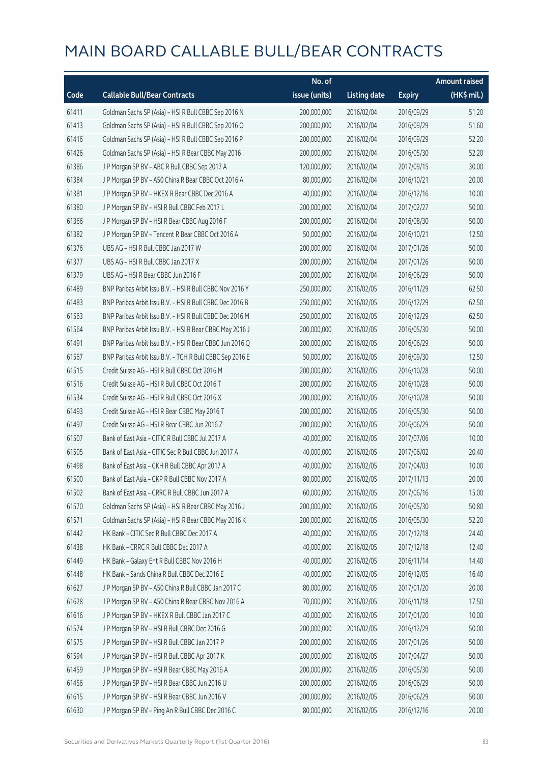# MAIN BOARD CALLABLE BULL/BEAR CONTRACTS

| Code | Callable Bull/Bear Contracts | No. of issue (units) | Listing date | Expiry | Amount raised (HK$ mil.) |
|---|---|---|---|---|---|
| 61411 | Goldman Sachs SP (Asia) – HSI R Bull CBBC Sep 2016 N | 200,000,000 | 2016/02/04 | 2016/09/29 | 51.20 |
| 61413 | Goldman Sachs SP (Asia) – HSI R Bull CBBC Sep 2016 O | 200,000,000 | 2016/02/04 | 2016/09/29 | 51.60 |
| 61416 | Goldman Sachs SP (Asia) – HSI R Bull CBBC Sep 2016 P | 200,000,000 | 2016/02/04 | 2016/09/29 | 52.20 |
| 61426 | Goldman Sachs SP (Asia) – HSI R Bear CBBC May 2016 I | 200,000,000 | 2016/02/04 | 2016/05/30 | 52.20 |
| 61386 | J P Morgan SP BV – ABC R Bull CBBC Sep 2017 A | 120,000,000 | 2016/02/04 | 2017/09/15 | 30.00 |
| 61384 | J P Morgan SP BV – A50 China R Bear CBBC Oct 2016 A | 80,000,000 | 2016/02/04 | 2016/10/21 | 20.00 |
| 61381 | J P Morgan SP BV – HKEX R Bear CBBC Dec 2016 A | 40,000,000 | 2016/02/04 | 2016/12/16 | 10.00 |
| 61380 | J P Morgan SP BV – HSI R Bull CBBC Feb 2017 L | 200,000,000 | 2016/02/04 | 2017/02/27 | 50.00 |
| 61366 | J P Morgan SP BV – HSI R Bear CBBC Aug 2016 F | 200,000,000 | 2016/02/04 | 2016/08/30 | 50.00 |
| 61382 | J P Morgan SP BV – Tencent R Bear CBBC Oct 2016 A | 50,000,000 | 2016/02/04 | 2016/10/21 | 12.50 |
| 61376 | UBS AG – HSI R Bull CBBC Jan 2017 W | 200,000,000 | 2016/02/04 | 2017/01/26 | 50.00 |
| 61377 | UBS AG – HSI R Bull CBBC Jan 2017 X | 200,000,000 | 2016/02/04 | 2017/01/26 | 50.00 |
| 61379 | UBS AG – HSI R Bear CBBC Jun 2016 F | 200,000,000 | 2016/02/04 | 2016/06/29 | 50.00 |
| 61489 | BNP Paribas Arbit Issu B.V. – HSI R Bull CBBC Nov 2016 Y | 250,000,000 | 2016/02/05 | 2016/11/29 | 62.50 |
| 61483 | BNP Paribas Arbit Issu B.V. – HSI R Bull CBBC Dec 2016 B | 250,000,000 | 2016/02/05 | 2016/12/29 | 62.50 |
| 61563 | BNP Paribas Arbit Issu B.V. – HSI R Bull CBBC Dec 2016 M | 250,000,000 | 2016/02/05 | 2016/12/29 | 62.50 |
| 61564 | BNP Paribas Arbit Issu B.V. – HSI R Bear CBBC May 2016 J | 200,000,000 | 2016/02/05 | 2016/05/30 | 50.00 |
| 61491 | BNP Paribas Arbit Issu B.V. – HSI R Bear CBBC Jun 2016 Q | 200,000,000 | 2016/02/05 | 2016/06/29 | 50.00 |
| 61567 | BNP Paribas Arbit Issu B.V. – TCH R Bull CBBC Sep 2016 E | 50,000,000 | 2016/02/05 | 2016/09/30 | 12.50 |
| 61515 | Credit Suisse AG – HSI R Bull CBBC Oct 2016 M | 200,000,000 | 2016/02/05 | 2016/10/28 | 50.00 |
| 61516 | Credit Suisse AG – HSI R Bull CBBC Oct 2016 T | 200,000,000 | 2016/02/05 | 2016/10/28 | 50.00 |
| 61534 | Credit Suisse AG – HSI R Bull CBBC Oct 2016 X | 200,000,000 | 2016/02/05 | 2016/10/28 | 50.00 |
| 61493 | Credit Suisse AG – HSI R Bear CBBC May 2016 T | 200,000,000 | 2016/02/05 | 2016/05/30 | 50.00 |
| 61497 | Credit Suisse AG – HSI R Bear CBBC Jun 2016 Z | 200,000,000 | 2016/02/05 | 2016/06/29 | 50.00 |
| 61507 | Bank of East Asia – CITIC R Bull CBBC Jul 2017 A | 40,000,000 | 2016/02/05 | 2017/07/06 | 10.00 |
| 61505 | Bank of East Asia – CITIC Sec R Bull CBBC Jun 2017 A | 40,000,000 | 2016/02/05 | 2017/06/02 | 20.40 |
| 61498 | Bank of East Asia – CKH R Bull CBBC Apr 2017 A | 40,000,000 | 2016/02/05 | 2017/04/03 | 10.00 |
| 61500 | Bank of East Asia – CKP R Bull CBBC Nov 2017 A | 80,000,000 | 2016/02/05 | 2017/11/13 | 20.00 |
| 61502 | Bank of East Asia – CRRC R Bull CBBC Jun 2017 A | 60,000,000 | 2016/02/05 | 2017/06/16 | 15.00 |
| 61570 | Goldman Sachs SP (Asia) – HSI R Bear CBBC May 2016 J | 200,000,000 | 2016/02/05 | 2016/05/30 | 50.80 |
| 61571 | Goldman Sachs SP (Asia) – HSI R Bear CBBC May 2016 K | 200,000,000 | 2016/02/05 | 2016/05/30 | 52.20 |
| 61442 | HK Bank – CITIC Sec R Bull CBBC Dec 2017 A | 40,000,000 | 2016/02/05 | 2017/12/18 | 24.40 |
| 61438 | HK Bank – CRRC R Bull CBBC Dec 2017 A | 40,000,000 | 2016/02/05 | 2017/12/18 | 12.40 |
| 61449 | HK Bank – Galaxy Ent R Bull CBBC Nov 2016 H | 40,000,000 | 2016/02/05 | 2016/11/14 | 14.40 |
| 61448 | HK Bank – Sands China R Bull CBBC Dec 2016 E | 40,000,000 | 2016/02/05 | 2016/12/05 | 16.40 |
| 61627 | J P Morgan SP BV – A50 China R Bull CBBC Jan 2017 C | 80,000,000 | 2016/02/05 | 2017/01/20 | 20.00 |
| 61628 | J P Morgan SP BV – A50 China R Bear CBBC Nov 2016 A | 70,000,000 | 2016/02/05 | 2016/11/18 | 17.50 |
| 61616 | J P Morgan SP BV – HKEX R Bull CBBC Jan 2017 C | 40,000,000 | 2016/02/05 | 2017/01/20 | 10.00 |
| 61574 | J P Morgan SP BV – HSI R Bull CBBC Dec 2016 G | 200,000,000 | 2016/02/05 | 2016/12/29 | 50.00 |
| 61575 | J P Morgan SP BV – HSI R Bull CBBC Jan 2017 P | 200,000,000 | 2016/02/05 | 2017/01/26 | 50.00 |
| 61594 | J P Morgan SP BV – HSI R Bull CBBC Apr 2017 K | 200,000,000 | 2016/02/05 | 2017/04/27 | 50.00 |
| 61459 | J P Morgan SP BV – HSI R Bear CBBC May 2016 A | 200,000,000 | 2016/02/05 | 2016/05/30 | 50.00 |
| 61456 | J P Morgan SP BV – HSI R Bear CBBC Jun 2016 U | 200,000,000 | 2016/02/05 | 2016/06/29 | 50.00 |
| 61615 | J P Morgan SP BV – HSI R Bear CBBC Jun 2016 V | 200,000,000 | 2016/02/05 | 2016/06/29 | 50.00 |
| 61630 | J P Morgan SP BV – Ping An R Bull CBBC Dec 2016 C | 80,000,000 | 2016/02/05 | 2016/12/16 | 20.00 |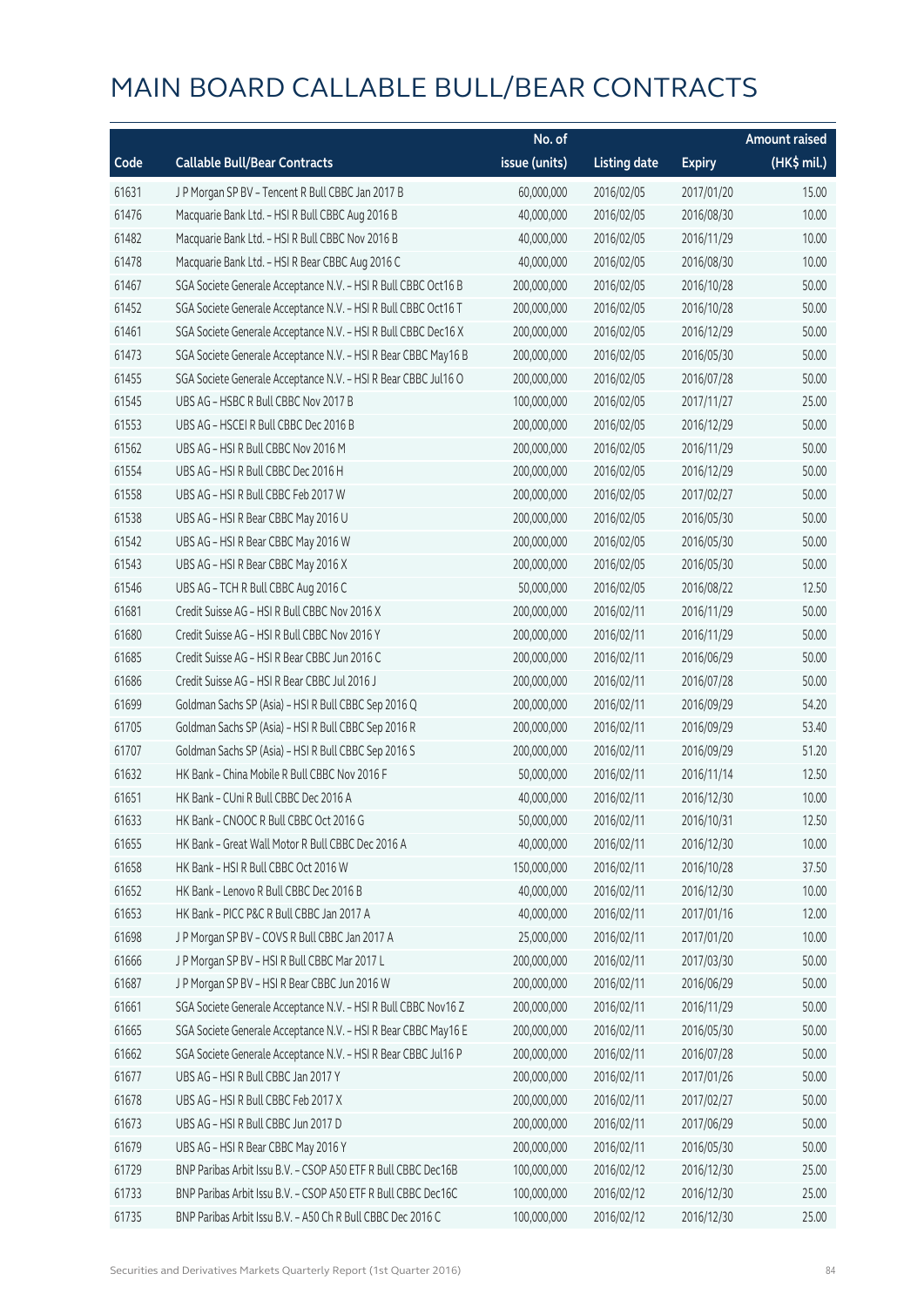# MAIN BOARD CALLABLE BULL/BEAR CONTRACTS

| Code | Callable Bull/Bear Contracts | No. of issue (units) | Listing date | Expiry | Amount raised (HK$ mil.) |
|---|---|---|---|---|---|
| 61631 | J P Morgan SP BV – Tencent R Bull CBBC Jan 2017 B | 60,000,000 | 2016/02/05 | 2017/01/20 | 15.00 |
| 61476 | Macquarie Bank Ltd. – HSI R Bull CBBC Aug 2016 B | 40,000,000 | 2016/02/05 | 2016/08/30 | 10.00 |
| 61482 | Macquarie Bank Ltd. – HSI R Bull CBBC Nov 2016 B | 40,000,000 | 2016/02/05 | 2016/11/29 | 10.00 |
| 61478 | Macquarie Bank Ltd. – HSI R Bear CBBC Aug 2016 C | 40,000,000 | 2016/02/05 | 2016/08/30 | 10.00 |
| 61467 | SGA Societe Generale Acceptance N.V. – HSI R Bull CBBC Oct16 B | 200,000,000 | 2016/02/05 | 2016/10/28 | 50.00 |
| 61452 | SGA Societe Generale Acceptance N.V. – HSI R Bull CBBC Oct16 T | 200,000,000 | 2016/02/05 | 2016/10/28 | 50.00 |
| 61461 | SGA Societe Generale Acceptance N.V. – HSI R Bull CBBC Dec16 X | 200,000,000 | 2016/02/05 | 2016/12/29 | 50.00 |
| 61473 | SGA Societe Generale Acceptance N.V. – HSI R Bear CBBC May16 B | 200,000,000 | 2016/02/05 | 2016/05/30 | 50.00 |
| 61455 | SGA Societe Generale Acceptance N.V. – HSI R Bear CBBC Jul16 O | 200,000,000 | 2016/02/05 | 2016/07/28 | 50.00 |
| 61545 | UBS AG – HSBC R Bull CBBC Nov 2017 B | 100,000,000 | 2016/02/05 | 2017/11/27 | 25.00 |
| 61553 | UBS AG – HSCEI R Bull CBBC Dec 2016 B | 200,000,000 | 2016/02/05 | 2016/12/29 | 50.00 |
| 61562 | UBS AG – HSI R Bull CBBC Nov 2016 M | 200,000,000 | 2016/02/05 | 2016/11/29 | 50.00 |
| 61554 | UBS AG – HSI R Bull CBBC Dec 2016 H | 200,000,000 | 2016/02/05 | 2016/12/29 | 50.00 |
| 61558 | UBS AG – HSI R Bull CBBC Feb 2017 W | 200,000,000 | 2016/02/05 | 2017/02/27 | 50.00 |
| 61538 | UBS AG – HSI R Bear CBBC May 2016 U | 200,000,000 | 2016/02/05 | 2016/05/30 | 50.00 |
| 61542 | UBS AG – HSI R Bear CBBC May 2016 W | 200,000,000 | 2016/02/05 | 2016/05/30 | 50.00 |
| 61543 | UBS AG – HSI R Bear CBBC May 2016 X | 200,000,000 | 2016/02/05 | 2016/05/30 | 50.00 |
| 61546 | UBS AG – TCH R Bull CBBC Aug 2016 C | 50,000,000 | 2016/02/05 | 2016/08/22 | 12.50 |
| 61681 | Credit Suisse AG – HSI R Bull CBBC Nov 2016 X | 200,000,000 | 2016/02/11 | 2016/11/29 | 50.00 |
| 61680 | Credit Suisse AG – HSI R Bull CBBC Nov 2016 Y | 200,000,000 | 2016/02/11 | 2016/11/29 | 50.00 |
| 61685 | Credit Suisse AG – HSI R Bear CBBC Jun 2016 C | 200,000,000 | 2016/02/11 | 2016/06/29 | 50.00 |
| 61686 | Credit Suisse AG – HSI R Bear CBBC Jul 2016 J | 200,000,000 | 2016/02/11 | 2016/07/28 | 50.00 |
| 61699 | Goldman Sachs SP (Asia) – HSI R Bull CBBC Sep 2016 Q | 200,000,000 | 2016/02/11 | 2016/09/29 | 54.20 |
| 61705 | Goldman Sachs SP (Asia) – HSI R Bull CBBC Sep 2016 R | 200,000,000 | 2016/02/11 | 2016/09/29 | 53.40 |
| 61707 | Goldman Sachs SP (Asia) – HSI R Bull CBBC Sep 2016 S | 200,000,000 | 2016/02/11 | 2016/09/29 | 51.20 |
| 61632 | HK Bank – China Mobile R Bull CBBC Nov 2016 F | 50,000,000 | 2016/02/11 | 2016/11/14 | 12.50 |
| 61651 | HK Bank – CUni R Bull CBBC Dec 2016 A | 40,000,000 | 2016/02/11 | 2016/12/30 | 10.00 |
| 61633 | HK Bank – CNOOC R Bull CBBC Oct 2016 G | 50,000,000 | 2016/02/11 | 2016/10/31 | 12.50 |
| 61655 | HK Bank – Great Wall Motor R Bull CBBC Dec 2016 A | 40,000,000 | 2016/02/11 | 2016/12/30 | 10.00 |
| 61658 | HK Bank – HSI R Bull CBBC Oct 2016 W | 150,000,000 | 2016/02/11 | 2016/10/28 | 37.50 |
| 61652 | HK Bank – Lenovo R Bull CBBC Dec 2016 B | 40,000,000 | 2016/02/11 | 2016/12/30 | 10.00 |
| 61653 | HK Bank – PICC P&C R Bull CBBC Jan 2017 A | 40,000,000 | 2016/02/11 | 2017/01/16 | 12.00 |
| 61698 | J P Morgan SP BV – COVS R Bull CBBC Jan 2017 A | 25,000,000 | 2016/02/11 | 2017/01/20 | 10.00 |
| 61666 | J P Morgan SP BV – HSI R Bull CBBC Mar 2017 L | 200,000,000 | 2016/02/11 | 2017/03/30 | 50.00 |
| 61687 | J P Morgan SP BV – HSI R Bear CBBC Jun 2016 W | 200,000,000 | 2016/02/11 | 2016/06/29 | 50.00 |
| 61661 | SGA Societe Generale Acceptance N.V. – HSI R Bull CBBC Nov16 Z | 200,000,000 | 2016/02/11 | 2016/11/29 | 50.00 |
| 61665 | SGA Societe Generale Acceptance N.V. – HSI R Bear CBBC May16 E | 200,000,000 | 2016/02/11 | 2016/05/30 | 50.00 |
| 61662 | SGA Societe Generale Acceptance N.V. – HSI R Bear CBBC Jul16 P | 200,000,000 | 2016/02/11 | 2016/07/28 | 50.00 |
| 61677 | UBS AG – HSI R Bull CBBC Jan 2017 Y | 200,000,000 | 2016/02/11 | 2017/01/26 | 50.00 |
| 61678 | UBS AG – HSI R Bull CBBC Feb 2017 X | 200,000,000 | 2016/02/11 | 2017/02/27 | 50.00 |
| 61673 | UBS AG – HSI R Bull CBBC Jun 2017 D | 200,000,000 | 2016/02/11 | 2017/06/29 | 50.00 |
| 61679 | UBS AG – HSI R Bear CBBC May 2016 Y | 200,000,000 | 2016/02/11 | 2016/05/30 | 50.00 |
| 61729 | BNP Paribas Arbit Issu B.V. – CSOP A50 ETF R Bull CBBC Dec16B | 100,000,000 | 2016/02/12 | 2016/12/30 | 25.00 |
| 61733 | BNP Paribas Arbit Issu B.V. – CSOP A50 ETF R Bull CBBC Dec16C | 100,000,000 | 2016/02/12 | 2016/12/30 | 25.00 |
| 61735 | BNP Paribas Arbit Issu B.V. – A50 Ch R Bull CBBC Dec 2016 C | 100,000,000 | 2016/02/12 | 2016/12/30 | 25.00 |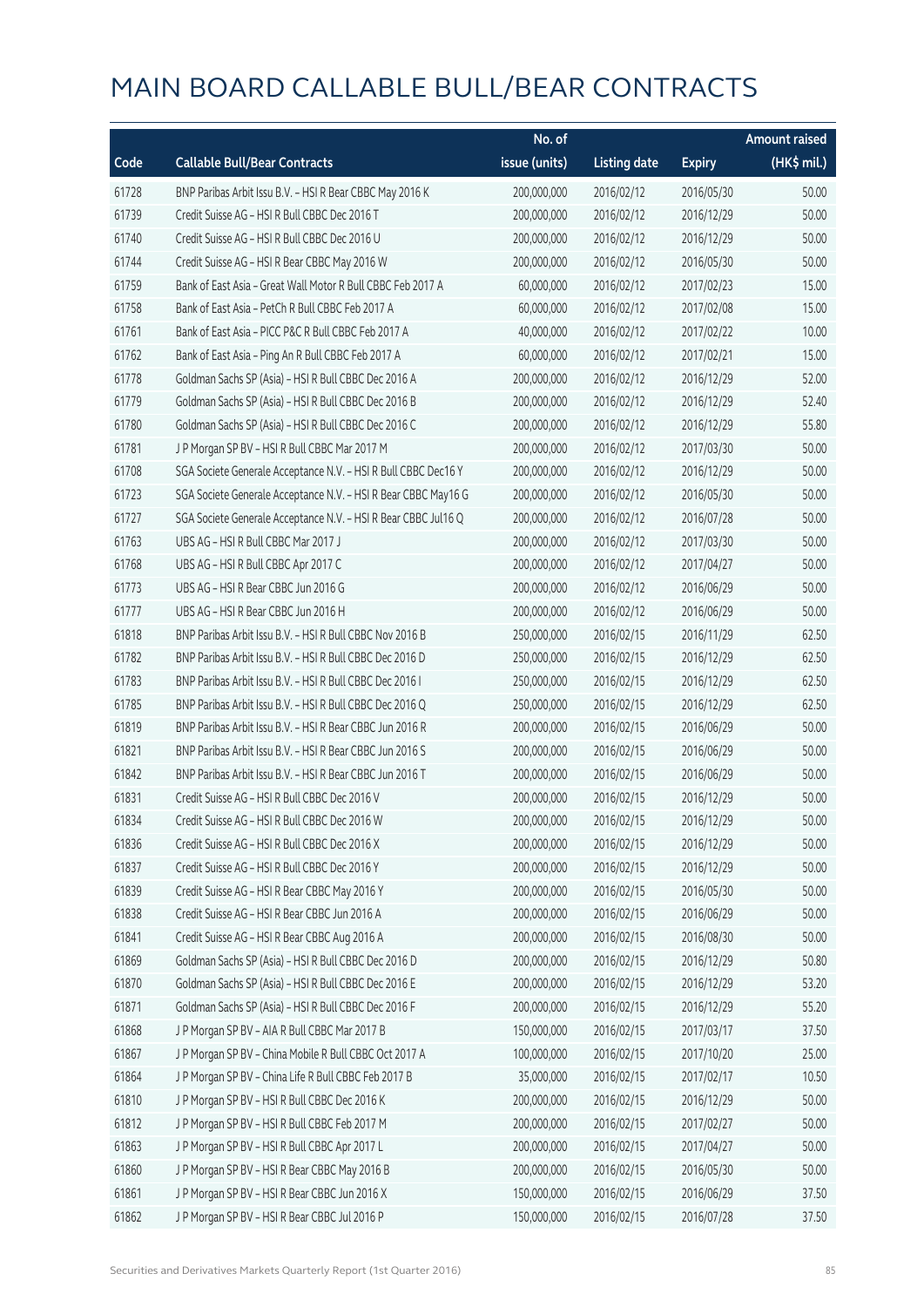# MAIN BOARD CALLABLE BULL/BEAR CONTRACTS

| Code | Callable Bull/Bear Contracts | No. of issue (units) | Listing date | Expiry | Amount raised (HK$ mil.) |
|---|---|---|---|---|---|
| 61728 | BNP Paribas Arbit Issu B.V. – HSI R Bear CBBC May 2016 K | 200,000,000 | 2016/02/12 | 2016/05/30 | 50.00 |
| 61739 | Credit Suisse AG – HSI R Bull CBBC Dec 2016 T | 200,000,000 | 2016/02/12 | 2016/12/29 | 50.00 |
| 61740 | Credit Suisse AG – HSI R Bull CBBC Dec 2016 U | 200,000,000 | 2016/02/12 | 2016/12/29 | 50.00 |
| 61744 | Credit Suisse AG – HSI R Bear CBBC May 2016 W | 200,000,000 | 2016/02/12 | 2016/05/30 | 50.00 |
| 61759 | Bank of East Asia – Great Wall Motor R Bull CBBC Feb 2017 A | 60,000,000 | 2016/02/12 | 2017/02/23 | 15.00 |
| 61758 | Bank of East Asia – PetCh R Bull CBBC Feb 2017 A | 60,000,000 | 2016/02/12 | 2017/02/08 | 15.00 |
| 61761 | Bank of East Asia – PICC P&C R Bull CBBC Feb 2017 A | 40,000,000 | 2016/02/12 | 2017/02/22 | 10.00 |
| 61762 | Bank of East Asia – Ping An R Bull CBBC Feb 2017 A | 60,000,000 | 2016/02/12 | 2017/02/21 | 15.00 |
| 61778 | Goldman Sachs SP (Asia) – HSI R Bull CBBC Dec 2016 A | 200,000,000 | 2016/02/12 | 2016/12/29 | 52.00 |
| 61779 | Goldman Sachs SP (Asia) – HSI R Bull CBBC Dec 2016 B | 200,000,000 | 2016/02/12 | 2016/12/29 | 52.40 |
| 61780 | Goldman Sachs SP (Asia) – HSI R Bull CBBC Dec 2016 C | 200,000,000 | 2016/02/12 | 2016/12/29 | 55.80 |
| 61781 | J P Morgan SP BV – HSI R Bull CBBC Mar 2017 M | 200,000,000 | 2016/02/12 | 2017/03/30 | 50.00 |
| 61708 | SGA Societe Generale Acceptance N.V. – HSI R Bull CBBC Dec16 Y | 200,000,000 | 2016/02/12 | 2016/12/29 | 50.00 |
| 61723 | SGA Societe Generale Acceptance N.V. – HSI R Bear CBBC May16 G | 200,000,000 | 2016/02/12 | 2016/05/30 | 50.00 |
| 61727 | SGA Societe Generale Acceptance N.V. – HSI R Bear CBBC Jul16 Q | 200,000,000 | 2016/02/12 | 2016/07/28 | 50.00 |
| 61763 | UBS AG – HSI R Bull CBBC Mar 2017 J | 200,000,000 | 2016/02/12 | 2017/03/30 | 50.00 |
| 61768 | UBS AG – HSI R Bull CBBC Apr 2017 C | 200,000,000 | 2016/02/12 | 2017/04/27 | 50.00 |
| 61773 | UBS AG – HSI R Bear CBBC Jun 2016 G | 200,000,000 | 2016/02/12 | 2016/06/29 | 50.00 |
| 61777 | UBS AG – HSI R Bear CBBC Jun 2016 H | 200,000,000 | 2016/02/12 | 2016/06/29 | 50.00 |
| 61818 | BNP Paribas Arbit Issu B.V. – HSI R Bull CBBC Nov 2016 B | 250,000,000 | 2016/02/15 | 2016/11/29 | 62.50 |
| 61782 | BNP Paribas Arbit Issu B.V. – HSI R Bull CBBC Dec 2016 D | 250,000,000 | 2016/02/15 | 2016/12/29 | 62.50 |
| 61783 | BNP Paribas Arbit Issu B.V. – HSI R Bull CBBC Dec 2016 I | 250,000,000 | 2016/02/15 | 2016/12/29 | 62.50 |
| 61785 | BNP Paribas Arbit Issu B.V. – HSI R Bull CBBC Dec 2016 Q | 250,000,000 | 2016/02/15 | 2016/12/29 | 62.50 |
| 61819 | BNP Paribas Arbit Issu B.V. – HSI R Bear CBBC Jun 2016 R | 200,000,000 | 2016/02/15 | 2016/06/29 | 50.00 |
| 61821 | BNP Paribas Arbit Issu B.V. – HSI R Bear CBBC Jun 2016 S | 200,000,000 | 2016/02/15 | 2016/06/29 | 50.00 |
| 61842 | BNP Paribas Arbit Issu B.V. – HSI R Bear CBBC Jun 2016 T | 200,000,000 | 2016/02/15 | 2016/06/29 | 50.00 |
| 61831 | Credit Suisse AG – HSI R Bull CBBC Dec 2016 V | 200,000,000 | 2016/02/15 | 2016/12/29 | 50.00 |
| 61834 | Credit Suisse AG – HSI R Bull CBBC Dec 2016 W | 200,000,000 | 2016/02/15 | 2016/12/29 | 50.00 |
| 61836 | Credit Suisse AG – HSI R Bull CBBC Dec 2016 X | 200,000,000 | 2016/02/15 | 2016/12/29 | 50.00 |
| 61837 | Credit Suisse AG – HSI R Bull CBBC Dec 2016 Y | 200,000,000 | 2016/02/15 | 2016/12/29 | 50.00 |
| 61839 | Credit Suisse AG – HSI R Bear CBBC May 2016 Y | 200,000,000 | 2016/02/15 | 2016/05/30 | 50.00 |
| 61838 | Credit Suisse AG – HSI R Bear CBBC Jun 2016 A | 200,000,000 | 2016/02/15 | 2016/06/29 | 50.00 |
| 61841 | Credit Suisse AG – HSI R Bear CBBC Aug 2016 A | 200,000,000 | 2016/02/15 | 2016/08/30 | 50.00 |
| 61869 | Goldman Sachs SP (Asia) – HSI R Bull CBBC Dec 2016 D | 200,000,000 | 2016/02/15 | 2016/12/29 | 50.80 |
| 61870 | Goldman Sachs SP (Asia) – HSI R Bull CBBC Dec 2016 E | 200,000,000 | 2016/02/15 | 2016/12/29 | 53.20 |
| 61871 | Goldman Sachs SP (Asia) – HSI R Bull CBBC Dec 2016 F | 200,000,000 | 2016/02/15 | 2016/12/29 | 55.20 |
| 61868 | J P Morgan SP BV – AIA R Bull CBBC Mar 2017 B | 150,000,000 | 2016/02/15 | 2017/03/17 | 37.50 |
| 61867 | J P Morgan SP BV – China Mobile R Bull CBBC Oct 2017 A | 100,000,000 | 2016/02/15 | 2017/10/20 | 25.00 |
| 61864 | J P Morgan SP BV – China Life R Bull CBBC Feb 2017 B | 35,000,000 | 2016/02/15 | 2017/02/17 | 10.50 |
| 61810 | J P Morgan SP BV – HSI R Bull CBBC Dec 2016 K | 200,000,000 | 2016/02/15 | 2016/12/29 | 50.00 |
| 61812 | J P Morgan SP BV – HSI R Bull CBBC Feb 2017 M | 200,000,000 | 2016/02/15 | 2017/02/27 | 50.00 |
| 61863 | J P Morgan SP BV – HSI R Bull CBBC Apr 2017 L | 200,000,000 | 2016/02/15 | 2017/04/27 | 50.00 |
| 61860 | J P Morgan SP BV – HSI R Bear CBBC May 2016 B | 200,000,000 | 2016/02/15 | 2016/05/30 | 50.00 |
| 61861 | J P Morgan SP BV – HSI R Bear CBBC Jun 2016 X | 150,000,000 | 2016/02/15 | 2016/06/29 | 37.50 |
| 61862 | J P Morgan SP BV – HSI R Bear CBBC Jul 2016 P | 150,000,000 | 2016/02/15 | 2016/07/28 | 37.50 |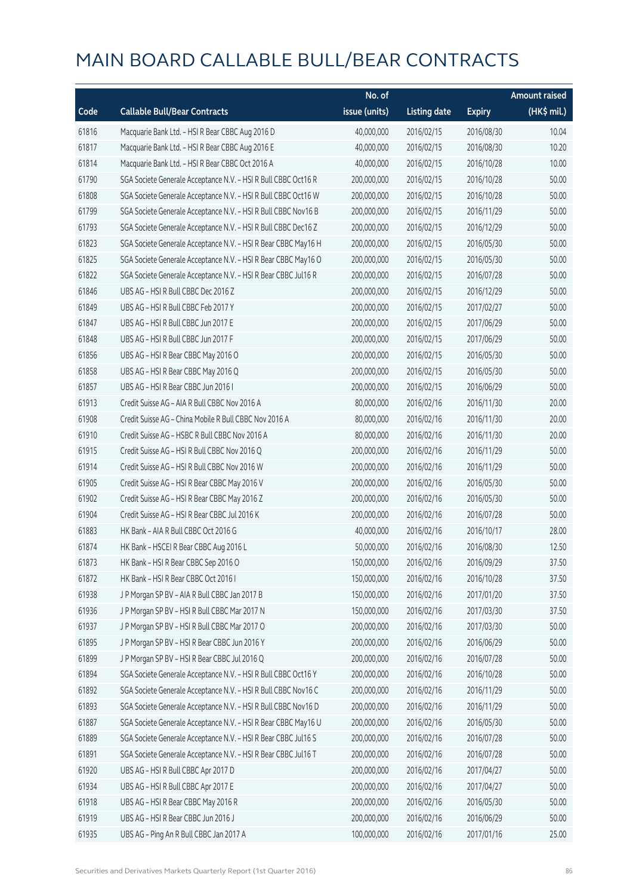# MAIN BOARD CALLABLE BULL/BEAR CONTRACTS

| Code | Callable Bull/Bear Contracts | No. of issue (units) | Listing date | Expiry | Amount raised (HK$ mil.) |
|---|---|---|---|---|---|
| 61816 | Macquarie Bank Ltd. – HSI R Bear CBBC Aug 2016 D | 40,000,000 | 2016/02/15 | 2016/08/30 | 10.04 |
| 61817 | Macquarie Bank Ltd. – HSI R Bear CBBC Aug 2016 E | 40,000,000 | 2016/02/15 | 2016/08/30 | 10.20 |
| 61814 | Macquarie Bank Ltd. – HSI R Bear CBBC Oct 2016 A | 40,000,000 | 2016/02/15 | 2016/10/28 | 10.00 |
| 61790 | SGA Societe Generale Acceptance N.V. – HSI R Bull CBBC Oct16 R | 200,000,000 | 2016/02/15 | 2016/10/28 | 50.00 |
| 61808 | SGA Societe Generale Acceptance N.V. – HSI R Bull CBBC Oct16 W | 200,000,000 | 2016/02/15 | 2016/10/28 | 50.00 |
| 61799 | SGA Societe Generale Acceptance N.V. – HSI R Bull CBBC Nov16 B | 200,000,000 | 2016/02/15 | 2016/11/29 | 50.00 |
| 61793 | SGA Societe Generale Acceptance N.V. – HSI R Bull CBBC Dec16 Z | 200,000,000 | 2016/02/15 | 2016/12/29 | 50.00 |
| 61823 | SGA Societe Generale Acceptance N.V. – HSI R Bear CBBC May16 H | 200,000,000 | 2016/02/15 | 2016/05/30 | 50.00 |
| 61825 | SGA Societe Generale Acceptance N.V. – HSI R Bear CBBC May16 O | 200,000,000 | 2016/02/15 | 2016/05/30 | 50.00 |
| 61822 | SGA Societe Generale Acceptance N.V. – HSI R Bear CBBC Jul16 R | 200,000,000 | 2016/02/15 | 2016/07/28 | 50.00 |
| 61846 | UBS AG – HSI R Bull CBBC Dec 2016 Z | 200,000,000 | 2016/02/15 | 2016/12/29 | 50.00 |
| 61849 | UBS AG – HSI R Bull CBBC Feb 2017 Y | 200,000,000 | 2016/02/15 | 2017/02/27 | 50.00 |
| 61847 | UBS AG – HSI R Bull CBBC Jun 2017 E | 200,000,000 | 2016/02/15 | 2017/06/29 | 50.00 |
| 61848 | UBS AG – HSI R Bull CBBC Jun 2017 F | 200,000,000 | 2016/02/15 | 2017/06/29 | 50.00 |
| 61856 | UBS AG – HSI R Bear CBBC May 2016 O | 200,000,000 | 2016/02/15 | 2016/05/30 | 50.00 |
| 61858 | UBS AG – HSI R Bear CBBC May 2016 Q | 200,000,000 | 2016/02/15 | 2016/05/30 | 50.00 |
| 61857 | UBS AG – HSI R Bear CBBC Jun 2016 I | 200,000,000 | 2016/02/15 | 2016/06/29 | 50.00 |
| 61913 | Credit Suisse AG – AIA R Bull CBBC Nov 2016 A | 80,000,000 | 2016/02/16 | 2016/11/30 | 20.00 |
| 61908 | Credit Suisse AG – China Mobile R Bull CBBC Nov 2016 A | 80,000,000 | 2016/02/16 | 2016/11/30 | 20.00 |
| 61910 | Credit Suisse AG – HSBC R Bull CBBC Nov 2016 A | 80,000,000 | 2016/02/16 | 2016/11/30 | 20.00 |
| 61915 | Credit Suisse AG – HSI R Bull CBBC Nov 2016 Q | 200,000,000 | 2016/02/16 | 2016/11/29 | 50.00 |
| 61914 | Credit Suisse AG – HSI R Bull CBBC Nov 2016 W | 200,000,000 | 2016/02/16 | 2016/11/29 | 50.00 |
| 61905 | Credit Suisse AG – HSI R Bear CBBC May 2016 V | 200,000,000 | 2016/02/16 | 2016/05/30 | 50.00 |
| 61902 | Credit Suisse AG – HSI R Bear CBBC May 2016 Z | 200,000,000 | 2016/02/16 | 2016/05/30 | 50.00 |
| 61904 | Credit Suisse AG – HSI R Bear CBBC Jul 2016 K | 200,000,000 | 2016/02/16 | 2016/07/28 | 50.00 |
| 61883 | HK Bank – AIA R Bull CBBC Oct 2016 G | 40,000,000 | 2016/02/16 | 2016/10/17 | 28.00 |
| 61874 | HK Bank – HSCEI R Bear CBBC Aug 2016 L | 50,000,000 | 2016/02/16 | 2016/08/30 | 12.50 |
| 61873 | HK Bank – HSI R Bear CBBC Sep 2016 O | 150,000,000 | 2016/02/16 | 2016/09/29 | 37.50 |
| 61872 | HK Bank – HSI R Bear CBBC Oct 2016 I | 150,000,000 | 2016/02/16 | 2016/10/28 | 37.50 |
| 61938 | J P Morgan SP BV – AIA R Bull CBBC Jan 2017 B | 150,000,000 | 2016/02/16 | 2017/01/20 | 37.50 |
| 61936 | J P Morgan SP BV – HSI R Bull CBBC Mar 2017 N | 150,000,000 | 2016/02/16 | 2017/03/30 | 37.50 |
| 61937 | J P Morgan SP BV – HSI R Bull CBBC Mar 2017 O | 200,000,000 | 2016/02/16 | 2017/03/30 | 50.00 |
| 61895 | J P Morgan SP BV – HSI R Bear CBBC Jun 2016 Y | 200,000,000 | 2016/02/16 | 2016/06/29 | 50.00 |
| 61899 | J P Morgan SP BV – HSI R Bear CBBC Jul 2016 Q | 200,000,000 | 2016/02/16 | 2016/07/28 | 50.00 |
| 61894 | SGA Societe Generale Acceptance N.V. – HSI R Bull CBBC Oct16 Y | 200,000,000 | 2016/02/16 | 2016/10/28 | 50.00 |
| 61892 | SGA Societe Generale Acceptance N.V. – HSI R Bull CBBC Nov16 C | 200,000,000 | 2016/02/16 | 2016/11/29 | 50.00 |
| 61893 | SGA Societe Generale Acceptance N.V. – HSI R Bull CBBC Nov16 D | 200,000,000 | 2016/02/16 | 2016/11/29 | 50.00 |
| 61887 | SGA Societe Generale Acceptance N.V. – HSI R Bear CBBC May16 U | 200,000,000 | 2016/02/16 | 2016/05/30 | 50.00 |
| 61889 | SGA Societe Generale Acceptance N.V. – HSI R Bear CBBC Jul16 S | 200,000,000 | 2016/02/16 | 2016/07/28 | 50.00 |
| 61891 | SGA Societe Generale Acceptance N.V. – HSI R Bear CBBC Jul16 T | 200,000,000 | 2016/02/16 | 2016/07/28 | 50.00 |
| 61920 | UBS AG – HSI R Bull CBBC Apr 2017 D | 200,000,000 | 2016/02/16 | 2017/04/27 | 50.00 |
| 61934 | UBS AG – HSI R Bull CBBC Apr 2017 E | 200,000,000 | 2016/02/16 | 2017/04/27 | 50.00 |
| 61918 | UBS AG – HSI R Bear CBBC May 2016 R | 200,000,000 | 2016/02/16 | 2016/05/30 | 50.00 |
| 61919 | UBS AG – HSI R Bear CBBC Jun 2016 J | 200,000,000 | 2016/02/16 | 2016/06/29 | 50.00 |
| 61935 | UBS AG – Ping An R Bull CBBC Jan 2017 A | 100,000,000 | 2016/02/16 | 2017/01/16 | 25.00 |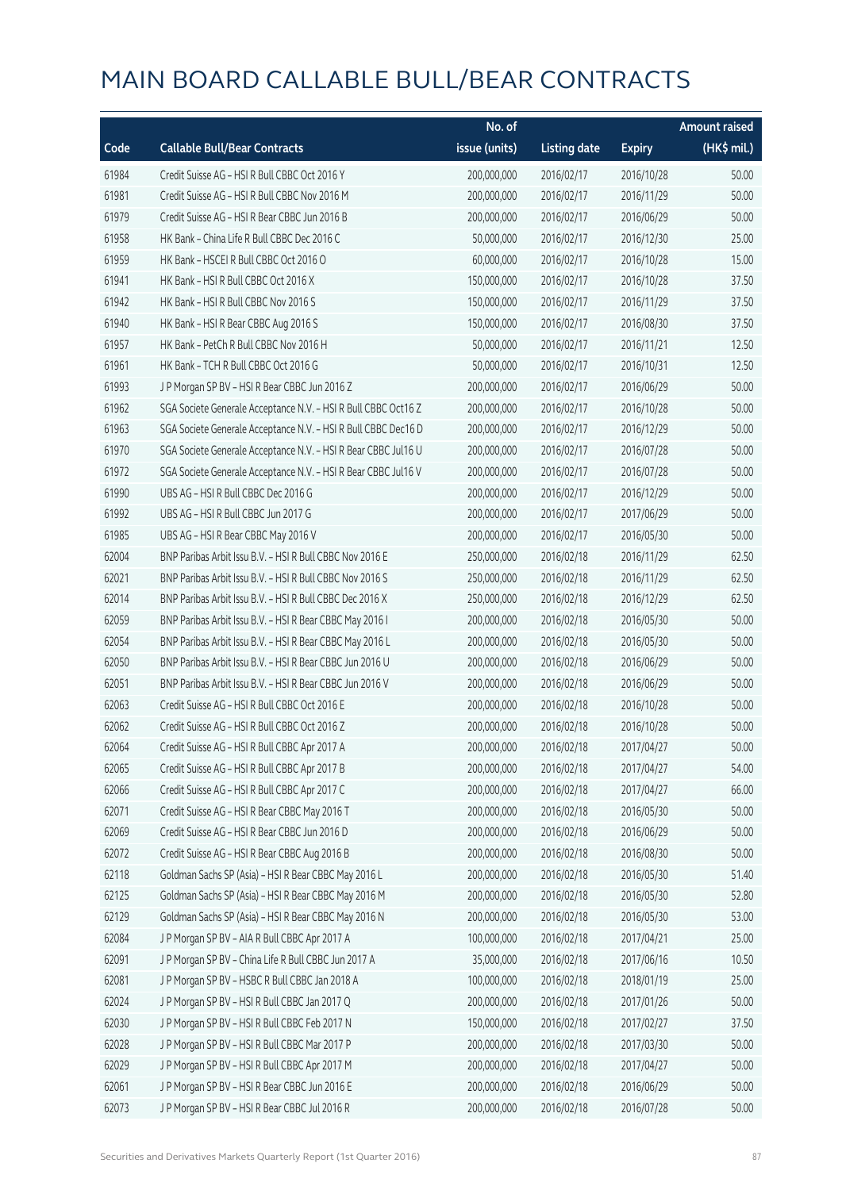# MAIN BOARD CALLABLE BULL/BEAR CONTRACTS

| Code | Callable Bull/Bear Contracts | No. of issue (units) | Listing date | Expiry | Amount raised (HK$ mil.) |
|---|---|---|---|---|---|
| 61984 | Credit Suisse AG – HSI R Bull CBBC Oct 2016 Y | 200,000,000 | 2016/02/17 | 2016/10/28 | 50.00 |
| 61981 | Credit Suisse AG – HSI R Bull CBBC Nov 2016 M | 200,000,000 | 2016/02/17 | 2016/11/29 | 50.00 |
| 61979 | Credit Suisse AG – HSI R Bear CBBC Jun 2016 B | 200,000,000 | 2016/02/17 | 2016/06/29 | 50.00 |
| 61958 | HK Bank – China Life R Bull CBBC Dec 2016 C | 50,000,000 | 2016/02/17 | 2016/12/30 | 25.00 |
| 61959 | HK Bank – HSCEI R Bull CBBC Oct 2016 O | 60,000,000 | 2016/02/17 | 2016/10/28 | 15.00 |
| 61941 | HK Bank – HSI R Bull CBBC Oct 2016 X | 150,000,000 | 2016/02/17 | 2016/10/28 | 37.50 |
| 61942 | HK Bank – HSI R Bull CBBC Nov 2016 S | 150,000,000 | 2016/02/17 | 2016/11/29 | 37.50 |
| 61940 | HK Bank – HSI R Bear CBBC Aug 2016 S | 150,000,000 | 2016/02/17 | 2016/08/30 | 37.50 |
| 61957 | HK Bank – PetCh R Bull CBBC Nov 2016 H | 50,000,000 | 2016/02/17 | 2016/11/21 | 12.50 |
| 61961 | HK Bank – TCH R Bull CBBC Oct 2016 G | 50,000,000 | 2016/02/17 | 2016/10/31 | 12.50 |
| 61993 | J P Morgan SP BV – HSI R Bear CBBC Jun 2016 Z | 200,000,000 | 2016/02/17 | 2016/06/29 | 50.00 |
| 61962 | SGA Societe Generale Acceptance N.V. – HSI R Bull CBBC Oct16 Z | 200,000,000 | 2016/02/17 | 2016/10/28 | 50.00 |
| 61963 | SGA Societe Generale Acceptance N.V. – HSI R Bull CBBC Dec16 D | 200,000,000 | 2016/02/17 | 2016/12/29 | 50.00 |
| 61970 | SGA Societe Generale Acceptance N.V. – HSI R Bear CBBC Jul16 U | 200,000,000 | 2016/02/17 | 2016/07/28 | 50.00 |
| 61972 | SGA Societe Generale Acceptance N.V. – HSI R Bear CBBC Jul16 V | 200,000,000 | 2016/02/17 | 2016/07/28 | 50.00 |
| 61990 | UBS AG – HSI R Bull CBBC Dec 2016 G | 200,000,000 | 2016/02/17 | 2016/12/29 | 50.00 |
| 61992 | UBS AG – HSI R Bull CBBC Jun 2017 G | 200,000,000 | 2016/02/17 | 2017/06/29 | 50.00 |
| 61985 | UBS AG – HSI R Bear CBBC May 2016 V | 200,000,000 | 2016/02/17 | 2016/05/30 | 50.00 |
| 62004 | BNP Paribas Arbit Issu B.V. – HSI R Bull CBBC Nov 2016 E | 250,000,000 | 2016/02/18 | 2016/11/29 | 62.50 |
| 62021 | BNP Paribas Arbit Issu B.V. – HSI R Bull CBBC Nov 2016 S | 250,000,000 | 2016/02/18 | 2016/11/29 | 62.50 |
| 62014 | BNP Paribas Arbit Issu B.V. – HSI R Bull CBBC Dec 2016 X | 250,000,000 | 2016/02/18 | 2016/12/29 | 62.50 |
| 62059 | BNP Paribas Arbit Issu B.V. – HSI R Bear CBBC May 2016 I | 200,000,000 | 2016/02/18 | 2016/05/30 | 50.00 |
| 62054 | BNP Paribas Arbit Issu B.V. – HSI R Bear CBBC May 2016 L | 200,000,000 | 2016/02/18 | 2016/05/30 | 50.00 |
| 62050 | BNP Paribas Arbit Issu B.V. – HSI R Bear CBBC Jun 2016 U | 200,000,000 | 2016/02/18 | 2016/06/29 | 50.00 |
| 62051 | BNP Paribas Arbit Issu B.V. – HSI R Bear CBBC Jun 2016 V | 200,000,000 | 2016/02/18 | 2016/06/29 | 50.00 |
| 62063 | Credit Suisse AG – HSI R Bull CBBC Oct 2016 E | 200,000,000 | 2016/02/18 | 2016/10/28 | 50.00 |
| 62062 | Credit Suisse AG – HSI R Bull CBBC Oct 2016 Z | 200,000,000 | 2016/02/18 | 2016/10/28 | 50.00 |
| 62064 | Credit Suisse AG – HSI R Bull CBBC Apr 2017 A | 200,000,000 | 2016/02/18 | 2017/04/27 | 50.00 |
| 62065 | Credit Suisse AG – HSI R Bull CBBC Apr 2017 B | 200,000,000 | 2016/02/18 | 2017/04/27 | 54.00 |
| 62066 | Credit Suisse AG – HSI R Bull CBBC Apr 2017 C | 200,000,000 | 2016/02/18 | 2017/04/27 | 66.00 |
| 62071 | Credit Suisse AG – HSI R Bear CBBC May 2016 T | 200,000,000 | 2016/02/18 | 2016/05/30 | 50.00 |
| 62069 | Credit Suisse AG – HSI R Bear CBBC Jun 2016 D | 200,000,000 | 2016/02/18 | 2016/06/29 | 50.00 |
| 62072 | Credit Suisse AG – HSI R Bear CBBC Aug 2016 B | 200,000,000 | 2016/02/18 | 2016/08/30 | 50.00 |
| 62118 | Goldman Sachs SP (Asia) – HSI R Bear CBBC May 2016 L | 200,000,000 | 2016/02/18 | 2016/05/30 | 51.40 |
| 62125 | Goldman Sachs SP (Asia) – HSI R Bear CBBC May 2016 M | 200,000,000 | 2016/02/18 | 2016/05/30 | 52.80 |
| 62129 | Goldman Sachs SP (Asia) – HSI R Bear CBBC May 2016 N | 200,000,000 | 2016/02/18 | 2016/05/30 | 53.00 |
| 62084 | J P Morgan SP BV – AIA R Bull CBBC Apr 2017 A | 100,000,000 | 2016/02/18 | 2017/04/21 | 25.00 |
| 62091 | J P Morgan SP BV – China Life R Bull CBBC Jun 2017 A | 35,000,000 | 2016/02/18 | 2017/06/16 | 10.50 |
| 62081 | J P Morgan SP BV – HSBC R Bull CBBC Jan 2018 A | 100,000,000 | 2016/02/18 | 2018/01/19 | 25.00 |
| 62024 | J P Morgan SP BV – HSI R Bull CBBC Jan 2017 Q | 200,000,000 | 2016/02/18 | 2017/01/26 | 50.00 |
| 62030 | J P Morgan SP BV – HSI R Bull CBBC Feb 2017 N | 150,000,000 | 2016/02/18 | 2017/02/27 | 37.50 |
| 62028 | J P Morgan SP BV – HSI R Bull CBBC Mar 2017 P | 200,000,000 | 2016/02/18 | 2017/03/30 | 50.00 |
| 62029 | J P Morgan SP BV – HSI R Bull CBBC Apr 2017 M | 200,000,000 | 2016/02/18 | 2017/04/27 | 50.00 |
| 62061 | J P Morgan SP BV – HSI R Bear CBBC Jun 2016 E | 200,000,000 | 2016/02/18 | 2016/06/29 | 50.00 |
| 62073 | J P Morgan SP BV – HSI R Bear CBBC Jul 2016 R | 200,000,000 | 2016/02/18 | 2016/07/28 | 50.00 |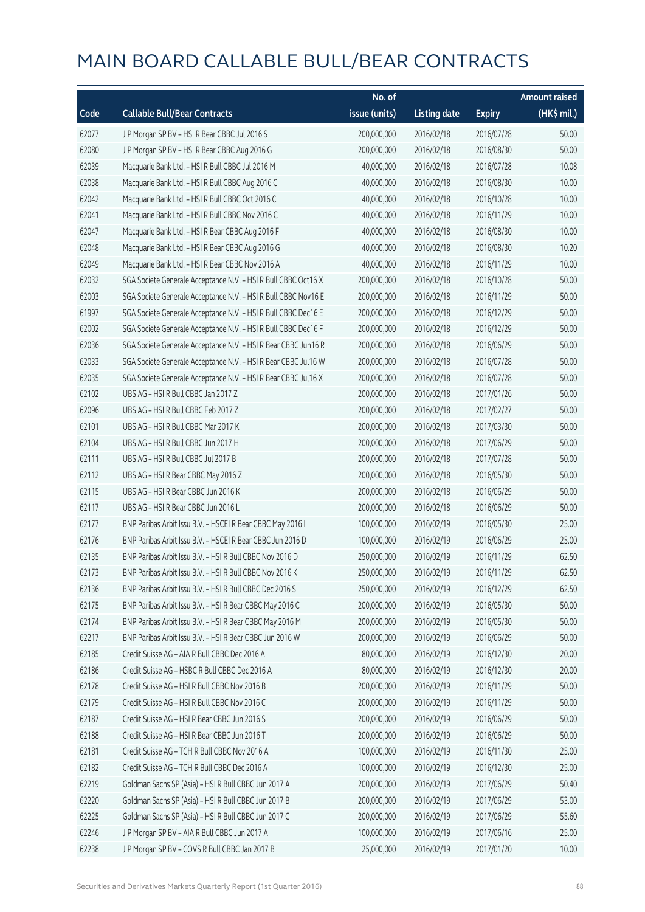# MAIN BOARD CALLABLE BULL/BEAR CONTRACTS

| Code | Callable Bull/Bear Contracts | No. of issue (units) | Listing date | Expiry | Amount raised (HK$ mil.) |
|---|---|---|---|---|---|
| 62077 | J P Morgan SP BV – HSI R Bear CBBC Jul 2016 S | 200,000,000 | 2016/02/18 | 2016/07/28 | 50.00 |
| 62080 | J P Morgan SP BV – HSI R Bear CBBC Aug 2016 G | 200,000,000 | 2016/02/18 | 2016/08/30 | 50.00 |
| 62039 | Macquarie Bank Ltd. – HSI R Bull CBBC Jul 2016 M | 40,000,000 | 2016/02/18 | 2016/07/28 | 10.08 |
| 62038 | Macquarie Bank Ltd. – HSI R Bull CBBC Aug 2016 C | 40,000,000 | 2016/02/18 | 2016/08/30 | 10.00 |
| 62042 | Macquarie Bank Ltd. – HSI R Bull CBBC Oct 2016 C | 40,000,000 | 2016/02/18 | 2016/10/28 | 10.00 |
| 62041 | Macquarie Bank Ltd. – HSI R Bull CBBC Nov 2016 C | 40,000,000 | 2016/02/18 | 2016/11/29 | 10.00 |
| 62047 | Macquarie Bank Ltd. – HSI R Bear CBBC Aug 2016 F | 40,000,000 | 2016/02/18 | 2016/08/30 | 10.00 |
| 62048 | Macquarie Bank Ltd. – HSI R Bear CBBC Aug 2016 G | 40,000,000 | 2016/02/18 | 2016/08/30 | 10.20 |
| 62049 | Macquarie Bank Ltd. – HSI R Bear CBBC Nov 2016 A | 40,000,000 | 2016/02/18 | 2016/11/29 | 10.00 |
| 62032 | SGA Societe Generale Acceptance N.V. – HSI R Bull CBBC Oct16 X | 200,000,000 | 2016/02/18 | 2016/10/28 | 50.00 |
| 62003 | SGA Societe Generale Acceptance N.V. – HSI R Bull CBBC Nov16 E | 200,000,000 | 2016/02/18 | 2016/11/29 | 50.00 |
| 61997 | SGA Societe Generale Acceptance N.V. – HSI R Bull CBBC Dec16 E | 200,000,000 | 2016/02/18 | 2016/12/29 | 50.00 |
| 62002 | SGA Societe Generale Acceptance N.V. – HSI R Bull CBBC Dec16 F | 200,000,000 | 2016/02/18 | 2016/12/29 | 50.00 |
| 62036 | SGA Societe Generale Acceptance N.V. – HSI R Bear CBBC Jun16 R | 200,000,000 | 2016/02/18 | 2016/06/29 | 50.00 |
| 62033 | SGA Societe Generale Acceptance N.V. – HSI R Bear CBBC Jul16 W | 200,000,000 | 2016/02/18 | 2016/07/28 | 50.00 |
| 62035 | SGA Societe Generale Acceptance N.V. – HSI R Bear CBBC Jul16 X | 200,000,000 | 2016/02/18 | 2016/07/28 | 50.00 |
| 62102 | UBS AG – HSI R Bull CBBC Jan 2017 Z | 200,000,000 | 2016/02/18 | 2017/01/26 | 50.00 |
| 62096 | UBS AG – HSI R Bull CBBC Feb 2017 Z | 200,000,000 | 2016/02/18 | 2017/02/27 | 50.00 |
| 62101 | UBS AG – HSI R Bull CBBC Mar 2017 K | 200,000,000 | 2016/02/18 | 2017/03/30 | 50.00 |
| 62104 | UBS AG – HSI R Bull CBBC Jun 2017 H | 200,000,000 | 2016/02/18 | 2017/06/29 | 50.00 |
| 62111 | UBS AG – HSI R Bull CBBC Jul 2017 B | 200,000,000 | 2016/02/18 | 2017/07/28 | 50.00 |
| 62112 | UBS AG – HSI R Bear CBBC May 2016 Z | 200,000,000 | 2016/02/18 | 2016/05/30 | 50.00 |
| 62115 | UBS AG – HSI R Bear CBBC Jun 2016 K | 200,000,000 | 2016/02/18 | 2016/06/29 | 50.00 |
| 62117 | UBS AG – HSI R Bear CBBC Jun 2016 L | 200,000,000 | 2016/02/18 | 2016/06/29 | 50.00 |
| 62177 | BNP Paribas Arbit Issu B.V. – HSCEI R Bear CBBC May 2016 I | 100,000,000 | 2016/02/19 | 2016/05/30 | 25.00 |
| 62176 | BNP Paribas Arbit Issu B.V. – HSCEI R Bear CBBC Jun 2016 D | 100,000,000 | 2016/02/19 | 2016/06/29 | 25.00 |
| 62135 | BNP Paribas Arbit Issu B.V. – HSI R Bull CBBC Nov 2016 D | 250,000,000 | 2016/02/19 | 2016/11/29 | 62.50 |
| 62173 | BNP Paribas Arbit Issu B.V. – HSI R Bull CBBC Nov 2016 K | 250,000,000 | 2016/02/19 | 2016/11/29 | 62.50 |
| 62136 | BNP Paribas Arbit Issu B.V. – HSI R Bull CBBC Dec 2016 S | 250,000,000 | 2016/02/19 | 2016/12/29 | 62.50 |
| 62175 | BNP Paribas Arbit Issu B.V. – HSI R Bear CBBC May 2016 C | 200,000,000 | 2016/02/19 | 2016/05/30 | 50.00 |
| 62174 | BNP Paribas Arbit Issu B.V. – HSI R Bear CBBC May 2016 M | 200,000,000 | 2016/02/19 | 2016/05/30 | 50.00 |
| 62217 | BNP Paribas Arbit Issu B.V. – HSI R Bear CBBC Jun 2016 W | 200,000,000 | 2016/02/19 | 2016/06/29 | 50.00 |
| 62185 | Credit Suisse AG – AIA R Bull CBBC Dec 2016 A | 80,000,000 | 2016/02/19 | 2016/12/30 | 20.00 |
| 62186 | Credit Suisse AG – HSBC R Bull CBBC Dec 2016 A | 80,000,000 | 2016/02/19 | 2016/12/30 | 20.00 |
| 62178 | Credit Suisse AG – HSI R Bull CBBC Nov 2016 B | 200,000,000 | 2016/02/19 | 2016/11/29 | 50.00 |
| 62179 | Credit Suisse AG – HSI R Bull CBBC Nov 2016 C | 200,000,000 | 2016/02/19 | 2016/11/29 | 50.00 |
| 62187 | Credit Suisse AG – HSI R Bear CBBC Jun 2016 S | 200,000,000 | 2016/02/19 | 2016/06/29 | 50.00 |
| 62188 | Credit Suisse AG – HSI R Bear CBBC Jun 2016 T | 200,000,000 | 2016/02/19 | 2016/06/29 | 50.00 |
| 62181 | Credit Suisse AG – TCH R Bull CBBC Nov 2016 A | 100,000,000 | 2016/02/19 | 2016/11/30 | 25.00 |
| 62182 | Credit Suisse AG – TCH R Bull CBBC Dec 2016 A | 100,000,000 | 2016/02/19 | 2016/12/30 | 25.00 |
| 62219 | Goldman Sachs SP (Asia) – HSI R Bull CBBC Jun 2017 A | 200,000,000 | 2016/02/19 | 2017/06/29 | 50.40 |
| 62220 | Goldman Sachs SP (Asia) – HSI R Bull CBBC Jun 2017 B | 200,000,000 | 2016/02/19 | 2017/06/29 | 53.00 |
| 62225 | Goldman Sachs SP (Asia) – HSI R Bull CBBC Jun 2017 C | 200,000,000 | 2016/02/19 | 2017/06/29 | 55.60 |
| 62246 | J P Morgan SP BV – AIA R Bull CBBC Jun 2017 A | 100,000,000 | 2016/02/19 | 2017/06/16 | 25.00 |
| 62238 | J P Morgan SP BV – COVS R Bull CBBC Jan 2017 B | 25,000,000 | 2016/02/19 | 2017/01/20 | 10.00 |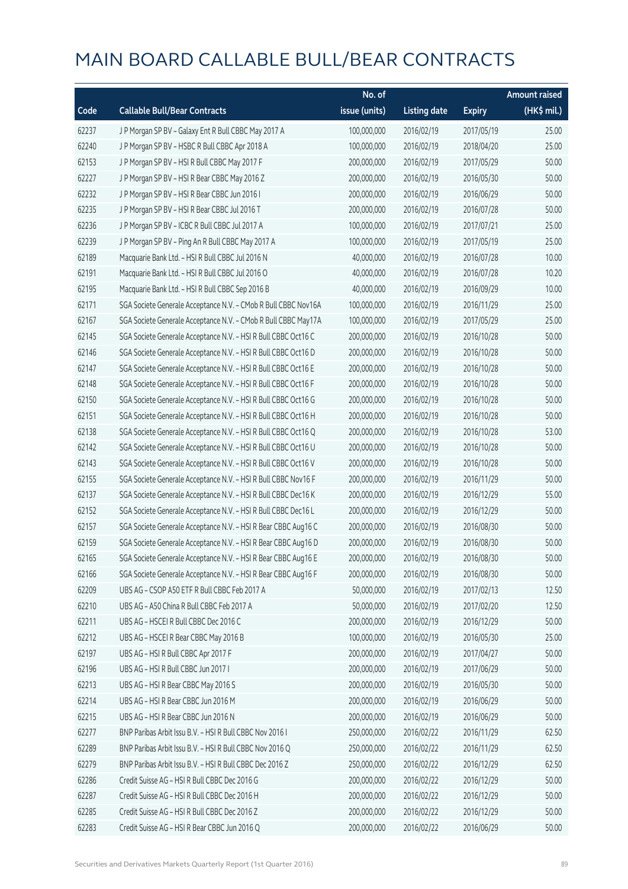# MAIN BOARD CALLABLE BULL/BEAR CONTRACTS

| Code | Callable Bull/Bear Contracts | No. of issue (units) | Listing date | Expiry | Amount raised (HK$ mil.) |
|---|---|---|---|---|---|
| 62237 | J P Morgan SP BV – Galaxy Ent R Bull CBBC May 2017 A | 100,000,000 | 2016/02/19 | 2017/05/19 | 25.00 |
| 62240 | J P Morgan SP BV – HSBC R Bull CBBC Apr 2018 A | 100,000,000 | 2016/02/19 | 2018/04/20 | 25.00 |
| 62153 | J P Morgan SP BV – HSI R Bull CBBC May 2017 F | 200,000,000 | 2016/02/19 | 2017/05/29 | 50.00 |
| 62227 | J P Morgan SP BV – HSI R Bear CBBC May 2016 Z | 200,000,000 | 2016/02/19 | 2016/05/30 | 50.00 |
| 62232 | J P Morgan SP BV – HSI R Bear CBBC Jun 2016 I | 200,000,000 | 2016/02/19 | 2016/06/29 | 50.00 |
| 62235 | J P Morgan SP BV – HSI R Bear CBBC Jul 2016 T | 200,000,000 | 2016/02/19 | 2016/07/28 | 50.00 |
| 62236 | J P Morgan SP BV – ICBC R Bull CBBC Jul 2017 A | 100,000,000 | 2016/02/19 | 2017/07/21 | 25.00 |
| 62239 | J P Morgan SP BV – Ping An R Bull CBBC May 2017 A | 100,000,000 | 2016/02/19 | 2017/05/19 | 25.00 |
| 62189 | Macquarie Bank Ltd. – HSI R Bull CBBC Jul 2016 N | 40,000,000 | 2016/02/19 | 2016/07/28 | 10.00 |
| 62191 | Macquarie Bank Ltd. – HSI R Bull CBBC Jul 2016 O | 40,000,000 | 2016/02/19 | 2016/07/28 | 10.20 |
| 62195 | Macquarie Bank Ltd. – HSI R Bull CBBC Sep 2016 B | 40,000,000 | 2016/02/19 | 2016/09/29 | 10.00 |
| 62171 | SGA Societe Generale Acceptance N.V. – CMob R Bull CBBC Nov16A | 100,000,000 | 2016/02/19 | 2016/11/29 | 25.00 |
| 62167 | SGA Societe Generale Acceptance N.V. – CMob R Bull CBBC May17A | 100,000,000 | 2016/02/19 | 2017/05/29 | 25.00 |
| 62145 | SGA Societe Generale Acceptance N.V. – HSI R Bull CBBC Oct16 C | 200,000,000 | 2016/02/19 | 2016/10/28 | 50.00 |
| 62146 | SGA Societe Generale Acceptance N.V. – HSI R Bull CBBC Oct16 D | 200,000,000 | 2016/02/19 | 2016/10/28 | 50.00 |
| 62147 | SGA Societe Generale Acceptance N.V. – HSI R Bull CBBC Oct16 E | 200,000,000 | 2016/02/19 | 2016/10/28 | 50.00 |
| 62148 | SGA Societe Generale Acceptance N.V. – HSI R Bull CBBC Oct16 F | 200,000,000 | 2016/02/19 | 2016/10/28 | 50.00 |
| 62150 | SGA Societe Generale Acceptance N.V. – HSI R Bull CBBC Oct16 G | 200,000,000 | 2016/02/19 | 2016/10/28 | 50.00 |
| 62151 | SGA Societe Generale Acceptance N.V. – HSI R Bull CBBC Oct16 H | 200,000,000 | 2016/02/19 | 2016/10/28 | 50.00 |
| 62138 | SGA Societe Generale Acceptance N.V. – HSI R Bull CBBC Oct16 Q | 200,000,000 | 2016/02/19 | 2016/10/28 | 53.00 |
| 62142 | SGA Societe Generale Acceptance N.V. – HSI R Bull CBBC Oct16 U | 200,000,000 | 2016/02/19 | 2016/10/28 | 50.00 |
| 62143 | SGA Societe Generale Acceptance N.V. – HSI R Bull CBBC Oct16 V | 200,000,000 | 2016/02/19 | 2016/10/28 | 50.00 |
| 62155 | SGA Societe Generale Acceptance N.V. – HSI R Bull CBBC Nov16 F | 200,000,000 | 2016/02/19 | 2016/11/29 | 50.00 |
| 62137 | SGA Societe Generale Acceptance N.V. – HSI R Bull CBBC Dec16 K | 200,000,000 | 2016/02/19 | 2016/12/29 | 55.00 |
| 62152 | SGA Societe Generale Acceptance N.V. – HSI R Bull CBBC Dec16 L | 200,000,000 | 2016/02/19 | 2016/12/29 | 50.00 |
| 62157 | SGA Societe Generale Acceptance N.V. – HSI R Bear CBBC Aug16 C | 200,000,000 | 2016/02/19 | 2016/08/30 | 50.00 |
| 62159 | SGA Societe Generale Acceptance N.V. – HSI R Bear CBBC Aug16 D | 200,000,000 | 2016/02/19 | 2016/08/30 | 50.00 |
| 62165 | SGA Societe Generale Acceptance N.V. – HSI R Bear CBBC Aug16 E | 200,000,000 | 2016/02/19 | 2016/08/30 | 50.00 |
| 62166 | SGA Societe Generale Acceptance N.V. – HSI R Bear CBBC Aug16 F | 200,000,000 | 2016/02/19 | 2016/08/30 | 50.00 |
| 62209 | UBS AG – CSOP A50 ETF R Bull CBBC Feb 2017 A | 50,000,000 | 2016/02/19 | 2017/02/13 | 12.50 |
| 62210 | UBS AG – A50 China R Bull CBBC Feb 2017 A | 50,000,000 | 2016/02/19 | 2017/02/20 | 12.50 |
| 62211 | UBS AG – HSCEI R Bull CBBC Dec 2016 C | 200,000,000 | 2016/02/19 | 2016/12/29 | 50.00 |
| 62212 | UBS AG – HSCEI R Bear CBBC May 2016 B | 100,000,000 | 2016/02/19 | 2016/05/30 | 25.00 |
| 62197 | UBS AG – HSI R Bull CBBC Apr 2017 F | 200,000,000 | 2016/02/19 | 2017/04/27 | 50.00 |
| 62196 | UBS AG – HSI R Bull CBBC Jun 2017 I | 200,000,000 | 2016/02/19 | 2017/06/29 | 50.00 |
| 62213 | UBS AG – HSI R Bear CBBC May 2016 S | 200,000,000 | 2016/02/19 | 2016/05/30 | 50.00 |
| 62214 | UBS AG – HSI R Bear CBBC Jun 2016 M | 200,000,000 | 2016/02/19 | 2016/06/29 | 50.00 |
| 62215 | UBS AG – HSI R Bear CBBC Jun 2016 N | 200,000,000 | 2016/02/19 | 2016/06/29 | 50.00 |
| 62277 | BNP Paribas Arbit Issu B.V. – HSI R Bull CBBC Nov 2016 I | 250,000,000 | 2016/02/22 | 2016/11/29 | 62.50 |
| 62289 | BNP Paribas Arbit Issu B.V. – HSI R Bull CBBC Nov 2016 Q | 250,000,000 | 2016/02/22 | 2016/11/29 | 62.50 |
| 62279 | BNP Paribas Arbit Issu B.V. – HSI R Bull CBBC Dec 2016 Z | 250,000,000 | 2016/02/22 | 2016/12/29 | 62.50 |
| 62286 | Credit Suisse AG – HSI R Bull CBBC Dec 2016 G | 200,000,000 | 2016/02/22 | 2016/12/29 | 50.00 |
| 62287 | Credit Suisse AG – HSI R Bull CBBC Dec 2016 H | 200,000,000 | 2016/02/22 | 2016/12/29 | 50.00 |
| 62285 | Credit Suisse AG – HSI R Bull CBBC Dec 2016 Z | 200,000,000 | 2016/02/22 | 2016/12/29 | 50.00 |
| 62283 | Credit Suisse AG – HSI R Bear CBBC Jun 2016 Q | 200,000,000 | 2016/02/22 | 2016/06/29 | 50.00 |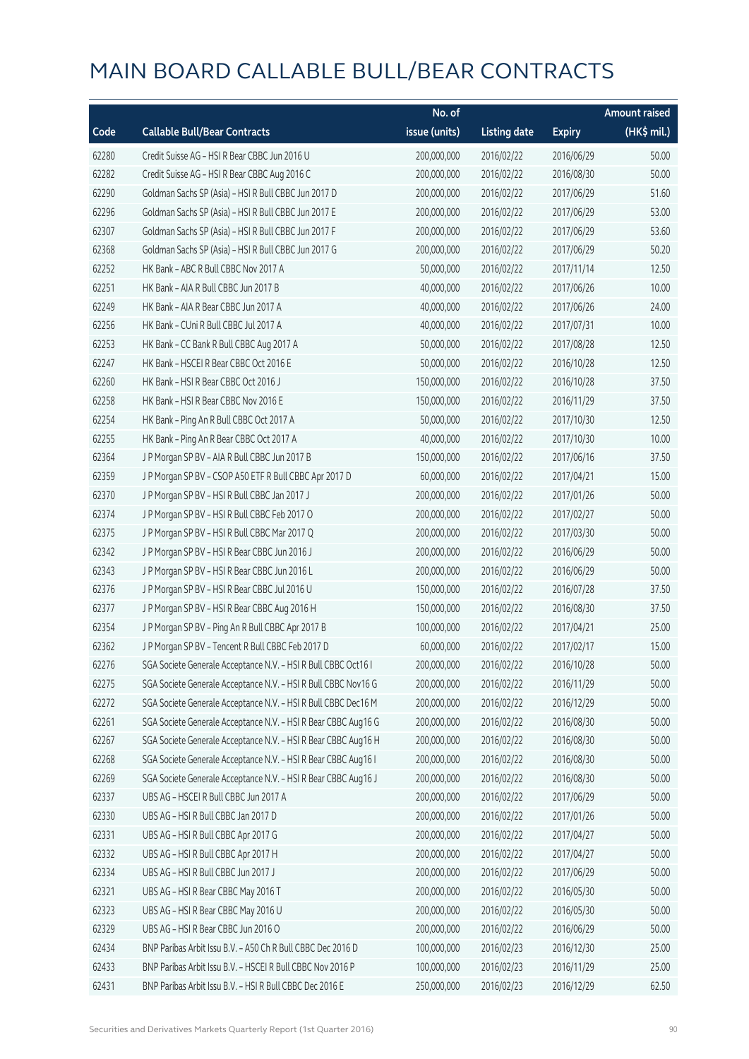# MAIN BOARD CALLABLE BULL/BEAR CONTRACTS

| Code | Callable Bull/Bear Contracts | No. of issue (units) | Listing date | Expiry | Amount raised (HK$ mil.) |
|---|---|---|---|---|---|
| 62280 | Credit Suisse AG – HSI R Bear CBBC Jun 2016 U | 200,000,000 | 2016/02/22 | 2016/06/29 | 50.00 |
| 62282 | Credit Suisse AG – HSI R Bear CBBC Aug 2016 C | 200,000,000 | 2016/02/22 | 2016/08/30 | 50.00 |
| 62290 | Goldman Sachs SP (Asia) – HSI R Bull CBBC Jun 2017 D | 200,000,000 | 2016/02/22 | 2017/06/29 | 51.60 |
| 62296 | Goldman Sachs SP (Asia) – HSI R Bull CBBC Jun 2017 E | 200,000,000 | 2016/02/22 | 2017/06/29 | 53.00 |
| 62307 | Goldman Sachs SP (Asia) – HSI R Bull CBBC Jun 2017 F | 200,000,000 | 2016/02/22 | 2017/06/29 | 53.60 |
| 62368 | Goldman Sachs SP (Asia) – HSI R Bull CBBC Jun 2017 G | 200,000,000 | 2016/02/22 | 2017/06/29 | 50.20 |
| 62252 | HK Bank – ABC R Bull CBBC Nov 2017 A | 50,000,000 | 2016/02/22 | 2017/11/14 | 12.50 |
| 62251 | HK Bank – AIA R Bull CBBC Jun 2017 B | 40,000,000 | 2016/02/22 | 2017/06/26 | 10.00 |
| 62249 | HK Bank – AIA R Bear CBBC Jun 2017 A | 40,000,000 | 2016/02/22 | 2017/06/26 | 24.00 |
| 62256 | HK Bank – CUni R Bull CBBC Jul 2017 A | 40,000,000 | 2016/02/22 | 2017/07/31 | 10.00 |
| 62253 | HK Bank – CC Bank R Bull CBBC Aug 2017 A | 50,000,000 | 2016/02/22 | 2017/08/28 | 12.50 |
| 62247 | HK Bank – HSCEI R Bear CBBC Oct 2016 E | 50,000,000 | 2016/02/22 | 2016/10/28 | 12.50 |
| 62260 | HK Bank – HSI R Bear CBBC Oct 2016 J | 150,000,000 | 2016/02/22 | 2016/10/28 | 37.50 |
| 62258 | HK Bank – HSI R Bear CBBC Nov 2016 E | 150,000,000 | 2016/02/22 | 2016/11/29 | 37.50 |
| 62254 | HK Bank – Ping An R Bull CBBC Oct 2017 A | 50,000,000 | 2016/02/22 | 2017/10/30 | 12.50 |
| 62255 | HK Bank – Ping An R Bear CBBC Oct 2017 A | 40,000,000 | 2016/02/22 | 2017/10/30 | 10.00 |
| 62364 | J P Morgan SP BV – AIA R Bull CBBC Jun 2017 B | 150,000,000 | 2016/02/22 | 2017/06/16 | 37.50 |
| 62359 | J P Morgan SP BV – CSOP A50 ETF R Bull CBBC Apr 2017 D | 60,000,000 | 2016/02/22 | 2017/04/21 | 15.00 |
| 62370 | J P Morgan SP BV – HSI R Bull CBBC Jan 2017 J | 200,000,000 | 2016/02/22 | 2017/01/26 | 50.00 |
| 62374 | J P Morgan SP BV – HSI R Bull CBBC Feb 2017 O | 200,000,000 | 2016/02/22 | 2017/02/27 | 50.00 |
| 62375 | J P Morgan SP BV – HSI R Bull CBBC Mar 2017 Q | 200,000,000 | 2016/02/22 | 2017/03/30 | 50.00 |
| 62342 | J P Morgan SP BV – HSI R Bear CBBC Jun 2016 J | 200,000,000 | 2016/02/22 | 2016/06/29 | 50.00 |
| 62343 | J P Morgan SP BV – HSI R Bear CBBC Jun 2016 L | 200,000,000 | 2016/02/22 | 2016/06/29 | 50.00 |
| 62376 | J P Morgan SP BV – HSI R Bear CBBC Jul 2016 U | 150,000,000 | 2016/02/22 | 2016/07/28 | 37.50 |
| 62377 | J P Morgan SP BV – HSI R Bear CBBC Aug 2016 H | 150,000,000 | 2016/02/22 | 2016/08/30 | 37.50 |
| 62354 | J P Morgan SP BV – Ping An R Bull CBBC Apr 2017 B | 100,000,000 | 2016/02/22 | 2017/04/21 | 25.00 |
| 62362 | J P Morgan SP BV – Tencent R Bull CBBC Feb 2017 D | 60,000,000 | 2016/02/22 | 2017/02/17 | 15.00 |
| 62276 | SGA Societe Generale Acceptance N.V. – HSI R Bull CBBC Oct16 I | 200,000,000 | 2016/02/22 | 2016/10/28 | 50.00 |
| 62275 | SGA Societe Generale Acceptance N.V. – HSI R Bull CBBC Nov16 G | 200,000,000 | 2016/02/22 | 2016/11/29 | 50.00 |
| 62272 | SGA Societe Generale Acceptance N.V. – HSI R Bull CBBC Dec16 M | 200,000,000 | 2016/02/22 | 2016/12/29 | 50.00 |
| 62261 | SGA Societe Generale Acceptance N.V. – HSI R Bear CBBC Aug16 G | 200,000,000 | 2016/02/22 | 2016/08/30 | 50.00 |
| 62267 | SGA Societe Generale Acceptance N.V. – HSI R Bear CBBC Aug16 H | 200,000,000 | 2016/02/22 | 2016/08/30 | 50.00 |
| 62268 | SGA Societe Generale Acceptance N.V. – HSI R Bear CBBC Aug16 I | 200,000,000 | 2016/02/22 | 2016/08/30 | 50.00 |
| 62269 | SGA Societe Generale Acceptance N.V. – HSI R Bear CBBC Aug16 J | 200,000,000 | 2016/02/22 | 2016/08/30 | 50.00 |
| 62337 | UBS AG – HSCEI R Bull CBBC Jun 2017 A | 200,000,000 | 2016/02/22 | 2017/06/29 | 50.00 |
| 62330 | UBS AG – HSI R Bull CBBC Jan 2017 D | 200,000,000 | 2016/02/22 | 2017/01/26 | 50.00 |
| 62331 | UBS AG – HSI R Bull CBBC Apr 2017 G | 200,000,000 | 2016/02/22 | 2017/04/27 | 50.00 |
| 62332 | UBS AG – HSI R Bull CBBC Apr 2017 H | 200,000,000 | 2016/02/22 | 2017/04/27 | 50.00 |
| 62334 | UBS AG – HSI R Bull CBBC Jun 2017 J | 200,000,000 | 2016/02/22 | 2017/06/29 | 50.00 |
| 62321 | UBS AG – HSI R Bear CBBC May 2016 T | 200,000,000 | 2016/02/22 | 2016/05/30 | 50.00 |
| 62323 | UBS AG – HSI R Bear CBBC May 2016 U | 200,000,000 | 2016/02/22 | 2016/05/30 | 50.00 |
| 62329 | UBS AG – HSI R Bear CBBC Jun 2016 O | 200,000,000 | 2016/02/22 | 2016/06/29 | 50.00 |
| 62434 | BNP Paribas Arbit Issu B.V. – A50 Ch R Bull CBBC Dec 2016 D | 100,000,000 | 2016/02/23 | 2016/12/30 | 25.00 |
| 62433 | BNP Paribas Arbit Issu B.V. – HSCEI R Bull CBBC Nov 2016 P | 100,000,000 | 2016/02/23 | 2016/11/29 | 25.00 |
| 62431 | BNP Paribas Arbit Issu B.V. – HSI R Bull CBBC Dec 2016 E | 250,000,000 | 2016/02/23 | 2016/12/29 | 62.50 |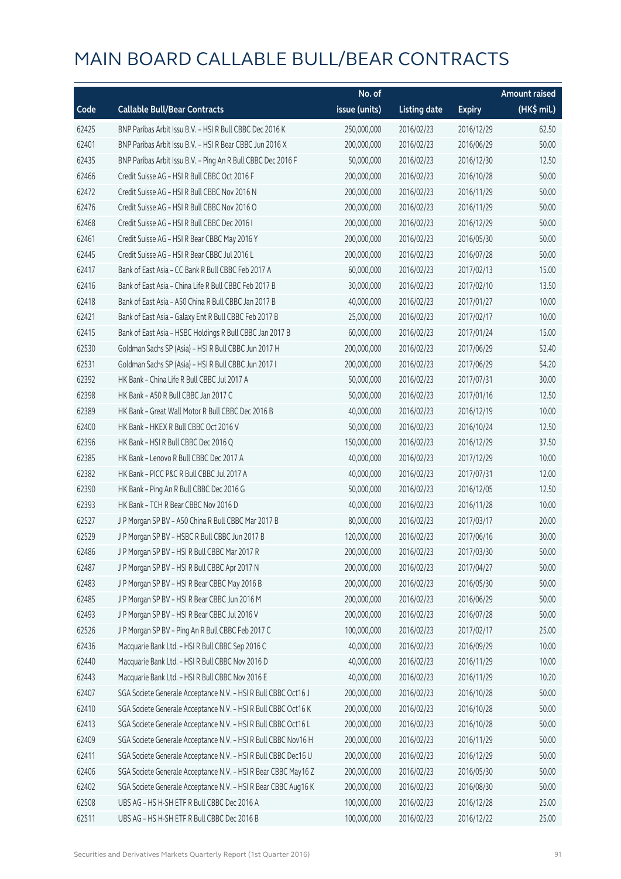# MAIN BOARD CALLABLE BULL/BEAR CONTRACTS

| Code | Callable Bull/Bear Contracts | No. of issue (units) | Listing date | Expiry | Amount raised (HK$ mil.) |
|---|---|---|---|---|---|
| 62425 | BNP Paribas Arbit Issu B.V. – HSI R Bull CBBC Dec 2016 K | 250,000,000 | 2016/02/23 | 2016/12/29 | 62.50 |
| 62401 | BNP Paribas Arbit Issu B.V. – HSI R Bear CBBC Jun 2016 X | 200,000,000 | 2016/02/23 | 2016/06/29 | 50.00 |
| 62435 | BNP Paribas Arbit Issu B.V. – Ping An R Bull CBBC Dec 2016 F | 50,000,000 | 2016/02/23 | 2016/12/30 | 12.50 |
| 62466 | Credit Suisse AG – HSI R Bull CBBC Oct 2016 F | 200,000,000 | 2016/02/23 | 2016/10/28 | 50.00 |
| 62472 | Credit Suisse AG – HSI R Bull CBBC Nov 2016 N | 200,000,000 | 2016/02/23 | 2016/11/29 | 50.00 |
| 62476 | Credit Suisse AG – HSI R Bull CBBC Nov 2016 O | 200,000,000 | 2016/02/23 | 2016/11/29 | 50.00 |
| 62468 | Credit Suisse AG – HSI R Bull CBBC Dec 2016 I | 200,000,000 | 2016/02/23 | 2016/12/29 | 50.00 |
| 62461 | Credit Suisse AG – HSI R Bear CBBC May 2016 Y | 200,000,000 | 2016/02/23 | 2016/05/30 | 50.00 |
| 62445 | Credit Suisse AG – HSI R Bear CBBC Jul 2016 L | 200,000,000 | 2016/02/23 | 2016/07/28 | 50.00 |
| 62417 | Bank of East Asia – CC Bank R Bull CBBC Feb 2017 A | 60,000,000 | 2016/02/23 | 2017/02/13 | 15.00 |
| 62416 | Bank of East Asia – China Life R Bull CBBC Feb 2017 B | 30,000,000 | 2016/02/23 | 2017/02/10 | 13.50 |
| 62418 | Bank of East Asia – A50 China R Bull CBBC Jan 2017 B | 40,000,000 | 2016/02/23 | 2017/01/27 | 10.00 |
| 62421 | Bank of East Asia – Galaxy Ent R Bull CBBC Feb 2017 B | 25,000,000 | 2016/02/23 | 2017/02/17 | 10.00 |
| 62415 | Bank of East Asia – HSBC Holdings R Bull CBBC Jan 2017 B | 60,000,000 | 2016/02/23 | 2017/01/24 | 15.00 |
| 62530 | Goldman Sachs SP (Asia) – HSI R Bull CBBC Jun 2017 H | 200,000,000 | 2016/02/23 | 2017/06/29 | 52.40 |
| 62531 | Goldman Sachs SP (Asia) – HSI R Bull CBBC Jun 2017 I | 200,000,000 | 2016/02/23 | 2017/06/29 | 54.20 |
| 62392 | HK Bank – China Life R Bull CBBC Jul 2017 A | 50,000,000 | 2016/02/23 | 2017/07/31 | 30.00 |
| 62398 | HK Bank – A50 R Bull CBBC Jan 2017 C | 50,000,000 | 2016/02/23 | 2017/01/16 | 12.50 |
| 62389 | HK Bank – Great Wall Motor R Bull CBBC Dec 2016 B | 40,000,000 | 2016/02/23 | 2016/12/19 | 10.00 |
| 62400 | HK Bank – HKEX R Bull CBBC Oct 2016 V | 50,000,000 | 2016/02/23 | 2016/10/24 | 12.50 |
| 62396 | HK Bank – HSI R Bull CBBC Dec 2016 Q | 150,000,000 | 2016/02/23 | 2016/12/29 | 37.50 |
| 62385 | HK Bank – Lenovo R Bull CBBC Dec 2017 A | 40,000,000 | 2016/02/23 | 2017/12/29 | 10.00 |
| 62382 | HK Bank – PICC P&C R Bull CBBC Jul 2017 A | 40,000,000 | 2016/02/23 | 2017/07/31 | 12.00 |
| 62390 | HK Bank – Ping An R Bull CBBC Dec 2016 G | 50,000,000 | 2016/02/23 | 2016/12/05 | 12.50 |
| 62393 | HK Bank – TCH R Bear CBBC Nov 2016 D | 40,000,000 | 2016/02/23 | 2016/11/28 | 10.00 |
| 62527 | J P Morgan SP BV – A50 China R Bull CBBC Mar 2017 B | 80,000,000 | 2016/02/23 | 2017/03/17 | 20.00 |
| 62529 | J P Morgan SP BV – HSBC R Bull CBBC Jun 2017 B | 120,000,000 | 2016/02/23 | 2017/06/16 | 30.00 |
| 62486 | J P Morgan SP BV – HSI R Bull CBBC Mar 2017 R | 200,000,000 | 2016/02/23 | 2017/03/30 | 50.00 |
| 62487 | J P Morgan SP BV – HSI R Bull CBBC Apr 2017 N | 200,000,000 | 2016/02/23 | 2017/04/27 | 50.00 |
| 62483 | J P Morgan SP BV – HSI R Bear CBBC May 2016 B | 200,000,000 | 2016/02/23 | 2016/05/30 | 50.00 |
| 62485 | J P Morgan SP BV – HSI R Bear CBBC Jun 2016 M | 200,000,000 | 2016/02/23 | 2016/06/29 | 50.00 |
| 62493 | J P Morgan SP BV – HSI R Bear CBBC Jul 2016 V | 200,000,000 | 2016/02/23 | 2016/07/28 | 50.00 |
| 62526 | J P Morgan SP BV – Ping An R Bull CBBC Feb 2017 C | 100,000,000 | 2016/02/23 | 2017/02/17 | 25.00 |
| 62436 | Macquarie Bank Ltd. – HSI R Bull CBBC Sep 2016 C | 40,000,000 | 2016/02/23 | 2016/09/29 | 10.00 |
| 62440 | Macquarie Bank Ltd. – HSI R Bull CBBC Nov 2016 D | 40,000,000 | 2016/02/23 | 2016/11/29 | 10.00 |
| 62443 | Macquarie Bank Ltd. – HSI R Bull CBBC Nov 2016 E | 40,000,000 | 2016/02/23 | 2016/11/29 | 10.20 |
| 62407 | SGA Societe Generale Acceptance N.V. – HSI R Bull CBBC Oct16 J | 200,000,000 | 2016/02/23 | 2016/10/28 | 50.00 |
| 62410 | SGA Societe Generale Acceptance N.V. – HSI R Bull CBBC Oct16 K | 200,000,000 | 2016/02/23 | 2016/10/28 | 50.00 |
| 62413 | SGA Societe Generale Acceptance N.V. – HSI R Bull CBBC Oct16 L | 200,000,000 | 2016/02/23 | 2016/10/28 | 50.00 |
| 62409 | SGA Societe Generale Acceptance N.V. – HSI R Bull CBBC Nov16 H | 200,000,000 | 2016/02/23 | 2016/11/29 | 50.00 |
| 62411 | SGA Societe Generale Acceptance N.V. – HSI R Bull CBBC Dec16 U | 200,000,000 | 2016/02/23 | 2016/12/29 | 50.00 |
| 62406 | SGA Societe Generale Acceptance N.V. – HSI R Bear CBBC May16 Z | 200,000,000 | 2016/02/23 | 2016/05/30 | 50.00 |
| 62402 | SGA Societe Generale Acceptance N.V. – HSI R Bear CBBC Aug16 K | 200,000,000 | 2016/02/23 | 2016/08/30 | 50.00 |
| 62508 | UBS AG – HS H-SH ETF R Bull CBBC Dec 2016 A | 100,000,000 | 2016/02/23 | 2016/12/28 | 25.00 |
| 62511 | UBS AG – HS H-SH ETF R Bull CBBC Dec 2016 B | 100,000,000 | 2016/02/23 | 2016/12/22 | 25.00 |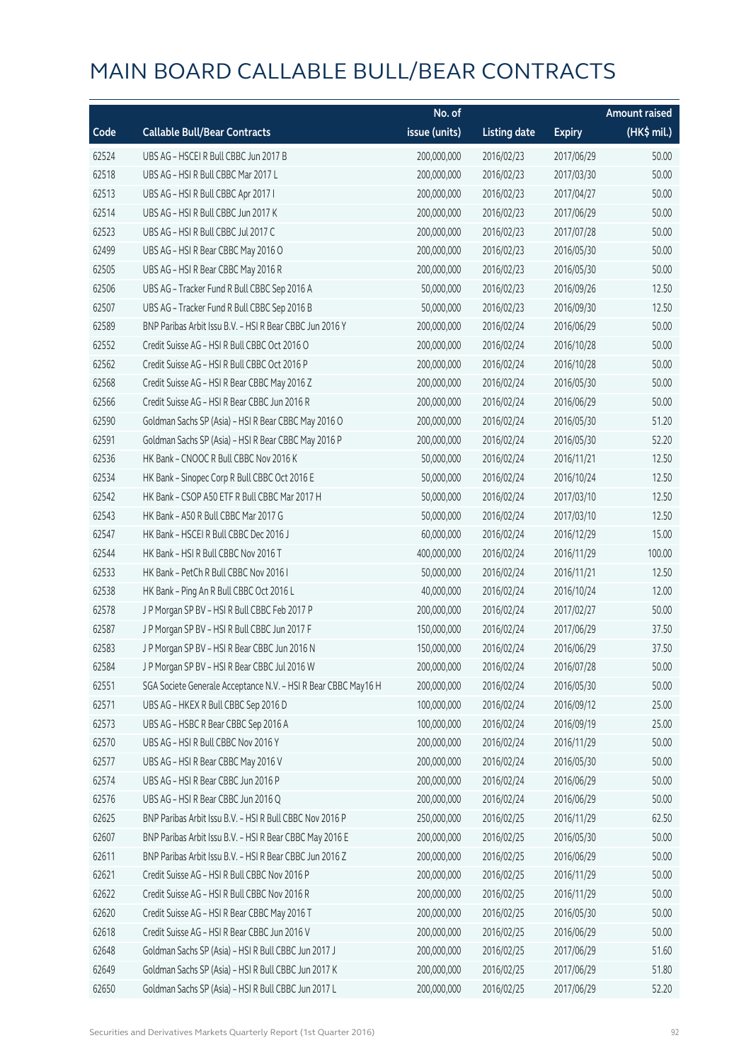# MAIN BOARD CALLABLE BULL/BEAR CONTRACTS

| Code | Callable Bull/Bear Contracts | No. of issue (units) | Listing date | Expiry | Amount raised (HK$ mil.) |
|---|---|---|---|---|---|
| 62524 | UBS AG – HSCEI R Bull CBBC Jun 2017 B | 200,000,000 | 2016/02/23 | 2017/06/29 | 50.00 |
| 62518 | UBS AG – HSI R Bull CBBC Mar 2017 L | 200,000,000 | 2016/02/23 | 2017/03/30 | 50.00 |
| 62513 | UBS AG – HSI R Bull CBBC Apr 2017 I | 200,000,000 | 2016/02/23 | 2017/04/27 | 50.00 |
| 62514 | UBS AG – HSI R Bull CBBC Jun 2017 K | 200,000,000 | 2016/02/23 | 2017/06/29 | 50.00 |
| 62523 | UBS AG – HSI R Bull CBBC Jul 2017 C | 200,000,000 | 2016/02/23 | 2017/07/28 | 50.00 |
| 62499 | UBS AG – HSI R Bear CBBC May 2016 O | 200,000,000 | 2016/02/23 | 2016/05/30 | 50.00 |
| 62505 | UBS AG – HSI R Bear CBBC May 2016 R | 200,000,000 | 2016/02/23 | 2016/05/30 | 50.00 |
| 62506 | UBS AG – Tracker Fund R Bull CBBC Sep 2016 A | 50,000,000 | 2016/02/23 | 2016/09/26 | 12.50 |
| 62507 | UBS AG – Tracker Fund R Bull CBBC Sep 2016 B | 50,000,000 | 2016/02/23 | 2016/09/30 | 12.50 |
| 62589 | BNP Paribas Arbit Issu B.V. – HSI R Bear CBBC Jun 2016 Y | 200,000,000 | 2016/02/24 | 2016/06/29 | 50.00 |
| 62552 | Credit Suisse AG – HSI R Bull CBBC Oct 2016 O | 200,000,000 | 2016/02/24 | 2016/10/28 | 50.00 |
| 62562 | Credit Suisse AG – HSI R Bull CBBC Oct 2016 P | 200,000,000 | 2016/02/24 | 2016/10/28 | 50.00 |
| 62568 | Credit Suisse AG – HSI R Bear CBBC May 2016 Z | 200,000,000 | 2016/02/24 | 2016/05/30 | 50.00 |
| 62566 | Credit Suisse AG – HSI R Bear CBBC Jun 2016 R | 200,000,000 | 2016/02/24 | 2016/06/29 | 50.00 |
| 62590 | Goldman Sachs SP (Asia) – HSI R Bear CBBC May 2016 O | 200,000,000 | 2016/02/24 | 2016/05/30 | 51.20 |
| 62591 | Goldman Sachs SP (Asia) – HSI R Bear CBBC May 2016 P | 200,000,000 | 2016/02/24 | 2016/05/30 | 52.20 |
| 62536 | HK Bank – CNOOC R Bull CBBC Nov 2016 K | 50,000,000 | 2016/02/24 | 2016/11/21 | 12.50 |
| 62534 | HK Bank – Sinopec Corp R Bull CBBC Oct 2016 E | 50,000,000 | 2016/02/24 | 2016/10/24 | 12.50 |
| 62542 | HK Bank – CSOP A50 ETF R Bull CBBC Mar 2017 H | 50,000,000 | 2016/02/24 | 2017/03/10 | 12.50 |
| 62543 | HK Bank – A50 R Bull CBBC Mar 2017 G | 50,000,000 | 2016/02/24 | 2017/03/10 | 12.50 |
| 62547 | HK Bank – HSCEI R Bull CBBC Dec 2016 J | 60,000,000 | 2016/02/24 | 2016/12/29 | 15.00 |
| 62544 | HK Bank – HSI R Bull CBBC Nov 2016 T | 400,000,000 | 2016/02/24 | 2016/11/29 | 100.00 |
| 62533 | HK Bank – PetCh R Bull CBBC Nov 2016 I | 50,000,000 | 2016/02/24 | 2016/11/21 | 12.50 |
| 62538 | HK Bank – Ping An R Bull CBBC Oct 2016 L | 40,000,000 | 2016/02/24 | 2016/10/24 | 12.00 |
| 62578 | J P Morgan SP BV – HSI R Bull CBBC Feb 2017 P | 200,000,000 | 2016/02/24 | 2017/02/27 | 50.00 |
| 62587 | J P Morgan SP BV – HSI R Bull CBBC Jun 2017 F | 150,000,000 | 2016/02/24 | 2017/06/29 | 37.50 |
| 62583 | J P Morgan SP BV – HSI R Bear CBBC Jun 2016 N | 150,000,000 | 2016/02/24 | 2016/06/29 | 37.50 |
| 62584 | J P Morgan SP BV – HSI R Bear CBBC Jul 2016 W | 200,000,000 | 2016/02/24 | 2016/07/28 | 50.00 |
| 62551 | SGA Societe Generale Acceptance N.V. – HSI R Bear CBBC May16 H | 200,000,000 | 2016/02/24 | 2016/05/30 | 50.00 |
| 62571 | UBS AG – HKEX R Bull CBBC Sep 2016 D | 100,000,000 | 2016/02/24 | 2016/09/12 | 25.00 |
| 62573 | UBS AG – HSBC R Bear CBBC Sep 2016 A | 100,000,000 | 2016/02/24 | 2016/09/19 | 25.00 |
| 62570 | UBS AG – HSI R Bull CBBC Nov 2016 Y | 200,000,000 | 2016/02/24 | 2016/11/29 | 50.00 |
| 62577 | UBS AG – HSI R Bear CBBC May 2016 V | 200,000,000 | 2016/02/24 | 2016/05/30 | 50.00 |
| 62574 | UBS AG – HSI R Bear CBBC Jun 2016 P | 200,000,000 | 2016/02/24 | 2016/06/29 | 50.00 |
| 62576 | UBS AG – HSI R Bear CBBC Jun 2016 Q | 200,000,000 | 2016/02/24 | 2016/06/29 | 50.00 |
| 62625 | BNP Paribas Arbit Issu B.V. – HSI R Bull CBBC Nov 2016 P | 250,000,000 | 2016/02/25 | 2016/11/29 | 62.50 |
| 62607 | BNP Paribas Arbit Issu B.V. – HSI R Bear CBBC May 2016 E | 200,000,000 | 2016/02/25 | 2016/05/30 | 50.00 |
| 62611 | BNP Paribas Arbit Issu B.V. – HSI R Bear CBBC Jun 2016 Z | 200,000,000 | 2016/02/25 | 2016/06/29 | 50.00 |
| 62621 | Credit Suisse AG – HSI R Bull CBBC Nov 2016 P | 200,000,000 | 2016/02/25 | 2016/11/29 | 50.00 |
| 62622 | Credit Suisse AG – HSI R Bull CBBC Nov 2016 R | 200,000,000 | 2016/02/25 | 2016/11/29 | 50.00 |
| 62620 | Credit Suisse AG – HSI R Bear CBBC May 2016 T | 200,000,000 | 2016/02/25 | 2016/05/30 | 50.00 |
| 62618 | Credit Suisse AG – HSI R Bear CBBC Jun 2016 V | 200,000,000 | 2016/02/25 | 2016/06/29 | 50.00 |
| 62648 | Goldman Sachs SP (Asia) – HSI R Bull CBBC Jun 2017 J | 200,000,000 | 2016/02/25 | 2017/06/29 | 51.60 |
| 62649 | Goldman Sachs SP (Asia) – HSI R Bull CBBC Jun 2017 K | 200,000,000 | 2016/02/25 | 2017/06/29 | 51.80 |
| 62650 | Goldman Sachs SP (Asia) – HSI R Bull CBBC Jun 2017 L | 200,000,000 | 2016/02/25 | 2017/06/29 | 52.20 |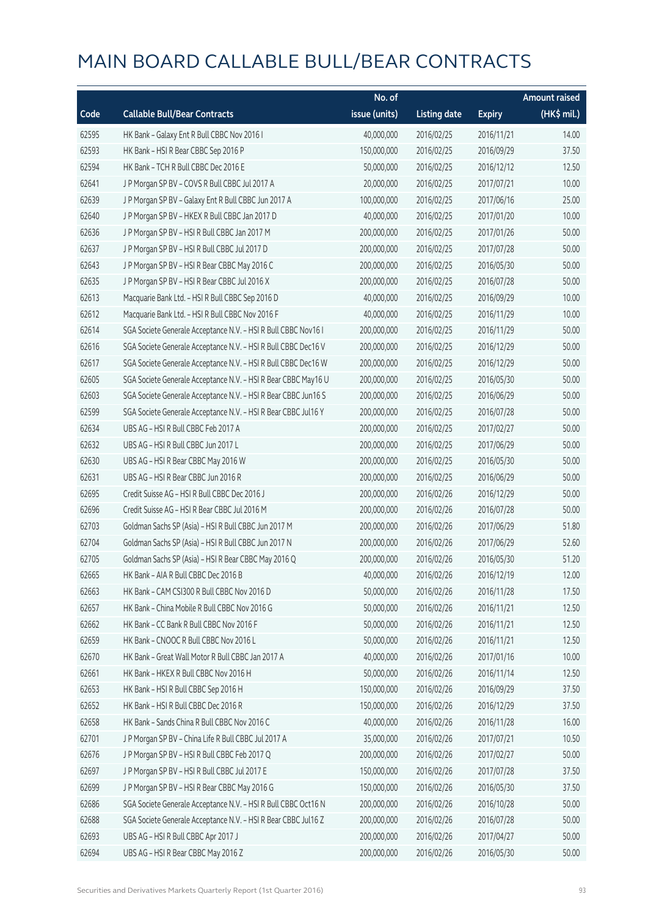# MAIN BOARD CALLABLE BULL/BEAR CONTRACTS

| Code | Callable Bull/Bear Contracts | No. of issue (units) | Listing date | Expiry | Amount raised (HK$ mil.) |
|---|---|---|---|---|---|
| 62595 | HK Bank – Galaxy Ent R Bull CBBC Nov 2016 I | 40,000,000 | 2016/02/25 | 2016/11/21 | 14.00 |
| 62593 | HK Bank – HSI R Bear CBBC Sep 2016 P | 150,000,000 | 2016/02/25 | 2016/09/29 | 37.50 |
| 62594 | HK Bank – TCH R Bull CBBC Dec 2016 E | 50,000,000 | 2016/02/25 | 2016/12/12 | 12.50 |
| 62641 | J P Morgan SP BV – COVS R Bull CBBC Jul 2017 A | 20,000,000 | 2016/02/25 | 2017/07/21 | 10.00 |
| 62639 | J P Morgan SP BV – Galaxy Ent R Bull CBBC Jun 2017 A | 100,000,000 | 2016/02/25 | 2017/06/16 | 25.00 |
| 62640 | J P Morgan SP BV – HKEX R Bull CBBC Jan 2017 D | 40,000,000 | 2016/02/25 | 2017/01/20 | 10.00 |
| 62636 | J P Morgan SP BV – HSI R Bull CBBC Jan 2017 M | 200,000,000 | 2016/02/25 | 2017/01/26 | 50.00 |
| 62637 | J P Morgan SP BV – HSI R Bull CBBC Jul 2017 D | 200,000,000 | 2016/02/25 | 2017/07/28 | 50.00 |
| 62643 | J P Morgan SP BV – HSI R Bear CBBC May 2016 C | 200,000,000 | 2016/02/25 | 2016/05/30 | 50.00 |
| 62635 | J P Morgan SP BV – HSI R Bear CBBC Jul 2016 X | 200,000,000 | 2016/02/25 | 2016/07/28 | 50.00 |
| 62613 | Macquarie Bank Ltd. – HSI R Bull CBBC Sep 2016 D | 40,000,000 | 2016/02/25 | 2016/09/29 | 10.00 |
| 62612 | Macquarie Bank Ltd. – HSI R Bull CBBC Nov 2016 F | 40,000,000 | 2016/02/25 | 2016/11/29 | 10.00 |
| 62614 | SGA Societe Generale Acceptance N.V. – HSI R Bull CBBC Nov16 I | 200,000,000 | 2016/02/25 | 2016/11/29 | 50.00 |
| 62616 | SGA Societe Generale Acceptance N.V. – HSI R Bull CBBC Dec16 V | 200,000,000 | 2016/02/25 | 2016/12/29 | 50.00 |
| 62617 | SGA Societe Generale Acceptance N.V. – HSI R Bull CBBC Dec16 W | 200,000,000 | 2016/02/25 | 2016/12/29 | 50.00 |
| 62605 | SGA Societe Generale Acceptance N.V. – HSI R Bear CBBC May16 U | 200,000,000 | 2016/02/25 | 2016/05/30 | 50.00 |
| 62603 | SGA Societe Generale Acceptance N.V. – HSI R Bear CBBC Jun16 S | 200,000,000 | 2016/02/25 | 2016/06/29 | 50.00 |
| 62599 | SGA Societe Generale Acceptance N.V. – HSI R Bear CBBC Jul16 Y | 200,000,000 | 2016/02/25 | 2016/07/28 | 50.00 |
| 62634 | UBS AG – HSI R Bull CBBC Feb 2017 A | 200,000,000 | 2016/02/25 | 2017/02/27 | 50.00 |
| 62632 | UBS AG – HSI R Bull CBBC Jun 2017 L | 200,000,000 | 2016/02/25 | 2017/06/29 | 50.00 |
| 62630 | UBS AG – HSI R Bear CBBC May 2016 W | 200,000,000 | 2016/02/25 | 2016/05/30 | 50.00 |
| 62631 | UBS AG – HSI R Bear CBBC Jun 2016 R | 200,000,000 | 2016/02/25 | 2016/06/29 | 50.00 |
| 62695 | Credit Suisse AG – HSI R Bull CBBC Dec 2016 J | 200,000,000 | 2016/02/26 | 2016/12/29 | 50.00 |
| 62696 | Credit Suisse AG – HSI R Bear CBBC Jul 2016 M | 200,000,000 | 2016/02/26 | 2016/07/28 | 50.00 |
| 62703 | Goldman Sachs SP (Asia) – HSI R Bull CBBC Jun 2017 M | 200,000,000 | 2016/02/26 | 2017/06/29 | 51.80 |
| 62704 | Goldman Sachs SP (Asia) – HSI R Bull CBBC Jun 2017 N | 200,000,000 | 2016/02/26 | 2017/06/29 | 52.60 |
| 62705 | Goldman Sachs SP (Asia) – HSI R Bear CBBC May 2016 Q | 200,000,000 | 2016/02/26 | 2016/05/30 | 51.20 |
| 62665 | HK Bank – AIA R Bull CBBC Dec 2016 B | 40,000,000 | 2016/02/26 | 2016/12/19 | 12.00 |
| 62663 | HK Bank – CAM CSI300 R Bull CBBC Nov 2016 D | 50,000,000 | 2016/02/26 | 2016/11/28 | 17.50 |
| 62657 | HK Bank – China Mobile R Bull CBBC Nov 2016 G | 50,000,000 | 2016/02/26 | 2016/11/21 | 12.50 |
| 62662 | HK Bank – CC Bank R Bull CBBC Nov 2016 F | 50,000,000 | 2016/02/26 | 2016/11/21 | 12.50 |
| 62659 | HK Bank – CNOOC R Bull CBBC Nov 2016 L | 50,000,000 | 2016/02/26 | 2016/11/21 | 12.50 |
| 62670 | HK Bank – Great Wall Motor R Bull CBBC Jan 2017 A | 40,000,000 | 2016/02/26 | 2017/01/16 | 10.00 |
| 62661 | HK Bank – HKEX R Bull CBBC Nov 2016 H | 50,000,000 | 2016/02/26 | 2016/11/14 | 12.50 |
| 62653 | HK Bank – HSI R Bull CBBC Sep 2016 H | 150,000,000 | 2016/02/26 | 2016/09/29 | 37.50 |
| 62652 | HK Bank – HSI R Bull CBBC Dec 2016 R | 150,000,000 | 2016/02/26 | 2016/12/29 | 37.50 |
| 62658 | HK Bank – Sands China R Bull CBBC Nov 2016 C | 40,000,000 | 2016/02/26 | 2016/11/28 | 16.00 |
| 62701 | J P Morgan SP BV – China Life R Bull CBBC Jul 2017 A | 35,000,000 | 2016/02/26 | 2017/07/21 | 10.50 |
| 62676 | J P Morgan SP BV – HSI R Bull CBBC Feb 2017 Q | 200,000,000 | 2016/02/26 | 2017/02/27 | 50.00 |
| 62697 | J P Morgan SP BV – HSI R Bull CBBC Jul 2017 E | 150,000,000 | 2016/02/26 | 2017/07/28 | 37.50 |
| 62699 | J P Morgan SP BV – HSI R Bear CBBC May 2016 G | 150,000,000 | 2016/02/26 | 2016/05/30 | 37.50 |
| 62686 | SGA Societe Generale Acceptance N.V. – HSI R Bull CBBC Oct16 N | 200,000,000 | 2016/02/26 | 2016/10/28 | 50.00 |
| 62688 | SGA Societe Generale Acceptance N.V. – HSI R Bear CBBC Jul16 Z | 200,000,000 | 2016/02/26 | 2016/07/28 | 50.00 |
| 62693 | UBS AG – HSI R Bull CBBC Apr 2017 J | 200,000,000 | 2016/02/26 | 2017/04/27 | 50.00 |
| 62694 | UBS AG – HSI R Bear CBBC May 2016 Z | 200,000,000 | 2016/02/26 | 2016/05/30 | 50.00 |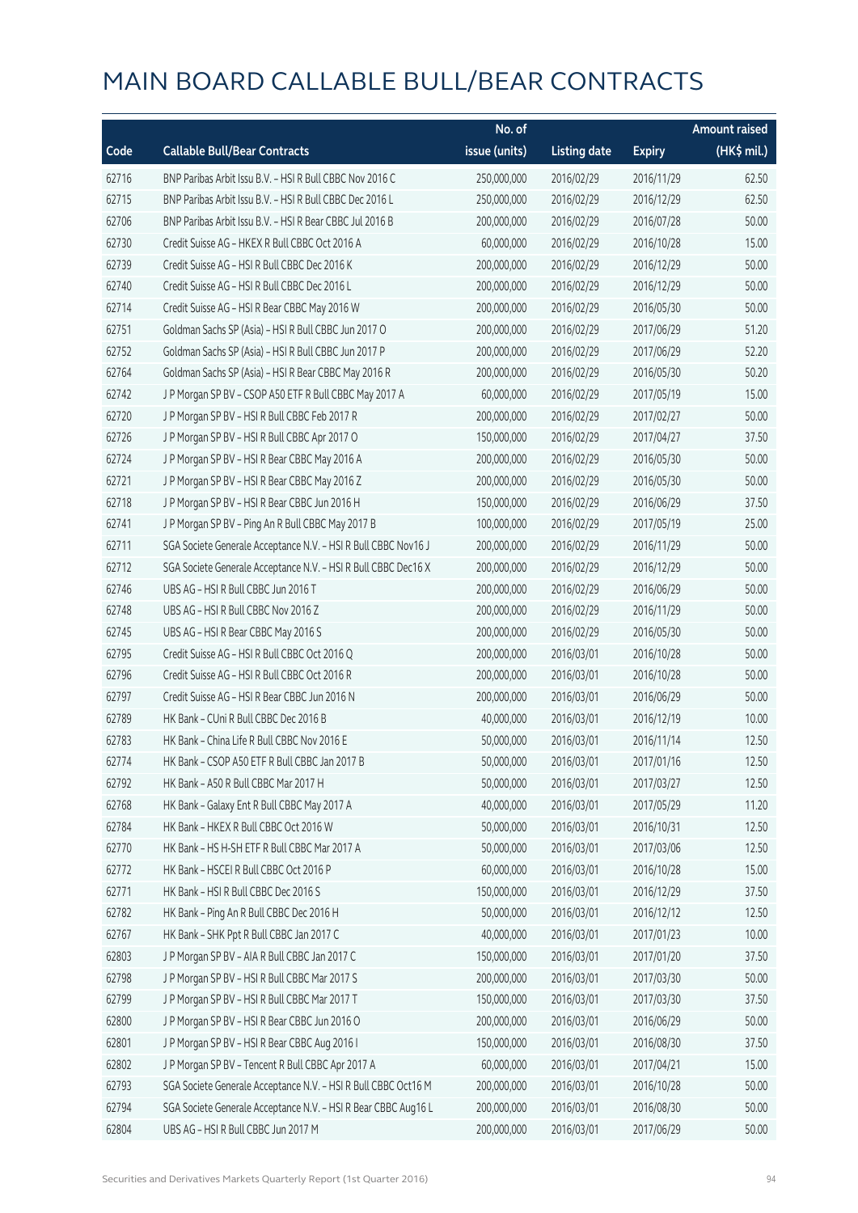# MAIN BOARD CALLABLE BULL/BEAR CONTRACTS

| Code | Callable Bull/Bear Contracts | No. of issue (units) | Listing date | Expiry | Amount raised (HK$ mil.) |
|---|---|---|---|---|---|
| 62716 | BNP Paribas Arbit Issu B.V. – HSI R Bull CBBC Nov 2016 C | 250,000,000 | 2016/02/29 | 2016/11/29 | 62.50 |
| 62715 | BNP Paribas Arbit Issu B.V. – HSI R Bull CBBC Dec 2016 L | 250,000,000 | 2016/02/29 | 2016/12/29 | 62.50 |
| 62706 | BNP Paribas Arbit Issu B.V. – HSI R Bear CBBC Jul 2016 B | 200,000,000 | 2016/02/29 | 2016/07/28 | 50.00 |
| 62730 | Credit Suisse AG – HKEX R Bull CBBC Oct 2016 A | 60,000,000 | 2016/02/29 | 2016/10/28 | 15.00 |
| 62739 | Credit Suisse AG – HSI R Bull CBBC Dec 2016 K | 200,000,000 | 2016/02/29 | 2016/12/29 | 50.00 |
| 62740 | Credit Suisse AG – HSI R Bull CBBC Dec 2016 L | 200,000,000 | 2016/02/29 | 2016/12/29 | 50.00 |
| 62714 | Credit Suisse AG – HSI R Bear CBBC May 2016 W | 200,000,000 | 2016/02/29 | 2016/05/30 | 50.00 |
| 62751 | Goldman Sachs SP (Asia) – HSI R Bull CBBC Jun 2017 O | 200,000,000 | 2016/02/29 | 2017/06/29 | 51.20 |
| 62752 | Goldman Sachs SP (Asia) – HSI R Bull CBBC Jun 2017 P | 200,000,000 | 2016/02/29 | 2017/06/29 | 52.20 |
| 62764 | Goldman Sachs SP (Asia) – HSI R Bear CBBC May 2016 R | 200,000,000 | 2016/02/29 | 2016/05/30 | 50.20 |
| 62742 | J P Morgan SP BV – CSOP A50 ETF R Bull CBBC May 2017 A | 60,000,000 | 2016/02/29 | 2017/05/19 | 15.00 |
| 62720 | J P Morgan SP BV – HSI R Bull CBBC Feb 2017 R | 200,000,000 | 2016/02/29 | 2017/02/27 | 50.00 |
| 62726 | J P Morgan SP BV – HSI R Bull CBBC Apr 2017 O | 150,000,000 | 2016/02/29 | 2017/04/27 | 37.50 |
| 62724 | J P Morgan SP BV – HSI R Bear CBBC May 2016 A | 200,000,000 | 2016/02/29 | 2016/05/30 | 50.00 |
| 62721 | J P Morgan SP BV – HSI R Bear CBBC May 2016 Z | 200,000,000 | 2016/02/29 | 2016/05/30 | 50.00 |
| 62718 | J P Morgan SP BV – HSI R Bear CBBC Jun 2016 H | 150,000,000 | 2016/02/29 | 2016/06/29 | 37.50 |
| 62741 | J P Morgan SP BV – Ping An R Bull CBBC May 2017 B | 100,000,000 | 2016/02/29 | 2017/05/19 | 25.00 |
| 62711 | SGA Societe Generale Acceptance N.V. – HSI R Bull CBBC Nov16 J | 200,000,000 | 2016/02/29 | 2016/11/29 | 50.00 |
| 62712 | SGA Societe Generale Acceptance N.V. – HSI R Bull CBBC Dec16 X | 200,000,000 | 2016/02/29 | 2016/12/29 | 50.00 |
| 62746 | UBS AG – HSI R Bull CBBC Jun 2016 T | 200,000,000 | 2016/02/29 | 2016/06/29 | 50.00 |
| 62748 | UBS AG – HSI R Bull CBBC Nov 2016 Z | 200,000,000 | 2016/02/29 | 2016/11/29 | 50.00 |
| 62745 | UBS AG – HSI R Bear CBBC May 2016 S | 200,000,000 | 2016/02/29 | 2016/05/30 | 50.00 |
| 62795 | Credit Suisse AG – HSI R Bull CBBC Oct 2016 Q | 200,000,000 | 2016/03/01 | 2016/10/28 | 50.00 |
| 62796 | Credit Suisse AG – HSI R Bull CBBC Oct 2016 R | 200,000,000 | 2016/03/01 | 2016/10/28 | 50.00 |
| 62797 | Credit Suisse AG – HSI R Bear CBBC Jun 2016 N | 200,000,000 | 2016/03/01 | 2016/06/29 | 50.00 |
| 62789 | HK Bank – CUni R Bull CBBC Dec 2016 B | 40,000,000 | 2016/03/01 | 2016/12/19 | 10.00 |
| 62783 | HK Bank – China Life R Bull CBBC Nov 2016 E | 50,000,000 | 2016/03/01 | 2016/11/14 | 12.50 |
| 62774 | HK Bank – CSOP A50 ETF R Bull CBBC Jan 2017 B | 50,000,000 | 2016/03/01 | 2017/01/16 | 12.50 |
| 62792 | HK Bank – A50 R Bull CBBC Mar 2017 H | 50,000,000 | 2016/03/01 | 2017/03/27 | 12.50 |
| 62768 | HK Bank – Galaxy Ent R Bull CBBC May 2017 A | 40,000,000 | 2016/03/01 | 2017/05/29 | 11.20 |
| 62784 | HK Bank – HKEX R Bull CBBC Oct 2016 W | 50,000,000 | 2016/03/01 | 2016/10/31 | 12.50 |
| 62770 | HK Bank – HS H-SH ETF R Bull CBBC Mar 2017 A | 50,000,000 | 2016/03/01 | 2017/03/06 | 12.50 |
| 62772 | HK Bank – HSCEI R Bull CBBC Oct 2016 P | 60,000,000 | 2016/03/01 | 2016/10/28 | 15.00 |
| 62771 | HK Bank – HSI R Bull CBBC Dec 2016 S | 150,000,000 | 2016/03/01 | 2016/12/29 | 37.50 |
| 62782 | HK Bank – Ping An R Bull CBBC Dec 2016 H | 50,000,000 | 2016/03/01 | 2016/12/12 | 12.50 |
| 62767 | HK Bank – SHK Ppt R Bull CBBC Jan 2017 C | 40,000,000 | 2016/03/01 | 2017/01/23 | 10.00 |
| 62803 | J P Morgan SP BV – AIA R Bull CBBC Jan 2017 C | 150,000,000 | 2016/03/01 | 2017/01/20 | 37.50 |
| 62798 | J P Morgan SP BV – HSI R Bull CBBC Mar 2017 S | 200,000,000 | 2016/03/01 | 2017/03/30 | 50.00 |
| 62799 | J P Morgan SP BV – HSI R Bull CBBC Mar 2017 T | 150,000,000 | 2016/03/01 | 2017/03/30 | 37.50 |
| 62800 | J P Morgan SP BV – HSI R Bear CBBC Jun 2016 O | 200,000,000 | 2016/03/01 | 2016/06/29 | 50.00 |
| 62801 | J P Morgan SP BV – HSI R Bear CBBC Aug 2016 I | 150,000,000 | 2016/03/01 | 2016/08/30 | 37.50 |
| 62802 | J P Morgan SP BV – Tencent R Bull CBBC Apr 2017 A | 60,000,000 | 2016/03/01 | 2017/04/21 | 15.00 |
| 62793 | SGA Societe Generale Acceptance N.V. – HSI R Bull CBBC Oct16 M | 200,000,000 | 2016/03/01 | 2016/10/28 | 50.00 |
| 62794 | SGA Societe Generale Acceptance N.V. – HSI R Bear CBBC Aug16 L | 200,000,000 | 2016/03/01 | 2016/08/30 | 50.00 |
| 62804 | UBS AG – HSI R Bull CBBC Jun 2017 M | 200,000,000 | 2016/03/01 | 2017/06/29 | 50.00 |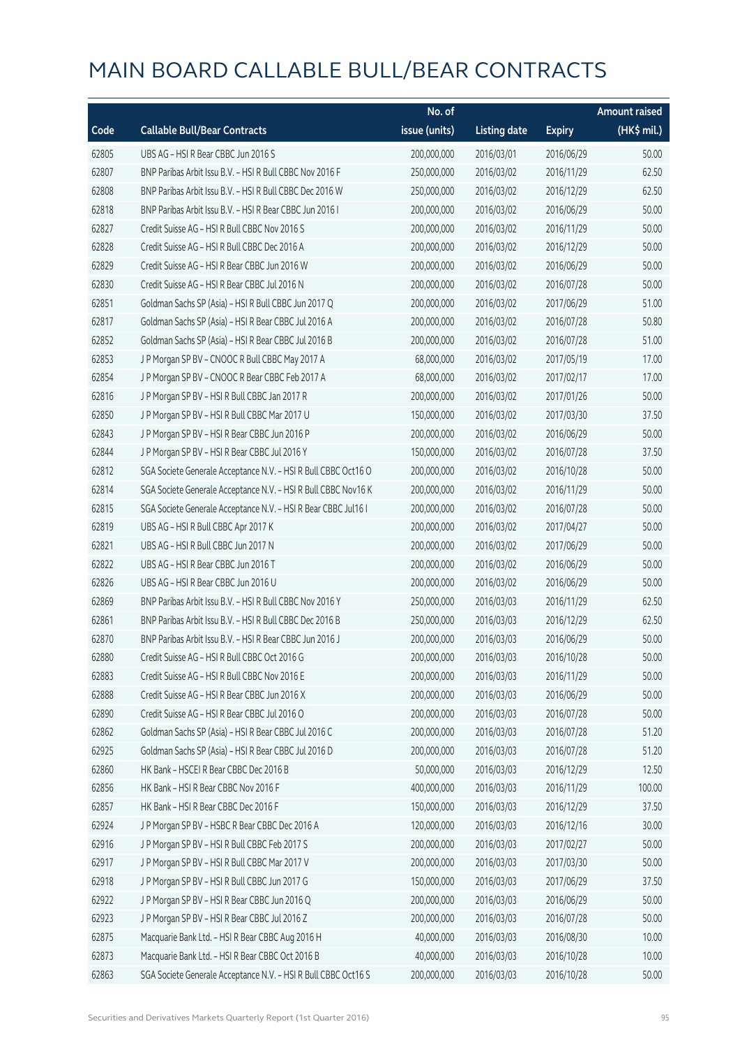# MAIN BOARD CALLABLE BULL/BEAR CONTRACTS

| Code | Callable Bull/Bear Contracts | No. of issue (units) | Listing date | Expiry | Amount raised (HK$ mil.) |
|---|---|---|---|---|---|
| 62805 | UBS AG – HSI R Bear CBBC Jun 2016 S | 200,000,000 | 2016/03/01 | 2016/06/29 | 50.00 |
| 62807 | BNP Paribas Arbit Issu B.V. – HSI R Bull CBBC Nov 2016 F | 250,000,000 | 2016/03/02 | 2016/11/29 | 62.50 |
| 62808 | BNP Paribas Arbit Issu B.V. – HSI R Bull CBBC Dec 2016 W | 250,000,000 | 2016/03/02 | 2016/12/29 | 62.50 |
| 62818 | BNP Paribas Arbit Issu B.V. – HSI R Bear CBBC Jun 2016 I | 200,000,000 | 2016/03/02 | 2016/06/29 | 50.00 |
| 62827 | Credit Suisse AG – HSI R Bull CBBC Nov 2016 S | 200,000,000 | 2016/03/02 | 2016/11/29 | 50.00 |
| 62828 | Credit Suisse AG – HSI R Bull CBBC Dec 2016 A | 200,000,000 | 2016/03/02 | 2016/12/29 | 50.00 |
| 62829 | Credit Suisse AG – HSI R Bear CBBC Jun 2016 W | 200,000,000 | 2016/03/02 | 2016/06/29 | 50.00 |
| 62830 | Credit Suisse AG – HSI R Bear CBBC Jul 2016 N | 200,000,000 | 2016/03/02 | 2016/07/28 | 50.00 |
| 62851 | Goldman Sachs SP (Asia) – HSI R Bull CBBC Jun 2017 Q | 200,000,000 | 2016/03/02 | 2017/06/29 | 51.00 |
| 62817 | Goldman Sachs SP (Asia) – HSI R Bear CBBC Jul 2016 A | 200,000,000 | 2016/03/02 | 2016/07/28 | 50.80 |
| 62852 | Goldman Sachs SP (Asia) – HSI R Bear CBBC Jul 2016 B | 200,000,000 | 2016/03/02 | 2016/07/28 | 51.00 |
| 62853 | J P Morgan SP BV – CNOOC R Bull CBBC May 2017 A | 68,000,000 | 2016/03/02 | 2017/05/19 | 17.00 |
| 62854 | J P Morgan SP BV – CNOOC R Bear CBBC Feb 2017 A | 68,000,000 | 2016/03/02 | 2017/02/17 | 17.00 |
| 62816 | J P Morgan SP BV – HSI R Bull CBBC Jan 2017 R | 200,000,000 | 2016/03/02 | 2017/01/26 | 50.00 |
| 62850 | J P Morgan SP BV – HSI R Bull CBBC Mar 2017 U | 150,000,000 | 2016/03/02 | 2017/03/30 | 37.50 |
| 62843 | J P Morgan SP BV – HSI R Bear CBBC Jun 2016 P | 200,000,000 | 2016/03/02 | 2016/06/29 | 50.00 |
| 62844 | J P Morgan SP BV – HSI R Bear CBBC Jul 2016 Y | 150,000,000 | 2016/03/02 | 2016/07/28 | 37.50 |
| 62812 | SGA Societe Generale Acceptance N.V. – HSI R Bull CBBC Oct16 O | 200,000,000 | 2016/03/02 | 2016/10/28 | 50.00 |
| 62814 | SGA Societe Generale Acceptance N.V. – HSI R Bull CBBC Nov16 K | 200,000,000 | 2016/03/02 | 2016/11/29 | 50.00 |
| 62815 | SGA Societe Generale Acceptance N.V. – HSI R Bear CBBC Jul16 I | 200,000,000 | 2016/03/02 | 2016/07/28 | 50.00 |
| 62819 | UBS AG – HSI R Bull CBBC Apr 2017 K | 200,000,000 | 2016/03/02 | 2017/04/27 | 50.00 |
| 62821 | UBS AG – HSI R Bull CBBC Jun 2017 N | 200,000,000 | 2016/03/02 | 2017/06/29 | 50.00 |
| 62822 | UBS AG – HSI R Bear CBBC Jun 2016 T | 200,000,000 | 2016/03/02 | 2016/06/29 | 50.00 |
| 62826 | UBS AG – HSI R Bear CBBC Jun 2016 U | 200,000,000 | 2016/03/02 | 2016/06/29 | 50.00 |
| 62869 | BNP Paribas Arbit Issu B.V. – HSI R Bull CBBC Nov 2016 Y | 250,000,000 | 2016/03/03 | 2016/11/29 | 62.50 |
| 62861 | BNP Paribas Arbit Issu B.V. – HSI R Bull CBBC Dec 2016 B | 250,000,000 | 2016/03/03 | 2016/12/29 | 62.50 |
| 62870 | BNP Paribas Arbit Issu B.V. – HSI R Bear CBBC Jun 2016 J | 200,000,000 | 2016/03/03 | 2016/06/29 | 50.00 |
| 62880 | Credit Suisse AG – HSI R Bull CBBC Oct 2016 G | 200,000,000 | 2016/03/03 | 2016/10/28 | 50.00 |
| 62883 | Credit Suisse AG – HSI R Bull CBBC Nov 2016 E | 200,000,000 | 2016/03/03 | 2016/11/29 | 50.00 |
| 62888 | Credit Suisse AG – HSI R Bear CBBC Jun 2016 X | 200,000,000 | 2016/03/03 | 2016/06/29 | 50.00 |
| 62890 | Credit Suisse AG – HSI R Bear CBBC Jul 2016 O | 200,000,000 | 2016/03/03 | 2016/07/28 | 50.00 |
| 62862 | Goldman Sachs SP (Asia) – HSI R Bear CBBC Jul 2016 C | 200,000,000 | 2016/03/03 | 2016/07/28 | 51.20 |
| 62925 | Goldman Sachs SP (Asia) – HSI R Bear CBBC Jul 2016 D | 200,000,000 | 2016/03/03 | 2016/07/28 | 51.20 |
| 62860 | HK Bank – HSCEI R Bear CBBC Dec 2016 B | 50,000,000 | 2016/03/03 | 2016/12/29 | 12.50 |
| 62856 | HK Bank – HSI R Bear CBBC Nov 2016 F | 400,000,000 | 2016/03/03 | 2016/11/29 | 100.00 |
| 62857 | HK Bank – HSI R Bear CBBC Dec 2016 F | 150,000,000 | 2016/03/03 | 2016/12/29 | 37.50 |
| 62924 | J P Morgan SP BV – HSBC R Bear CBBC Dec 2016 A | 120,000,000 | 2016/03/03 | 2016/12/16 | 30.00 |
| 62916 | J P Morgan SP BV – HSI R Bull CBBC Feb 2017 S | 200,000,000 | 2016/03/03 | 2017/02/27 | 50.00 |
| 62917 | J P Morgan SP BV – HSI R Bull CBBC Mar 2017 V | 200,000,000 | 2016/03/03 | 2017/03/30 | 50.00 |
| 62918 | J P Morgan SP BV – HSI R Bull CBBC Jun 2017 G | 150,000,000 | 2016/03/03 | 2017/06/29 | 37.50 |
| 62922 | J P Morgan SP BV – HSI R Bear CBBC Jun 2016 Q | 200,000,000 | 2016/03/03 | 2016/06/29 | 50.00 |
| 62923 | J P Morgan SP BV – HSI R Bear CBBC Jul 2016 Z | 200,000,000 | 2016/03/03 | 2016/07/28 | 50.00 |
| 62875 | Macquarie Bank Ltd. – HSI R Bear CBBC Aug 2016 H | 40,000,000 | 2016/03/03 | 2016/08/30 | 10.00 |
| 62873 | Macquarie Bank Ltd. – HSI R Bear CBBC Oct 2016 B | 40,000,000 | 2016/03/03 | 2016/10/28 | 10.00 |
| 62863 | SGA Societe Generale Acceptance N.V. – HSI R Bull CBBC Oct16 S | 200,000,000 | 2016/03/03 | 2016/10/28 | 50.00 |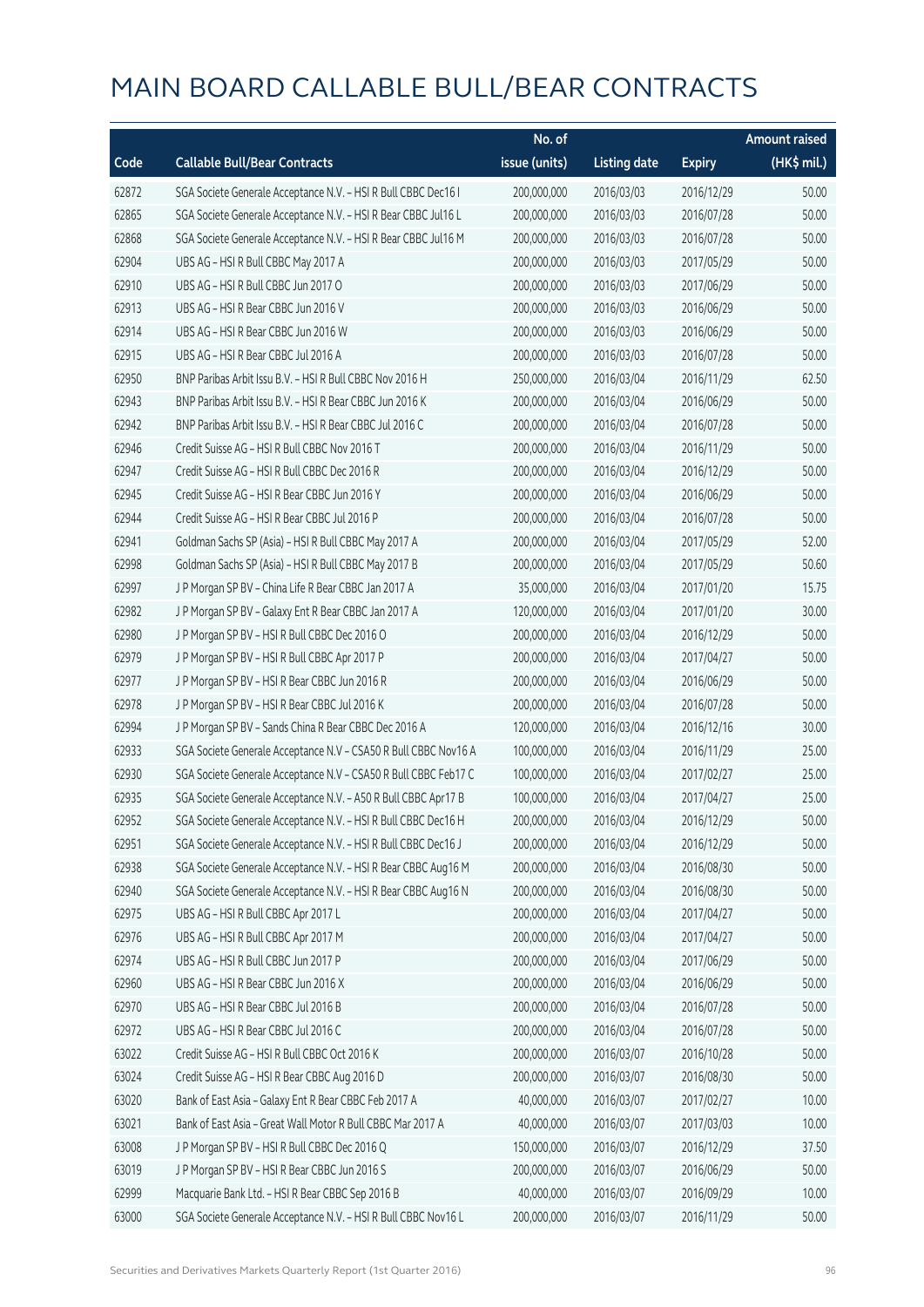# MAIN BOARD CALLABLE BULL/BEAR CONTRACTS

| Code | Callable Bull/Bear Contracts | No. of issue (units) | Listing date | Expiry | Amount raised (HK$ mil.) |
|---|---|---|---|---|---|
| 62872 | SGA Societe Generale Acceptance N.V. – HSI R Bull CBBC Dec16 I | 200,000,000 | 2016/03/03 | 2016/12/29 | 50.00 |
| 62865 | SGA Societe Generale Acceptance N.V. – HSI R Bear CBBC Jul16 L | 200,000,000 | 2016/03/03 | 2016/07/28 | 50.00 |
| 62868 | SGA Societe Generale Acceptance N.V. – HSI R Bear CBBC Jul16 M | 200,000,000 | 2016/03/03 | 2016/07/28 | 50.00 |
| 62904 | UBS AG – HSI R Bull CBBC May 2017 A | 200,000,000 | 2016/03/03 | 2017/05/29 | 50.00 |
| 62910 | UBS AG – HSI R Bull CBBC Jun 2017 O | 200,000,000 | 2016/03/03 | 2017/06/29 | 50.00 |
| 62913 | UBS AG – HSI R Bear CBBC Jun 2016 V | 200,000,000 | 2016/03/03 | 2016/06/29 | 50.00 |
| 62914 | UBS AG – HSI R Bear CBBC Jun 2016 W | 200,000,000 | 2016/03/03 | 2016/06/29 | 50.00 |
| 62915 | UBS AG – HSI R Bear CBBC Jul 2016 A | 200,000,000 | 2016/03/03 | 2016/07/28 | 50.00 |
| 62950 | BNP Paribas Arbit Issu B.V. – HSI R Bull CBBC Nov 2016 H | 250,000,000 | 2016/03/04 | 2016/11/29 | 62.50 |
| 62943 | BNP Paribas Arbit Issu B.V. – HSI R Bear CBBC Jun 2016 K | 200,000,000 | 2016/03/04 | 2016/06/29 | 50.00 |
| 62942 | BNP Paribas Arbit Issu B.V. – HSI R Bear CBBC Jul 2016 C | 200,000,000 | 2016/03/04 | 2016/07/28 | 50.00 |
| 62946 | Credit Suisse AG – HSI R Bull CBBC Nov 2016 T | 200,000,000 | 2016/03/04 | 2016/11/29 | 50.00 |
| 62947 | Credit Suisse AG – HSI R Bull CBBC Dec 2016 R | 200,000,000 | 2016/03/04 | 2016/12/29 | 50.00 |
| 62945 | Credit Suisse AG – HSI R Bear CBBC Jun 2016 Y | 200,000,000 | 2016/03/04 | 2016/06/29 | 50.00 |
| 62944 | Credit Suisse AG – HSI R Bear CBBC Jul 2016 P | 200,000,000 | 2016/03/04 | 2016/07/28 | 50.00 |
| 62941 | Goldman Sachs SP (Asia) – HSI R Bull CBBC May 2017 A | 200,000,000 | 2016/03/04 | 2017/05/29 | 52.00 |
| 62998 | Goldman Sachs SP (Asia) – HSI R Bull CBBC May 2017 B | 200,000,000 | 2016/03/04 | 2017/05/29 | 50.60 |
| 62997 | J P Morgan SP BV – China Life R Bear CBBC Jan 2017 A | 35,000,000 | 2016/03/04 | 2017/01/20 | 15.75 |
| 62982 | J P Morgan SP BV – Galaxy Ent R Bear CBBC Jan 2017 A | 120,000,000 | 2016/03/04 | 2017/01/20 | 30.00 |
| 62980 | J P Morgan SP BV – HSI R Bull CBBC Dec 2016 O | 200,000,000 | 2016/03/04 | 2016/12/29 | 50.00 |
| 62979 | J P Morgan SP BV – HSI R Bull CBBC Apr 2017 P | 200,000,000 | 2016/03/04 | 2017/04/27 | 50.00 |
| 62977 | J P Morgan SP BV – HSI R Bear CBBC Jun 2016 R | 200,000,000 | 2016/03/04 | 2016/06/29 | 50.00 |
| 62978 | J P Morgan SP BV – HSI R Bear CBBC Jul 2016 K | 200,000,000 | 2016/03/04 | 2016/07/28 | 50.00 |
| 62994 | J P Morgan SP BV – Sands China R Bear CBBC Dec 2016 A | 120,000,000 | 2016/03/04 | 2016/12/16 | 30.00 |
| 62933 | SGA Societe Generale Acceptance N.V – CSA50 R Bull CBBC Nov16 A | 100,000,000 | 2016/03/04 | 2016/11/29 | 25.00 |
| 62930 | SGA Societe Generale Acceptance N.V – CSA50 R Bull CBBC Feb17 C | 100,000,000 | 2016/03/04 | 2017/02/27 | 25.00 |
| 62935 | SGA Societe Generale Acceptance N.V. – A50 R Bull CBBC Apr17 B | 100,000,000 | 2016/03/04 | 2017/04/27 | 25.00 |
| 62952 | SGA Societe Generale Acceptance N.V. – HSI R Bull CBBC Dec16 H | 200,000,000 | 2016/03/04 | 2016/12/29 | 50.00 |
| 62951 | SGA Societe Generale Acceptance N.V. – HSI R Bull CBBC Dec16 J | 200,000,000 | 2016/03/04 | 2016/12/29 | 50.00 |
| 62938 | SGA Societe Generale Acceptance N.V. – HSI R Bear CBBC Aug16 M | 200,000,000 | 2016/03/04 | 2016/08/30 | 50.00 |
| 62940 | SGA Societe Generale Acceptance N.V. – HSI R Bear CBBC Aug16 N | 200,000,000 | 2016/03/04 | 2016/08/30 | 50.00 |
| 62975 | UBS AG – HSI R Bull CBBC Apr 2017 L | 200,000,000 | 2016/03/04 | 2017/04/27 | 50.00 |
| 62976 | UBS AG – HSI R Bull CBBC Apr 2017 M | 200,000,000 | 2016/03/04 | 2017/04/27 | 50.00 |
| 62974 | UBS AG – HSI R Bull CBBC Jun 2017 P | 200,000,000 | 2016/03/04 | 2017/06/29 | 50.00 |
| 62960 | UBS AG – HSI R Bear CBBC Jun 2016 X | 200,000,000 | 2016/03/04 | 2016/06/29 | 50.00 |
| 62970 | UBS AG – HSI R Bear CBBC Jul 2016 B | 200,000,000 | 2016/03/04 | 2016/07/28 | 50.00 |
| 62972 | UBS AG – HSI R Bear CBBC Jul 2016 C | 200,000,000 | 2016/03/04 | 2016/07/28 | 50.00 |
| 63022 | Credit Suisse AG – HSI R Bull CBBC Oct 2016 K | 200,000,000 | 2016/03/07 | 2016/10/28 | 50.00 |
| 63024 | Credit Suisse AG – HSI R Bear CBBC Aug 2016 D | 200,000,000 | 2016/03/07 | 2016/08/30 | 50.00 |
| 63020 | Bank of East Asia – Galaxy Ent R Bear CBBC Feb 2017 A | 40,000,000 | 2016/03/07 | 2017/02/27 | 10.00 |
| 63021 | Bank of East Asia – Great Wall Motor R Bull CBBC Mar 2017 A | 40,000,000 | 2016/03/07 | 2017/03/03 | 10.00 |
| 63008 | J P Morgan SP BV – HSI R Bull CBBC Dec 2016 Q | 150,000,000 | 2016/03/07 | 2016/12/29 | 37.50 |
| 63019 | J P Morgan SP BV – HSI R Bear CBBC Jun 2016 S | 200,000,000 | 2016/03/07 | 2016/06/29 | 50.00 |
| 62999 | Macquarie Bank Ltd. – HSI R Bear CBBC Sep 2016 B | 40,000,000 | 2016/03/07 | 2016/09/29 | 10.00 |
| 63000 | SGA Societe Generale Acceptance N.V. – HSI R Bull CBBC Nov16 L | 200,000,000 | 2016/03/07 | 2016/11/29 | 50.00 |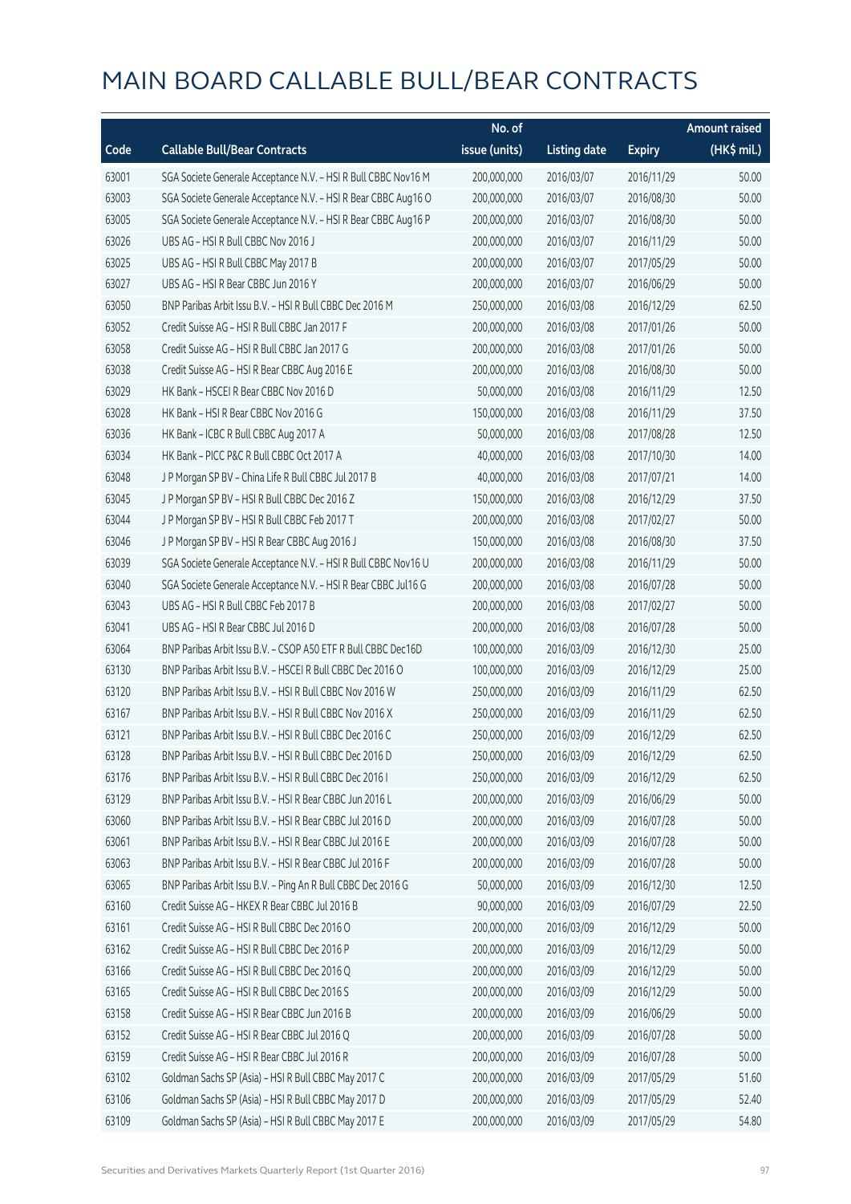# MAIN BOARD CALLABLE BULL/BEAR CONTRACTS

| Code | Callable Bull/Bear Contracts | No. of issue (units) | Listing date | Expiry | Amount raised (HK$ mil.) |
|---|---|---|---|---|---|
| 63001 | SGA Societe Generale Acceptance N.V. – HSI R Bull CBBC Nov16 M | 200,000,000 | 2016/03/07 | 2016/11/29 | 50.00 |
| 63003 | SGA Societe Generale Acceptance N.V. – HSI R Bear CBBC Aug16 O | 200,000,000 | 2016/03/07 | 2016/08/30 | 50.00 |
| 63005 | SGA Societe Generale Acceptance N.V. – HSI R Bear CBBC Aug16 P | 200,000,000 | 2016/03/07 | 2016/08/30 | 50.00 |
| 63026 | UBS AG – HSI R Bull CBBC Nov 2016 J | 200,000,000 | 2016/03/07 | 2016/11/29 | 50.00 |
| 63025 | UBS AG – HSI R Bull CBBC May 2017 B | 200,000,000 | 2016/03/07 | 2017/05/29 | 50.00 |
| 63027 | UBS AG – HSI R Bear CBBC Jun 2016 Y | 200,000,000 | 2016/03/07 | 2016/06/29 | 50.00 |
| 63050 | BNP Paribas Arbit Issu B.V. – HSI R Bull CBBC Dec 2016 M | 250,000,000 | 2016/03/08 | 2016/12/29 | 62.50 |
| 63052 | Credit Suisse AG – HSI R Bull CBBC Jan 2017 F | 200,000,000 | 2016/03/08 | 2017/01/26 | 50.00 |
| 63058 | Credit Suisse AG – HSI R Bull CBBC Jan 2017 G | 200,000,000 | 2016/03/08 | 2017/01/26 | 50.00 |
| 63038 | Credit Suisse AG – HSI R Bear CBBC Aug 2016 E | 200,000,000 | 2016/03/08 | 2016/08/30 | 50.00 |
| 63029 | HK Bank – HSCEI R Bear CBBC Nov 2016 D | 50,000,000 | 2016/03/08 | 2016/11/29 | 12.50 |
| 63028 | HK Bank – HSI R Bear CBBC Nov 2016 G | 150,000,000 | 2016/03/08 | 2016/11/29 | 37.50 |
| 63036 | HK Bank – ICBC R Bull CBBC Aug 2017 A | 50,000,000 | 2016/03/08 | 2017/08/28 | 12.50 |
| 63034 | HK Bank – PICC P&C R Bull CBBC Oct 2017 A | 40,000,000 | 2016/03/08 | 2017/10/30 | 14.00 |
| 63048 | J P Morgan SP BV – China Life R Bull CBBC Jul 2017 B | 40,000,000 | 2016/03/08 | 2017/07/21 | 14.00 |
| 63045 | J P Morgan SP BV – HSI R Bull CBBC Dec 2016 Z | 150,000,000 | 2016/03/08 | 2016/12/29 | 37.50 |
| 63044 | J P Morgan SP BV – HSI R Bull CBBC Feb 2017 T | 200,000,000 | 2016/03/08 | 2017/02/27 | 50.00 |
| 63046 | J P Morgan SP BV – HSI R Bear CBBC Aug 2016 J | 150,000,000 | 2016/03/08 | 2016/08/30 | 37.50 |
| 63039 | SGA Societe Generale Acceptance N.V. – HSI R Bull CBBC Nov16 U | 200,000,000 | 2016/03/08 | 2016/11/29 | 50.00 |
| 63040 | SGA Societe Generale Acceptance N.V. – HSI R Bear CBBC Jul16 G | 200,000,000 | 2016/03/08 | 2016/07/28 | 50.00 |
| 63043 | UBS AG – HSI R Bull CBBC Feb 2017 B | 200,000,000 | 2016/03/08 | 2017/02/27 | 50.00 |
| 63041 | UBS AG – HSI R Bear CBBC Jul 2016 D | 200,000,000 | 2016/03/08 | 2016/07/28 | 50.00 |
| 63064 | BNP Paribas Arbit Issu B.V. – CSOP A50 ETF R Bull CBBC Dec16D | 100,000,000 | 2016/03/09 | 2016/12/30 | 25.00 |
| 63130 | BNP Paribas Arbit Issu B.V. – HSCEI R Bull CBBC Dec 2016 O | 100,000,000 | 2016/03/09 | 2016/12/29 | 25.00 |
| 63120 | BNP Paribas Arbit Issu B.V. – HSI R Bull CBBC Nov 2016 W | 250,000,000 | 2016/03/09 | 2016/11/29 | 62.50 |
| 63167 | BNP Paribas Arbit Issu B.V. – HSI R Bull CBBC Nov 2016 X | 250,000,000 | 2016/03/09 | 2016/11/29 | 62.50 |
| 63121 | BNP Paribas Arbit Issu B.V. – HSI R Bull CBBC Dec 2016 C | 250,000,000 | 2016/03/09 | 2016/12/29 | 62.50 |
| 63128 | BNP Paribas Arbit Issu B.V. – HSI R Bull CBBC Dec 2016 D | 250,000,000 | 2016/03/09 | 2016/12/29 | 62.50 |
| 63176 | BNP Paribas Arbit Issu B.V. – HSI R Bull CBBC Dec 2016 I | 250,000,000 | 2016/03/09 | 2016/12/29 | 62.50 |
| 63129 | BNP Paribas Arbit Issu B.V. – HSI R Bear CBBC Jun 2016 L | 200,000,000 | 2016/03/09 | 2016/06/29 | 50.00 |
| 63060 | BNP Paribas Arbit Issu B.V. – HSI R Bear CBBC Jul 2016 D | 200,000,000 | 2016/03/09 | 2016/07/28 | 50.00 |
| 63061 | BNP Paribas Arbit Issu B.V. – HSI R Bear CBBC Jul 2016 E | 200,000,000 | 2016/03/09 | 2016/07/28 | 50.00 |
| 63063 | BNP Paribas Arbit Issu B.V. – HSI R Bear CBBC Jul 2016 F | 200,000,000 | 2016/03/09 | 2016/07/28 | 50.00 |
| 63065 | BNP Paribas Arbit Issu B.V. – Ping An R Bull CBBC Dec 2016 G | 50,000,000 | 2016/03/09 | 2016/12/30 | 12.50 |
| 63160 | Credit Suisse AG – HKEX R Bear CBBC Jul 2016 B | 90,000,000 | 2016/03/09 | 2016/07/29 | 22.50 |
| 63161 | Credit Suisse AG – HSI R Bull CBBC Dec 2016 O | 200,000,000 | 2016/03/09 | 2016/12/29 | 50.00 |
| 63162 | Credit Suisse AG – HSI R Bull CBBC Dec 2016 P | 200,000,000 | 2016/03/09 | 2016/12/29 | 50.00 |
| 63166 | Credit Suisse AG – HSI R Bull CBBC Dec 2016 Q | 200,000,000 | 2016/03/09 | 2016/12/29 | 50.00 |
| 63165 | Credit Suisse AG – HSI R Bull CBBC Dec 2016 S | 200,000,000 | 2016/03/09 | 2016/12/29 | 50.00 |
| 63158 | Credit Suisse AG – HSI R Bear CBBC Jun 2016 B | 200,000,000 | 2016/03/09 | 2016/06/29 | 50.00 |
| 63152 | Credit Suisse AG – HSI R Bear CBBC Jul 2016 Q | 200,000,000 | 2016/03/09 | 2016/07/28 | 50.00 |
| 63159 | Credit Suisse AG – HSI R Bear CBBC Jul 2016 R | 200,000,000 | 2016/03/09 | 2016/07/28 | 50.00 |
| 63102 | Goldman Sachs SP (Asia) – HSI R Bull CBBC May 2017 C | 200,000,000 | 2016/03/09 | 2017/05/29 | 51.60 |
| 63106 | Goldman Sachs SP (Asia) – HSI R Bull CBBC May 2017 D | 200,000,000 | 2016/03/09 | 2017/05/29 | 52.40 |
| 63109 | Goldman Sachs SP (Asia) – HSI R Bull CBBC May 2017 E | 200,000,000 | 2016/03/09 | 2017/05/29 | 54.80 |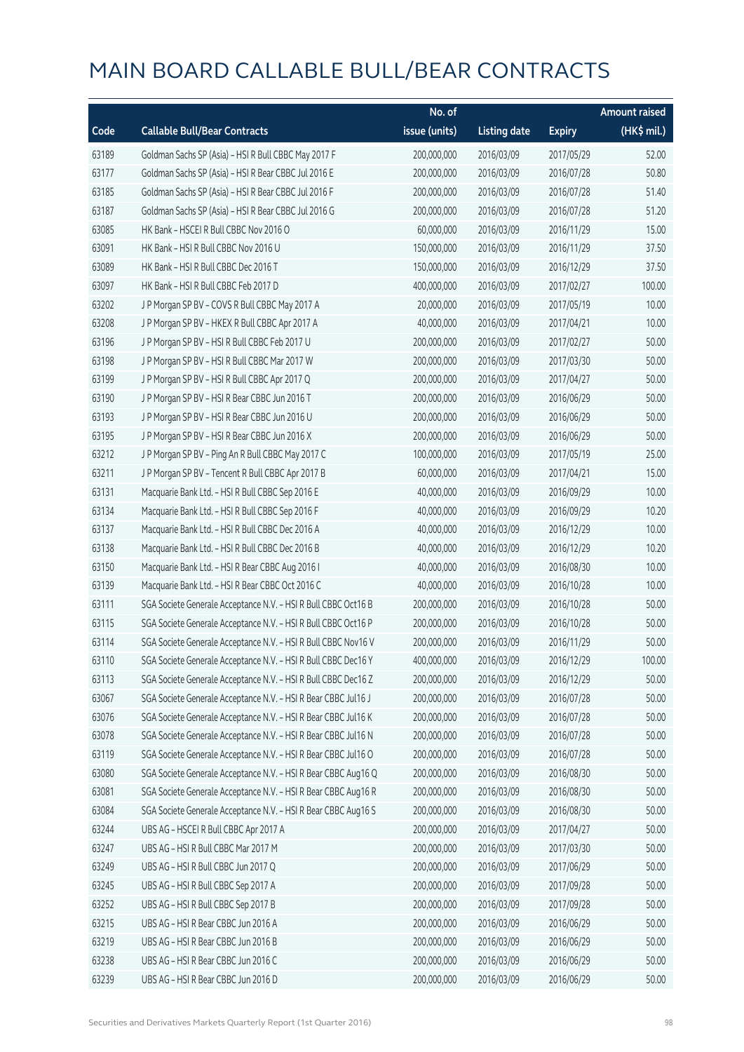# MAIN BOARD CALLABLE BULL/BEAR CONTRACTS

| Code | Callable Bull/Bear Contracts | No. of issue (units) | Listing date | Expiry | Amount raised (HK$ mil.) |
|---|---|---|---|---|---|
| 63189 | Goldman Sachs SP (Asia) – HSI R Bull CBBC May 2017 F | 200,000,000 | 2016/03/09 | 2017/05/29 | 52.00 |
| 63177 | Goldman Sachs SP (Asia) – HSI R Bear CBBC Jul 2016 E | 200,000,000 | 2016/03/09 | 2016/07/28 | 50.80 |
| 63185 | Goldman Sachs SP (Asia) – HSI R Bear CBBC Jul 2016 F | 200,000,000 | 2016/03/09 | 2016/07/28 | 51.40 |
| 63187 | Goldman Sachs SP (Asia) – HSI R Bear CBBC Jul 2016 G | 200,000,000 | 2016/03/09 | 2016/07/28 | 51.20 |
| 63085 | HK Bank – HSCEI R Bull CBBC Nov 2016 O | 60,000,000 | 2016/03/09 | 2016/11/29 | 15.00 |
| 63091 | HK Bank – HSI R Bull CBBC Nov 2016 U | 150,000,000 | 2016/03/09 | 2016/11/29 | 37.50 |
| 63089 | HK Bank – HSI R Bull CBBC Dec 2016 T | 150,000,000 | 2016/03/09 | 2016/12/29 | 37.50 |
| 63097 | HK Bank – HSI R Bull CBBC Feb 2017 D | 400,000,000 | 2016/03/09 | 2017/02/27 | 100.00 |
| 63202 | J P Morgan SP BV – COVS R Bull CBBC May 2017 A | 20,000,000 | 2016/03/09 | 2017/05/19 | 10.00 |
| 63208 | J P Morgan SP BV – HKEX R Bull CBBC Apr 2017 A | 40,000,000 | 2016/03/09 | 2017/04/21 | 10.00 |
| 63196 | J P Morgan SP BV – HSI R Bull CBBC Feb 2017 U | 200,000,000 | 2016/03/09 | 2017/02/27 | 50.00 |
| 63198 | J P Morgan SP BV – HSI R Bull CBBC Mar 2017 W | 200,000,000 | 2016/03/09 | 2017/03/30 | 50.00 |
| 63199 | J P Morgan SP BV – HSI R Bull CBBC Apr 2017 Q | 200,000,000 | 2016/03/09 | 2017/04/27 | 50.00 |
| 63190 | J P Morgan SP BV – HSI R Bear CBBC Jun 2016 T | 200,000,000 | 2016/03/09 | 2016/06/29 | 50.00 |
| 63193 | J P Morgan SP BV – HSI R Bear CBBC Jun 2016 U | 200,000,000 | 2016/03/09 | 2016/06/29 | 50.00 |
| 63195 | J P Morgan SP BV – HSI R Bear CBBC Jun 2016 X | 200,000,000 | 2016/03/09 | 2016/06/29 | 50.00 |
| 63212 | J P Morgan SP BV – Ping An R Bull CBBC May 2017 C | 100,000,000 | 2016/03/09 | 2017/05/19 | 25.00 |
| 63211 | J P Morgan SP BV – Tencent R Bull CBBC Apr 2017 B | 60,000,000 | 2016/03/09 | 2017/04/21 | 15.00 |
| 63131 | Macquarie Bank Ltd. – HSI R Bull CBBC Sep 2016 E | 40,000,000 | 2016/03/09 | 2016/09/29 | 10.00 |
| 63134 | Macquarie Bank Ltd. – HSI R Bull CBBC Sep 2016 F | 40,000,000 | 2016/03/09 | 2016/09/29 | 10.20 |
| 63137 | Macquarie Bank Ltd. – HSI R Bull CBBC Dec 2016 A | 40,000,000 | 2016/03/09 | 2016/12/29 | 10.00 |
| 63138 | Macquarie Bank Ltd. – HSI R Bull CBBC Dec 2016 B | 40,000,000 | 2016/03/09 | 2016/12/29 | 10.20 |
| 63150 | Macquarie Bank Ltd. – HSI R Bear CBBC Aug 2016 I | 40,000,000 | 2016/03/09 | 2016/08/30 | 10.00 |
| 63139 | Macquarie Bank Ltd. – HSI R Bear CBBC Oct 2016 C | 40,000,000 | 2016/03/09 | 2016/10/28 | 10.00 |
| 63111 | SGA Societe Generale Acceptance N.V. – HSI R Bull CBBC Oct16 B | 200,000,000 | 2016/03/09 | 2016/10/28 | 50.00 |
| 63115 | SGA Societe Generale Acceptance N.V. – HSI R Bull CBBC Oct16 P | 200,000,000 | 2016/03/09 | 2016/10/28 | 50.00 |
| 63114 | SGA Societe Generale Acceptance N.V. – HSI R Bull CBBC Nov16 V | 200,000,000 | 2016/03/09 | 2016/11/29 | 50.00 |
| 63110 | SGA Societe Generale Acceptance N.V. – HSI R Bull CBBC Dec16 Y | 400,000,000 | 2016/03/09 | 2016/12/29 | 100.00 |
| 63113 | SGA Societe Generale Acceptance N.V. – HSI R Bull CBBC Dec16 Z | 200,000,000 | 2016/03/09 | 2016/12/29 | 50.00 |
| 63067 | SGA Societe Generale Acceptance N.V. – HSI R Bear CBBC Jul16 J | 200,000,000 | 2016/03/09 | 2016/07/28 | 50.00 |
| 63076 | SGA Societe Generale Acceptance N.V. – HSI R Bear CBBC Jul16 K | 200,000,000 | 2016/03/09 | 2016/07/28 | 50.00 |
| 63078 | SGA Societe Generale Acceptance N.V. – HSI R Bear CBBC Jul16 N | 200,000,000 | 2016/03/09 | 2016/07/28 | 50.00 |
| 63119 | SGA Societe Generale Acceptance N.V. – HSI R Bear CBBC Jul16 O | 200,000,000 | 2016/03/09 | 2016/07/28 | 50.00 |
| 63080 | SGA Societe Generale Acceptance N.V. – HSI R Bear CBBC Aug16 Q | 200,000,000 | 2016/03/09 | 2016/08/30 | 50.00 |
| 63081 | SGA Societe Generale Acceptance N.V. – HSI R Bear CBBC Aug16 R | 200,000,000 | 2016/03/09 | 2016/08/30 | 50.00 |
| 63084 | SGA Societe Generale Acceptance N.V. – HSI R Bear CBBC Aug16 S | 200,000,000 | 2016/03/09 | 2016/08/30 | 50.00 |
| 63244 | UBS AG – HSCEI R Bull CBBC Apr 2017 A | 200,000,000 | 2016/03/09 | 2017/04/27 | 50.00 |
| 63247 | UBS AG – HSI R Bull CBBC Mar 2017 M | 200,000,000 | 2016/03/09 | 2017/03/30 | 50.00 |
| 63249 | UBS AG – HSI R Bull CBBC Jun 2017 Q | 200,000,000 | 2016/03/09 | 2017/06/29 | 50.00 |
| 63245 | UBS AG – HSI R Bull CBBC Sep 2017 A | 200,000,000 | 2016/03/09 | 2017/09/28 | 50.00 |
| 63252 | UBS AG – HSI R Bull CBBC Sep 2017 B | 200,000,000 | 2016/03/09 | 2017/09/28 | 50.00 |
| 63215 | UBS AG – HSI R Bear CBBC Jun 2016 A | 200,000,000 | 2016/03/09 | 2016/06/29 | 50.00 |
| 63219 | UBS AG – HSI R Bear CBBC Jun 2016 B | 200,000,000 | 2016/03/09 | 2016/06/29 | 50.00 |
| 63238 | UBS AG – HSI R Bear CBBC Jun 2016 C | 200,000,000 | 2016/03/09 | 2016/06/29 | 50.00 |
| 63239 | UBS AG – HSI R Bear CBBC Jun 2016 D | 200,000,000 | 2016/03/09 | 2016/06/29 | 50.00 |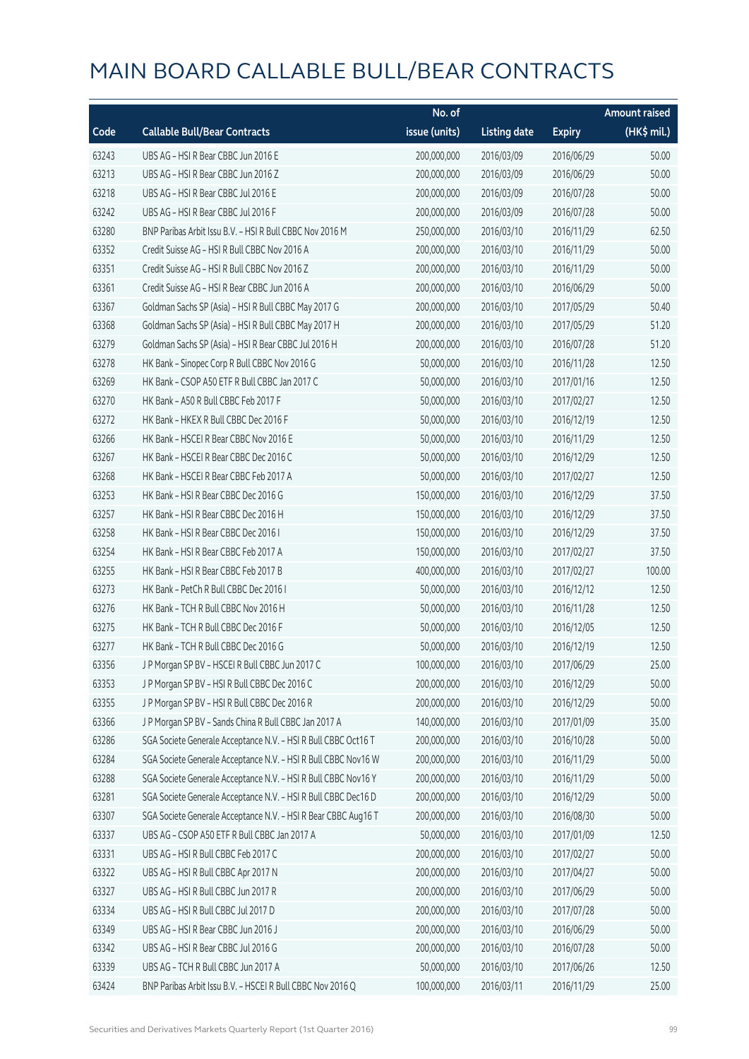# MAIN BOARD CALLABLE BULL/BEAR CONTRACTS

| Code | Callable Bull/Bear Contracts | No. of issue (units) | Listing date | Expiry | Amount raised (HK$ mil.) |
|---|---|---|---|---|---|
| 63243 | UBS AG - HSI R Bear CBBC Jun 2016 E | 200,000,000 | 2016/03/09 | 2016/06/29 | 50.00 |
| 63213 | UBS AG - HSI R Bear CBBC Jun 2016 Z | 200,000,000 | 2016/03/09 | 2016/06/29 | 50.00 |
| 63218 | UBS AG - HSI R Bear CBBC Jul 2016 E | 200,000,000 | 2016/03/09 | 2016/07/28 | 50.00 |
| 63242 | UBS AG - HSI R Bear CBBC Jul 2016 F | 200,000,000 | 2016/03/09 | 2016/07/28 | 50.00 |
| 63280 | BNP Paribas Arbit Issu B.V. - HSI R Bull CBBC Nov 2016 M | 250,000,000 | 2016/03/10 | 2016/11/29 | 62.50 |
| 63352 | Credit Suisse AG - HSI R Bull CBBC Nov 2016 A | 200,000,000 | 2016/03/10 | 2016/11/29 | 50.00 |
| 63351 | Credit Suisse AG - HSI R Bull CBBC Nov 2016 Z | 200,000,000 | 2016/03/10 | 2016/11/29 | 50.00 |
| 63361 | Credit Suisse AG - HSI R Bear CBBC Jun 2016 A | 200,000,000 | 2016/03/10 | 2016/06/29 | 50.00 |
| 63367 | Goldman Sachs SP (Asia) - HSI R Bull CBBC May 2017 G | 200,000,000 | 2016/03/10 | 2017/05/29 | 50.40 |
| 63368 | Goldman Sachs SP (Asia) - HSI R Bull CBBC May 2017 H | 200,000,000 | 2016/03/10 | 2017/05/29 | 51.20 |
| 63279 | Goldman Sachs SP (Asia) - HSI R Bear CBBC Jul 2016 H | 200,000,000 | 2016/03/10 | 2016/07/28 | 51.20 |
| 63278 | HK Bank - Sinopec Corp R Bull CBBC Nov 2016 G | 50,000,000 | 2016/03/10 | 2016/11/28 | 12.50 |
| 63269 | HK Bank - CSOP A50 ETF R Bull CBBC Jan 2017 C | 50,000,000 | 2016/03/10 | 2017/01/16 | 12.50 |
| 63270 | HK Bank - A50 R Bull CBBC Feb 2017 F | 50,000,000 | 2016/03/10 | 2017/02/27 | 12.50 |
| 63272 | HK Bank - HKEX R Bull CBBC Dec 2016 F | 50,000,000 | 2016/03/10 | 2016/12/19 | 12.50 |
| 63266 | HK Bank - HSCEI R Bear CBBC Nov 2016 E | 50,000,000 | 2016/03/10 | 2016/11/29 | 12.50 |
| 63267 | HK Bank - HSCEI R Bear CBBC Dec 2016 C | 50,000,000 | 2016/03/10 | 2016/12/29 | 12.50 |
| 63268 | HK Bank - HSCEI R Bear CBBC Feb 2017 A | 50,000,000 | 2016/03/10 | 2017/02/27 | 12.50 |
| 63253 | HK Bank - HSI R Bear CBBC Dec 2016 G | 150,000,000 | 2016/03/10 | 2016/12/29 | 37.50 |
| 63257 | HK Bank - HSI R Bear CBBC Dec 2016 H | 150,000,000 | 2016/03/10 | 2016/12/29 | 37.50 |
| 63258 | HK Bank - HSI R Bear CBBC Dec 2016 I | 150,000,000 | 2016/03/10 | 2016/12/29 | 37.50 |
| 63254 | HK Bank - HSI R Bear CBBC Feb 2017 A | 150,000,000 | 2016/03/10 | 2017/02/27 | 37.50 |
| 63255 | HK Bank - HSI R Bear CBBC Feb 2017 B | 400,000,000 | 2016/03/10 | 2017/02/27 | 100.00 |
| 63273 | HK Bank - PetCh R Bull CBBC Dec 2016 I | 50,000,000 | 2016/03/10 | 2016/12/12 | 12.50 |
| 63276 | HK Bank - TCH R Bull CBBC Nov 2016 H | 50,000,000 | 2016/03/10 | 2016/11/28 | 12.50 |
| 63275 | HK Bank - TCH R Bull CBBC Dec 2016 F | 50,000,000 | 2016/03/10 | 2016/12/05 | 12.50 |
| 63277 | HK Bank - TCH R Bull CBBC Dec 2016 G | 50,000,000 | 2016/03/10 | 2016/12/19 | 12.50 |
| 63356 | J P Morgan SP BV - HSCEI R Bull CBBC Jun 2017 C | 100,000,000 | 2016/03/10 | 2017/06/29 | 25.00 |
| 63353 | J P Morgan SP BV - HSI R Bull CBBC Dec 2016 C | 200,000,000 | 2016/03/10 | 2016/12/29 | 50.00 |
| 63355 | J P Morgan SP BV - HSI R Bull CBBC Dec 2016 R | 200,000,000 | 2016/03/10 | 2016/12/29 | 50.00 |
| 63366 | J P Morgan SP BV - Sands China R Bull CBBC Jan 2017 A | 140,000,000 | 2016/03/10 | 2017/01/09 | 35.00 |
| 63286 | SGA Societe Generale Acceptance N.V. - HSI R Bull CBBC Oct16 T | 200,000,000 | 2016/03/10 | 2016/10/28 | 50.00 |
| 63284 | SGA Societe Generale Acceptance N.V. - HSI R Bull CBBC Nov16 W | 200,000,000 | 2016/03/10 | 2016/11/29 | 50.00 |
| 63288 | SGA Societe Generale Acceptance N.V. - HSI R Bull CBBC Nov16 Y | 200,000,000 | 2016/03/10 | 2016/11/29 | 50.00 |
| 63281 | SGA Societe Generale Acceptance N.V. - HSI R Bull CBBC Dec16 D | 200,000,000 | 2016/03/10 | 2016/12/29 | 50.00 |
| 63307 | SGA Societe Generale Acceptance N.V. - HSI R Bear CBBC Aug16 T | 200,000,000 | 2016/03/10 | 2016/08/30 | 50.00 |
| 63337 | UBS AG - CSOP A50 ETF R Bull CBBC Jan 2017 A | 50,000,000 | 2016/03/10 | 2017/01/09 | 12.50 |
| 63331 | UBS AG - HSI R Bull CBBC Feb 2017 C | 200,000,000 | 2016/03/10 | 2017/02/27 | 50.00 |
| 63322 | UBS AG - HSI R Bull CBBC Apr 2017 N | 200,000,000 | 2016/03/10 | 2017/04/27 | 50.00 |
| 63327 | UBS AG - HSI R Bull CBBC Jun 2017 R | 200,000,000 | 2016/03/10 | 2017/06/29 | 50.00 |
| 63334 | UBS AG - HSI R Bull CBBC Jul 2017 D | 200,000,000 | 2016/03/10 | 2017/07/28 | 50.00 |
| 63349 | UBS AG - HSI R Bear CBBC Jun 2016 J | 200,000,000 | 2016/03/10 | 2016/06/29 | 50.00 |
| 63342 | UBS AG - HSI R Bear CBBC Jul 2016 G | 200,000,000 | 2016/03/10 | 2016/07/28 | 50.00 |
| 63339 | UBS AG - TCH R Bull CBBC Jun 2017 A | 50,000,000 | 2016/03/10 | 2017/06/26 | 12.50 |
| 63424 | BNP Paribas Arbit Issu B.V. - HSCEI R Bull CBBC Nov 2016 Q | 100,000,000 | 2016/03/11 | 2016/11/29 | 25.00 |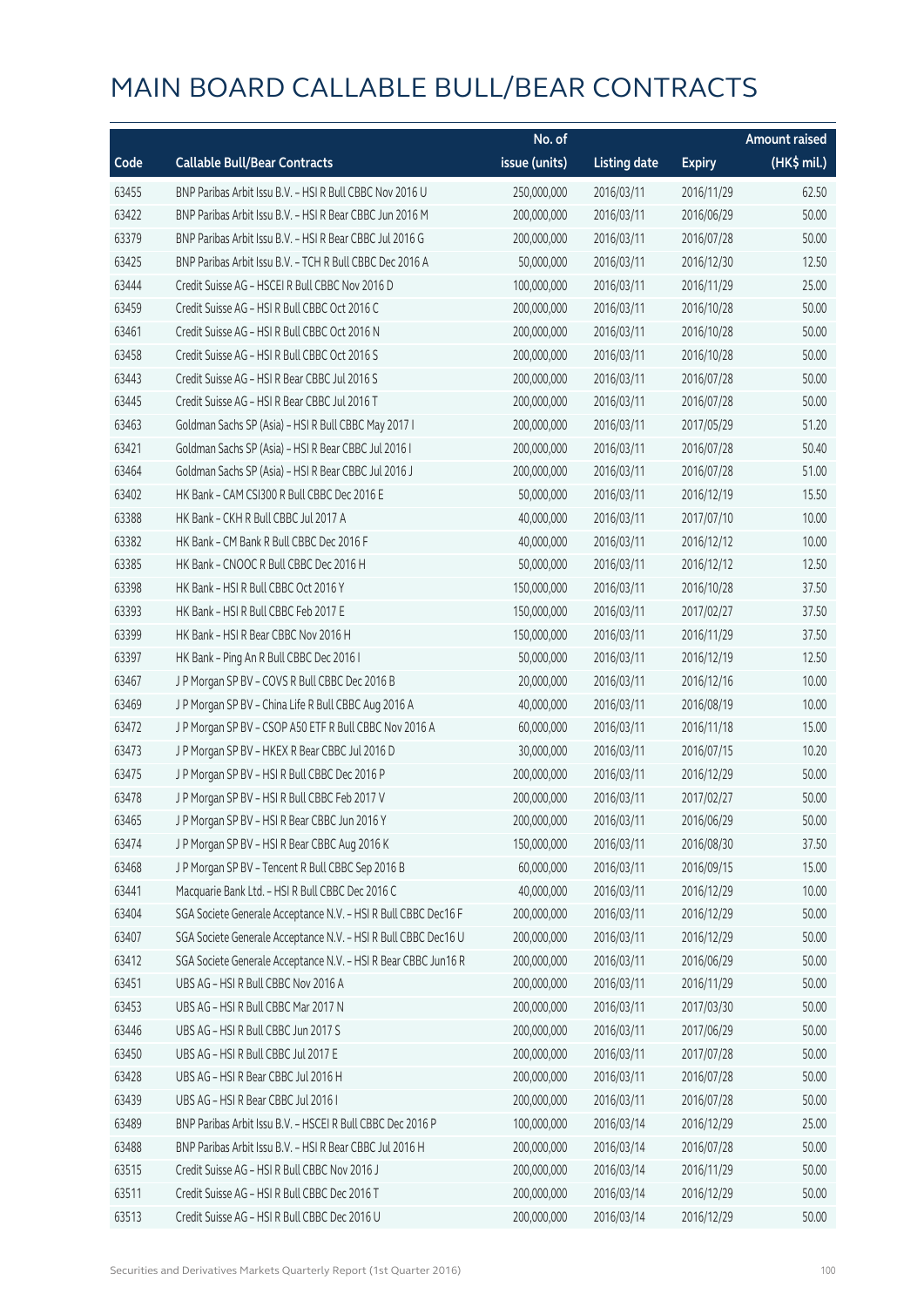# MAIN BOARD CALLABLE BULL/BEAR CONTRACTS

| Code | Callable Bull/Bear Contracts | No. of issue (units) | Listing date | Expiry | Amount raised (HK$ mil.) |
|---|---|---|---|---|---|
| 63455 | BNP Paribas Arbit Issu B.V. – HSI R Bull CBBC Nov 2016 U | 250,000,000 | 2016/03/11 | 2016/11/29 | 62.50 |
| 63422 | BNP Paribas Arbit Issu B.V. – HSI R Bear CBBC Jun 2016 M | 200,000,000 | 2016/03/11 | 2016/06/29 | 50.00 |
| 63379 | BNP Paribas Arbit Issu B.V. – HSI R Bear CBBC Jul 2016 G | 200,000,000 | 2016/03/11 | 2016/07/28 | 50.00 |
| 63425 | BNP Paribas Arbit Issu B.V. – TCH R Bull CBBC Dec 2016 A | 50,000,000 | 2016/03/11 | 2016/12/30 | 12.50 |
| 63444 | Credit Suisse AG – HSCEI R Bull CBBC Nov 2016 D | 100,000,000 | 2016/03/11 | 2016/11/29 | 25.00 |
| 63459 | Credit Suisse AG – HSI R Bull CBBC Oct 2016 C | 200,000,000 | 2016/03/11 | 2016/10/28 | 50.00 |
| 63461 | Credit Suisse AG – HSI R Bull CBBC Oct 2016 N | 200,000,000 | 2016/03/11 | 2016/10/28 | 50.00 |
| 63458 | Credit Suisse AG – HSI R Bull CBBC Oct 2016 S | 200,000,000 | 2016/03/11 | 2016/10/28 | 50.00 |
| 63443 | Credit Suisse AG – HSI R Bear CBBC Jul 2016 S | 200,000,000 | 2016/03/11 | 2016/07/28 | 50.00 |
| 63445 | Credit Suisse AG – HSI R Bear CBBC Jul 2016 T | 200,000,000 | 2016/03/11 | 2016/07/28 | 50.00 |
| 63463 | Goldman Sachs SP (Asia) – HSI R Bull CBBC May 2017 I | 200,000,000 | 2016/03/11 | 2017/05/29 | 51.20 |
| 63421 | Goldman Sachs SP (Asia) – HSI R Bear CBBC Jul 2016 I | 200,000,000 | 2016/03/11 | 2016/07/28 | 50.40 |
| 63464 | Goldman Sachs SP (Asia) – HSI R Bear CBBC Jul 2016 J | 200,000,000 | 2016/03/11 | 2016/07/28 | 51.00 |
| 63402 | HK Bank – CAM CSI300 R Bull CBBC Dec 2016 E | 50,000,000 | 2016/03/11 | 2016/12/19 | 15.50 |
| 63388 | HK Bank – CKH R Bull CBBC Jul 2017 A | 40,000,000 | 2016/03/11 | 2017/07/10 | 10.00 |
| 63382 | HK Bank – CM Bank R Bull CBBC Dec 2016 F | 40,000,000 | 2016/03/11 | 2016/12/12 | 10.00 |
| 63385 | HK Bank – CNOOC R Bull CBBC Dec 2016 H | 50,000,000 | 2016/03/11 | 2016/12/12 | 12.50 |
| 63398 | HK Bank – HSI R Bull CBBC Oct 2016 Y | 150,000,000 | 2016/03/11 | 2016/10/28 | 37.50 |
| 63393 | HK Bank – HSI R Bull CBBC Feb 2017 E | 150,000,000 | 2016/03/11 | 2017/02/27 | 37.50 |
| 63399 | HK Bank – HSI R Bear CBBC Nov 2016 H | 150,000,000 | 2016/03/11 | 2016/11/29 | 37.50 |
| 63397 | HK Bank – Ping An R Bull CBBC Dec 2016 I | 50,000,000 | 2016/03/11 | 2016/12/19 | 12.50 |
| 63467 | J P Morgan SP BV – COVS R Bull CBBC Dec 2016 B | 20,000,000 | 2016/03/11 | 2016/12/16 | 10.00 |
| 63469 | J P Morgan SP BV – China Life R Bull CBBC Aug 2016 A | 40,000,000 | 2016/03/11 | 2016/08/19 | 10.00 |
| 63472 | J P Morgan SP BV – CSOP A50 ETF R Bull CBBC Nov 2016 A | 60,000,000 | 2016/03/11 | 2016/11/18 | 15.00 |
| 63473 | J P Morgan SP BV – HKEX R Bear CBBC Jul 2016 D | 30,000,000 | 2016/03/11 | 2016/07/15 | 10.20 |
| 63475 | J P Morgan SP BV – HSI R Bull CBBC Dec 2016 P | 200,000,000 | 2016/03/11 | 2016/12/29 | 50.00 |
| 63478 | J P Morgan SP BV – HSI R Bull CBBC Feb 2017 V | 200,000,000 | 2016/03/11 | 2017/02/27 | 50.00 |
| 63465 | J P Morgan SP BV – HSI R Bear CBBC Jun 2016 Y | 200,000,000 | 2016/03/11 | 2016/06/29 | 50.00 |
| 63474 | J P Morgan SP BV – HSI R Bear CBBC Aug 2016 K | 150,000,000 | 2016/03/11 | 2016/08/30 | 37.50 |
| 63468 | J P Morgan SP BV – Tencent R Bull CBBC Sep 2016 B | 60,000,000 | 2016/03/11 | 2016/09/15 | 15.00 |
| 63441 | Macquarie Bank Ltd. – HSI R Bull CBBC Dec 2016 C | 40,000,000 | 2016/03/11 | 2016/12/29 | 10.00 |
| 63404 | SGA Societe Generale Acceptance N.V. – HSI R Bull CBBC Dec16 F | 200,000,000 | 2016/03/11 | 2016/12/29 | 50.00 |
| 63407 | SGA Societe Generale Acceptance N.V. – HSI R Bull CBBC Dec16 U | 200,000,000 | 2016/03/11 | 2016/12/29 | 50.00 |
| 63412 | SGA Societe Generale Acceptance N.V. – HSI R Bear CBBC Jun16 R | 200,000,000 | 2016/03/11 | 2016/06/29 | 50.00 |
| 63451 | UBS AG – HSI R Bull CBBC Nov 2016 A | 200,000,000 | 2016/03/11 | 2016/11/29 | 50.00 |
| 63453 | UBS AG – HSI R Bull CBBC Mar 2017 N | 200,000,000 | 2016/03/11 | 2017/03/30 | 50.00 |
| 63446 | UBS AG – HSI R Bull CBBC Jun 2017 S | 200,000,000 | 2016/03/11 | 2017/06/29 | 50.00 |
| 63450 | UBS AG – HSI R Bull CBBC Jul 2017 E | 200,000,000 | 2016/03/11 | 2017/07/28 | 50.00 |
| 63428 | UBS AG – HSI R Bear CBBC Jul 2016 H | 200,000,000 | 2016/03/11 | 2016/07/28 | 50.00 |
| 63439 | UBS AG – HSI R Bear CBBC Jul 2016 I | 200,000,000 | 2016/03/11 | 2016/07/28 | 50.00 |
| 63489 | BNP Paribas Arbit Issu B.V. – HSCEI R Bull CBBC Dec 2016 P | 100,000,000 | 2016/03/14 | 2016/12/29 | 25.00 |
| 63488 | BNP Paribas Arbit Issu B.V. – HSI R Bear CBBC Jul 2016 H | 200,000,000 | 2016/03/14 | 2016/07/28 | 50.00 |
| 63515 | Credit Suisse AG – HSI R Bull CBBC Nov 2016 J | 200,000,000 | 2016/03/14 | 2016/11/29 | 50.00 |
| 63511 | Credit Suisse AG – HSI R Bull CBBC Dec 2016 T | 200,000,000 | 2016/03/14 | 2016/12/29 | 50.00 |
| 63513 | Credit Suisse AG – HSI R Bull CBBC Dec 2016 U | 200,000,000 | 2016/03/14 | 2016/12/29 | 50.00 |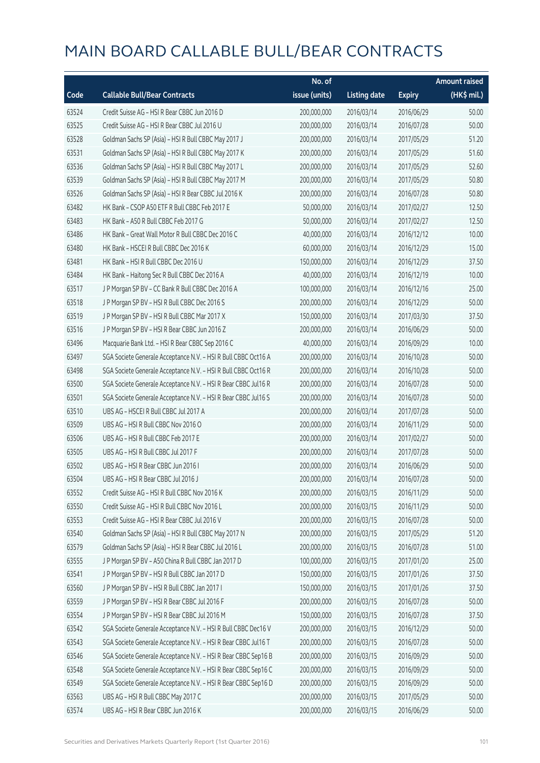# MAIN BOARD CALLABLE BULL/BEAR CONTRACTS

| Code | Callable Bull/Bear Contracts | No. of issue (units) | Listing date | Expiry | Amount raised (HK$ mil.) |
|---|---|---|---|---|---|
| 63524 | Credit Suisse AG – HSI R Bear CBBC Jun 2016 D | 200,000,000 | 2016/03/14 | 2016/06/29 | 50.00 |
| 63525 | Credit Suisse AG – HSI R Bear CBBC Jul 2016 U | 200,000,000 | 2016/03/14 | 2016/07/28 | 50.00 |
| 63528 | Goldman Sachs SP (Asia) – HSI R Bull CBBC May 2017 J | 200,000,000 | 2016/03/14 | 2017/05/29 | 51.20 |
| 63531 | Goldman Sachs SP (Asia) – HSI R Bull CBBC May 2017 K | 200,000,000 | 2016/03/14 | 2017/05/29 | 51.60 |
| 63536 | Goldman Sachs SP (Asia) – HSI R Bull CBBC May 2017 L | 200,000,000 | 2016/03/14 | 2017/05/29 | 52.60 |
| 63539 | Goldman Sachs SP (Asia) – HSI R Bull CBBC May 2017 M | 200,000,000 | 2016/03/14 | 2017/05/29 | 50.80 |
| 63526 | Goldman Sachs SP (Asia) – HSI R Bear CBBC Jul 2016 K | 200,000,000 | 2016/03/14 | 2016/07/28 | 50.80 |
| 63482 | HK Bank – CSOP A50 ETF R Bull CBBC Feb 2017 E | 50,000,000 | 2016/03/14 | 2017/02/27 | 12.50 |
| 63483 | HK Bank – A50 R Bull CBBC Feb 2017 G | 50,000,000 | 2016/03/14 | 2017/02/27 | 12.50 |
| 63486 | HK Bank – Great Wall Motor R Bull CBBC Dec 2016 C | 40,000,000 | 2016/03/14 | 2016/12/12 | 10.00 |
| 63480 | HK Bank – HSCEI R Bull CBBC Dec 2016 K | 60,000,000 | 2016/03/14 | 2016/12/29 | 15.00 |
| 63481 | HK Bank – HSI R Bull CBBC Dec 2016 U | 150,000,000 | 2016/03/14 | 2016/12/29 | 37.50 |
| 63484 | HK Bank – Haitong Sec R Bull CBBC Dec 2016 A | 40,000,000 | 2016/03/14 | 2016/12/19 | 10.00 |
| 63517 | J P Morgan SP BV – CC Bank R Bull CBBC Dec 2016 A | 100,000,000 | 2016/03/14 | 2016/12/16 | 25.00 |
| 63518 | J P Morgan SP BV – HSI R Bull CBBC Dec 2016 S | 200,000,000 | 2016/03/14 | 2016/12/29 | 50.00 |
| 63519 | J P Morgan SP BV – HSI R Bull CBBC Mar 2017 X | 150,000,000 | 2016/03/14 | 2017/03/30 | 37.50 |
| 63516 | J P Morgan SP BV – HSI R Bear CBBC Jun 2016 Z | 200,000,000 | 2016/03/14 | 2016/06/29 | 50.00 |
| 63496 | Macquarie Bank Ltd. – HSI R Bear CBBC Sep 2016 C | 40,000,000 | 2016/03/14 | 2016/09/29 | 10.00 |
| 63497 | SGA Societe Generale Acceptance N.V. – HSI R Bull CBBC Oct16 A | 200,000,000 | 2016/03/14 | 2016/10/28 | 50.00 |
| 63498 | SGA Societe Generale Acceptance N.V. – HSI R Bull CBBC Oct16 R | 200,000,000 | 2016/03/14 | 2016/10/28 | 50.00 |
| 63500 | SGA Societe Generale Acceptance N.V. – HSI R Bear CBBC Jul16 R | 200,000,000 | 2016/03/14 | 2016/07/28 | 50.00 |
| 63501 | SGA Societe Generale Acceptance N.V. – HSI R Bear CBBC Jul16 S | 200,000,000 | 2016/03/14 | 2016/07/28 | 50.00 |
| 63510 | UBS AG – HSCEI R Bull CBBC Jul 2017 A | 200,000,000 | 2016/03/14 | 2017/07/28 | 50.00 |
| 63509 | UBS AG – HSI R Bull CBBC Nov 2016 O | 200,000,000 | 2016/03/14 | 2016/11/29 | 50.00 |
| 63506 | UBS AG – HSI R Bull CBBC Feb 2017 E | 200,000,000 | 2016/03/14 | 2017/02/27 | 50.00 |
| 63505 | UBS AG – HSI R Bull CBBC Jul 2017 F | 200,000,000 | 2016/03/14 | 2017/07/28 | 50.00 |
| 63502 | UBS AG – HSI R Bear CBBC Jun 2016 I | 200,000,000 | 2016/03/14 | 2016/06/29 | 50.00 |
| 63504 | UBS AG – HSI R Bear CBBC Jul 2016 J | 200,000,000 | 2016/03/14 | 2016/07/28 | 50.00 |
| 63552 | Credit Suisse AG – HSI R Bull CBBC Nov 2016 K | 200,000,000 | 2016/03/15 | 2016/11/29 | 50.00 |
| 63550 | Credit Suisse AG – HSI R Bull CBBC Nov 2016 L | 200,000,000 | 2016/03/15 | 2016/11/29 | 50.00 |
| 63553 | Credit Suisse AG – HSI R Bear CBBC Jul 2016 V | 200,000,000 | 2016/03/15 | 2016/07/28 | 50.00 |
| 63540 | Goldman Sachs SP (Asia) – HSI R Bull CBBC May 2017 N | 200,000,000 | 2016/03/15 | 2017/05/29 | 51.20 |
| 63579 | Goldman Sachs SP (Asia) – HSI R Bear CBBC Jul 2016 L | 200,000,000 | 2016/03/15 | 2016/07/28 | 51.00 |
| 63555 | J P Morgan SP BV – A50 China R Bull CBBC Jan 2017 D | 100,000,000 | 2016/03/15 | 2017/01/20 | 25.00 |
| 63541 | J P Morgan SP BV – HSI R Bull CBBC Jan 2017 D | 150,000,000 | 2016/03/15 | 2017/01/26 | 37.50 |
| 63560 | J P Morgan SP BV – HSI R Bull CBBC Jan 2017 I | 150,000,000 | 2016/03/15 | 2017/01/26 | 37.50 |
| 63559 | J P Morgan SP BV – HSI R Bear CBBC Jul 2016 F | 200,000,000 | 2016/03/15 | 2016/07/28 | 50.00 |
| 63554 | J P Morgan SP BV – HSI R Bear CBBC Jul 2016 M | 150,000,000 | 2016/03/15 | 2016/07/28 | 37.50 |
| 63542 | SGA Societe Generale Acceptance N.V. – HSI R Bull CBBC Dec16 V | 200,000,000 | 2016/03/15 | 2016/12/29 | 50.00 |
| 63543 | SGA Societe Generale Acceptance N.V. – HSI R Bear CBBC Jul16 T | 200,000,000 | 2016/03/15 | 2016/07/28 | 50.00 |
| 63546 | SGA Societe Generale Acceptance N.V. – HSI R Bear CBBC Sep16 B | 200,000,000 | 2016/03/15 | 2016/09/29 | 50.00 |
| 63548 | SGA Societe Generale Acceptance N.V. – HSI R Bear CBBC Sep16 C | 200,000,000 | 2016/03/15 | 2016/09/29 | 50.00 |
| 63549 | SGA Societe Generale Acceptance N.V. – HSI R Bear CBBC Sep16 D | 200,000,000 | 2016/03/15 | 2016/09/29 | 50.00 |
| 63563 | UBS AG – HSI R Bull CBBC May 2017 C | 200,000,000 | 2016/03/15 | 2017/05/29 | 50.00 |
| 63574 | UBS AG – HSI R Bear CBBC Jun 2016 K | 200,000,000 | 2016/03/15 | 2016/06/29 | 50.00 |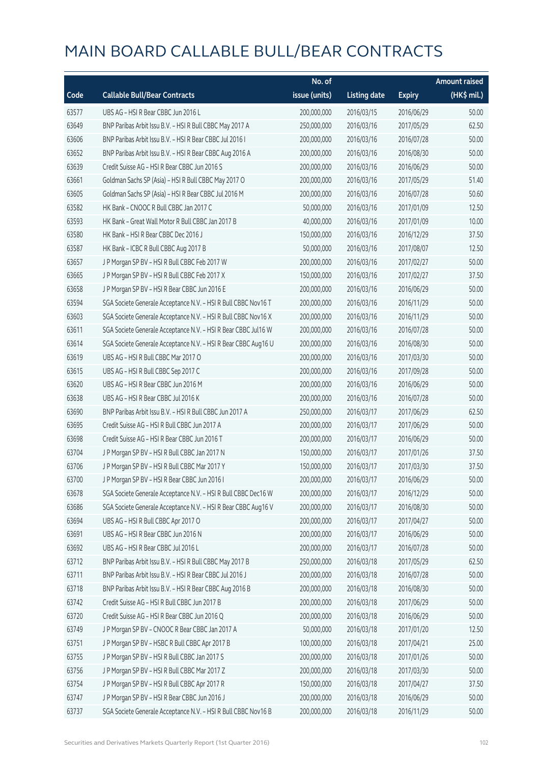# MAIN BOARD CALLABLE BULL/BEAR CONTRACTS

| Code | Callable Bull/Bear Contracts | No. of issue (units) | Listing date | Expiry | Amount raised (HK$ mil.) |
|---|---|---|---|---|---|
| 63577 | UBS AG – HSI R Bear CBBC Jun 2016 L | 200,000,000 | 2016/03/15 | 2016/06/29 | 50.00 |
| 63649 | BNP Paribas Arbit Issu B.V. – HSI R Bull CBBC May 2017 A | 250,000,000 | 2016/03/16 | 2017/05/29 | 62.50 |
| 63606 | BNP Paribas Arbit Issu B.V. – HSI R Bear CBBC Jul 2016 I | 200,000,000 | 2016/03/16 | 2016/07/28 | 50.00 |
| 63652 | BNP Paribas Arbit Issu B.V. – HSI R Bear CBBC Aug 2016 A | 200,000,000 | 2016/03/16 | 2016/08/30 | 50.00 |
| 63639 | Credit Suisse AG – HSI R Bear CBBC Jun 2016 S | 200,000,000 | 2016/03/16 | 2016/06/29 | 50.00 |
| 63661 | Goldman Sachs SP (Asia) – HSI R Bull CBBC May 2017 O | 200,000,000 | 2016/03/16 | 2017/05/29 | 51.40 |
| 63605 | Goldman Sachs SP (Asia) – HSI R Bear CBBC Jul 2016 M | 200,000,000 | 2016/03/16 | 2016/07/28 | 50.60 |
| 63582 | HK Bank – CNOOC R Bull CBBC Jan 2017 C | 50,000,000 | 2016/03/16 | 2017/01/09 | 12.50 |
| 63593 | HK Bank – Great Wall Motor R Bull CBBC Jan 2017 B | 40,000,000 | 2016/03/16 | 2017/01/09 | 10.00 |
| 63580 | HK Bank – HSI R Bear CBBC Dec 2016 J | 150,000,000 | 2016/03/16 | 2016/12/29 | 37.50 |
| 63587 | HK Bank – ICBC R Bull CBBC Aug 2017 B | 50,000,000 | 2016/03/16 | 2017/08/07 | 12.50 |
| 63657 | J P Morgan SP BV – HSI R Bull CBBC Feb 2017 W | 200,000,000 | 2016/03/16 | 2017/02/27 | 50.00 |
| 63665 | J P Morgan SP BV – HSI R Bull CBBC Feb 2017 X | 150,000,000 | 2016/03/16 | 2017/02/27 | 37.50 |
| 63658 | J P Morgan SP BV – HSI R Bear CBBC Jun 2016 E | 200,000,000 | 2016/03/16 | 2016/06/29 | 50.00 |
| 63594 | SGA Societe Generale Acceptance N.V. – HSI R Bull CBBC Nov16 T | 200,000,000 | 2016/03/16 | 2016/11/29 | 50.00 |
| 63603 | SGA Societe Generale Acceptance N.V. – HSI R Bull CBBC Nov16 X | 200,000,000 | 2016/03/16 | 2016/11/29 | 50.00 |
| 63611 | SGA Societe Generale Acceptance N.V. – HSI R Bear CBBC Jul16 W | 200,000,000 | 2016/03/16 | 2016/07/28 | 50.00 |
| 63614 | SGA Societe Generale Acceptance N.V. – HSI R Bear CBBC Aug16 U | 200,000,000 | 2016/03/16 | 2016/08/30 | 50.00 |
| 63619 | UBS AG – HSI R Bull CBBC Mar 2017 O | 200,000,000 | 2016/03/16 | 2017/03/30 | 50.00 |
| 63615 | UBS AG – HSI R Bull CBBC Sep 2017 C | 200,000,000 | 2016/03/16 | 2017/09/28 | 50.00 |
| 63620 | UBS AG – HSI R Bear CBBC Jun 2016 M | 200,000,000 | 2016/03/16 | 2016/06/29 | 50.00 |
| 63638 | UBS AG – HSI R Bear CBBC Jul 2016 K | 200,000,000 | 2016/03/16 | 2016/07/28 | 50.00 |
| 63690 | BNP Paribas Arbit Issu B.V. – HSI R Bull CBBC Jun 2017 A | 250,000,000 | 2016/03/17 | 2017/06/29 | 62.50 |
| 63695 | Credit Suisse AG – HSI R Bull CBBC Jun 2017 A | 200,000,000 | 2016/03/17 | 2017/06/29 | 50.00 |
| 63698 | Credit Suisse AG – HSI R Bear CBBC Jun 2016 T | 200,000,000 | 2016/03/17 | 2016/06/29 | 50.00 |
| 63704 | J P Morgan SP BV – HSI R Bull CBBC Jan 2017 N | 150,000,000 | 2016/03/17 | 2017/01/26 | 37.50 |
| 63706 | J P Morgan SP BV – HSI R Bull CBBC Mar 2017 Y | 150,000,000 | 2016/03/17 | 2017/03/30 | 37.50 |
| 63700 | J P Morgan SP BV – HSI R Bear CBBC Jun 2016 I | 200,000,000 | 2016/03/17 | 2016/06/29 | 50.00 |
| 63678 | SGA Societe Generale Acceptance N.V. – HSI R Bull CBBC Dec16 W | 200,000,000 | 2016/03/17 | 2016/12/29 | 50.00 |
| 63686 | SGA Societe Generale Acceptance N.V. – HSI R Bear CBBC Aug16 V | 200,000,000 | 2016/03/17 | 2016/08/30 | 50.00 |
| 63694 | UBS AG – HSI R Bull CBBC Apr 2017 O | 200,000,000 | 2016/03/17 | 2017/04/27 | 50.00 |
| 63691 | UBS AG – HSI R Bear CBBC Jun 2016 N | 200,000,000 | 2016/03/17 | 2016/06/29 | 50.00 |
| 63692 | UBS AG – HSI R Bear CBBC Jul 2016 L | 200,000,000 | 2016/03/17 | 2016/07/28 | 50.00 |
| 63712 | BNP Paribas Arbit Issu B.V. – HSI R Bull CBBC May 2017 B | 250,000,000 | 2016/03/18 | 2017/05/29 | 62.50 |
| 63711 | BNP Paribas Arbit Issu B.V. – HSI R Bear CBBC Jul 2016 J | 200,000,000 | 2016/03/18 | 2016/07/28 | 50.00 |
| 63718 | BNP Paribas Arbit Issu B.V. – HSI R Bear CBBC Aug 2016 B | 200,000,000 | 2016/03/18 | 2016/08/30 | 50.00 |
| 63742 | Credit Suisse AG – HSI R Bull CBBC Jun 2017 B | 200,000,000 | 2016/03/18 | 2017/06/29 | 50.00 |
| 63720 | Credit Suisse AG – HSI R Bear CBBC Jun 2016 Q | 200,000,000 | 2016/03/18 | 2016/06/29 | 50.00 |
| 63749 | J P Morgan SP BV – CNOOC R Bear CBBC Jan 2017 A | 50,000,000 | 2016/03/18 | 2017/01/20 | 12.50 |
| 63751 | J P Morgan SP BV – HSBC R Bull CBBC Apr 2017 B | 100,000,000 | 2016/03/18 | 2017/04/21 | 25.00 |
| 63755 | J P Morgan SP BV – HSI R Bull CBBC Jan 2017 S | 200,000,000 | 2016/03/18 | 2017/01/26 | 50.00 |
| 63756 | J P Morgan SP BV – HSI R Bull CBBC Mar 2017 Z | 200,000,000 | 2016/03/18 | 2017/03/30 | 50.00 |
| 63754 | J P Morgan SP BV – HSI R Bull CBBC Apr 2017 R | 150,000,000 | 2016/03/18 | 2017/04/27 | 37.50 |
| 63747 | J P Morgan SP BV – HSI R Bear CBBC Jun 2016 J | 200,000,000 | 2016/03/18 | 2016/06/29 | 50.00 |
| 63737 | SGA Societe Generale Acceptance N.V. – HSI R Bull CBBC Nov16 B | 200,000,000 | 2016/03/18 | 2016/11/29 | 50.00 |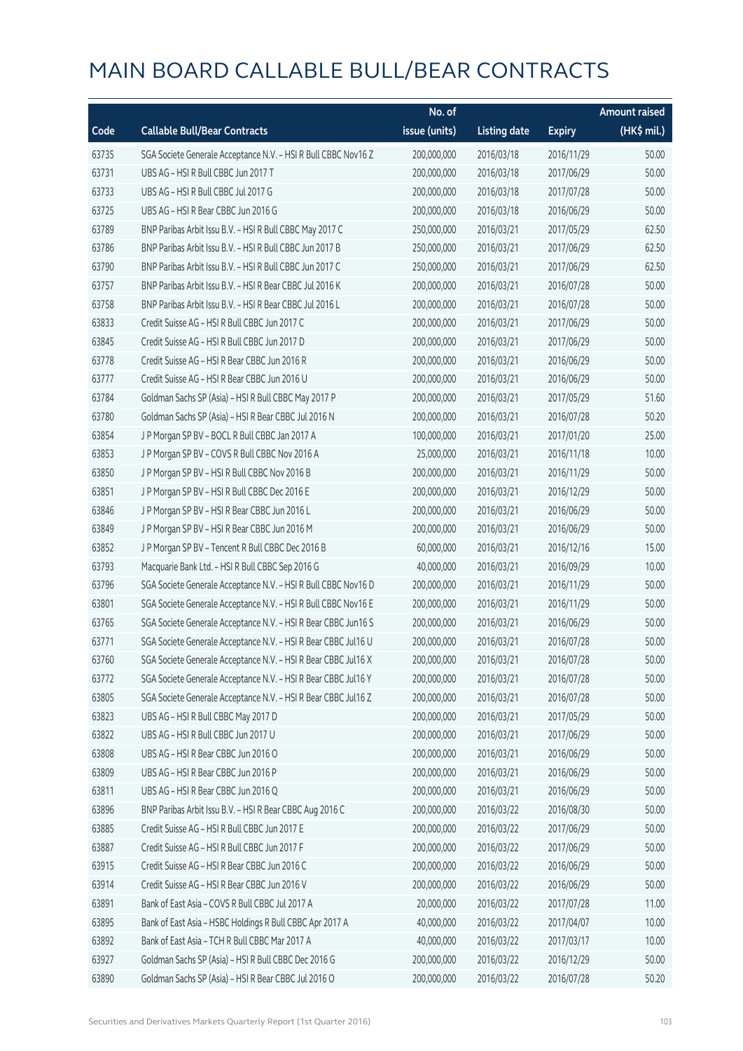# MAIN BOARD CALLABLE BULL/BEAR CONTRACTS

| Code | Callable Bull/Bear Contracts | No. of issue (units) | Listing date | Expiry | Amount raised (HK$ mil.) |
|---|---|---|---|---|---|
| 63735 | SGA Societe Generale Acceptance N.V. - HSI R Bull CBBC Nov16 Z | 200,000,000 | 2016/03/18 | 2016/11/29 | 50.00 |
| 63731 | UBS AG - HSI R Bull CBBC Jun 2017 T | 200,000,000 | 2016/03/18 | 2017/06/29 | 50.00 |
| 63733 | UBS AG - HSI R Bull CBBC Jul 2017 G | 200,000,000 | 2016/03/18 | 2017/07/28 | 50.00 |
| 63725 | UBS AG - HSI R Bear CBBC Jun 2016 G | 200,000,000 | 2016/03/18 | 2016/06/29 | 50.00 |
| 63789 | BNP Paribas Arbit Issu B.V. - HSI R Bull CBBC May 2017 C | 250,000,000 | 2016/03/21 | 2017/05/29 | 62.50 |
| 63786 | BNP Paribas Arbit Issu B.V. - HSI R Bull CBBC Jun 2017 B | 250,000,000 | 2016/03/21 | 2017/06/29 | 62.50 |
| 63790 | BNP Paribas Arbit Issu B.V. - HSI R Bull CBBC Jun 2017 C | 250,000,000 | 2016/03/21 | 2017/06/29 | 62.50 |
| 63757 | BNP Paribas Arbit Issu B.V. - HSI R Bear CBBC Jul 2016 K | 200,000,000 | 2016/03/21 | 2016/07/28 | 50.00 |
| 63758 | BNP Paribas Arbit Issu B.V. - HSI R Bear CBBC Jul 2016 L | 200,000,000 | 2016/03/21 | 2016/07/28 | 50.00 |
| 63833 | Credit Suisse AG - HSI R Bull CBBC Jun 2017 C | 200,000,000 | 2016/03/21 | 2017/06/29 | 50.00 |
| 63845 | Credit Suisse AG - HSI R Bull CBBC Jun 2017 D | 200,000,000 | 2016/03/21 | 2017/06/29 | 50.00 |
| 63778 | Credit Suisse AG - HSI R Bear CBBC Jun 2016 R | 200,000,000 | 2016/03/21 | 2016/06/29 | 50.00 |
| 63777 | Credit Suisse AG - HSI R Bear CBBC Jun 2016 U | 200,000,000 | 2016/03/21 | 2016/06/29 | 50.00 |
| 63784 | Goldman Sachs SP (Asia) - HSI R Bull CBBC May 2017 P | 200,000,000 | 2016/03/21 | 2017/05/29 | 51.60 |
| 63780 | Goldman Sachs SP (Asia) - HSI R Bear CBBC Jul 2016 N | 200,000,000 | 2016/03/21 | 2016/07/28 | 50.20 |
| 63854 | J P Morgan SP BV - BOCL R Bull CBBC Jan 2017 A | 100,000,000 | 2016/03/21 | 2017/01/20 | 25.00 |
| 63853 | J P Morgan SP BV - COVS R Bull CBBC Nov 2016 A | 25,000,000 | 2016/03/21 | 2016/11/18 | 10.00 |
| 63850 | J P Morgan SP BV - HSI R Bull CBBC Nov 2016 B | 200,000,000 | 2016/03/21 | 2016/11/29 | 50.00 |
| 63851 | J P Morgan SP BV - HSI R Bull CBBC Dec 2016 E | 200,000,000 | 2016/03/21 | 2016/12/29 | 50.00 |
| 63846 | J P Morgan SP BV - HSI R Bear CBBC Jun 2016 L | 200,000,000 | 2016/03/21 | 2016/06/29 | 50.00 |
| 63849 | J P Morgan SP BV - HSI R Bear CBBC Jun 2016 M | 200,000,000 | 2016/03/21 | 2016/06/29 | 50.00 |
| 63852 | J P Morgan SP BV - Tencent R Bull CBBC Dec 2016 B | 60,000,000 | 2016/03/21 | 2016/12/16 | 15.00 |
| 63793 | Macquarie Bank Ltd. - HSI R Bull CBBC Sep 2016 G | 40,000,000 | 2016/03/21 | 2016/09/29 | 10.00 |
| 63796 | SGA Societe Generale Acceptance N.V. - HSI R Bull CBBC Nov16 D | 200,000,000 | 2016/03/21 | 2016/11/29 | 50.00 |
| 63801 | SGA Societe Generale Acceptance N.V. - HSI R Bull CBBC Nov16 E | 200,000,000 | 2016/03/21 | 2016/11/29 | 50.00 |
| 63765 | SGA Societe Generale Acceptance N.V. - HSI R Bear CBBC Jun16 S | 200,000,000 | 2016/03/21 | 2016/06/29 | 50.00 |
| 63771 | SGA Societe Generale Acceptance N.V. - HSI R Bear CBBC Jul16 U | 200,000,000 | 2016/03/21 | 2016/07/28 | 50.00 |
| 63760 | SGA Societe Generale Acceptance N.V. - HSI R Bear CBBC Jul16 X | 200,000,000 | 2016/03/21 | 2016/07/28 | 50.00 |
| 63772 | SGA Societe Generale Acceptance N.V. - HSI R Bear CBBC Jul16 Y | 200,000,000 | 2016/03/21 | 2016/07/28 | 50.00 |
| 63805 | SGA Societe Generale Acceptance N.V. - HSI R Bear CBBC Jul16 Z | 200,000,000 | 2016/03/21 | 2016/07/28 | 50.00 |
| 63823 | UBS AG - HSI R Bull CBBC May 2017 D | 200,000,000 | 2016/03/21 | 2017/05/29 | 50.00 |
| 63822 | UBS AG - HSI R Bull CBBC Jun 2017 U | 200,000,000 | 2016/03/21 | 2017/06/29 | 50.00 |
| 63808 | UBS AG - HSI R Bear CBBC Jun 2016 O | 200,000,000 | 2016/03/21 | 2016/06/29 | 50.00 |
| 63809 | UBS AG - HSI R Bear CBBC Jun 2016 P | 200,000,000 | 2016/03/21 | 2016/06/29 | 50.00 |
| 63811 | UBS AG - HSI R Bear CBBC Jun 2016 Q | 200,000,000 | 2016/03/21 | 2016/06/29 | 50.00 |
| 63896 | BNP Paribas Arbit Issu B.V. - HSI R Bear CBBC Aug 2016 C | 200,000,000 | 2016/03/22 | 2016/08/30 | 50.00 |
| 63885 | Credit Suisse AG - HSI R Bull CBBC Jun 2017 E | 200,000,000 | 2016/03/22 | 2017/06/29 | 50.00 |
| 63887 | Credit Suisse AG - HSI R Bull CBBC Jun 2017 F | 200,000,000 | 2016/03/22 | 2017/06/29 | 50.00 |
| 63915 | Credit Suisse AG - HSI R Bear CBBC Jun 2016 C | 200,000,000 | 2016/03/22 | 2016/06/29 | 50.00 |
| 63914 | Credit Suisse AG - HSI R Bear CBBC Jun 2016 V | 200,000,000 | 2016/03/22 | 2016/06/29 | 50.00 |
| 63891 | Bank of East Asia - COVS R Bull CBBC Jul 2017 A | 20,000,000 | 2016/03/22 | 2017/07/28 | 11.00 |
| 63895 | Bank of East Asia - HSBC Holdings R Bull CBBC Apr 2017 A | 40,000,000 | 2016/03/22 | 2017/04/07 | 10.00 |
| 63892 | Bank of East Asia - TCH R Bull CBBC Mar 2017 A | 40,000,000 | 2016/03/22 | 2017/03/17 | 10.00 |
| 63927 | Goldman Sachs SP (Asia) - HSI R Bull CBBC Dec 2016 G | 200,000,000 | 2016/03/22 | 2016/12/29 | 50.00 |
| 63890 | Goldman Sachs SP (Asia) - HSI R Bear CBBC Jul 2016 O | 200,000,000 | 2016/03/22 | 2016/07/28 | 50.20 |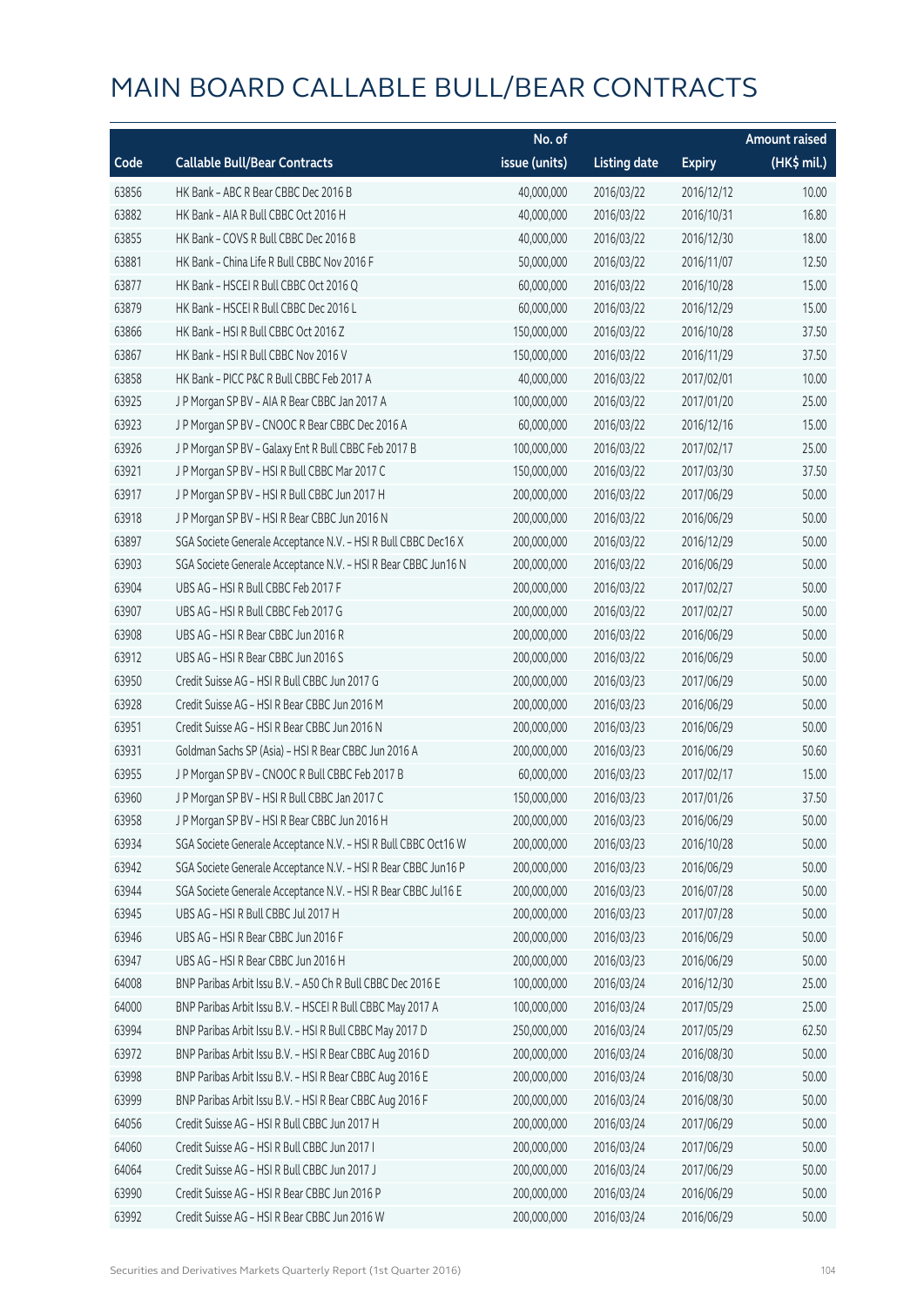# MAIN BOARD CALLABLE BULL/BEAR CONTRACTS

| Code | Callable Bull/Bear Contracts | No. of issue (units) | Listing date | Expiry | Amount raised (HK$ mil.) |
|---|---|---|---|---|---|
| 63856 | HK Bank – ABC R Bear CBBC Dec 2016 B | 40,000,000 | 2016/03/22 | 2016/12/12 | 10.00 |
| 63882 | HK Bank – AIA R Bull CBBC Oct 2016 H | 40,000,000 | 2016/03/22 | 2016/10/31 | 16.80 |
| 63855 | HK Bank – COVS R Bull CBBC Dec 2016 B | 40,000,000 | 2016/03/22 | 2016/12/30 | 18.00 |
| 63881 | HK Bank – China Life R Bull CBBC Nov 2016 F | 50,000,000 | 2016/03/22 | 2016/11/07 | 12.50 |
| 63877 | HK Bank – HSCEI R Bull CBBC Oct 2016 Q | 60,000,000 | 2016/03/22 | 2016/10/28 | 15.00 |
| 63879 | HK Bank – HSCEI R Bull CBBC Dec 2016 L | 60,000,000 | 2016/03/22 | 2016/12/29 | 15.00 |
| 63866 | HK Bank – HSI R Bull CBBC Oct 2016 Z | 150,000,000 | 2016/03/22 | 2016/10/28 | 37.50 |
| 63867 | HK Bank – HSI R Bull CBBC Nov 2016 V | 150,000,000 | 2016/03/22 | 2016/11/29 | 37.50 |
| 63858 | HK Bank – PICC P&C R Bull CBBC Feb 2017 A | 40,000,000 | 2016/03/22 | 2017/02/01 | 10.00 |
| 63925 | J P Morgan SP BV – AIA R Bear CBBC Jan 2017 A | 100,000,000 | 2016/03/22 | 2017/01/20 | 25.00 |
| 63923 | J P Morgan SP BV – CNOOC R Bear CBBC Dec 2016 A | 60,000,000 | 2016/03/22 | 2016/12/16 | 15.00 |
| 63926 | J P Morgan SP BV – Galaxy Ent R Bull CBBC Feb 2017 B | 100,000,000 | 2016/03/22 | 2017/02/17 | 25.00 |
| 63921 | J P Morgan SP BV – HSI R Bull CBBC Mar 2017 C | 150,000,000 | 2016/03/22 | 2017/03/30 | 37.50 |
| 63917 | J P Morgan SP BV – HSI R Bull CBBC Jun 2017 H | 200,000,000 | 2016/03/22 | 2017/06/29 | 50.00 |
| 63918 | J P Morgan SP BV – HSI R Bear CBBC Jun 2016 N | 200,000,000 | 2016/03/22 | 2016/06/29 | 50.00 |
| 63897 | SGA Societe Generale Acceptance N.V. – HSI R Bull CBBC Dec16 X | 200,000,000 | 2016/03/22 | 2016/12/29 | 50.00 |
| 63903 | SGA Societe Generale Acceptance N.V. – HSI R Bear CBBC Jun16 N | 200,000,000 | 2016/03/22 | 2016/06/29 | 50.00 |
| 63904 | UBS AG – HSI R Bull CBBC Feb 2017 F | 200,000,000 | 2016/03/22 | 2017/02/27 | 50.00 |
| 63907 | UBS AG – HSI R Bull CBBC Feb 2017 G | 200,000,000 | 2016/03/22 | 2017/02/27 | 50.00 |
| 63908 | UBS AG – HSI R Bear CBBC Jun 2016 R | 200,000,000 | 2016/03/22 | 2016/06/29 | 50.00 |
| 63912 | UBS AG – HSI R Bear CBBC Jun 2016 S | 200,000,000 | 2016/03/22 | 2016/06/29 | 50.00 |
| 63950 | Credit Suisse AG – HSI R Bull CBBC Jun 2017 G | 200,000,000 | 2016/03/23 | 2017/06/29 | 50.00 |
| 63928 | Credit Suisse AG – HSI R Bear CBBC Jun 2016 M | 200,000,000 | 2016/03/23 | 2016/06/29 | 50.00 |
| 63951 | Credit Suisse AG – HSI R Bear CBBC Jun 2016 N | 200,000,000 | 2016/03/23 | 2016/06/29 | 50.00 |
| 63931 | Goldman Sachs SP (Asia) – HSI R Bear CBBC Jun 2016 A | 200,000,000 | 2016/03/23 | 2016/06/29 | 50.60 |
| 63955 | J P Morgan SP BV – CNOOC R Bull CBBC Feb 2017 B | 60,000,000 | 2016/03/23 | 2017/02/17 | 15.00 |
| 63960 | J P Morgan SP BV – HSI R Bull CBBC Jan 2017 C | 150,000,000 | 2016/03/23 | 2017/01/26 | 37.50 |
| 63958 | J P Morgan SP BV – HSI R Bear CBBC Jun 2016 H | 200,000,000 | 2016/03/23 | 2016/06/29 | 50.00 |
| 63934 | SGA Societe Generale Acceptance N.V. – HSI R Bull CBBC Oct16 W | 200,000,000 | 2016/03/23 | 2016/10/28 | 50.00 |
| 63942 | SGA Societe Generale Acceptance N.V. – HSI R Bear CBBC Jun16 P | 200,000,000 | 2016/03/23 | 2016/06/29 | 50.00 |
| 63944 | SGA Societe Generale Acceptance N.V. – HSI R Bear CBBC Jul16 E | 200,000,000 | 2016/03/23 | 2016/07/28 | 50.00 |
| 63945 | UBS AG – HSI R Bull CBBC Jul 2017 H | 200,000,000 | 2016/03/23 | 2017/07/28 | 50.00 |
| 63946 | UBS AG – HSI R Bear CBBC Jun 2016 F | 200,000,000 | 2016/03/23 | 2016/06/29 | 50.00 |
| 63947 | UBS AG – HSI R Bear CBBC Jun 2016 H | 200,000,000 | 2016/03/23 | 2016/06/29 | 50.00 |
| 64008 | BNP Paribas Arbit Issu B.V. – A50 Ch R Bull CBBC Dec 2016 E | 100,000,000 | 2016/03/24 | 2016/12/30 | 25.00 |
| 64000 | BNP Paribas Arbit Issu B.V. – HSCEI R Bull CBBC May 2017 A | 100,000,000 | 2016/03/24 | 2017/05/29 | 25.00 |
| 63994 | BNP Paribas Arbit Issu B.V. – HSI R Bull CBBC May 2017 D | 250,000,000 | 2016/03/24 | 2017/05/29 | 62.50 |
| 63972 | BNP Paribas Arbit Issu B.V. – HSI R Bear CBBC Aug 2016 D | 200,000,000 | 2016/03/24 | 2016/08/30 | 50.00 |
| 63998 | BNP Paribas Arbit Issu B.V. – HSI R Bear CBBC Aug 2016 E | 200,000,000 | 2016/03/24 | 2016/08/30 | 50.00 |
| 63999 | BNP Paribas Arbit Issu B.V. – HSI R Bear CBBC Aug 2016 F | 200,000,000 | 2016/03/24 | 2016/08/30 | 50.00 |
| 64056 | Credit Suisse AG – HSI R Bull CBBC Jun 2017 H | 200,000,000 | 2016/03/24 | 2017/06/29 | 50.00 |
| 64060 | Credit Suisse AG – HSI R Bull CBBC Jun 2017 I | 200,000,000 | 2016/03/24 | 2017/06/29 | 50.00 |
| 64064 | Credit Suisse AG – HSI R Bull CBBC Jun 2017 J | 200,000,000 | 2016/03/24 | 2017/06/29 | 50.00 |
| 63990 | Credit Suisse AG – HSI R Bear CBBC Jun 2016 P | 200,000,000 | 2016/03/24 | 2016/06/29 | 50.00 |
| 63992 | Credit Suisse AG – HSI R Bear CBBC Jun 2016 W | 200,000,000 | 2016/03/24 | 2016/06/29 | 50.00 |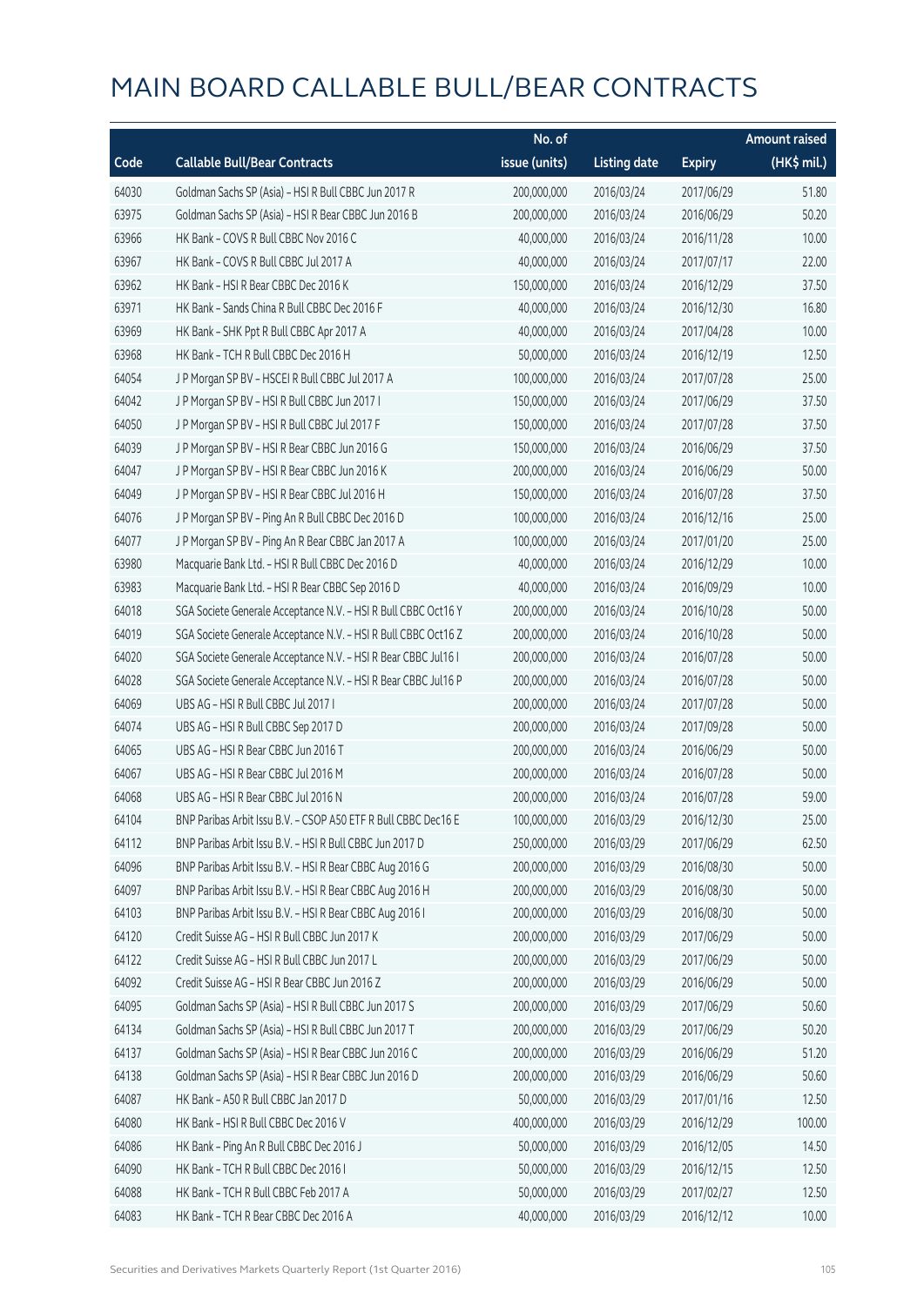# MAIN BOARD CALLABLE BULL/BEAR CONTRACTS

| Code | Callable Bull/Bear Contracts | No. of issue (units) | Listing date | Expiry | Amount raised (HK$ mil.) |
|---|---|---|---|---|---|
| 64030 | Goldman Sachs SP (Asia) - HSI R Bull CBBC Jun 2017 R | 200,000,000 | 2016/03/24 | 2017/06/29 | 51.80 |
| 63975 | Goldman Sachs SP (Asia) - HSI R Bear CBBC Jun 2016 B | 200,000,000 | 2016/03/24 | 2016/06/29 | 50.20 |
| 63966 | HK Bank - COVS R Bull CBBC Nov 2016 C | 40,000,000 | 2016/03/24 | 2016/11/28 | 10.00 |
| 63967 | HK Bank - COVS R Bull CBBC Jul 2017 A | 40,000,000 | 2016/03/24 | 2017/07/17 | 22.00 |
| 63962 | HK Bank - HSI R Bear CBBC Dec 2016 K | 150,000,000 | 2016/03/24 | 2016/12/29 | 37.50 |
| 63971 | HK Bank - Sands China R Bull CBBC Dec 2016 F | 40,000,000 | 2016/03/24 | 2016/12/30 | 16.80 |
| 63969 | HK Bank - SHK Ppt R Bull CBBC Apr 2017 A | 40,000,000 | 2016/03/24 | 2017/04/28 | 10.00 |
| 63968 | HK Bank - TCH R Bull CBBC Dec 2016 H | 50,000,000 | 2016/03/24 | 2016/12/19 | 12.50 |
| 64054 | J P Morgan SP BV - HSCEI R Bull CBBC Jul 2017 A | 100,000,000 | 2016/03/24 | 2017/07/28 | 25.00 |
| 64042 | J P Morgan SP BV - HSI R Bull CBBC Jun 2017 I | 150,000,000 | 2016/03/24 | 2017/06/29 | 37.50 |
| 64050 | J P Morgan SP BV - HSI R Bull CBBC Jul 2017 F | 150,000,000 | 2016/03/24 | 2017/07/28 | 37.50 |
| 64039 | J P Morgan SP BV - HSI R Bear CBBC Jun 2016 G | 150,000,000 | 2016/03/24 | 2016/06/29 | 37.50 |
| 64047 | J P Morgan SP BV - HSI R Bear CBBC Jun 2016 K | 200,000,000 | 2016/03/24 | 2016/06/29 | 50.00 |
| 64049 | J P Morgan SP BV - HSI R Bear CBBC Jul 2016 H | 150,000,000 | 2016/03/24 | 2016/07/28 | 37.50 |
| 64076 | J P Morgan SP BV - Ping An R Bull CBBC Dec 2016 D | 100,000,000 | 2016/03/24 | 2016/12/16 | 25.00 |
| 64077 | J P Morgan SP BV - Ping An R Bear CBBC Jan 2017 A | 100,000,000 | 2016/03/24 | 2017/01/20 | 25.00 |
| 63980 | Macquarie Bank Ltd. - HSI R Bull CBBC Dec 2016 D | 40,000,000 | 2016/03/24 | 2016/12/29 | 10.00 |
| 63983 | Macquarie Bank Ltd. - HSI R Bear CBBC Sep 2016 D | 40,000,000 | 2016/03/24 | 2016/09/29 | 10.00 |
| 64018 | SGA Societe Generale Acceptance N.V. - HSI R Bull CBBC Oct16 Y | 200,000,000 | 2016/03/24 | 2016/10/28 | 50.00 |
| 64019 | SGA Societe Generale Acceptance N.V. - HSI R Bull CBBC Oct16 Z | 200,000,000 | 2016/03/24 | 2016/10/28 | 50.00 |
| 64020 | SGA Societe Generale Acceptance N.V. - HSI R Bear CBBC Jul16 I | 200,000,000 | 2016/03/24 | 2016/07/28 | 50.00 |
| 64028 | SGA Societe Generale Acceptance N.V. - HSI R Bear CBBC Jul16 P | 200,000,000 | 2016/03/24 | 2016/07/28 | 50.00 |
| 64069 | UBS AG - HSI R Bull CBBC Jul 2017 I | 200,000,000 | 2016/03/24 | 2017/07/28 | 50.00 |
| 64074 | UBS AG - HSI R Bull CBBC Sep 2017 D | 200,000,000 | 2016/03/24 | 2017/09/28 | 50.00 |
| 64065 | UBS AG - HSI R Bear CBBC Jun 2016 T | 200,000,000 | 2016/03/24 | 2016/06/29 | 50.00 |
| 64067 | UBS AG - HSI R Bear CBBC Jul 2016 M | 200,000,000 | 2016/03/24 | 2016/07/28 | 50.00 |
| 64068 | UBS AG - HSI R Bear CBBC Jul 2016 N | 200,000,000 | 2016/03/24 | 2016/07/28 | 59.00 |
| 64104 | BNP Paribas Arbit Issu B.V. - CSOP A50 ETF R Bull CBBC Dec16 E | 100,000,000 | 2016/03/29 | 2016/12/30 | 25.00 |
| 64112 | BNP Paribas Arbit Issu B.V. - HSI R Bull CBBC Jun 2017 D | 250,000,000 | 2016/03/29 | 2017/06/29 | 62.50 |
| 64096 | BNP Paribas Arbit Issu B.V. - HSI R Bear CBBC Aug 2016 G | 200,000,000 | 2016/03/29 | 2016/08/30 | 50.00 |
| 64097 | BNP Paribas Arbit Issu B.V. - HSI R Bear CBBC Aug 2016 H | 200,000,000 | 2016/03/29 | 2016/08/30 | 50.00 |
| 64103 | BNP Paribas Arbit Issu B.V. - HSI R Bear CBBC Aug 2016 I | 200,000,000 | 2016/03/29 | 2016/08/30 | 50.00 |
| 64120 | Credit Suisse AG - HSI R Bull CBBC Jun 2017 K | 200,000,000 | 2016/03/29 | 2017/06/29 | 50.00 |
| 64122 | Credit Suisse AG - HSI R Bull CBBC Jun 2017 L | 200,000,000 | 2016/03/29 | 2017/06/29 | 50.00 |
| 64092 | Credit Suisse AG - HSI R Bear CBBC Jun 2016 Z | 200,000,000 | 2016/03/29 | 2016/06/29 | 50.00 |
| 64095 | Goldman Sachs SP (Asia) - HSI R Bull CBBC Jun 2017 S | 200,000,000 | 2016/03/29 | 2017/06/29 | 50.60 |
| 64134 | Goldman Sachs SP (Asia) - HSI R Bull CBBC Jun 2017 T | 200,000,000 | 2016/03/29 | 2017/06/29 | 50.20 |
| 64137 | Goldman Sachs SP (Asia) - HSI R Bear CBBC Jun 2016 C | 200,000,000 | 2016/03/29 | 2016/06/29 | 51.20 |
| 64138 | Goldman Sachs SP (Asia) - HSI R Bear CBBC Jun 2016 D | 200,000,000 | 2016/03/29 | 2016/06/29 | 50.60 |
| 64087 | HK Bank - A50 R Bull CBBC Jan 2017 D | 50,000,000 | 2016/03/29 | 2017/01/16 | 12.50 |
| 64080 | HK Bank - HSI R Bull CBBC Dec 2016 V | 400,000,000 | 2016/03/29 | 2016/12/29 | 100.00 |
| 64086 | HK Bank - Ping An R Bull CBBC Dec 2016 J | 50,000,000 | 2016/03/29 | 2016/12/05 | 14.50 |
| 64090 | HK Bank - TCH R Bull CBBC Dec 2016 I | 50,000,000 | 2016/03/29 | 2016/12/15 | 12.50 |
| 64088 | HK Bank - TCH R Bull CBBC Feb 2017 A | 50,000,000 | 2016/03/29 | 2017/02/27 | 12.50 |
| 64083 | HK Bank - TCH R Bear CBBC Dec 2016 A | 40,000,000 | 2016/03/29 | 2016/12/12 | 10.00 |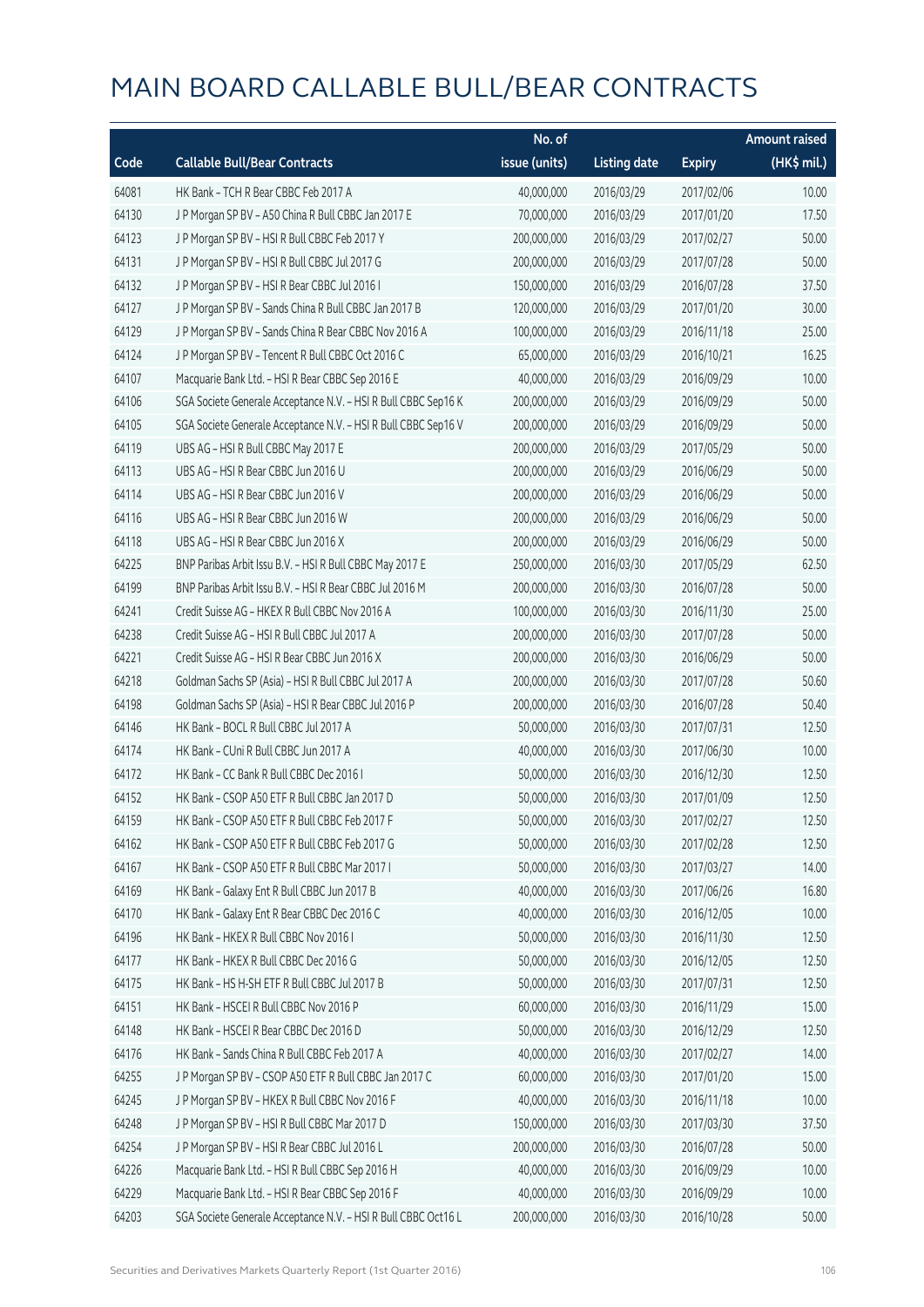# MAIN BOARD CALLABLE BULL/BEAR CONTRACTS

| Code | Callable Bull/Bear Contracts | No. of issue (units) | Listing date | Expiry | Amount raised (HK$ mil.) |
|---|---|---|---|---|---|
| 64081 | HK Bank – TCH R Bear CBBC Feb 2017 A | 40,000,000 | 2016/03/29 | 2017/02/06 | 10.00 |
| 64130 | J P Morgan SP BV – A50 China R Bull CBBC Jan 2017 E | 70,000,000 | 2016/03/29 | 2017/01/20 | 17.50 |
| 64123 | J P Morgan SP BV – HSI R Bull CBBC Feb 2017 Y | 200,000,000 | 2016/03/29 | 2017/02/27 | 50.00 |
| 64131 | J P Morgan SP BV – HSI R Bull CBBC Jul 2017 G | 200,000,000 | 2016/03/29 | 2017/07/28 | 50.00 |
| 64132 | J P Morgan SP BV – HSI R Bear CBBC Jul 2016 I | 150,000,000 | 2016/03/29 | 2016/07/28 | 37.50 |
| 64127 | J P Morgan SP BV – Sands China R Bull CBBC Jan 2017 B | 120,000,000 | 2016/03/29 | 2017/01/20 | 30.00 |
| 64129 | J P Morgan SP BV – Sands China R Bear CBBC Nov 2016 A | 100,000,000 | 2016/03/29 | 2016/11/18 | 25.00 |
| 64124 | J P Morgan SP BV – Tencent R Bull CBBC Oct 2016 C | 65,000,000 | 2016/03/29 | 2016/10/21 | 16.25 |
| 64107 | Macquarie Bank Ltd. – HSI R Bear CBBC Sep 2016 E | 40,000,000 | 2016/03/29 | 2016/09/29 | 10.00 |
| 64106 | SGA Societe Generale Acceptance N.V. – HSI R Bull CBBC Sep16 K | 200,000,000 | 2016/03/29 | 2016/09/29 | 50.00 |
| 64105 | SGA Societe Generale Acceptance N.V. – HSI R Bull CBBC Sep16 V | 200,000,000 | 2016/03/29 | 2016/09/29 | 50.00 |
| 64119 | UBS AG – HSI R Bull CBBC May 2017 E | 200,000,000 | 2016/03/29 | 2017/05/29 | 50.00 |
| 64113 | UBS AG – HSI R Bear CBBC Jun 2016 U | 200,000,000 | 2016/03/29 | 2016/06/29 | 50.00 |
| 64114 | UBS AG – HSI R Bear CBBC Jun 2016 V | 200,000,000 | 2016/03/29 | 2016/06/29 | 50.00 |
| 64116 | UBS AG – HSI R Bear CBBC Jun 2016 W | 200,000,000 | 2016/03/29 | 2016/06/29 | 50.00 |
| 64118 | UBS AG – HSI R Bear CBBC Jun 2016 X | 200,000,000 | 2016/03/29 | 2016/06/29 | 50.00 |
| 64225 | BNP Paribas Arbit Issu B.V. – HSI R Bull CBBC May 2017 E | 250,000,000 | 2016/03/30 | 2017/05/29 | 62.50 |
| 64199 | BNP Paribas Arbit Issu B.V. – HSI R Bear CBBC Jul 2016 M | 200,000,000 | 2016/03/30 | 2016/07/28 | 50.00 |
| 64241 | Credit Suisse AG – HKEX R Bull CBBC Nov 2016 A | 100,000,000 | 2016/03/30 | 2016/11/30 | 25.00 |
| 64238 | Credit Suisse AG – HSI R Bull CBBC Jul 2017 A | 200,000,000 | 2016/03/30 | 2017/07/28 | 50.00 |
| 64221 | Credit Suisse AG – HSI R Bear CBBC Jun 2016 X | 200,000,000 | 2016/03/30 | 2016/06/29 | 50.00 |
| 64218 | Goldman Sachs SP (Asia) – HSI R Bull CBBC Jul 2017 A | 200,000,000 | 2016/03/30 | 2017/07/28 | 50.60 |
| 64198 | Goldman Sachs SP (Asia) – HSI R Bear CBBC Jul 2016 P | 200,000,000 | 2016/03/30 | 2016/07/28 | 50.40 |
| 64146 | HK Bank – BOCL R Bull CBBC Jul 2017 A | 50,000,000 | 2016/03/30 | 2017/07/31 | 12.50 |
| 64174 | HK Bank – CUni R Bull CBBC Jun 2017 A | 40,000,000 | 2016/03/30 | 2017/06/30 | 10.00 |
| 64172 | HK Bank – CC Bank R Bull CBBC Dec 2016 I | 50,000,000 | 2016/03/30 | 2016/12/30 | 12.50 |
| 64152 | HK Bank – CSOP A50 ETF R Bull CBBC Jan 2017 D | 50,000,000 | 2016/03/30 | 2017/01/09 | 12.50 |
| 64159 | HK Bank – CSOP A50 ETF R Bull CBBC Feb 2017 F | 50,000,000 | 2016/03/30 | 2017/02/27 | 12.50 |
| 64162 | HK Bank – CSOP A50 ETF R Bull CBBC Feb 2017 G | 50,000,000 | 2016/03/30 | 2017/02/28 | 12.50 |
| 64167 | HK Bank – CSOP A50 ETF R Bull CBBC Mar 2017 I | 50,000,000 | 2016/03/30 | 2017/03/27 | 14.00 |
| 64169 | HK Bank – Galaxy Ent R Bull CBBC Jun 2017 B | 40,000,000 | 2016/03/30 | 2017/06/26 | 16.80 |
| 64170 | HK Bank – Galaxy Ent R Bear CBBC Dec 2016 C | 40,000,000 | 2016/03/30 | 2016/12/05 | 10.00 |
| 64196 | HK Bank – HKEX R Bull CBBC Nov 2016 I | 50,000,000 | 2016/03/30 | 2016/11/30 | 12.50 |
| 64177 | HK Bank – HKEX R Bull CBBC Dec 2016 G | 50,000,000 | 2016/03/30 | 2016/12/05 | 12.50 |
| 64175 | HK Bank – HS H-SH ETF R Bull CBBC Jul 2017 B | 50,000,000 | 2016/03/30 | 2017/07/31 | 12.50 |
| 64151 | HK Bank – HSCEI R Bull CBBC Nov 2016 P | 60,000,000 | 2016/03/30 | 2016/11/29 | 15.00 |
| 64148 | HK Bank – HSCEI R Bear CBBC Dec 2016 D | 50,000,000 | 2016/03/30 | 2016/12/29 | 12.50 |
| 64176 | HK Bank – Sands China R Bull CBBC Feb 2017 A | 40,000,000 | 2016/03/30 | 2017/02/27 | 14.00 |
| 64255 | J P Morgan SP BV – CSOP A50 ETF R Bull CBBC Jan 2017 C | 60,000,000 | 2016/03/30 | 2017/01/20 | 15.00 |
| 64245 | J P Morgan SP BV – HKEX R Bull CBBC Nov 2016 F | 40,000,000 | 2016/03/30 | 2016/11/18 | 10.00 |
| 64248 | J P Morgan SP BV – HSI R Bull CBBC Mar 2017 D | 150,000,000 | 2016/03/30 | 2017/03/30 | 37.50 |
| 64254 | J P Morgan SP BV – HSI R Bear CBBC Jul 2016 L | 200,000,000 | 2016/03/30 | 2016/07/28 | 50.00 |
| 64226 | Macquarie Bank Ltd. – HSI R Bull CBBC Sep 2016 H | 40,000,000 | 2016/03/30 | 2016/09/29 | 10.00 |
| 64229 | Macquarie Bank Ltd. – HSI R Bear CBBC Sep 2016 F | 40,000,000 | 2016/03/30 | 2016/09/29 | 10.00 |
| 64203 | SGA Societe Generale Acceptance N.V. – HSI R Bull CBBC Oct16 L | 200,000,000 | 2016/03/30 | 2016/10/28 | 50.00 |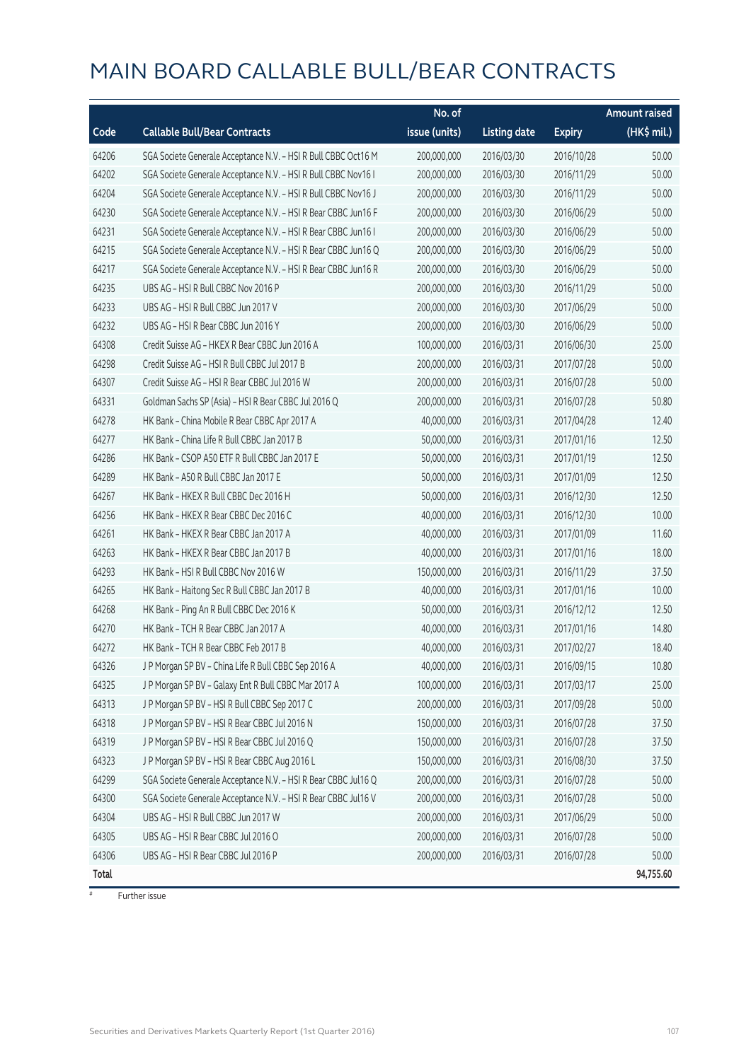# MAIN BOARD CALLABLE BULL/BEAR CONTRACTS

| Code | Callable Bull/Bear Contracts | No. of issue (units) | Listing date | Expiry | Amount raised (HK$ mil.) |
|---|---|---|---|---|---|
| 64206 | SGA Societe Generale Acceptance N.V. - HSI R Bull CBBC Oct16 M | 200,000,000 | 2016/03/30 | 2016/10/28 | 50.00 |
| 64202 | SGA Societe Generale Acceptance N.V. - HSI R Bull CBBC Nov16 I | 200,000,000 | 2016/03/30 | 2016/11/29 | 50.00 |
| 64204 | SGA Societe Generale Acceptance N.V. - HSI R Bull CBBC Nov16 J | 200,000,000 | 2016/03/30 | 2016/11/29 | 50.00 |
| 64230 | SGA Societe Generale Acceptance N.V. - HSI R Bear CBBC Jun16 F | 200,000,000 | 2016/03/30 | 2016/06/29 | 50.00 |
| 64231 | SGA Societe Generale Acceptance N.V. - HSI R Bear CBBC Jun16 I | 200,000,000 | 2016/03/30 | 2016/06/29 | 50.00 |
| 64215 | SGA Societe Generale Acceptance N.V. - HSI R Bear CBBC Jun16 Q | 200,000,000 | 2016/03/30 | 2016/06/29 | 50.00 |
| 64217 | SGA Societe Generale Acceptance N.V. - HSI R Bear CBBC Jun16 R | 200,000,000 | 2016/03/30 | 2016/06/29 | 50.00 |
| 64235 | UBS AG - HSI R Bull CBBC Nov 2016 P | 200,000,000 | 2016/03/30 | 2016/11/29 | 50.00 |
| 64233 | UBS AG - HSI R Bull CBBC Jun 2017 V | 200,000,000 | 2016/03/30 | 2017/06/29 | 50.00 |
| 64232 | UBS AG - HSI R Bear CBBC Jun 2016 Y | 200,000,000 | 2016/03/30 | 2016/06/29 | 50.00 |
| 64308 | Credit Suisse AG - HKEX R Bear CBBC Jun 2016 A | 100,000,000 | 2016/03/31 | 2016/06/30 | 25.00 |
| 64298 | Credit Suisse AG - HSI R Bull CBBC Jul 2017 B | 200,000,000 | 2016/03/31 | 2017/07/28 | 50.00 |
| 64307 | Credit Suisse AG - HSI R Bear CBBC Jul 2016 W | 200,000,000 | 2016/03/31 | 2016/07/28 | 50.00 |
| 64331 | Goldman Sachs SP (Asia) - HSI R Bear CBBC Jul 2016 Q | 200,000,000 | 2016/03/31 | 2016/07/28 | 50.80 |
| 64278 | HK Bank - China Mobile R Bear CBBC Apr 2017 A | 40,000,000 | 2016/03/31 | 2017/04/28 | 12.40 |
| 64277 | HK Bank - China Life R Bull CBBC Jan 2017 B | 50,000,000 | 2016/03/31 | 2017/01/16 | 12.50 |
| 64286 | HK Bank - CSOP A50 ETF R Bull CBBC Jan 2017 E | 50,000,000 | 2016/03/31 | 2017/01/19 | 12.50 |
| 64289 | HK Bank - A50 R Bull CBBC Jan 2017 E | 50,000,000 | 2016/03/31 | 2017/01/09 | 12.50 |
| 64267 | HK Bank - HKEX R Bull CBBC Dec 2016 H | 50,000,000 | 2016/03/31 | 2016/12/30 | 12.50 |
| 64256 | HK Bank - HKEX R Bear CBBC Dec 2016 C | 40,000,000 | 2016/03/31 | 2016/12/30 | 10.00 |
| 64261 | HK Bank - HKEX R Bear CBBC Jan 2017 A | 40,000,000 | 2016/03/31 | 2017/01/09 | 11.60 |
| 64263 | HK Bank - HKEX R Bear CBBC Jan 2017 B | 40,000,000 | 2016/03/31 | 2017/01/16 | 18.00 |
| 64293 | HK Bank - HSI R Bull CBBC Nov 2016 W | 150,000,000 | 2016/03/31 | 2016/11/29 | 37.50 |
| 64265 | HK Bank - Haitong Sec R Bull CBBC Jan 2017 B | 40,000,000 | 2016/03/31 | 2017/01/16 | 10.00 |
| 64268 | HK Bank - Ping An R Bull CBBC Dec 2016 K | 50,000,000 | 2016/03/31 | 2016/12/12 | 12.50 |
| 64270 | HK Bank - TCH R Bear CBBC Jan 2017 A | 40,000,000 | 2016/03/31 | 2017/01/16 | 14.80 |
| 64272 | HK Bank - TCH R Bear CBBC Feb 2017 B | 40,000,000 | 2016/03/31 | 2017/02/27 | 18.40 |
| 64326 | J P Morgan SP BV - China Life R Bull CBBC Sep 2016 A | 40,000,000 | 2016/03/31 | 2016/09/15 | 10.80 |
| 64325 | J P Morgan SP BV - Galaxy Ent R Bull CBBC Mar 2017 A | 100,000,000 | 2016/03/31 | 2017/03/17 | 25.00 |
| 64313 | J P Morgan SP BV - HSI R Bull CBBC Sep 2017 C | 200,000,000 | 2016/03/31 | 2017/09/28 | 50.00 |
| 64318 | J P Morgan SP BV - HSI R Bear CBBC Jul 2016 N | 150,000,000 | 2016/03/31 | 2016/07/28 | 37.50 |
| 64319 | J P Morgan SP BV - HSI R Bear CBBC Jul 2016 Q | 150,000,000 | 2016/03/31 | 2016/07/28 | 37.50 |
| 64323 | J P Morgan SP BV - HSI R Bear CBBC Aug 2016 L | 150,000,000 | 2016/03/31 | 2016/08/30 | 37.50 |
| 64299 | SGA Societe Generale Acceptance N.V. - HSI R Bear CBBC Jul16 Q | 200,000,000 | 2016/03/31 | 2016/07/28 | 50.00 |
| 64300 | SGA Societe Generale Acceptance N.V. - HSI R Bear CBBC Jul16 V | 200,000,000 | 2016/03/31 | 2016/07/28 | 50.00 |
| 64304 | UBS AG - HSI R Bull CBBC Jun 2017 W | 200,000,000 | 2016/03/31 | 2017/06/29 | 50.00 |
| 64305 | UBS AG - HSI R Bear CBBC Jul 2016 O | 200,000,000 | 2016/03/31 | 2016/07/28 | 50.00 |
| 64306 | UBS AG - HSI R Bear CBBC Jul 2016 P | 200,000,000 | 2016/03/31 | 2016/07/28 | 50.00 |
| **Total** | | | | | **94,755.60** |

# Further issue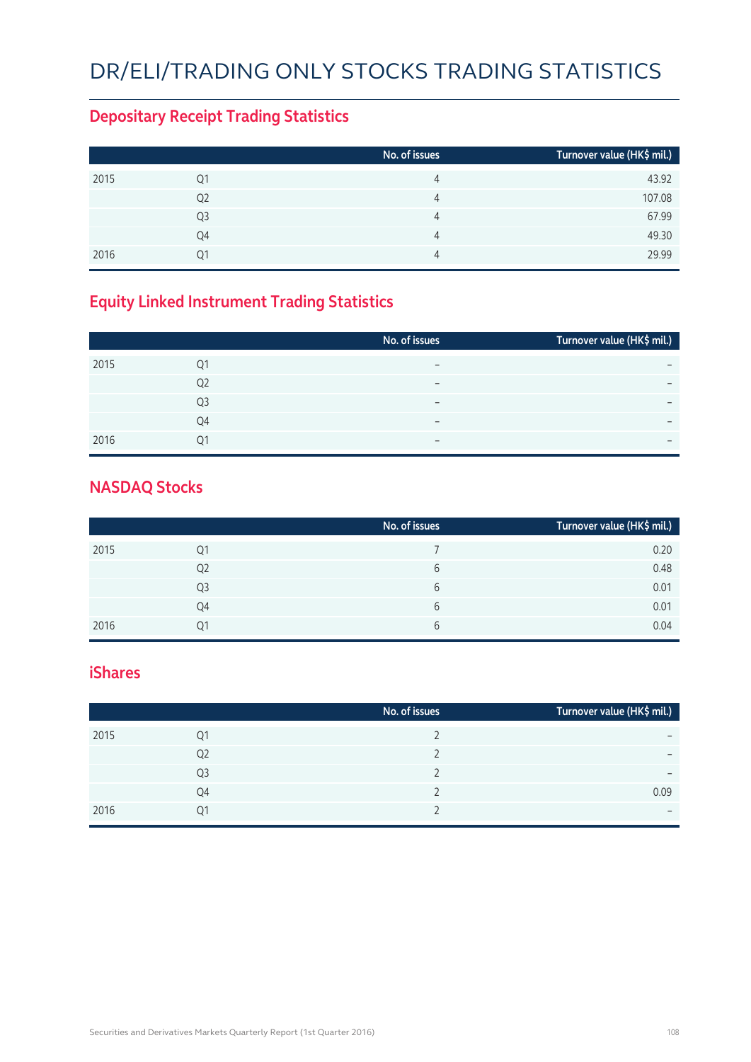# DR/ELI/TRADING ONLY STOCKS TRADING STATISTICS

## Depositary Receipt Trading Statistics

| | | No. of issues | Turnover value (HK$ mil.) |
|---|---|---|---|
| 2015 | Q1 | 4 | 43.92 |
| | Q2 | 4 | 107.08 |
| | Q3 | 4 | 67.99 |
| | Q4 | 4 | 49.30 |
| 2016 | Q1 | 4 | 29.99 |

## Equity Linked Instrument Trading Statistics

| | | No. of issues | Turnover value (HK$ mil.) |
|---|---|---|---|
| 2015 | Q1 | – | – |
| | Q2 | – | – |
| | Q3 | – | – |
| | Q4 | – | – |
| 2016 | Q1 | – | – |

## NASDAQ Stocks

| | | No. of issues | Turnover value (HK$ mil.) |
|---|---|---|---|
| 2015 | Q1 | 7 | 0.20 |
| | Q2 | 6 | 0.48 |
| | Q3 | 6 | 0.01 |
| | Q4 | 6 | 0.01 |
| 2016 | Q1 | 6 | 0.04 |

## iShares

| | | No. of issues | Turnover value (HK$ mil.) |
|---|---|---|---|
| 2015 | Q1 | 2 | – |
| | Q2 | 2 | – |
| | Q3 | 2 | – |
| | Q4 | 2 | 0.09 |
| 2016 | Q1 | 2 | – |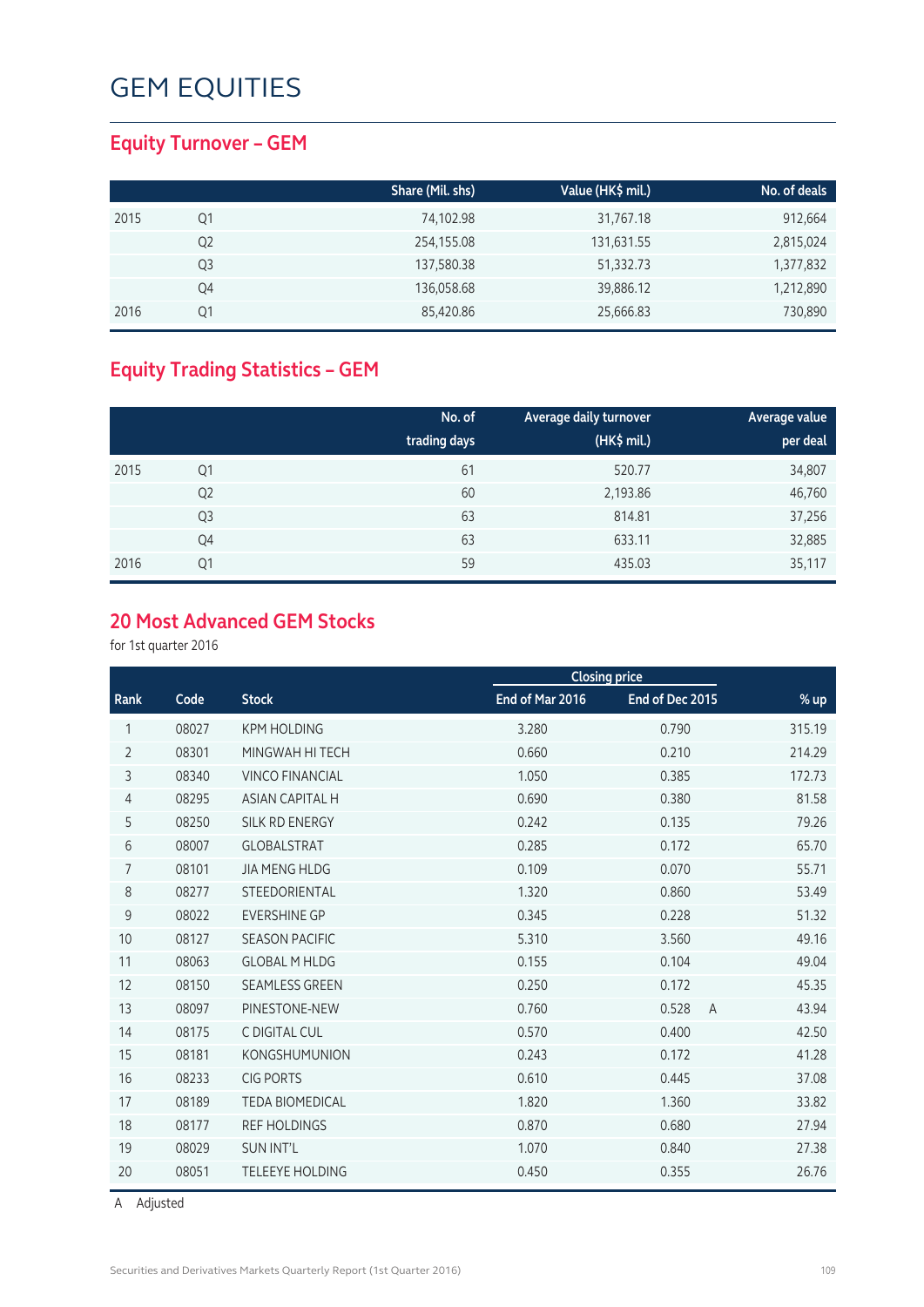# GEM EQUITIES

## Equity Turnover – GEM

| | | Share (Mil. shs) | Value (HK$ mil.) | No. of deals |
|---|---|---|---|---|
| 2015 | Q1 | 74,102.98 | 31,767.18 | 912,664 |
| | Q2 | 254,155.08 | 131,631.55 | 2,815,024 |
| | Q3 | 137,580.38 | 51,332.73 | 1,377,832 |
| | Q4 | 136,058.68 | 39,886.12 | 1,212,890 |
| 2016 | Q1 | 85,420.86 | 25,666.83 | 730,890 |

## Equity Trading Statistics – GEM

| | | No. of trading days | Average daily turnover (HK$ mil.) | Average value per deal |
|---|---|---|---|---|
| 2015 | Q1 | 61 | 520.77 | 34,807 |
| | Q2 | 60 | 2,193.86 | 46,760 |
| | Q3 | 63 | 814.81 | 37,256 |
| | Q4 | 63 | 633.11 | 32,885 |
| 2016 | Q1 | 59 | 435.03 | 35,117 |

## 20 Most Advanced GEM Stocks

for 1st quarter 2016

| | | | Closing price | | |
|---|---|---|---|---|---|
| Rank | Code | Stock | End of Mar 2016 | End of Dec 2015 | % up |
| 1 | 08027 | KPM HOLDING | 3.280 | 0.790 | 315.19 |
| 2 | 08301 | MINGWAH HI TECH | 0.660 | 0.210 | 214.29 |
| 3 | 08340 | VINCO FINANCIAL | 1.050 | 0.385 | 172.73 |
| 4 | 08295 | ASIAN CAPITAL H | 0.690 | 0.380 | 81.58 |
| 5 | 08250 | SILK RD ENERGY | 0.242 | 0.135 | 79.26 |
| 6 | 08007 | GLOBALSTRAT | 0.285 | 0.172 | 65.70 |
| 7 | 08101 | JIA MENG HLDG | 0.109 | 0.070 | 55.71 |
| 8 | 08277 | STEEDORIENTAL | 1.320 | 0.860 | 53.49 |
| 9 | 08022 | EVERSHINE GP | 0.345 | 0.228 | 51.32 |
| 10 | 08127 | SEASON PACIFIC | 5.310 | 3.560 | 49.16 |
| 11 | 08063 | GLOBAL M HLDG | 0.155 | 0.104 | 49.04 |
| 12 | 08150 | SEAMLESS GREEN | 0.250 | 0.172 | 45.35 |
| 13 | 08097 | PINESTONE-NEW | 0.760 | 0.528 A | 43.94 |
| 14 | 08175 | C DIGITAL CUL | 0.570 | 0.400 | 42.50 |
| 15 | 08181 | KONGSHUMUNION | 0.243 | 0.172 | 41.28 |
| 16 | 08233 | CIG PORTS | 0.610 | 0.445 | 37.08 |
| 17 | 08189 | TEDA BIOMEDICAL | 1.820 | 1.360 | 33.82 |
| 18 | 08177 | REF HOLDINGS | 0.870 | 0.680 | 27.94 |
| 19 | 08029 | SUN INT'L | 1.070 | 0.840 | 27.38 |
| 20 | 08051 | TELEEYE HOLDING | 0.450 | 0.355 | 26.76 |

A Adjusted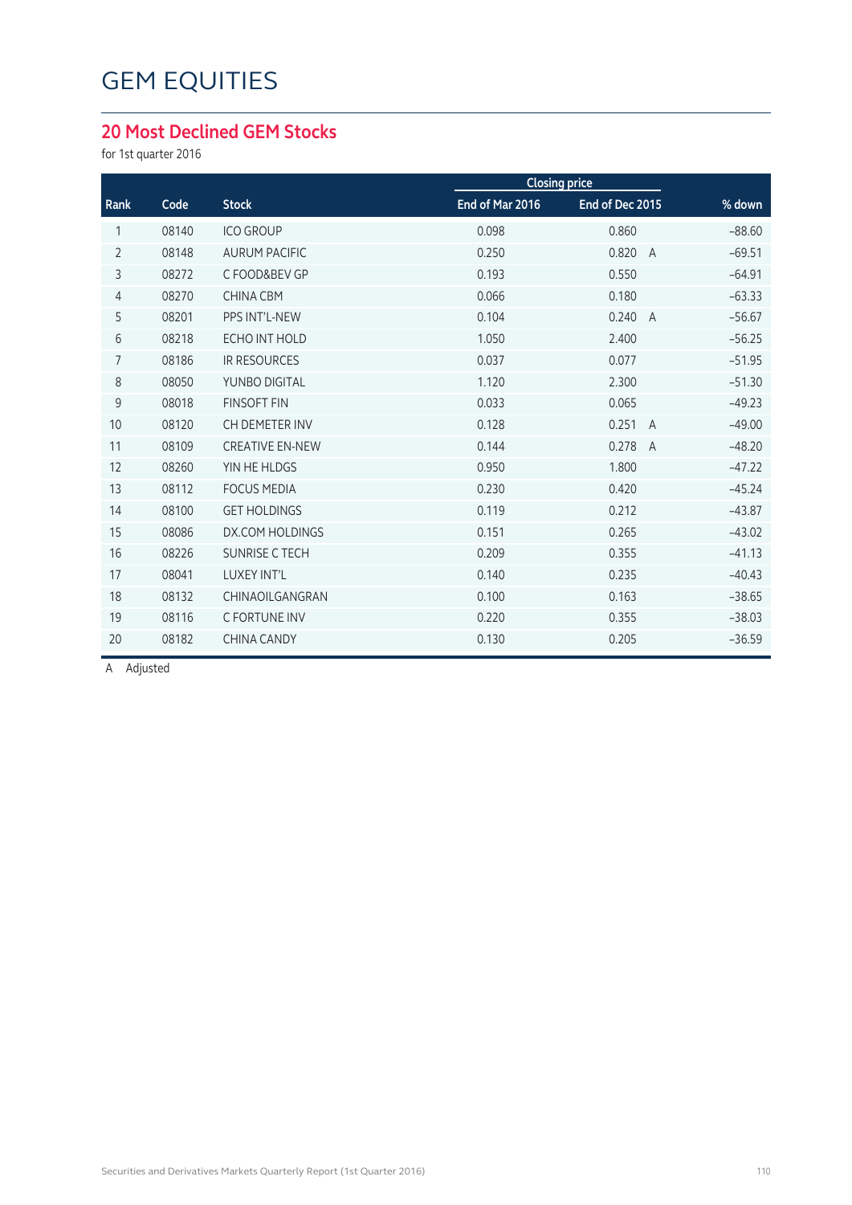# GEM EQUITIES

## 20 Most Declined GEM Stocks

for 1st quarter 2016

| Rank | Code | Stock | Closing price End of Mar 2016 | Closing price End of Dec 2015 | % down |
|---|---|---|---|---|---|
| 1 | 08140 | ICO GROUP | 0.098 | 0.860 | -88.60 |
| 2 | 08148 | AURUM PACIFIC | 0.250 | 0.820 A | -69.51 |
| 3 | 08272 | C FOOD&BEV GP | 0.193 | 0.550 | -64.91 |
| 4 | 08270 | CHINA CBM | 0.066 | 0.180 | -63.33 |
| 5 | 08201 | PPS INT'L-NEW | 0.104 | 0.240 A | -56.67 |
| 6 | 08218 | ECHO INT HOLD | 1.050 | 2.400 | -56.25 |
| 7 | 08186 | IR RESOURCES | 0.037 | 0.077 | -51.95 |
| 8 | 08050 | YUNBO DIGITAL | 1.120 | 2.300 | -51.30 |
| 9 | 08018 | FINSOFT FIN | 0.033 | 0.065 | -49.23 |
| 10 | 08120 | CH DEMETER INV | 0.128 | 0.251 A | -49.00 |
| 11 | 08109 | CREATIVE EN-NEW | 0.144 | 0.278 A | -48.20 |
| 12 | 08260 | YIN HE HLDGS | 0.950 | 1.800 | -47.22 |
| 13 | 08112 | FOCUS MEDIA | 0.230 | 0.420 | -45.24 |
| 14 | 08100 | GET HOLDINGS | 0.119 | 0.212 | -43.87 |
| 15 | 08086 | DX.COM HOLDINGS | 0.151 | 0.265 | -43.02 |
| 16 | 08226 | SUNRISE C TECH | 0.209 | 0.355 | -41.13 |
| 17 | 08041 | LUXEY INT'L | 0.140 | 0.235 | -40.43 |
| 18 | 08132 | CHINAOILGANGRAN | 0.100 | 0.163 | -38.65 |
| 19 | 08116 | C FORTUNE INV | 0.220 | 0.355 | -38.03 |
| 20 | 08182 | CHINA CANDY | 0.130 | 0.205 | -36.59 |

A Adjusted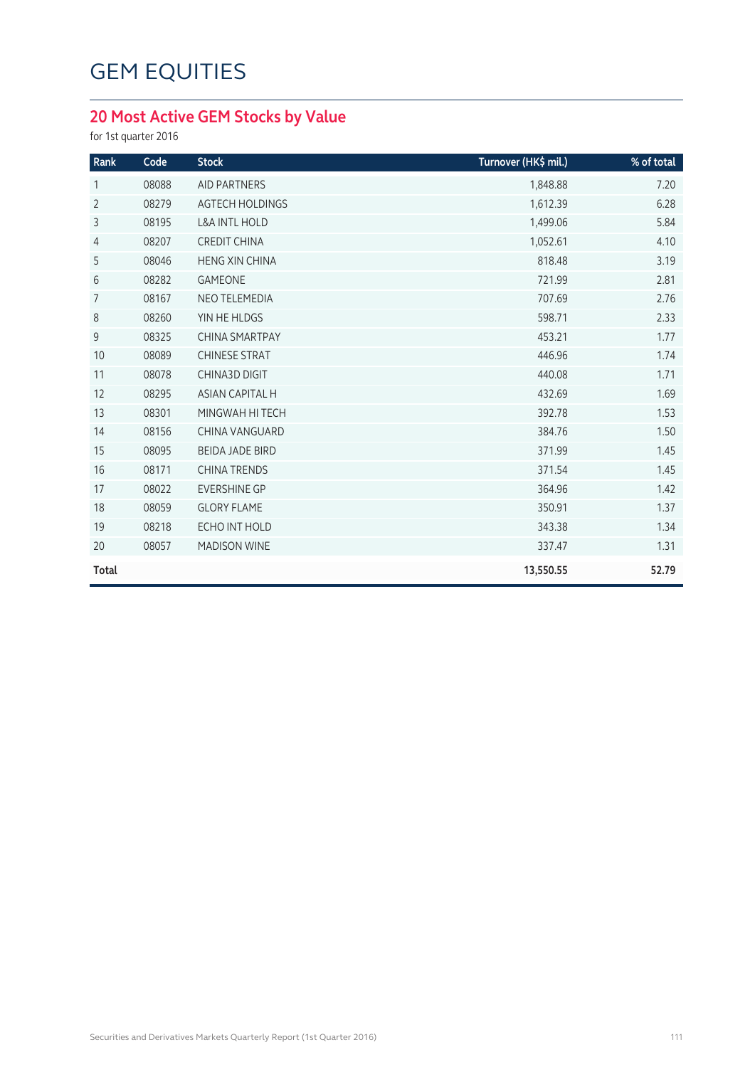# GEM EQUITIES

## 20 Most Active GEM Stocks by Value

for 1st quarter 2016

| Rank | Code | Stock | Turnover (HK$ mil.) | % of total |
|---|---|---|---|---|
| 1 | 08088 | AID PARTNERS | 1,848.88 | 7.20 |
| 2 | 08279 | AGTECH HOLDINGS | 1,612.39 | 6.28 |
| 3 | 08195 | L&A INTL HOLD | 1,499.06 | 5.84 |
| 4 | 08207 | CREDIT CHINA | 1,052.61 | 4.10 |
| 5 | 08046 | HENG XIN CHINA | 818.48 | 3.19 |
| 6 | 08282 | GAMEONE | 721.99 | 2.81 |
| 7 | 08167 | NEO TELEMEDIA | 707.69 | 2.76 |
| 8 | 08260 | YIN HE HLDGS | 598.71 | 2.33 |
| 9 | 08325 | CHINA SMARTPAY | 453.21 | 1.77 |
| 10 | 08089 | CHINESE STRAT | 446.96 | 1.74 |
| 11 | 08078 | CHINA3D DIGIT | 440.08 | 1.71 |
| 12 | 08295 | ASIAN CAPITAL H | 432.69 | 1.69 |
| 13 | 08301 | MINGWAH HI TECH | 392.78 | 1.53 |
| 14 | 08156 | CHINA VANGUARD | 384.76 | 1.50 |
| 15 | 08095 | BEIDA JADE BIRD | 371.99 | 1.45 |
| 16 | 08171 | CHINA TRENDS | 371.54 | 1.45 |
| 17 | 08022 | EVERSHINE GP | 364.96 | 1.42 |
| 18 | 08059 | GLORY FLAME | 350.91 | 1.37 |
| 19 | 08218 | ECHO INT HOLD | 343.38 | 1.34 |
| 20 | 08057 | MADISON WINE | 337.47 | 1.31 |
| **Total** | | | **13,550.55** | **52.79** |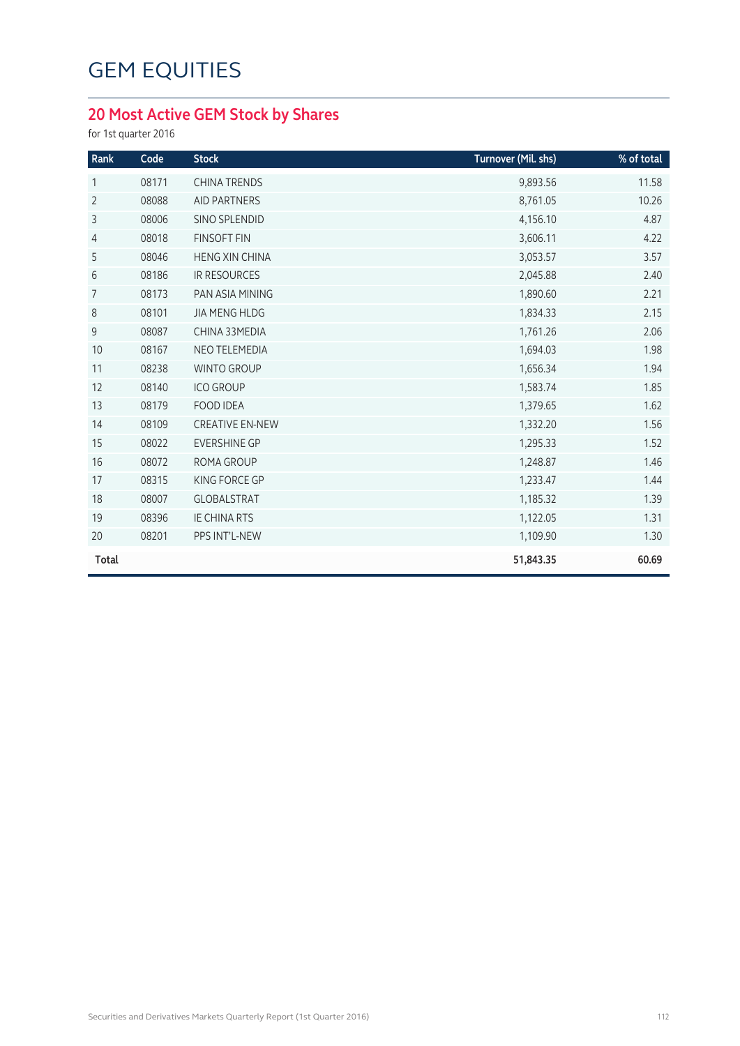# GEM EQUITIES

## 20 Most Active GEM Stock by Shares

for 1st quarter 2016

| Rank | Code | Stock | Turnover (Mil. shs) | % of total |
|---|---|---|---|---|
| 1 | 08171 | CHINA TRENDS | 9,893.56 | 11.58 |
| 2 | 08088 | AID PARTNERS | 8,761.05 | 10.26 |
| 3 | 08006 | SINO SPLENDID | 4,156.10 | 4.87 |
| 4 | 08018 | FINSOFT FIN | 3,606.11 | 4.22 |
| 5 | 08046 | HENG XIN CHINA | 3,053.57 | 3.57 |
| 6 | 08186 | IR RESOURCES | 2,045.88 | 2.40 |
| 7 | 08173 | PAN ASIA MINING | 1,890.60 | 2.21 |
| 8 | 08101 | JIA MENG HLDG | 1,834.33 | 2.15 |
| 9 | 08087 | CHINA 33MEDIA | 1,761.26 | 2.06 |
| 10 | 08167 | NEO TELEMEDIA | 1,694.03 | 1.98 |
| 11 | 08238 | WINTO GROUP | 1,656.34 | 1.94 |
| 12 | 08140 | ICO GROUP | 1,583.74 | 1.85 |
| 13 | 08179 | FOOD IDEA | 1,379.65 | 1.62 |
| 14 | 08109 | CREATIVE EN-NEW | 1,332.20 | 1.56 |
| 15 | 08022 | EVERSHINE GP | 1,295.33 | 1.52 |
| 16 | 08072 | ROMA GROUP | 1,248.87 | 1.46 |
| 17 | 08315 | KING FORCE GP | 1,233.47 | 1.44 |
| 18 | 08007 | GLOBALSTRAT | 1,185.32 | 1.39 |
| 19 | 08396 | IE CHINA RTS | 1,122.05 | 1.31 |
| 20 | 08201 | PPS INT'L-NEW | 1,109.90 | 1.30 |
| **Total** | | | **51,843.35** | **60.69** |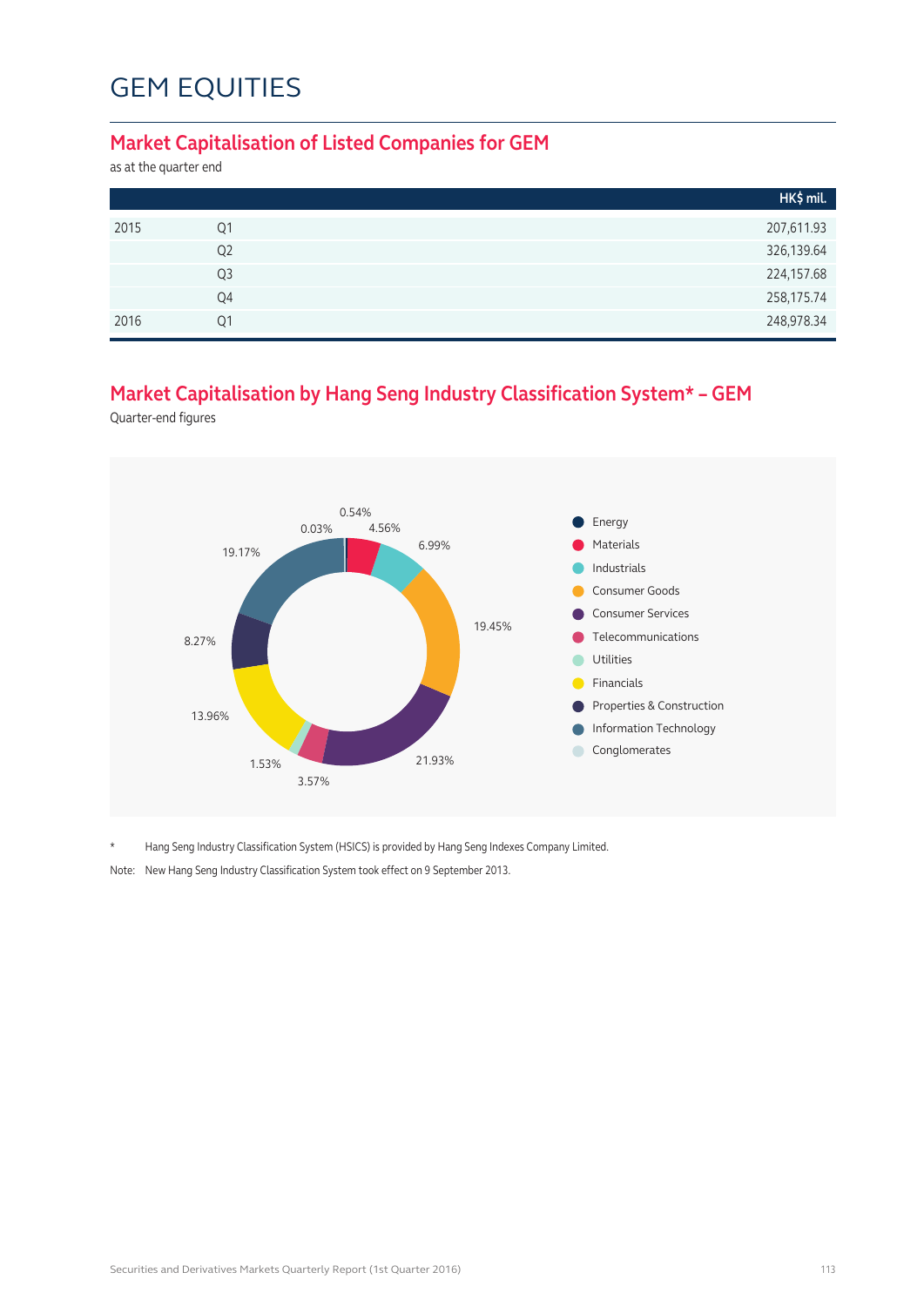# GEM EQUITIES

## Market Capitalisation of Listed Companies for GEM

as at the quarter end

| | | HK$ mil. |
|---|---|---|
| 2015 | Q1 | 207,611.93 |
| | Q2 | 326,139.64 |
| | Q3 | 224,157.68 |
| | Q4 | 258,175.74 |
| 2016 | Q1 | 248,978.34 |

## Market Capitalisation by Hang Seng Industry Classification System* – GEM

Quarter-end figures

| Industry | % |
|---|---|
| Energy | 0.54% |
| Materials | 4.56% |
| Industrials | 6.99% |
| Consumer Goods | 19.45% |
| Consumer Services | 21.93% |
| Telecommunications | 3.57% |
| Utilities | 1.53% |
| Financials | 13.96% |
| Properties & Construction | 8.27% |
| Information Technology | 19.17% |
| Conglomerates | 0.03% |

\* Hang Seng Industry Classification System (HSICS) is provided by Hang Seng Indexes Company Limited.

Note: New Hang Seng Industry Classification System took effect on 9 September 2013.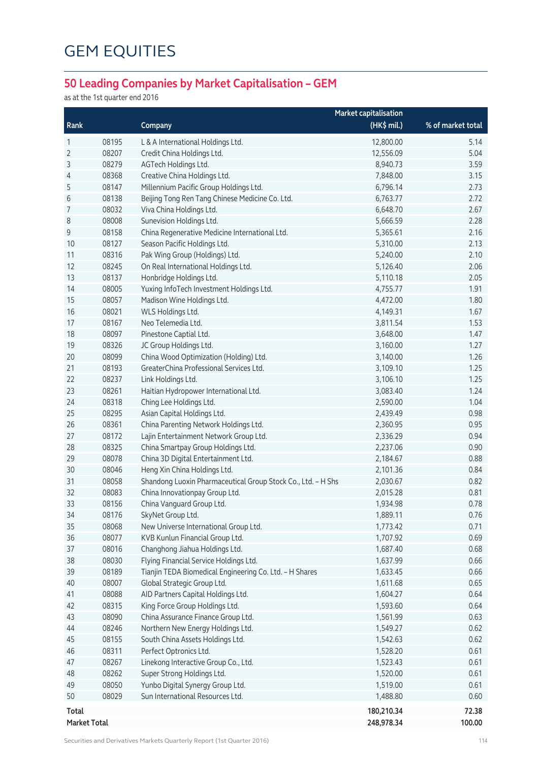# GEM EQUITIES

## 50 Leading Companies by Market Capitalisation – GEM

as at the 1st quarter end 2016

| Rank | | Company | Market capitalisation (HK$ mil.) | % of market total |
|---|---|---|---|---|
| 1 | 08195 | L & A International Holdings Ltd. | 12,800.00 | 5.14 |
| 2 | 08207 | Credit China Holdings Ltd. | 12,556.09 | 5.04 |
| 3 | 08279 | AGTech Holdings Ltd. | 8,940.73 | 3.59 |
| 4 | 08368 | Creative China Holdings Ltd. | 7,848.00 | 3.15 |
| 5 | 08147 | Millennium Pacific Group Holdings Ltd. | 6,796.14 | 2.73 |
| 6 | 08138 | Beijing Tong Ren Tang Chinese Medicine Co. Ltd. | 6,763.77 | 2.72 |
| 7 | 08032 | Viva China Holdings Ltd. | 6,648.70 | 2.67 |
| 8 | 08008 | Sunevision Holdings Ltd. | 5,666.59 | 2.28 |
| 9 | 08158 | China Regenerative Medicine International Ltd. | 5,365.61 | 2.16 |
| 10 | 08127 | Season Pacific Holdings Ltd. | 5,310.00 | 2.13 |
| 11 | 08316 | Pak Wing Group (Holdings) Ltd. | 5,240.00 | 2.10 |
| 12 | 08245 | On Real International Holdings Ltd. | 5,126.40 | 2.06 |
| 13 | 08137 | Honbridge Holdings Ltd. | 5,110.18 | 2.05 |
| 14 | 08005 | Yuxing InfoTech Investment Holdings Ltd. | 4,755.77 | 1.91 |
| 15 | 08057 | Madison Wine Holdings Ltd. | 4,472.00 | 1.80 |
| 16 | 08021 | WLS Holdings Ltd. | 4,149.31 | 1.67 |
| 17 | 08167 | Neo Telemedia Ltd. | 3,811.54 | 1.53 |
| 18 | 08097 | Pinestone Captial Ltd. | 3,648.00 | 1.47 |
| 19 | 08326 | JC Group Holdings Ltd. | 3,160.00 | 1.27 |
| 20 | 08099 | China Wood Optimization (Holding) Ltd. | 3,140.00 | 1.26 |
| 21 | 08193 | GreaterChina Professional Services Ltd. | 3,109.10 | 1.25 |
| 22 | 08237 | Link Holdings Ltd. | 3,106.10 | 1.25 |
| 23 | 08261 | Haitian Hydropower International Ltd. | 3,083.40 | 1.24 |
| 24 | 08318 | Ching Lee Holdings Ltd. | 2,590.00 | 1.04 |
| 25 | 08295 | Asian Capital Holdings Ltd. | 2,439.49 | 0.98 |
| 26 | 08361 | China Parenting Network Holdings Ltd. | 2,360.95 | 0.95 |
| 27 | 08172 | Lajin Entertainment Network Group Ltd. | 2,336.29 | 0.94 |
| 28 | 08325 | China Smartpay Group Holdings Ltd. | 2,237.06 | 0.90 |
| 29 | 08078 | China 3D Digital Entertainment Ltd. | 2,184.67 | 0.88 |
| 30 | 08046 | Heng Xin China Holdings Ltd. | 2,101.36 | 0.84 |
| 31 | 08058 | Shandong Luoxin Pharmaceutical Group Stock Co., Ltd. – H Shs | 2,030.67 | 0.82 |
| 32 | 08083 | China Innovationpay Group Ltd. | 2,015.28 | 0.81 |
| 33 | 08156 | China Vanguard Group Ltd. | 1,934.98 | 0.78 |
| 34 | 08176 | SkyNet Group Ltd. | 1,889.11 | 0.76 |
| 35 | 08068 | New Universe International Group Ltd. | 1,773.42 | 0.71 |
| 36 | 08077 | KVB Kunlun Financial Group Ltd. | 1,707.92 | 0.69 |
| 37 | 08016 | Changhong Jiahua Holdings Ltd. | 1,687.40 | 0.68 |
| 38 | 08030 | Flying Financial Service Holdings Ltd. | 1,637.99 | 0.66 |
| 39 | 08189 | Tianjin TEDA Biomedical Engineering Co. Ltd. – H Shares | 1,633.45 | 0.66 |
| 40 | 08007 | Global Strategic Group Ltd. | 1,611.68 | 0.65 |
| 41 | 08088 | AID Partners Capital Holdings Ltd. | 1,604.27 | 0.64 |
| 42 | 08315 | King Force Group Holdings Ltd. | 1,593.60 | 0.64 |
| 43 | 08090 | China Assurance Finance Group Ltd. | 1,561.99 | 0.63 |
| 44 | 08246 | Northern New Energy Holdings Ltd. | 1,549.27 | 0.62 |
| 45 | 08155 | South China Assets Holdings Ltd. | 1,542.63 | 0.62 |
| 46 | 08311 | Perfect Optronics Ltd. | 1,528.20 | 0.61 |
| 47 | 08267 | Linekong Interactive Group Co., Ltd. | 1,523.43 | 0.61 |
| 48 | 08262 | Super Strong Holdings Ltd. | 1,520.00 | 0.61 |
| 49 | 08050 | Yunbo Digital Synergy Group Ltd. | 1,519.00 | 0.61 |
| 50 | 08029 | Sun International Resources Ltd. | 1,488.80 | 0.60 |
| **Total** | | | **180,210.34** | **72.38** |
| **Market Total** | | | **248,978.34** | **100.00** |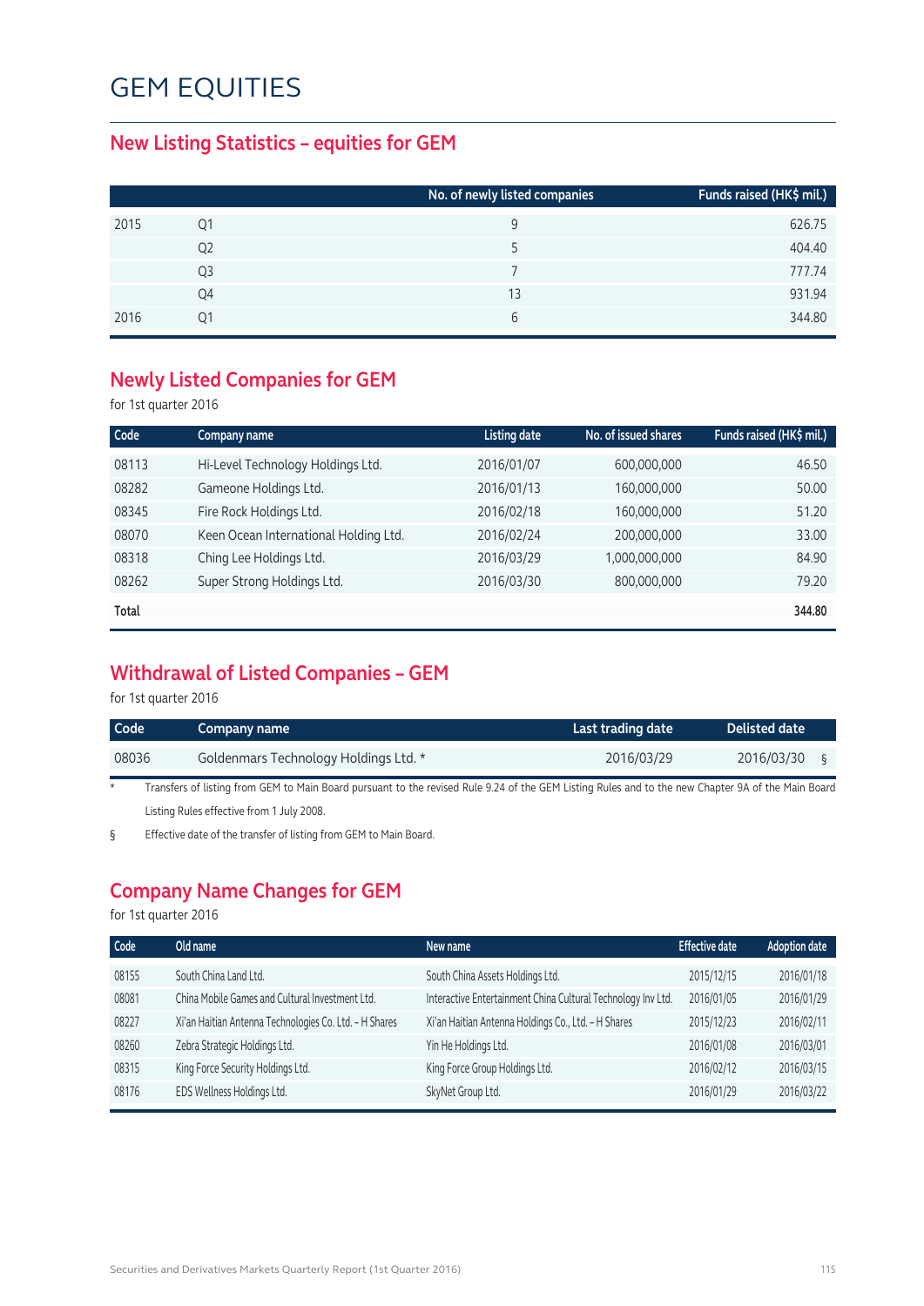# GEM EQUITIES

## New Listing Statistics – equities for GEM

| | | No. of newly listed companies | Funds raised (HK$ mil.) |
|---|---|---|---|
| 2015 | Q1 | 9 | 626.75 |
| | Q2 | 5 | 404.40 |
| | Q3 | 7 | 777.74 |
| | Q4 | 13 | 931.94 |
| 2016 | Q1 | 6 | 344.80 |

## Newly Listed Companies for GEM

for 1st quarter 2016

| Code | Company name | Listing date | No. of issued shares | Funds raised (HK$ mil.) |
|---|---|---|---|---|
| 08113 | Hi-Level Technology Holdings Ltd. | 2016/01/07 | 600,000,000 | 46.50 |
| 08282 | Gameone Holdings Ltd. | 2016/01/13 | 160,000,000 | 50.00 |
| 08345 | Fire Rock Holdings Ltd. | 2016/02/18 | 160,000,000 | 51.20 |
| 08070 | Keen Ocean International Holding Ltd. | 2016/02/24 | 200,000,000 | 33.00 |
| 08318 | Ching Lee Holdings Ltd. | 2016/03/29 | 1,000,000,000 | 84.90 |
| 08262 | Super Strong Holdings Ltd. | 2016/03/30 | 800,000,000 | 79.20 |
| **Total** | | | | **344.80** |

## Withdrawal of Listed Companies – GEM

for 1st quarter 2016

| Code | Company name | Last trading date | Delisted date |
|---|---|---|---|
| 08036 | Goldenmars Technology Holdings Ltd. * | 2016/03/29 | 2016/03/30 § |

\* Transfers of listing from GEM to Main Board pursuant to the revised Rule 9.24 of the GEM Listing Rules and to the new Chapter 9A of the Main Board Listing Rules effective from 1 July 2008.

§ Effective date of the transfer of listing from GEM to Main Board.

## Company Name Changes for GEM

for 1st quarter 2016

| Code | Old name | New name | Effective date | Adoption date |
|---|---|---|---|---|
| 08155 | South China Land Ltd. | South China Assets Holdings Ltd. | 2015/12/15 | 2016/01/18 |
| 08081 | China Mobile Games and Cultural Investment Ltd. | Interactive Entertainment China Cultural Technology Inv Ltd. | 2016/01/05 | 2016/01/29 |
| 08227 | Xi'an Haitian Antenna Technologies Co. Ltd. – H Shares | Xi'an Haitian Antenna Holdings Co., Ltd. – H Shares | 2015/12/23 | 2016/02/11 |
| 08260 | Zebra Strategic Holdings Ltd. | Yin He Holdings Ltd. | 2016/01/08 | 2016/03/01 |
| 08315 | King Force Security Holdings Ltd. | King Force Group Holdings Ltd. | 2016/02/12 | 2016/03/15 |
| 08176 | EDS Wellness Holdings Ltd. | SkyNet Group Ltd. | 2016/01/29 | 2016/03/22 |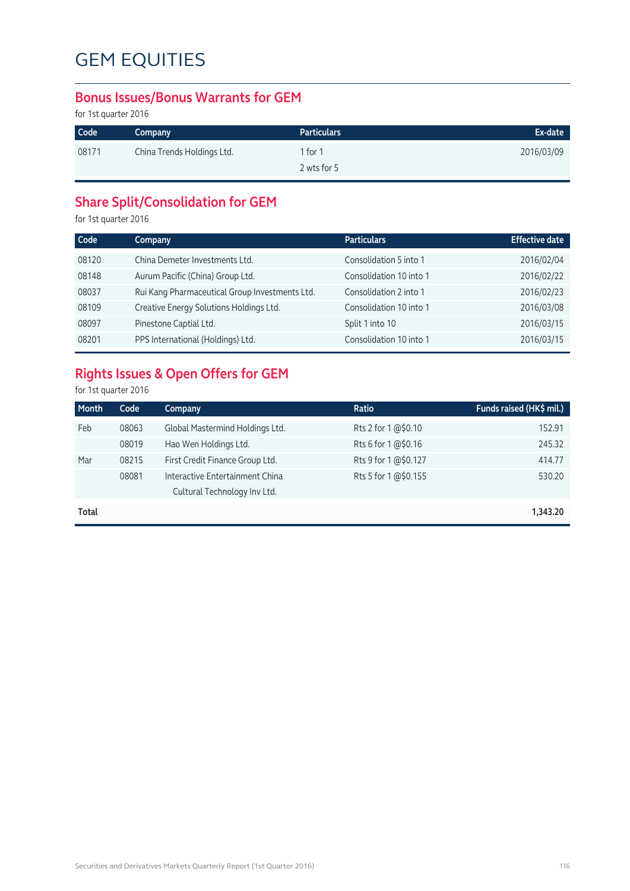# GEM EQUITIES

## Bonus Issues/Bonus Warrants for GEM

for 1st quarter 2016

| Code | Company | Particulars | Ex-date |
|---|---|---|---|
| 08171 | China Trends Holdings Ltd. | 1 for 1<br>2 wts for 5 | 2016/03/09 |

## Share Split/Consolidation for GEM

for 1st quarter 2016

| Code | Company | Particulars | Effective date |
|---|---|---|---|
| 08120 | China Demeter Investments Ltd. | Consolidation 5 into 1 | 2016/02/04 |
| 08148 | Aurum Pacific (China) Group Ltd. | Consolidation 10 into 1 | 2016/02/22 |
| 08037 | Rui Kang Pharmaceutical Group Investments Ltd. | Consolidation 2 into 1 | 2016/02/23 |
| 08109 | Creative Energy Solutions Holdings Ltd. | Consolidation 10 into 1 | 2016/03/08 |
| 08097 | Pinestone Captial Ltd. | Split 1 into 10 | 2016/03/15 |
| 08201 | PPS International (Holdings) Ltd. | Consolidation 10 into 1 | 2016/03/15 |

## Rights Issues & Open Offers for GEM

for 1st quarter 2016

| Month | Code | Company | Ratio | Funds raised (HK$ mil.) |
|---|---|---|---|---|
| Feb | 08063 | Global Mastermind Holdings Ltd. | Rts 2 for 1 @$0.10 | 152.91 |
| | 08019 | Hao Wen Holdings Ltd. | Rts 6 for 1 @$0.16 | 245.32 |
| Mar | 08215 | First Credit Finance Group Ltd. | Rts 9 for 1 @$0.127 | 414.77 |
| | 08081 | Interactive Entertainment China Cultural Technology Inv Ltd. | Rts 5 for 1 @$0.155 | 530.20 |
| **Total** | | | | **1,343.20** |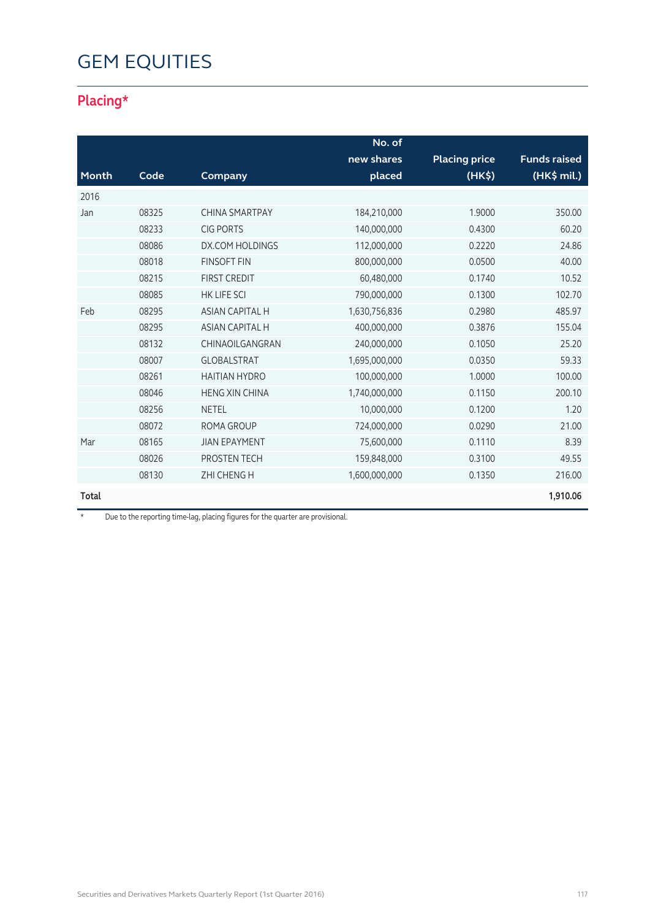# GEM EQUITIES

## Placing*

| Month | Code | Company | No. of new shares placed | Placing price (HK$) | Funds raised (HK$ mil.) |
|---|---|---|---|---|---|
| 2016 | | | | | |
| Jan | 08325 | CHINA SMARTPAY | 184,210,000 | 1.9000 | 350.00 |
| | 08233 | CIG PORTS | 140,000,000 | 0.4300 | 60.20 |
| | 08086 | DX.COM HOLDINGS | 112,000,000 | 0.2220 | 24.86 |
| | 08018 | FINSOFT FIN | 800,000,000 | 0.0500 | 40.00 |
| | 08215 | FIRST CREDIT | 60,480,000 | 0.1740 | 10.52 |
| | 08085 | HK LIFE SCI | 790,000,000 | 0.1300 | 102.70 |
| Feb | 08295 | ASIAN CAPITAL H | 1,630,756,836 | 0.2980 | 485.97 |
| | 08295 | ASIAN CAPITAL H | 400,000,000 | 0.3876 | 155.04 |
| | 08132 | CHINAOILGANGRAN | 240,000,000 | 0.1050 | 25.20 |
| | 08007 | GLOBALSTRAT | 1,695,000,000 | 0.0350 | 59.33 |
| | 08261 | HAITIAN HYDRO | 100,000,000 | 1.0000 | 100.00 |
| | 08046 | HENG XIN CHINA | 1,740,000,000 | 0.1150 | 200.10 |
| | 08256 | NETEL | 10,000,000 | 0.1200 | 1.20 |
| | 08072 | ROMA GROUP | 724,000,000 | 0.0290 | 21.00 |
| Mar | 08165 | JIAN EPAYMENT | 75,600,000 | 0.1110 | 8.39 |
| | 08026 | PROSTEN TECH | 159,848,000 | 0.3100 | 49.55 |
| | 08130 | ZHI CHENG H | 1,600,000,000 | 0.1350 | 216.00 |
| **Total** | | | | | **1,910.06** |

\* Due to the reporting time-lag, placing figures for the quarter are provisional.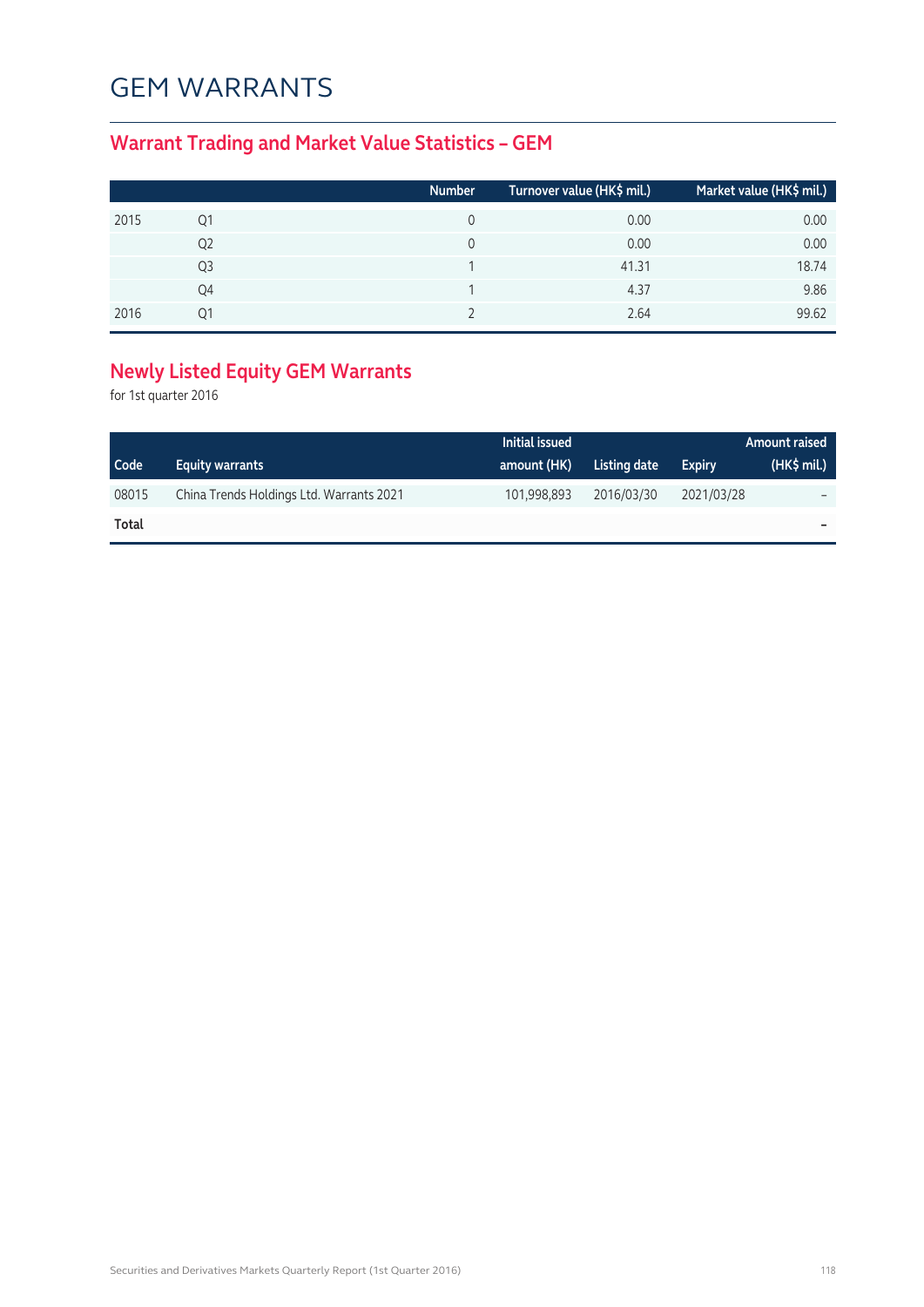# GEM WARRANTS

## Warrant Trading and Market Value Statistics – GEM

| | | Number | Turnover value (HK$ mil.) | Market value (HK$ mil.) |
|---|---|---|---|---|
| 2015 | Q1 | 0 | 0.00 | 0.00 |
| | Q2 | 0 | 0.00 | 0.00 |
| | Q3 | 1 | 41.31 | 18.74 |
| | Q4 | 1 | 4.37 | 9.86 |
| 2016 | Q1 | 2 | 2.64 | 99.62 |

## Newly Listed Equity GEM Warrants

for 1st quarter 2016

| Code | Equity warrants | Initial issued amount (HK) | Listing date | Expiry | Amount raised (HK$ mil.) |
|---|---|---|---|---|---|
| 08015 | China Trends Holdings Ltd. Warrants 2021 | 101,998,893 | 2016/03/30 | 2021/03/28 | – |
| **Total** | | | | | **–** |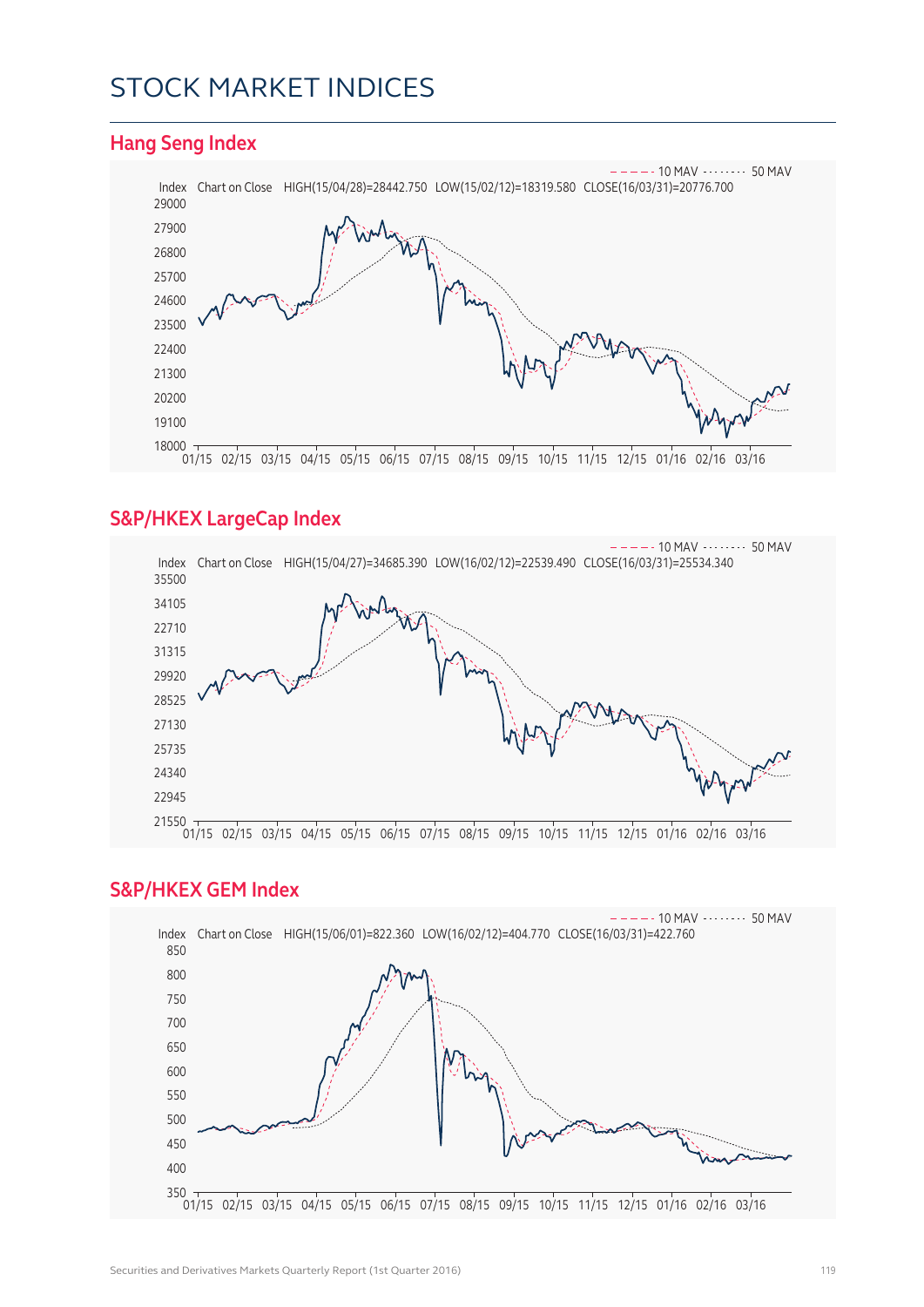# STOCK MARKET INDICES

## Hang Seng Index

10 MAV ········ 50 MAV

Index Chart on Close HIGH(15/04/28)=28442.750 LOW(15/02/12)=18319.580 CLOSE(16/03/31)=20776.700

## S&P/HKEX LargeCap Index

10 MAV ········ 50 MAV

Index Chart on Close HIGH(15/04/27)=34685.390 LOW(16/02/12)=22539.490 CLOSE(16/03/31)=25534.340

## S&P/HKEX GEM Index

10 MAV ········ 50 MAV

Index Chart on Close HIGH(15/06/01)=822.360 LOW(16/02/12)=404.770 CLOSE(16/03/31)=422.760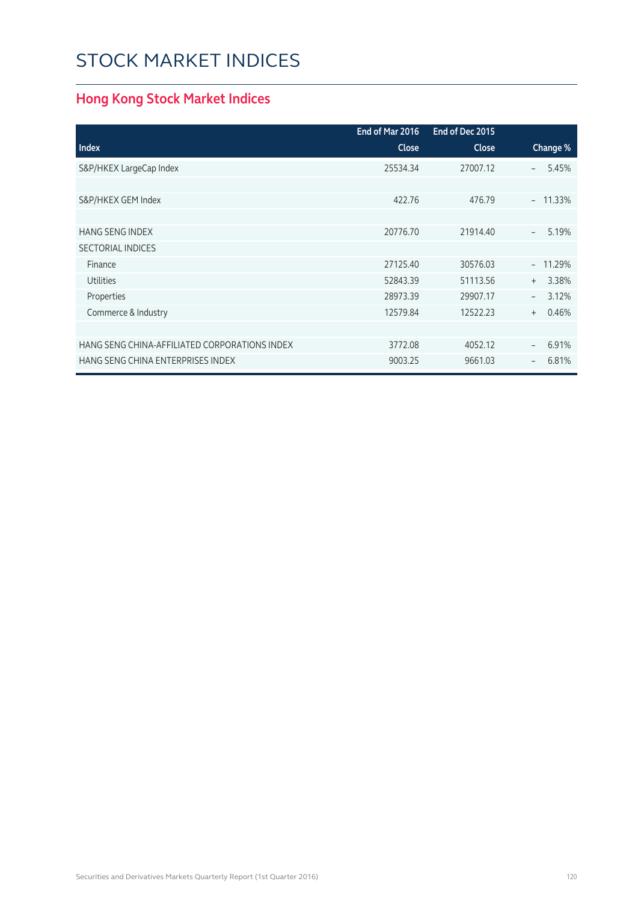# STOCK MARKET INDICES

## Hong Kong Stock Market Indices

| Index | End of Mar 2016 Close | End of Dec 2015 Close | Change % |
|---|---|---|---|
| S&P/HKEX LargeCap Index | 25534.34 | 27007.12 | – 5.45% |
| | | | |
| S&P/HKEX GEM Index | 422.76 | 476.79 | – 11.33% |
| | | | |
| HANG SENG INDEX | 20776.70 | 21914.40 | – 5.19% |
| SECTORIAL INDICES | | | |
| Finance | 27125.40 | 30576.03 | – 11.29% |
| Utilities | 52843.39 | 51113.56 | + 3.38% |
| Properties | 28973.39 | 29907.17 | – 3.12% |
| Commerce & Industry | 12579.84 | 12522.23 | + 0.46% |
| | | | |
| HANG SENG CHINA-AFFILIATED CORPORATIONS INDEX | 3772.08 | 4052.12 | – 6.91% |
| HANG SENG CHINA ENTERPRISES INDEX | 9003.25 | 9661.03 | – 6.81% |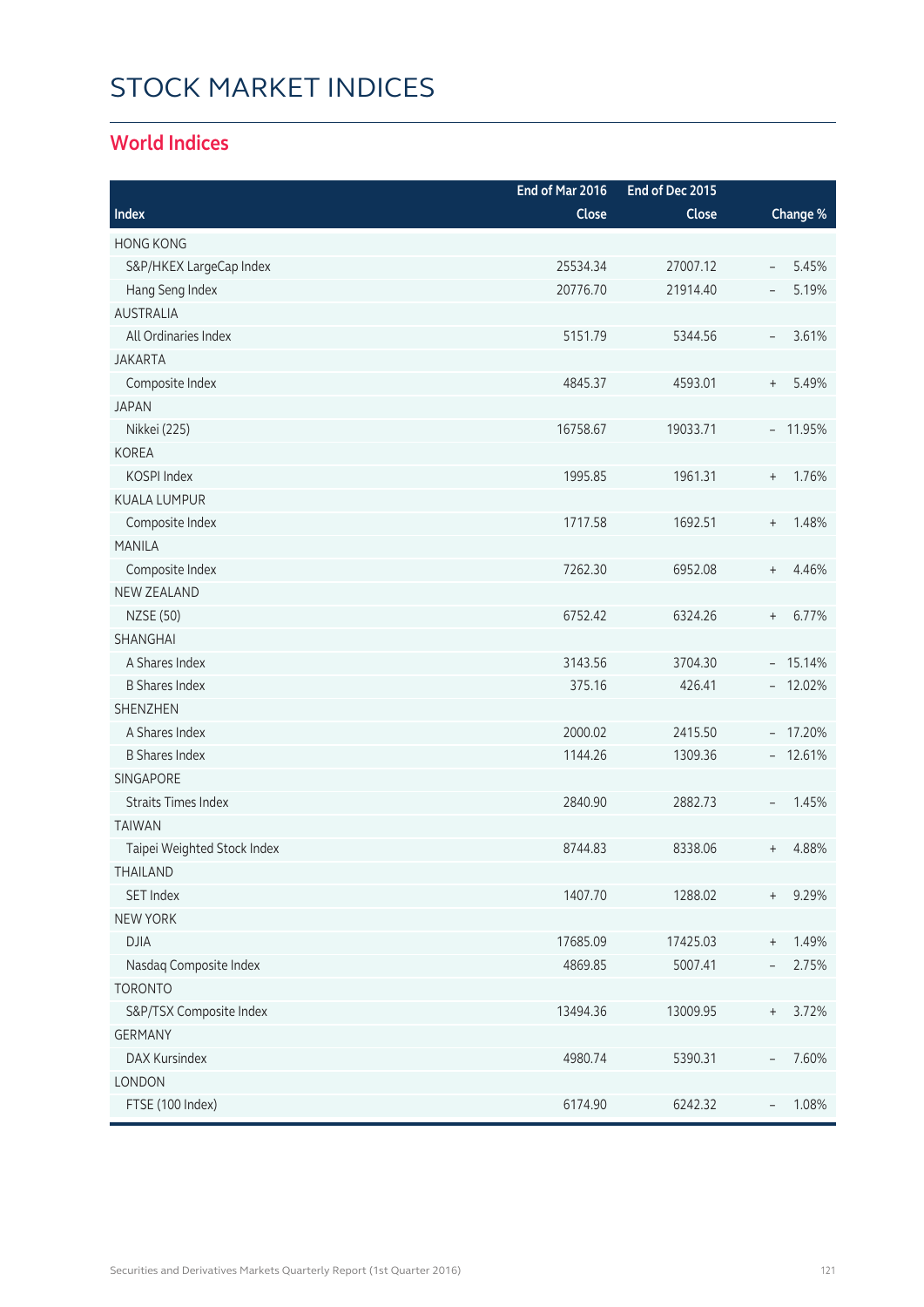# STOCK MARKET INDICES

## World Indices

| Index | End of Mar 2016 Close | End of Dec 2015 Close | Change % |
|---|---|---|---|
| HONG KONG | | | |
| S&P/HKEX LargeCap Index | 25534.34 | 27007.12 | – 5.45% |
| Hang Seng Index | 20776.70 | 21914.40 | – 5.19% |
| AUSTRALIA | | | |
| All Ordinaries Index | 5151.79 | 5344.56 | – 3.61% |
| JAKARTA | | | |
| Composite Index | 4845.37 | 4593.01 | + 5.49% |
| JAPAN | | | |
| Nikkei (225) | 16758.67 | 19033.71 | – 11.95% |
| KOREA | | | |
| KOSPI Index | 1995.85 | 1961.31 | + 1.76% |
| KUALA LUMPUR | | | |
| Composite Index | 1717.58 | 1692.51 | + 1.48% |
| MANILA | | | |
| Composite Index | 7262.30 | 6952.08 | + 4.46% |
| NEW ZEALAND | | | |
| NZSE (50) | 6752.42 | 6324.26 | + 6.77% |
| SHANGHAI | | | |
| A Shares Index | 3143.56 | 3704.30 | – 15.14% |
| B Shares Index | 375.16 | 426.41 | – 12.02% |
| SHENZHEN | | | |
| A Shares Index | 2000.02 | 2415.50 | – 17.20% |
| B Shares Index | 1144.26 | 1309.36 | – 12.61% |
| SINGAPORE | | | |
| Straits Times Index | 2840.90 | 2882.73 | – 1.45% |
| TAIWAN | | | |
| Taipei Weighted Stock Index | 8744.83 | 8338.06 | + 4.88% |
| THAILAND | | | |
| SET Index | 1407.70 | 1288.02 | + 9.29% |
| NEW YORK | | | |
| DJIA | 17685.09 | 17425.03 | + 1.49% |
| Nasdaq Composite Index | 4869.85 | 5007.41 | – 2.75% |
| TORONTO | | | |
| S&P/TSX Composite Index | 13494.36 | 13009.95 | + 3.72% |
| GERMANY | | | |
| DAX Kursindex | 4980.74 | 5390.31 | – 7.60% |
| LONDON | | | |
| FTSE (100 Index) | 6174.90 | 6242.32 | – 1.08% |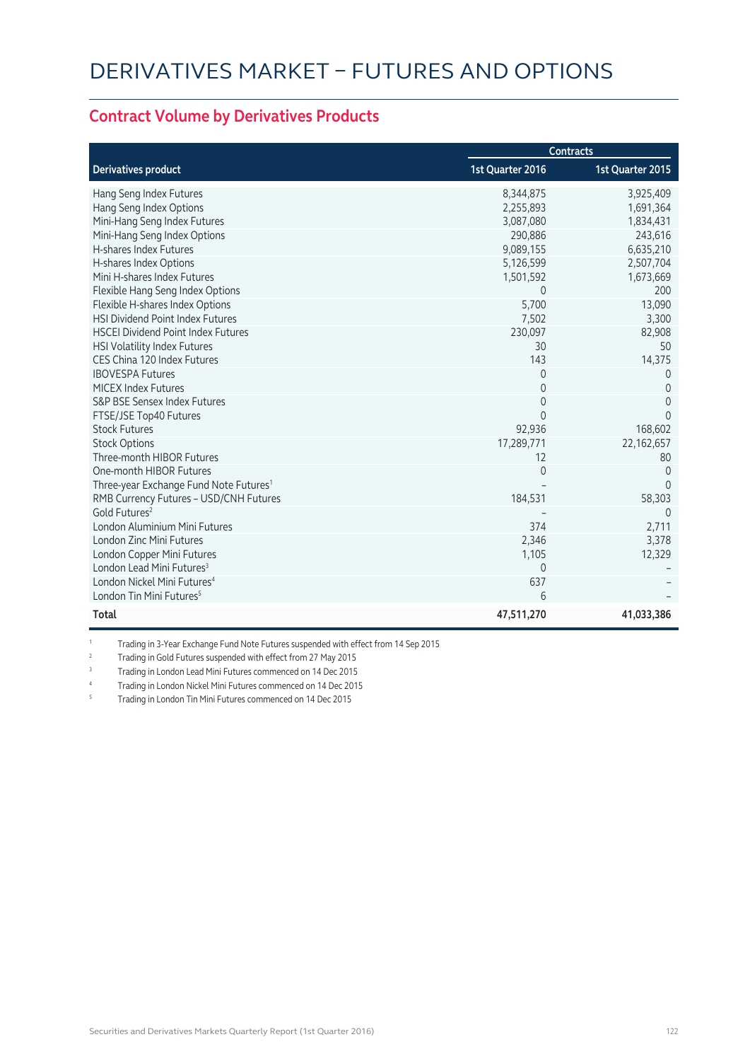# DERIVATIVES MARKET – FUTURES AND OPTIONS

## Contract Volume by Derivatives Products

| Derivatives product | Contracts | |
|---|---|---|
| | 1st Quarter 2016 | 1st Quarter 2015 |
| Hang Seng Index Futures | 8,344,875 | 3,925,409 |
| Hang Seng Index Options | 2,255,893 | 1,691,364 |
| Mini-Hang Seng Index Futures | 3,087,080 | 1,834,431 |
| Mini-Hang Seng Index Options | 290,886 | 243,616 |
| H-shares Index Futures | 9,089,155 | 6,635,210 |
| H-shares Index Options | 5,126,599 | 2,507,704 |
| Mini H-shares Index Futures | 1,501,592 | 1,673,669 |
| Flexible Hang Seng Index Options | 0 | 200 |
| Flexible H-shares Index Options | 5,700 | 13,090 |
| HSI Dividend Point Index Futures | 7,502 | 3,300 |
| HSCEI Dividend Point Index Futures | 230,097 | 82,908 |
| HSI Volatility Index Futures | 30 | 50 |
| CES China 120 Index Futures | 143 | 14,375 |
| IBOVESPA Futures | 0 | 0 |
| MICEX Index Futures | 0 | 0 |
| S&P BSE Sensex Index Futures | 0 | 0 |
| FTSE/JSE Top40 Futures | 0 | 0 |
| Stock Futures | 92,936 | 168,602 |
| Stock Options | 17,289,771 | 22,162,657 |
| Three-month HIBOR Futures | 12 | 80 |
| One-month HIBOR Futures | 0 | 0 |
| Three-year Exchange Fund Note Futures[1] | – | 0 |
| RMB Currency Futures – USD/CNH Futures | 184,531 | 58,303 |
| Gold Futures[2] | – | 0 |
| London Aluminium Mini Futures | 374 | 2,711 |
| London Zinc Mini Futures | 2,346 | 3,378 |
| London Copper Mini Futures | 1,105 | 12,329 |
| London Lead Mini Futures[3] | 0 | – |
| London Nickel Mini Futures[4] | 637 | – |
| London Tin Mini Futures[5] | 6 | – |
| **Total** | **47,511,270** | **41,033,386** |

[1] Trading in 3-Year Exchange Fund Note Futures suspended with effect from 14 Sep 2015

[2] Trading in Gold Futures suspended with effect from 27 May 2015

[3] Trading in London Lead Mini Futures commenced on 14 Dec 2015

[4] Trading in London Nickel Mini Futures commenced on 14 Dec 2015

[5] Trading in London Tin Mini Futures commenced on 14 Dec 2015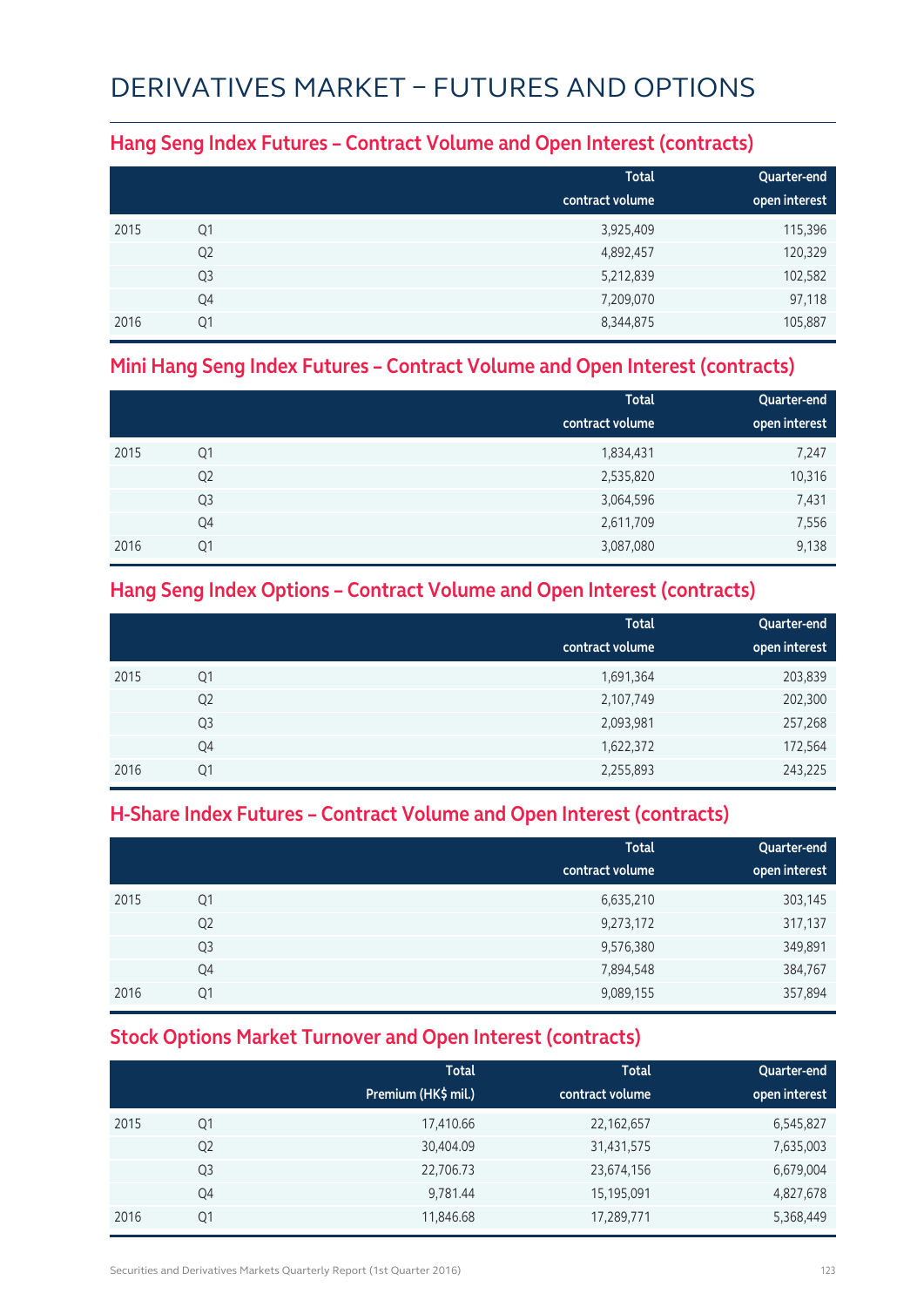# DERIVATIVES MARKET – FUTURES AND OPTIONS

## Hang Seng Index Futures – Contract Volume and Open Interest (contracts)

| | | Total contract volume | Quarter-end open interest |
|---|---|---|---|
| 2015 | Q1 | 3,925,409 | 115,396 |
| | Q2 | 4,892,457 | 120,329 |
| | Q3 | 5,212,839 | 102,582 |
| | Q4 | 7,209,070 | 97,118 |
| 2016 | Q1 | 8,344,875 | 105,887 |

## Mini Hang Seng Index Futures – Contract Volume and Open Interest (contracts)

| | | Total contract volume | Quarter-end open interest |
|---|---|---|---|
| 2015 | Q1 | 1,834,431 | 7,247 |
| | Q2 | 2,535,820 | 10,316 |
| | Q3 | 3,064,596 | 7,431 |
| | Q4 | 2,611,709 | 7,556 |
| 2016 | Q1 | 3,087,080 | 9,138 |

## Hang Seng Index Options – Contract Volume and Open Interest (contracts)

| | | Total contract volume | Quarter-end open interest |
|---|---|---|---|
| 2015 | Q1 | 1,691,364 | 203,839 |
| | Q2 | 2,107,749 | 202,300 |
| | Q3 | 2,093,981 | 257,268 |
| | Q4 | 1,622,372 | 172,564 |
| 2016 | Q1 | 2,255,893 | 243,225 |

## H-Share Index Futures – Contract Volume and Open Interest (contracts)

| | | Total contract volume | Quarter-end open interest |
|---|---|---|---|
| 2015 | Q1 | 6,635,210 | 303,145 |
| | Q2 | 9,273,172 | 317,137 |
| | Q3 | 9,576,380 | 349,891 |
| | Q4 | 7,894,548 | 384,767 |
| 2016 | Q1 | 9,089,155 | 357,894 |

## Stock Options Market Turnover and Open Interest (contracts)

| | | Total Premium (HK$ mil.) | Total contract volume | Quarter-end open interest |
|---|---|---|---|---|
| 2015 | Q1 | 17,410.66 | 22,162,657 | 6,545,827 |
| | Q2 | 30,404.09 | 31,431,575 | 7,635,003 |
| | Q3 | 22,706.73 | 23,674,156 | 6,679,004 |
| | Q4 | 9,781.44 | 15,195,091 | 4,827,678 |
| 2016 | Q1 | 11,846.68 | 17,289,771 | 5,368,449 |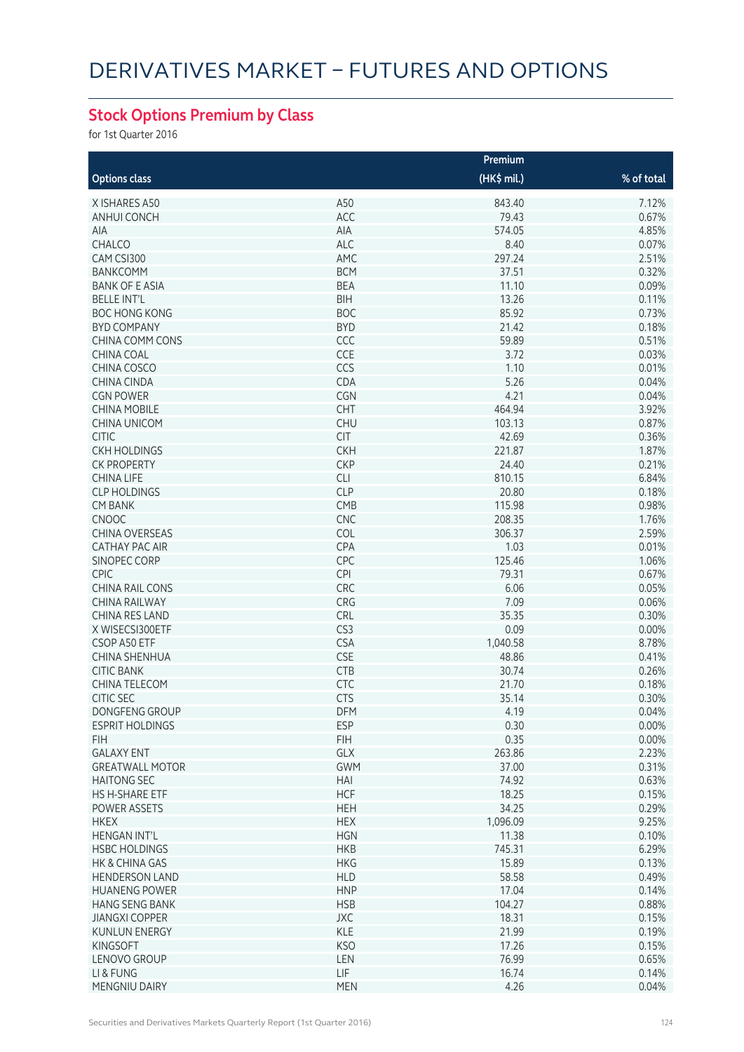# DERIVATIVES MARKET – FUTURES AND OPTIONS

## Stock Options Premium by Class

for 1st Quarter 2016

| Options class | | Premium (HK$ mil.) | % of total |
|---|---|---|---|
| X ISHARES A50 | A50 | 843.40 | 7.12% |
| ANHUI CONCH | ACC | 79.43 | 0.67% |
| AIA | AIA | 574.05 | 4.85% |
| CHALCO | ALC | 8.40 | 0.07% |
| CAM CSI300 | AMC | 297.24 | 2.51% |
| BANKCOMM | BCM | 37.51 | 0.32% |
| BANK OF E ASIA | BEA | 11.10 | 0.09% |
| BELLE INT'L | BIH | 13.26 | 0.11% |
| BOC HONG KONG | BOC | 85.92 | 0.73% |
| BYD COMPANY | BYD | 21.42 | 0.18% |
| CHINA COMM CONS | CCC | 59.89 | 0.51% |
| CHINA COAL | CCE | 3.72 | 0.03% |
| CHINA COSCO | CCS | 1.10 | 0.01% |
| CHINA CINDA | CDA | 5.26 | 0.04% |
| CGN POWER | CGN | 4.21 | 0.04% |
| CHINA MOBILE | CHT | 464.94 | 3.92% |
| CHINA UNICOM | CHU | 103.13 | 0.87% |
| CITIC | CIT | 42.69 | 0.36% |
| CKH HOLDINGS | CKH | 221.87 | 1.87% |
| CK PROPERTY | CKP | 24.40 | 0.21% |
| CHINA LIFE | CLI | 810.15 | 6.84% |
| CLP HOLDINGS | CLP | 20.80 | 0.18% |
| CM BANK | CMB | 115.98 | 0.98% |
| CNOOC | CNC | 208.35 | 1.76% |
| CHINA OVERSEAS | COL | 306.37 | 2.59% |
| CATHAY PAC AIR | CPA | 1.03 | 0.01% |
| SINOPEC CORP | CPC | 125.46 | 1.06% |
| CPIC | CPI | 79.31 | 0.67% |
| CHINA RAIL CONS | CRC | 6.06 | 0.05% |
| CHINA RAILWAY | CRG | 7.09 | 0.06% |
| CHINA RES LAND | CRL | 35.35 | 0.30% |
| X WISECSI300ETF | CS3 | 0.09 | 0.00% |
| CSOP A50 ETF | CSA | 1,040.58 | 8.78% |
| CHINA SHENHUA | CSE | 48.86 | 0.41% |
| CITIC BANK | CTB | 30.74 | 0.26% |
| CHINA TELECOM | CTC | 21.70 | 0.18% |
| CITIC SEC | CTS | 35.14 | 0.30% |
| DONGFENG GROUP | DFM | 4.19 | 0.04% |
| ESPRIT HOLDINGS | ESP | 0.30 | 0.00% |
| FIH | FIH | 0.35 | 0.00% |
| GALAXY ENT | GLX | 263.86 | 2.23% |
| GREATWALL MOTOR | GWM | 37.00 | 0.31% |
| HAITONG SEC | HAI | 74.92 | 0.63% |
| HS H-SHARE ETF | HCF | 18.25 | 0.15% |
| POWER ASSETS | HEH | 34.25 | 0.29% |
| HKEX | HEX | 1,096.09 | 9.25% |
| HENGAN INT'L | HGN | 11.38 | 0.10% |
| HSBC HOLDINGS | HKB | 745.31 | 6.29% |
| HK & CHINA GAS | HKG | 15.89 | 0.13% |
| HENDERSON LAND | HLD | 58.58 | 0.49% |
| HUANENG POWER | HNP | 17.04 | 0.14% |
| HANG SENG BANK | HSB | 104.27 | 0.88% |
| JIANGXI COPPER | JXC | 18.31 | 0.15% |
| KUNLUN ENERGY | KLE | 21.99 | 0.19% |
| KINGSOFT | KSO | 17.26 | 0.15% |
| LENOVO GROUP | LEN | 76.99 | 0.65% |
| LI & FUNG | LIF | 16.74 | 0.14% |
| MENGNIU DAIRY | MEN | 4.26 | 0.04% |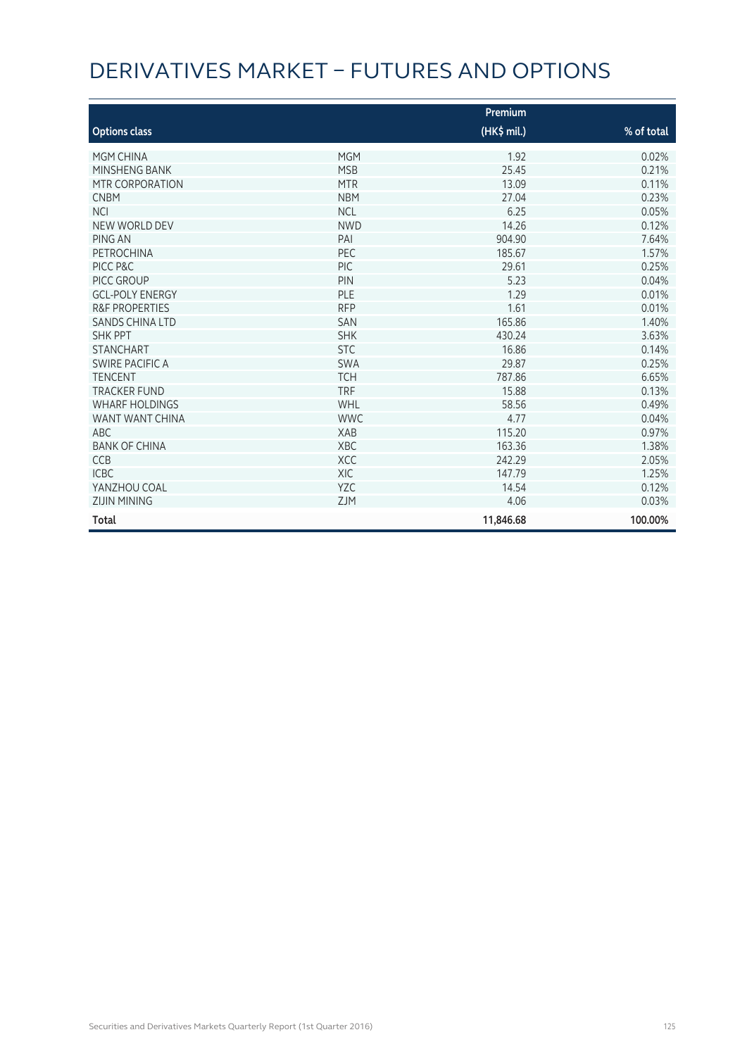# DERIVATIVES MARKET – FUTURES AND OPTIONS

| Options class | | Premium (HK$ mil.) | % of total |
|---|---|---|---|
| MGM CHINA | MGM | 1.92 | 0.02% |
| MINSHENG BANK | MSB | 25.45 | 0.21% |
| MTR CORPORATION | MTR | 13.09 | 0.11% |
| CNBM | NBM | 27.04 | 0.23% |
| NCI | NCL | 6.25 | 0.05% |
| NEW WORLD DEV | NWD | 14.26 | 0.12% |
| PING AN | PAI | 904.90 | 7.64% |
| PETROCHINA | PEC | 185.67 | 1.57% |
| PICC P&C | PIC | 29.61 | 0.25% |
| PICC GROUP | PIN | 5.23 | 0.04% |
| GCL-POLY ENERGY | PLE | 1.29 | 0.01% |
| R&F PROPERTIES | RFP | 1.61 | 0.01% |
| SANDS CHINA LTD | SAN | 165.86 | 1.40% |
| SHK PPT | SHK | 430.24 | 3.63% |
| STANCHART | STC | 16.86 | 0.14% |
| SWIRE PACIFIC A | SWA | 29.87 | 0.25% |
| TENCENT | TCH | 787.86 | 6.65% |
| TRACKER FUND | TRF | 15.88 | 0.13% |
| WHARF HOLDINGS | WHL | 58.56 | 0.49% |
| WANT WANT CHINA | WWC | 4.77 | 0.04% |
| ABC | XAB | 115.20 | 0.97% |
| BANK OF CHINA | XBC | 163.36 | 1.38% |
| CCB | XCC | 242.29 | 2.05% |
| ICBC | XIC | 147.79 | 1.25% |
| YANZHOU COAL | YZC | 14.54 | 0.12% |
| ZIJIN MINING | ZJM | 4.06 | 0.03% |
| **Total** | | **11,846.68** | **100.00%** |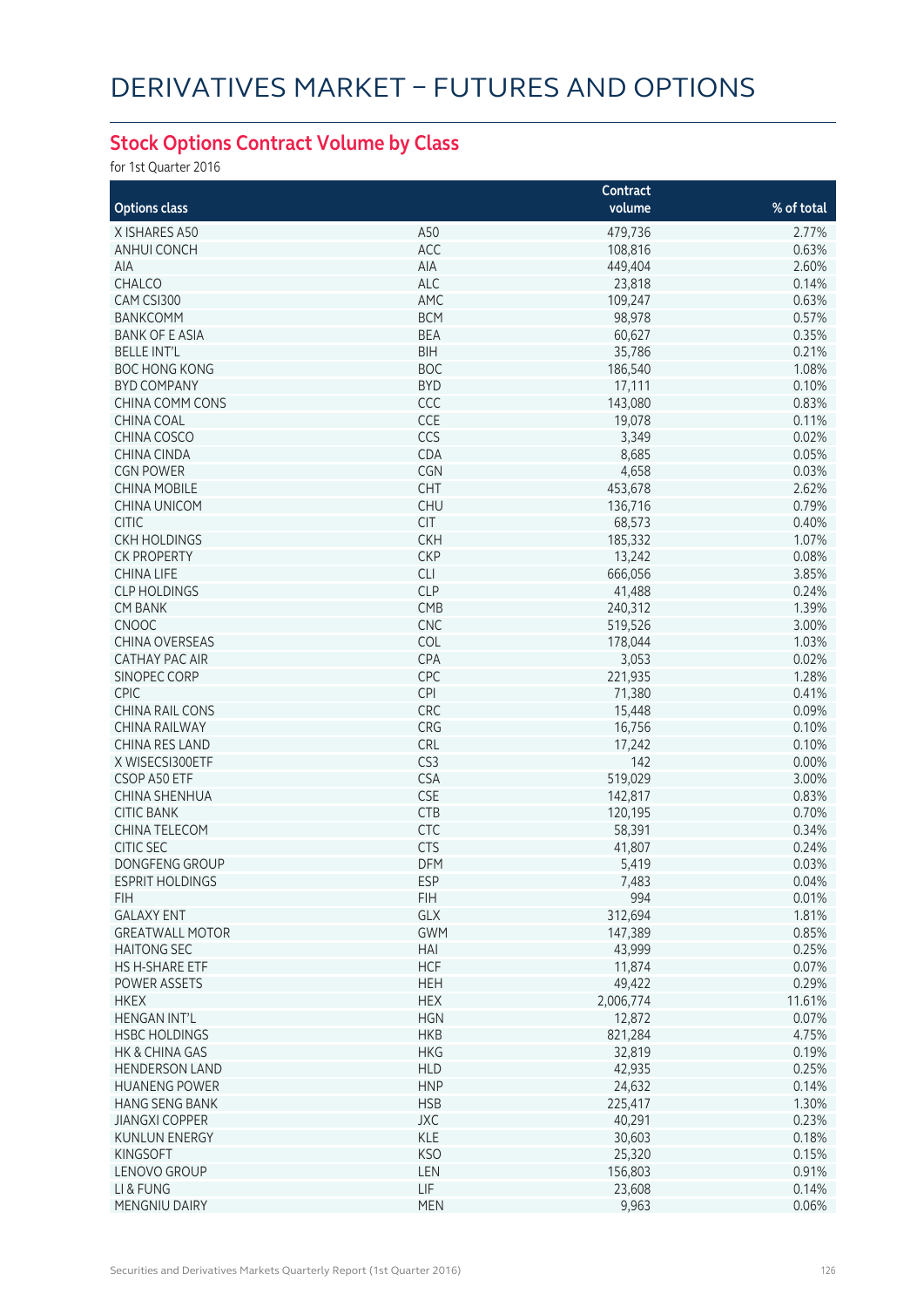# DERIVATIVES MARKET – FUTURES AND OPTIONS

## Stock Options Contract Volume by Class

for 1st Quarter 2016

| Options class | | Contract volume | % of total |
|---|---|---|---|
| X ISHARES A50 | A50 | 479,736 | 2.77% |
| ANHUI CONCH | ACC | 108,816 | 0.63% |
| AIA | AIA | 449,404 | 2.60% |
| CHALCO | ALC | 23,818 | 0.14% |
| CAM CSI300 | AMC | 109,247 | 0.63% |
| BANKCOMM | BCM | 98,978 | 0.57% |
| BANK OF E ASIA | BEA | 60,627 | 0.35% |
| BELLE INT'L | BIH | 35,786 | 0.21% |
| BOC HONG KONG | BOC | 186,540 | 1.08% |
| BYD COMPANY | BYD | 17,111 | 0.10% |
| CHINA COMM CONS | CCC | 143,080 | 0.83% |
| CHINA COAL | CCE | 19,078 | 0.11% |
| CHINA COSCO | CCS | 3,349 | 0.02% |
| CHINA CINDA | CDA | 8,685 | 0.05% |
| CGN POWER | CGN | 4,658 | 0.03% |
| CHINA MOBILE | CHT | 453,678 | 2.62% |
| CHINA UNICOM | CHU | 136,716 | 0.79% |
| CITIC | CIT | 68,573 | 0.40% |
| CKH HOLDINGS | CKH | 185,332 | 1.07% |
| CK PROPERTY | CKP | 13,242 | 0.08% |
| CHINA LIFE | CLI | 666,056 | 3.85% |
| CLP HOLDINGS | CLP | 41,488 | 0.24% |
| CM BANK | CMB | 240,312 | 1.39% |
| CNOOC | CNC | 519,526 | 3.00% |
| CHINA OVERSEAS | COL | 178,044 | 1.03% |
| CATHAY PAC AIR | CPA | 3,053 | 0.02% |
| SINOPEC CORP | CPC | 221,935 | 1.28% |
| CPIC | CPI | 71,380 | 0.41% |
| CHINA RAIL CONS | CRC | 15,448 | 0.09% |
| CHINA RAILWAY | CRG | 16,756 | 0.10% |
| CHINA RES LAND | CRL | 17,242 | 0.10% |
| X WISECSI300ETF | CS3 | 142 | 0.00% |
| CSOP A50 ETF | CSA | 519,029 | 3.00% |
| CHINA SHENHUA | CSE | 142,817 | 0.83% |
| CITIC BANK | CTB | 120,195 | 0.70% |
| CHINA TELECOM | CTC | 58,391 | 0.34% |
| CITIC SEC | CTS | 41,807 | 0.24% |
| DONGFENG GROUP | DFM | 5,419 | 0.03% |
| ESPRIT HOLDINGS | ESP | 7,483 | 0.04% |
| FIH | FIH | 994 | 0.01% |
| GALAXY ENT | GLX | 312,694 | 1.81% |
| GREATWALL MOTOR | GWM | 147,389 | 0.85% |
| HAITONG SEC | HAI | 43,999 | 0.25% |
| HS H-SHARE ETF | HCF | 11,874 | 0.07% |
| POWER ASSETS | HEH | 49,422 | 0.29% |
| HKEX | HEX | 2,006,774 | 11.61% |
| HENGAN INT'L | HGN | 12,872 | 0.07% |
| HSBC HOLDINGS | HKB | 821,284 | 4.75% |
| HK & CHINA GAS | HKG | 32,819 | 0.19% |
| HENDERSON LAND | HLD | 42,935 | 0.25% |
| HUANENG POWER | HNP | 24,632 | 0.14% |
| HANG SENG BANK | HSB | 225,417 | 1.30% |
| JIANGXI COPPER | JXC | 40,291 | 0.23% |
| KUNLUN ENERGY | KLE | 30,603 | 0.18% |
| KINGSOFT | KSO | 25,320 | 0.15% |
| LENOVO GROUP | LEN | 156,803 | 0.91% |
| LI & FUNG | LIF | 23,608 | 0.14% |
| MENGNIU DAIRY | MEN | 9,963 | 0.06% |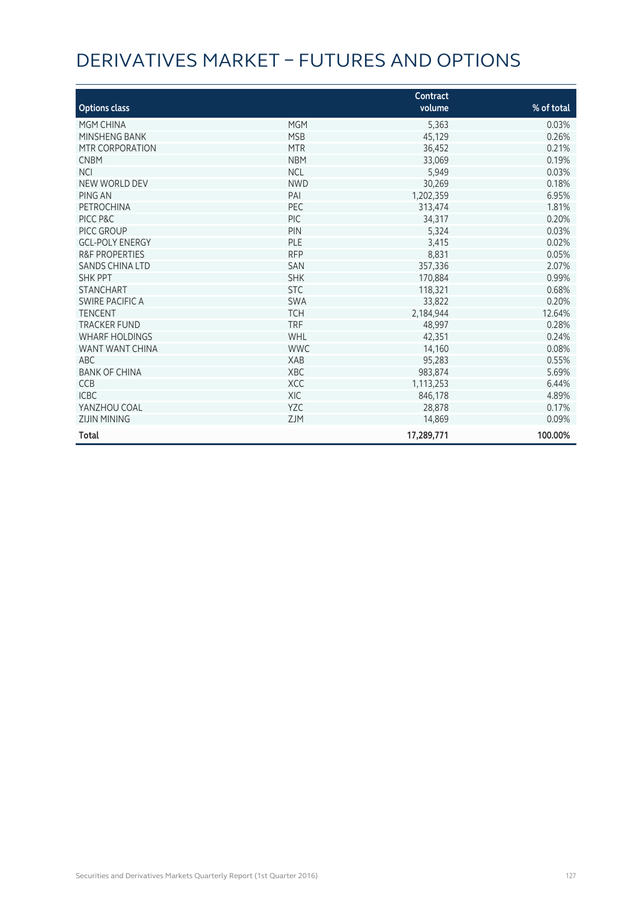# DERIVATIVES MARKET – FUTURES AND OPTIONS

| Options class | | Contract volume | % of total |
|---|---|---|---|
| MGM CHINA | MGM | 5,363 | 0.03% |
| MINSHENG BANK | MSB | 45,129 | 0.26% |
| MTR CORPORATION | MTR | 36,452 | 0.21% |
| CNBM | NBM | 33,069 | 0.19% |
| NCI | NCL | 5,949 | 0.03% |
| NEW WORLD DEV | NWD | 30,269 | 0.18% |
| PING AN | PAI | 1,202,359 | 6.95% |
| PETROCHINA | PEC | 313,474 | 1.81% |
| PICC P&C | PIC | 34,317 | 0.20% |
| PICC GROUP | PIN | 5,324 | 0.03% |
| GCL-POLY ENERGY | PLE | 3,415 | 0.02% |
| R&F PROPERTIES | RFP | 8,831 | 0.05% |
| SANDS CHINA LTD | SAN | 357,336 | 2.07% |
| SHK PPT | SHK | 170,884 | 0.99% |
| STANCHART | STC | 118,321 | 0.68% |
| SWIRE PACIFIC A | SWA | 33,822 | 0.20% |
| TENCENT | TCH | 2,184,944 | 12.64% |
| TRACKER FUND | TRF | 48,997 | 0.28% |
| WHARF HOLDINGS | WHL | 42,351 | 0.24% |
| WANT WANT CHINA | WWC | 14,160 | 0.08% |
| ABC | XAB | 95,283 | 0.55% |
| BANK OF CHINA | XBC | 983,874 | 5.69% |
| CCB | XCC | 1,113,253 | 6.44% |
| ICBC | XIC | 846,178 | 4.89% |
| YANZHOU COAL | YZC | 28,878 | 0.17% |
| ZIJIN MINING | ZJM | 14,869 | 0.09% |
| **Total** | | **17,289,771** | **100.00%** |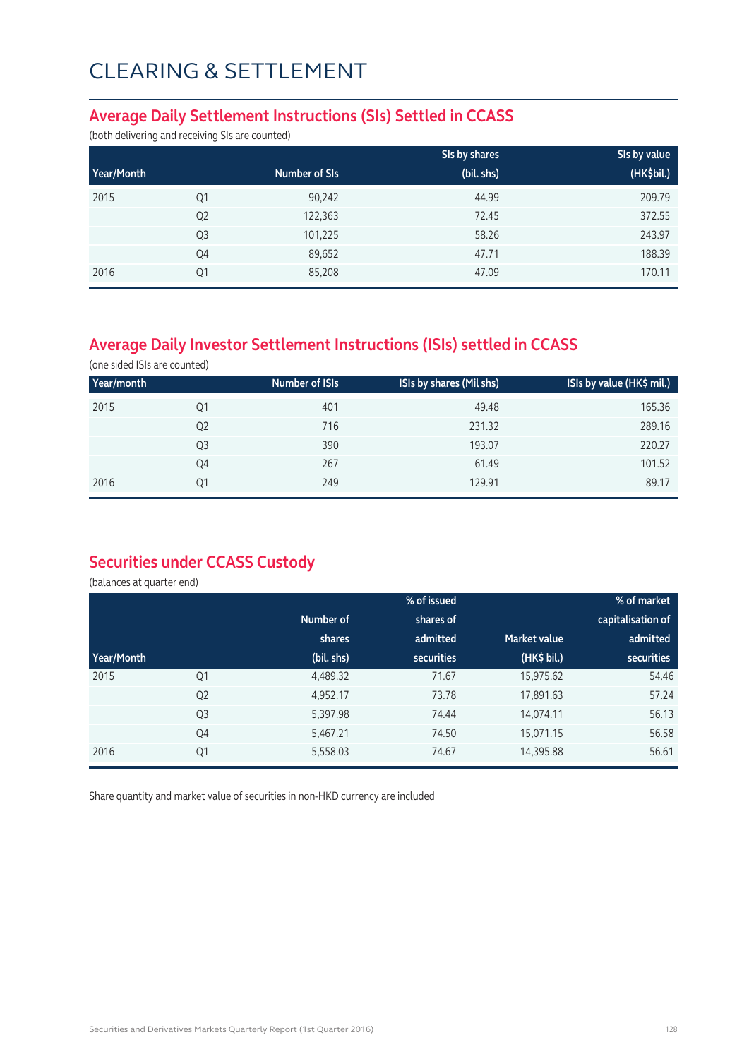# CLEARING & SETTLEMENT

## Average Daily Settlement Instructions (SIs) Settled in CCASS

(both delivering and receiving SIs are counted)

| Year/Month | | Number of SIs | SIs by shares (bil. shs) | SIs by value (HK$bil.) |
|---|---|---|---|---|
| 2015 | Q1 | 90,242 | 44.99 | 209.79 |
| | Q2 | 122,363 | 72.45 | 372.55 |
| | Q3 | 101,225 | 58.26 | 243.97 |
| | Q4 | 89,652 | 47.71 | 188.39 |
| 2016 | Q1 | 85,208 | 47.09 | 170.11 |

## Average Daily Investor Settlement Instructions (ISIs) settled in CCASS

(one sided ISIs are counted)

| Year/month | | Number of ISIs | ISIs by shares (Mil shs) | ISIs by value (HK$ mil.) |
|---|---|---|---|---|
| 2015 | Q1 | 401 | 49.48 | 165.36 |
| | Q2 | 716 | 231.32 | 289.16 |
| | Q3 | 390 | 193.07 | 220.27 |
| | Q4 | 267 | 61.49 | 101.52 |
| 2016 | Q1 | 249 | 129.91 | 89.17 |

## Securities under CCASS Custody

(balances at quarter end)

| Year/Month | | Number of shares (bil. shs) | % of issued shares of admitted securities | Market value (HK$ bil.) | % of market capitalisation of admitted securities |
|---|---|---|---|---|---|
| 2015 | Q1 | 4,489.32 | 71.67 | 15,975.62 | 54.46 |
| | Q2 | 4,952.17 | 73.78 | 17,891.63 | 57.24 |
| | Q3 | 5,397.98 | 74.44 | 14,074.11 | 56.13 |
| | Q4 | 5,467.21 | 74.50 | 15,071.15 | 56.58 |
| 2016 | Q1 | 5,558.03 | 74.67 | 14,395.88 | 56.61 |

Share quantity and market value of securities in non-HKD currency are included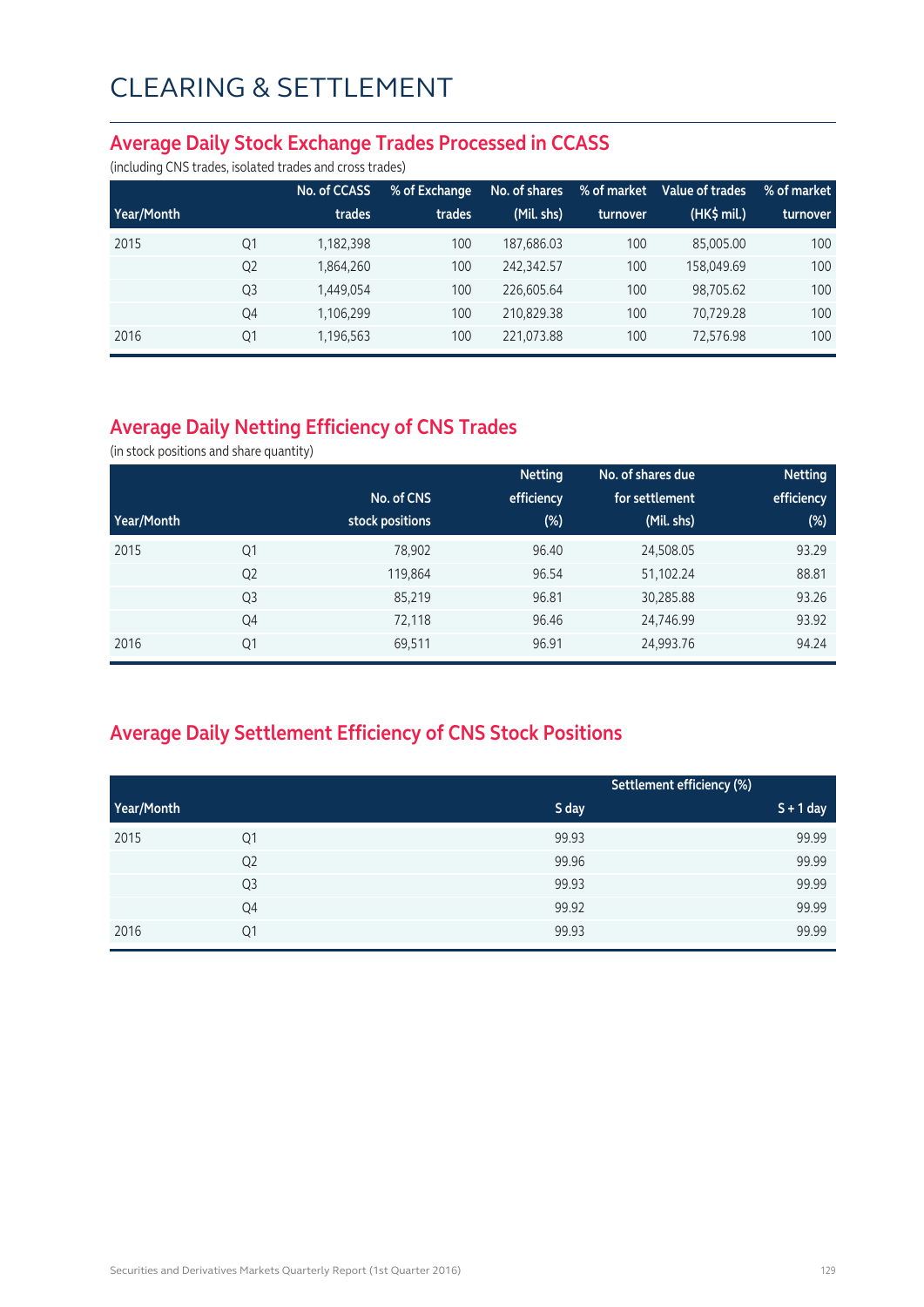# CLEARING & SETTLEMENT

## Average Daily Stock Exchange Trades Processed in CCASS

(including CNS trades, isolated trades and cross trades)

| Year/Month | | No. of CCASS trades | % of Exchange trades | No. of shares (Mil. shs) | % of market turnover | Value of trades (HK$ mil.) | % of market turnover |
|---|---|---|---|---|---|---|---|
| 2015 | Q1 | 1,182,398 | 100 | 187,686.03 | 100 | 85,005.00 | 100 |
| | Q2 | 1,864,260 | 100 | 242,342.57 | 100 | 158,049.69 | 100 |
| | Q3 | 1,449,054 | 100 | 226,605.64 | 100 | 98,705.62 | 100 |
| | Q4 | 1,106,299 | 100 | 210,829.38 | 100 | 70,729.28 | 100 |
| 2016 | Q1 | 1,196,563 | 100 | 221,073.88 | 100 | 72,576.98 | 100 |

## Average Daily Netting Efficiency of CNS Trades

(in stock positions and share quantity)

| Year/Month | | No. of CNS stock positions | Netting efficiency (%) | No. of shares due for settlement (Mil. shs) | Netting efficiency (%) |
|---|---|---|---|---|---|
| 2015 | Q1 | 78,902 | 96.40 | 24,508.05 | 93.29 |
| | Q2 | 119,864 | 96.54 | 51,102.24 | 88.81 |
| | Q3 | 85,219 | 96.81 | 30,285.88 | 93.26 |
| | Q4 | 72,118 | 96.46 | 24,746.99 | 93.92 |
| 2016 | Q1 | 69,511 | 96.91 | 24,993.76 | 94.24 |

## Average Daily Settlement Efficiency of CNS Stock Positions

| | | Settlement efficiency (%) | |
|---|---|---|---|
| Year/Month | | S day | S + 1 day |
| 2015 | Q1 | 99.93 | 99.99 |
| | Q2 | 99.96 | 99.99 |
| | Q3 | 99.93 | 99.99 |
| | Q4 | 99.92 | 99.99 |
| 2016 | Q1 | 99.93 | 99.99 |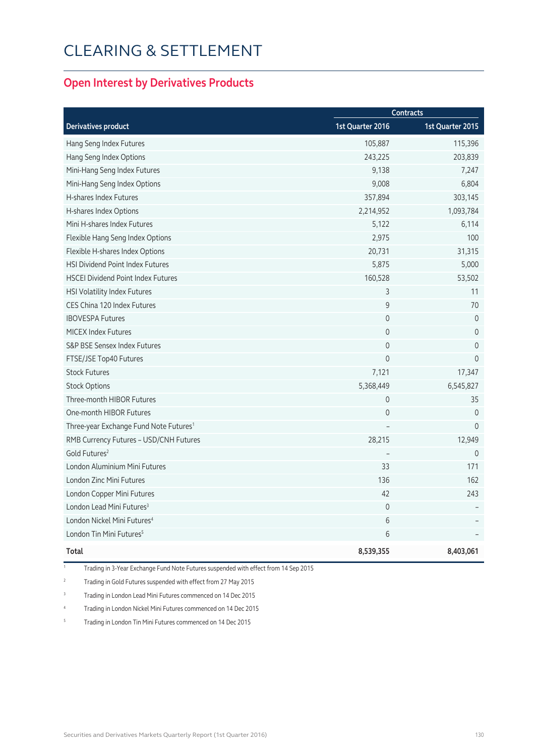# CLEARING & SETTLEMENT

## Open Interest by Derivatives Products

| Derivatives product | Contracts | |
|---|---|---|
| | 1st Quarter 2016 | 1st Quarter 2015 |
| Hang Seng Index Futures | 105,887 | 115,396 |
| Hang Seng Index Options | 243,225 | 203,839 |
| Mini-Hang Seng Index Futures | 9,138 | 7,247 |
| Mini-Hang Seng Index Options | 9,008 | 6,804 |
| H-shares Index Futures | 357,894 | 303,145 |
| H-shares Index Options | 2,214,952 | 1,093,784 |
| Mini H-shares Index Futures | 5,122 | 6,114 |
| Flexible Hang Seng Index Options | 2,975 | 100 |
| Flexible H-shares Index Options | 20,731 | 31,315 |
| HSI Dividend Point Index Futures | 5,875 | 5,000 |
| HSCEI Dividend Point Index Futures | 160,528 | 53,502 |
| HSI Volatility Index Futures | 3 | 11 |
| CES China 120 Index Futures | 9 | 70 |
| IBOVESPA Futures | 0 | 0 |
| MICEX Index Futures | 0 | 0 |
| S&P BSE Sensex Index Futures | 0 | 0 |
| FTSE/JSE Top40 Futures | 0 | 0 |
| Stock Futures | 7,121 | 17,347 |
| Stock Options | 5,368,449 | 6,545,827 |
| Three-month HIBOR Futures | 0 | 35 |
| One-month HIBOR Futures | 0 | 0 |
| Three-year Exchange Fund Note Futures[1] | – | 0 |
| RMB Currency Futures – USD/CNH Futures | 28,215 | 12,949 |
| Gold Futures[2] | – | 0 |
| London Aluminium Mini Futures | 33 | 171 |
| London Zinc Mini Futures | 136 | 162 |
| London Copper Mini Futures | 42 | 243 |
| London Lead Mini Futures[3] | 0 | – |
| London Nickel Mini Futures[4] | 6 | – |
| London Tin Mini Futures[5] | 6 | – |
| **Total** | **8,539,355** | **8,403,061** |

1 Trading in 3-Year Exchange Fund Note Futures suspended with effect from 14 Sep 2015

2 Trading in Gold Futures suspended with effect from 27 May 2015

3 Trading in London Lead Mini Futures commenced on 14 Dec 2015

4 Trading in London Nickel Mini Futures commenced on 14 Dec 2015

5 Trading in London Tin Mini Futures commenced on 14 Dec 2015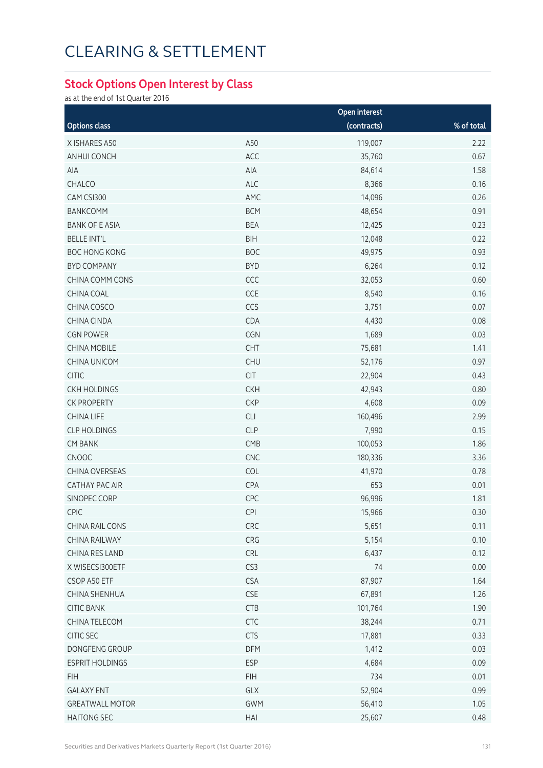# CLEARING & SETTLEMENT

## Stock Options Open Interest by Class

as at the end of 1st Quarter 2016

| Options class | | Open interest (contracts) | % of total |
|---|---|---|---|
| X ISHARES A50 | A50 | 119,007 | 2.22 |
| ANHUI CONCH | ACC | 35,760 | 0.67 |
| AIA | AIA | 84,614 | 1.58 |
| CHALCO | ALC | 8,366 | 0.16 |
| CAM CSI300 | AMC | 14,096 | 0.26 |
| BANKCOMM | BCM | 48,654 | 0.91 |
| BANK OF E ASIA | BEA | 12,425 | 0.23 |
| BELLE INT'L | BIH | 12,048 | 0.22 |
| BOC HONG KONG | BOC | 49,975 | 0.93 |
| BYD COMPANY | BYD | 6,264 | 0.12 |
| CHINA COMM CONS | CCC | 32,053 | 0.60 |
| CHINA COAL | CCE | 8,540 | 0.16 |
| CHINA COSCO | CCS | 3,751 | 0.07 |
| CHINA CINDA | CDA | 4,430 | 0.08 |
| CGN POWER | CGN | 1,689 | 0.03 |
| CHINA MOBILE | CHT | 75,681 | 1.41 |
| CHINA UNICOM | CHU | 52,176 | 0.97 |
| CITIC | CIT | 22,904 | 0.43 |
| CKH HOLDINGS | CKH | 42,943 | 0.80 |
| CK PROPERTY | CKP | 4,608 | 0.09 |
| CHINA LIFE | CLI | 160,496 | 2.99 |
| CLP HOLDINGS | CLP | 7,990 | 0.15 |
| CM BANK | CMB | 100,053 | 1.86 |
| CNOOC | CNC | 180,336 | 3.36 |
| CHINA OVERSEAS | COL | 41,970 | 0.78 |
| CATHAY PAC AIR | CPA | 653 | 0.01 |
| SINOPEC CORP | CPC | 96,996 | 1.81 |
| CPIC | CPI | 15,966 | 0.30 |
| CHINA RAIL CONS | CRC | 5,651 | 0.11 |
| CHINA RAILWAY | CRG | 5,154 | 0.10 |
| CHINA RES LAND | CRL | 6,437 | 0.12 |
| X WISECSI300ETF | CS3 | 74 | 0.00 |
| CSOP A50 ETF | CSA | 87,907 | 1.64 |
| CHINA SHENHUA | CSE | 67,891 | 1.26 |
| CITIC BANK | CTB | 101,764 | 1.90 |
| CHINA TELECOM | CTC | 38,244 | 0.71 |
| CITIC SEC | CTS | 17,881 | 0.33 |
| DONGFENG GROUP | DFM | 1,412 | 0.03 |
| ESPRIT HOLDINGS | ESP | 4,684 | 0.09 |
| FIH | FIH | 734 | 0.01 |
| GALAXY ENT | GLX | 52,904 | 0.99 |
| GREATWALL MOTOR | GWM | 56,410 | 1.05 |
| HAITONG SEC | HAI | 25,607 | 0.48 |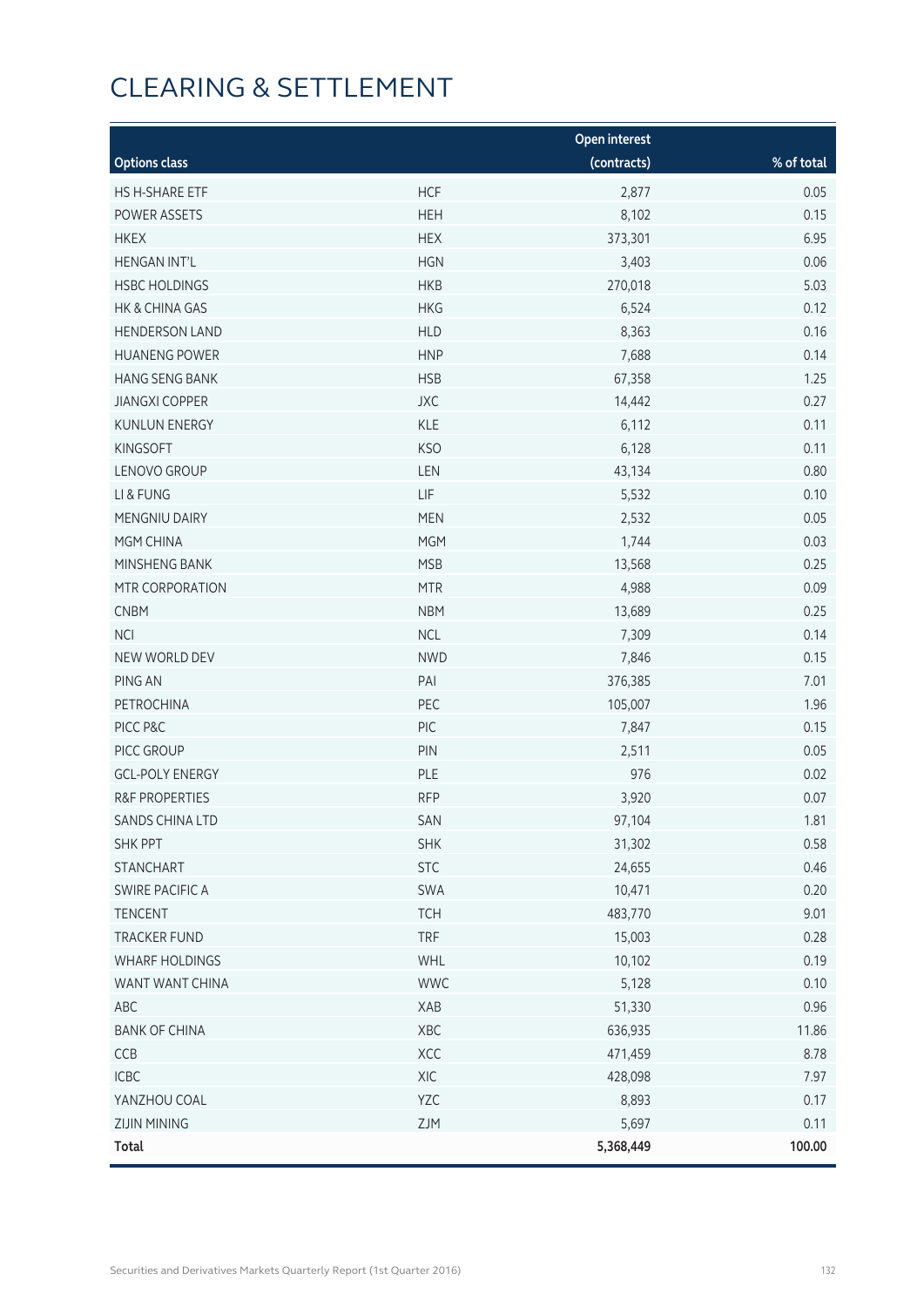# CLEARING & SETTLEMENT

| Options class | | Open interest (contracts) | % of total |
|---|---|---|---|
| HS H-SHARE ETF | HCF | 2,877 | 0.05 |
| POWER ASSETS | HEH | 8,102 | 0.15 |
| HKEX | HEX | 373,301 | 6.95 |
| HENGAN INT'L | HGN | 3,403 | 0.06 |
| HSBC HOLDINGS | HKB | 270,018 | 5.03 |
| HK & CHINA GAS | HKG | 6,524 | 0.12 |
| HENDERSON LAND | HLD | 8,363 | 0.16 |
| HUANENG POWER | HNP | 7,688 | 0.14 |
| HANG SENG BANK | HSB | 67,358 | 1.25 |
| JIANGXI COPPER | JXC | 14,442 | 0.27 |
| KUNLUN ENERGY | KLE | 6,112 | 0.11 |
| KINGSOFT | KSO | 6,128 | 0.11 |
| LENOVO GROUP | LEN | 43,134 | 0.80 |
| LI & FUNG | LIF | 5,532 | 0.10 |
| MENGNIU DAIRY | MEN | 2,532 | 0.05 |
| MGM CHINA | MGM | 1,744 | 0.03 |
| MINSHENG BANK | MSB | 13,568 | 0.25 |
| MTR CORPORATION | MTR | 4,988 | 0.09 |
| CNBM | NBM | 13,689 | 0.25 |
| NCI | NCL | 7,309 | 0.14 |
| NEW WORLD DEV | NWD | 7,846 | 0.15 |
| PING AN | PAI | 376,385 | 7.01 |
| PETROCHINA | PEC | 105,007 | 1.96 |
| PICC P&C | PIC | 7,847 | 0.15 |
| PICC GROUP | PIN | 2,511 | 0.05 |
| GCL-POLY ENERGY | PLE | 976 | 0.02 |
| R&F PROPERTIES | RFP | 3,920 | 0.07 |
| SANDS CHINA LTD | SAN | 97,104 | 1.81 |
| SHK PPT | SHK | 31,302 | 0.58 |
| STANCHART | STC | 24,655 | 0.46 |
| SWIRE PACIFIC A | SWA | 10,471 | 0.20 |
| TENCENT | TCH | 483,770 | 9.01 |
| TRACKER FUND | TRF | 15,003 | 0.28 |
| WHARF HOLDINGS | WHL | 10,102 | 0.19 |
| WANT WANT CHINA | WWC | 5,128 | 0.10 |
| ABC | XAB | 51,330 | 0.96 |
| BANK OF CHINA | XBC | 636,935 | 11.86 |
| CCB | XCC | 471,459 | 8.78 |
| ICBC | XIC | 428,098 | 7.97 |
| YANZHOU COAL | YZC | 8,893 | 0.17 |
| ZIJIN MINING | ZJM | 5,697 | 0.11 |
| **Total** | | **5,368,449** | **100.00** |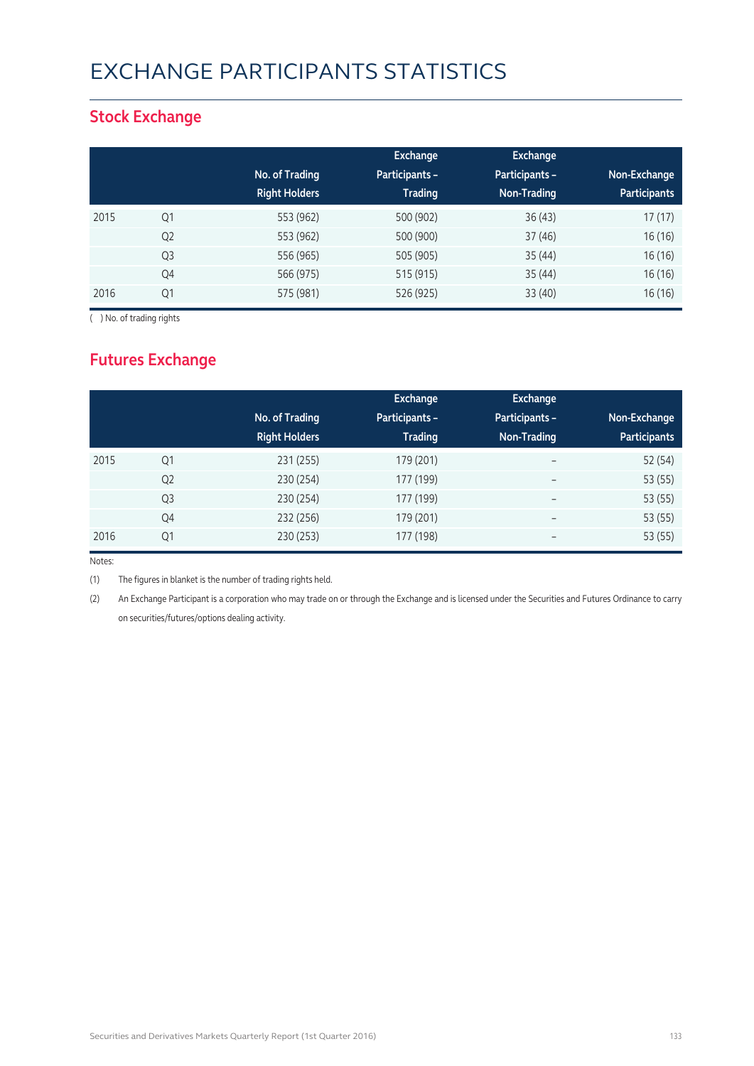# EXCHANGE PARTICIPANTS STATISTICS

## Stock Exchange

| | | No. of Trading Right Holders | Exchange Participants – Trading | Exchange Participants – Non-Trading | Non-Exchange Participants |
|---|---|---|---|---|---|
| 2015 | Q1 | 553 (962) | 500 (902) | 36 (43) | 17 (17) |
| | Q2 | 553 (962) | 500 (900) | 37 (46) | 16 (16) |
| | Q3 | 556 (965) | 505 (905) | 35 (44) | 16 (16) |
| | Q4 | 566 (975) | 515 (915) | 35 (44) | 16 (16) |
| 2016 | Q1 | 575 (981) | 526 (925) | 33 (40) | 16 (16) |

( ) No. of trading rights

## Futures Exchange

| | | No. of Trading Right Holders | Exchange Participants – Trading | Exchange Participants – Non-Trading | Non-Exchange Participants |
|---|---|---|---|---|---|
| 2015 | Q1 | 231 (255) | 179 (201) | – | 52 (54) |
| | Q2 | 230 (254) | 177 (199) | – | 53 (55) |
| | Q3 | 230 (254) | 177 (199) | – | 53 (55) |
| | Q4 | 232 (256) | 179 (201) | – | 53 (55) |
| 2016 | Q1 | 230 (253) | 177 (198) | – | 53 (55) |

Notes:

(1) The figures in blanket is the number of trading rights held.

(2) An Exchange Participant is a corporation who may trade on or through the Exchange and is licensed under the Securities and Futures Ordinance to carry on securities/futures/options dealing activity.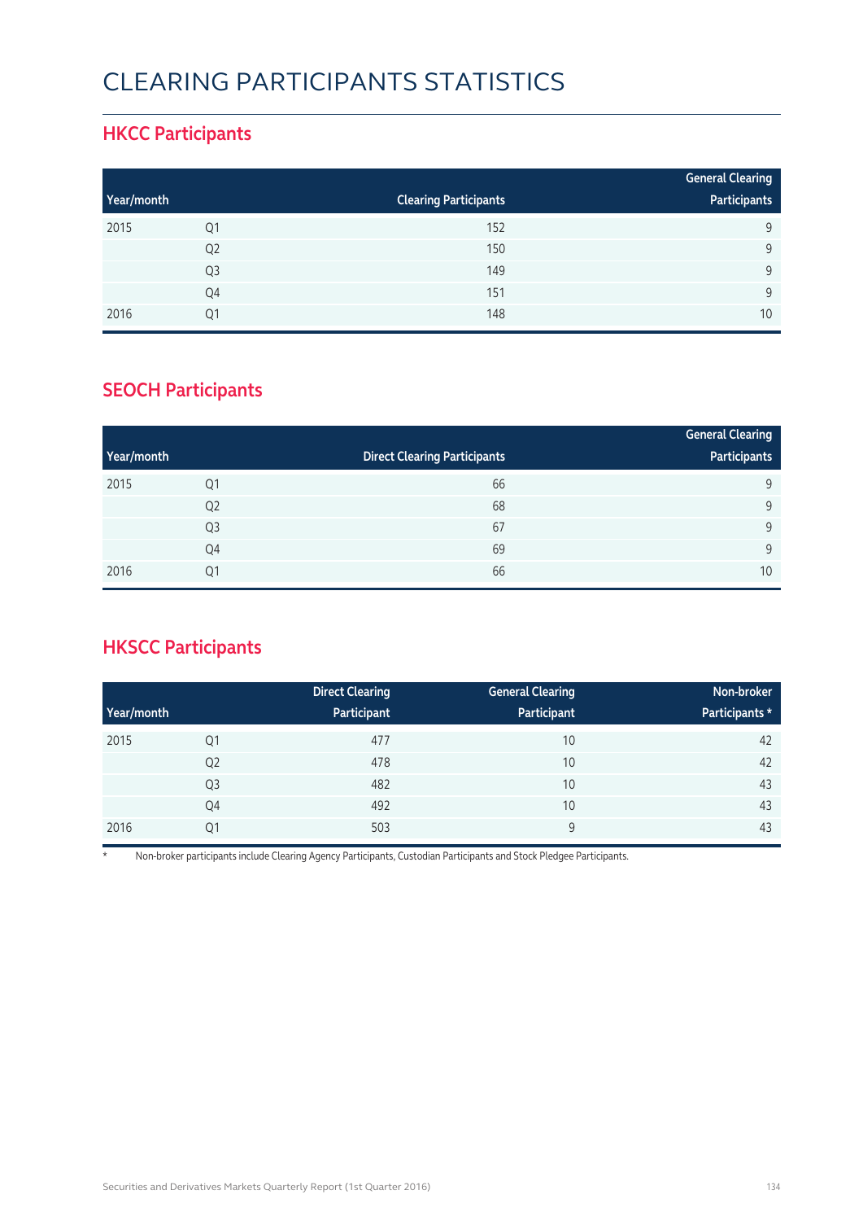# CLEARING PARTICIPANTS STATISTICS

## HKCC Participants

| Year/month | | Clearing Participants | General Clearing Participants |
|---|---|---|---|
| 2015 | Q1 | 152 | 9 |
| | Q2 | 150 | 9 |
| | Q3 | 149 | 9 |
| | Q4 | 151 | 9 |
| 2016 | Q1 | 148 | 10 |

## SEOCH Participants

| Year/month | | Direct Clearing Participants | General Clearing Participants |
|---|---|---|---|
| 2015 | Q1 | 66 | 9 |
| | Q2 | 68 | 9 |
| | Q3 | 67 | 9 |
| | Q4 | 69 | 9 |
| 2016 | Q1 | 66 | 10 |

## HKSCC Participants

| Year/month | | Direct Clearing Participant | General Clearing Participant | Non-broker Participants * |
|---|---|---|---|---|
| 2015 | Q1 | 477 | 10 | 42 |
| | Q2 | 478 | 10 | 42 |
| | Q3 | 482 | 10 | 43 |
| | Q4 | 492 | 10 | 43 |
| 2016 | Q1 | 503 | 9 | 43 |

* Non-broker participants include Clearing Agency Participants, Custodian Participants and Stock Pledgee Participants.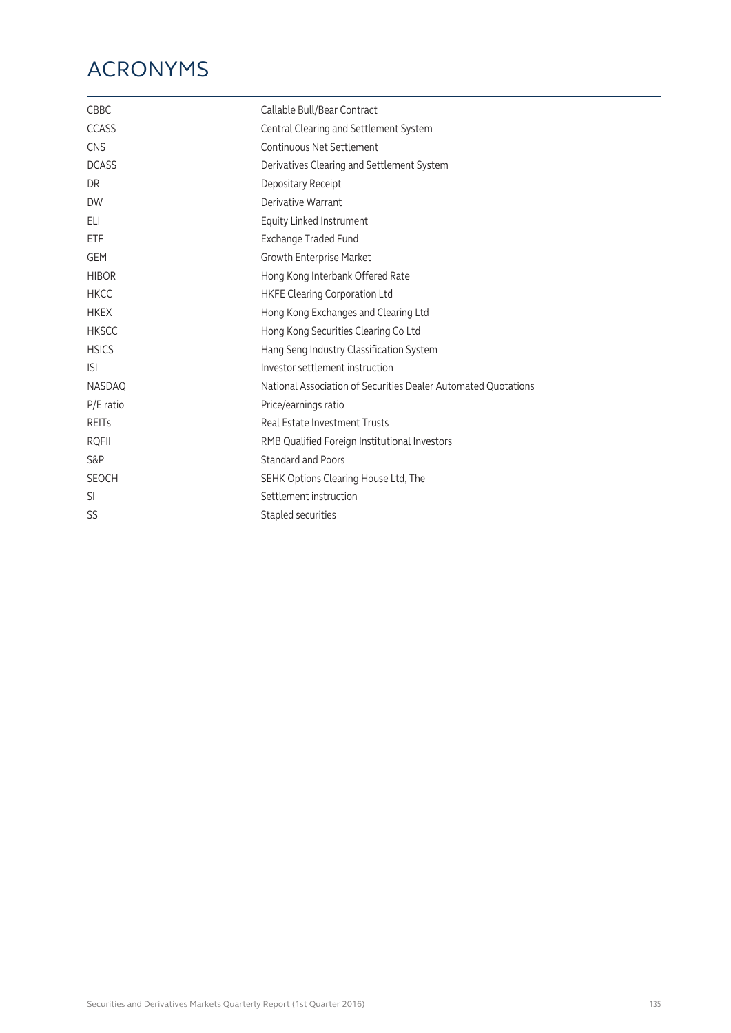# ACRONYMS

| | |
|---|---|
| CBBC | Callable Bull/Bear Contract |
| CCASS | Central Clearing and Settlement System |
| CNS | Continuous Net Settlement |
| DCASS | Derivatives Clearing and Settlement System |
| DR | Depositary Receipt |
| DW | Derivative Warrant |
| ELI | Equity Linked Instrument |
| ETF | Exchange Traded Fund |
| GEM | Growth Enterprise Market |
| HIBOR | Hong Kong Interbank Offered Rate |
| HKCC | HKFE Clearing Corporation Ltd |
| HKEX | Hong Kong Exchanges and Clearing Ltd |
| HKSCC | Hong Kong Securities Clearing Co Ltd |
| HSICS | Hang Seng Industry Classification System |
| ISI | Investor settlement instruction |
| NASDAQ | National Association of Securities Dealer Automated Quotations |
| P/E ratio | Price/earnings ratio |
| REITs | Real Estate Investment Trusts |
| RQFII | RMB Qualified Foreign Institutional Investors |
| S&P | Standard and Poors |
| SEOCH | SEHK Options Clearing House Ltd, The |
| SI | Settlement instruction |
| SS | Stapled securities |